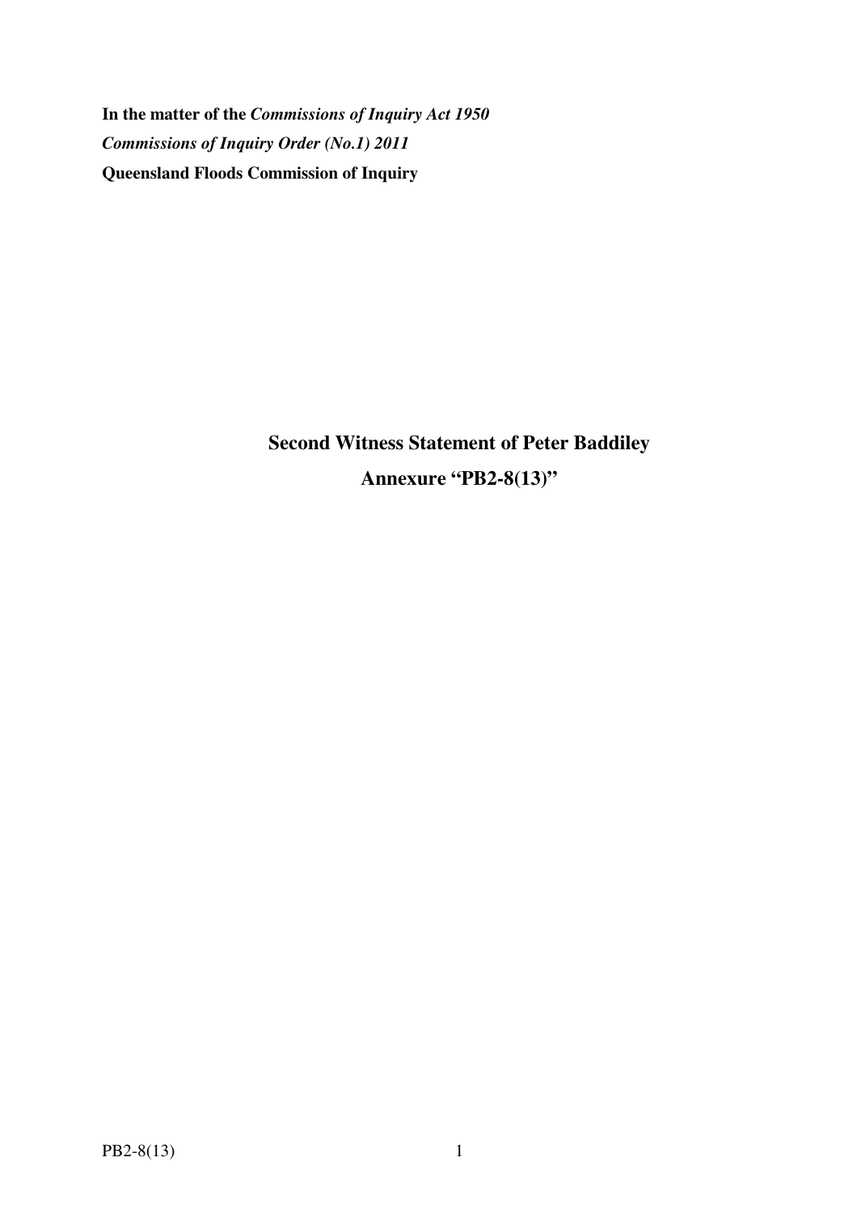**In the matter of the *Commissions of Inquiry Act 1950***

***Commissions of Inquiry Order (No.1) 2011***

**Queensland Floods Commission of Inquiry**

**Second Witness Statement of Peter Baddiley**

**Annexure "PB2-8(13)"**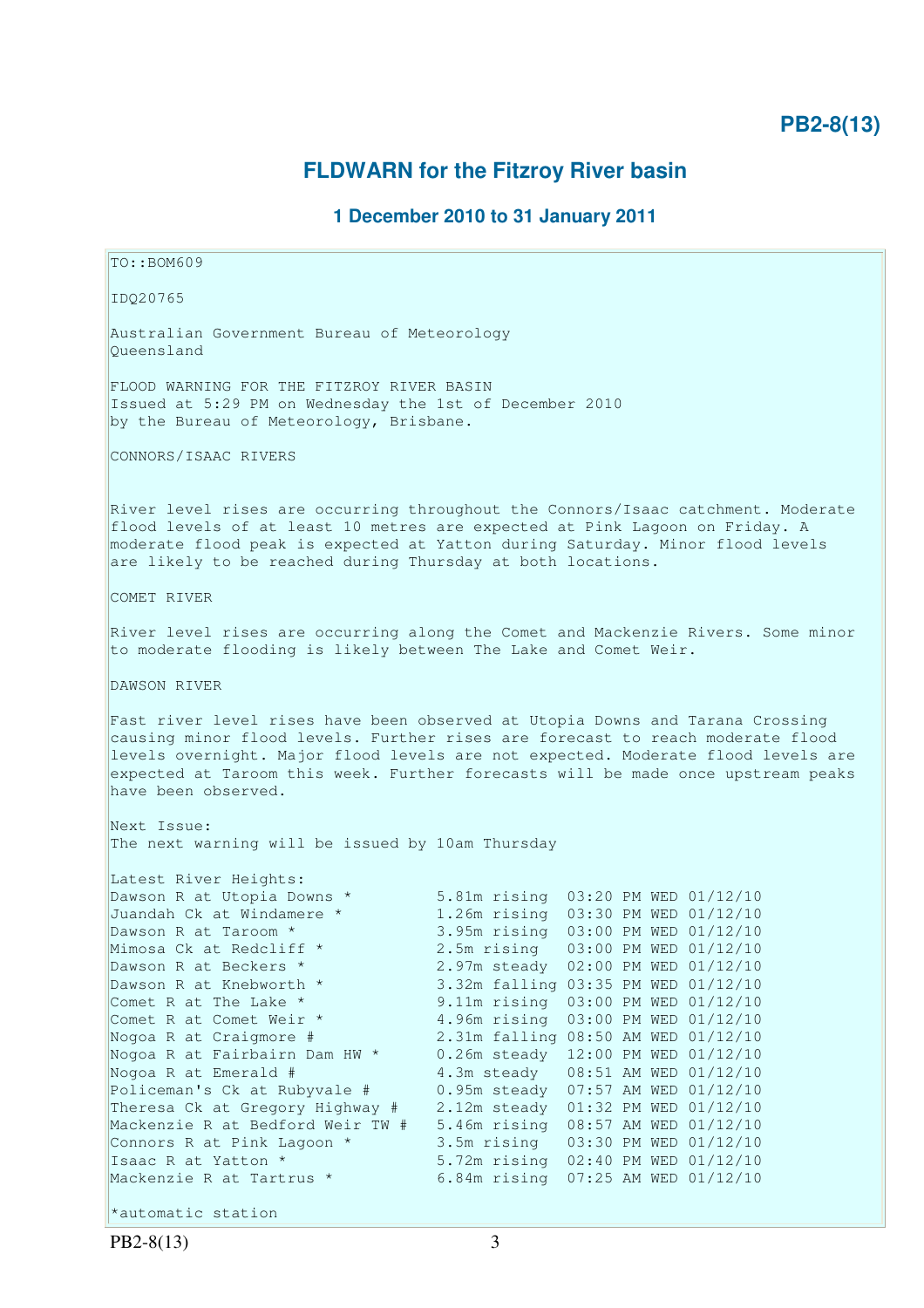# FLDWARN for the Fitzroy River basin

### 1 December 2010 to 31 January 2011

```
TO::BOM609

IDQ20765

Australian Government Bureau of Meteorology
Queensland

FLOOD WARNING FOR THE FITZROY RIVER BASIN
Issued at 5:29 PM on Wednesday the 1st of December 2010
by the Bureau of Meteorology, Brisbane.

CONNORS/ISAAC RIVERS


River level rises are occurring throughout the Connors/Isaac catchment. Moderate
flood levels of at least 10 metres are expected at Pink Lagoon on Friday. A
moderate flood peak is expected at Yatton during Saturday. Minor flood levels
are likely to be reached during Thursday at both locations.

COMET RIVER

River level rises are occurring along the Comet and Mackenzie Rivers. Some minor
to moderate flooding is likely between The Lake and Comet Weir.

DAWSON RIVER

Fast river level rises have been observed at Utopia Downs and Tarana Crossing
causing minor flood levels. Further rises are forecast to reach moderate flood
levels overnight. Major flood levels are not expected. Moderate flood levels are
expected at Taroom this week. Further forecasts will be made once upstream peaks
have been observed.

Next Issue:
The next warning will be issued by 10am Thursday

Latest River Heights:
Dawson R at Utopia Downs *         5.81m rising  03:20 PM WED 01/12/10
Juandah Ck at Windamere *          1.26m rising  03:30 PM WED 01/12/10
Dawson R at Taroom *               3.95m rising  03:00 PM WED 01/12/10
Mimosa Ck at Redcliff *            2.5m rising   03:00 PM WED 01/12/10
Dawson R at Beckers *              2.97m steady  02:00 PM WED 01/12/10
Dawson R at Knebworth *            3.32m falling 03:35 PM WED 01/12/10
Comet R at The Lake *              9.11m rising  03:00 PM WED 01/12/10
Comet R at Comet Weir *            4.96m rising  03:00 PM WED 01/12/10
Nogoa R at Craigmore #             2.31m falling 08:50 AM WED 01/12/10
Nogoa R at Fairbairn Dam HW *      0.26m steady  12:00 PM WED 01/12/10
Nogoa R at Emerald #               4.3m steady   08:51 AM WED 01/12/10
Policeman's Ck at Rubyvale #       0.95m steady  07:57 AM WED 01/12/10
Theresa Ck at Gregory Highway #    2.12m steady  01:32 PM WED 01/12/10
Mackenzie R at Bedford Weir TW #   5.46m rising  08:57 AM WED 01/12/10
Connors R at Pink Lagoon *         3.5m rising   03:30 PM WED 01/12/10
Isaac R at Yatton *                5.72m rising  02:40 PM WED 01/12/10
Mackenzie R at Tartrus *           6.84m rising  07:25 AM WED 01/12/10

*automatic station
```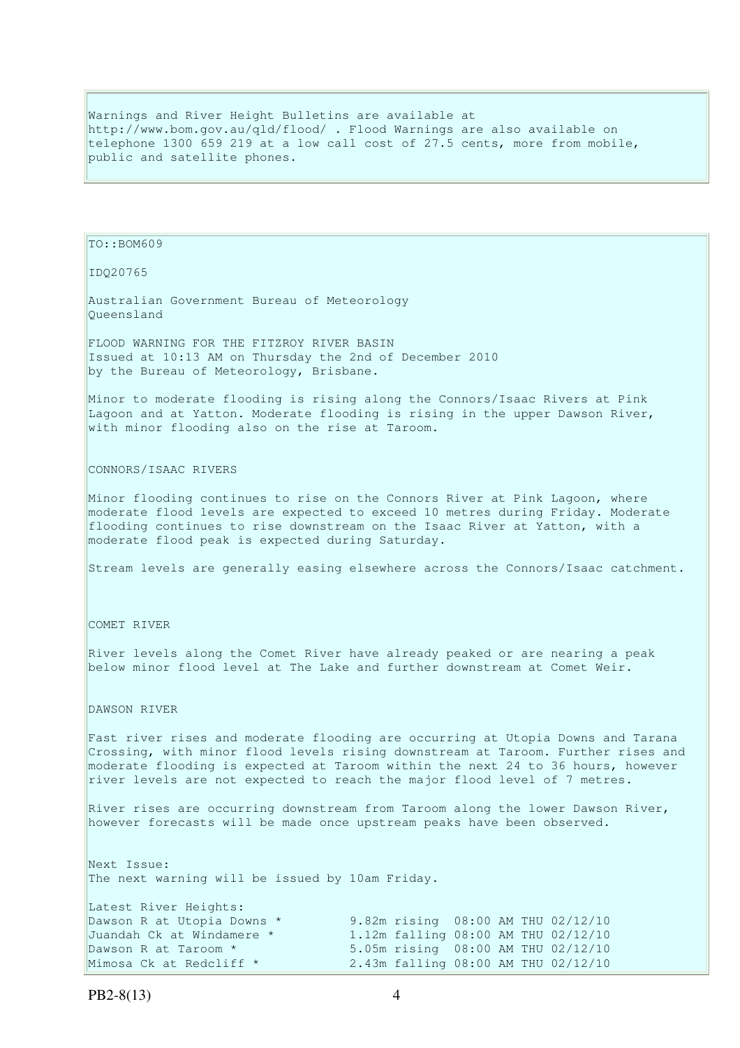Warnings and River Height Bulletins are available at http://www.bom.gov.au/qld/flood/ . Flood Warnings are also available on telephone 1300 659 219 at a low call cost of 27.5 cents, more from mobile, public and satellite phones.

TO::BOM609

IDQ20765

Australian Government Bureau of Meteorology
Queensland

FLOOD WARNING FOR THE FITZROY RIVER BASIN
Issued at 10:13 AM on Thursday the 2nd of December 2010
by the Bureau of Meteorology, Brisbane.

Minor to moderate flooding is rising along the Connors/Isaac Rivers at Pink Lagoon and at Yatton. Moderate flooding is rising in the upper Dawson River, with minor flooding also on the rise at Taroom.

CONNORS/ISAAC RIVERS

Minor flooding continues to rise on the Connors River at Pink Lagoon, where moderate flood levels are expected to exceed 10 metres during Friday. Moderate flooding continues to rise downstream on the Isaac River at Yatton, with a moderate flood peak is expected during Saturday.

Stream levels are generally easing elsewhere across the Connors/Isaac catchment.

COMET RIVER

River levels along the Comet River have already peaked or are nearing a peak below minor flood level at The Lake and further downstream at Comet Weir.

DAWSON RIVER

Fast river rises and moderate flooding are occurring at Utopia Downs and Tarana Crossing, with minor flood levels rising downstream at Taroom. Further rises and moderate flooding is expected at Taroom within the next 24 to 36 hours, however river levels are not expected to reach the major flood level of 7 metres.

River rises are occurring downstream from Taroom along the lower Dawson River, however forecasts will be made once upstream peaks have been observed.

Next Issue:
The next warning will be issued by 10am Friday.

Latest River Heights:

```
Dawson R at Utopia Downs *         9.82m rising  08:00 AM THU 02/12/10
Juandah Ck at Windamere *          1.12m falling 08:00 AM THU 02/12/10
Dawson R at Taroom *               5.05m rising  08:00 AM THU 02/12/10
Mimosa Ck at Redcliff *            2.43m falling 08:00 AM THU 02/12/10
```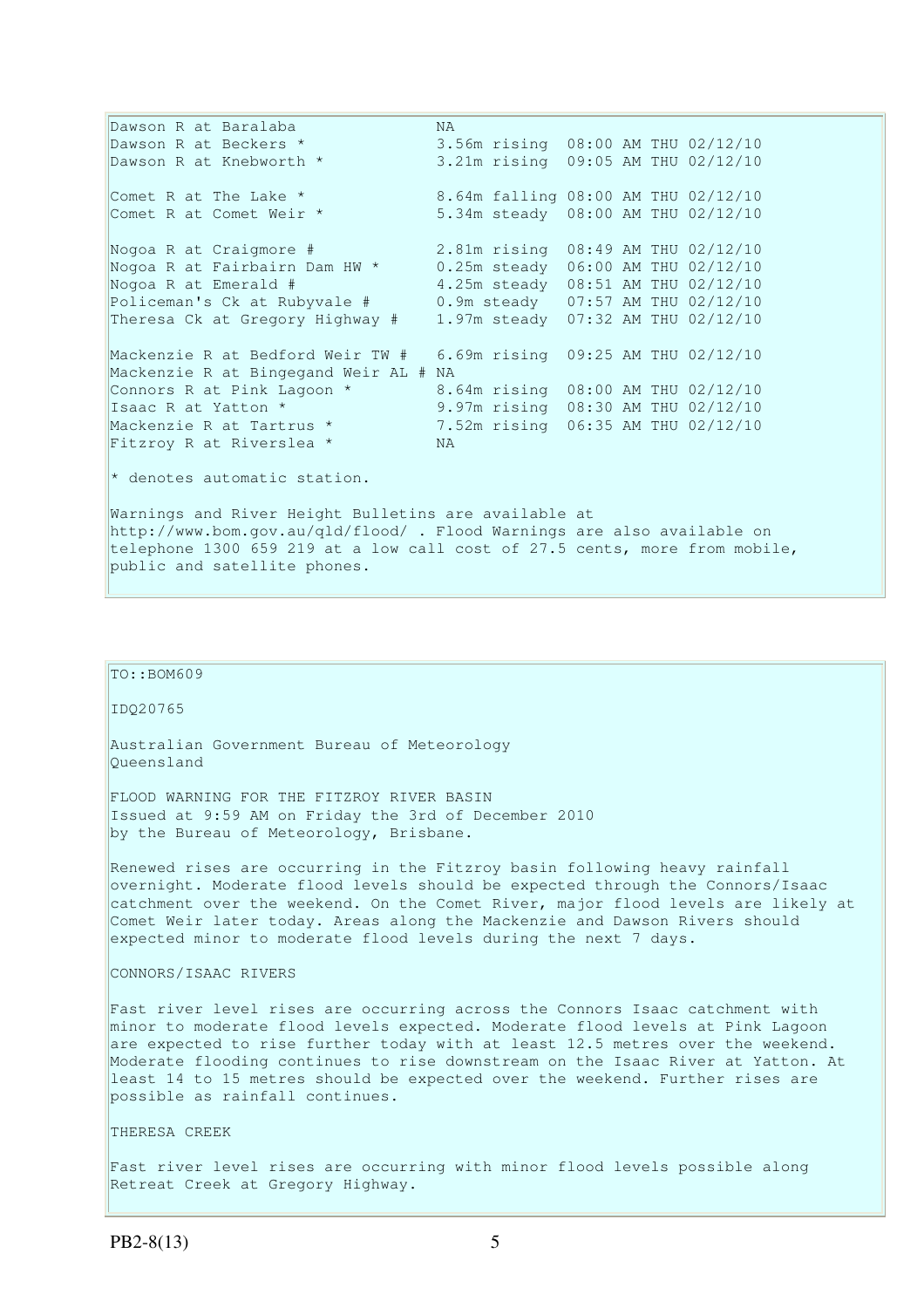```
Dawson R at Baralaba               NA
Dawson R at Beckers *              3.56m rising  08:00 AM THU 02/12/10
Dawson R at Knebworth *            3.21m rising  09:05 AM THU 02/12/10

Comet R at The Lake *              8.64m falling 08:00 AM THU 02/12/10
Comet R at Comet Weir *            5.34m steady  08:00 AM THU 02/12/10

Nogoa R at Craigmore #             2.81m rising  08:49 AM THU 02/12/10
Nogoa R at Fairbairn Dam HW *      0.25m steady  06:00 AM THU 02/12/10
Nogoa R at Emerald #               4.25m steady  08:51 AM THU 02/12/10
Policeman's Ck at Rubyvale #       0.9m steady   07:57 AM THU 02/12/10
Theresa Ck at Gregory Highway #    1.97m steady  07:32 AM THU 02/12/10

Mackenzie R at Bedford Weir TW #   6.69m rising  09:25 AM THU 02/12/10
Mackenzie R at Bingegand Weir AL # NA
Connors R at Pink Lagoon *         8.64m rising  08:00 AM THU 02/12/10
Isaac R at Yatton *                9.97m rising  08:30 AM THU 02/12/10
Mackenzie R at Tartrus *           7.52m rising  06:35 AM THU 02/12/10
Fitzroy R at Riverslea *           NA
```

* denotes automatic station.

Warnings and River Height Bulletins are available at http://www.bom.gov.au/qld/flood/ . Flood Warnings are also available on telephone 1300 659 219 at a low call cost of 27.5 cents, more from mobile, public and satellite phones.

---

TO::BOM609

IDQ20765

Australian Government Bureau of Meteorology
Queensland

FLOOD WARNING FOR THE FITZROY RIVER BASIN
Issued at 9:59 AM on Friday the 3rd of December 2010
by the Bureau of Meteorology, Brisbane.

Renewed rises are occurring in the Fitzroy basin following heavy rainfall overnight. Moderate flood levels should be expected through the Connors/Isaac catchment over the weekend. On the Comet River, major flood levels are likely at Comet Weir later today. Areas along the Mackenzie and Dawson Rivers should expected minor to moderate flood levels during the next 7 days.

CONNORS/ISAAC RIVERS

Fast river level rises are occurring across the Connors Isaac catchment with minor to moderate flood levels expected. Moderate flood levels at Pink Lagoon are expected to rise further today with at least 12.5 metres over the weekend. Moderate flooding continues to rise downstream on the Isaac River at Yatton. At least 14 to 15 metres should be expected over the weekend. Further rises are possible as rainfall continues.

THERESA CREEK

Fast river level rises are occurring with minor flood levels possible along Retreat Creek at Gregory Highway.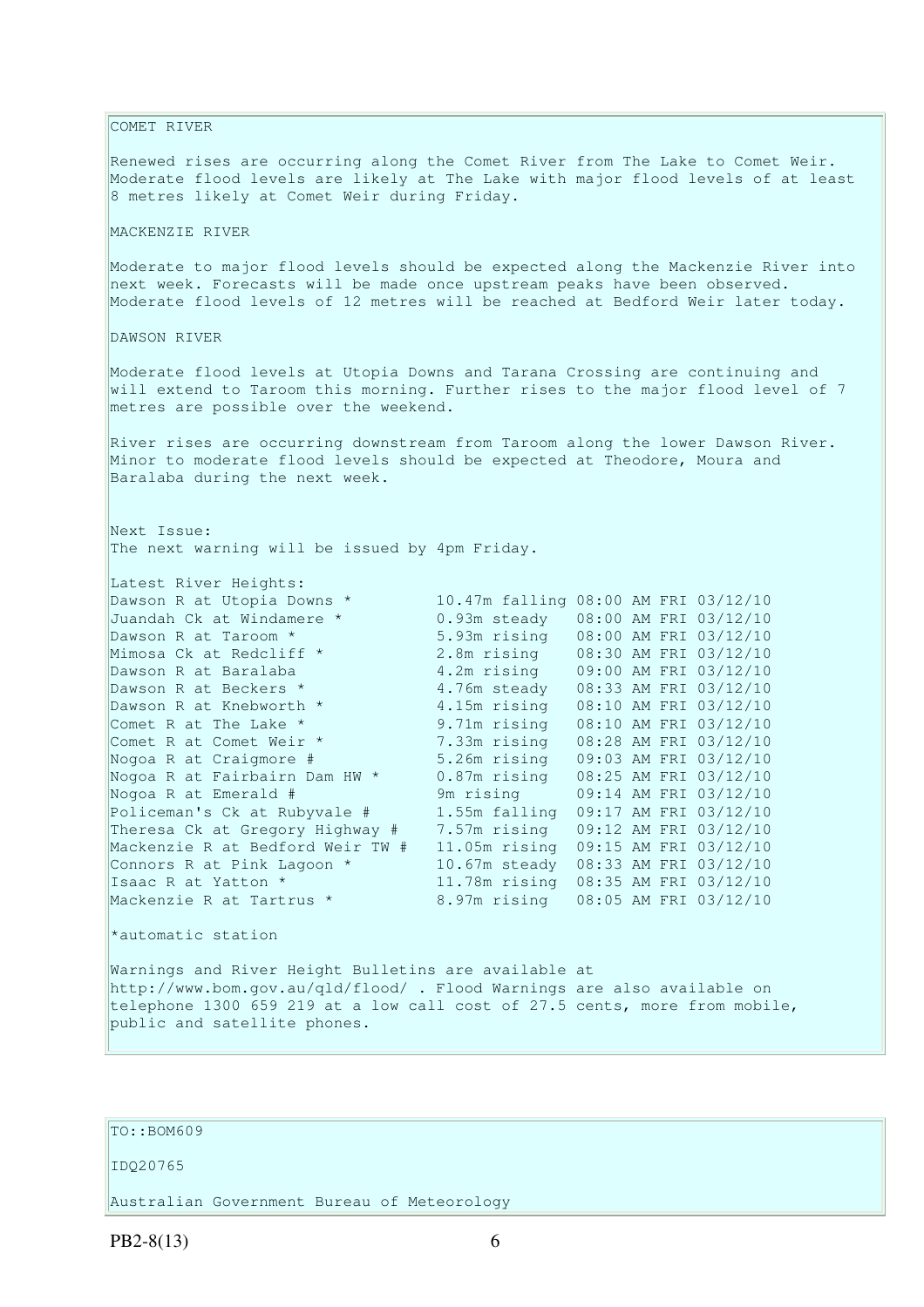COMET RIVER

Renewed rises are occurring along the Comet River from The Lake to Comet Weir. Moderate flood levels are likely at The Lake with major flood levels of at least 8 metres likely at Comet Weir during Friday.

MACKENZIE RIVER

Moderate to major flood levels should be expected along the Mackenzie River into next week. Forecasts will be made once upstream peaks have been observed. Moderate flood levels of 12 metres will be reached at Bedford Weir later today.

DAWSON RIVER

Moderate flood levels at Utopia Downs and Tarana Crossing are continuing and will extend to Taroom this morning. Further rises to the major flood level of 7 metres are possible over the weekend.

River rises are occurring downstream from Taroom along the lower Dawson River. Minor to moderate flood levels should be expected at Theodore, Moura and Baralaba during the next week.

Next Issue:
The next warning will be issued by 4pm Friday.

Latest River Heights:

```
Dawson R at Utopia Downs *         10.47m falling 08:00 AM FRI 03/12/10
Juandah Ck at Windamere *          0.93m steady   08:00 AM FRI 03/12/10
Dawson R at Taroom *               5.93m rising   08:00 AM FRI 03/12/10
Mimosa Ck at Redcliff *            2.8m rising    08:30 AM FRI 03/12/10
Dawson R at Baralaba               4.2m rising    09:00 AM FRI 03/12/10
Dawson R at Beckers *              4.76m steady   08:33 AM FRI 03/12/10
Dawson R at Knebworth *            4.15m rising   08:10 AM FRI 03/12/10
Comet R at The Lake *              9.71m rising   08:10 AM FRI 03/12/10
Comet R at Comet Weir *            7.33m rising   08:28 AM FRI 03/12/10
Nogoa R at Craigmore #             5.26m rising   09:03 AM FRI 03/12/10
Nogoa R at Fairbairn Dam HW *      0.87m rising   08:25 AM FRI 03/12/10
Nogoa R at Emerald #               9m rising      09:14 AM FRI 03/12/10
Policeman's Ck at Rubyvale #       1.55m falling  09:17 AM FRI 03/12/10
Theresa Ck at Gregory Highway #    7.57m rising   09:12 AM FRI 03/12/10
Mackenzie R at Bedford Weir TW #   11.05m rising  09:15 AM FRI 03/12/10
Connors R at Pink Lagoon *         10.67m steady  08:33 AM FRI 03/12/10
Isaac R at Yatton *                11.78m rising  08:35 AM FRI 03/12/10
Mackenzie R at Tartrus *           8.97m rising   08:05 AM FRI 03/12/10
```

*automatic station

Warnings and River Height Bulletins are available at http://www.bom.gov.au/qld/flood/ . Flood Warnings are also available on telephone 1300 659 219 at a low call cost of 27.5 cents, more from mobile, public and satellite phones.

TO::BOM609

IDQ20765

Australian Government Bureau of Meteorology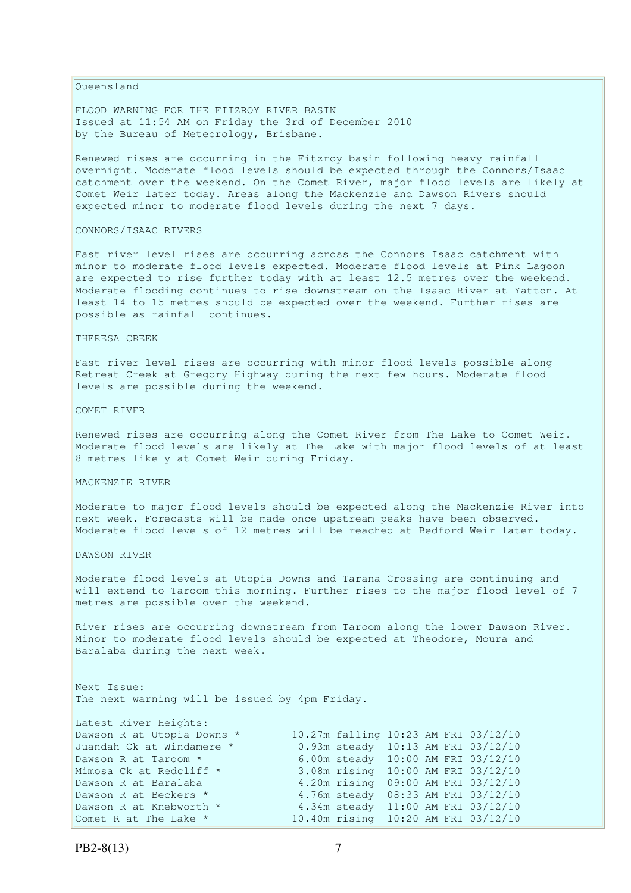Queensland

FLOOD WARNING FOR THE FITZROY RIVER BASIN
Issued at 11:54 AM on Friday the 3rd of December 2010
by the Bureau of Meteorology, Brisbane.

Renewed rises are occurring in the Fitzroy basin following heavy rainfall overnight. Moderate flood levels should be expected through the Connors/Isaac catchment over the weekend. On the Comet River, major flood levels are likely at Comet Weir later today. Areas along the Mackenzie and Dawson Rivers should expected minor to moderate flood levels during the next 7 days.

CONNORS/ISAAC RIVERS

Fast river level rises are occurring across the Connors Isaac catchment with minor to moderate flood levels expected. Moderate flood levels at Pink Lagoon are expected to rise further today with at least 12.5 metres over the weekend. Moderate flooding continues to rise downstream on the Isaac River at Yatton. At least 14 to 15 metres should be expected over the weekend. Further rises are possible as rainfall continues.

THERESA CREEK

Fast river level rises are occurring with minor flood levels possible along Retreat Creek at Gregory Highway during the next few hours. Moderate flood levels are possible during the weekend.

COMET RIVER

Renewed rises are occurring along the Comet River from The Lake to Comet Weir. Moderate flood levels are likely at The Lake with major flood levels of at least 8 metres likely at Comet Weir during Friday.

MACKENZIE RIVER

Moderate to major flood levels should be expected along the Mackenzie River into next week. Forecasts will be made once upstream peaks have been observed. Moderate flood levels of 12 metres will be reached at Bedford Weir later today.

DAWSON RIVER

Moderate flood levels at Utopia Downs and Tarana Crossing are continuing and will extend to Taroom this morning. Further rises to the major flood level of 7 metres are possible over the weekend.

River rises are occurring downstream from Taroom along the lower Dawson River. Minor to moderate flood levels should be expected at Theodore, Moura and Baralaba during the next week.

Next Issue:
The next warning will be issued by 4pm Friday.

Latest River Heights:

| Location | Height | Trend | Time |
|---|---|---|---|
| Dawson R at Utopia Downs * | 10.27m | falling | 10:23 AM FRI 03/12/10 |
| Juandah Ck at Windamere * | 0.93m | steady | 10:13 AM FRI 03/12/10 |
| Dawson R at Taroom * | 6.00m | steady | 10:00 AM FRI 03/12/10 |
| Mimosa Ck at Redcliff * | 3.08m | rising | 10:00 AM FRI 03/12/10 |
| Dawson R at Baralaba | 4.20m | rising | 09:00 AM FRI 03/12/10 |
| Dawson R at Beckers * | 4.76m | steady | 08:33 AM FRI 03/12/10 |
| Dawson R at Knebworth * | 4.34m | steady | 11:00 AM FRI 03/12/10 |
| Comet R at The Lake * | 10.40m | rising | 10:20 AM FRI 03/12/10 |

PB2-8(13)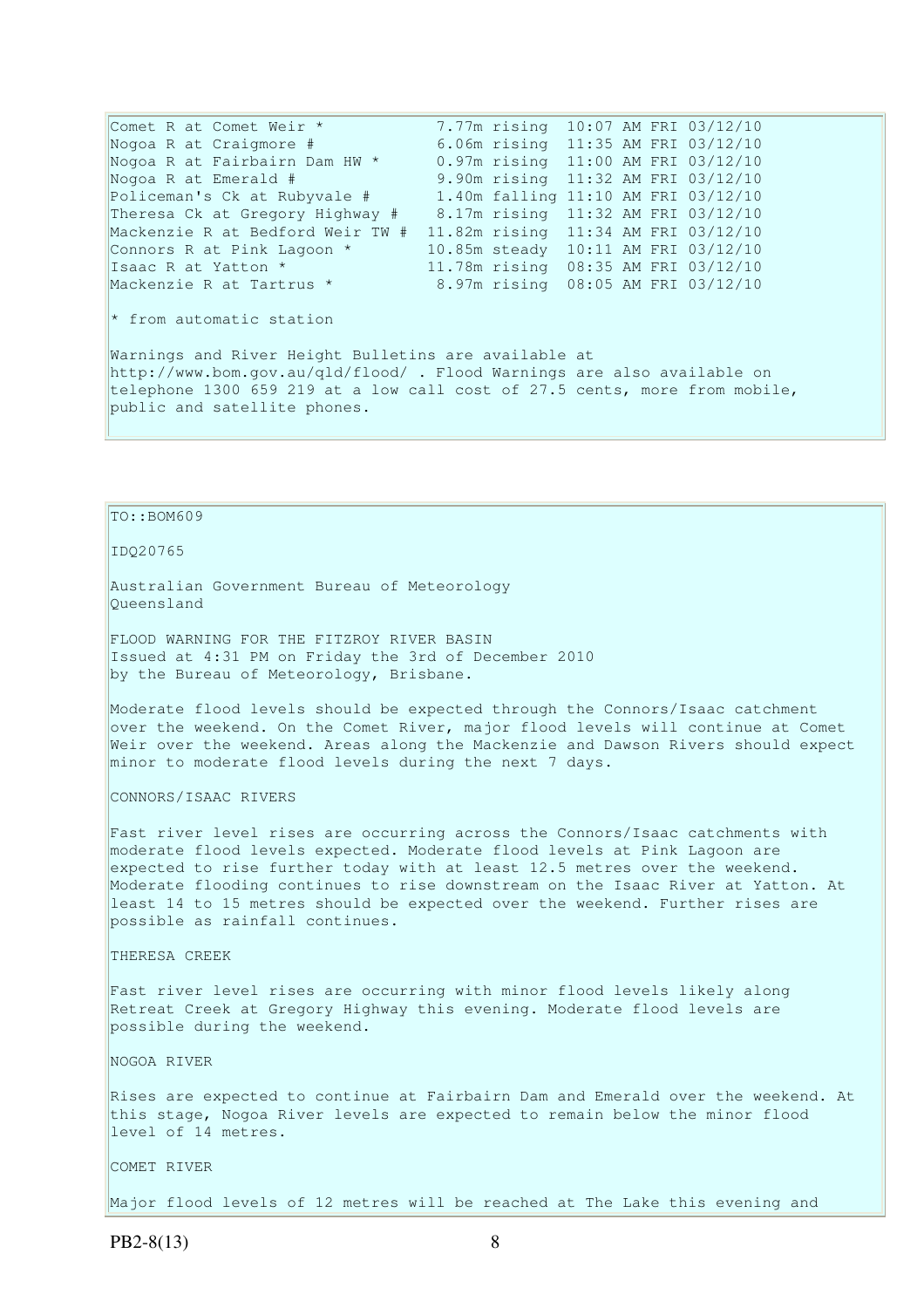| Station | Height | Trend | Time |
| --- | --- | --- | --- |
| Comet R at Comet Weir * | 7.77m | rising | 10:07 AM FRI 03/12/10 |
| Nogoa R at Craigmore # | 6.06m | rising | 11:35 AM FRI 03/12/10 |
| Nogoa R at Fairbairn Dam HW * | 0.97m | rising | 11:00 AM FRI 03/12/10 |
| Nogoa R at Emerald # | 9.90m | rising | 11:32 AM FRI 03/12/10 |
| Policeman's Ck at Rubyvale # | 1.40m | falling | 11:10 AM FRI 03/12/10 |
| Theresa Ck at Gregory Highway # | 8.17m | rising | 11:32 AM FRI 03/12/10 |
| Mackenzie R at Bedford Weir TW # | 11.82m | rising | 11:34 AM FRI 03/12/10 |
| Connors R at Pink Lagoon * | 10.85m | steady | 10:11 AM FRI 03/12/10 |
| Isaac R at Yatton * | 11.78m | rising | 08:35 AM FRI 03/12/10 |
| Mackenzie R at Tartrus * | 8.97m | rising | 08:05 AM FRI 03/12/10 |

* from automatic station

Warnings and River Height Bulletins are available at http://www.bom.gov.au/qld/flood/ . Flood Warnings are also available on telephone 1300 659 219 at a low call cost of 27.5 cents, more from mobile, public and satellite phones.

TO::BOM609

IDQ20765

Australian Government Bureau of Meteorology
Queensland

FLOOD WARNING FOR THE FITZROY RIVER BASIN
Issued at 4:31 PM on Friday the 3rd of December 2010
by the Bureau of Meteorology, Brisbane.

Moderate flood levels should be expected through the Connors/Isaac catchment over the weekend. On the Comet River, major flood levels will continue at Comet Weir over the weekend. Areas along the Mackenzie and Dawson Rivers should expect minor to moderate flood levels during the next 7 days.

CONNORS/ISAAC RIVERS

Fast river level rises are occurring across the Connors/Isaac catchments with moderate flood levels expected. Moderate flood levels at Pink Lagoon are expected to rise further today with at least 12.5 metres over the weekend. Moderate flooding continues to rise downstream on the Isaac River at Yatton. At least 14 to 15 metres should be expected over the weekend. Further rises are possible as rainfall continues.

THERESA CREEK

Fast river level rises are occurring with minor flood levels likely along Retreat Creek at Gregory Highway this evening. Moderate flood levels are possible during the weekend.

NOGOA RIVER

Rises are expected to continue at Fairbairn Dam and Emerald over the weekend. At this stage, Nogoa River levels are expected to remain below the minor flood level of 14 metres.

COMET RIVER

Major flood levels of 12 metres will be reached at The Lake this evening and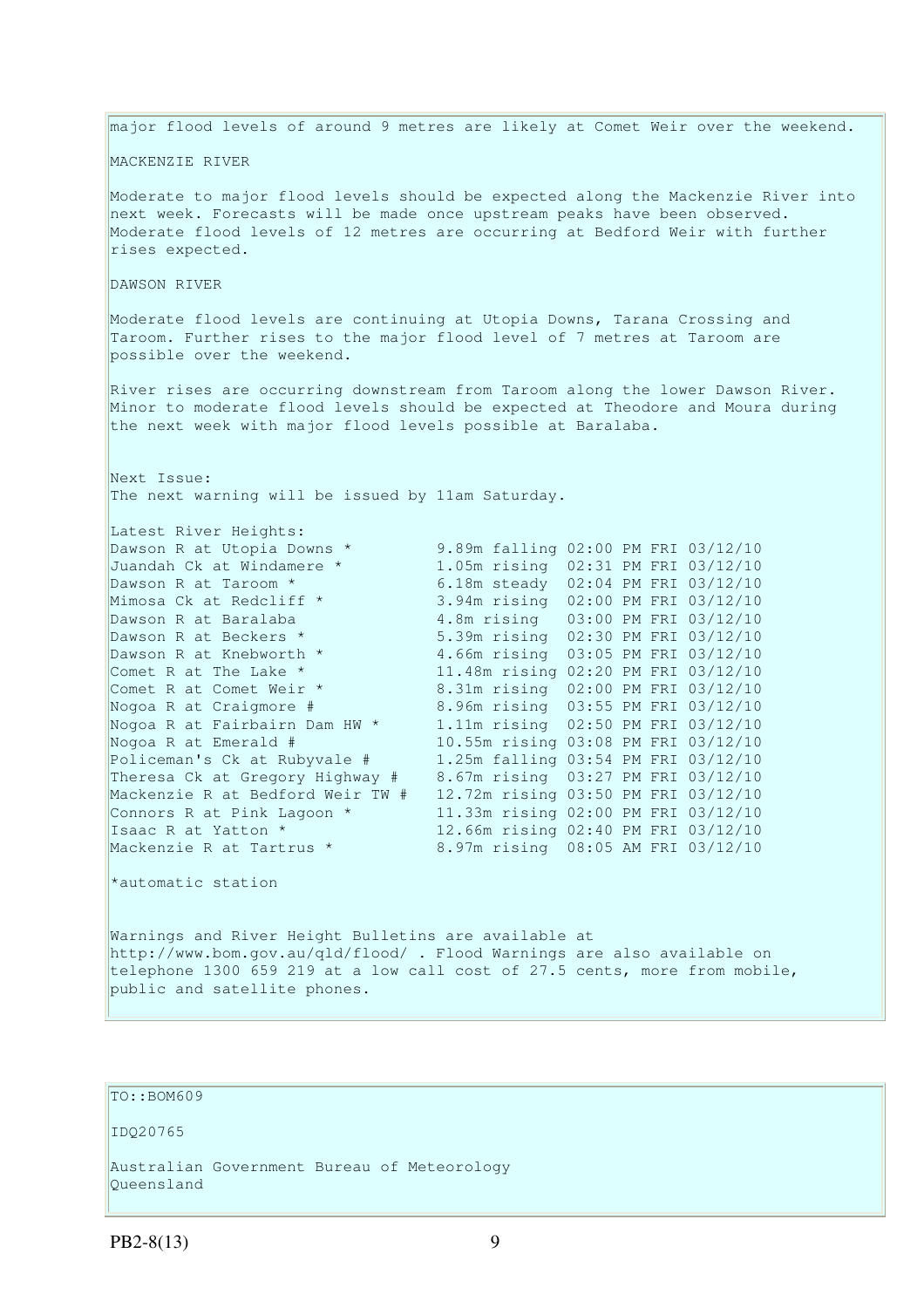major flood levels of around 9 metres are likely at Comet Weir over the weekend.

MACKENZIE RIVER

Moderate to major flood levels should be expected along the Mackenzie River into next week. Forecasts will be made once upstream peaks have been observed. Moderate flood levels of 12 metres are occurring at Bedford Weir with further rises expected.

DAWSON RIVER

Moderate flood levels are continuing at Utopia Downs, Tarana Crossing and Taroom. Further rises to the major flood level of 7 metres at Taroom are possible over the weekend.

River rises are occurring downstream from Taroom along the lower Dawson River. Minor to moderate flood levels should be expected at Theodore and Moura during the next week with major flood levels possible at Baralaba.

Next Issue:
The next warning will be issued by 11am Saturday.

Latest River Heights:

```
Dawson R at Utopia Downs *         9.89m falling 02:00 PM FRI 03/12/10
Juandah Ck at Windamere *          1.05m rising  02:31 PM FRI 03/12/10
Dawson R at Taroom *               6.18m steady  02:04 PM FRI 03/12/10
Mimosa Ck at Redcliff *            3.94m rising  02:00 PM FRI 03/12/10
Dawson R at Baralaba               4.8m rising   03:00 PM FRI 03/12/10
Dawson R at Beckers *              5.39m rising  02:30 PM FRI 03/12/10
Dawson R at Knebworth *            4.66m rising  03:05 PM FRI 03/12/10
Comet R at The Lake *              11.48m rising 02:20 PM FRI 03/12/10
Comet R at Comet Weir *            8.31m rising  02:00 PM FRI 03/12/10
Nogoa R at Craigmore #             8.96m rising  03:55 PM FRI 03/12/10
Nogoa R at Fairbairn Dam HW *      1.11m rising  02:50 PM FRI 03/12/10
Nogoa R at Emerald #               10.55m rising 03:08 PM FRI 03/12/10
Policeman's Ck at Rubyvale #       1.25m falling 03:54 PM FRI 03/12/10
Theresa Ck at Gregory Highway #    8.67m rising  03:27 PM FRI 03/12/10
Mackenzie R at Bedford Weir TW #   12.72m rising 03:50 PM FRI 03/12/10
Connors R at Pink Lagoon *         11.33m rising 02:00 PM FRI 03/12/10
Isaac R at Yatton *                12.66m rising 02:40 PM FRI 03/12/10
Mackenzie R at Tartrus *           8.97m rising  08:05 AM FRI 03/12/10
```

*automatic station

Warnings and River Height Bulletins are available at http://www.bom.gov.au/qld/flood/ . Flood Warnings are also available on telephone 1300 659 219 at a low call cost of 27.5 cents, more from mobile, public and satellite phones.

TO::BOM609

IDQ20765

Australian Government Bureau of Meteorology
Queensland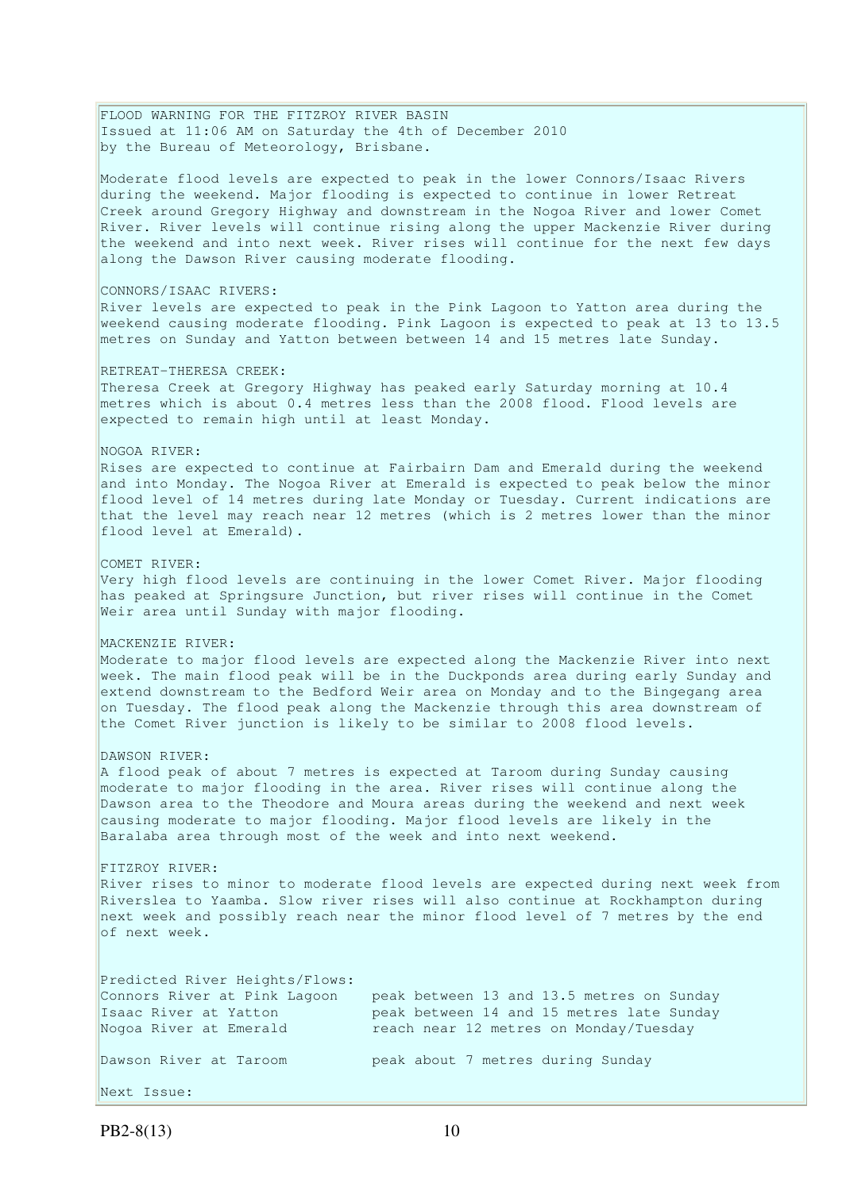FLOOD WARNING FOR THE FITZROY RIVER BASIN
Issued at 11:06 AM on Saturday the 4th of December 2010
by the Bureau of Meteorology, Brisbane.

Moderate flood levels are expected to peak in the lower Connors/Isaac Rivers during the weekend. Major flooding is expected to continue in lower Retreat Creek around Gregory Highway and downstream in the Nogoa River and lower Comet River. River levels will continue rising along the upper Mackenzie River during the weekend and into next week. River rises will continue for the next few days along the Dawson River causing moderate flooding.

CONNORS/ISAAC RIVERS:
River levels are expected to peak in the Pink Lagoon to Yatton area during the weekend causing moderate flooding. Pink Lagoon is expected to peak at 13 to 13.5 metres on Sunday and Yatton between between 14 and 15 metres late Sunday.

RETREAT-THERESA CREEK:
Theresa Creek at Gregory Highway has peaked early Saturday morning at 10.4 metres which is about 0.4 metres less than the 2008 flood. Flood levels are expected to remain high until at least Monday.

NOGOA RIVER:
Rises are expected to continue at Fairbairn Dam and Emerald during the weekend and into Monday. The Nogoa River at Emerald is expected to peak below the minor flood level of 14 metres during late Monday or Tuesday. Current indications are that the level may reach near 12 metres (which is 2 metres lower than the minor flood level at Emerald).

COMET RIVER:
Very high flood levels are continuing in the lower Comet River. Major flooding has peaked at Springsure Junction, but river rises will continue in the Comet Weir area until Sunday with major flooding.

MACKENZIE RIVER:
Moderate to major flood levels are expected along the Mackenzie River into next week. The main flood peak will be in the Duckponds area during early Sunday and extend downstream to the Bedford Weir area on Monday and to the Bingegang area on Tuesday. The flood peak along the Mackenzie through this area downstream of the Comet River junction is likely to be similar to 2008 flood levels.

DAWSON RIVER:
A flood peak of about 7 metres is expected at Taroom during Sunday causing moderate to major flooding in the area. River rises will continue along the Dawson area to the Theodore and Moura areas during the weekend and next week causing moderate to major flooding. Major flood levels are likely in the Baralaba area through most of the week and into next weekend.

FITZROY RIVER:
River rises to minor to moderate flood levels are expected during next week from Riverslea to Yaamba. Slow river rises will also continue at Rockhampton during next week and possibly reach near the minor flood level of 7 metres by the end of next week.

Predicted River Heights/Flows:

| | |
|---|---|
| Connors River at Pink Lagoon | peak between 13 and 13.5 metres on Sunday |
| Isaac River at Yatton | peak between 14 and 15 metres late Sunday |
| Nogoa River at Emerald | reach near 12 metres on Monday/Tuesday |
| Dawson River at Taroom | peak about 7 metres during Sunday |

Next Issue:

PB2-8(13)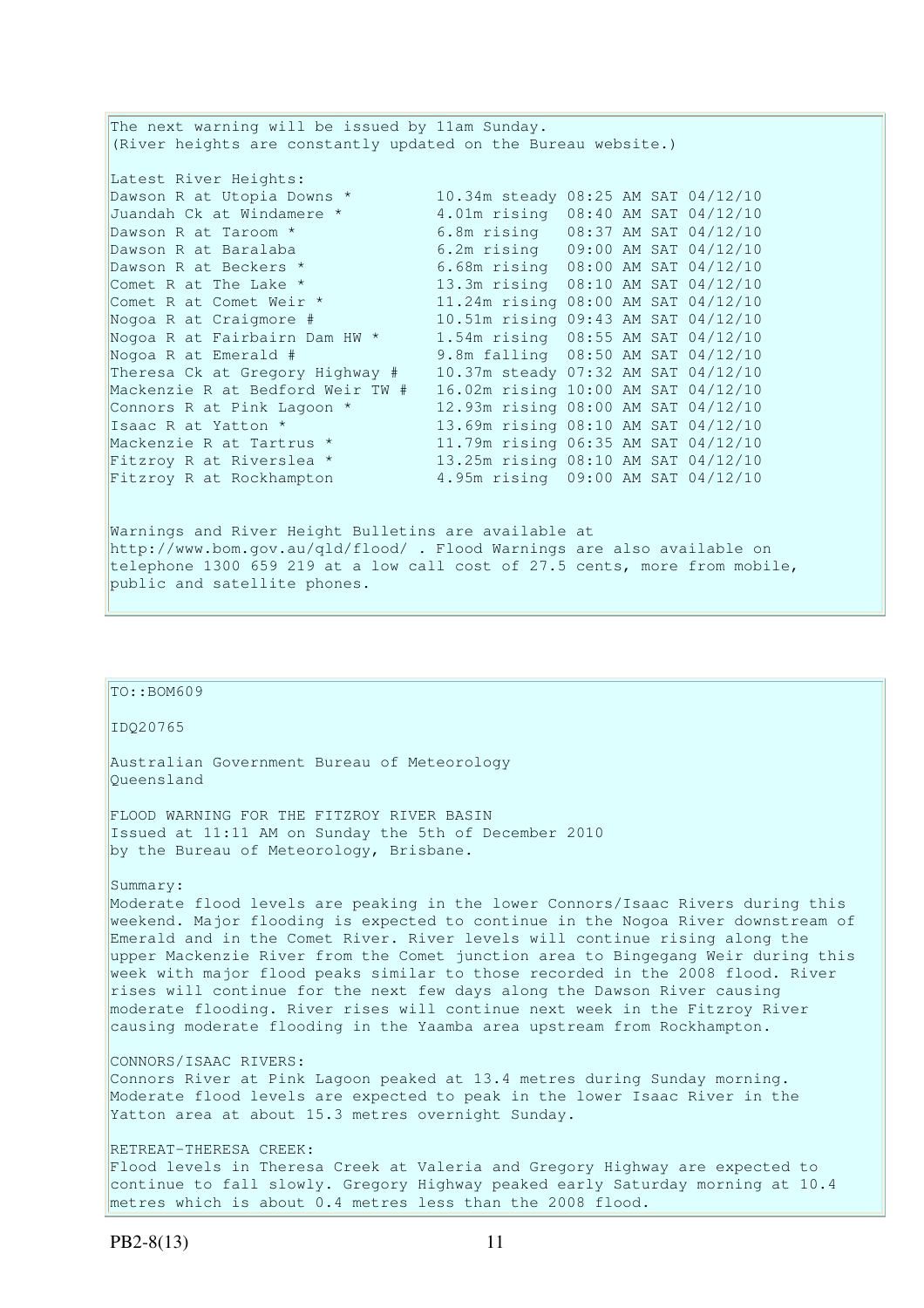The next warning will be issued by 11am Sunday.
(River heights are constantly updated on the Bureau website.)

Latest River Heights:

| | | | |
|---|---|---|---|
| Dawson R at Utopia Downs * | 10.34m | steady | 08:25 AM SAT 04/12/10 |
| Juandah Ck at Windamere * | 4.01m | rising | 08:40 AM SAT 04/12/10 |
| Dawson R at Taroom * | 6.8m | rising | 08:37 AM SAT 04/12/10 |
| Dawson R at Baralaba | 6.2m | rising | 09:00 AM SAT 04/12/10 |
| Dawson R at Beckers * | 6.68m | rising | 08:00 AM SAT 04/12/10 |
| Comet R at The Lake * | 13.3m | rising | 08:10 AM SAT 04/12/10 |
| Comet R at Comet Weir * | 11.24m | rising | 08:00 AM SAT 04/12/10 |
| Nogoa R at Craigmore # | 10.51m | rising | 09:43 AM SAT 04/12/10 |
| Nogoa R at Fairbairn Dam HW * | 1.54m | rising | 08:55 AM SAT 04/12/10 |
| Nogoa R at Emerald # | 9.8m | falling | 08:50 AM SAT 04/12/10 |
| Theresa Ck at Gregory Highway # | 10.37m | steady | 07:32 AM SAT 04/12/10 |
| Mackenzie R at Bedford Weir TW # | 16.02m | rising | 10:00 AM SAT 04/12/10 |
| Connors R at Pink Lagoon * | 12.93m | rising | 08:00 AM SAT 04/12/10 |
| Isaac R at Yatton * | 13.69m | rising | 08:10 AM SAT 04/12/10 |
| Mackenzie R at Tartrus * | 11.79m | rising | 06:35 AM SAT 04/12/10 |
| Fitzroy R at Riverslea * | 13.25m | rising | 08:10 AM SAT 04/12/10 |
| Fitzroy R at Rockhampton | 4.95m | rising | 09:00 AM SAT 04/12/10 |

Warnings and River Height Bulletins are available at http://www.bom.gov.au/qld/flood/ . Flood Warnings are also available on telephone 1300 659 219 at a low call cost of 27.5 cents, more from mobile, public and satellite phones.

---

TO::BOM609

IDQ20765

Australian Government Bureau of Meteorology
Queensland

FLOOD WARNING FOR THE FITZROY RIVER BASIN
Issued at 11:11 AM on Sunday the 5th of December 2010
by the Bureau of Meteorology, Brisbane.

Summary:
Moderate flood levels are peaking in the lower Connors/Isaac Rivers during this weekend. Major flooding is expected to continue in the Nogoa River downstream of Emerald and in the Comet River. River levels will continue rising along the upper Mackenzie River from the Comet junction area to Bingegang Weir during this week with major flood peaks similar to those recorded in the 2008 flood. River rises will continue for the next few days along the Dawson River causing moderate flooding. River rises will continue next week in the Fitzroy River causing moderate flooding in the Yaamba area upstream from Rockhampton.

CONNORS/ISAAC RIVERS:
Connors River at Pink Lagoon peaked at 13.4 metres during Sunday morning. Moderate flood levels are expected to peak in the lower Isaac River in the Yatton area at about 15.3 metres overnight Sunday.

RETREAT-THERESA CREEK:
Flood levels in Theresa Creek at Valeria and Gregory Highway are expected to continue to fall slowly. Gregory Highway peaked early Saturday morning at 10.4 metres which is about 0.4 metres less than the 2008 flood.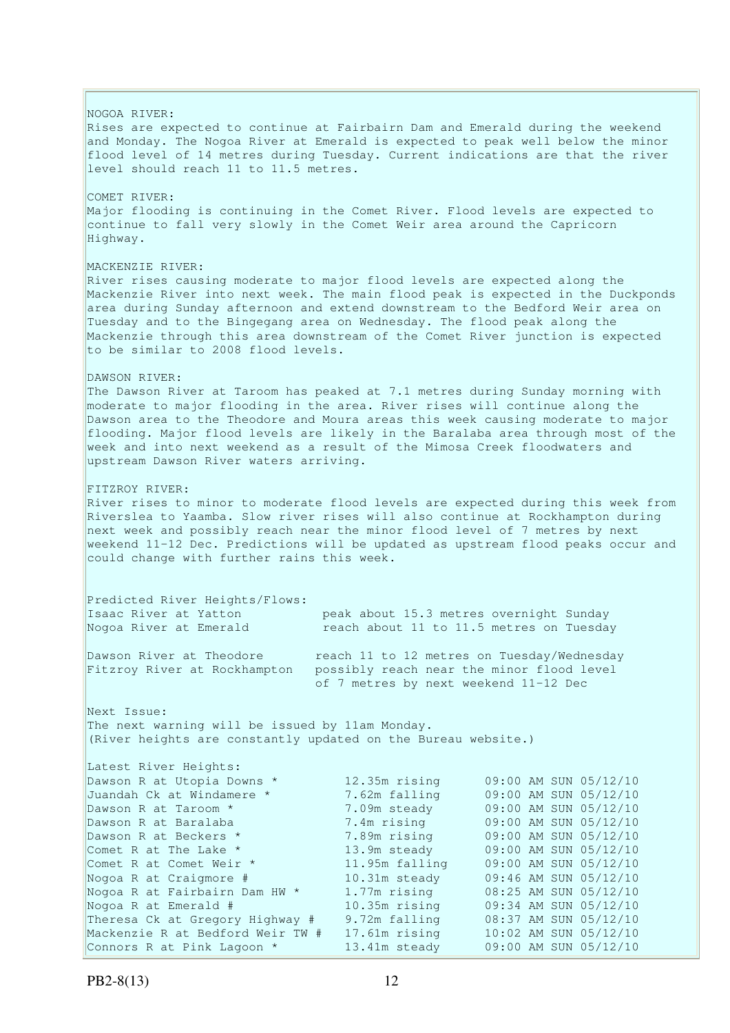NOGOA RIVER:
Rises are expected to continue at Fairbairn Dam and Emerald during the weekend and Monday. The Nogoa River at Emerald is expected to peak well below the minor flood level of 14 metres during Tuesday. Current indications are that the river level should reach 11 to 11.5 metres.

COMET RIVER:
Major flooding is continuing in the Comet River. Flood levels are expected to continue to fall very slowly in the Comet Weir area around the Capricorn Highway.

MACKENZIE RIVER:
River rises causing moderate to major flood levels are expected along the Mackenzie River into next week. The main flood peak is expected in the Duckponds area during Sunday afternoon and extend downstream to the Bedford Weir area on Tuesday and to the Bingegang area on Wednesday. The flood peak along the Mackenzie through this area downstream of the Comet River junction is expected to be similar to 2008 flood levels.

DAWSON RIVER:
The Dawson River at Taroom has peaked at 7.1 metres during Sunday morning with moderate to major flooding in the area. River rises will continue along the Dawson area to the Theodore and Moura areas this week causing moderate to major flooding. Major flood levels are likely in the Baralaba area through most of the week and into next weekend as a result of the Mimosa Creek floodwaters and upstream Dawson River waters arriving.

FITZROY RIVER:
River rises to minor to moderate flood levels are expected during this week from Riverslea to Yaamba. Slow river rises will also continue at Rockhampton during next week and possibly reach near the minor flood level of 7 metres by next weekend 11-12 Dec. Predictions will be updated as upstream flood peaks occur and could change with further rains this week.

Predicted River Heights/Flows:

| | |
|---|---|
| Isaac River at Yatton | peak about 15.3 metres overnight Sunday |
| Nogoa River at Emerald | reach about 11 to 11.5 metres on Tuesday |
| Dawson River at Theodore | reach 11 to 12 metres on Tuesday/Wednesday |
| Fitzroy River at Rockhampton | possibly reach near the minor flood level of 7 metres by next weekend 11-12 Dec |

Next Issue:
The next warning will be issued by 11am Monday.
(River heights are constantly updated on the Bureau website.)

Latest River Heights:

| | | |
|---|---|---|
| Dawson R at Utopia Downs * | 12.35m rising | 09:00 AM SUN 05/12/10 |
| Juandah Ck at Windamere * | 7.62m falling | 09:00 AM SUN 05/12/10 |
| Dawson R at Taroom * | 7.09m steady | 09:00 AM SUN 05/12/10 |
| Dawson R at Baralaba | 7.4m rising | 09:00 AM SUN 05/12/10 |
| Dawson R at Beckers * | 7.89m rising | 09:00 AM SUN 05/12/10 |
| Comet R at The Lake * | 13.9m steady | 09:00 AM SUN 05/12/10 |
| Comet R at Comet Weir * | 11.95m falling | 09:00 AM SUN 05/12/10 |
| Nogoa R at Craigmore # | 10.31m steady | 09:46 AM SUN 05/12/10 |
| Nogoa R at Fairbairn Dam HW * | 1.77m rising | 08:25 AM SUN 05/12/10 |
| Nogoa R at Emerald # | 10.35m rising | 09:34 AM SUN 05/12/10 |
| Theresa Ck at Gregory Highway # | 9.72m falling | 08:37 AM SUN 05/12/10 |
| Mackenzie R at Bedford Weir TW # | 17.61m rising | 10:02 AM SUN 05/12/10 |
| Connors R at Pink Lagoon * | 13.41m steady | 09:00 AM SUN 05/12/10 |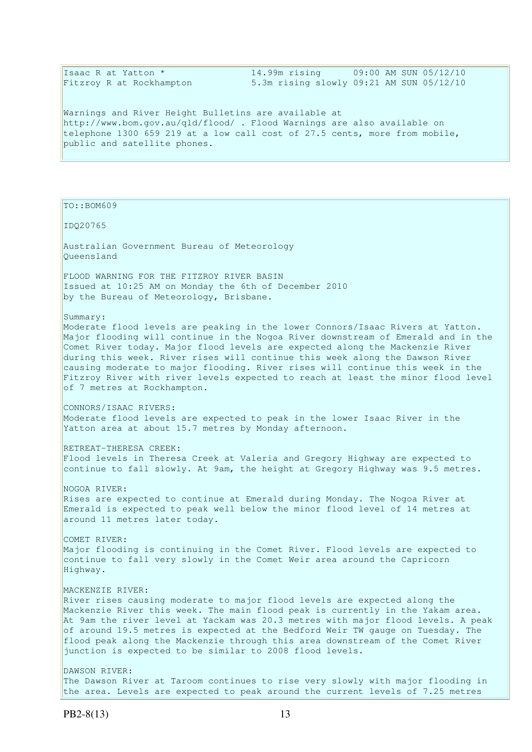```
Isaac R at Yatton *               14.99m rising      09:00 AM SUN 05/12/10
Fitzroy R at Rockhampton          5.3m rising slowly 09:21 AM SUN 05/12/10
```

Warnings and River Height Bulletins are available at http://www.bom.gov.au/qld/flood/ . Flood Warnings are also available on telephone 1300 659 219 at a low call cost of 27.5 cents, more from mobile, public and satellite phones.

TO::BOM609

IDQ20765

Australian Government Bureau of Meteorology
Queensland

FLOOD WARNING FOR THE FITZROY RIVER BASIN
Issued at 10:25 AM on Monday the 6th of December 2010
by the Bureau of Meteorology, Brisbane.

Summary:
Moderate flood levels are peaking in the lower Connors/Isaac Rivers at Yatton. Major flooding will continue in the Nogoa River downstream of Emerald and in the Comet River today. Major flood levels are expected along the Mackenzie River during this week. River rises will continue this week along the Dawson River causing moderate to major flooding. River rises will continue this week in the Fitzroy River with river levels expected to reach at least the minor flood level of 7 metres at Rockhampton.

CONNORS/ISAAC RIVERS:
Moderate flood levels are expected to peak in the lower Isaac River in the Yatton area at about 15.7 metres by Monday afternoon.

RETREAT-THERESA CREEK:
Flood levels in Theresa Creek at Valeria and Gregory Highway are expected to continue to fall slowly. At 9am, the height at Gregory Highway was 9.5 metres.

NOGOA RIVER:
Rises are expected to continue at Emerald during Monday. The Nogoa River at Emerald is expected to peak well below the minor flood level of 14 metres at around 11 metres later today.

COMET RIVER:
Major flooding is continuing in the Comet River. Flood levels are expected to continue to fall very slowly in the Comet Weir area around the Capricorn Highway.

MACKENZIE RIVER:
River rises causing moderate to major flood levels are expected along the Mackenzie River this week. The main flood peak is currently in the Yakam area. At 9am the river level at Yackam was 20.3 metres with major flood levels. A peak of around 19.5 metres is expected at the Bedford Weir TW gauge on Tuesday. The flood peak along the Mackenzie through this area downstream of the Comet River junction is expected to be similar to 2008 flood levels.

DAWSON RIVER:
The Dawson River at Taroom continues to rise very slowly with major flooding in the area. Levels are expected to peak around the current levels of 7.25 metres

PB2-8(13)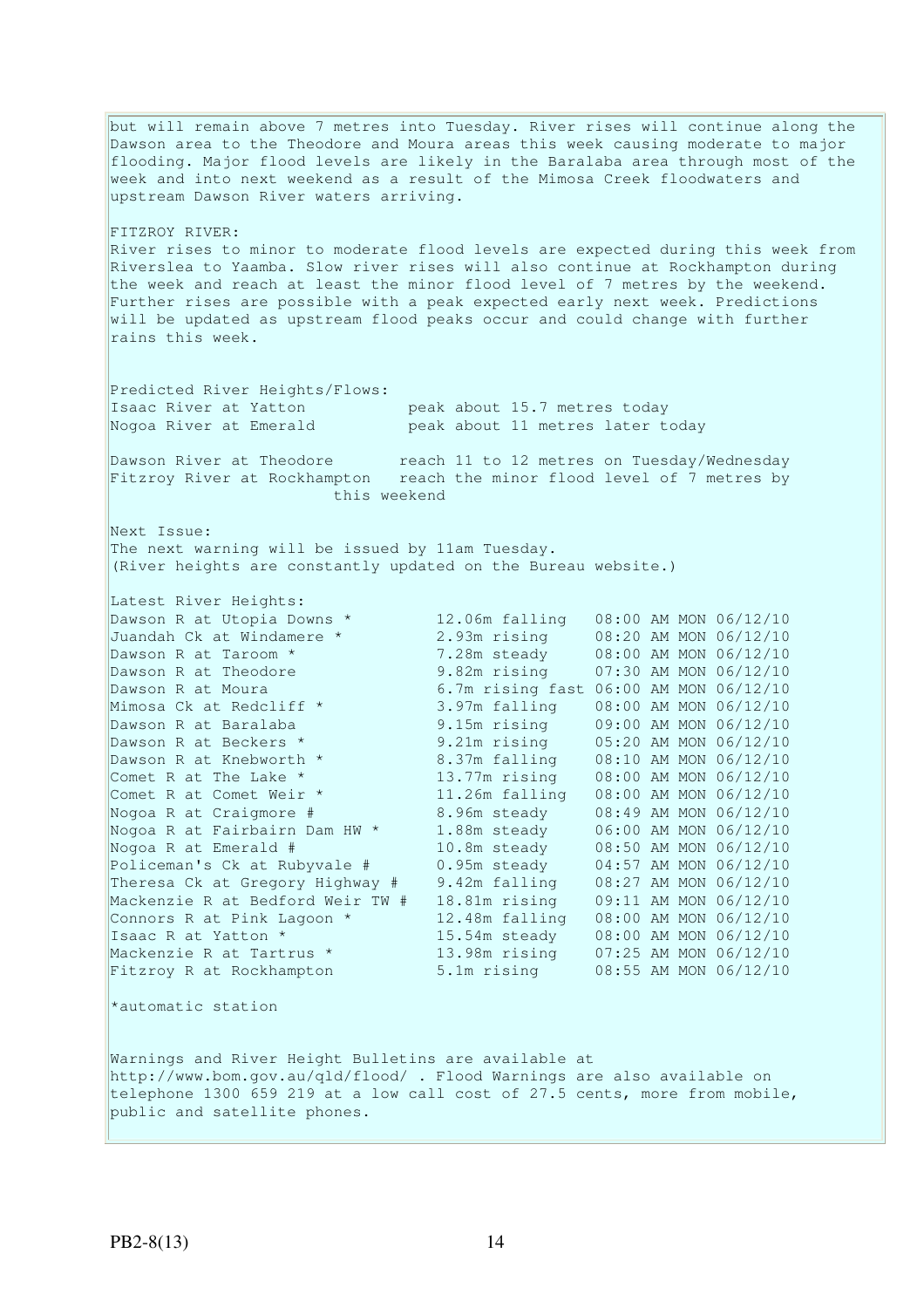but will remain above 7 metres into Tuesday. River rises will continue along the Dawson area to the Theodore and Moura areas this week causing moderate to major flooding. Major flood levels are likely in the Baralaba area through most of the week and into next weekend as a result of the Mimosa Creek floodwaters and upstream Dawson River waters arriving.

FITZROY RIVER:
River rises to minor to moderate flood levels are expected during this week from Riverslea to Yaamba. Slow river rises will also continue at Rockhampton during the week and reach at least the minor flood level of 7 metres by the weekend. Further rises are possible with a peak expected early next week. Predictions will be updated as upstream flood peaks occur and could change with further rains this week.

Predicted River Heights/Flows:

| | |
|---|---|
| Isaac River at Yatton | peak about 15.7 metres today |
| Nogoa River at Emerald | peak about 11 metres later today |
| Dawson River at Theodore | reach 11 to 12 metres on Tuesday/Wednesday |
| Fitzroy River at Rockhampton | reach the minor flood level of 7 metres by this weekend |

Next Issue:
The next warning will be issued by 11am Tuesday.
(River heights are constantly updated on the Bureau website.)

Latest River Heights:

| | | |
|---|---|---|
| Dawson R at Utopia Downs * | 12.06m falling | 08:00 AM MON 06/12/10 |
| Juandah Ck at Windamere * | 2.93m rising | 08:20 AM MON 06/12/10 |
| Dawson R at Taroom * | 7.28m steady | 08:00 AM MON 06/12/10 |
| Dawson R at Theodore | 9.82m rising | 07:30 AM MON 06/12/10 |
| Dawson R at Moura | 6.7m rising fast | 06:00 AM MON 06/12/10 |
| Mimosa Ck at Redcliff * | 3.97m falling | 08:00 AM MON 06/12/10 |
| Dawson R at Baralaba | 9.15m rising | 09:00 AM MON 06/12/10 |
| Dawson R at Beckers * | 9.21m rising | 05:20 AM MON 06/12/10 |
| Dawson R at Knebworth * | 8.37m falling | 08:10 AM MON 06/12/10 |
| Comet R at The Lake * | 13.77m rising | 08:00 AM MON 06/12/10 |
| Comet R at Comet Weir * | 11.26m falling | 08:00 AM MON 06/12/10 |
| Nogoa R at Craigmore # | 8.96m steady | 08:49 AM MON 06/12/10 |
| Nogoa R at Fairbairn Dam HW * | 1.88m steady | 06:00 AM MON 06/12/10 |
| Nogoa R at Emerald # | 10.8m steady | 08:50 AM MON 06/12/10 |
| Policeman's Ck at Rubyvale # | 0.95m steady | 04:57 AM MON 06/12/10 |
| Theresa Ck at Gregory Highway # | 9.42m falling | 08:27 AM MON 06/12/10 |
| Mackenzie R at Bedford Weir TW # | 18.81m rising | 09:11 AM MON 06/12/10 |
| Connors R at Pink Lagoon * | 12.48m falling | 08:00 AM MON 06/12/10 |
| Isaac R at Yatton * | 15.54m steady | 08:00 AM MON 06/12/10 |
| Mackenzie R at Tartrus * | 13.98m rising | 07:25 AM MON 06/12/10 |
| Fitzroy R at Rockhampton | 5.1m rising | 08:55 AM MON 06/12/10 |

*automatic station

Warnings and River Height Bulletins are available at http://www.bom.gov.au/qld/flood/ . Flood Warnings are also available on telephone 1300 659 219 at a low call cost of 27.5 cents, more from mobile, public and satellite phones.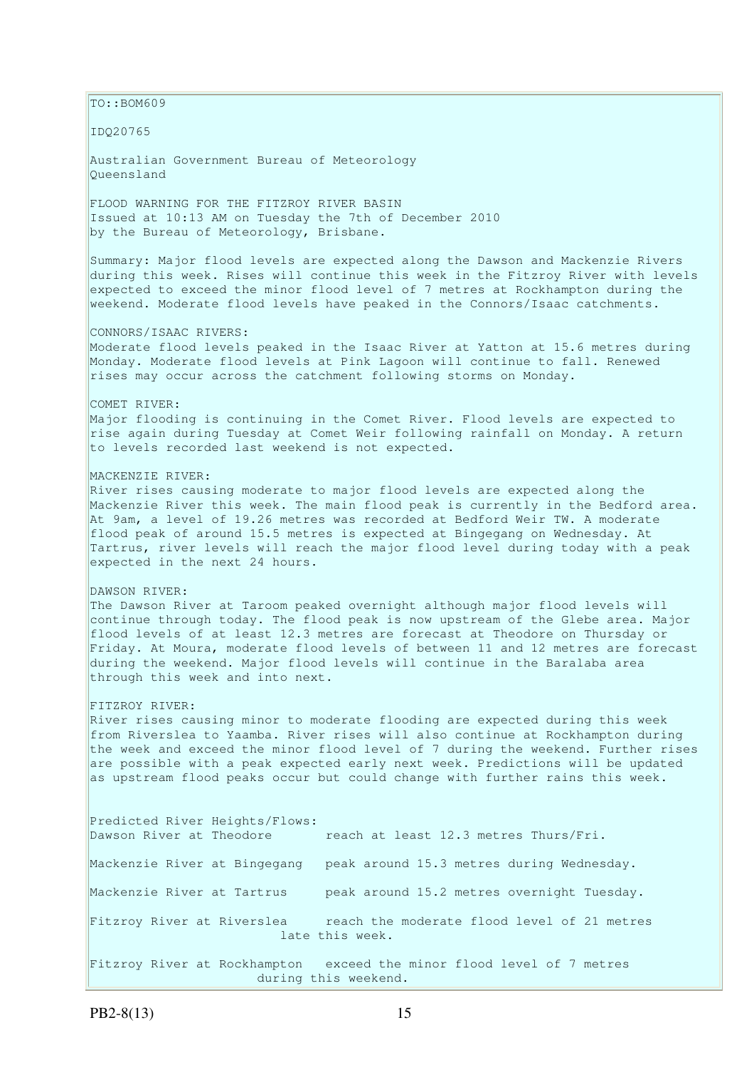TO::BOM609

IDQ20765

Australian Government Bureau of Meteorology
Queensland

FLOOD WARNING FOR THE FITZROY RIVER BASIN
Issued at 10:13 AM on Tuesday the 7th of December 2010
by the Bureau of Meteorology, Brisbane.

Summary: Major flood levels are expected along the Dawson and Mackenzie Rivers during this week. Rises will continue this week in the Fitzroy River with levels expected to exceed the minor flood level of 7 metres at Rockhampton during the weekend. Moderate flood levels have peaked in the Connors/Isaac catchments.

CONNORS/ISAAC RIVERS:
Moderate flood levels peaked in the Isaac River at Yatton at 15.6 metres during Monday. Moderate flood levels at Pink Lagoon will continue to fall. Renewed rises may occur across the catchment following storms on Monday.

COMET RIVER:
Major flooding is continuing in the Comet River. Flood levels are expected to rise again during Tuesday at Comet Weir following rainfall on Monday. A return to levels recorded last weekend is not expected.

MACKENZIE RIVER:
River rises causing moderate to major flood levels are expected along the Mackenzie River this week. The main flood peak is currently in the Bedford area. At 9am, a level of 19.26 metres was recorded at Bedford Weir TW. A moderate flood peak of around 15.5 metres is expected at Bingegang on Wednesday. At Tartrus, river levels will reach the major flood level during today with a peak expected in the next 24 hours.

DAWSON RIVER:
The Dawson River at Taroom peaked overnight although major flood levels will continue through today. The flood peak is now upstream of the Glebe area. Major flood levels of at least 12.3 metres are forecast at Theodore on Thursday or Friday. At Moura, moderate flood levels of between 11 and 12 metres are forecast during the weekend. Major flood levels will continue in the Baralaba area through this week and into next.

FITZROY RIVER:
River rises causing minor to moderate flooding are expected during this week from Riverslea to Yaamba. River rises will also continue at Rockhampton during the week and exceed the minor flood level of 7 during the weekend. Further rises are possible with a peak expected early next week. Predictions will be updated as upstream flood peaks occur but could change with further rains this week.

Predicted River Heights/Flows:

Dawson River at Theodore reach at least 12.3 metres Thurs/Fri.

Mackenzie River at Bingegang peak around 15.3 metres during Wednesday.

Mackenzie River at Tartrus peak around 15.2 metres overnight Tuesday.

Fitzroy River at Riverslea reach the moderate flood level of 21 metres late this week.

Fitzroy River at Rockhampton exceed the minor flood level of 7 metres during this weekend.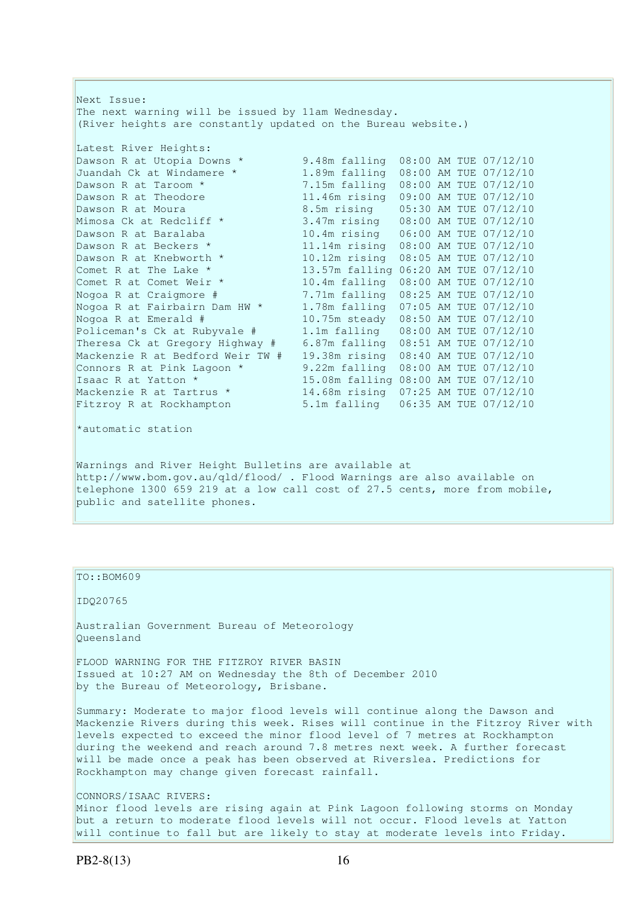Next Issue:
The next warning will be issued by 11am Wednesday.
(River heights are constantly updated on the Bureau website.)

Latest River Heights:

| Location | Height | Time |
|---|---|---|
| Dawson R at Utopia Downs * | 9.48m falling | 08:00 AM TUE 07/12/10 |
| Juandah Ck at Windamere * | 1.89m falling | 08:00 AM TUE 07/12/10 |
| Dawson R at Taroom * | 7.15m falling | 08:00 AM TUE 07/12/10 |
| Dawson R at Theodore | 11.46m rising | 09:00 AM TUE 07/12/10 |
| Dawson R at Moura | 8.5m rising | 05:30 AM TUE 07/12/10 |
| Mimosa Ck at Redcliff * | 3.47m rising | 08:00 AM TUE 07/12/10 |
| Dawson R at Baralaba | 10.4m rising | 06:00 AM TUE 07/12/10 |
| Dawson R at Beckers * | 11.14m rising | 08:00 AM TUE 07/12/10 |
| Dawson R at Knebworth * | 10.12m rising | 08:05 AM TUE 07/12/10 |
| Comet R at The Lake * | 13.57m falling | 06:20 AM TUE 07/12/10 |
| Comet R at Comet Weir * | 10.4m falling | 08:00 AM TUE 07/12/10 |
| Nogoa R at Craigmore # | 7.71m falling | 08:25 AM TUE 07/12/10 |
| Nogoa R at Fairbairn Dam HW * | 1.78m falling | 07:05 AM TUE 07/12/10 |
| Nogoa R at Emerald # | 10.75m steady | 08:50 AM TUE 07/12/10 |
| Policeman's Ck at Rubyvale # | 1.1m falling | 08:00 AM TUE 07/12/10 |
| Theresa Ck at Gregory Highway # | 6.87m falling | 08:51 AM TUE 07/12/10 |
| Mackenzie R at Bedford Weir TW # | 19.38m rising | 08:40 AM TUE 07/12/10 |
| Connors R at Pink Lagoon * | 9.22m falling | 08:00 AM TUE 07/12/10 |
| Isaac R at Yatton * | 15.08m falling | 08:00 AM TUE 07/12/10 |
| Mackenzie R at Tartrus * | 14.68m rising | 07:25 AM TUE 07/12/10 |
| Fitzroy R at Rockhampton | 5.1m falling | 06:35 AM TUE 07/12/10 |

*automatic station

Warnings and River Height Bulletins are available at http://www.bom.gov.au/qld/flood/ . Flood Warnings are also available on telephone 1300 659 219 at a low call cost of 27.5 cents, more from mobile, public and satellite phones.

TO::BOM609

IDQ20765

Australian Government Bureau of Meteorology
Queensland

FLOOD WARNING FOR THE FITZROY RIVER BASIN
Issued at 10:27 AM on Wednesday the 8th of December 2010
by the Bureau of Meteorology, Brisbane.

Summary: Moderate to major flood levels will continue along the Dawson and Mackenzie Rivers during this week. Rises will continue in the Fitzroy River with levels expected to exceed the minor flood level of 7 metres at Rockhampton during the weekend and reach around 7.8 metres next week. A further forecast will be made once a peak has been observed at Riverslea. Predictions for Rockhampton may change given forecast rainfall.

CONNORS/ISAAC RIVERS:
Minor flood levels are rising again at Pink Lagoon following storms on Monday but a return to moderate flood levels will not occur. Flood levels at Yatton will continue to fall but are likely to stay at moderate levels into Friday.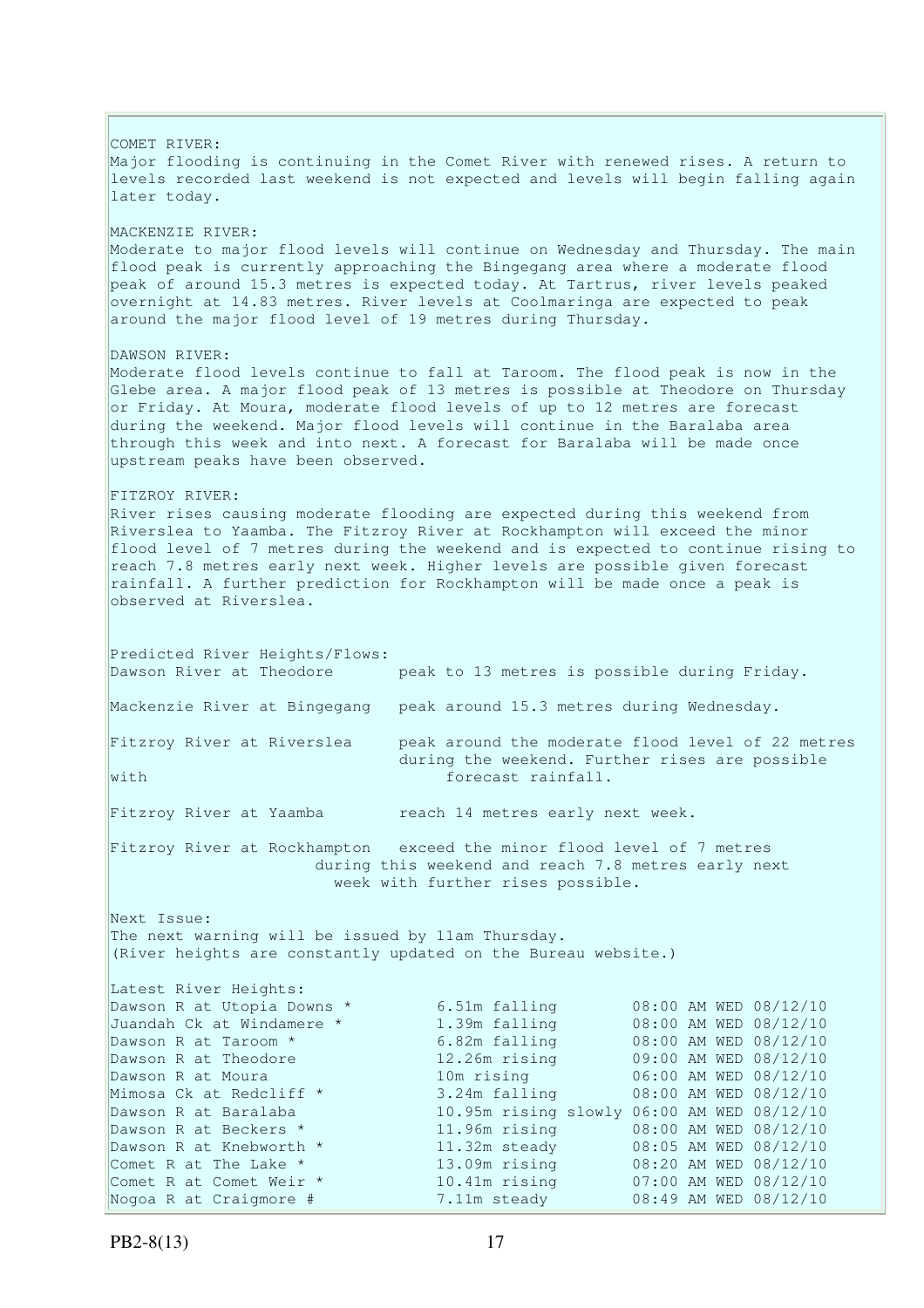COMET RIVER:
Major flooding is continuing in the Comet River with renewed rises. A return to levels recorded last weekend is not expected and levels will begin falling again later today.

MACKENZIE RIVER:
Moderate to major flood levels will continue on Wednesday and Thursday. The main flood peak is currently approaching the Bingegang area where a moderate flood peak of around 15.3 metres is expected today. At Tartrus, river levels peaked overnight at 14.83 metres. River levels at Coolmaringa are expected to peak around the major flood level of 19 metres during Thursday.

DAWSON RIVER:
Moderate flood levels continue to fall at Taroom. The flood peak is now in the Glebe area. A major flood peak of 13 metres is possible at Theodore on Thursday or Friday. At Moura, moderate flood levels of up to 12 metres are forecast during the weekend. Major flood levels will continue in the Baralaba area through this week and into next. A forecast for Baralaba will be made once upstream peaks have been observed.

FITZROY RIVER:
River rises causing moderate flooding are expected during this weekend from Riverslea to Yaamba. The Fitzroy River at Rockhampton will exceed the minor flood level of 7 metres during the weekend and is expected to continue rising to reach 7.8 metres early next week. Higher levels are possible given forecast rainfall. A further prediction for Rockhampton will be made once a peak is observed at Riverslea.

Predicted River Heights/Flows:

| | |
|---|---|
| Dawson River at Theodore | peak to 13 metres is possible during Friday. |
| Mackenzie River at Bingegang | peak around 15.3 metres during Wednesday. |
| Fitzroy River at Riverslea | peak around the moderate flood level of 22 metres during the weekend. Further rises are possible with forecast rainfall. |
| Fitzroy River at Yaamba | reach 14 metres early next week. |
| Fitzroy River at Rockhampton | exceed the minor flood level of 7 metres during this weekend and reach 7.8 metres early next week with further rises possible. |

Next Issue:
The next warning will be issued by 11am Thursday.
(River heights are constantly updated on the Bureau website.)

Latest River Heights:

| | | |
|---|---|---|
| Dawson R at Utopia Downs * | 6.51m falling | 08:00 AM WED 08/12/10 |
| Juandah Ck at Windamere * | 1.39m falling | 08:00 AM WED 08/12/10 |
| Dawson R at Taroom * | 6.82m falling | 08:00 AM WED 08/12/10 |
| Dawson R at Theodore | 12.26m rising | 09:00 AM WED 08/12/10 |
| Dawson R at Moura | 10m rising | 06:00 AM WED 08/12/10 |
| Mimosa Ck at Redcliff * | 3.24m falling | 08:00 AM WED 08/12/10 |
| Dawson R at Baralaba | 10.95m rising slowly | 06:00 AM WED 08/12/10 |
| Dawson R at Beckers * | 11.96m rising | 08:00 AM WED 08/12/10 |
| Dawson R at Knebworth * | 11.32m steady | 08:05 AM WED 08/12/10 |
| Comet R at The Lake * | 13.09m rising | 08:20 AM WED 08/12/10 |
| Comet R at Comet Weir * | 10.41m rising | 07:00 AM WED 08/12/10 |
| Nogoa R at Craigmore # | 7.11m steady | 08:49 AM WED 08/12/10 |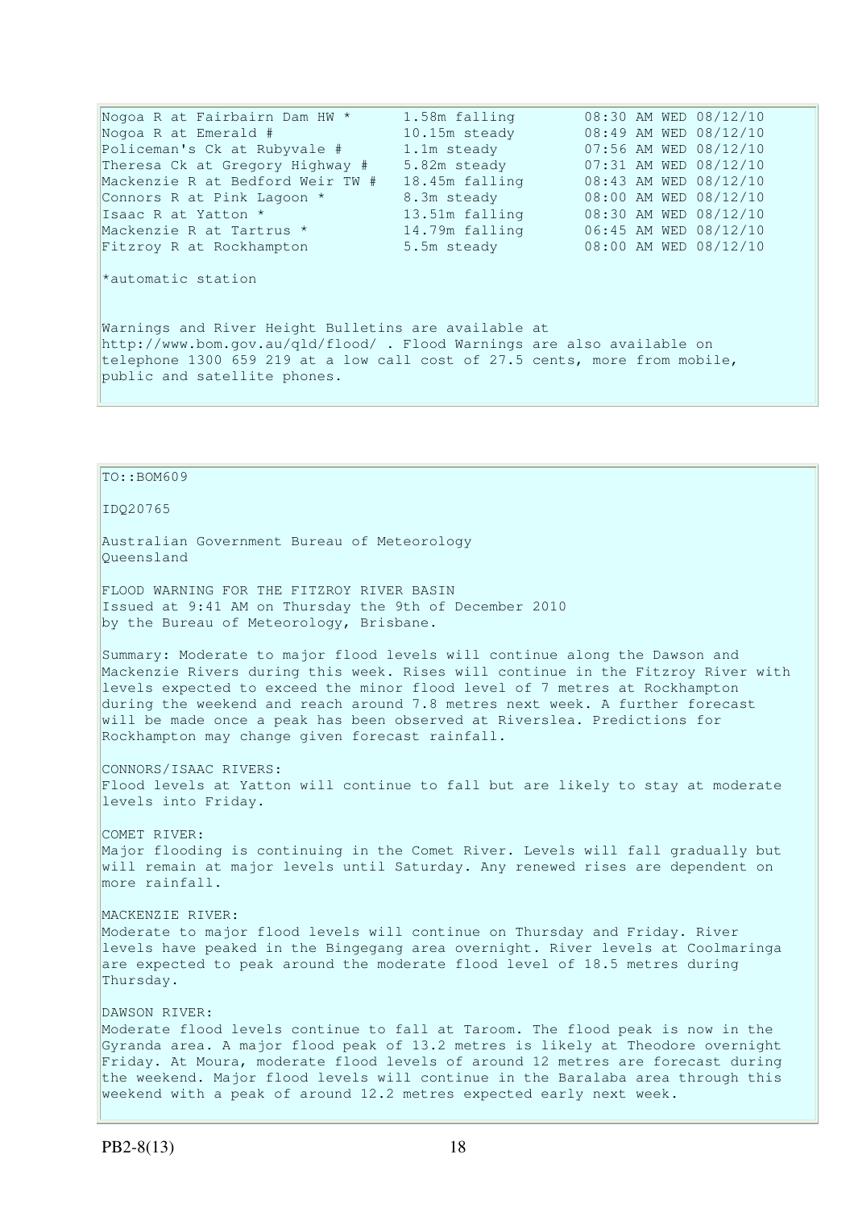| | | |
|---|---|---|
| Nogoa R at Fairbairn Dam HW * | 1.58m falling | 08:30 AM WED 08/12/10 |
| Nogoa R at Emerald # | 10.15m steady | 08:49 AM WED 08/12/10 |
| Policeman's Ck at Rubyvale # | 1.1m steady | 07:56 AM WED 08/12/10 |
| Theresa Ck at Gregory Highway # | 5.82m steady | 07:31 AM WED 08/12/10 |
| Mackenzie R at Bedford Weir TW # | 18.45m falling | 08:43 AM WED 08/12/10 |
| Connors R at Pink Lagoon * | 8.3m steady | 08:00 AM WED 08/12/10 |
| Isaac R at Yatton * | 13.51m falling | 08:30 AM WED 08/12/10 |
| Mackenzie R at Tartrus * | 14.79m falling | 06:45 AM WED 08/12/10 |
| Fitzroy R at Rockhampton | 5.5m steady | 08:00 AM WED 08/12/10 |

*automatic station

Warnings and River Height Bulletins are available at http://www.bom.gov.au/qld/flood/ . Flood Warnings are also available on telephone 1300 659 219 at a low call cost of 27.5 cents, more from mobile, public and satellite phones.

TO::BOM609

IDQ20765

Australian Government Bureau of Meteorology
Queensland

FLOOD WARNING FOR THE FITZROY RIVER BASIN
Issued at 9:41 AM on Thursday the 9th of December 2010
by the Bureau of Meteorology, Brisbane.

Summary: Moderate to major flood levels will continue along the Dawson and Mackenzie Rivers during this week. Rises will continue in the Fitzroy River with levels expected to exceed the minor flood level of 7 metres at Rockhampton during the weekend and reach around 7.8 metres next week. A further forecast will be made once a peak has been observed at Riverslea. Predictions for Rockhampton may change given forecast rainfall.

CONNORS/ISAAC RIVERS:
Flood levels at Yatton will continue to fall but are likely to stay at moderate levels into Friday.

COMET RIVER:
Major flooding is continuing in the Comet River. Levels will fall gradually but will remain at major levels until Saturday. Any renewed rises are dependent on more rainfall.

MACKENZIE RIVER:
Moderate to major flood levels will continue on Thursday and Friday. River levels have peaked in the Bingegang area overnight. River levels at Coolmaringa are expected to peak around the moderate flood level of 18.5 metres during Thursday.

DAWSON RIVER:
Moderate flood levels continue to fall at Taroom. The flood peak is now in the Gyranda area. A major flood peak of 13.2 metres is likely at Theodore overnight Friday. At Moura, moderate flood levels of around 12 metres are forecast during the weekend. Major flood levels will continue in the Baralaba area through this weekend with a peak of around 12.2 metres expected early next week.

PB2-8(13)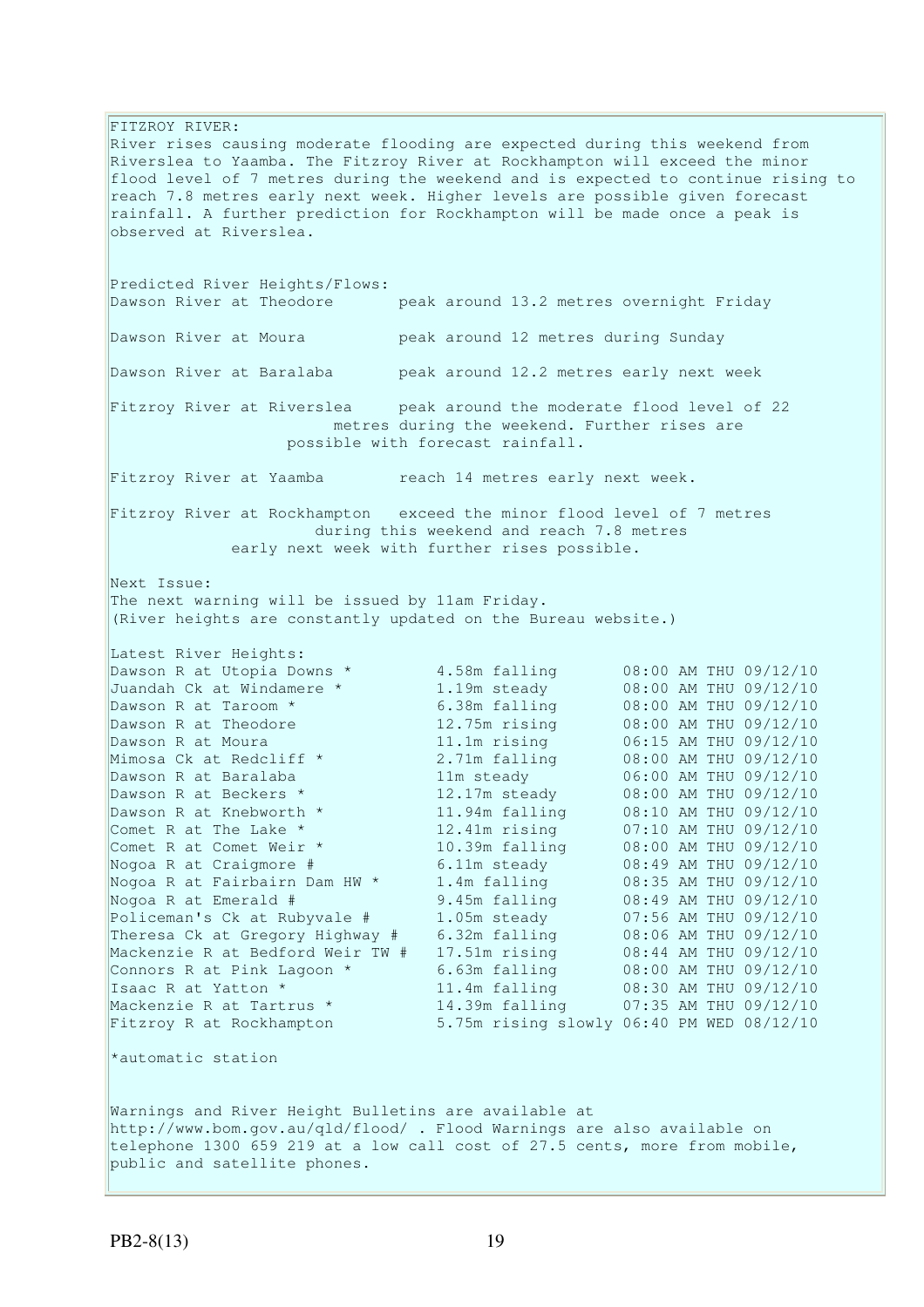FITZROY RIVER:
River rises causing moderate flooding are expected during this weekend from Riverslea to Yaamba. The Fitzroy River at Rockhampton will exceed the minor flood level of 7 metres during the weekend and is expected to continue rising to reach 7.8 metres early next week. Higher levels are possible given forecast rainfall. A further prediction for Rockhampton will be made once a peak is observed at Riverslea.

Predicted River Heights/Flows:

| | |
|---|---|
| Dawson River at Theodore | peak around 13.2 metres overnight Friday |
| Dawson River at Moura | peak around 12 metres during Sunday |
| Dawson River at Baralaba | peak around 12.2 metres early next week |
| Fitzroy River at Riverslea | peak around the moderate flood level of 22 metres during the weekend. Further rises are possible with forecast rainfall. |
| Fitzroy River at Yaamba | reach 14 metres early next week. |
| Fitzroy River at Rockhampton | exceed the minor flood level of 7 metres during this weekend and reach 7.8 metres early next week with further rises possible. |

Next Issue:
The next warning will be issued by 11am Friday.
(River heights are constantly updated on the Bureau website.)

Latest River Heights:

| Station | Height | Time |
|---|---|---|
| Dawson R at Utopia Downs * | 4.58m falling | 08:00 AM THU 09/12/10 |
| Juandah Ck at Windamere * | 1.19m steady | 08:00 AM THU 09/12/10 |
| Dawson R at Taroom * | 6.38m falling | 08:00 AM THU 09/12/10 |
| Dawson R at Theodore | 12.75m rising | 08:00 AM THU 09/12/10 |
| Dawson R at Moura | 11.1m rising | 06:15 AM THU 09/12/10 |
| Mimosa Ck at Redcliff * | 2.71m falling | 08:00 AM THU 09/12/10 |
| Dawson R at Baralaba | 11m steady | 06:00 AM THU 09/12/10 |
| Dawson R at Beckers * | 12.17m steady | 08:00 AM THU 09/12/10 |
| Dawson R at Knebworth * | 11.94m falling | 08:10 AM THU 09/12/10 |
| Comet R at The Lake * | 12.41m rising | 07:10 AM THU 09/12/10 |
| Comet R at Comet Weir * | 10.39m falling | 08:00 AM THU 09/12/10 |
| Nogoa R at Craigmore # | 6.11m steady | 08:49 AM THU 09/12/10 |
| Nogoa R at Fairbairn Dam HW * | 1.4m falling | 08:35 AM THU 09/12/10 |
| Nogoa R at Emerald # | 9.45m falling | 08:49 AM THU 09/12/10 |
| Policeman's Ck at Rubyvale # | 1.05m steady | 07:56 AM THU 09/12/10 |
| Theresa Ck at Gregory Highway # | 6.32m falling | 08:06 AM THU 09/12/10 |
| Mackenzie R at Bedford Weir TW # | 17.51m rising | 08:44 AM THU 09/12/10 |
| Connors R at Pink Lagoon * | 6.63m falling | 08:00 AM THU 09/12/10 |
| Isaac R at Yatton * | 11.4m falling | 08:30 AM THU 09/12/10 |
| Mackenzie R at Tartrus * | 14.39m falling | 07:35 AM THU 09/12/10 |
| Fitzroy R at Rockhampton | 5.75m rising slowly | 06:40 PM WED 08/12/10 |

*automatic station

Warnings and River Height Bulletins are available at http://www.bom.gov.au/qld/flood/ . Flood Warnings are also available on telephone 1300 659 219 at a low call cost of 27.5 cents, more from mobile, public and satellite phones.

PB2-8(13)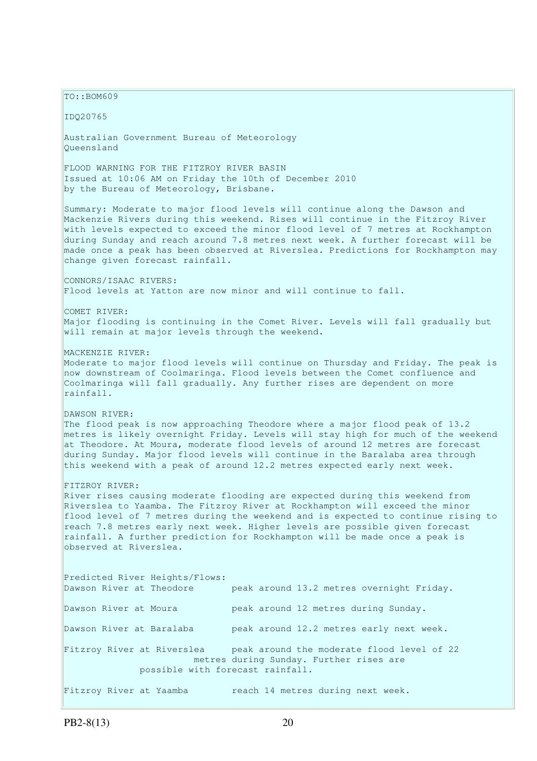TO::BOM609

IDQ20765

Australian Government Bureau of Meteorology
Queensland

FLOOD WARNING FOR THE FITZROY RIVER BASIN
Issued at 10:06 AM on Friday the 10th of December 2010
by the Bureau of Meteorology, Brisbane.

Summary: Moderate to major flood levels will continue along the Dawson and Mackenzie Rivers during this weekend. Rises will continue in the Fitzroy River with levels expected to exceed the minor flood level of 7 metres at Rockhampton during Sunday and reach around 7.8 metres next week. A further forecast will be made once a peak has been observed at Riverslea. Predictions for Rockhampton may change given forecast rainfall.

CONNORS/ISAAC RIVERS:
Flood levels at Yatton are now minor and will continue to fall.

COMET RIVER:
Major flooding is continuing in the Comet River. Levels will fall gradually but will remain at major levels through the weekend.

MACKENZIE RIVER:
Moderate to major flood levels will continue on Thursday and Friday. The peak is now downstream of Coolmaringa. Flood levels between the Comet confluence and Coolmaringa will fall gradually. Any further rises are dependent on more rainfall.

DAWSON RIVER:
The flood peak is now approaching Theodore where a major flood peak of 13.2 metres is likely overnight Friday. Levels will stay high for much of the weekend at Theodore. At Moura, moderate flood levels of around 12 metres are forecast during Sunday. Major flood levels will continue in the Baralaba area through this weekend with a peak of around 12.2 metres expected early next week.

FITZROY RIVER:
River rises causing moderate flooding are expected during this weekend from Riverslea to Yaamba. The Fitzroy River at Rockhampton will exceed the minor flood level of 7 metres during the weekend and is expected to continue rising to reach 7.8 metres early next week. Higher levels are possible given forecast rainfall. A further prediction for Rockhampton will be made once a peak is observed at Riverslea.

Predicted River Heights/Flows:

| | |
|---|---|
| Dawson River at Theodore | peak around 13.2 metres overnight Friday. |
| Dawson River at Moura | peak around 12 metres during Sunday. |
| Dawson River at Baralaba | peak around 12.2 metres early next week. |
| Fitzroy River at Riverslea | peak around the moderate flood level of 22 metres during Sunday. Further rises are possible with forecast rainfall. |
| Fitzroy River at Yaamba | reach 14 metres during next week. |

PB2-8(13)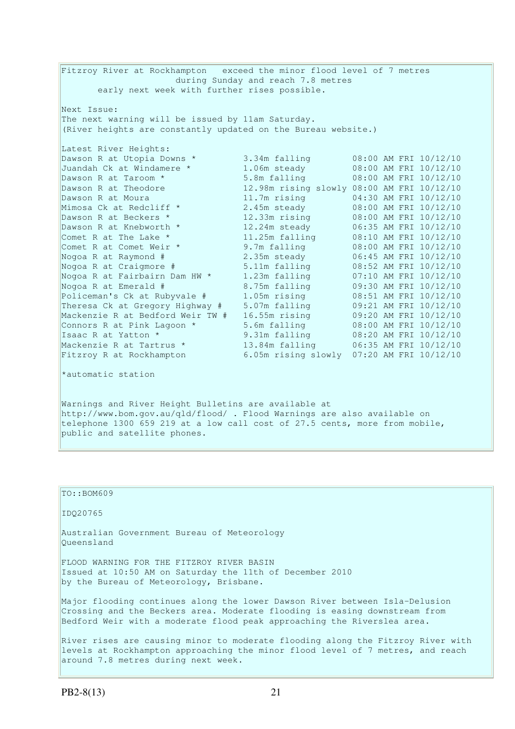Fitzroy River at Rockhampton exceed the minor flood level of 7 metres during Sunday and reach 7.8 metres early next week with further rises possible.

Next Issue:
The next warning will be issued by 11am Saturday.
(River heights are constantly updated on the Bureau website.)

Latest River Heights:

| Station | Height | Time |
|---|---|---|
| Dawson R at Utopia Downs * | 3.34m falling | 08:00 AM FRI 10/12/10 |
| Juandah Ck at Windamere * | 1.06m steady | 08:00 AM FRI 10/12/10 |
| Dawson R at Taroom * | 5.8m falling | 08:00 AM FRI 10/12/10 |
| Dawson R at Theodore | 12.98m rising slowly | 08:00 AM FRI 10/12/10 |
| Dawson R at Moura | 11.7m rising | 04:30 AM FRI 10/12/10 |
| Mimosa Ck at Redcliff * | 2.45m steady | 08:00 AM FRI 10/12/10 |
| Dawson R at Beckers * | 12.33m rising | 08:00 AM FRI 10/12/10 |
| Dawson R at Knebworth * | 12.24m steady | 06:35 AM FRI 10/12/10 |
| Comet R at The Lake * | 11.25m falling | 08:10 AM FRI 10/12/10 |
| Comet R at Comet Weir * | 9.7m falling | 08:00 AM FRI 10/12/10 |
| Nogoa R at Raymond # | 2.35m steady | 06:45 AM FRI 10/12/10 |
| Nogoa R at Craigmore # | 5.11m falling | 08:52 AM FRI 10/12/10 |
| Nogoa R at Fairbairn Dam HW * | 1.23m falling | 07:10 AM FRI 10/12/10 |
| Nogoa R at Emerald # | 8.75m falling | 09:30 AM FRI 10/12/10 |
| Policeman's Ck at Rubyvale # | 1.05m rising | 08:51 AM FRI 10/12/10 |
| Theresa Ck at Gregory Highway # | 5.07m falling | 09:21 AM FRI 10/12/10 |
| Mackenzie R at Bedford Weir TW # | 16.55m rising | 09:20 AM FRI 10/12/10 |
| Connors R at Pink Lagoon * | 5.6m falling | 08:00 AM FRI 10/12/10 |
| Isaac R at Yatton * | 9.31m falling | 08:20 AM FRI 10/12/10 |
| Mackenzie R at Tartrus * | 13.84m falling | 06:35 AM FRI 10/12/10 |
| Fitzroy R at Rockhampton | 6.05m rising slowly | 07:20 AM FRI 10/12/10 |

*automatic station

Warnings and River Height Bulletins are available at http://www.bom.gov.au/qld/flood/ . Flood Warnings are also available on telephone 1300 659 219 at a low call cost of 27.5 cents, more from mobile, public and satellite phones.

---

TO::BOM609

IDQ20765

Australian Government Bureau of Meteorology
Queensland

FLOOD WARNING FOR THE FITZROY RIVER BASIN
Issued at 10:50 AM on Saturday the 11th of December 2010
by the Bureau of Meteorology, Brisbane.

Major flooding continues along the lower Dawson River between Isla-Delusion Crossing and the Beckers area. Moderate flooding is easing downstream from Bedford Weir with a moderate flood peak approaching the Riverslea area.

River rises are causing minor to moderate flooding along the Fitzroy River with levels at Rockhampton approaching the minor flood level of 7 metres, and reach around 7.8 metres during next week.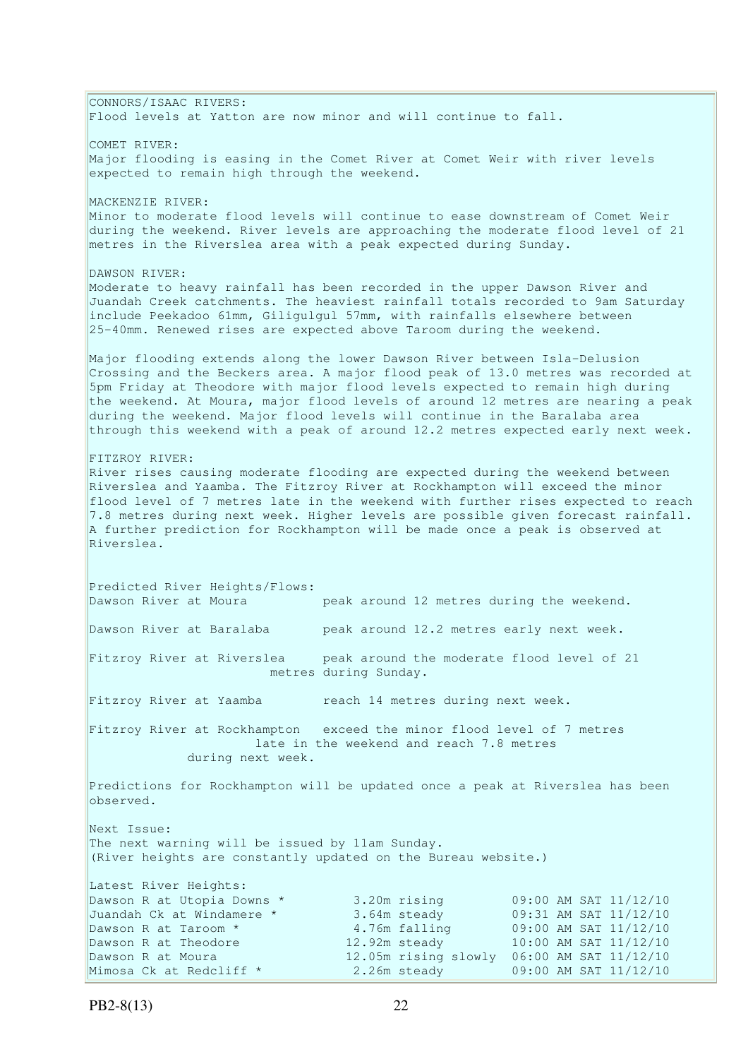CONNORS/ISAAC RIVERS:
Flood levels at Yatton are now minor and will continue to fall.

COMET RIVER:
Major flooding is easing in the Comet River at Comet Weir with river levels expected to remain high through the weekend.

MACKENZIE RIVER:
Minor to moderate flood levels will continue to ease downstream of Comet Weir during the weekend. River levels are approaching the moderate flood level of 21 metres in the Riverslea area with a peak expected during Sunday.

DAWSON RIVER:
Moderate to heavy rainfall has been recorded in the upper Dawson River and Juandah Creek catchments. The heaviest rainfall totals recorded to 9am Saturday include Peekadoo 61mm, Giligulgul 57mm, with rainfalls elsewhere between 25-40mm. Renewed rises are expected above Taroom during the weekend.

Major flooding extends along the lower Dawson River between Isla-Delusion Crossing and the Beckers area. A major flood peak of 13.0 metres was recorded at 5pm Friday at Theodore with major flood levels expected to remain high during the weekend. At Moura, major flood levels of around 12 metres are nearing a peak during the weekend. Major flood levels will continue in the Baralaba area through this weekend with a peak of around 12.2 metres expected early next week.

FITZROY RIVER:
River rises causing moderate flooding are expected during the weekend between Riverslea and Yaamba. The Fitzroy River at Rockhampton will exceed the minor flood level of 7 metres late in the weekend with further rises expected to reach 7.8 metres during next week. Higher levels are possible given forecast rainfall. A further prediction for Rockhampton will be made once a peak is observed at Riverslea.

Predicted River Heights/Flows:

| | |
|---|---|
| Dawson River at Moura | peak around 12 metres during the weekend. |
| Dawson River at Baralaba | peak around 12.2 metres early next week. |
| Fitzroy River at Riverslea | peak around the moderate flood level of 21 metres during Sunday. |
| Fitzroy River at Yaamba | reach 14 metres during next week. |
| Fitzroy River at Rockhampton | exceed the minor flood level of 7 metres late in the weekend and reach 7.8 metres during next week. |

Predictions for Rockhampton will be updated once a peak at Riverslea has been observed.

Next Issue:
The next warning will be issued by 11am Sunday.
(River heights are constantly updated on the Bureau website.)

Latest River Heights:

| | | | |
|---|---|---|---|
| Dawson R at Utopia Downs * | 3.20m | rising | 09:00 AM SAT 11/12/10 |
| Juandah Ck at Windamere * | 3.64m | steady | 09:31 AM SAT 11/12/10 |
| Dawson R at Taroom * | 4.76m | falling | 09:00 AM SAT 11/12/10 |
| Dawson R at Theodore | 12.92m | steady | 10:00 AM SAT 11/12/10 |
| Dawson R at Moura | 12.05m | rising slowly | 06:00 AM SAT 11/12/10 |
| Mimosa Ck at Redcliff * | 2.26m | steady | 09:00 AM SAT 11/12/10 |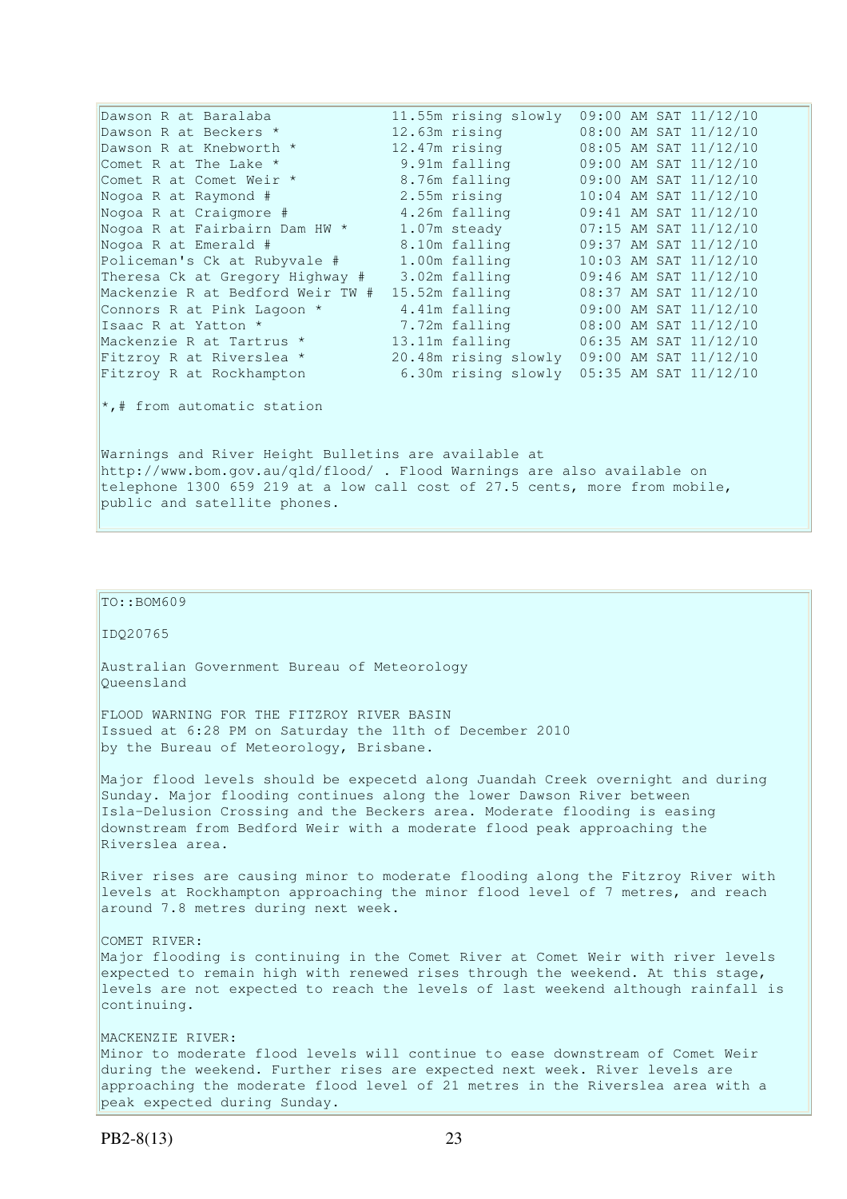| | | | |
|---|---|---|---|
| Dawson R at Baralaba | 11.55m | rising slowly | 09:00 AM SAT 11/12/10 |
| Dawson R at Beckers * | 12.63m | rising | 08:00 AM SAT 11/12/10 |
| Dawson R at Knebworth * | 12.47m | rising | 08:05 AM SAT 11/12/10 |
| Comet R at The Lake * | 9.91m | falling | 09:00 AM SAT 11/12/10 |
| Comet R at Comet Weir * | 8.76m | falling | 09:00 AM SAT 11/12/10 |
| Nogoa R at Raymond # | 2.55m | rising | 10:04 AM SAT 11/12/10 |
| Nogoa R at Craigmore # | 4.26m | falling | 09:41 AM SAT 11/12/10 |
| Nogoa R at Fairbairn Dam HW * | 1.07m | steady | 07:15 AM SAT 11/12/10 |
| Nogoa R at Emerald # | 8.10m | falling | 09:37 AM SAT 11/12/10 |
| Policeman's Ck at Rubyvale # | 1.00m | falling | 10:03 AM SAT 11/12/10 |
| Theresa Ck at Gregory Highway # | 3.02m | falling | 09:46 AM SAT 11/12/10 |
| Mackenzie R at Bedford Weir TW # | 15.52m | falling | 08:37 AM SAT 11/12/10 |
| Connors R at Pink Lagoon * | 4.41m | falling | 09:00 AM SAT 11/12/10 |
| Isaac R at Yatton * | 7.72m | falling | 08:00 AM SAT 11/12/10 |
| Mackenzie R at Tartrus * | 13.11m | falling | 06:35 AM SAT 11/12/10 |
| Fitzroy R at Riverslea * | 20.48m | rising slowly | 09:00 AM SAT 11/12/10 |
| Fitzroy R at Rockhampton | 6.30m | rising slowly | 05:35 AM SAT 11/12/10 |

*,# from automatic station

Warnings and River Height Bulletins are available at http://www.bom.gov.au/qld/flood/ . Flood Warnings are also available on telephone 1300 659 219 at a low call cost of 27.5 cents, more from mobile, public and satellite phones.

TO::BOM609

IDQ20765

Australian Government Bureau of Meteorology
Queensland

FLOOD WARNING FOR THE FITZROY RIVER BASIN
Issued at 6:28 PM on Saturday the 11th of December 2010
by the Bureau of Meteorology, Brisbane.

Major flood levels should be expecetd along Juandah Creek overnight and during Sunday. Major flooding continues along the lower Dawson River between Isla-Delusion Crossing and the Beckers area. Moderate flooding is easing downstream from Bedford Weir with a moderate flood peak approaching the Riverslea area.

River rises are causing minor to moderate flooding along the Fitzroy River with levels at Rockhampton approaching the minor flood level of 7 metres, and reach around 7.8 metres during next week.

COMET RIVER:
Major flooding is continuing in the Comet River at Comet Weir with river levels expected to remain high with renewed rises through the weekend. At this stage, levels are not expected to reach the levels of last weekend although rainfall is continuing.

MACKENZIE RIVER:
Minor to moderate flood levels will continue to ease downstream of Comet Weir during the weekend. Further rises are expected next week. River levels are approaching the moderate flood level of 21 metres in the Riverslea area with a peak expected during Sunday.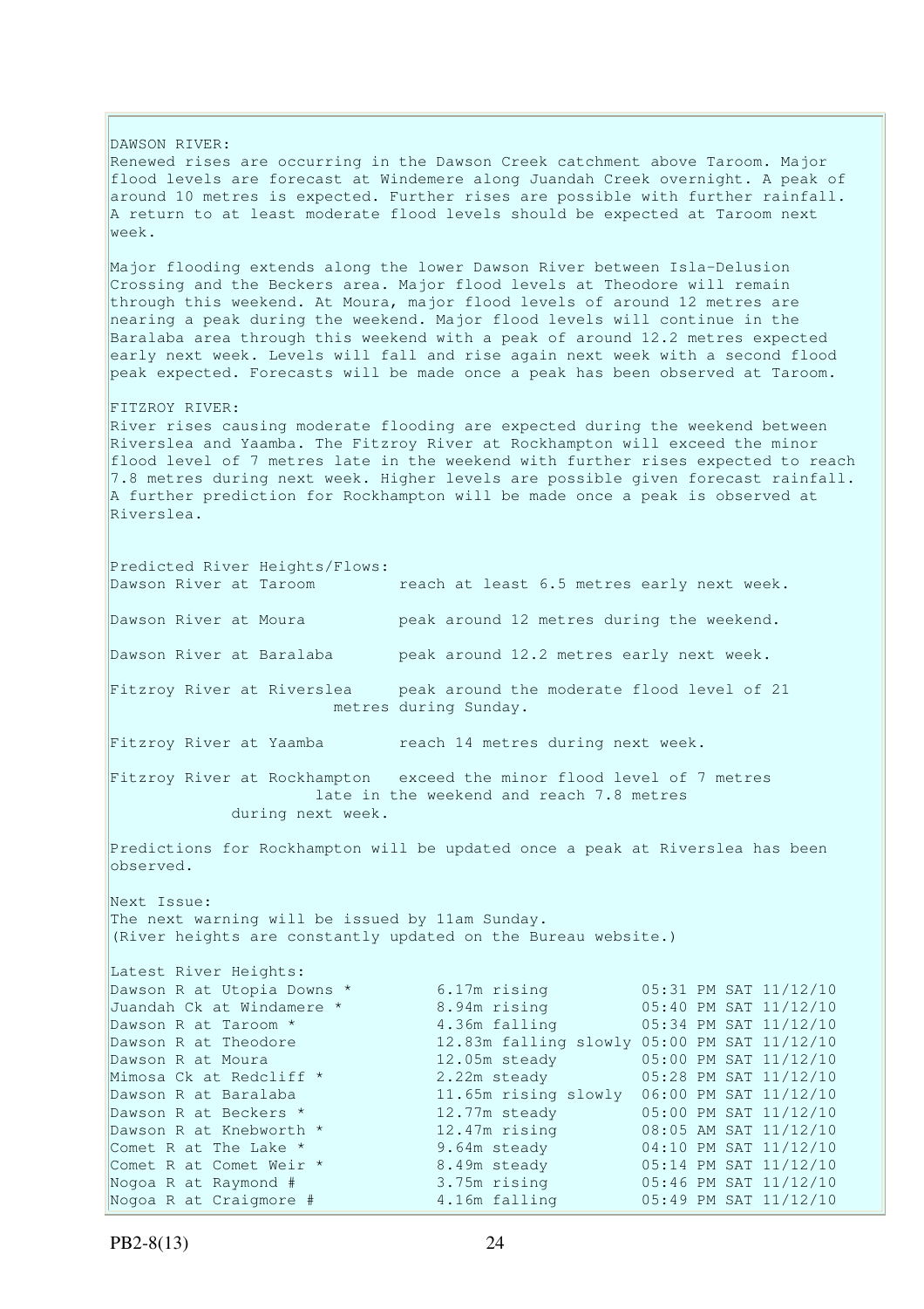DAWSON RIVER:
Renewed rises are occurring in the Dawson Creek catchment above Taroom. Major flood levels are forecast at Windemere along Juandah Creek overnight. A peak of around 10 metres is expected. Further rises are possible with further rainfall. A return to at least moderate flood levels should be expected at Taroom next week.

Major flooding extends along the lower Dawson River between Isla-Delusion Crossing and the Beckers area. Major flood levels at Theodore will remain through this weekend. At Moura, major flood levels of around 12 metres are nearing a peak during the weekend. Major flood levels will continue in the Baralaba area through this weekend with a peak of around 12.2 metres expected early next week. Levels will fall and rise again next week with a second flood peak expected. Forecasts will be made once a peak has been observed at Taroom.

FITZROY RIVER:
River rises causing moderate flooding are expected during the weekend between Riverslea and Yaamba. The Fitzroy River at Rockhampton will exceed the minor flood level of 7 metres late in the weekend with further rises expected to reach 7.8 metres during next week. Higher levels are possible given forecast rainfall. A further prediction for Rockhampton will be made once a peak is observed at Riverslea.

Predicted River Heights/Flows:

| | |
|---|---|
| Dawson River at Taroom | reach at least 6.5 metres early next week. |
| Dawson River at Moura | peak around 12 metres during the weekend. |
| Dawson River at Baralaba | peak around 12.2 metres early next week. |
| Fitzroy River at Riverslea | peak around the moderate flood level of 21 metres during Sunday. |
| Fitzroy River at Yaamba | reach 14 metres during next week. |
| Fitzroy River at Rockhampton | exceed the minor flood level of 7 metres late in the weekend and reach 7.8 metres during next week. |

Predictions for Rockhampton will be updated once a peak at Riverslea has been observed.

Next Issue:
The next warning will be issued by 11am Sunday.
(River heights are constantly updated on the Bureau website.)

Latest River Heights:

| | | |
|---|---|---|
| Dawson R at Utopia Downs * | 6.17m rising | 05:31 PM SAT 11/12/10 |
| Juandah Ck at Windamere * | 8.94m rising | 05:40 PM SAT 11/12/10 |
| Dawson R at Taroom * | 4.36m falling | 05:34 PM SAT 11/12/10 |
| Dawson R at Theodore | 12.83m falling slowly | 05:00 PM SAT 11/12/10 |
| Dawson R at Moura | 12.05m steady | 05:00 PM SAT 11/12/10 |
| Mimosa Ck at Redcliff * | 2.22m steady | 05:28 PM SAT 11/12/10 |
| Dawson R at Baralaba | 11.65m rising slowly | 06:00 PM SAT 11/12/10 |
| Dawson R at Beckers * | 12.77m steady | 05:00 PM SAT 11/12/10 |
| Dawson R at Knebworth * | 12.47m rising | 08:05 AM SAT 11/12/10 |
| Comet R at The Lake * | 9.64m steady | 04:10 PM SAT 11/12/10 |
| Comet R at Comet Weir * | 8.49m steady | 05:14 PM SAT 11/12/10 |
| Nogoa R at Raymond # | 3.75m rising | 05:46 PM SAT 11/12/10 |
| Nogoa R at Craigmore # | 4.16m falling | 05:49 PM SAT 11/12/10 |

PB2-8(13)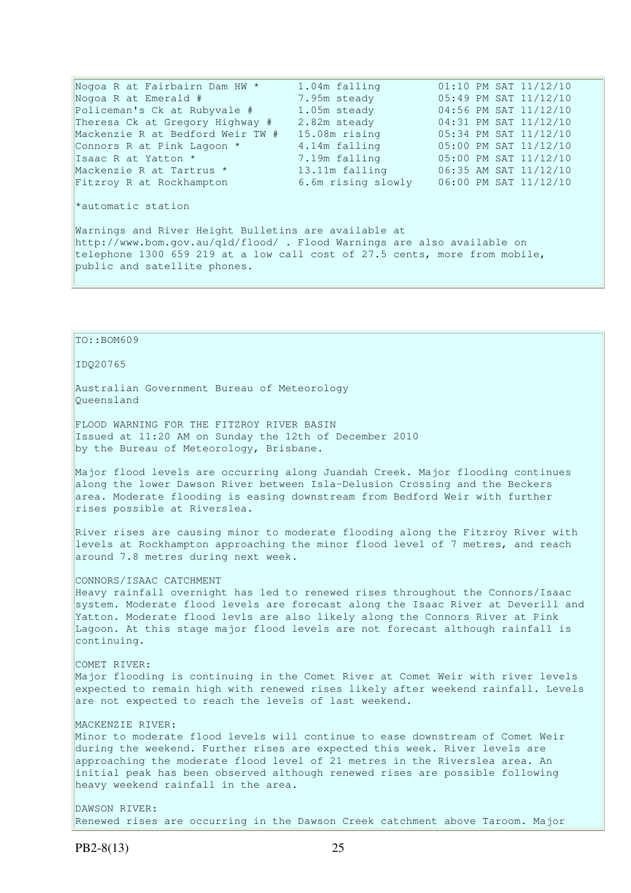| | | |
|---|---|---|
| Nogoa R at Fairbairn Dam HW * | 1.04m falling | 01:10 PM SAT 11/12/10 |
| Nogoa R at Emerald # | 7.95m steady | 05:49 PM SAT 11/12/10 |
| Policeman's Ck at Rubyvale # | 1.05m steady | 04:56 PM SAT 11/12/10 |
| Theresa Ck at Gregory Highway # | 2.82m steady | 04:31 PM SAT 11/12/10 |
| Mackenzie R at Bedford Weir TW # | 15.08m rising | 05:34 PM SAT 11/12/10 |
| Connors R at Pink Lagoon * | 4.14m falling | 05:00 PM SAT 11/12/10 |
| Isaac R at Yatton * | 7.19m falling | 05:00 PM SAT 11/12/10 |
| Mackenzie R at Tartrus * | 13.11m falling | 06:35 AM SAT 11/12/10 |
| Fitzroy R at Rockhampton | 6.6m rising slowly | 06:00 PM SAT 11/12/10 |

*automatic station

Warnings and River Height Bulletins are available at http://www.bom.gov.au/qld/flood/ . Flood Warnings are also available on telephone 1300 659 219 at a low call cost of 27.5 cents, more from mobile, public and satellite phones.

TO::BOM609

IDQ20765

Australian Government Bureau of Meteorology
Queensland

FLOOD WARNING FOR THE FITZROY RIVER BASIN
Issued at 11:20 AM on Sunday the 12th of December 2010
by the Bureau of Meteorology, Brisbane.

Major flood levels are occurring along Juandah Creek. Major flooding continues along the lower Dawson River between Isla-Delusion Crossing and the Beckers area. Moderate flooding is easing downstream from Bedford Weir with further rises possible at Riverslea.

River rises are causing minor to moderate flooding along the Fitzroy River with levels at Rockhampton approaching the minor flood level of 7 metres, and reach around 7.8 metres during next week.

CONNORS/ISAAC CATCHMENT
Heavy rainfall overnight has led to renewed rises throughout the Connors/Isaac system. Moderate flood levels are forecast along the Isaac River at Deverill and Yatton. Moderate flood levls are also likely along the Connors River at Pink Lagoon. At this stage major flood levels are not forecast although rainfall is continuing.

COMET RIVER:
Major flooding is continuing in the Comet River at Comet Weir with river levels expected to remain high with renewed rises likely after weekend rainfall. Levels are not expected to reach the levels of last weekend.

MACKENZIE RIVER:
Minor to moderate flood levels will continue to ease downstream of Comet Weir during the weekend. Further rises are expected this week. River levels are approaching the moderate flood level of 21 metres in the Riverslea area. An initial peak has been observed although renewed rises are possible following heavy weekend rainfall in the area.

DAWSON RIVER:
Renewed rises are occurring in the Dawson Creek catchment above Taroom. Major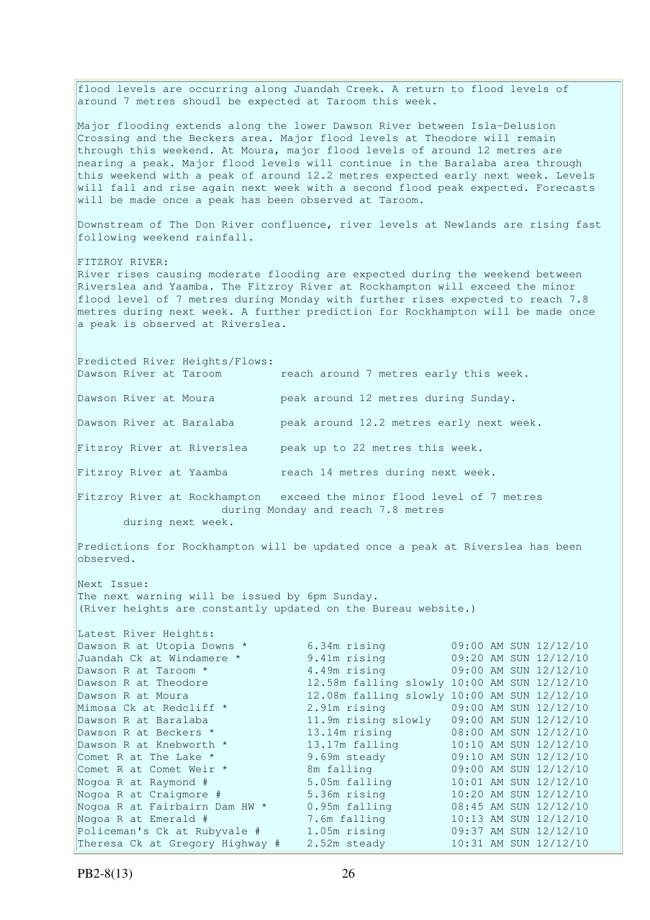flood levels are occurring along Juandah Creek. A return to flood levels of around 7 metres shoudl be expected at Taroom this week.

Major flooding extends along the lower Dawson River between Isla-Delusion Crossing and the Beckers area. Major flood levels at Theodore will remain through this weekend. At Moura, major flood levels of around 12 metres are nearing a peak. Major flood levels will continue in the Baralaba area through this weekend with a peak of around 12.2 metres expected early next week. Levels will fall and rise again next week with a second flood peak expected. Forecasts will be made once a peak has been observed at Taroom.

Downstream of The Don River confluence, river levels at Newlands are rising fast following weekend rainfall.

FITZROY RIVER:
River rises causing moderate flooding are expected during the weekend between Riverslea and Yaamba. The Fitzroy River at Rockhampton will exceed the minor flood level of 7 metres during Monday with further rises expected to reach 7.8 metres during next week. A further prediction for Rockhampton will be made once a peak is observed at Riverslea.

Predicted River Heights/Flows:

| | |
|---|---|
| Dawson River at Taroom | reach around 7 metres early this week. |
| Dawson River at Moura | peak around 12 metres during Sunday. |
| Dawson River at Baralaba | peak around 12.2 metres early next week. |
| Fitzroy River at Riverslea | peak up to 22 metres this week. |
| Fitzroy River at Yaamba | reach 14 metres during next week. |
| Fitzroy River at Rockhampton | exceed the minor flood level of 7 metres during Monday and reach 7.8 metres during next week. |

Predictions for Rockhampton will be updated once a peak at Riverslea has been observed.

Next Issue:
The next warning will be issued by 6pm Sunday.
(River heights are constantly updated on the Bureau website.)

Latest River Heights:

| | | |
|---|---|---|
| Dawson R at Utopia Downs * | 6.34m rising | 09:00 AM SUN 12/12/10 |
| Juandah Ck at Windamere * | 9.41m rising | 09:20 AM SUN 12/12/10 |
| Dawson R at Taroom * | 4.49m rising | 09:00 AM SUN 12/12/10 |
| Dawson R at Theodore | 12.58m falling slowly | 10:00 AM SUN 12/12/10 |
| Dawson R at Moura | 12.08m falling slowly | 10:00 AM SUN 12/12/10 |
| Mimosa Ck at Redcliff * | 2.91m rising | 09:00 AM SUN 12/12/10 |
| Dawson R at Baralaba | 11.9m rising slowly | 09:00 AM SUN 12/12/10 |
| Dawson R at Beckers * | 13.14m rising | 08:00 AM SUN 12/12/10 |
| Dawson R at Knebworth * | 13.17m falling | 10:10 AM SUN 12/12/10 |
| Comet R at The Lake * | 9.69m steady | 09:10 AM SUN 12/12/10 |
| Comet R at Comet Weir * | 8m falling | 09:00 AM SUN 12/12/10 |
| Nogoa R at Raymond # | 5.05m falling | 10:01 AM SUN 12/12/10 |
| Nogoa R at Craigmore # | 5.36m rising | 10:20 AM SUN 12/12/10 |
| Nogoa R at Fairbairn Dam HW * | 0.95m falling | 08:45 AM SUN 12/12/10 |
| Nogoa R at Emerald # | 7.6m falling | 10:13 AM SUN 12/12/10 |
| Policeman's Ck at Rubyvale # | 1.05m rising | 09:37 AM SUN 12/12/10 |
| Theresa Ck at Gregory Highway # | 2.52m steady | 10:31 AM SUN 12/12/10 |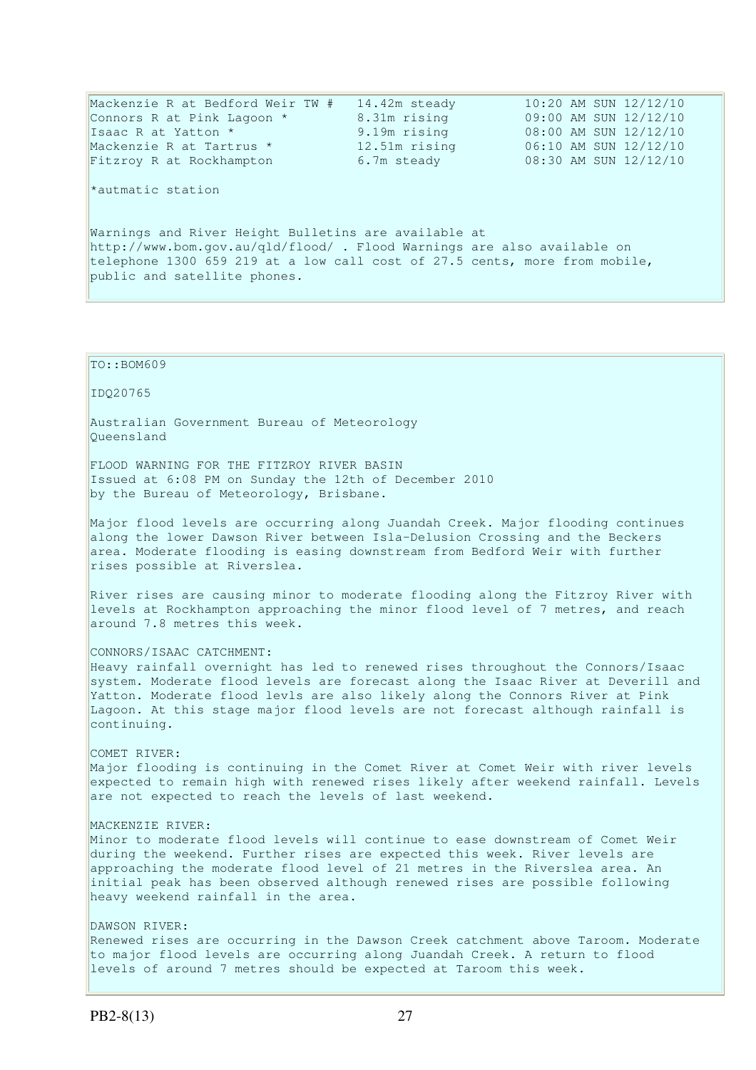| | | |
|---|---|---|
| Mackenzie R at Bedford Weir TW # | 14.42m steady | 10:20 AM SUN 12/12/10 |
| Connors R at Pink Lagoon * | 8.31m rising | 09:00 AM SUN 12/12/10 |
| Isaac R at Yatton * | 9.19m rising | 08:00 AM SUN 12/12/10 |
| Mackenzie R at Tartrus * | 12.51m rising | 06:10 AM SUN 12/12/10 |
| Fitzroy R at Rockhampton | 6.7m steady | 08:30 AM SUN 12/12/10 |

*autmatic station

Warnings and River Height Bulletins are available at http://www.bom.gov.au/qld/flood/ . Flood Warnings are also available on telephone 1300 659 219 at a low call cost of 27.5 cents, more from mobile, public and satellite phones.

TO::BOM609

IDQ20765

Australian Government Bureau of Meteorology
Queensland

FLOOD WARNING FOR THE FITZROY RIVER BASIN
Issued at 6:08 PM on Sunday the 12th of December 2010
by the Bureau of Meteorology, Brisbane.

Major flood levels are occurring along Juandah Creek. Major flooding continues along the lower Dawson River between Isla-Delusion Crossing and the Beckers area. Moderate flooding is easing downstream from Bedford Weir with further rises possible at Riverslea.

River rises are causing minor to moderate flooding along the Fitzroy River with levels at Rockhampton approaching the minor flood level of 7 metres, and reach around 7.8 metres this week.

CONNORS/ISAAC CATCHMENT:
Heavy rainfall overnight has led to renewed rises throughout the Connors/Isaac system. Moderate flood levels are forecast along the Isaac River at Deverill and Yatton. Moderate flood levls are also likely along the Connors River at Pink Lagoon. At this stage major flood levels are not forecast although rainfall is continuing.

COMET RIVER:
Major flooding is continuing in the Comet River at Comet Weir with river levels expected to remain high with renewed rises likely after weekend rainfall. Levels are not expected to reach the levels of last weekend.

MACKENZIE RIVER:
Minor to moderate flood levels will continue to ease downstream of Comet Weir during the weekend. Further rises are expected this week. River levels are approaching the moderate flood level of 21 metres in the Riverslea area. An initial peak has been observed although renewed rises are possible following heavy weekend rainfall in the area.

DAWSON RIVER:
Renewed rises are occurring in the Dawson Creek catchment above Taroom. Moderate to major flood levels are occurring along Juandah Creek. A return to flood levels of around 7 metres should be expected at Taroom this week.

PB2-8(13)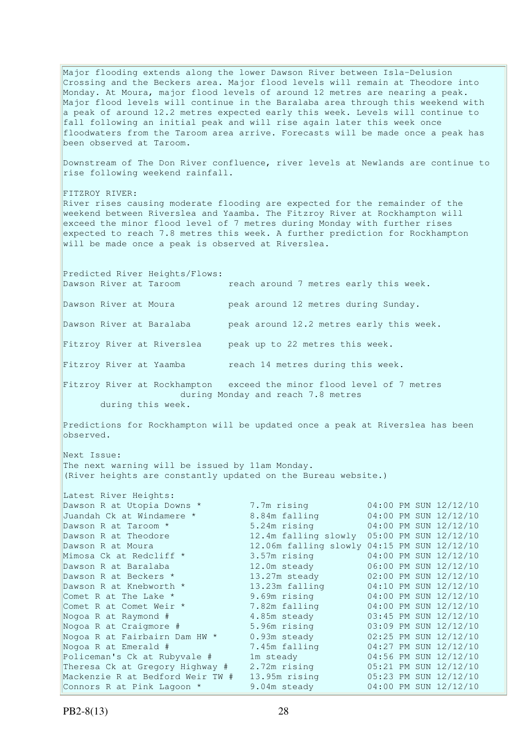Major flooding extends along the lower Dawson River between Isla-Delusion Crossing and the Beckers area. Major flood levels will remain at Theodore into Monday. At Moura, major flood levels of around 12 metres are nearing a peak. Major flood levels will continue in the Baralaba area through this weekend with a peak of around 12.2 metres expected early this week. Levels will continue to fall following an initial peak and will rise again later this week once floodwaters from the Taroom area arrive. Forecasts will be made once a peak has been observed at Taroom.

Downstream of The Don River confluence, river levels at Newlands are continue to rise following weekend rainfall.

FITZROY RIVER:
River rises causing moderate flooding are expected for the remainder of the weekend between Riverslea and Yaamba. The Fitzroy River at Rockhampton will exceed the minor flood level of 7 metres during Monday with further rises expected to reach 7.8 metres this week. A further prediction for Rockhampton will be made once a peak is observed at Riverslea.

Predicted River Heights/Flows:

| | |
|---|---|
| Dawson River at Taroom | reach around 7 metres early this week. |
| Dawson River at Moura | peak around 12 metres during Sunday. |
| Dawson River at Baralaba | peak around 12.2 metres early this week. |
| Fitzroy River at Riverslea | peak up to 22 metres this week. |
| Fitzroy River at Yaamba | reach 14 metres during this week. |
| Fitzroy River at Rockhampton | exceed the minor flood level of 7 metres during Monday and reach 7.8 metres during this week. |

Predictions for Rockhampton will be updated once a peak at Riverslea has been observed.

Next Issue:
The next warning will be issued by 11am Monday.
(River heights are constantly updated on the Bureau website.)

Latest River Heights:

| | | |
|---|---|---|
| Dawson R at Utopia Downs * | 7.7m rising | 04:00 PM SUN 12/12/10 |
| Juandah Ck at Windamere * | 8.84m falling | 04:00 PM SUN 12/12/10 |
| Dawson R at Taroom * | 5.24m rising | 04:00 PM SUN 12/12/10 |
| Dawson R at Theodore | 12.4m falling slowly | 05:00 PM SUN 12/12/10 |
| Dawson R at Moura | 12.06m falling slowly | 04:15 PM SUN 12/12/10 |
| Mimosa Ck at Redcliff * | 3.57m rising | 04:00 PM SUN 12/12/10 |
| Dawson R at Baralaba | 12.0m steady | 06:00 PM SUN 12/12/10 |
| Dawson R at Beckers * | 13.27m steady | 02:00 PM SUN 12/12/10 |
| Dawson R at Knebworth * | 13.23m falling | 04:10 PM SUN 12/12/10 |
| Comet R at The Lake * | 9.69m rising | 04:00 PM SUN 12/12/10 |
| Comet R at Comet Weir * | 7.82m falling | 04:00 PM SUN 12/12/10 |
| Nogoa R at Raymond # | 4.85m steady | 03:45 PM SUN 12/12/10 |
| Nogoa R at Craigmore # | 5.96m rising | 03:09 PM SUN 12/12/10 |
| Nogoa R at Fairbairn Dam HW * | 0.93m steady | 02:25 PM SUN 12/12/10 |
| Nogoa R at Emerald # | 7.45m falling | 04:27 PM SUN 12/12/10 |
| Policeman's Ck at Rubyvale # | 1m steady | 04:56 PM SUN 12/12/10 |
| Theresa Ck at Gregory Highway # | 2.72m rising | 05:21 PM SUN 12/12/10 |
| Mackenzie R at Bedford Weir TW # | 13.95m rising | 05:23 PM SUN 12/12/10 |
| Connors R at Pink Lagoon * | 9.04m steady | 04:00 PM SUN 12/12/10 |

PB2-8(13)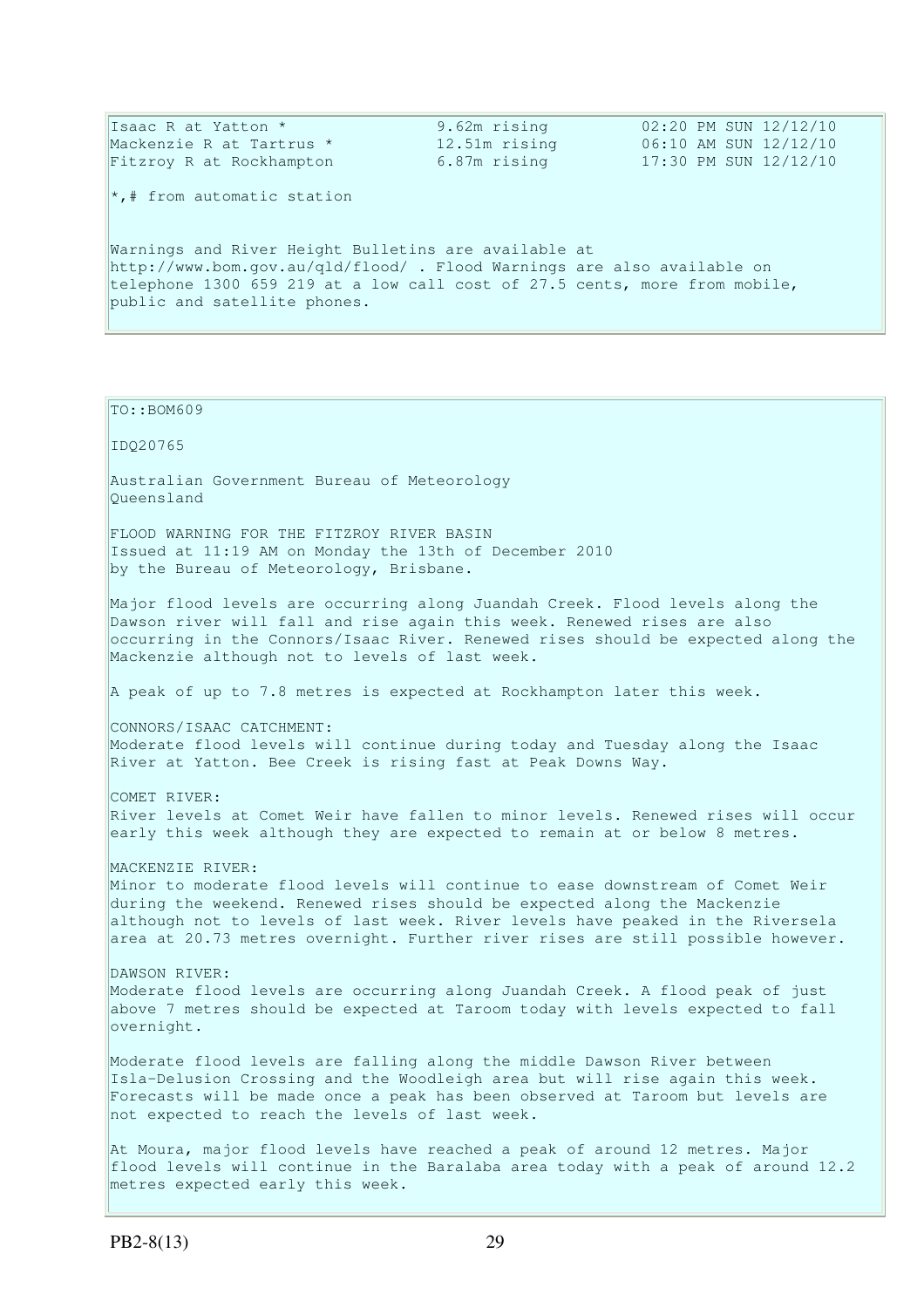| | | |
|---|---|---|
| Isaac R at Yatton * | 9.62m rising | 02:20 PM SUN 12/12/10 |
| Mackenzie R at Tartrus * | 12.51m rising | 06:10 AM SUN 12/12/10 |
| Fitzroy R at Rockhampton | 6.87m rising | 17:30 PM SUN 12/12/10 |

*,# from automatic station

Warnings and River Height Bulletins are available at http://www.bom.gov.au/qld/flood/ . Flood Warnings are also available on telephone 1300 659 219 at a low call cost of 27.5 cents, more from mobile, public and satellite phones.

TO::BOM609

IDQ20765

Australian Government Bureau of Meteorology
Queensland

FLOOD WARNING FOR THE FITZROY RIVER BASIN
Issued at 11:19 AM on Monday the 13th of December 2010
by the Bureau of Meteorology, Brisbane.

Major flood levels are occurring along Juandah Creek. Flood levels along the Dawson river will fall and rise again this week. Renewed rises are also occurring in the Connors/Isaac River. Renewed rises should be expected along the Mackenzie although not to levels of last week.

A peak of up to 7.8 metres is expected at Rockhampton later this week.

CONNORS/ISAAC CATCHMENT:
Moderate flood levels will continue during today and Tuesday along the Isaac River at Yatton. Bee Creek is rising fast at Peak Downs Way.

COMET RIVER:
River levels at Comet Weir have fallen to minor levels. Renewed rises will occur early this week although they are expected to remain at or below 8 metres.

MACKENZIE RIVER:
Minor to moderate flood levels will continue to ease downstream of Comet Weir during the weekend. Renewed rises should be expected along the Mackenzie although not to levels of last week. River levels have peaked in the Riversela area at 20.73 metres overnight. Further river rises are still possible however.

DAWSON RIVER:
Moderate flood levels are occurring along Juandah Creek. A flood peak of just above 7 metres should be expected at Taroom today with levels expected to fall overnight.

Moderate flood levels are falling along the middle Dawson River between Isla-Delusion Crossing and the Woodleigh area but will rise again this week. Forecasts will be made once a peak has been observed at Taroom but levels are not expected to reach the levels of last week.

At Moura, major flood levels have reached a peak of around 12 metres. Major flood levels will continue in the Baralaba area today with a peak of around 12.2 metres expected early this week.

PB2-8(13)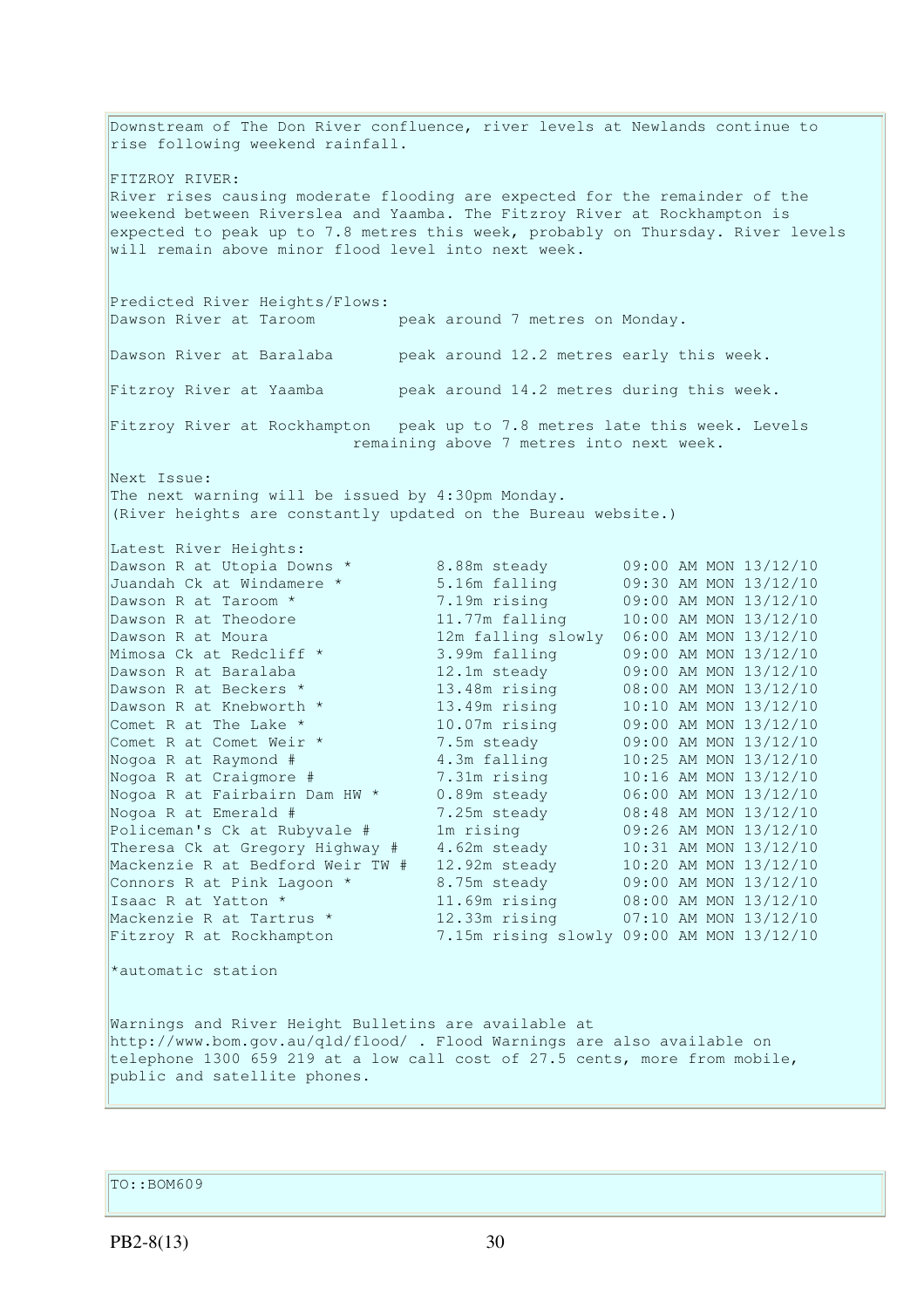Downstream of The Don River confluence, river levels at Newlands continue to rise following weekend rainfall.

FITZROY RIVER:
River rises causing moderate flooding are expected for the remainder of the weekend between Riverslea and Yaamba. The Fitzroy River at Rockhampton is expected to peak up to 7.8 metres this week, probably on Thursday. River levels will remain above minor flood level into next week.

Predicted River Heights/Flows:

| | |
|---|---|
| Dawson River at Taroom | peak around 7 metres on Monday. |
| Dawson River at Baralaba | peak around 12.2 metres early this week. |
| Fitzroy River at Yaamba | peak around 14.2 metres during this week. |
| Fitzroy River at Rockhampton | peak up to 7.8 metres late this week. Levels remaining above 7 metres into next week. |

Next Issue:
The next warning will be issued by 4:30pm Monday.
(River heights are constantly updated on the Bureau website.)

Latest River Heights:

| | | |
|---|---|---|
| Dawson R at Utopia Downs * | 8.88m steady | 09:00 AM MON 13/12/10 |
| Juandah Ck at Windamere * | 5.16m falling | 09:30 AM MON 13/12/10 |
| Dawson R at Taroom * | 7.19m rising | 09:00 AM MON 13/12/10 |
| Dawson R at Theodore | 11.77m falling | 10:00 AM MON 13/12/10 |
| Dawson R at Moura | 12m falling slowly | 06:00 AM MON 13/12/10 |
| Mimosa Ck at Redcliff * | 3.99m falling | 09:00 AM MON 13/12/10 |
| Dawson R at Baralaba | 12.1m steady | 09:00 AM MON 13/12/10 |
| Dawson R at Beckers * | 13.48m rising | 08:00 AM MON 13/12/10 |
| Dawson R at Knebworth * | 13.49m rising | 10:10 AM MON 13/12/10 |
| Comet R at The Lake * | 10.07m rising | 09:00 AM MON 13/12/10 |
| Comet R at Comet Weir * | 7.5m steady | 09:00 AM MON 13/12/10 |
| Nogoa R at Raymond # | 4.3m falling | 10:25 AM MON 13/12/10 |
| Nogoa R at Craigmore # | 7.31m rising | 10:16 AM MON 13/12/10 |
| Nogoa R at Fairbairn Dam HW * | 0.89m steady | 06:00 AM MON 13/12/10 |
| Nogoa R at Emerald # | 7.25m steady | 08:48 AM MON 13/12/10 |
| Policeman's Ck at Rubyvale # | 1m rising | 09:26 AM MON 13/12/10 |
| Theresa Ck at Gregory Highway # | 4.62m steady | 10:31 AM MON 13/12/10 |
| Mackenzie R at Bedford Weir TW # | 12.92m steady | 10:20 AM MON 13/12/10 |
| Connors R at Pink Lagoon * | 8.75m steady | 09:00 AM MON 13/12/10 |
| Isaac R at Yatton * | 11.69m rising | 08:00 AM MON 13/12/10 |
| Mackenzie R at Tartrus * | 12.33m rising | 07:10 AM MON 13/12/10 |
| Fitzroy R at Rockhampton | 7.15m rising slowly | 09:00 AM MON 13/12/10 |

*automatic station

Warnings and River Height Bulletins are available at http://www.bom.gov.au/qld/flood/ . Flood Warnings are also available on telephone 1300 659 219 at a low call cost of 27.5 cents, more from mobile, public and satellite phones.

TO::BOM609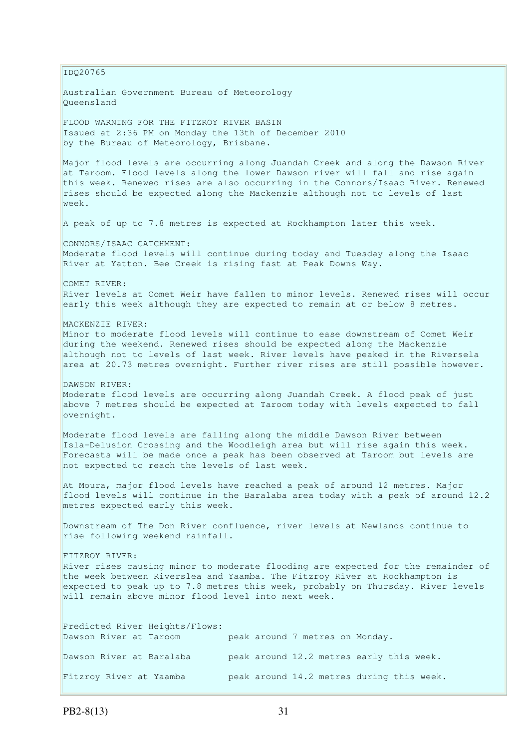IDQ20765

Australian Government Bureau of Meteorology
Queensland

FLOOD WARNING FOR THE FITZROY RIVER BASIN
Issued at 2:36 PM on Monday the 13th of December 2010
by the Bureau of Meteorology, Brisbane.

Major flood levels are occurring along Juandah Creek and along the Dawson River at Taroom. Flood levels along the lower Dawson river will fall and rise again this week. Renewed rises are also occurring in the Connors/Isaac River. Renewed rises should be expected along the Mackenzie although not to levels of last week.

A peak of up to 7.8 metres is expected at Rockhampton later this week.

CONNORS/ISAAC CATCHMENT:
Moderate flood levels will continue during today and Tuesday along the Isaac River at Yatton. Bee Creek is rising fast at Peak Downs Way.

COMET RIVER:
River levels at Comet Weir have fallen to minor levels. Renewed rises will occur early this week although they are expected to remain at or below 8 metres.

MACKENZIE RIVER:
Minor to moderate flood levels will continue to ease downstream of Comet Weir during the weekend. Renewed rises should be expected along the Mackenzie although not to levels of last week. River levels have peaked in the Riversela area at 20.73 metres overnight. Further river rises are still possible however.

DAWSON RIVER:
Moderate flood levels are occurring along Juandah Creek. A flood peak of just above 7 metres should be expected at Taroom today with levels expected to fall overnight.

Moderate flood levels are falling along the middle Dawson River between Isla-Delusion Crossing and the Woodleigh area but will rise again this week. Forecasts will be made once a peak has been observed at Taroom but levels are not expected to reach the levels of last week.

At Moura, major flood levels have reached a peak of around 12 metres. Major flood levels will continue in the Baralaba area today with a peak of around 12.2 metres expected early this week.

Downstream of The Don River confluence, river levels at Newlands continue to rise following weekend rainfall.

FITZROY RIVER:
River rises causing minor to moderate flooding are expected for the remainder of the week between Riverslea and Yaamba. The Fitzroy River at Rockhampton is expected to peak up to 7.8 metres this week, probably on Thursday. River levels will remain above minor flood level into next week.

Predicted River Heights/Flows:

| | |
|---|---|
| Dawson River at Taroom | peak around 7 metres on Monday. |
| Dawson River at Baralaba | peak around 12.2 metres early this week. |
| Fitzroy River at Yaamba | peak around 14.2 metres during this week. |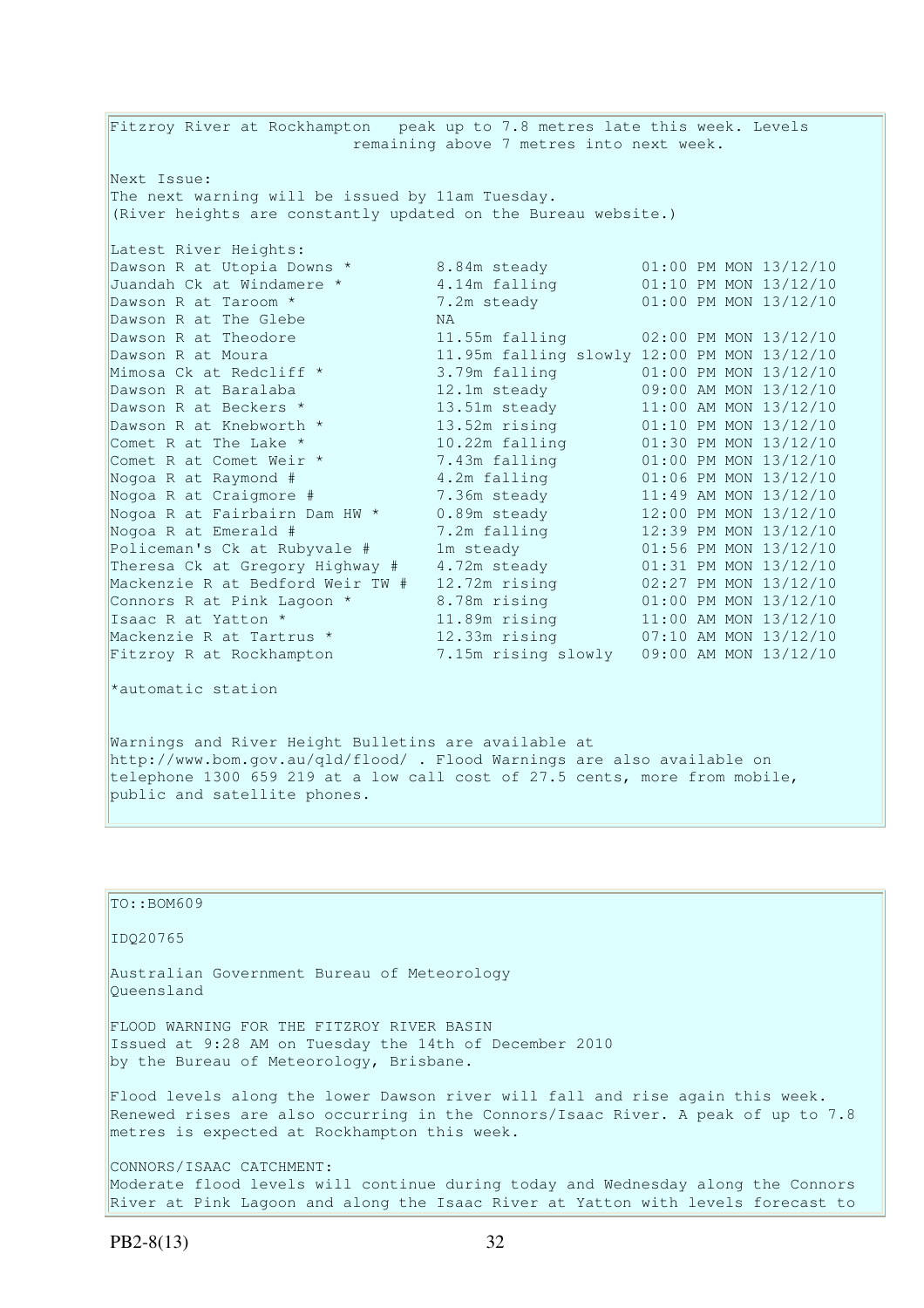Fitzroy River at Rockhampton peak up to 7.8 metres late this week. Levels remaining above 7 metres into next week.

Next Issue:
The next warning will be issued by 11am Tuesday.
(River heights are constantly updated on the Bureau website.)

Latest River Heights:

| Location | Height | Time |
|---|---|---|
| Dawson R at Utopia Downs * | 8.84m steady | 01:00 PM MON 13/12/10 |
| Juandah Ck at Windamere * | 4.14m falling | 01:10 PM MON 13/12/10 |
| Dawson R at Taroom * | 7.2m steady | 01:00 PM MON 13/12/10 |
| Dawson R at The Glebe | NA | |
| Dawson R at Theodore | 11.55m falling | 02:00 PM MON 13/12/10 |
| Dawson R at Moura | 11.95m falling slowly | 12:00 PM MON 13/12/10 |
| Mimosa Ck at Redcliff * | 3.79m falling | 01:00 PM MON 13/12/10 |
| Dawson R at Baralaba | 12.1m steady | 09:00 AM MON 13/12/10 |
| Dawson R at Beckers * | 13.51m steady | 11:00 AM MON 13/12/10 |
| Dawson R at Knebworth * | 13.52m rising | 01:10 PM MON 13/12/10 |
| Comet R at The Lake * | 10.22m falling | 01:30 PM MON 13/12/10 |
| Comet R at Comet Weir * | 7.43m falling | 01:00 PM MON 13/12/10 |
| Nogoa R at Raymond # | 4.2m falling | 01:06 PM MON 13/12/10 |
| Nogoa R at Craigmore # | 7.36m steady | 11:49 AM MON 13/12/10 |
| Nogoa R at Fairbairn Dam HW * | 0.89m steady | 12:00 PM MON 13/12/10 |
| Nogoa R at Emerald # | 7.2m falling | 12:39 PM MON 13/12/10 |
| Policeman's Ck at Rubyvale # | 1m steady | 01:56 PM MON 13/12/10 |
| Theresa Ck at Gregory Highway # | 4.72m steady | 01:31 PM MON 13/12/10 |
| Mackenzie R at Bedford Weir TW # | 12.72m rising | 02:27 PM MON 13/12/10 |
| Connors R at Pink Lagoon * | 8.78m rising | 01:00 PM MON 13/12/10 |
| Isaac R at Yatton * | 11.89m rising | 11:00 AM MON 13/12/10 |
| Mackenzie R at Tartrus * | 12.33m rising | 07:10 AM MON 13/12/10 |
| Fitzroy R at Rockhampton | 7.15m rising slowly | 09:00 AM MON 13/12/10 |

*automatic station

Warnings and River Height Bulletins are available at http://www.bom.gov.au/qld/flood/ . Flood Warnings are also available on telephone 1300 659 219 at a low call cost of 27.5 cents, more from mobile, public and satellite phones.

---

TO::BOM609

IDQ20765

Australian Government Bureau of Meteorology
Queensland

FLOOD WARNING FOR THE FITZROY RIVER BASIN
Issued at 9:28 AM on Tuesday the 14th of December 2010
by the Bureau of Meteorology, Brisbane.

Flood levels along the lower Dawson river will fall and rise again this week. Renewed rises are also occurring in the Connors/Isaac River. A peak of up to 7.8 metres is expected at Rockhampton this week.

CONNORS/ISAAC CATCHMENT:
Moderate flood levels will continue during today and Wednesday along the Connors River at Pink Lagoon and along the Isaac River at Yatton with levels forecast to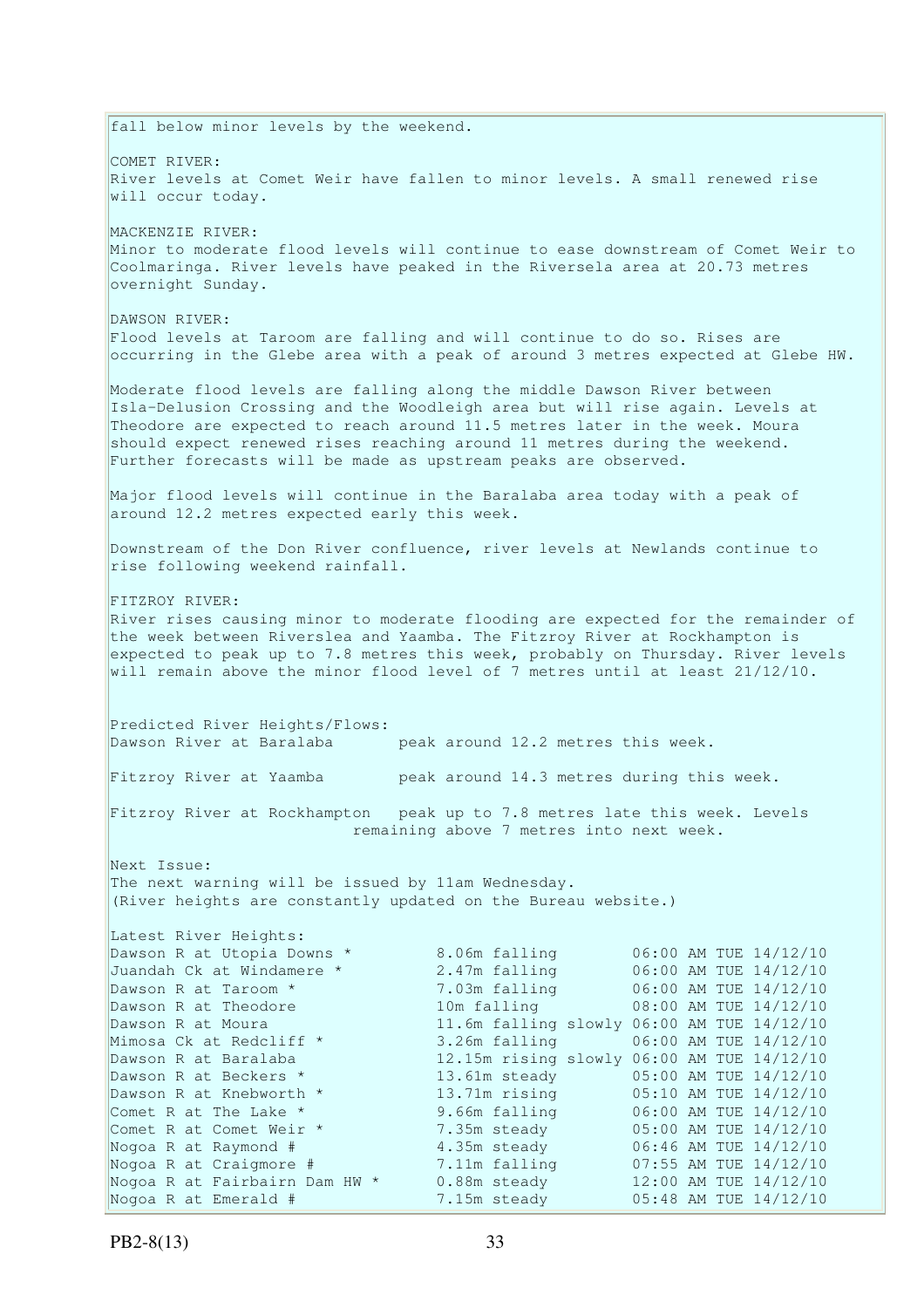fall below minor levels by the weekend.

COMET RIVER:
River levels at Comet Weir have fallen to minor levels. A small renewed rise will occur today.

MACKENZIE RIVER:
Minor to moderate flood levels will continue to ease downstream of Comet Weir to Coolmaringa. River levels have peaked in the Riversela area at 20.73 metres overnight Sunday.

DAWSON RIVER:
Flood levels at Taroom are falling and will continue to do so. Rises are occurring in the Glebe area with a peak of around 3 metres expected at Glebe HW.

Moderate flood levels are falling along the middle Dawson River between Isla-Delusion Crossing and the Woodleigh area but will rise again. Levels at Theodore are expected to reach around 11.5 metres later in the week. Moura should expect renewed rises reaching around 11 metres during the weekend. Further forecasts will be made as upstream peaks are observed.

Major flood levels will continue in the Baralaba area today with a peak of around 12.2 metres expected early this week.

Downstream of the Don River confluence, river levels at Newlands continue to rise following weekend rainfall.

FITZROY RIVER:
River rises causing minor to moderate flooding are expected for the remainder of the week between Riverslea and Yaamba. The Fitzroy River at Rockhampton is expected to peak up to 7.8 metres this week, probably on Thursday. River levels will remain above the minor flood level of 7 metres until at least 21/12/10.

Predicted River Heights/Flows:

| | |
|---|---|
| Dawson River at Baralaba | peak around 12.2 metres this week. |
| Fitzroy River at Yaamba | peak around 14.3 metres during this week. |
| Fitzroy River at Rockhampton | peak up to 7.8 metres late this week. Levels remaining above 7 metres into next week. |

Next Issue:
The next warning will be issued by 11am Wednesday.
(River heights are constantly updated on the Bureau website.)

Latest River Heights:

| | | |
|---|---|---|
| Dawson R at Utopia Downs * | 8.06m falling | 06:00 AM TUE 14/12/10 |
| Juandah Ck at Windamere * | 2.47m falling | 06:00 AM TUE 14/12/10 |
| Dawson R at Taroom * | 7.03m falling | 06:00 AM TUE 14/12/10 |
| Dawson R at Theodore | 10m falling | 08:00 AM TUE 14/12/10 |
| Dawson R at Moura | 11.6m falling slowly | 06:00 AM TUE 14/12/10 |
| Mimosa Ck at Redcliff * | 3.26m falling | 06:00 AM TUE 14/12/10 |
| Dawson R at Baralaba | 12.15m rising slowly | 06:00 AM TUE 14/12/10 |
| Dawson R at Beckers * | 13.61m steady | 05:00 AM TUE 14/12/10 |
| Dawson R at Knebworth * | 13.71m rising | 05:10 AM TUE 14/12/10 |
| Comet R at The Lake * | 9.66m falling | 06:00 AM TUE 14/12/10 |
| Comet R at Comet Weir * | 7.35m steady | 05:00 AM TUE 14/12/10 |
| Nogoa R at Raymond # | 4.35m steady | 06:46 AM TUE 14/12/10 |
| Nogoa R at Craigmore # | 7.11m falling | 07:55 AM TUE 14/12/10 |
| Nogoa R at Fairbairn Dam HW * | 0.88m steady | 12:00 AM TUE 14/12/10 |
| Nogoa R at Emerald # | 7.15m steady | 05:48 AM TUE 14/12/10 |

PB2-8(13)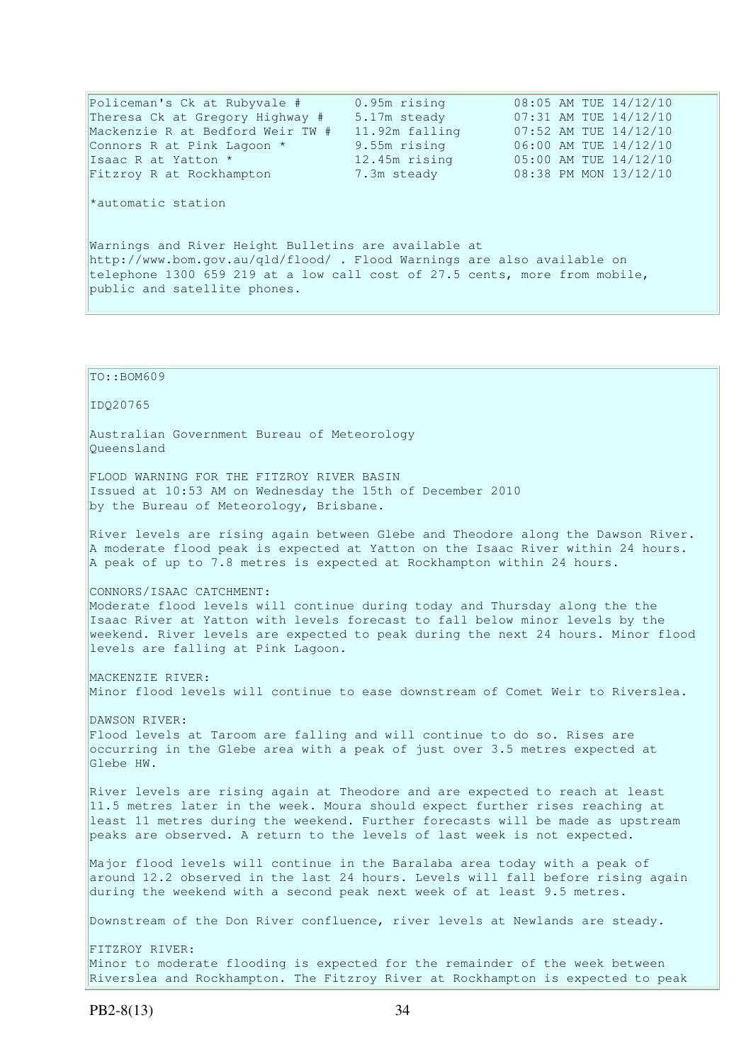| | | |
|---|---|---|
| Policeman's Ck at Rubyvale # | 0.95m rising | 08:05 AM TUE 14/12/10 |
| Theresa Ck at Gregory Highway # | 5.17m steady | 07:31 AM TUE 14/12/10 |
| Mackenzie R at Bedford Weir TW # | 11.92m falling | 07:52 AM TUE 14/12/10 |
| Connors R at Pink Lagoon * | 9.55m rising | 06:00 AM TUE 14/12/10 |
| Isaac R at Yatton * | 12.45m rising | 05:00 AM TUE 14/12/10 |
| Fitzroy R at Rockhampton | 7.3m steady | 08:38 PM MON 13/12/10 |

*automatic station

Warnings and River Height Bulletins are available at http://www.bom.gov.au/qld/flood/ . Flood Warnings are also available on telephone 1300 659 219 at a low call cost of 27.5 cents, more from mobile, public and satellite phones.

TO::BOM609

IDQ20765

Australian Government Bureau of Meteorology
Queensland

FLOOD WARNING FOR THE FITZROY RIVER BASIN
Issued at 10:53 AM on Wednesday the 15th of December 2010
by the Bureau of Meteorology, Brisbane.

River levels are rising again between Glebe and Theodore along the Dawson River. A moderate flood peak is expected at Yatton on the Isaac River within 24 hours. A peak of up to 7.8 metres is expected at Rockhampton within 24 hours.

CONNORS/ISAAC CATCHMENT:
Moderate flood levels will continue during today and Thursday along the the Isaac River at Yatton with levels forecast to fall below minor levels by the weekend. River levels are expected to peak during the next 24 hours. Minor flood levels are falling at Pink Lagoon.

MACKENZIE RIVER:
Minor flood levels will continue to ease downstream of Comet Weir to Riverslea.

DAWSON RIVER:
Flood levels at Taroom are falling and will continue to do so. Rises are occurring in the Glebe area with a peak of just over 3.5 metres expected at Glebe HW.

River levels are rising again at Theodore and are expected to reach at least 11.5 metres later in the week. Moura should expect further rises reaching at least 11 metres during the weekend. Further forecasts will be made as upstream peaks are observed. A return to the levels of last week is not expected.

Major flood levels will continue in the Baralaba area today with a peak of around 12.2 observed in the last 24 hours. Levels will fall before rising again during the weekend with a second peak next week of at least 9.5 metres.

Downstream of the Don River confluence, river levels at Newlands are steady.

FITZROY RIVER:
Minor to moderate flooding is expected for the remainder of the week between Riverslea and Rockhampton. The Fitzroy River at Rockhampton is expected to peak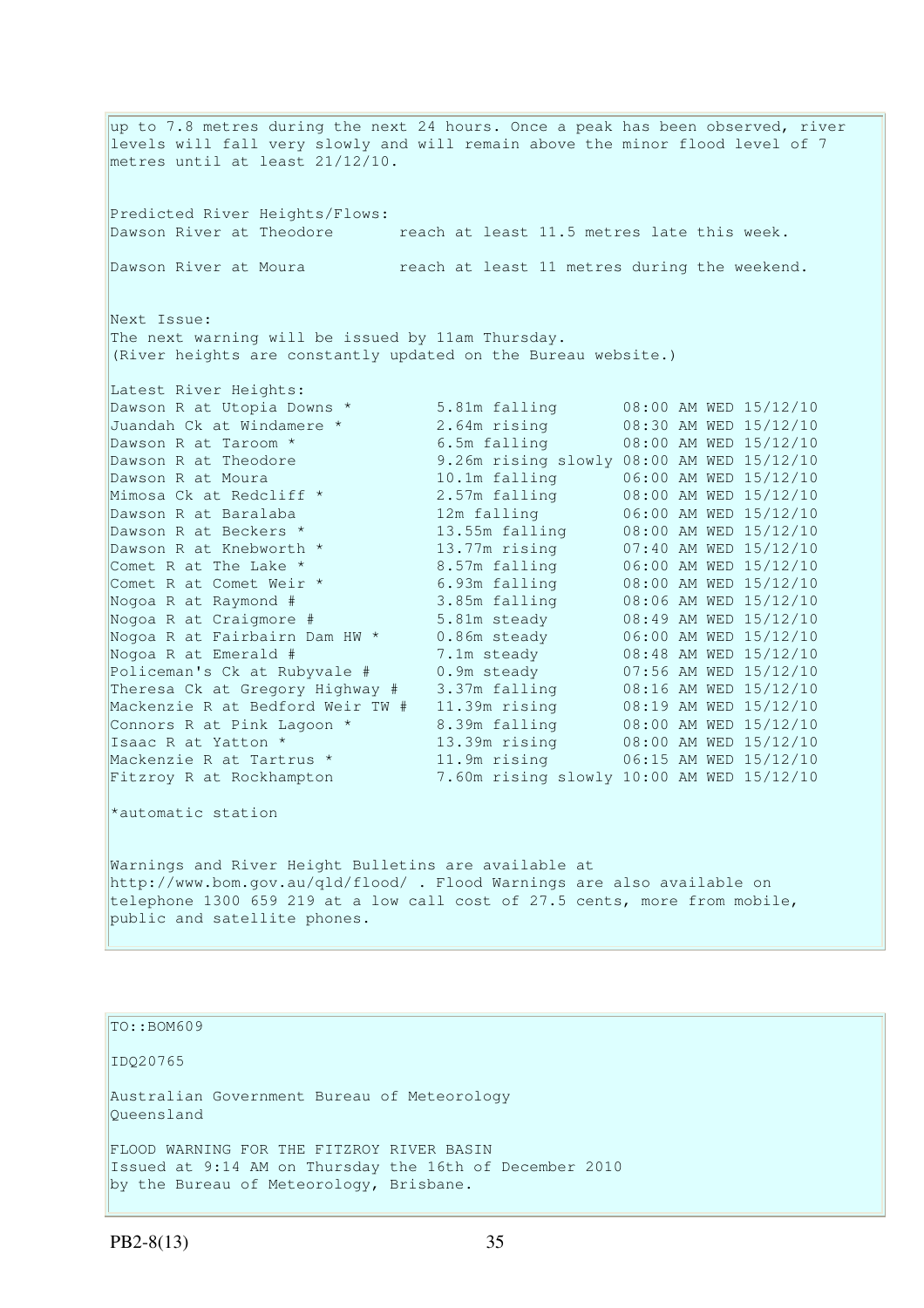up to 7.8 metres during the next 24 hours. Once a peak has been observed, river levels will fall very slowly and will remain above the minor flood level of 7 metres until at least 21/12/10.

Predicted River Heights/Flows:

Dawson River at Theodore reach at least 11.5 metres late this week.

Dawson River at Moura reach at least 11 metres during the weekend.

Next Issue:
The next warning will be issued by 11am Thursday.
(River heights are constantly updated on the Bureau website.)

Latest River Heights:

| Station | Height | Time |
|---|---|---|
| Dawson R at Utopia Downs * | 5.81m falling | 08:00 AM WED 15/12/10 |
| Juandah Ck at Windamere * | 2.64m rising | 08:30 AM WED 15/12/10 |
| Dawson R at Taroom * | 6.5m falling | 08:00 AM WED 15/12/10 |
| Dawson R at Theodore | 9.26m rising slowly | 08:00 AM WED 15/12/10 |
| Dawson R at Moura | 10.1m falling | 06:00 AM WED 15/12/10 |
| Mimosa Ck at Redcliff * | 2.57m falling | 08:00 AM WED 15/12/10 |
| Dawson R at Baralaba | 12m falling | 06:00 AM WED 15/12/10 |
| Dawson R at Beckers * | 13.55m falling | 08:00 AM WED 15/12/10 |
| Dawson R at Knebworth * | 13.77m rising | 07:40 AM WED 15/12/10 |
| Comet R at The Lake * | 8.57m falling | 06:00 AM WED 15/12/10 |
| Comet R at Comet Weir * | 6.93m falling | 08:00 AM WED 15/12/10 |
| Nogoa R at Raymond # | 3.85m falling | 08:06 AM WED 15/12/10 |
| Nogoa R at Craigmore # | 5.81m steady | 08:49 AM WED 15/12/10 |
| Nogoa R at Fairbairn Dam HW * | 0.86m steady | 06:00 AM WED 15/12/10 |
| Nogoa R at Emerald # | 7.1m steady | 08:48 AM WED 15/12/10 |
| Policeman's Ck at Rubyvale # | 0.9m steady | 07:56 AM WED 15/12/10 |
| Theresa Ck at Gregory Highway # | 3.37m falling | 08:16 AM WED 15/12/10 |
| Mackenzie R at Bedford Weir TW # | 11.39m rising | 08:19 AM WED 15/12/10 |
| Connors R at Pink Lagoon * | 8.39m falling | 08:00 AM WED 15/12/10 |
| Isaac R at Yatton * | 13.39m rising | 08:00 AM WED 15/12/10 |
| Mackenzie R at Tartrus * | 11.9m rising | 06:15 AM WED 15/12/10 |
| Fitzroy R at Rockhampton | 7.60m rising slowly | 10:00 AM WED 15/12/10 |

*automatic station

Warnings and River Height Bulletins are available at http://www.bom.gov.au/qld/flood/ . Flood Warnings are also available on telephone 1300 659 219 at a low call cost of 27.5 cents, more from mobile, public and satellite phones.

TO::BOM609

IDQ20765

Australian Government Bureau of Meteorology
Queensland

FLOOD WARNING FOR THE FITZROY RIVER BASIN
Issued at 9:14 AM on Thursday the 16th of December 2010
by the Bureau of Meteorology, Brisbane.

PB2-8(13)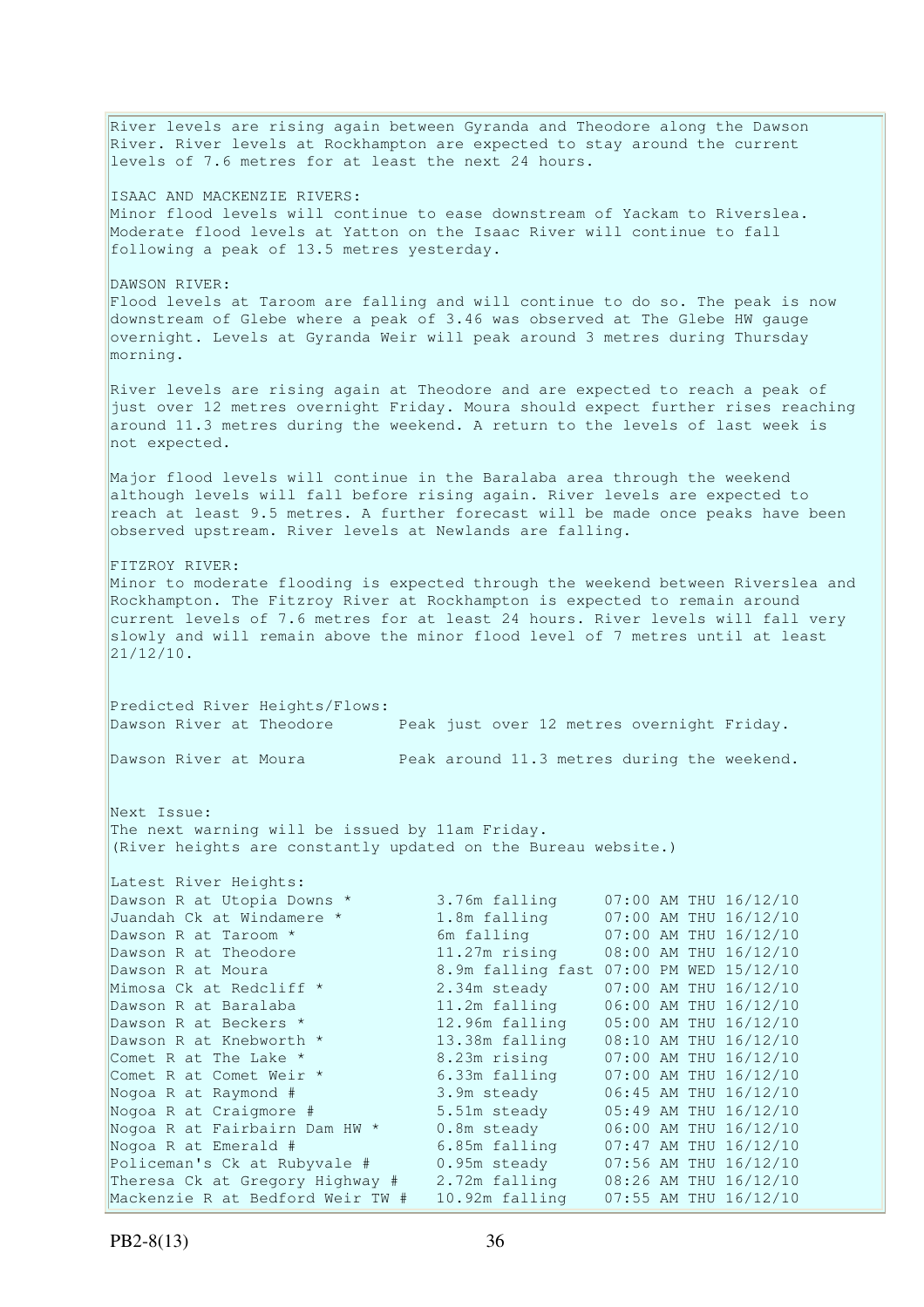River levels are rising again between Gyranda and Theodore along the Dawson River. River levels at Rockhampton are expected to stay around the current levels of 7.6 metres for at least the next 24 hours.

ISAAC AND MACKENZIE RIVERS:
Minor flood levels will continue to ease downstream of Yackam to Riverslea. Moderate flood levels at Yatton on the Isaac River will continue to fall following a peak of 13.5 metres yesterday.

DAWSON RIVER:
Flood levels at Taroom are falling and will continue to do so. The peak is now downstream of Glebe where a peak of 3.46 was observed at The Glebe HW gauge overnight. Levels at Gyranda Weir will peak around 3 metres during Thursday morning.

River levels are rising again at Theodore and are expected to reach a peak of just over 12 metres overnight Friday. Moura should expect further rises reaching around 11.3 metres during the weekend. A return to the levels of last week is not expected.

Major flood levels will continue in the Baralaba area through the weekend although levels will fall before rising again. River levels are expected to reach at least 9.5 metres. A further forecast will be made once peaks have been observed upstream. River levels at Newlands are falling.

FITZROY RIVER:
Minor to moderate flooding is expected through the weekend between Riverslea and Rockhampton. The Fitzroy River at Rockhampton is expected to remain around current levels of 7.6 metres for at least 24 hours. River levels will fall very slowly and will remain above the minor flood level of 7 metres until at least 21/12/10.

Predicted River Heights/Flows:

| | |
|---|---|
| Dawson River at Theodore | Peak just over 12 metres overnight Friday. |
| Dawson River at Moura | Peak around 11.3 metres during the weekend. |

Next Issue:
The next warning will be issued by 11am Friday.
(River heights are constantly updated on the Bureau website.)

Latest River Heights:

| | | |
|---|---|---|
| Dawson R at Utopia Downs * | 3.76m falling | 07:00 AM THU 16/12/10 |
| Juandah Ck at Windamere * | 1.8m falling | 07:00 AM THU 16/12/10 |
| Dawson R at Taroom * | 6m falling | 07:00 AM THU 16/12/10 |
| Dawson R at Theodore | 11.27m rising | 08:00 AM THU 16/12/10 |
| Dawson R at Moura | 8.9m falling fast | 07:00 PM WED 15/12/10 |
| Mimosa Ck at Redcliff * | 2.34m steady | 07:00 AM THU 16/12/10 |
| Dawson R at Baralaba | 11.2m falling | 06:00 AM THU 16/12/10 |
| Dawson R at Beckers * | 12.96m falling | 05:00 AM THU 16/12/10 |
| Dawson R at Knebworth * | 13.38m falling | 08:10 AM THU 16/12/10 |
| Comet R at The Lake * | 8.23m rising | 07:00 AM THU 16/12/10 |
| Comet R at Comet Weir * | 6.33m falling | 07:00 AM THU 16/12/10 |
| Nogoa R at Raymond # | 3.9m steady | 06:45 AM THU 16/12/10 |
| Nogoa R at Craigmore # | 5.51m steady | 05:49 AM THU 16/12/10 |
| Nogoa R at Fairbairn Dam HW * | 0.8m steady | 06:00 AM THU 16/12/10 |
| Nogoa R at Emerald # | 6.85m falling | 07:47 AM THU 16/12/10 |
| Policeman's Ck at Rubyvale # | 0.95m steady | 07:56 AM THU 16/12/10 |
| Theresa Ck at Gregory Highway # | 2.72m falling | 08:26 AM THU 16/12/10 |
| Mackenzie R at Bedford Weir TW # | 10.92m falling | 07:55 AM THU 16/12/10 |

PB2-8(13)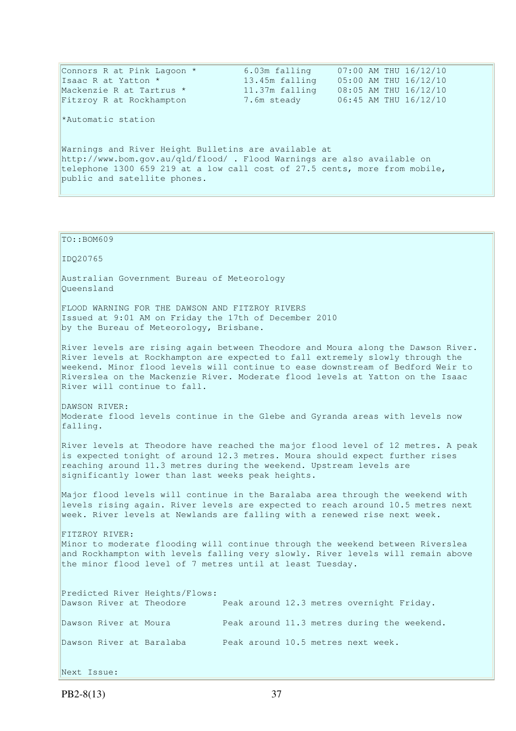```
Connors R at Pink Lagoon *         6.03m falling     07:00 AM THU 16/12/10
Isaac R at Yatton *                13.45m falling    05:00 AM THU 16/12/10
Mackenzie R at Tartrus *           11.37m falling    08:05 AM THU 16/12/10
Fitzroy R at Rockhampton           7.6m steady       06:45 AM THU 16/12/10
```

*Automatic station

Warnings and River Height Bulletins are available at http://www.bom.gov.au/qld/flood/ . Flood Warnings are also available on telephone 1300 659 219 at a low call cost of 27.5 cents, more from mobile, public and satellite phones.

---

TO::BOM609

IDQ20765

Australian Government Bureau of Meteorology
Queensland

FLOOD WARNING FOR THE DAWSON AND FITZROY RIVERS
Issued at 9:01 AM on Friday the 17th of December 2010
by the Bureau of Meteorology, Brisbane.

River levels are rising again between Theodore and Moura along the Dawson River. River levels at Rockhampton are expected to fall extremely slowly through the weekend. Minor flood levels will continue to ease downstream of Bedford Weir to Riverslea on the Mackenzie River. Moderate flood levels at Yatton on the Isaac River will continue to fall.

DAWSON RIVER:
Moderate flood levels continue in the Glebe and Gyranda areas with levels now falling.

River levels at Theodore have reached the major flood level of 12 metres. A peak is expected tonight of around 12.3 metres. Moura should expect further rises reaching around 11.3 metres during the weekend. Upstream levels are significantly lower than last weeks peak heights.

Major flood levels will continue in the Baralaba area through the weekend with levels rising again. River levels are expected to reach around 10.5 metres next week. River levels at Newlands are falling with a renewed rise next week.

FITZROY RIVER:
Minor to moderate flooding will continue through the weekend between Riverslea and Rockhampton with levels falling very slowly. River levels will remain above the minor flood level of 7 metres until at least Tuesday.

Predicted River Heights/Flows:

```
Dawson River at Theodore       Peak around 12.3 metres overnight Friday.

Dawson River at Moura          Peak around 11.3 metres during the weekend.

Dawson River at Baralaba       Peak around 10.5 metres next week.
```

Next Issue: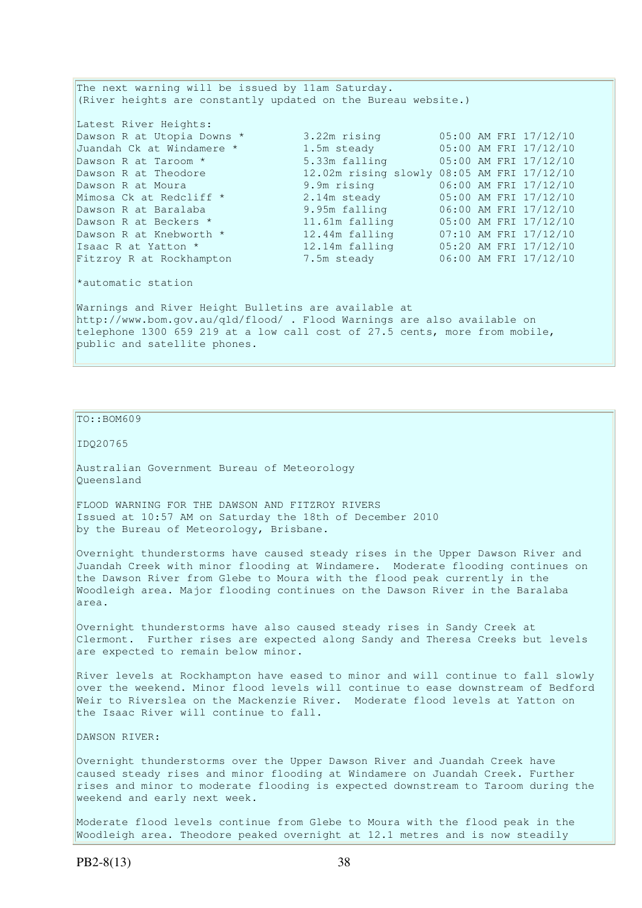The next warning will be issued by 11am Saturday.
(River heights are constantly updated on the Bureau website.)

Latest River Heights:

| Location | Height | Time |
|---|---|---|
| Dawson R at Utopia Downs * | 3.22m rising | 05:00 AM FRI 17/12/10 |
| Juandah Ck at Windamere * | 1.5m steady | 05:00 AM FRI 17/12/10 |
| Dawson R at Taroom * | 5.33m falling | 05:00 AM FRI 17/12/10 |
| Dawson R at Theodore | 12.02m rising slowly | 08:05 AM FRI 17/12/10 |
| Dawson R at Moura | 9.9m rising | 06:00 AM FRI 17/12/10 |
| Mimosa Ck at Redcliff * | 2.14m steady | 05:00 AM FRI 17/12/10 |
| Dawson R at Baralaba | 9.95m falling | 06:00 AM FRI 17/12/10 |
| Dawson R at Beckers * | 11.61m falling | 05:00 AM FRI 17/12/10 |
| Dawson R at Knebworth * | 12.44m falling | 07:10 AM FRI 17/12/10 |
| Isaac R at Yatton * | 12.14m falling | 05:20 AM FRI 17/12/10 |
| Fitzroy R at Rockhampton | 7.5m steady | 06:00 AM FRI 17/12/10 |

*automatic station

Warnings and River Height Bulletins are available at http://www.bom.gov.au/qld/flood/ . Flood Warnings are also available on telephone 1300 659 219 at a low call cost of 27.5 cents, more from mobile, public and satellite phones.

---

TO::BOM609

IDQ20765

Australian Government Bureau of Meteorology
Queensland

FLOOD WARNING FOR THE DAWSON AND FITZROY RIVERS
Issued at 10:57 AM on Saturday the 18th of December 2010
by the Bureau of Meteorology, Brisbane.

Overnight thunderstorms have caused steady rises in the Upper Dawson River and Juandah Creek with minor flooding at Windamere. Moderate flooding continues on the Dawson River from Glebe to Moura with the flood peak currently in the Woodleigh area. Major flooding continues on the Dawson River in the Baralaba area.

Overnight thunderstorms have also caused steady rises in Sandy Creek at Clermont. Further rises are expected along Sandy and Theresa Creeks but levels are expected to remain below minor.

River levels at Rockhampton have eased to minor and will continue to fall slowly over the weekend. Minor flood levels will continue to ease downstream of Bedford Weir to Riverslea on the Mackenzie River. Moderate flood levels at Yatton on the Isaac River will continue to fall.

DAWSON RIVER:

Overnight thunderstorms over the Upper Dawson River and Juandah Creek have caused steady rises and minor flooding at Windamere on Juandah Creek. Further rises and minor to moderate flooding is expected downstream to Taroom during the weekend and early next week.

Moderate flood levels continue from Glebe to Moura with the flood peak in the Woodleigh area. Theodore peaked overnight at 12.1 metres and is now steadily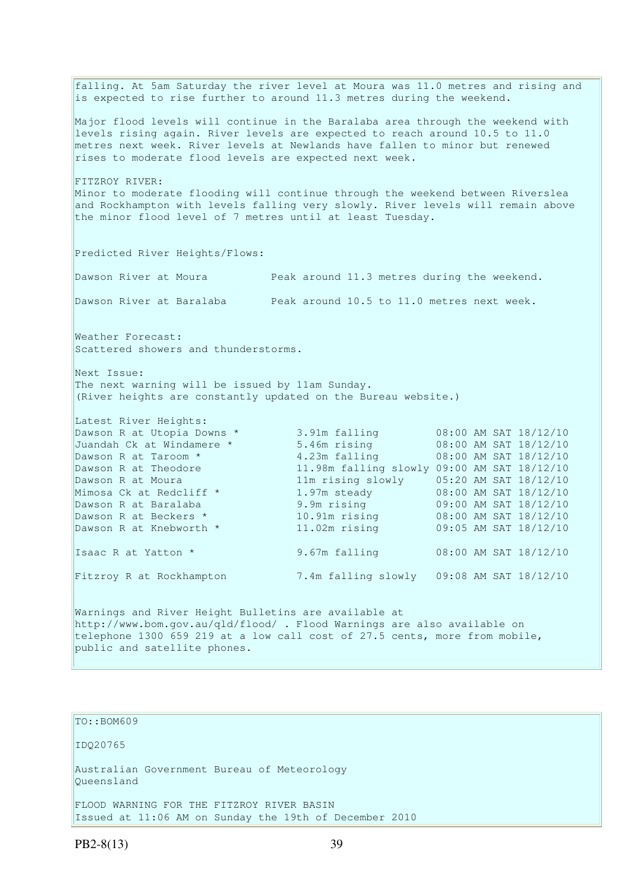falling. At 5am Saturday the river level at Moura was 11.0 metres and rising and is expected to rise further to around 11.3 metres during the weekend.

Major flood levels will continue in the Baralaba area through the weekend with levels rising again. River levels are expected to reach around 10.5 to 11.0 metres next week. River levels at Newlands have fallen to minor but renewed rises to moderate flood levels are expected next week.

FITZROY RIVER:
Minor to moderate flooding will continue through the weekend between Riverslea and Rockhampton with levels falling very slowly. River levels will remain above the minor flood level of 7 metres until at least Tuesday.

Predicted River Heights/Flows:

| | |
|---|---|
| Dawson River at Moura | Peak around 11.3 metres during the weekend. |
| Dawson River at Baralaba | Peak around 10.5 to 11.0 metres next week. |

Weather Forecast:
Scattered showers and thunderstorms.

Next Issue:
The next warning will be issued by 11am Sunday.
(River heights are constantly updated on the Bureau website.)

Latest River Heights:

| | | |
|---|---|---|
| Dawson R at Utopia Downs * | 3.91m falling | 08:00 AM SAT 18/12/10 |
| Juandah Ck at Windamere * | 5.46m rising | 08:00 AM SAT 18/12/10 |
| Dawson R at Taroom * | 4.23m falling | 08:00 AM SAT 18/12/10 |
| Dawson R at Theodore | 11.98m falling slowly | 09:00 AM SAT 18/12/10 |
| Dawson R at Moura | 11m rising slowly | 05:20 AM SAT 18/12/10 |
| Mimosa Ck at Redcliff * | 1.97m steady | 08:00 AM SAT 18/12/10 |
| Dawson R at Baralaba | 9.9m rising | 09:00 AM SAT 18/12/10 |
| Dawson R at Beckers * | 10.91m rising | 08:00 AM SAT 18/12/10 |
| Dawson R at Knebworth * | 11.02m rising | 09:05 AM SAT 18/12/10 |
| Isaac R at Yatton * | 9.67m falling | 08:00 AM SAT 18/12/10 |
| Fitzroy R at Rockhampton | 7.4m falling slowly | 09:08 AM SAT 18/12/10 |

Warnings and River Height Bulletins are available at http://www.bom.gov.au/qld/flood/ . Flood Warnings are also available on telephone 1300 659 219 at a low call cost of 27.5 cents, more from mobile, public and satellite phones.

TO::BOM609

IDQ20765

Australian Government Bureau of Meteorology
Queensland

FLOOD WARNING FOR THE FITZROY RIVER BASIN
Issued at 11:06 AM on Sunday the 19th of December 2010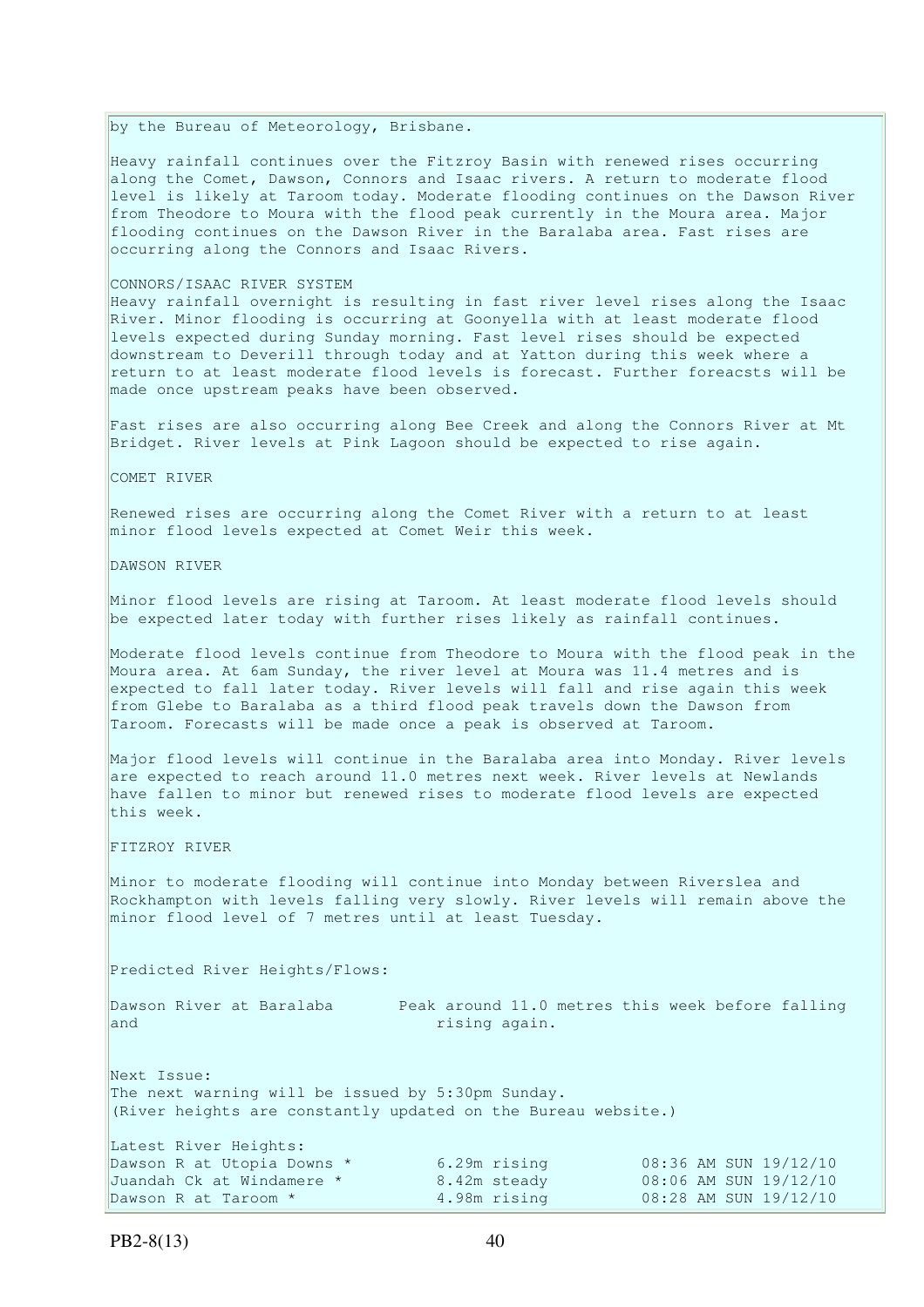by the Bureau of Meteorology, Brisbane.

Heavy rainfall continues over the Fitzroy Basin with renewed rises occurring along the Comet, Dawson, Connors and Isaac rivers. A return to moderate flood level is likely at Taroom today. Moderate flooding continues on the Dawson River from Theodore to Moura with the flood peak currently in the Moura area. Major flooding continues on the Dawson River in the Baralaba area. Fast rises are occurring along the Connors and Isaac Rivers.

CONNORS/ISAAC RIVER SYSTEM

Heavy rainfall overnight is resulting in fast river level rises along the Isaac River. Minor flooding is occurring at Goonyella with at least moderate flood levels expected during Sunday morning. Fast level rises should be expected downstream to Deverill through today and at Yatton during this week where a return to at least moderate flood levels is forecast. Further foreacsts will be made once upstream peaks have been observed.

Fast rises are also occurring along Bee Creek and along the Connors River at Mt Bridget. River levels at Pink Lagoon should be expected to rise again.

COMET RIVER

Renewed rises are occurring along the Comet River with a return to at least minor flood levels expected at Comet Weir this week.

DAWSON RIVER

Minor flood levels are rising at Taroom. At least moderate flood levels should be expected later today with further rises likely as rainfall continues.

Moderate flood levels continue from Theodore to Moura with the flood peak in the Moura area. At 6am Sunday, the river level at Moura was 11.4 metres and is expected to fall later today. River levels will fall and rise again this week from Glebe to Baralaba as a third flood peak travels down the Dawson from Taroom. Forecasts will be made once a peak is observed at Taroom.

Major flood levels will continue in the Baralaba area into Monday. River levels are expected to reach around 11.0 metres next week. River levels at Newlands have fallen to minor but renewed rises to moderate flood levels are expected this week.

FITZROY RIVER

Minor to moderate flooding will continue into Monday between Riverslea and Rockhampton with levels falling very slowly. River levels will remain above the minor flood level of 7 metres until at least Tuesday.

Predicted River Heights/Flows:

Dawson River at Baralaba       Peak around 11.0 metres this week before falling and rising again.

Next Issue:
The next warning will be issued by 5:30pm Sunday.
(River heights are constantly updated on the Bureau website.)

Latest River Heights:

| | | |
|---|---|---|
| Dawson R at Utopia Downs * | 6.29m rising | 08:36 AM SUN 19/12/10 |
| Juandah Ck at Windamere * | 8.42m steady | 08:06 AM SUN 19/12/10 |
| Dawson R at Taroom * | 4.98m rising | 08:28 AM SUN 19/12/10 |

PB2-8(13)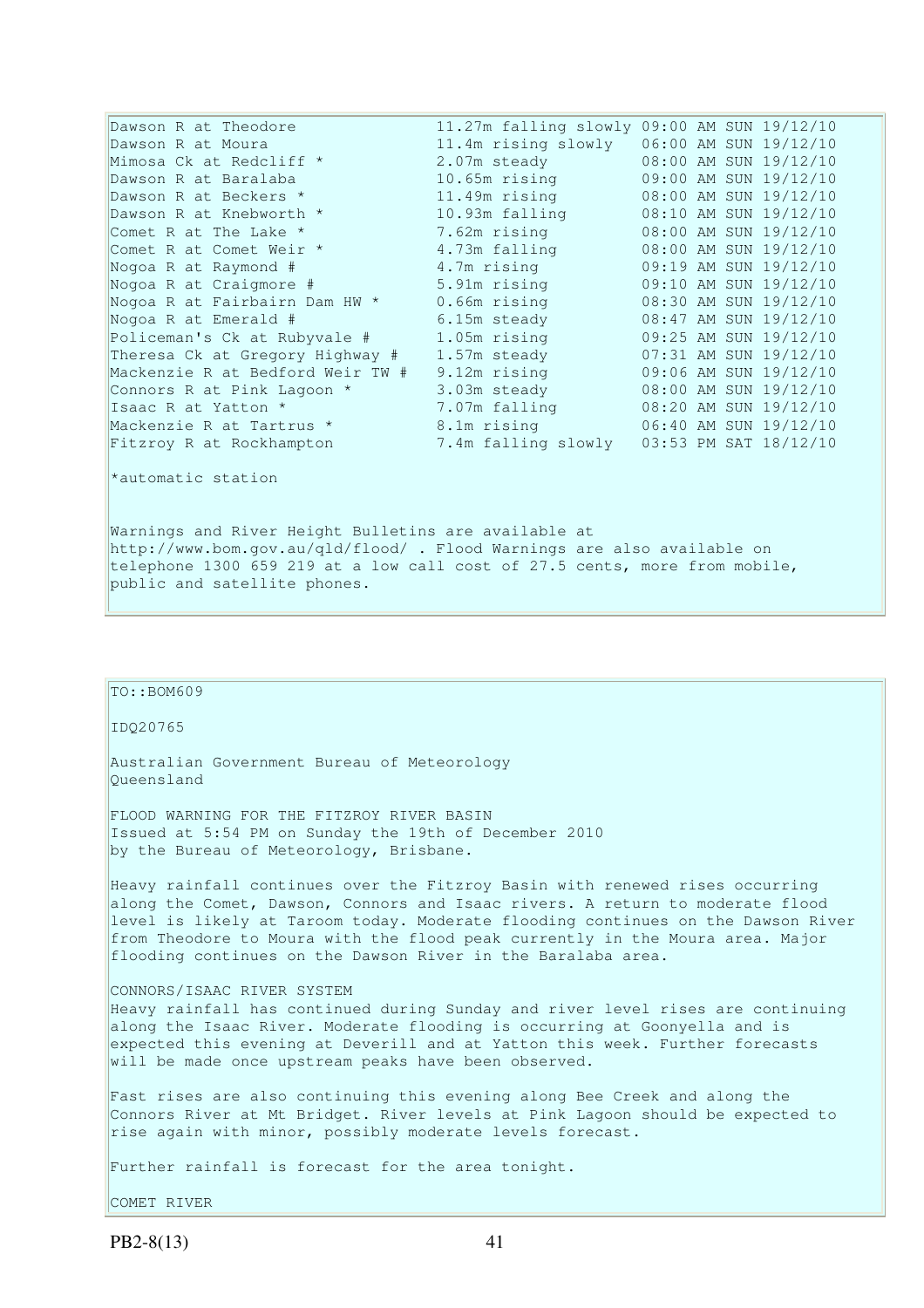| | | |
|---|---|---|
| Dawson R at Theodore | 11.27m falling slowly | 09:00 AM SUN 19/12/10 |
| Dawson R at Moura | 11.4m rising slowly | 06:00 AM SUN 19/12/10 |
| Mimosa Ck at Redcliff * | 2.07m steady | 08:00 AM SUN 19/12/10 |
| Dawson R at Baralaba | 10.65m rising | 09:00 AM SUN 19/12/10 |
| Dawson R at Beckers * | 11.49m rising | 08:00 AM SUN 19/12/10 |
| Dawson R at Knebworth * | 10.93m falling | 08:10 AM SUN 19/12/10 |
| Comet R at The Lake * | 7.62m rising | 08:00 AM SUN 19/12/10 |
| Comet R at Comet Weir * | 4.73m falling | 08:00 AM SUN 19/12/10 |
| Nogoa R at Raymond # | 4.7m rising | 09:19 AM SUN 19/12/10 |
| Nogoa R at Craigmore # | 5.91m rising | 09:10 AM SUN 19/12/10 |
| Nogoa R at Fairbairn Dam HW * | 0.66m rising | 08:30 AM SUN 19/12/10 |
| Nogoa R at Emerald # | 6.15m steady | 08:47 AM SUN 19/12/10 |
| Policeman's Ck at Rubyvale # | 1.05m rising | 09:25 AM SUN 19/12/10 |
| Theresa Ck at Gregory Highway # | 1.57m steady | 07:31 AM SUN 19/12/10 |
| Mackenzie R at Bedford Weir TW # | 9.12m rising | 09:06 AM SUN 19/12/10 |
| Connors R at Pink Lagoon * | 3.03m steady | 08:00 AM SUN 19/12/10 |
| Isaac R at Yatton * | 7.07m falling | 08:20 AM SUN 19/12/10 |
| Mackenzie R at Tartrus * | 8.1m rising | 06:40 AM SUN 19/12/10 |
| Fitzroy R at Rockhampton | 7.4m falling slowly | 03:53 PM SAT 18/12/10 |

*automatic station

Warnings and River Height Bulletins are available at http://www.bom.gov.au/qld/flood/ . Flood Warnings are also available on telephone 1300 659 219 at a low call cost of 27.5 cents, more from mobile, public and satellite phones.

TO::BOM609

IDQ20765

Australian Government Bureau of Meteorology
Queensland

FLOOD WARNING FOR THE FITZROY RIVER BASIN
Issued at 5:54 PM on Sunday the 19th of December 2010
by the Bureau of Meteorology, Brisbane.

Heavy rainfall continues over the Fitzroy Basin with renewed rises occurring along the Comet, Dawson, Connors and Isaac rivers. A return to moderate flood level is likely at Taroom today. Moderate flooding continues on the Dawson River from Theodore to Moura with the flood peak currently in the Moura area. Major flooding continues on the Dawson River in the Baralaba area.

CONNORS/ISAAC RIVER SYSTEM
Heavy rainfall has continued during Sunday and river level rises are continuing along the Isaac River. Moderate flooding is occurring at Goonyella and is expected this evening at Deverill and at Yatton this week. Further forecasts will be made once upstream peaks have been observed.

Fast rises are also continuing this evening along Bee Creek and along the Connors River at Mt Bridget. River levels at Pink Lagoon should be expected to rise again with minor, possibly moderate levels forecast.

Further rainfall is forecast for the area tonight.

COMET RIVER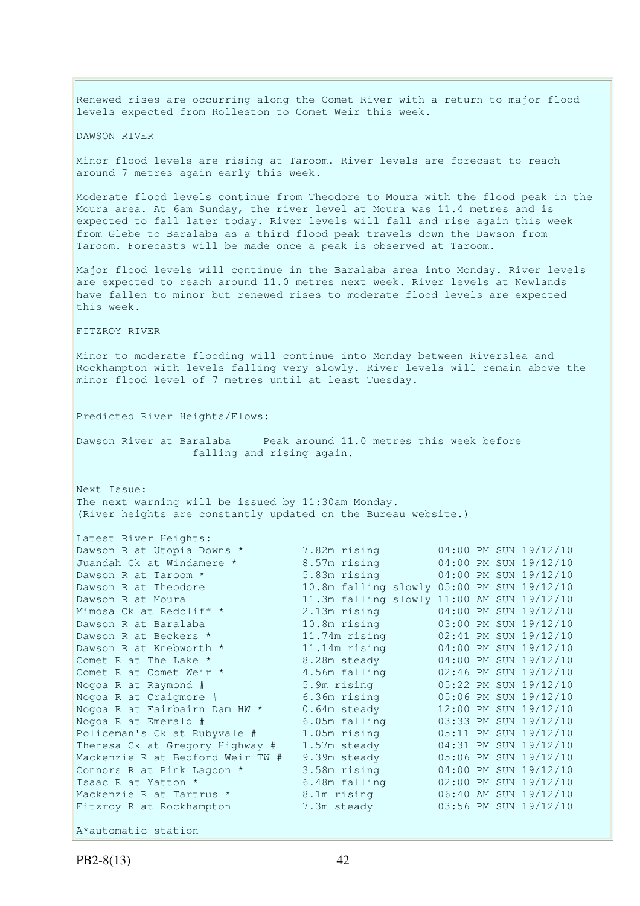Renewed rises are occurring along the Comet River with a return to major flood levels expected from Rolleston to Comet Weir this week.

DAWSON RIVER

Minor flood levels are rising at Taroom. River levels are forecast to reach around 7 metres again early this week.

Moderate flood levels continue from Theodore to Moura with the flood peak in the Moura area. At 6am Sunday, the river level at Moura was 11.4 metres and is expected to fall later today. River levels will fall and rise again this week from Glebe to Baralaba as a third flood peak travels down the Dawson from Taroom. Forecasts will be made once a peak is observed at Taroom.

Major flood levels will continue in the Baralaba area into Monday. River levels are expected to reach around 11.0 metres next week. River levels at Newlands have fallen to minor but renewed rises to moderate flood levels are expected this week.

FITZROY RIVER

Minor to moderate flooding will continue into Monday between Riverslea and Rockhampton with levels falling very slowly. River levels will remain above the minor flood level of 7 metres until at least Tuesday.

Predicted River Heights/Flows:

Dawson River at Baralaba     Peak around 11.0 metres this week before falling and rising again.

Next Issue:
The next warning will be issued by 11:30am Monday.
(River heights are constantly updated on the Bureau website.)

Latest River Heights:

| | | |
|---|---|---|
| Dawson R at Utopia Downs * | 7.82m rising | 04:00 PM SUN 19/12/10 |
| Juandah Ck at Windamere * | 8.57m rising | 04:00 PM SUN 19/12/10 |
| Dawson R at Taroom * | 5.83m rising | 04:00 PM SUN 19/12/10 |
| Dawson R at Theodore | 10.8m falling slowly | 05:00 PM SUN 19/12/10 |
| Dawson R at Moura | 11.3m falling slowly | 11:00 AM SUN 19/12/10 |
| Mimosa Ck at Redcliff * | 2.13m rising | 04:00 PM SUN 19/12/10 |
| Dawson R at Baralaba | 10.8m rising | 03:00 PM SUN 19/12/10 |
| Dawson R at Beckers * | 11.74m rising | 02:41 PM SUN 19/12/10 |
| Dawson R at Knebworth * | 11.14m rising | 04:00 PM SUN 19/12/10 |
| Comet R at The Lake * | 8.28m steady | 04:00 PM SUN 19/12/10 |
| Comet R at Comet Weir * | 4.56m falling | 02:46 PM SUN 19/12/10 |
| Nogoa R at Raymond # | 5.9m rising | 05:22 PM SUN 19/12/10 |
| Nogoa R at Craigmore # | 6.36m rising | 05:06 PM SUN 19/12/10 |
| Nogoa R at Fairbairn Dam HW * | 0.64m steady | 12:00 PM SUN 19/12/10 |
| Nogoa R at Emerald # | 6.05m falling | 03:33 PM SUN 19/12/10 |
| Policeman's Ck at Rubyvale # | 1.05m rising | 05:11 PM SUN 19/12/10 |
| Theresa Ck at Gregory Highway # | 1.57m steady | 04:31 PM SUN 19/12/10 |
| Mackenzie R at Bedford Weir TW # | 9.39m steady | 05:06 PM SUN 19/12/10 |
| Connors R at Pink Lagoon * | 3.58m rising | 04:00 PM SUN 19/12/10 |
| Isaac R at Yatton * | 6.48m falling | 02:00 PM SUN 19/12/10 |
| Mackenzie R at Tartrus * | 8.1m rising | 06:40 AM SUN 19/12/10 |
| Fitzroy R at Rockhampton | 7.3m steady | 03:56 PM SUN 19/12/10 |

A*automatic station

PB2-8(13)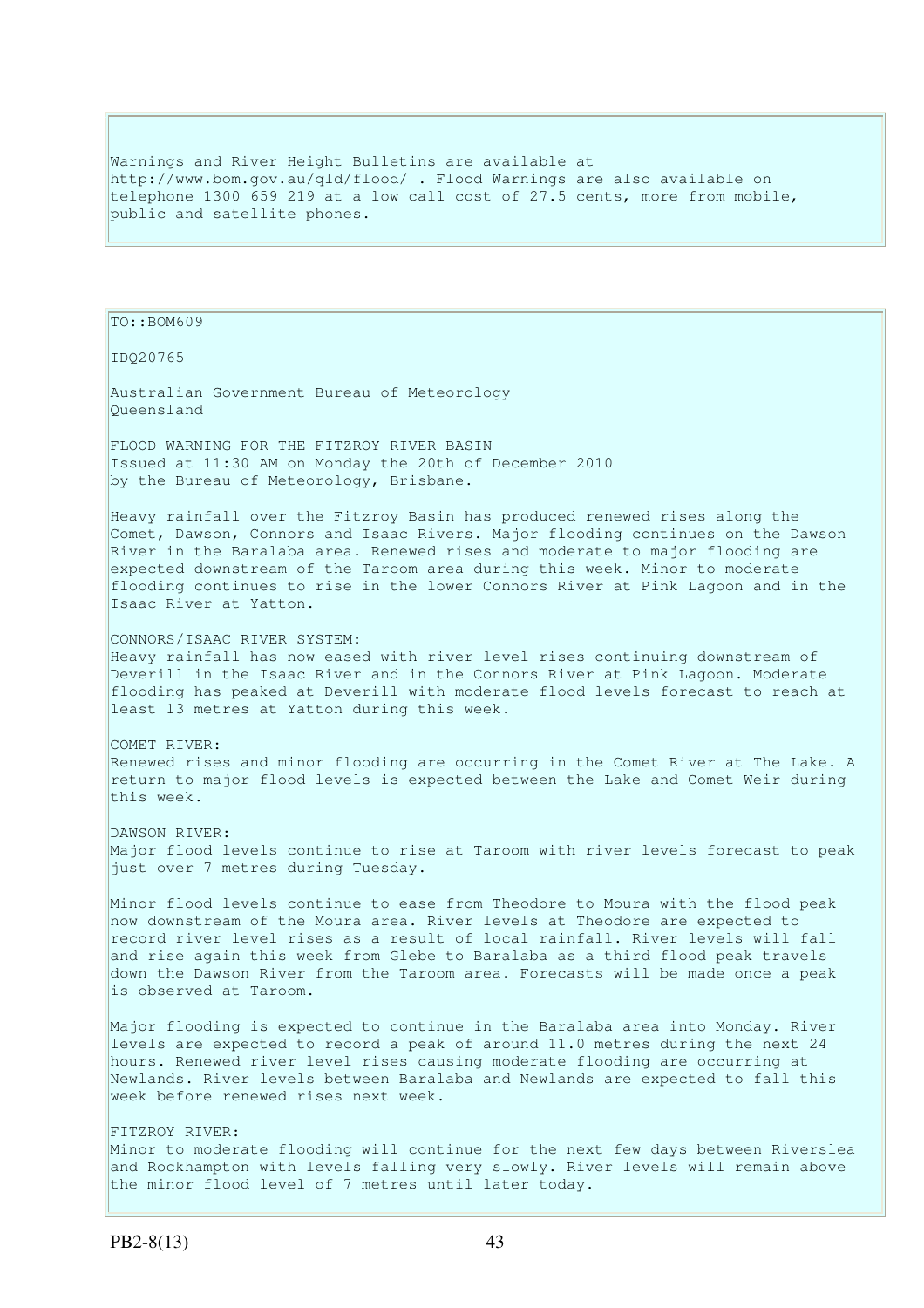Warnings and River Height Bulletins are available at http://www.bom.gov.au/qld/flood/ . Flood Warnings are also available on telephone 1300 659 219 at a low call cost of 27.5 cents, more from mobile, public and satellite phones.

TO::BOM609

IDQ20765

Australian Government Bureau of Meteorology
Queensland

FLOOD WARNING FOR THE FITZROY RIVER BASIN
Issued at 11:30 AM on Monday the 20th of December 2010
by the Bureau of Meteorology, Brisbane.

Heavy rainfall over the Fitzroy Basin has produced renewed rises along the Comet, Dawson, Connors and Isaac Rivers. Major flooding continues on the Dawson River in the Baralaba area. Renewed rises and moderate to major flooding are expected downstream of the Taroom area during this week. Minor to moderate flooding continues to rise in the lower Connors River at Pink Lagoon and in the Isaac River at Yatton.

CONNORS/ISAAC RIVER SYSTEM:
Heavy rainfall has now eased with river level rises continuing downstream of Deverill in the Isaac River and in the Connors River at Pink Lagoon. Moderate flooding has peaked at Deverill with moderate flood levels forecast to reach at least 13 metres at Yatton during this week.

COMET RIVER:
Renewed rises and minor flooding are occurring in the Comet River at The Lake. A return to major flood levels is expected between the Lake and Comet Weir during this week.

DAWSON RIVER:
Major flood levels continue to rise at Taroom with river levels forecast to peak just over 7 metres during Tuesday.

Minor flood levels continue to ease from Theodore to Moura with the flood peak now downstream of the Moura area. River levels at Theodore are expected to record river level rises as a result of local rainfall. River levels will fall and rise again this week from Glebe to Baralaba as a third flood peak travels down the Dawson River from the Taroom area. Forecasts will be made once a peak is observed at Taroom.

Major flooding is expected to continue in the Baralaba area into Monday. River levels are expected to record a peak of around 11.0 metres during the next 24 hours. Renewed river level rises causing moderate flooding are occurring at Newlands. River levels between Baralaba and Newlands are expected to fall this week before renewed rises next week.

FITZROY RIVER:
Minor to moderate flooding will continue for the next few days between Riverslea and Rockhampton with levels falling very slowly. River levels will remain above the minor flood level of 7 metres until later today.

PB2-8(13)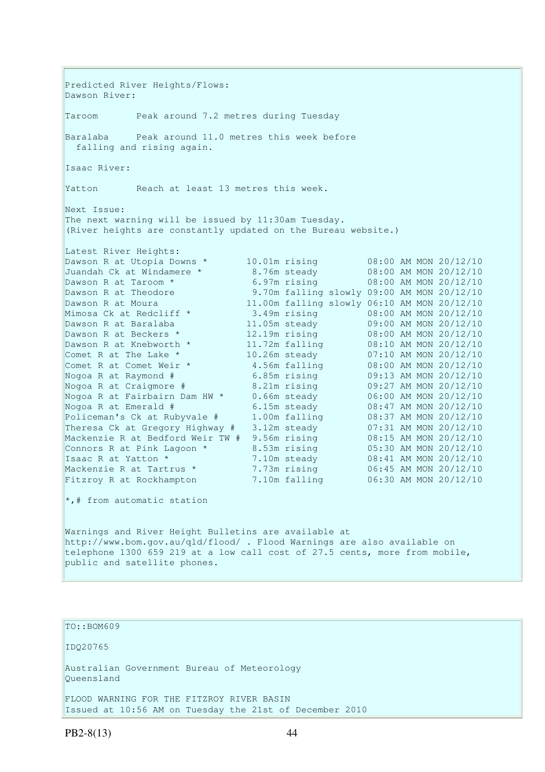Predicted River Heights/Flows:
Dawson River:

Taroom       Peak around 7.2 metres during Tuesday

Baralaba     Peak around 11.0 metres this week before
falling and rising again.

Isaac River:

Yatton       Reach at least 13 metres this week.

Next Issue:
The next warning will be issued by 11:30am Tuesday.
(River heights are constantly updated on the Bureau website.)

Latest River Heights:

| | | | |
|---|---|---|---|
| Dawson R at Utopia Downs * | 10.01m | rising | 08:00 AM MON 20/12/10 |
| Juandah Ck at Windamere * | 8.76m | steady | 08:00 AM MON 20/12/10 |
| Dawson R at Taroom * | 6.97m | rising | 08:00 AM MON 20/12/10 |
| Dawson R at Theodore | 9.70m | falling slowly | 09:00 AM MON 20/12/10 |
| Dawson R at Moura | 11.00m | falling slowly | 06:10 AM MON 20/12/10 |
| Mimosa Ck at Redcliff * | 3.49m | rising | 08:00 AM MON 20/12/10 |
| Dawson R at Baralaba | 11.05m | steady | 09:00 AM MON 20/12/10 |
| Dawson R at Beckers * | 12.19m | rising | 08:00 AM MON 20/12/10 |
| Dawson R at Knebworth * | 11.72m | falling | 08:10 AM MON 20/12/10 |
| Comet R at The Lake * | 10.26m | steady | 07:10 AM MON 20/12/10 |
| Comet R at Comet Weir * | 4.56m | falling | 08:00 AM MON 20/12/10 |
| Nogoa R at Raymond # | 6.85m | rising | 09:13 AM MON 20/12/10 |
| Nogoa R at Craigmore # | 8.21m | rising | 09:27 AM MON 20/12/10 |
| Nogoa R at Fairbairn Dam HW * | 0.66m | steady | 06:00 AM MON 20/12/10 |
| Nogoa R at Emerald # | 6.15m | steady | 08:47 AM MON 20/12/10 |
| Policeman's Ck at Rubyvale # | 1.00m | falling | 08:37 AM MON 20/12/10 |
| Theresa Ck at Gregory Highway # | 3.12m | steady | 07:31 AM MON 20/12/10 |
| Mackenzie R at Bedford Weir TW # | 9.56m | rising | 08:15 AM MON 20/12/10 |
| Connors R at Pink Lagoon * | 8.53m | rising | 05:30 AM MON 20/12/10 |
| Isaac R at Yatton * | 7.10m | steady | 08:41 AM MON 20/12/10 |
| Mackenzie R at Tartrus * | 7.73m | rising | 06:45 AM MON 20/12/10 |
| Fitzroy R at Rockhampton | 7.10m | falling | 06:30 AM MON 20/12/10 |

*,# from automatic station

Warnings and River Height Bulletins are available at
http://www.bom.gov.au/qld/flood/ . Flood Warnings are also available on
telephone 1300 659 219 at a low call cost of 27.5 cents, more from mobile,
public and satellite phones.

TO::BOM609

IDQ20765

Australian Government Bureau of Meteorology
Queensland

FLOOD WARNING FOR THE FITZROY RIVER BASIN
Issued at 10:56 AM on Tuesday the 21st of December 2010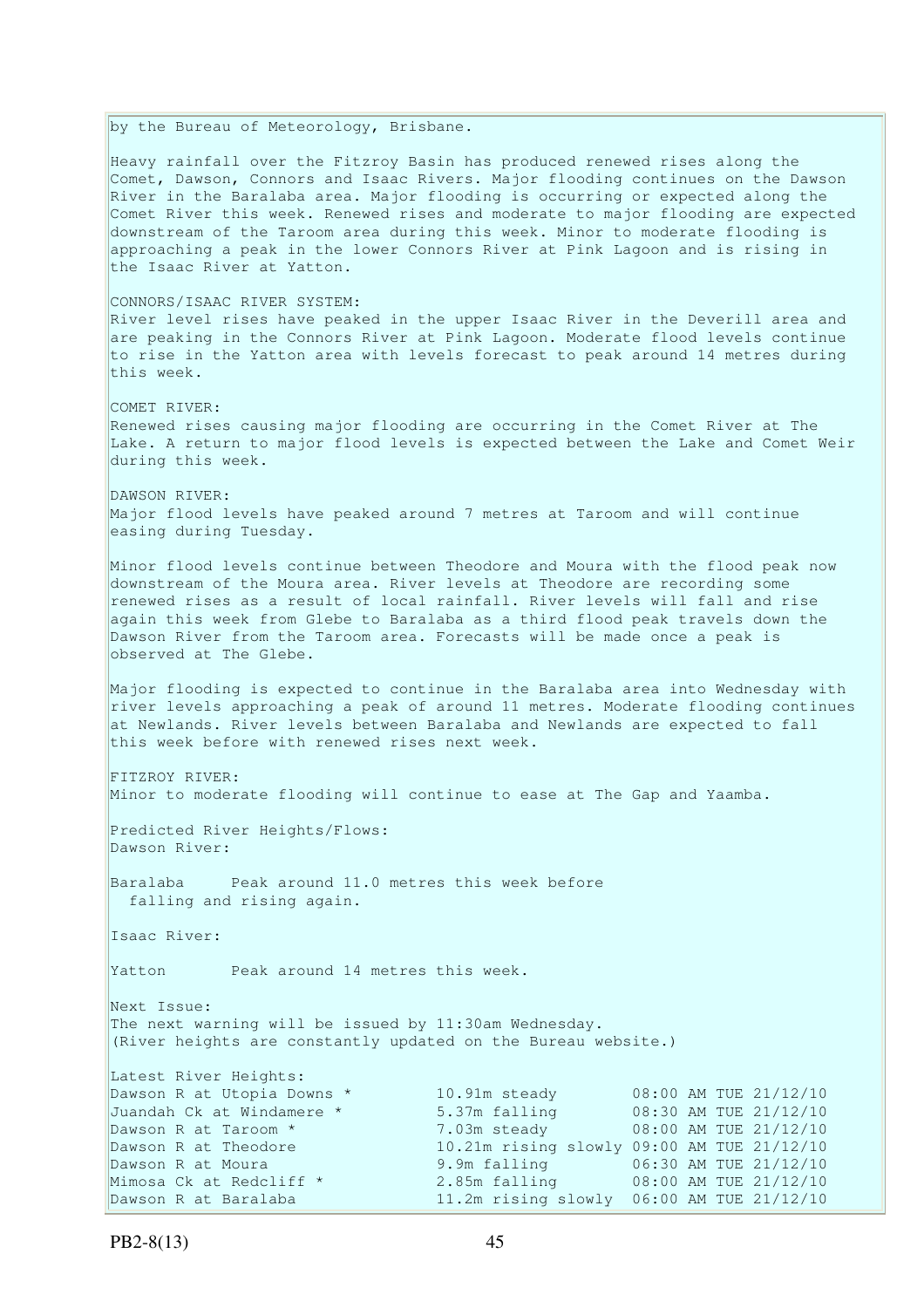by the Bureau of Meteorology, Brisbane.

Heavy rainfall over the Fitzroy Basin has produced renewed rises along the Comet, Dawson, Connors and Isaac Rivers. Major flooding continues on the Dawson River in the Baralaba area. Major flooding is occurring or expected along the Comet River this week. Renewed rises and moderate to major flooding are expected downstream of the Taroom area during this week. Minor to moderate flooding is approaching a peak in the lower Connors River at Pink Lagoon and is rising in the Isaac River at Yatton.

CONNORS/ISAAC RIVER SYSTEM:
River level rises have peaked in the upper Isaac River in the Deverill area and are peaking in the Connors River at Pink Lagoon. Moderate flood levels continue to rise in the Yatton area with levels forecast to peak around 14 metres during this week.

COMET RIVER:
Renewed rises causing major flooding are occurring in the Comet River at The Lake. A return to major flood levels is expected between the Lake and Comet Weir during this week.

DAWSON RIVER:
Major flood levels have peaked around 7 metres at Taroom and will continue easing during Tuesday.

Minor flood levels continue between Theodore and Moura with the flood peak now downstream of the Moura area. River levels at Theodore are recording some renewed rises as a result of local rainfall. River levels will fall and rise again this week from Glebe to Baralaba as a third flood peak travels down the Dawson River from the Taroom area. Forecasts will be made once a peak is observed at The Glebe.

Major flooding is expected to continue in the Baralaba area into Wednesday with river levels approaching a peak of around 11 metres. Moderate flooding continues at Newlands. River levels between Baralaba and Newlands are expected to fall this week before with renewed rises next week.

FITZROY RIVER:
Minor to moderate flooding will continue to ease at The Gap and Yaamba.

Predicted River Heights/Flows:
Dawson River:

Baralaba     Peak around 11.0 metres this week before falling and rising again.

Isaac River:

Yatton     Peak around 14 metres this week.

Next Issue:
The next warning will be issued by 11:30am Wednesday.
(River heights are constantly updated on the Bureau website.)

Latest River Heights:

| | | |
|---|---|---|
| Dawson R at Utopia Downs * | 10.91m steady | 08:00 AM TUE 21/12/10 |
| Juandah Ck at Windamere * | 5.37m falling | 08:30 AM TUE 21/12/10 |
| Dawson R at Taroom * | 7.03m steady | 08:00 AM TUE 21/12/10 |
| Dawson R at Theodore | 10.21m rising slowly | 09:00 AM TUE 21/12/10 |
| Dawson R at Moura | 9.9m falling | 06:30 AM TUE 21/12/10 |
| Mimosa Ck at Redcliff * | 2.85m falling | 08:00 AM TUE 21/12/10 |
| Dawson R at Baralaba | 11.2m rising slowly | 06:00 AM TUE 21/12/10 |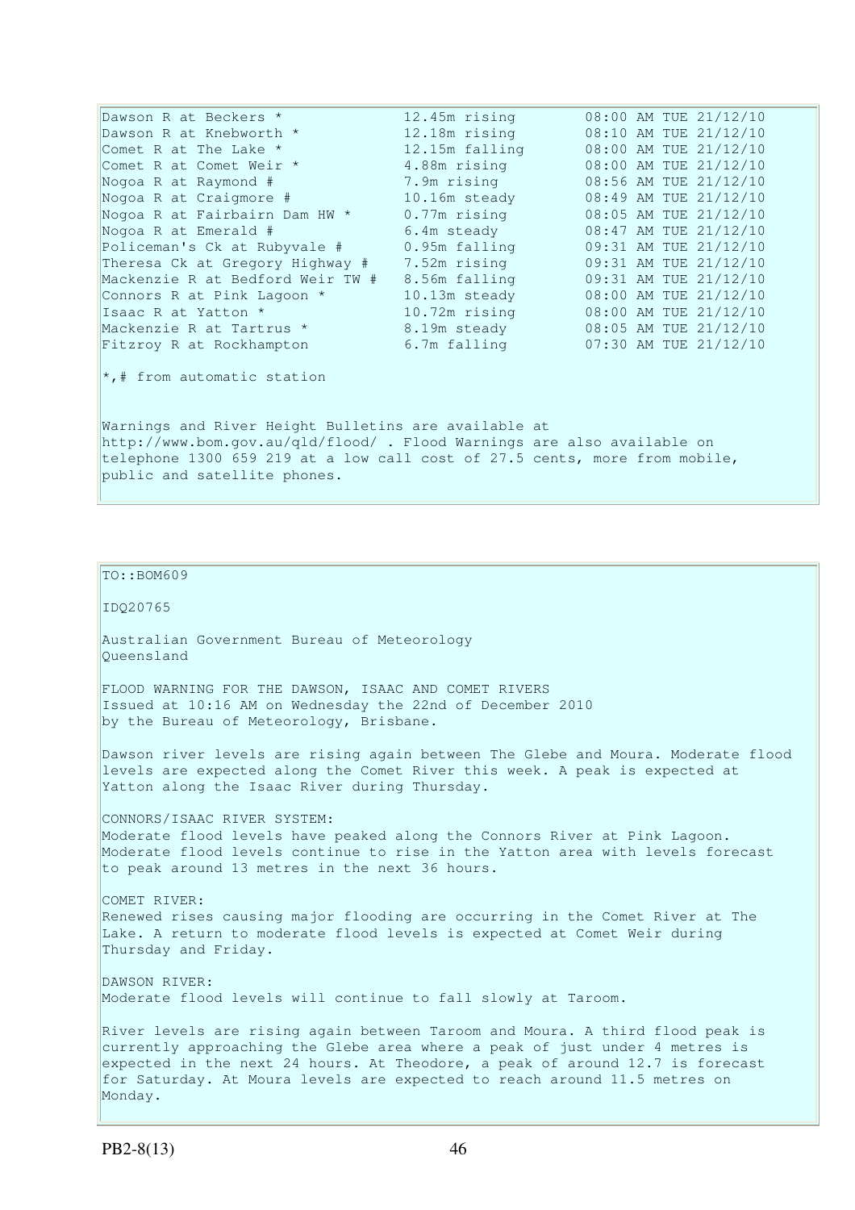| | | |
|---|---|---|
| Dawson R at Beckers * | 12.45m rising | 08:00 AM TUE 21/12/10 |
| Dawson R at Knebworth * | 12.18m rising | 08:10 AM TUE 21/12/10 |
| Comet R at The Lake * | 12.15m falling | 08:00 AM TUE 21/12/10 |
| Comet R at Comet Weir * | 4.88m rising | 08:00 AM TUE 21/12/10 |
| Nogoa R at Raymond # | 7.9m rising | 08:56 AM TUE 21/12/10 |
| Nogoa R at Craigmore # | 10.16m steady | 08:49 AM TUE 21/12/10 |
| Nogoa R at Fairbairn Dam HW * | 0.77m rising | 08:05 AM TUE 21/12/10 |
| Nogoa R at Emerald # | 6.4m steady | 08:47 AM TUE 21/12/10 |
| Policeman's Ck at Rubyvale # | 0.95m falling | 09:31 AM TUE 21/12/10 |
| Theresa Ck at Gregory Highway # | 7.52m rising | 09:31 AM TUE 21/12/10 |
| Mackenzie R at Bedford Weir TW # | 8.56m falling | 09:31 AM TUE 21/12/10 |
| Connors R at Pink Lagoon * | 10.13m steady | 08:00 AM TUE 21/12/10 |
| Isaac R at Yatton * | 10.72m rising | 08:00 AM TUE 21/12/10 |
| Mackenzie R at Tartrus * | 8.19m steady | 08:05 AM TUE 21/12/10 |
| Fitzroy R at Rockhampton | 6.7m falling | 07:30 AM TUE 21/12/10 |

*,# from automatic station

Warnings and River Height Bulletins are available at http://www.bom.gov.au/qld/flood/ . Flood Warnings are also available on telephone 1300 659 219 at a low call cost of 27.5 cents, more from mobile, public and satellite phones.

TO::BOM609

IDQ20765

Australian Government Bureau of Meteorology
Queensland

FLOOD WARNING FOR THE DAWSON, ISAAC AND COMET RIVERS
Issued at 10:16 AM on Wednesday the 22nd of December 2010
by the Bureau of Meteorology, Brisbane.

Dawson river levels are rising again between The Glebe and Moura. Moderate flood levels are expected along the Comet River this week. A peak is expected at Yatton along the Isaac River during Thursday.

CONNORS/ISAAC RIVER SYSTEM:
Moderate flood levels have peaked along the Connors River at Pink Lagoon. Moderate flood levels continue to rise in the Yatton area with levels forecast to peak around 13 metres in the next 36 hours.

COMET RIVER:
Renewed rises causing major flooding are occurring in the Comet River at The Lake. A return to moderate flood levels is expected at Comet Weir during Thursday and Friday.

DAWSON RIVER:
Moderate flood levels will continue to fall slowly at Taroom.

River levels are rising again between Taroom and Moura. A third flood peak is currently approaching the Glebe area where a peak of just under 4 metres is expected in the next 24 hours. At Theodore, a peak of around 12.7 is forecast for Saturday. At Moura levels are expected to reach around 11.5 metres on Monday.

PB2-8(13)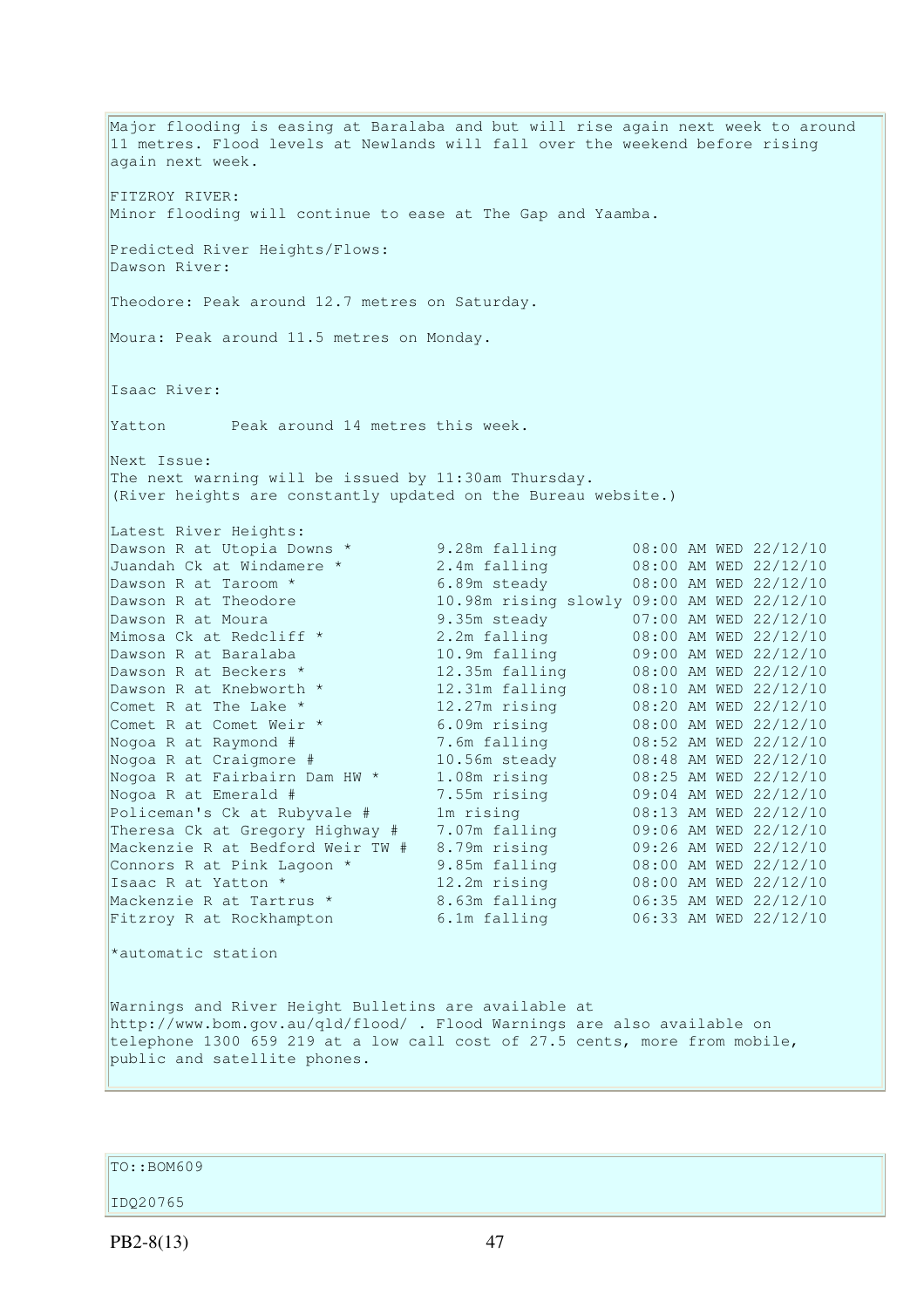Major flooding is easing at Baralaba and but will rise again next week to around 11 metres. Flood levels at Newlands will fall over the weekend before rising again next week.

FITZROY RIVER:
Minor flooding will continue to ease at The Gap and Yaamba.

Predicted River Heights/Flows:
Dawson River:

Theodore: Peak around 12.7 metres on Saturday.

Moura: Peak around 11.5 metres on Monday.

Isaac River:

Yatton       Peak around 14 metres this week.

Next Issue:
The next warning will be issued by 11:30am Thursday.
(River heights are constantly updated on the Bureau website.)

Latest River Heights:

| Station | Height | Time |
|---|---|---|
| Dawson R at Utopia Downs * | 9.28m falling | 08:00 AM WED 22/12/10 |
| Juandah Ck at Windamere * | 2.4m falling | 08:00 AM WED 22/12/10 |
| Dawson R at Taroom * | 6.89m steady | 08:00 AM WED 22/12/10 |
| Dawson R at Theodore | 10.98m rising slowly | 09:00 AM WED 22/12/10 |
| Dawson R at Moura | 9.35m steady | 07:00 AM WED 22/12/10 |
| Mimosa Ck at Redcliff * | 2.2m falling | 08:00 AM WED 22/12/10 |
| Dawson R at Baralaba | 10.9m falling | 09:00 AM WED 22/12/10 |
| Dawson R at Beckers * | 12.35m falling | 08:00 AM WED 22/12/10 |
| Dawson R at Knebworth * | 12.31m falling | 08:10 AM WED 22/12/10 |
| Comet R at The Lake * | 12.27m rising | 08:20 AM WED 22/12/10 |
| Comet R at Comet Weir * | 6.09m rising | 08:00 AM WED 22/12/10 |
| Nogoa R at Raymond # | 7.6m falling | 08:52 AM WED 22/12/10 |
| Nogoa R at Craigmore # | 10.56m steady | 08:48 AM WED 22/12/10 |
| Nogoa R at Fairbairn Dam HW * | 1.08m rising | 08:25 AM WED 22/12/10 |
| Nogoa R at Emerald # | 7.55m rising | 09:04 AM WED 22/12/10 |
| Policeman's Ck at Rubyvale # | 1m rising | 08:13 AM WED 22/12/10 |
| Theresa Ck at Gregory Highway # | 7.07m falling | 09:06 AM WED 22/12/10 |
| Mackenzie R at Bedford Weir TW # | 8.79m rising | 09:26 AM WED 22/12/10 |
| Connors R at Pink Lagoon * | 9.85m falling | 08:00 AM WED 22/12/10 |
| Isaac R at Yatton * | 12.2m rising | 08:00 AM WED 22/12/10 |
| Mackenzie R at Tartrus * | 8.63m falling | 06:35 AM WED 22/12/10 |
| Fitzroy R at Rockhampton | 6.1m falling | 06:33 AM WED 22/12/10 |

*automatic station

Warnings and River Height Bulletins are available at http://www.bom.gov.au/qld/flood/ . Flood Warnings are also available on telephone 1300 659 219 at a low call cost of 27.5 cents, more from mobile, public and satellite phones.

TO::BOM609

IDQ20765

PB2-8(13)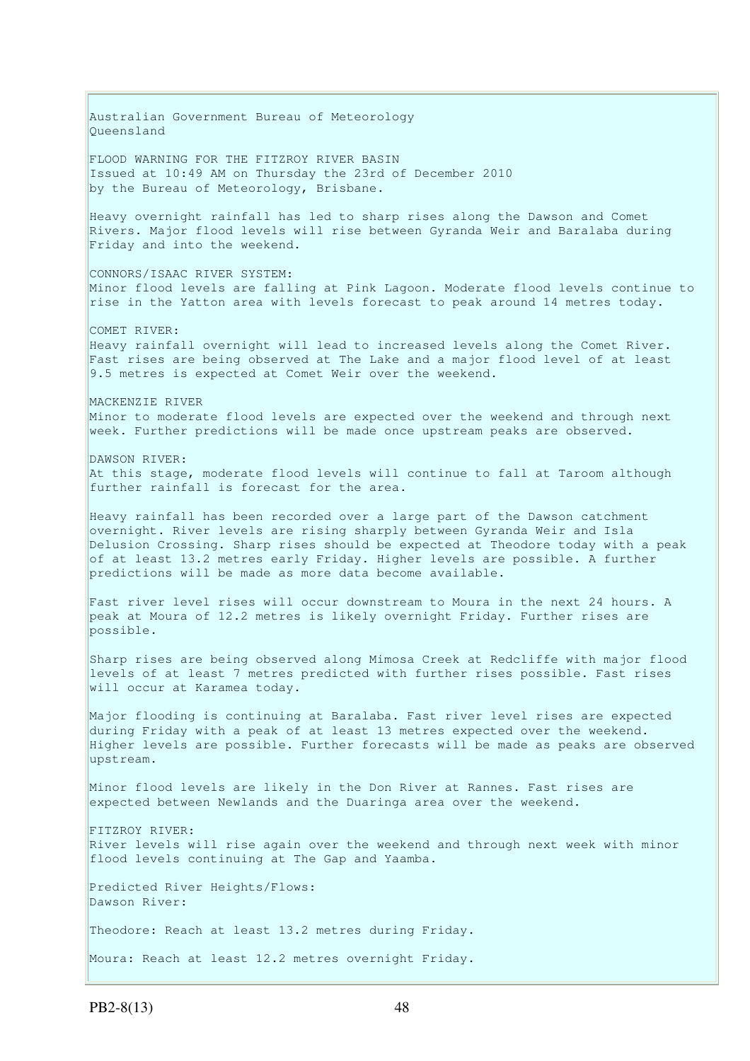Australian Government Bureau of Meteorology
Queensland

FLOOD WARNING FOR THE FITZROY RIVER BASIN
Issued at 10:49 AM on Thursday the 23rd of December 2010
by the Bureau of Meteorology, Brisbane.

Heavy overnight rainfall has led to sharp rises along the Dawson and Comet Rivers. Major flood levels will rise between Gyranda Weir and Baralaba during Friday and into the weekend.

CONNORS/ISAAC RIVER SYSTEM:
Minor flood levels are falling at Pink Lagoon. Moderate flood levels continue to rise in the Yatton area with levels forecast to peak around 14 metres today.

COMET RIVER:
Heavy rainfall overnight will lead to increased levels along the Comet River. Fast rises are being observed at The Lake and a major flood level of at least 9.5 metres is expected at Comet Weir over the weekend.

MACKENZIE RIVER
Minor to moderate flood levels are expected over the weekend and through next week. Further predictions will be made once upstream peaks are observed.

DAWSON RIVER:
At this stage, moderate flood levels will continue to fall at Taroom although further rainfall is forecast for the area.

Heavy rainfall has been recorded over a large part of the Dawson catchment overnight. River levels are rising sharply between Gyranda Weir and Isla Delusion Crossing. Sharp rises should be expected at Theodore today with a peak of at least 13.2 metres early Friday. Higher levels are possible. A further predictions will be made as more data become available.

Fast river level rises will occur downstream to Moura in the next 24 hours. A peak at Moura of 12.2 metres is likely overnight Friday. Further rises are possible.

Sharp rises are being observed along Mimosa Creek at Redcliffe with major flood levels of at least 7 metres predicted with further rises possible. Fast rises will occur at Karamea today.

Major flooding is continuing at Baralaba. Fast river level rises are expected during Friday with a peak of at least 13 metres expected over the weekend. Higher levels are possible. Further forecasts will be made as peaks are observed upstream.

Minor flood levels are likely in the Don River at Rannes. Fast rises are expected between Newlands and the Duaringa area over the weekend.

FITZROY RIVER:
River levels will rise again over the weekend and through next week with minor flood levels continuing at The Gap and Yaamba.

Predicted River Heights/Flows:
Dawson River:

Theodore: Reach at least 13.2 metres during Friday.

Moura: Reach at least 12.2 metres overnight Friday.

PB2-8(13)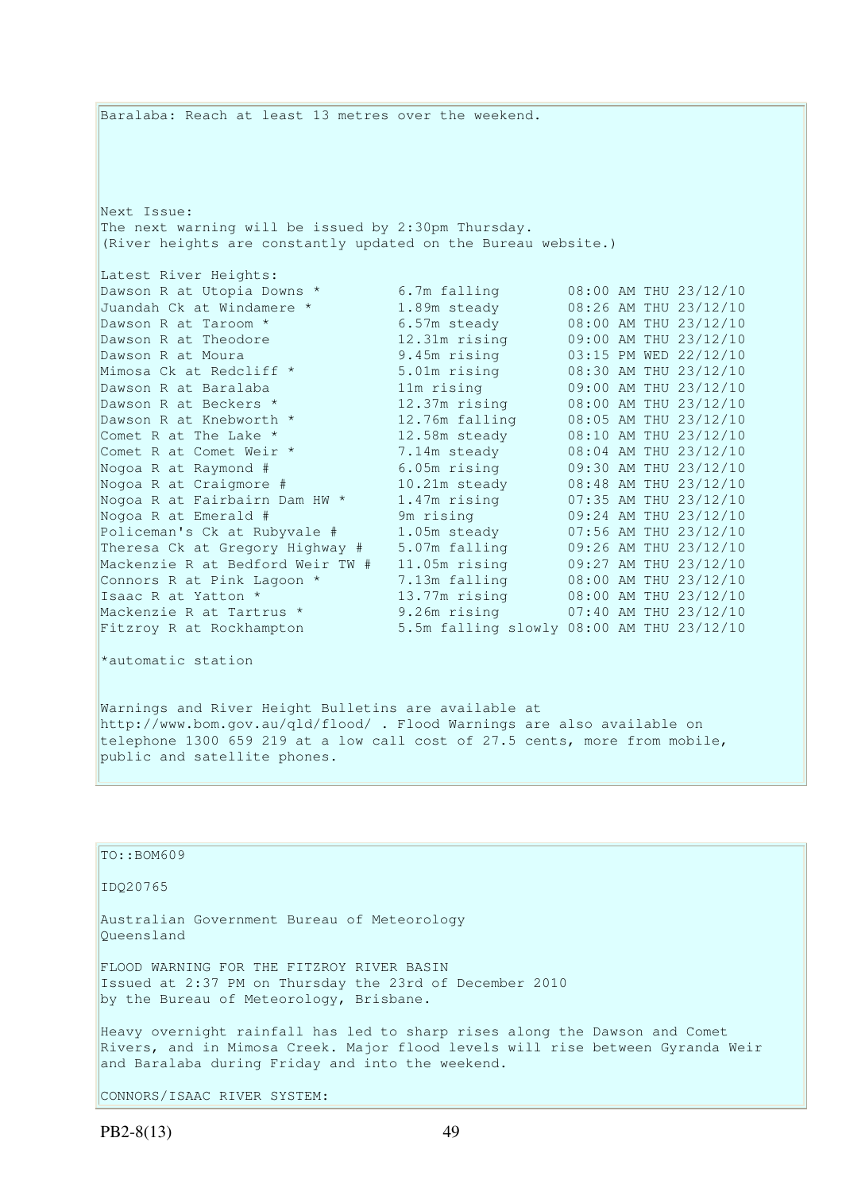Baralaba: Reach at least 13 metres over the weekend.

Next Issue:
The next warning will be issued by 2:30pm Thursday.
(River heights are constantly updated on the Bureau website.)

Latest River Heights:

| Location | Height | Time |
|---|---|---|
| Dawson R at Utopia Downs * | 6.7m falling | 08:00 AM THU 23/12/10 |
| Juandah Ck at Windamere * | 1.89m steady | 08:26 AM THU 23/12/10 |
| Dawson R at Taroom * | 6.57m steady | 08:00 AM THU 23/12/10 |
| Dawson R at Theodore | 12.31m rising | 09:00 AM THU 23/12/10 |
| Dawson R at Moura | 9.45m rising | 03:15 PM WED 22/12/10 |
| Mimosa Ck at Redcliff * | 5.01m rising | 08:30 AM THU 23/12/10 |
| Dawson R at Baralaba | 11m rising | 09:00 AM THU 23/12/10 |
| Dawson R at Beckers * | 12.37m rising | 08:00 AM THU 23/12/10 |
| Dawson R at Knebworth * | 12.76m falling | 08:05 AM THU 23/12/10 |
| Comet R at The Lake * | 12.58m steady | 08:10 AM THU 23/12/10 |
| Comet R at Comet Weir * | 7.14m steady | 08:04 AM THU 23/12/10 |
| Nogoa R at Raymond # | 6.05m rising | 09:30 AM THU 23/12/10 |
| Nogoa R at Craigmore # | 10.21m steady | 08:48 AM THU 23/12/10 |
| Nogoa R at Fairbairn Dam HW * | 1.47m rising | 07:35 AM THU 23/12/10 |
| Nogoa R at Emerald # | 9m rising | 09:24 AM THU 23/12/10 |
| Policeman's Ck at Rubyvale # | 1.05m steady | 07:56 AM THU 23/12/10 |
| Theresa Ck at Gregory Highway # | 5.07m falling | 09:26 AM THU 23/12/10 |
| Mackenzie R at Bedford Weir TW # | 11.05m rising | 09:27 AM THU 23/12/10 |
| Connors R at Pink Lagoon * | 7.13m falling | 08:00 AM THU 23/12/10 |
| Isaac R at Yatton * | 13.77m rising | 08:00 AM THU 23/12/10 |
| Mackenzie R at Tartrus * | 9.26m rising | 07:40 AM THU 23/12/10 |
| Fitzroy R at Rockhampton | 5.5m falling slowly | 08:00 AM THU 23/12/10 |

*automatic station

Warnings and River Height Bulletins are available at http://www.bom.gov.au/qld/flood/ . Flood Warnings are also available on telephone 1300 659 219 at a low call cost of 27.5 cents, more from mobile, public and satellite phones.

---

TO::BOM609

IDQ20765

Australian Government Bureau of Meteorology
Queensland

FLOOD WARNING FOR THE FITZROY RIVER BASIN
Issued at 2:37 PM on Thursday the 23rd of December 2010
by the Bureau of Meteorology, Brisbane.

Heavy overnight rainfall has led to sharp rises along the Dawson and Comet Rivers, and in Mimosa Creek. Major flood levels will rise between Gyranda Weir and Baralaba during Friday and into the weekend.

CONNORS/ISAAC RIVER SYSTEM: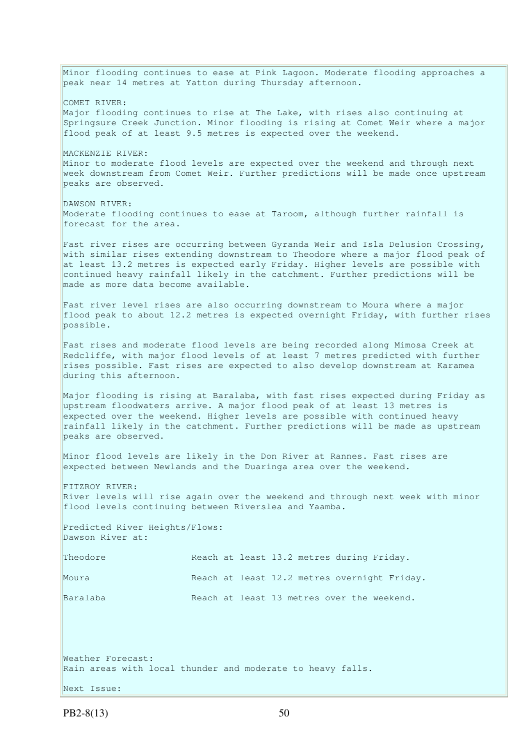Minor flooding continues to ease at Pink Lagoon. Moderate flooding approaches a peak near 14 metres at Yatton during Thursday afternoon.

COMET RIVER:
Major flooding continues to rise at The Lake, with rises also continuing at Springsure Creek Junction. Minor flooding is rising at Comet Weir where a major flood peak of at least 9.5 metres is expected over the weekend.

MACKENZIE RIVER:
Minor to moderate flood levels are expected over the weekend and through next week downstream from Comet Weir. Further predictions will be made once upstream peaks are observed.

DAWSON RIVER:
Moderate flooding continues to ease at Taroom, although further rainfall is forecast for the area.

Fast river rises are occurring between Gyranda Weir and Isla Delusion Crossing, with similar rises extending downstream to Theodore where a major flood peak of at least 13.2 metres is expected early Friday. Higher levels are possible with continued heavy rainfall likely in the catchment. Further predictions will be made as more data become available.

Fast river level rises are also occurring downstream to Moura where a major flood peak to about 12.2 metres is expected overnight Friday, with further rises possible.

Fast rises and moderate flood levels are being recorded along Mimosa Creek at Redcliffe, with major flood levels of at least 7 metres predicted with further rises possible. Fast rises are expected to also develop downstream at Karamea during this afternoon.

Major flooding is rising at Baralaba, with fast rises expected during Friday as upstream floodwaters arrive. A major flood peak of at least 13 metres is expected over the weekend. Higher levels are possible with continued heavy rainfall likely in the catchment. Further predictions will be made as upstream peaks are observed.

Minor flood levels are likely in the Don River at Rannes. Fast rises are expected between Newlands and the Duaringa area over the weekend.

FITZROY RIVER:
River levels will rise again over the weekend and through next week with minor flood levels continuing between Riverslea and Yaamba.

Predicted River Heights/Flows:
Dawson River at:

| | |
|---|---|
| Theodore | Reach at least 13.2 metres during Friday. |
| Moura | Reach at least 12.2 metres overnight Friday. |
| Baralaba | Reach at least 13 metres over the weekend. |

Weather Forecast:
Rain areas with local thunder and moderate to heavy falls.

Next Issue:

PB2-8(13)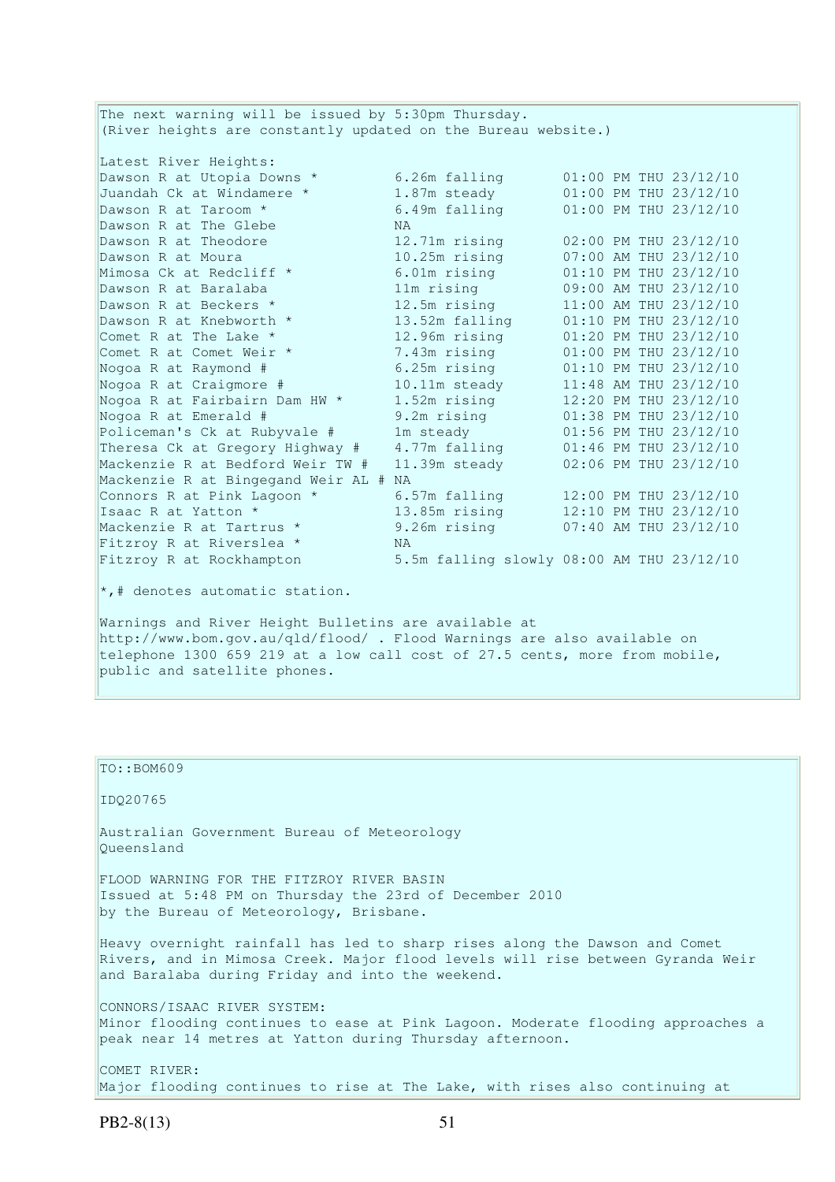The next warning will be issued by 5:30pm Thursday.
(River heights are constantly updated on the Bureau website.)

Latest River Heights:

| Station | Height | Time |
|---|---|---|
| Dawson R at Utopia Downs * | 6.26m falling | 01:00 PM THU 23/12/10 |
| Juandah Ck at Windamere * | 1.87m steady | 01:00 PM THU 23/12/10 |
| Dawson R at Taroom * | 6.49m falling | 01:00 PM THU 23/12/10 |
| Dawson R at The Glebe | NA | |
| Dawson R at Theodore | 12.71m rising | 02:00 PM THU 23/12/10 |
| Dawson R at Moura | 10.25m rising | 07:00 AM THU 23/12/10 |
| Mimosa Ck at Redcliff * | 6.01m rising | 01:10 PM THU 23/12/10 |
| Dawson R at Baralaba | 11m rising | 09:00 AM THU 23/12/10 |
| Dawson R at Beckers * | 12.5m rising | 11:00 AM THU 23/12/10 |
| Dawson R at Knebworth * | 13.52m falling | 01:10 PM THU 23/12/10 |
| Comet R at The Lake * | 12.96m rising | 01:20 PM THU 23/12/10 |
| Comet R at Comet Weir * | 7.43m rising | 01:00 PM THU 23/12/10 |
| Nogoa R at Raymond # | 6.25m rising | 01:10 PM THU 23/12/10 |
| Nogoa R at Craigmore # | 10.11m steady | 11:48 AM THU 23/12/10 |
| Nogoa R at Fairbairn Dam HW * | 1.52m rising | 12:20 PM THU 23/12/10 |
| Nogoa R at Emerald # | 9.2m rising | 01:38 PM THU 23/12/10 |
| Policeman's Ck at Rubyvale # | 1m steady | 01:56 PM THU 23/12/10 |
| Theresa Ck at Gregory Highway # | 4.77m falling | 01:46 PM THU 23/12/10 |
| Mackenzie R at Bedford Weir TW # | 11.39m steady | 02:06 PM THU 23/12/10 |
| Mackenzie R at Bingegand Weir AL # | NA | |
| Connors R at Pink Lagoon * | 6.57m falling | 12:00 PM THU 23/12/10 |
| Isaac R at Yatton * | 13.85m rising | 12:10 PM THU 23/12/10 |
| Mackenzie R at Tartrus * | 9.26m rising | 07:40 AM THU 23/12/10 |
| Fitzroy R at Riverslea * | NA | |
| Fitzroy R at Rockhampton | 5.5m falling slowly | 08:00 AM THU 23/12/10 |

*,# denotes automatic station.

Warnings and River Height Bulletins are available at http://www.bom.gov.au/qld/flood/ . Flood Warnings are also available on telephone 1300 659 219 at a low call cost of 27.5 cents, more from mobile, public and satellite phones.

TO::BOM609

IDQ20765

Australian Government Bureau of Meteorology
Queensland

FLOOD WARNING FOR THE FITZROY RIVER BASIN
Issued at 5:48 PM on Thursday the 23rd of December 2010
by the Bureau of Meteorology, Brisbane.

Heavy overnight rainfall has led to sharp rises along the Dawson and Comet Rivers, and in Mimosa Creek. Major flood levels will rise between Gyranda Weir and Baralaba during Friday and into the weekend.

CONNORS/ISAAC RIVER SYSTEM:
Minor flooding continues to ease at Pink Lagoon. Moderate flooding approaches a peak near 14 metres at Yatton during Thursday afternoon.

COMET RIVER:
Major flooding continues to rise at The Lake, with rises also continuing at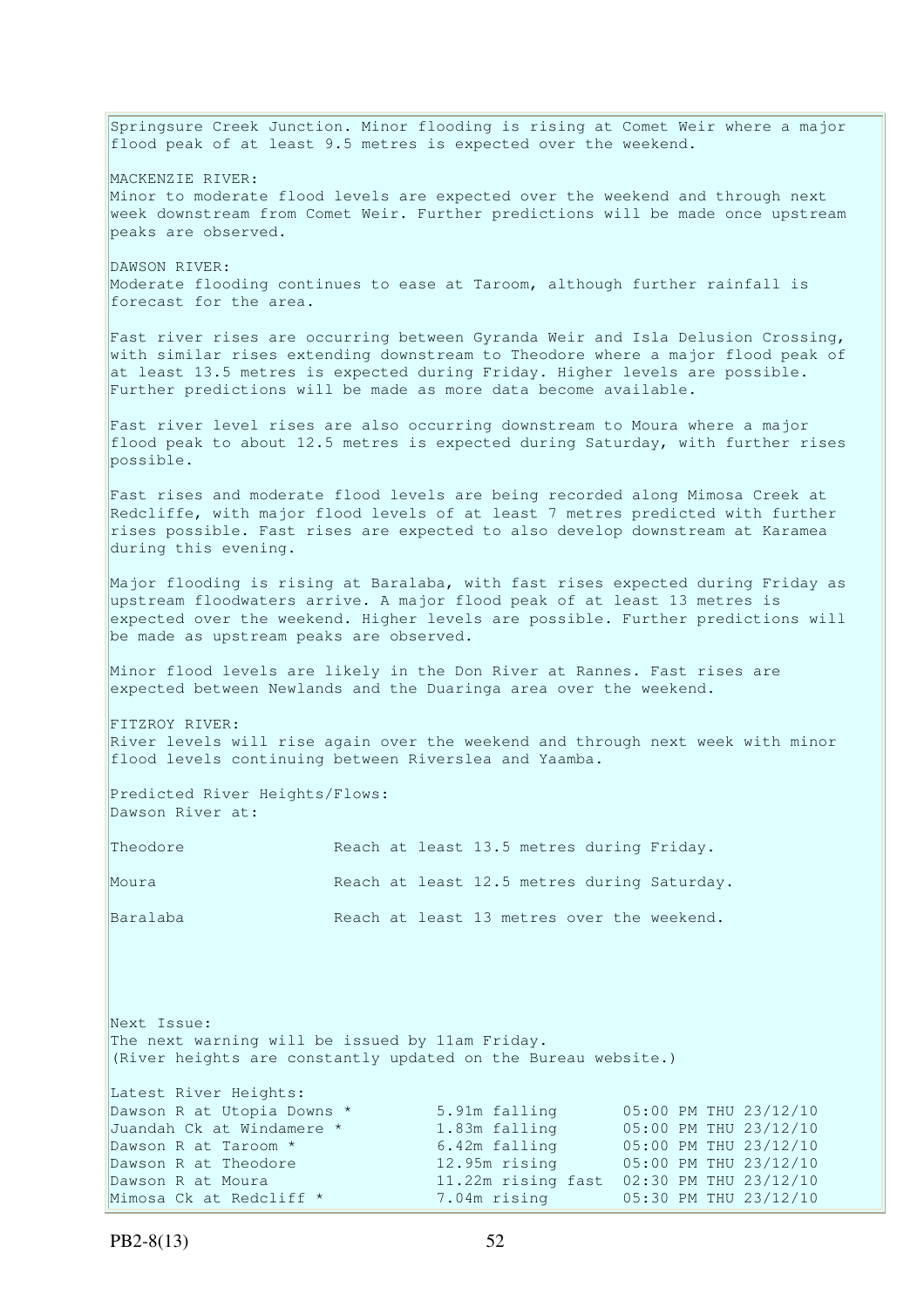Springsure Creek Junction. Minor flooding is rising at Comet Weir where a major flood peak of at least 9.5 metres is expected over the weekend.

MACKENZIE RIVER:
Minor to moderate flood levels are expected over the weekend and through next week downstream from Comet Weir. Further predictions will be made once upstream peaks are observed.

DAWSON RIVER:
Moderate flooding continues to ease at Taroom, although further rainfall is forecast for the area.

Fast river rises are occurring between Gyranda Weir and Isla Delusion Crossing, with similar rises extending downstream to Theodore where a major flood peak of at least 13.5 metres is expected during Friday. Higher levels are possible. Further predictions will be made as more data become available.

Fast river level rises are also occurring downstream to Moura where a major flood peak to about 12.5 metres is expected during Saturday, with further rises possible.

Fast rises and moderate flood levels are being recorded along Mimosa Creek at Redcliffe, with major flood levels of at least 7 metres predicted with further rises possible. Fast rises are expected to also develop downstream at Karamea during this evening.

Major flooding is rising at Baralaba, with fast rises expected during Friday as upstream floodwaters arrive. A major flood peak of at least 13 metres is expected over the weekend. Higher levels are possible. Further predictions will be made as upstream peaks are observed.

Minor flood levels are likely in the Don River at Rannes. Fast rises are expected between Newlands and the Duaringa area over the weekend.

FITZROY RIVER:
River levels will rise again over the weekend and through next week with minor flood levels continuing between Riverslea and Yaamba.

Predicted River Heights/Flows:
Dawson River at:

| | |
|---|---|
| Theodore | Reach at least 13.5 metres during Friday. |
| Moura | Reach at least 12.5 metres during Saturday. |
| Baralaba | Reach at least 13 metres over the weekend. |

Next Issue:
The next warning will be issued by 11am Friday.
(River heights are constantly updated on the Bureau website.)

Latest River Heights:

| | | |
|---|---|---|
| Dawson R at Utopia Downs * | 5.91m falling | 05:00 PM THU 23/12/10 |
| Juandah Ck at Windamere * | 1.83m falling | 05:00 PM THU 23/12/10 |
| Dawson R at Taroom * | 6.42m falling | 05:00 PM THU 23/12/10 |
| Dawson R at Theodore | 12.95m rising | 05:00 PM THU 23/12/10 |
| Dawson R at Moura | 11.22m rising fast | 02:30 PM THU 23/12/10 |
| Mimosa Ck at Redcliff * | 7.04m rising | 05:30 PM THU 23/12/10 |

PB2-8(13)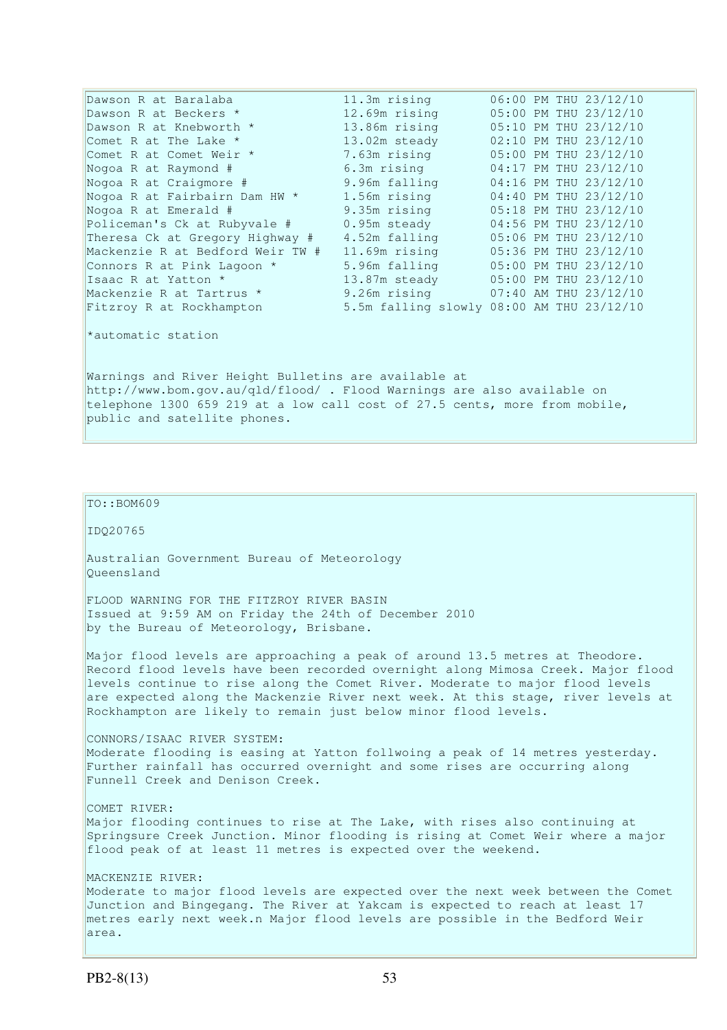| | | |
|---|---|---|
| Dawson R at Baralaba | 11.3m rising | 06:00 PM THU 23/12/10 |
| Dawson R at Beckers * | 12.69m rising | 05:00 PM THU 23/12/10 |
| Dawson R at Knebworth * | 13.86m rising | 05:10 PM THU 23/12/10 |
| Comet R at The Lake * | 13.02m steady | 02:10 PM THU 23/12/10 |
| Comet R at Comet Weir * | 7.63m rising | 05:00 PM THU 23/12/10 |
| Nogoa R at Raymond # | 6.3m rising | 04:17 PM THU 23/12/10 |
| Nogoa R at Craigmore # | 9.96m falling | 04:16 PM THU 23/12/10 |
| Nogoa R at Fairbairn Dam HW * | 1.56m rising | 04:40 PM THU 23/12/10 |
| Nogoa R at Emerald # | 9.35m rising | 05:18 PM THU 23/12/10 |
| Policeman's Ck at Rubyvale # | 0.95m steady | 04:56 PM THU 23/12/10 |
| Theresa Ck at Gregory Highway # | 4.52m falling | 05:06 PM THU 23/12/10 |
| Mackenzie R at Bedford Weir TW # | 11.69m rising | 05:36 PM THU 23/12/10 |
| Connors R at Pink Lagoon * | 5.96m falling | 05:00 PM THU 23/12/10 |
| Isaac R at Yatton * | 13.87m steady | 05:00 PM THU 23/12/10 |
| Mackenzie R at Tartrus * | 9.26m rising | 07:40 AM THU 23/12/10 |
| Fitzroy R at Rockhampton | 5.5m falling slowly | 08:00 AM THU 23/12/10 |

*automatic station

Warnings and River Height Bulletins are available at http://www.bom.gov.au/qld/flood/ . Flood Warnings are also available on telephone 1300 659 219 at a low call cost of 27.5 cents, more from mobile, public and satellite phones.

TO::BOM609

IDQ20765

Australian Government Bureau of Meteorology
Queensland

FLOOD WARNING FOR THE FITZROY RIVER BASIN
Issued at 9:59 AM on Friday the 24th of December 2010
by the Bureau of Meteorology, Brisbane.

Major flood levels are approaching a peak of around 13.5 metres at Theodore. Record flood levels have been recorded overnight along Mimosa Creek. Major flood levels continue to rise along the Comet River. Moderate to major flood levels are expected along the Mackenzie River next week. At this stage, river levels at Rockhampton are likely to remain just below minor flood levels.

CONNORS/ISAAC RIVER SYSTEM:
Moderate flooding is easing at Yatton follwoing a peak of 14 metres yesterday. Further rainfall has occurred overnight and some rises are occurring along Funnell Creek and Denison Creek.

COMET RIVER:
Major flooding continues to rise at The Lake, with rises also continuing at Springsure Creek Junction. Minor flooding is rising at Comet Weir where a major flood peak of at least 11 metres is expected over the weekend.

MACKENZIE RIVER:
Moderate to major flood levels are expected over the next week between the Comet Junction and Bingegang. The River at Yakcam is expected to reach at least 17 metres early next week.n Major flood levels are possible in the Bedford Weir area.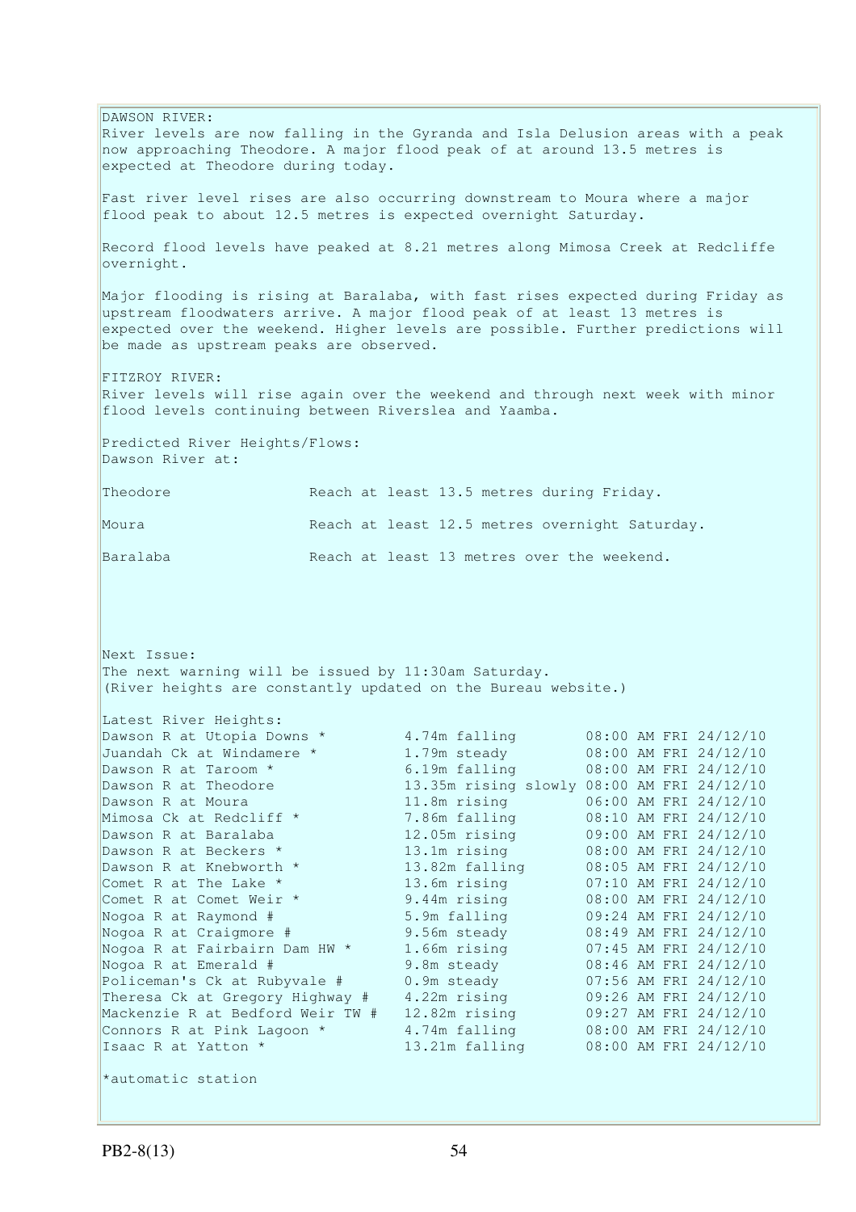DAWSON RIVER:
River levels are now falling in the Gyranda and Isla Delusion areas with a peak now approaching Theodore. A major flood peak of at around 13.5 metres is expected at Theodore during today.

Fast river level rises are also occurring downstream to Moura where a major flood peak to about 12.5 metres is expected overnight Saturday.

Record flood levels have peaked at 8.21 metres along Mimosa Creek at Redcliffe overnight.

Major flooding is rising at Baralaba, with fast rises expected during Friday as upstream floodwaters arrive. A major flood peak of at least 13 metres is expected over the weekend. Higher levels are possible. Further predictions will be made as upstream peaks are observed.

FITZROY RIVER:
River levels will rise again over the weekend and through next week with minor flood levels continuing between Riverslea and Yaamba.

Predicted River Heights/Flows:
Dawson River at:

| | |
|---|---|
| Theodore | Reach at least 13.5 metres during Friday. |
| Moura | Reach at least 12.5 metres overnight Saturday. |
| Baralaba | Reach at least 13 metres over the weekend. |

Next Issue:
The next warning will be issued by 11:30am Saturday.
(River heights are constantly updated on the Bureau website.)

Latest River Heights:

| | | |
|---|---|---|
| Dawson R at Utopia Downs * | 4.74m falling | 08:00 AM FRI 24/12/10 |
| Juandah Ck at Windamere * | 1.79m steady | 08:00 AM FRI 24/12/10 |
| Dawson R at Taroom * | 6.19m falling | 08:00 AM FRI 24/12/10 |
| Dawson R at Theodore | 13.35m rising slowly | 08:00 AM FRI 24/12/10 |
| Dawson R at Moura | 11.8m rising | 06:00 AM FRI 24/12/10 |
| Mimosa Ck at Redcliff * | 7.86m falling | 08:10 AM FRI 24/12/10 |
| Dawson R at Baralaba | 12.05m rising | 09:00 AM FRI 24/12/10 |
| Dawson R at Beckers * | 13.1m rising | 08:00 AM FRI 24/12/10 |
| Dawson R at Knebworth * | 13.82m falling | 08:05 AM FRI 24/12/10 |
| Comet R at The Lake * | 13.6m rising | 07:10 AM FRI 24/12/10 |
| Comet R at Comet Weir * | 9.44m rising | 08:00 AM FRI 24/12/10 |
| Nogoa R at Raymond # | 5.9m falling | 09:24 AM FRI 24/12/10 |
| Nogoa R at Craigmore # | 9.56m steady | 08:49 AM FRI 24/12/10 |
| Nogoa R at Fairbairn Dam HW * | 1.66m rising | 07:45 AM FRI 24/12/10 |
| Nogoa R at Emerald # | 9.8m steady | 08:46 AM FRI 24/12/10 |
| Policeman's Ck at Rubyvale # | 0.9m steady | 07:56 AM FRI 24/12/10 |
| Theresa Ck at Gregory Highway # | 4.22m rising | 09:26 AM FRI 24/12/10 |
| Mackenzie R at Bedford Weir TW # | 12.82m rising | 09:27 AM FRI 24/12/10 |
| Connors R at Pink Lagoon * | 4.74m falling | 08:00 AM FRI 24/12/10 |
| Isaac R at Yatton * | 13.21m falling | 08:00 AM FRI 24/12/10 |

*automatic station

PB2-8(13)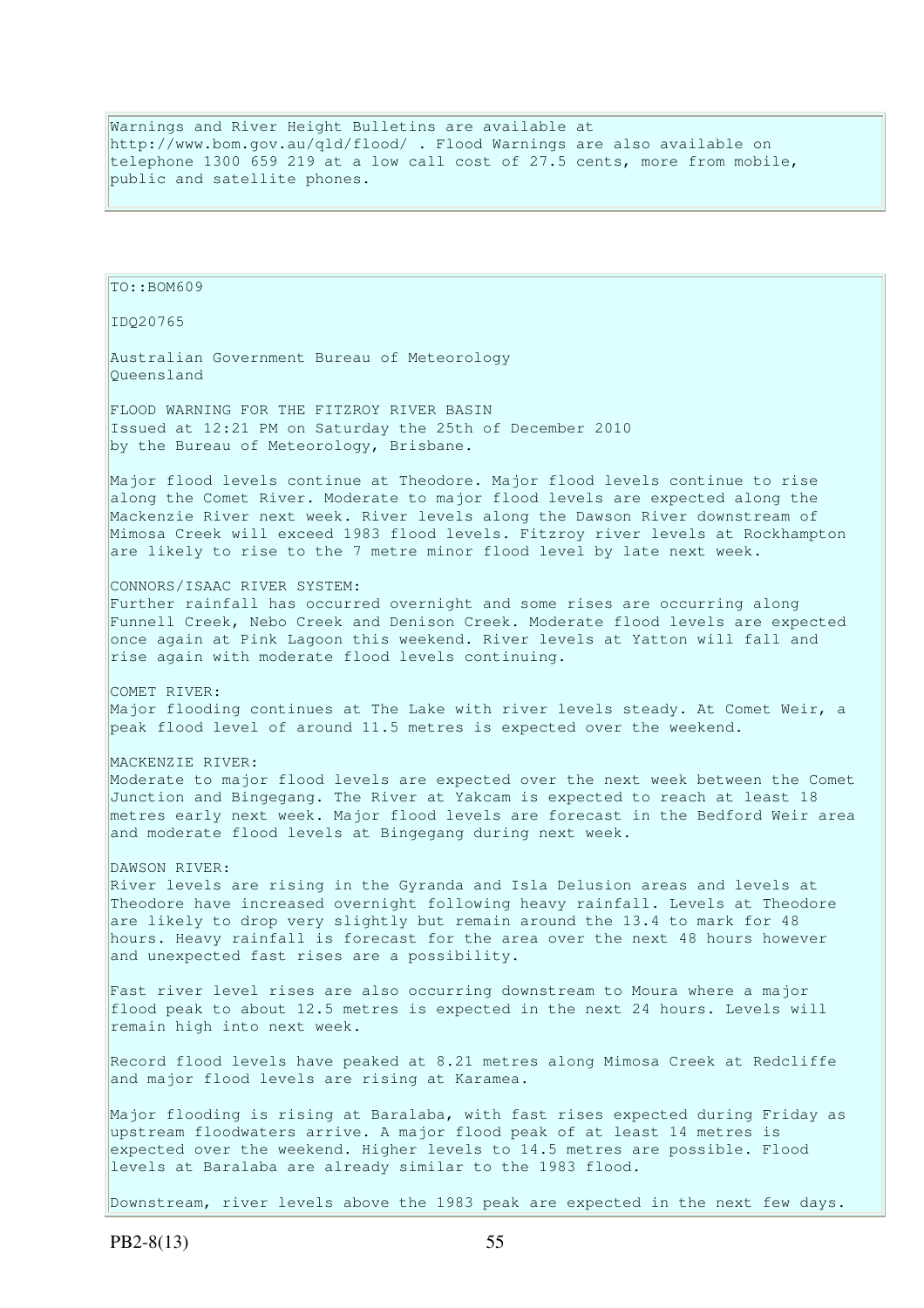Warnings and River Height Bulletins are available at http://www.bom.gov.au/qld/flood/ . Flood Warnings are also available on telephone 1300 659 219 at a low call cost of 27.5 cents, more from mobile, public and satellite phones.

TO::BOM609

IDQ20765

Australian Government Bureau of Meteorology
Queensland

FLOOD WARNING FOR THE FITZROY RIVER BASIN
Issued at 12:21 PM on Saturday the 25th of December 2010
by the Bureau of Meteorology, Brisbane.

Major flood levels continue at Theodore. Major flood levels continue to rise along the Comet River. Moderate to major flood levels are expected along the Mackenzie River next week. River levels along the Dawson River downstream of Mimosa Creek will exceed 1983 flood levels. Fitzroy river levels at Rockhampton are likely to rise to the 7 metre minor flood level by late next week.

CONNORS/ISAAC RIVER SYSTEM:
Further rainfall has occurred overnight and some rises are occurring along Funnell Creek, Nebo Creek and Denison Creek. Moderate flood levels are expected once again at Pink Lagoon this weekend. River levels at Yatton will fall and rise again with moderate flood levels continuing.

COMET RIVER:
Major flooding continues at The Lake with river levels steady. At Comet Weir, a peak flood level of around 11.5 metres is expected over the weekend.

MACKENZIE RIVER:
Moderate to major flood levels are expected over the next week between the Comet Junction and Bingegang. The River at Yakcam is expected to reach at least 18 metres early next week. Major flood levels are forecast in the Bedford Weir area and moderate flood levels at Bingegang during next week.

DAWSON RIVER:
River levels are rising in the Gyranda and Isla Delusion areas and levels at Theodore have increased overnight following heavy rainfall. Levels at Theodore are likely to drop very slightly but remain around the 13.4 to mark for 48 hours. Heavy rainfall is forecast for the area over the next 48 hours however and unexpected fast rises are a possibility.

Fast river level rises are also occurring downstream to Moura where a major flood peak to about 12.5 metres is expected in the next 24 hours. Levels will remain high into next week.

Record flood levels have peaked at 8.21 metres along Mimosa Creek at Redcliffe and major flood levels are rising at Karamea.

Major flooding is rising at Baralaba, with fast rises expected during Friday as upstream floodwaters arrive. A major flood peak of at least 14 metres is expected over the weekend. Higher levels to 14.5 metres are possible. Flood levels at Baralaba are already similar to the 1983 flood.

Downstream, river levels above the 1983 peak are expected in the next few days.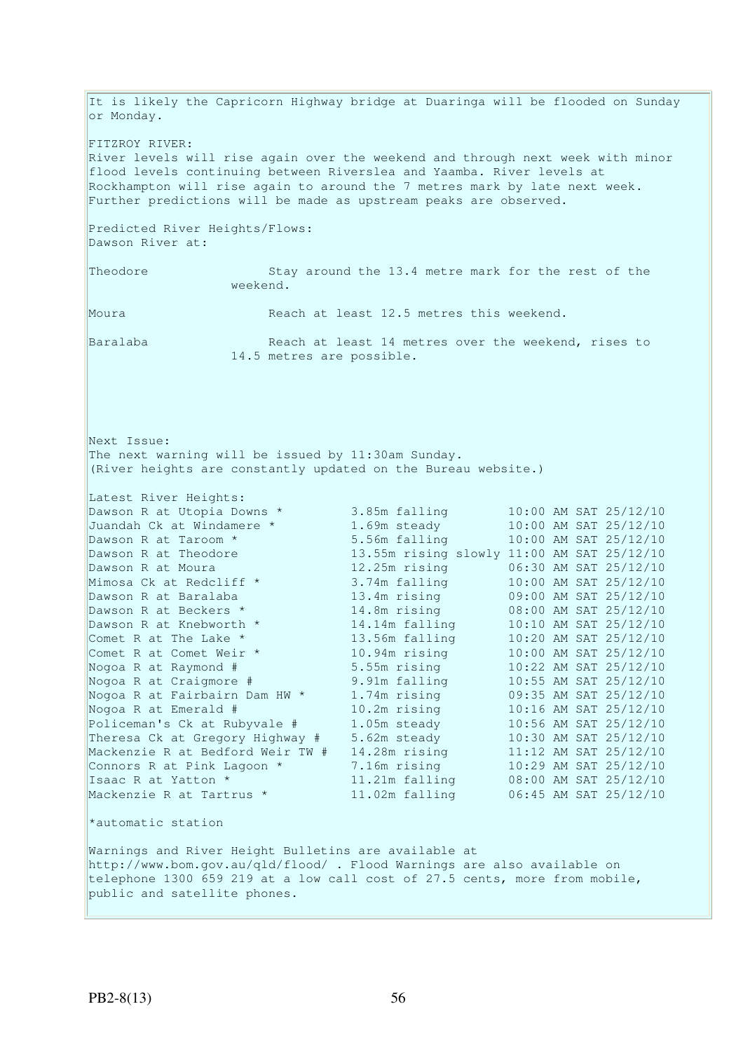It is likely the Capricorn Highway bridge at Duaringa will be flooded on Sunday or Monday.

FITZROY RIVER:
River levels will rise again over the weekend and through next week with minor flood levels continuing between Riverslea and Yaamba. River levels at Rockhampton will rise again to around the 7 metres mark by late next week. Further predictions will be made as upstream peaks are observed.

Predicted River Heights/Flows:
Dawson River at:

Theodore: Stay around the 13.4 metre mark for the rest of the weekend.

Moura: Reach at least 12.5 metres this weekend.

Baralaba: Reach at least 14 metres over the weekend, rises to 14.5 metres are possible.

Next Issue:
The next warning will be issued by 11:30am Sunday.
(River heights are constantly updated on the Bureau website.)

Latest River Heights:

| Station | Height | Time |
|---|---|---|
| Dawson R at Utopia Downs * | 3.85m falling | 10:00 AM SAT 25/12/10 |
| Juandah Ck at Windamere * | 1.69m steady | 10:00 AM SAT 25/12/10 |
| Dawson R at Taroom * | 5.56m falling | 10:00 AM SAT 25/12/10 |
| Dawson R at Theodore | 13.55m rising slowly | 11:00 AM SAT 25/12/10 |
| Dawson R at Moura | 12.25m rising | 06:30 AM SAT 25/12/10 |
| Mimosa Ck at Redcliff * | 3.74m falling | 10:00 AM SAT 25/12/10 |
| Dawson R at Baralaba | 13.4m rising | 09:00 AM SAT 25/12/10 |
| Dawson R at Beckers * | 14.8m rising | 08:00 AM SAT 25/12/10 |
| Dawson R at Knebworth * | 14.14m falling | 10:10 AM SAT 25/12/10 |
| Comet R at The Lake * | 13.56m falling | 10:20 AM SAT 25/12/10 |
| Comet R at Comet Weir * | 10.94m rising | 10:00 AM SAT 25/12/10 |
| Nogoa R at Raymond # | 5.55m rising | 10:22 AM SAT 25/12/10 |
| Nogoa R at Craigmore # | 9.91m falling | 10:55 AM SAT 25/12/10 |
| Nogoa R at Fairbairn Dam HW * | 1.74m rising | 09:35 AM SAT 25/12/10 |
| Nogoa R at Emerald # | 10.2m rising | 10:16 AM SAT 25/12/10 |
| Policeman's Ck at Rubyvale # | 1.05m steady | 10:56 AM SAT 25/12/10 |
| Theresa Ck at Gregory Highway # | 5.62m steady | 10:30 AM SAT 25/12/10 |
| Mackenzie R at Bedford Weir TW # | 14.28m rising | 11:12 AM SAT 25/12/10 |
| Connors R at Pink Lagoon * | 7.16m rising | 10:29 AM SAT 25/12/10 |
| Isaac R at Yatton * | 11.21m falling | 08:00 AM SAT 25/12/10 |
| Mackenzie R at Tartrus * | 11.02m falling | 06:45 AM SAT 25/12/10 |

*automatic station

Warnings and River Height Bulletins are available at http://www.bom.gov.au/qld/flood/ . Flood Warnings are also available on telephone 1300 659 219 at a low call cost of 27.5 cents, more from mobile, public and satellite phones.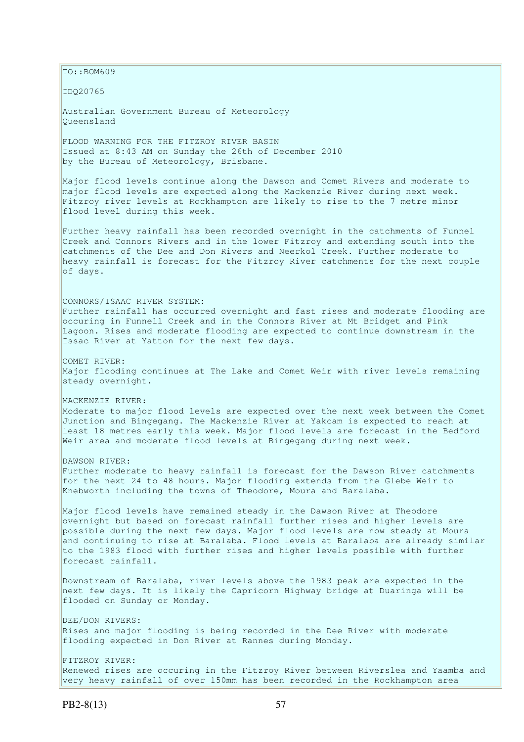TO::BOM609

IDQ20765

Australian Government Bureau of Meteorology
Queensland

FLOOD WARNING FOR THE FITZROY RIVER BASIN
Issued at 8:43 AM on Sunday the 26th of December 2010
by the Bureau of Meteorology, Brisbane.

Major flood levels continue along the Dawson and Comet Rivers and moderate to major flood levels are expected along the Mackenzie River during next week. Fitzroy river levels at Rockhampton are likely to rise to the 7 metre minor flood level during this week.

Further heavy rainfall has been recorded overnight in the catchments of Funnel Creek and Connors Rivers and in the lower Fitzroy and extending south into the catchments of the Dee and Don Rivers and Neerkol Creek. Further moderate to heavy rainfall is forecast for the Fitzroy River catchments for the next couple of days.

CONNORS/ISAAC RIVER SYSTEM:
Further rainfall has occurred overnight and fast rises and moderate flooding are occuring in Funnell Creek and in the Connors River at Mt Bridget and Pink Lagoon. Rises and moderate flooding are expected to continue downstream in the Issac River at Yatton for the next few days.

COMET RIVER:
Major flooding continues at The Lake and Comet Weir with river levels remaining steady overnight.

MACKENZIE RIVER:
Moderate to major flood levels are expected over the next week between the Comet Junction and Bingegang. The Mackenzie River at Yakcam is expected to reach at least 18 metres early this week. Major flood levels are forecast in the Bedford Weir area and moderate flood levels at Bingegang during next week.

DAWSON RIVER:
Further moderate to heavy rainfall is forecast for the Dawson River catchments for the next 24 to 48 hours. Major flooding extends from the Glebe Weir to Knebworth including the towns of Theodore, Moura and Baralaba.

Major flood levels have remained steady in the Dawson River at Theodore overnight but based on forecast rainfall further rises and higher levels are possible during the next few days. Major flood levels are now steady at Moura and continuing to rise at Baralaba. Flood levels at Baralaba are already similar to the 1983 flood with further rises and higher levels possible with further forecast rainfall.

Downstream of Baralaba, river levels above the 1983 peak are expected in the next few days. It is likely the Capricorn Highway bridge at Duaringa will be flooded on Sunday or Monday.

DEE/DON RIVERS:
Rises and major flooding is being recorded in the Dee River with moderate flooding expected in Don River at Rannes during Monday.

FITZROY RIVER:
Renewed rises are occuring in the Fitzroy River between Riverslea and Yaamba and very heavy rainfall of over 150mm has been recorded in the Rockhampton area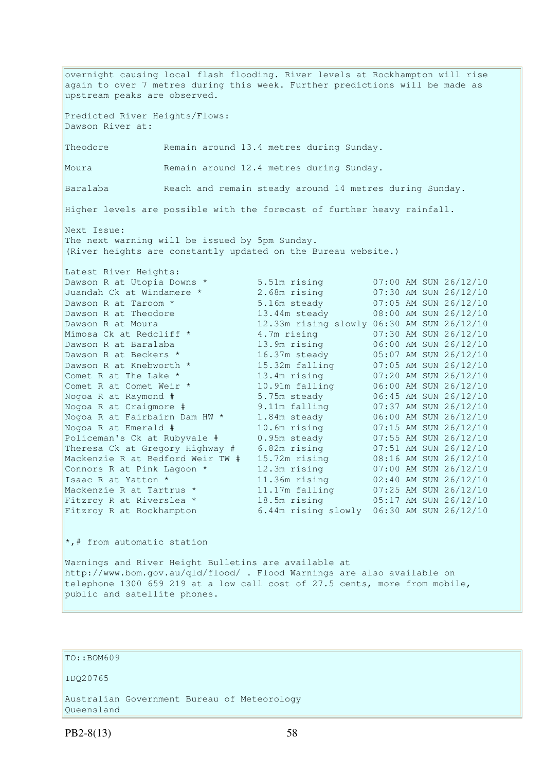overnight causing local flash flooding. River levels at Rockhampton will rise again to over 7 metres during this week. Further predictions will be made as upstream peaks are observed.

Predicted River Heights/Flows:
Dawson River at:

Theodore          Remain around 13.4 metres during Sunday.

Moura             Remain around 12.4 metres during Sunday.

Baralaba          Reach and remain steady around 14 metres during Sunday.

Higher levels are possible with the forecast of further heavy rainfall.

Next Issue:
The next warning will be issued by 5pm Sunday.
(River heights are constantly updated on the Bureau website.)

Latest River Heights:

| Station | Height | Time |
|---|---|---|
| Dawson R at Utopia Downs * | 5.51m rising | 07:00 AM SUN 26/12/10 |
| Juandah Ck at Windamere * | 2.68m rising | 07:30 AM SUN 26/12/10 |
| Dawson R at Taroom * | 5.16m steady | 07:05 AM SUN 26/12/10 |
| Dawson R at Theodore | 13.44m steady | 08:00 AM SUN 26/12/10 |
| Dawson R at Moura | 12.33m rising slowly | 06:30 AM SUN 26/12/10 |
| Mimosa Ck at Redcliff * | 4.7m rising | 07:30 AM SUN 26/12/10 |
| Dawson R at Baralaba | 13.9m rising | 06:00 AM SUN 26/12/10 |
| Dawson R at Beckers * | 16.37m steady | 05:07 AM SUN 26/12/10 |
| Dawson R at Knebworth * | 15.32m falling | 07:05 AM SUN 26/12/10 |
| Comet R at The Lake * | 13.4m rising | 07:20 AM SUN 26/12/10 |
| Comet R at Comet Weir * | 10.91m falling | 06:00 AM SUN 26/12/10 |
| Nogoa R at Raymond # | 5.75m steady | 06:45 AM SUN 26/12/10 |
| Nogoa R at Craigmore # | 9.11m falling | 07:37 AM SUN 26/12/10 |
| Nogoa R at Fairbairn Dam HW * | 1.84m steady | 06:00 AM SUN 26/12/10 |
| Nogoa R at Emerald # | 10.6m rising | 07:15 AM SUN 26/12/10 |
| Policeman's Ck at Rubyvale # | 0.95m steady | 07:55 AM SUN 26/12/10 |
| Theresa Ck at Gregory Highway # | 6.82m rising | 07:51 AM SUN 26/12/10 |
| Mackenzie R at Bedford Weir TW # | 15.72m rising | 08:16 AM SUN 26/12/10 |
| Connors R at Pink Lagoon * | 12.3m rising | 07:00 AM SUN 26/12/10 |
| Isaac R at Yatton * | 11.36m rising | 02:40 AM SUN 26/12/10 |
| Mackenzie R at Tartrus * | 11.17m falling | 07:25 AM SUN 26/12/10 |
| Fitzroy R at Riverslea * | 18.5m rising | 05:17 AM SUN 26/12/10 |
| Fitzroy R at Rockhampton | 6.44m rising slowly | 06:30 AM SUN 26/12/10 |

*,# from automatic station

Warnings and River Height Bulletins are available at http://www.bom.gov.au/qld/flood/ . Flood Warnings are also available on telephone 1300 659 219 at a low call cost of 27.5 cents, more from mobile, public and satellite phones.

TO::BOM609

IDQ20765

Australian Government Bureau of Meteorology
Queensland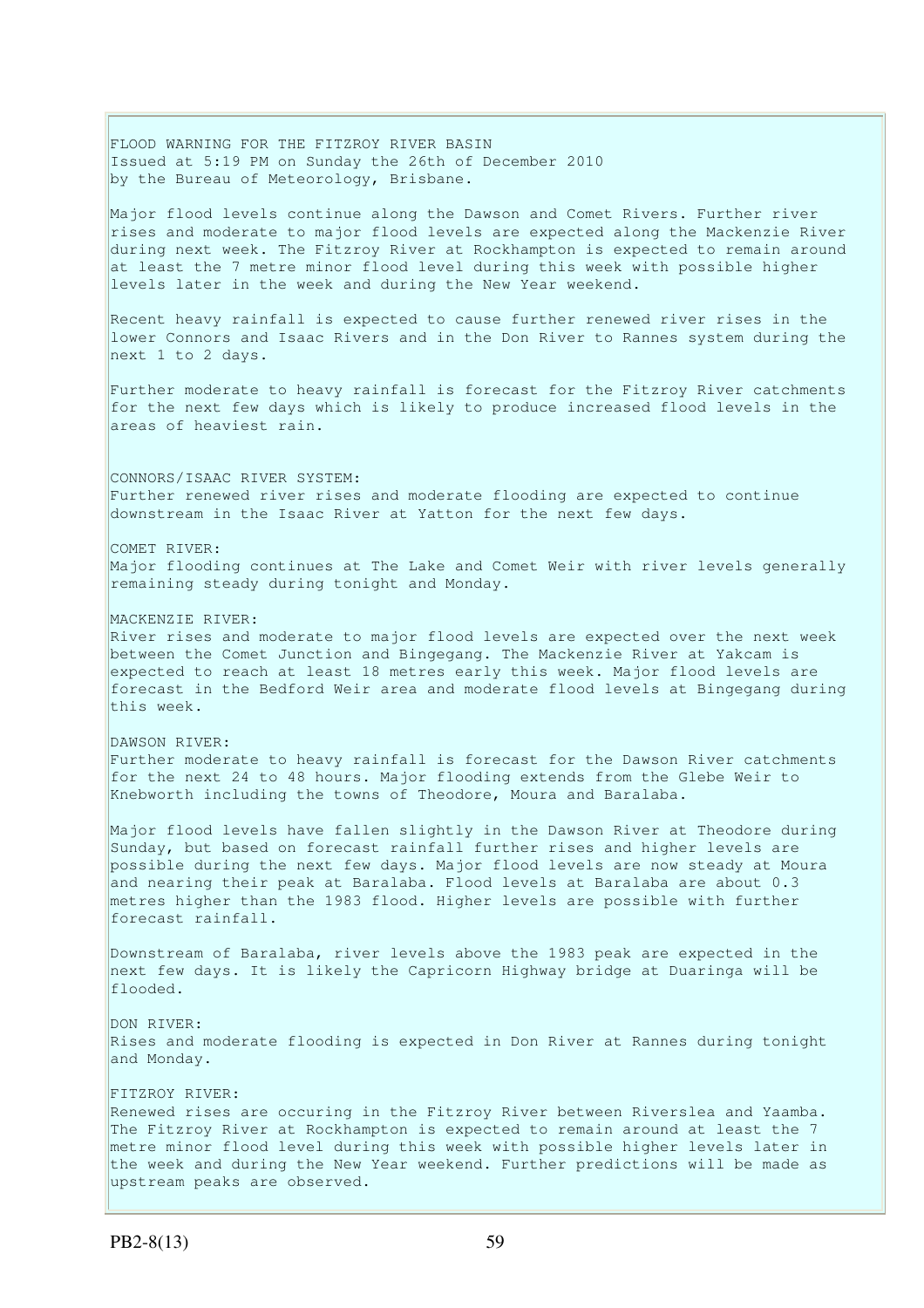FLOOD WARNING FOR THE FITZROY RIVER BASIN
Issued at 5:19 PM on Sunday the 26th of December 2010
by the Bureau of Meteorology, Brisbane.

Major flood levels continue along the Dawson and Comet Rivers. Further river rises and moderate to major flood levels are expected along the Mackenzie River during next week. The Fitzroy River at Rockhampton is expected to remain around at least the 7 metre minor flood level during this week with possible higher levels later in the week and during the New Year weekend.

Recent heavy rainfall is expected to cause further renewed river rises in the lower Connors and Isaac Rivers and in the Don River to Rannes system during the next 1 to 2 days.

Further moderate to heavy rainfall is forecast for the Fitzroy River catchments for the next few days which is likely to produce increased flood levels in the areas of heaviest rain.

CONNORS/ISAAC RIVER SYSTEM:
Further renewed river rises and moderate flooding are expected to continue downstream in the Isaac River at Yatton for the next few days.

COMET RIVER:
Major flooding continues at The Lake and Comet Weir with river levels generally remaining steady during tonight and Monday.

MACKENZIE RIVER:
River rises and moderate to major flood levels are expected over the next week between the Comet Junction and Bingegang. The Mackenzie River at Yakcam is expected to reach at least 18 metres early this week. Major flood levels are forecast in the Bedford Weir area and moderate flood levels at Bingegang during this week.

DAWSON RIVER:
Further moderate to heavy rainfall is forecast for the Dawson River catchments for the next 24 to 48 hours. Major flooding extends from the Glebe Weir to Knebworth including the towns of Theodore, Moura and Baralaba.

Major flood levels have fallen slightly in the Dawson River at Theodore during Sunday, but based on forecast rainfall further rises and higher levels are possible during the next few days. Major flood levels are now steady at Moura and nearing their peak at Baralaba. Flood levels at Baralaba are about 0.3 metres higher than the 1983 flood. Higher levels are possible with further forecast rainfall.

Downstream of Baralaba, river levels above the 1983 peak are expected in the next few days. It is likely the Capricorn Highway bridge at Duaringa will be flooded.

DON RIVER:
Rises and moderate flooding is expected in Don River at Rannes during tonight and Monday.

FITZROY RIVER:
Renewed rises are occuring in the Fitzroy River between Riverslea and Yaamba. The Fitzroy River at Rockhampton is expected to remain around at least the 7 metre minor flood level during this week with possible higher levels later in the week and during the New Year weekend. Further predictions will be made as upstream peaks are observed.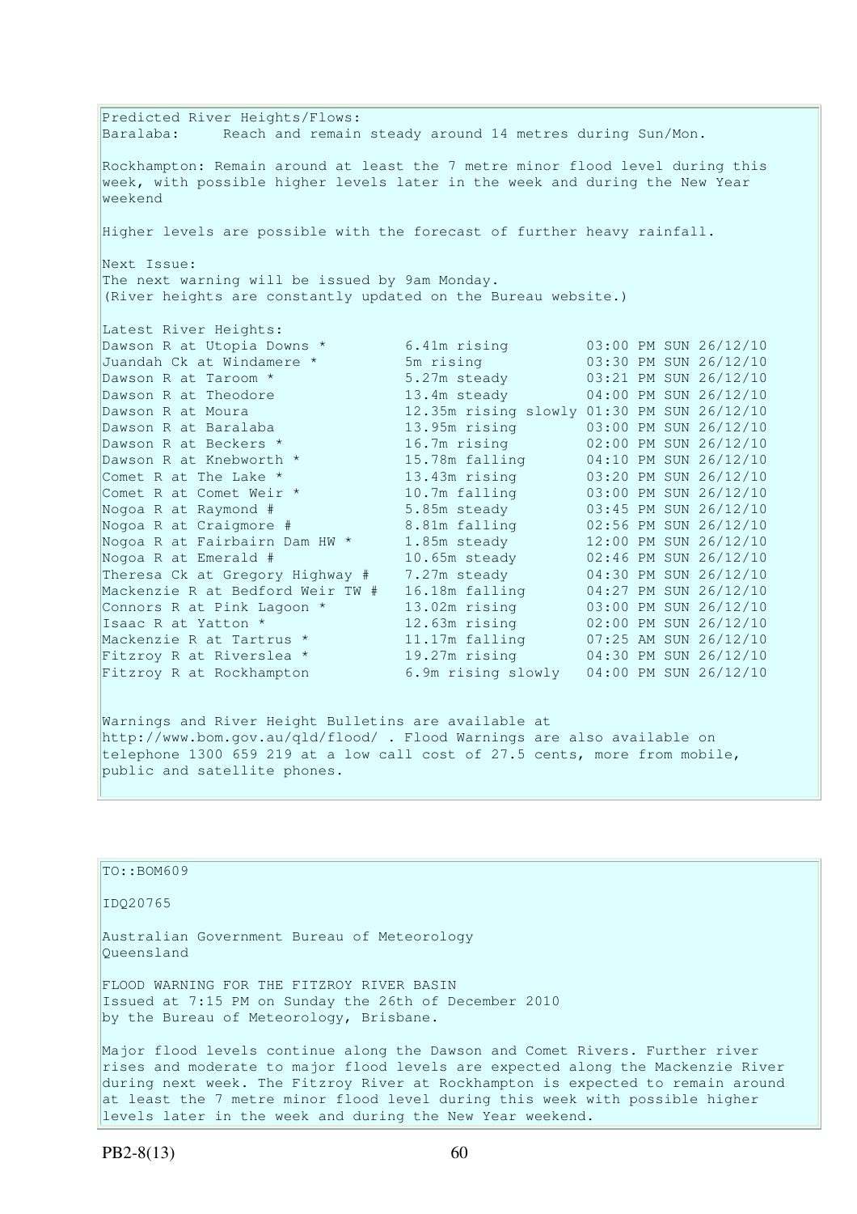Predicted River Heights/Flows:
Baralaba:     Reach and remain steady around 14 metres during Sun/Mon.

Rockhampton: Remain around at least the 7 metre minor flood level during this week, with possible higher levels later in the week and during the New Year weekend

Higher levels are possible with the forecast of further heavy rainfall.

Next Issue:
The next warning will be issued by 9am Monday.
(River heights are constantly updated on the Bureau website.)

Latest River Heights:

| | | |
|---|---|---|
| Dawson R at Utopia Downs * | 6.41m rising | 03:00 PM SUN 26/12/10 |
| Juandah Ck at Windamere * | 5m rising | 03:30 PM SUN 26/12/10 |
| Dawson R at Taroom * | 5.27m steady | 03:21 PM SUN 26/12/10 |
| Dawson R at Theodore | 13.4m steady | 04:00 PM SUN 26/12/10 |
| Dawson R at Moura | 12.35m rising slowly | 01:30 PM SUN 26/12/10 |
| Dawson R at Baralaba | 13.95m rising | 03:00 PM SUN 26/12/10 |
| Dawson R at Beckers * | 16.7m rising | 02:00 PM SUN 26/12/10 |
| Dawson R at Knebworth * | 15.78m falling | 04:10 PM SUN 26/12/10 |
| Comet R at The Lake * | 13.43m rising | 03:20 PM SUN 26/12/10 |
| Comet R at Comet Weir * | 10.7m falling | 03:00 PM SUN 26/12/10 |
| Nogoa R at Raymond # | 5.85m steady | 03:45 PM SUN 26/12/10 |
| Nogoa R at Craigmore # | 8.81m falling | 02:56 PM SUN 26/12/10 |
| Nogoa R at Fairbairn Dam HW * | 1.85m steady | 12:00 PM SUN 26/12/10 |
| Nogoa R at Emerald # | 10.65m steady | 02:46 PM SUN 26/12/10 |
| Theresa Ck at Gregory Highway # | 7.27m steady | 04:30 PM SUN 26/12/10 |
| Mackenzie R at Bedford Weir TW # | 16.18m falling | 04:27 PM SUN 26/12/10 |
| Connors R at Pink Lagoon * | 13.02m rising | 03:00 PM SUN 26/12/10 |
| Isaac R at Yatton * | 12.63m rising | 02:00 PM SUN 26/12/10 |
| Mackenzie R at Tartrus * | 11.17m falling | 07:25 AM SUN 26/12/10 |
| Fitzroy R at Riverslea * | 19.27m rising | 04:30 PM SUN 26/12/10 |
| Fitzroy R at Rockhampton | 6.9m rising slowly | 04:00 PM SUN 26/12/10 |

Warnings and River Height Bulletins are available at http://www.bom.gov.au/qld/flood/ . Flood Warnings are also available on telephone 1300 659 219 at a low call cost of 27.5 cents, more from mobile, public and satellite phones.

TO::BOM609

IDQ20765

Australian Government Bureau of Meteorology
Queensland

FLOOD WARNING FOR THE FITZROY RIVER BASIN
Issued at 7:15 PM on Sunday the 26th of December 2010
by the Bureau of Meteorology, Brisbane.

Major flood levels continue along the Dawson and Comet Rivers. Further river rises and moderate to major flood levels are expected along the Mackenzie River during next week. The Fitzroy River at Rockhampton is expected to remain around at least the 7 metre minor flood level during this week with possible higher levels later in the week and during the New Year weekend.

PB2-8(13)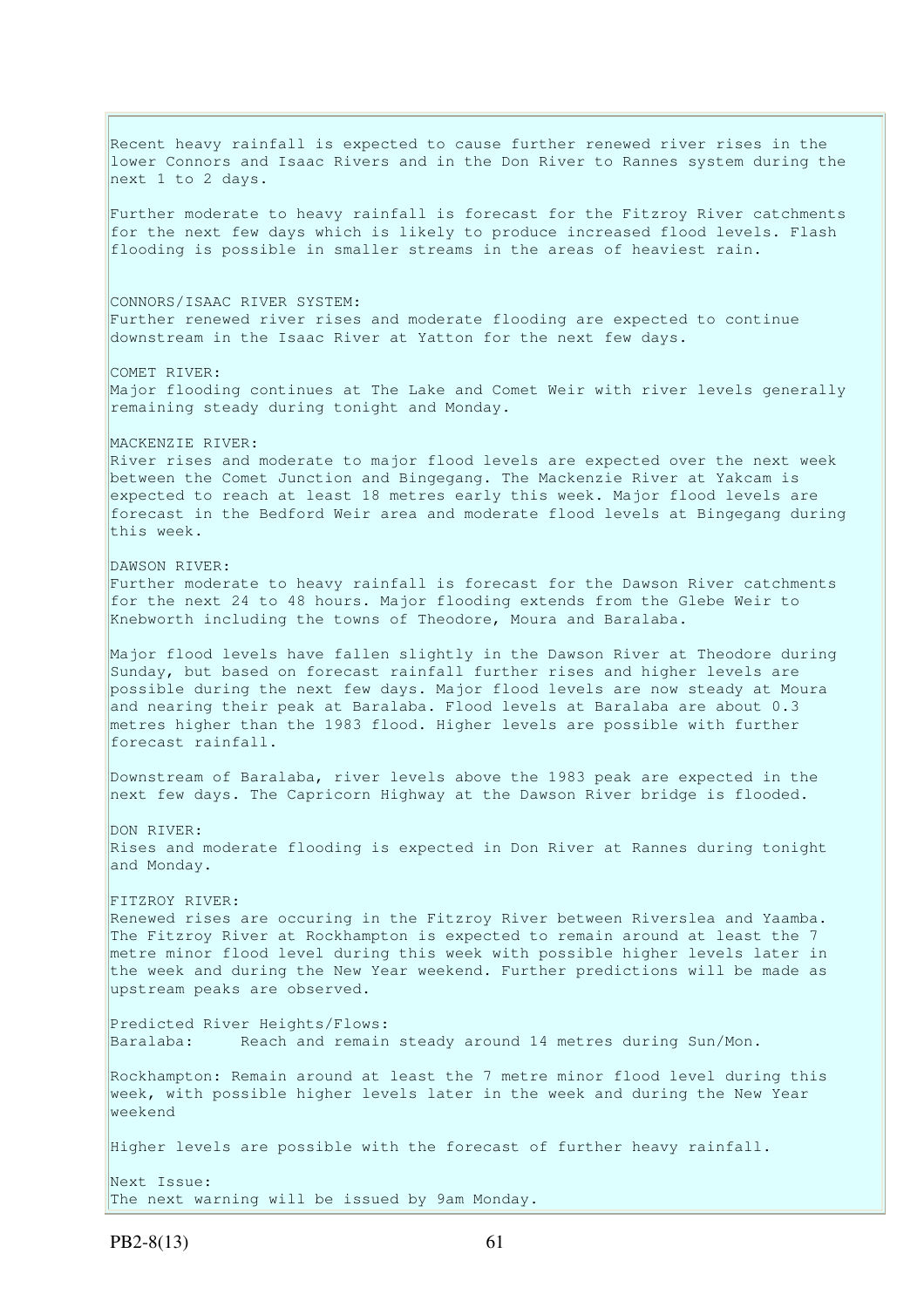Recent heavy rainfall is expected to cause further renewed river rises in the lower Connors and Isaac Rivers and in the Don River to Rannes system during the next 1 to 2 days.

Further moderate to heavy rainfall is forecast for the Fitzroy River catchments for the next few days which is likely to produce increased flood levels. Flash flooding is possible in smaller streams in the areas of heaviest rain.

CONNORS/ISAAC RIVER SYSTEM:
Further renewed river rises and moderate flooding are expected to continue downstream in the Isaac River at Yatton for the next few days.

COMET RIVER:
Major flooding continues at The Lake and Comet Weir with river levels generally remaining steady during tonight and Monday.

MACKENZIE RIVER:
River rises and moderate to major flood levels are expected over the next week between the Comet Junction and Bingegang. The Mackenzie River at Yakcam is expected to reach at least 18 metres early this week. Major flood levels are forecast in the Bedford Weir area and moderate flood levels at Bingegang during this week.

DAWSON RIVER:
Further moderate to heavy rainfall is forecast for the Dawson River catchments for the next 24 to 48 hours. Major flooding extends from the Glebe Weir to Knebworth including the towns of Theodore, Moura and Baralaba.

Major flood levels have fallen slightly in the Dawson River at Theodore during Sunday, but based on forecast rainfall further rises and higher levels are possible during the next few days. Major flood levels are now steady at Moura and nearing their peak at Baralaba. Flood levels at Baralaba are about 0.3 metres higher than the 1983 flood. Higher levels are possible with further forecast rainfall.

Downstream of Baralaba, river levels above the 1983 peak are expected in the next few days. The Capricorn Highway at the Dawson River bridge is flooded.

DON RIVER:
Rises and moderate flooding is expected in Don River at Rannes during tonight and Monday.

FITZROY RIVER:
Renewed rises are occuring in the Fitzroy River between Riverslea and Yaamba. The Fitzroy River at Rockhampton is expected to remain around at least the 7 metre minor flood level during this week with possible higher levels later in the week and during the New Year weekend. Further predictions will be made as upstream peaks are observed.

Predicted River Heights/Flows:
Baralaba: Reach and remain steady around 14 metres during Sun/Mon.

Rockhampton: Remain around at least the 7 metre minor flood level during this week, with possible higher levels later in the week and during the New Year weekend

Higher levels are possible with the forecast of further heavy rainfall.

Next Issue:
The next warning will be issued by 9am Monday.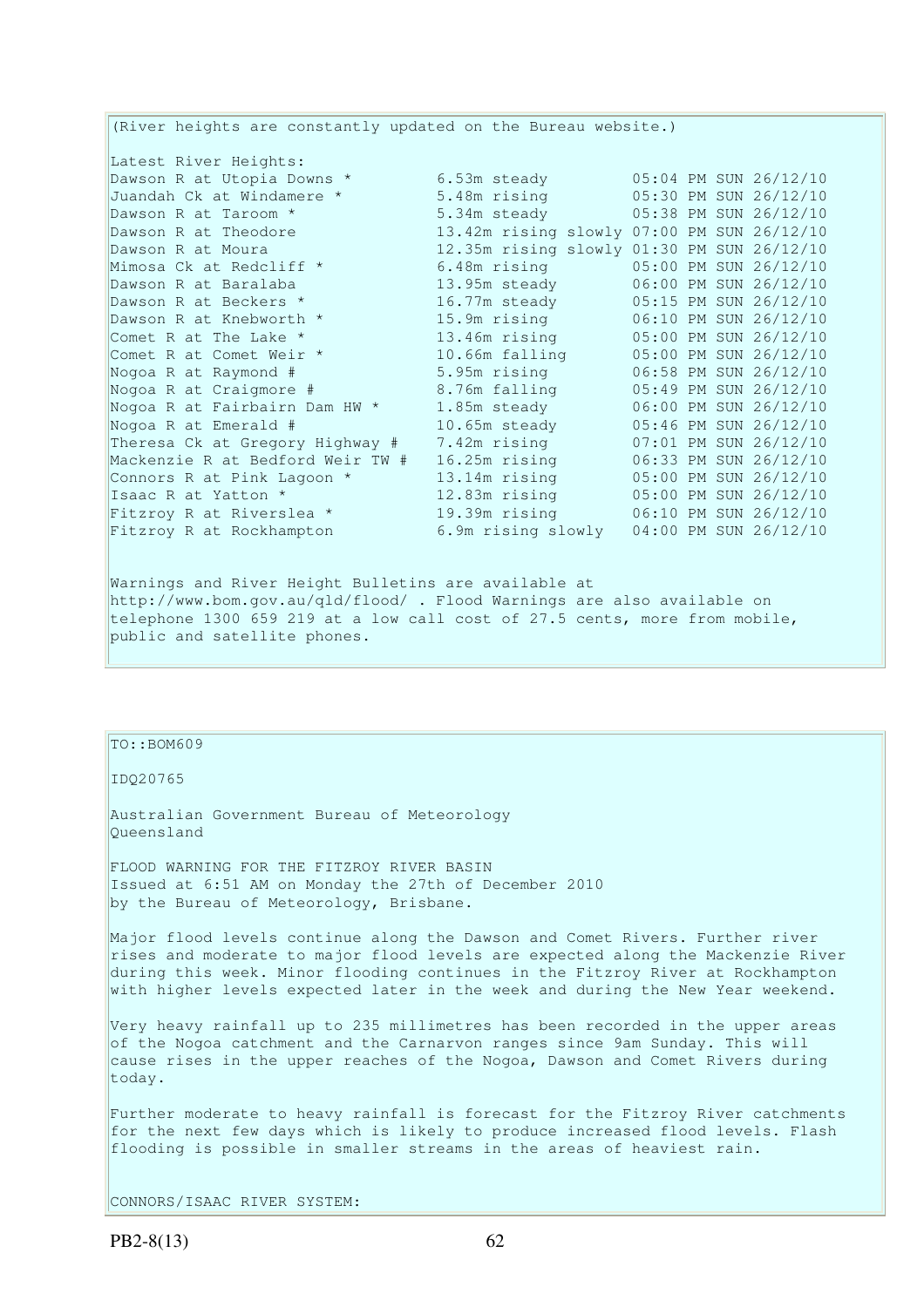(River heights are constantly updated on the Bureau website.)

Latest River Heights:

| | | |
|---|---|---|
| Dawson R at Utopia Downs * | 6.53m steady | 05:04 PM SUN 26/12/10 |
| Juandah Ck at Windamere * | 5.48m rising | 05:30 PM SUN 26/12/10 |
| Dawson R at Taroom * | 5.34m steady | 05:38 PM SUN 26/12/10 |
| Dawson R at Theodore | 13.42m rising slowly | 07:00 PM SUN 26/12/10 |
| Dawson R at Moura | 12.35m rising slowly | 01:30 PM SUN 26/12/10 |
| Mimosa Ck at Redcliff * | 6.48m rising | 05:00 PM SUN 26/12/10 |
| Dawson R at Baralaba | 13.95m steady | 06:00 PM SUN 26/12/10 |
| Dawson R at Beckers * | 16.77m steady | 05:15 PM SUN 26/12/10 |
| Dawson R at Knebworth * | 15.9m rising | 06:10 PM SUN 26/12/10 |
| Comet R at The Lake * | 13.46m rising | 05:00 PM SUN 26/12/10 |
| Comet R at Comet Weir * | 10.66m falling | 05:00 PM SUN 26/12/10 |
| Nogoa R at Raymond # | 5.95m rising | 06:58 PM SUN 26/12/10 |
| Nogoa R at Craigmore # | 8.76m falling | 05:49 PM SUN 26/12/10 |
| Nogoa R at Fairbairn Dam HW * | 1.85m steady | 06:00 PM SUN 26/12/10 |
| Nogoa R at Emerald # | 10.65m steady | 05:46 PM SUN 26/12/10 |
| Theresa Ck at Gregory Highway # | 7.42m rising | 07:01 PM SUN 26/12/10 |
| Mackenzie R at Bedford Weir TW # | 16.25m rising | 06:33 PM SUN 26/12/10 |
| Connors R at Pink Lagoon * | 13.14m rising | 05:00 PM SUN 26/12/10 |
| Isaac R at Yatton * | 12.83m rising | 05:00 PM SUN 26/12/10 |
| Fitzroy R at Riverslea * | 19.39m rising | 06:10 PM SUN 26/12/10 |
| Fitzroy R at Rockhampton | 6.9m rising slowly | 04:00 PM SUN 26/12/10 |

Warnings and River Height Bulletins are available at http://www.bom.gov.au/qld/flood/ . Flood Warnings are also available on telephone 1300 659 219 at a low call cost of 27.5 cents, more from mobile, public and satellite phones.

TO::BOM609

IDQ20765

Australian Government Bureau of Meteorology
Queensland

FLOOD WARNING FOR THE FITZROY RIVER BASIN
Issued at 6:51 AM on Monday the 27th of December 2010
by the Bureau of Meteorology, Brisbane.

Major flood levels continue along the Dawson and Comet Rivers. Further river rises and moderate to major flood levels are expected along the Mackenzie River during this week. Minor flooding continues in the Fitzroy River at Rockhampton with higher levels expected later in the week and during the New Year weekend.

Very heavy rainfall up to 235 millimetres has been recorded in the upper areas of the Nogoa catchment and the Carnarvon ranges since 9am Sunday. This will cause rises in the upper reaches of the Nogoa, Dawson and Comet Rivers during today.

Further moderate to heavy rainfall is forecast for the Fitzroy River catchments for the next few days which is likely to produce increased flood levels. Flash flooding is possible in smaller streams in the areas of heaviest rain.

CONNORS/ISAAC RIVER SYSTEM:

PB2-8(13)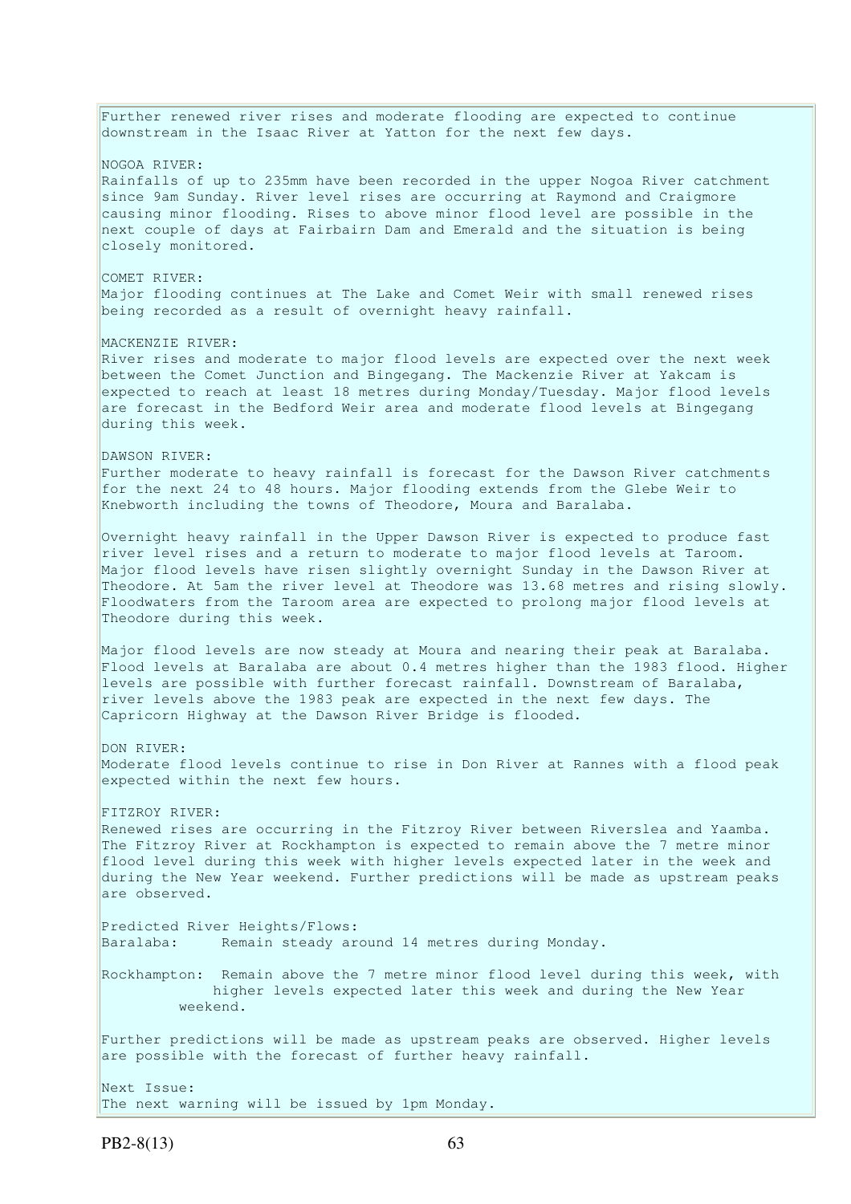Further renewed river rises and moderate flooding are expected to continue downstream in the Isaac River at Yatton for the next few days.

NOGOA RIVER:
Rainfalls of up to 235mm have been recorded in the upper Nogoa River catchment since 9am Sunday. River level rises are occurring at Raymond and Craigmore causing minor flooding. Rises to above minor flood level are possible in the next couple of days at Fairbairn Dam and Emerald and the situation is being closely monitored.

COMET RIVER:
Major flooding continues at The Lake and Comet Weir with small renewed rises being recorded as a result of overnight heavy rainfall.

MACKENZIE RIVER:
River rises and moderate to major flood levels are expected over the next week between the Comet Junction and Bingegang. The Mackenzie River at Yakcam is expected to reach at least 18 metres during Monday/Tuesday. Major flood levels are forecast in the Bedford Weir area and moderate flood levels at Bingegang during this week.

DAWSON RIVER:
Further moderate to heavy rainfall is forecast for the Dawson River catchments for the next 24 to 48 hours. Major flooding extends from the Glebe Weir to Knebworth including the towns of Theodore, Moura and Baralaba.

Overnight heavy rainfall in the Upper Dawson River is expected to produce fast river level rises and a return to moderate to major flood levels at Taroom. Major flood levels have risen slightly overnight Sunday in the Dawson River at Theodore. At 5am the river level at Theodore was 13.68 metres and rising slowly. Floodwaters from the Taroom area are expected to prolong major flood levels at Theodore during this week.

Major flood levels are now steady at Moura and nearing their peak at Baralaba. Flood levels at Baralaba are about 0.4 metres higher than the 1983 flood. Higher levels are possible with further forecast rainfall. Downstream of Baralaba, river levels above the 1983 peak are expected in the next few days. The Capricorn Highway at the Dawson River Bridge is flooded.

DON RIVER:
Moderate flood levels continue to rise in Don River at Rannes with a flood peak expected within the next few hours.

FITZROY RIVER:
Renewed rises are occurring in the Fitzroy River between Riverslea and Yaamba. The Fitzroy River at Rockhampton is expected to remain above the 7 metre minor flood level during this week with higher levels expected later in the week and during the New Year weekend. Further predictions will be made as upstream peaks are observed.

Predicted River Heights/Flows:
Baralaba: Remain steady around 14 metres during Monday.

Rockhampton: Remain above the 7 metre minor flood level during this week, with higher levels expected later this week and during the New Year weekend.

Further predictions will be made as upstream peaks are observed. Higher levels are possible with the forecast of further heavy rainfall.

Next Issue:
The next warning will be issued by 1pm Monday.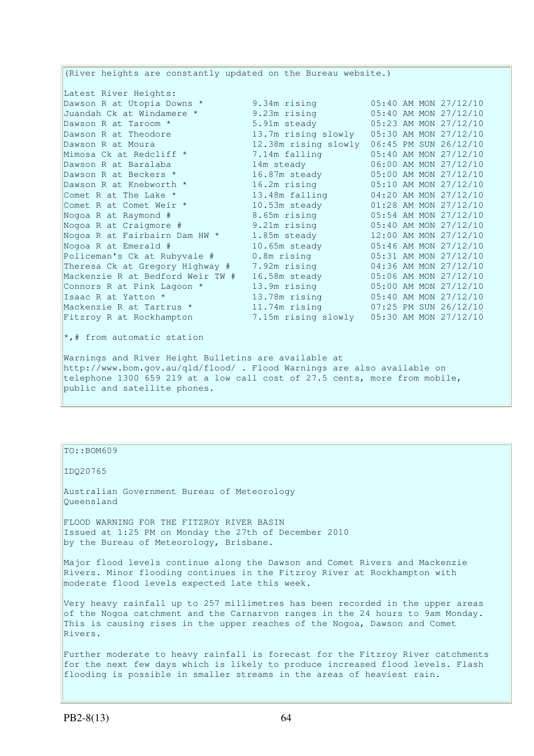(River heights are constantly updated on the Bureau website.)

Latest River Heights:

| Location | Height | Time |
|---|---|---|
| Dawson R at Utopia Downs * | 9.34m rising | 05:40 AM MON 27/12/10 |
| Juandah Ck at Windamere * | 9.23m rising | 05:40 AM MON 27/12/10 |
| Dawson R at Taroom * | 5.91m steady | 05:23 AM MON 27/12/10 |
| Dawson R at Theodore | 13.7m rising slowly | 05:30 AM MON 27/12/10 |
| Dawson R at Moura | 12.38m rising slowly | 06:45 PM SUN 26/12/10 |
| Mimosa Ck at Redcliff * | 7.14m falling | 05:40 AM MON 27/12/10 |
| Dawson R at Baralaba | 14m steady | 06:00 AM MON 27/12/10 |
| Dawson R at Beckers * | 16.87m steady | 05:00 AM MON 27/12/10 |
| Dawson R at Knebworth * | 16.2m rising | 05:10 AM MON 27/12/10 |
| Comet R at The Lake * | 13.48m falling | 04:20 AM MON 27/12/10 |
| Comet R at Comet Weir * | 10.53m steady | 01:28 AM MON 27/12/10 |
| Nogoa R at Raymond # | 8.65m rising | 05:54 AM MON 27/12/10 |
| Nogoa R at Craigmore # | 9.21m rising | 05:40 AM MON 27/12/10 |
| Nogoa R at Fairbairn Dam HW * | 1.85m steady | 12:00 AM MON 27/12/10 |
| Nogoa R at Emerald # | 10.65m steady | 05:46 AM MON 27/12/10 |
| Policeman's Ck at Rubyvale # | 0.8m rising | 05:31 AM MON 27/12/10 |
| Theresa Ck at Gregory Highway # | 7.92m rising | 04:36 AM MON 27/12/10 |
| Mackenzie R at Bedford Weir TW # | 16.58m steady | 05:06 AM MON 27/12/10 |
| Connors R at Pink Lagoon * | 13.9m rising | 05:00 AM MON 27/12/10 |
| Isaac R at Yatton * | 13.78m rising | 05:40 AM MON 27/12/10 |
| Mackenzie R at Tartrus * | 11.74m rising | 07:25 PM SUN 26/12/10 |
| Fitzroy R at Rockhampton | 7.15m rising slowly | 05:30 AM MON 27/12/10 |

*,# from automatic station

Warnings and River Height Bulletins are available at http://www.bom.gov.au/qld/flood/ . Flood Warnings are also available on telephone 1300 659 219 at a low call cost of 27.5 cents, more from mobile, public and satellite phones.

TO::BOM609

IDQ20765

Australian Government Bureau of Meteorology
Queensland

FLOOD WARNING FOR THE FITZROY RIVER BASIN
Issued at 1:25 PM on Monday the 27th of December 2010
by the Bureau of Meteorology, Brisbane.

Major flood levels continue along the Dawson and Comet Rivers and Mackenzie Rivers. Minor flooding continues in the Fitzroy River at Rockhampton with moderate flood levels expected late this week.

Very heavy rainfall up to 257 millimetres has been recorded in the upper areas of the Nogoa catchment and the Carnarvon ranges in the 24 hours to 9am Monday. This is causing rises in the upper reaches of the Nogoa, Dawson and Comet Rivers.

Further moderate to heavy rainfall is forecast for the Fitzroy River catchments for the next few days which is likely to produce increased flood levels. Flash flooding is possible in smaller streams in the areas of heaviest rain.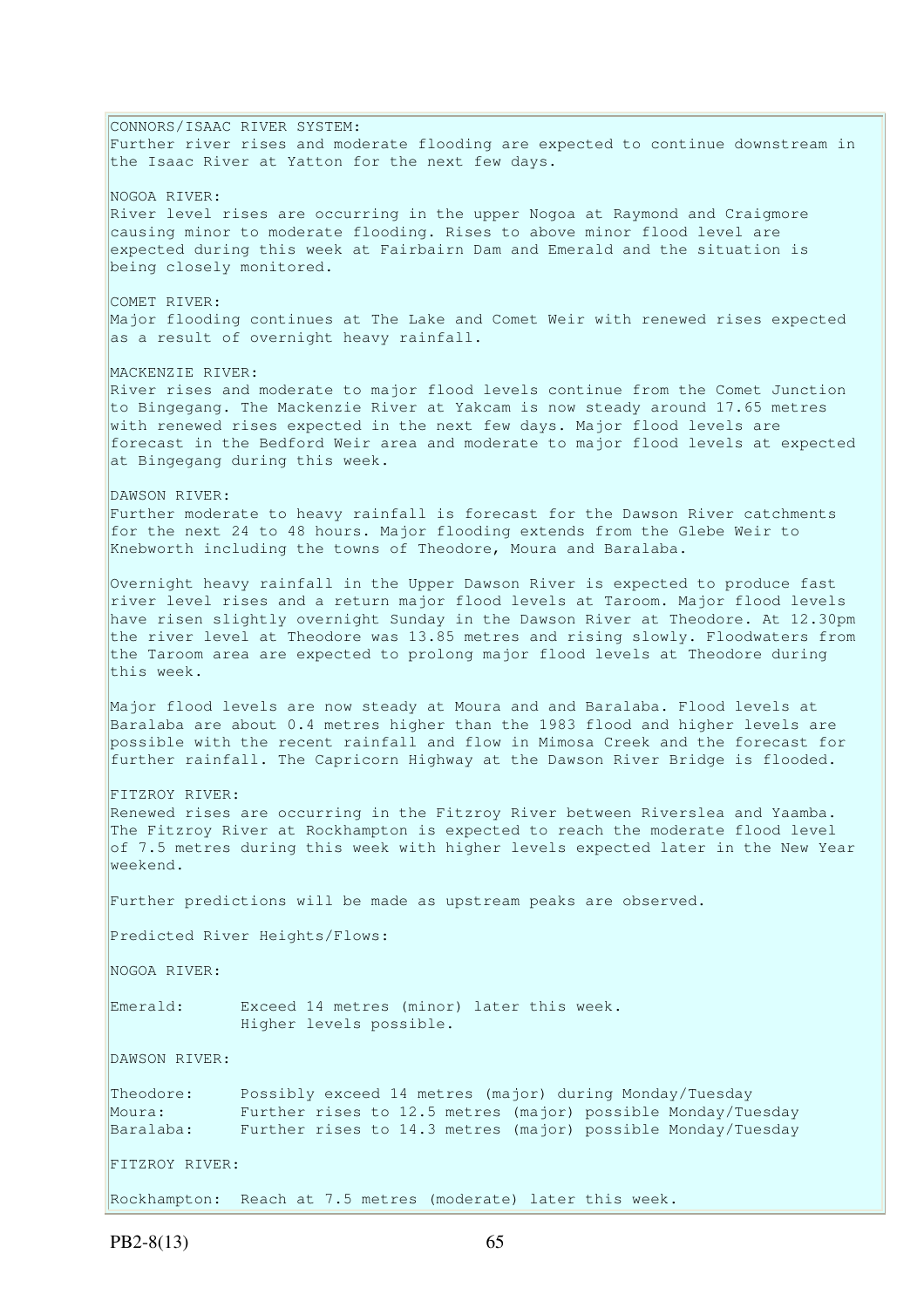CONNORS/ISAAC RIVER SYSTEM:
Further river rises and moderate flooding are expected to continue downstream in the Isaac River at Yatton for the next few days.

NOGOA RIVER:
River level rises are occurring in the upper Nogoa at Raymond and Craigmore causing minor to moderate flooding. Rises to above minor flood level are expected during this week at Fairbairn Dam and Emerald and the situation is being closely monitored.

COMET RIVER:
Major flooding continues at The Lake and Comet Weir with renewed rises expected as a result of overnight heavy rainfall.

MACKENZIE RIVER:
River rises and moderate to major flood levels continue from the Comet Junction to Bingegang. The Mackenzie River at Yakcam is now steady around 17.65 metres with renewed rises expected in the next few days. Major flood levels are forecast in the Bedford Weir area and moderate to major flood levels at expected at Bingegang during this week.

DAWSON RIVER:
Further moderate to heavy rainfall is forecast for the Dawson River catchments for the next 24 to 48 hours. Major flooding extends from the Glebe Weir to Knebworth including the towns of Theodore, Moura and Baralaba.

Overnight heavy rainfall in the Upper Dawson River is expected to produce fast river level rises and a return major flood levels at Taroom. Major flood levels have risen slightly overnight Sunday in the Dawson River at Theodore. At 12.30pm the river level at Theodore was 13.85 metres and rising slowly. Floodwaters from the Taroom area are expected to prolong major flood levels at Theodore during this week.

Major flood levels are now steady at Moura and and Baralaba. Flood levels at Baralaba are about 0.4 metres higher than the 1983 flood and higher levels are possible with the recent rainfall and flow in Mimosa Creek and the forecast for further rainfall. The Capricorn Highway at the Dawson River Bridge is flooded.

FITZROY RIVER:
Renewed rises are occurring in the Fitzroy River between Riverslea and Yaamba. The Fitzroy River at Rockhampton is expected to reach the moderate flood level of 7.5 metres during this week with higher levels expected later in the New Year weekend.

Further predictions will be made as upstream peaks are observed.

Predicted River Heights/Flows:

NOGOA RIVER:

Emerald: Exceed 14 metres (minor) later this week.
Higher levels possible.

DAWSON RIVER:

Theodore: Possibly exceed 14 metres (major) during Monday/Tuesday
Moura: Further rises to 12.5 metres (major) possible Monday/Tuesday
Baralaba: Further rises to 14.3 metres (major) possible Monday/Tuesday

FITZROY RIVER:

Rockhampton: Reach at 7.5 metres (moderate) later this week.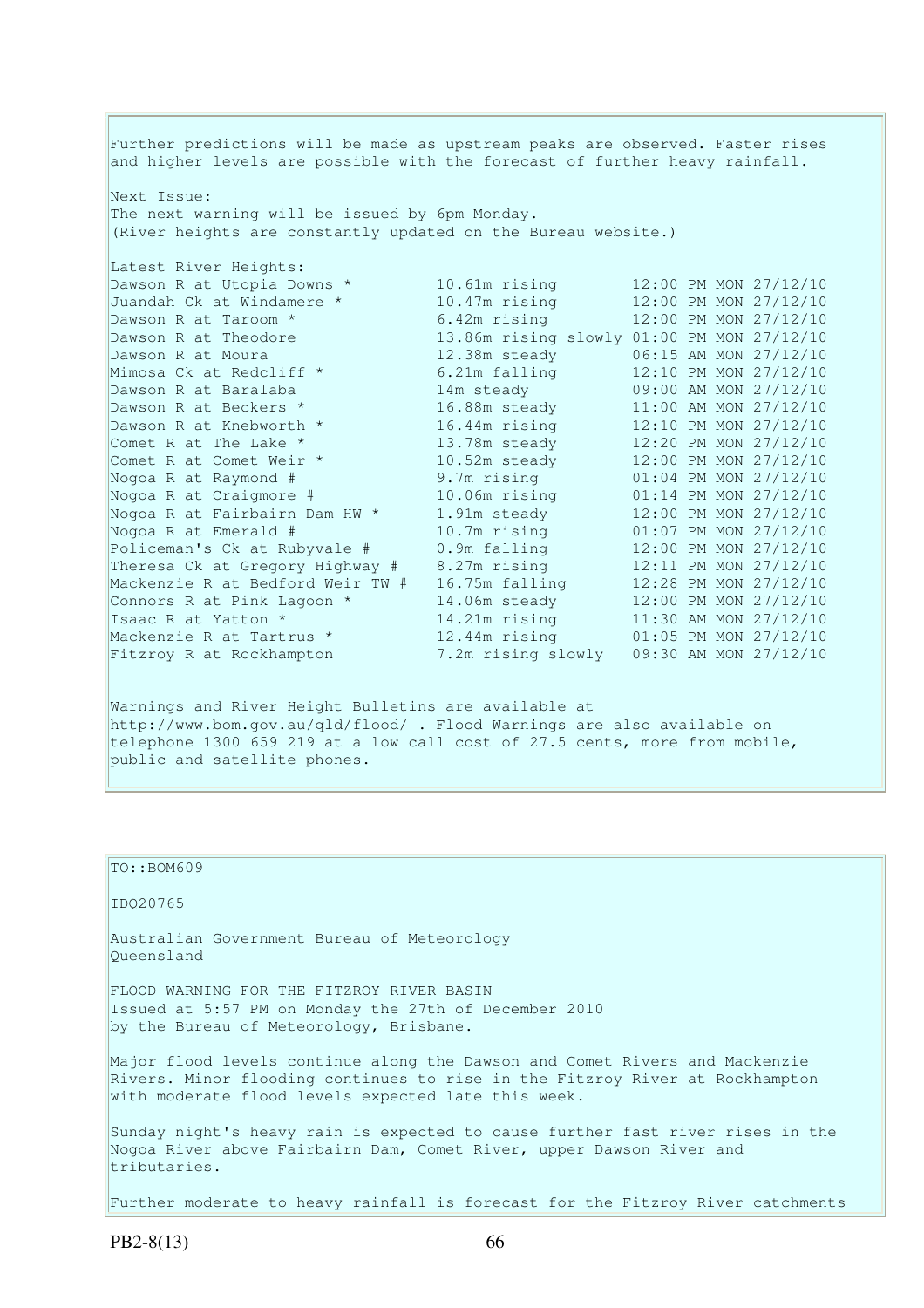Further predictions will be made as upstream peaks are observed. Faster rises and higher levels are possible with the forecast of further heavy rainfall.

Next Issue:
The next warning will be issued by 6pm Monday.
(River heights are constantly updated on the Bureau website.)

Latest River Heights:

| | | |
|---|---|---|
| Dawson R at Utopia Downs * | 10.61m rising | 12:00 PM MON 27/12/10 |
| Juandah Ck at Windamere * | 10.47m rising | 12:00 PM MON 27/12/10 |
| Dawson R at Taroom * | 6.42m rising | 12:00 PM MON 27/12/10 |
| Dawson R at Theodore | 13.86m rising slowly | 01:00 PM MON 27/12/10 |
| Dawson R at Moura | 12.38m steady | 06:15 AM MON 27/12/10 |
| Mimosa Ck at Redcliff * | 6.21m falling | 12:10 PM MON 27/12/10 |
| Dawson R at Baralaba | 14m steady | 09:00 AM MON 27/12/10 |
| Dawson R at Beckers * | 16.88m steady | 11:00 AM MON 27/12/10 |
| Dawson R at Knebworth * | 16.44m rising | 12:10 PM MON 27/12/10 |
| Comet R at The Lake * | 13.78m steady | 12:20 PM MON 27/12/10 |
| Comet R at Comet Weir * | 10.52m steady | 12:00 PM MON 27/12/10 |
| Nogoa R at Raymond # | 9.7m rising | 01:04 PM MON 27/12/10 |
| Nogoa R at Craigmore # | 10.06m rising | 01:14 PM MON 27/12/10 |
| Nogoa R at Fairbairn Dam HW * | 1.91m steady | 12:00 PM MON 27/12/10 |
| Nogoa R at Emerald # | 10.7m rising | 01:07 PM MON 27/12/10 |
| Policeman's Ck at Rubyvale # | 0.9m falling | 12:00 PM MON 27/12/10 |
| Theresa Ck at Gregory Highway # | 8.27m rising | 12:11 PM MON 27/12/10 |
| Mackenzie R at Bedford Weir TW # | 16.75m falling | 12:28 PM MON 27/12/10 |
| Connors R at Pink Lagoon * | 14.06m steady | 12:00 PM MON 27/12/10 |
| Isaac R at Yatton * | 14.21m rising | 11:30 AM MON 27/12/10 |
| Mackenzie R at Tartrus * | 12.44m rising | 01:05 PM MON 27/12/10 |
| Fitzroy R at Rockhampton | 7.2m rising slowly | 09:30 AM MON 27/12/10 |

Warnings and River Height Bulletins are available at http://www.bom.gov.au/qld/flood/ . Flood Warnings are also available on telephone 1300 659 219 at a low call cost of 27.5 cents, more from mobile, public and satellite phones.

---

TO::BOM609

IDQ20765

Australian Government Bureau of Meteorology
Queensland

FLOOD WARNING FOR THE FITZROY RIVER BASIN
Issued at 5:57 PM on Monday the 27th of December 2010
by the Bureau of Meteorology, Brisbane.

Major flood levels continue along the Dawson and Comet Rivers and Mackenzie Rivers. Minor flooding continues to rise in the Fitzroy River at Rockhampton with moderate flood levels expected late this week.

Sunday night's heavy rain is expected to cause further fast river rises in the Nogoa River above Fairbairn Dam, Comet River, upper Dawson River and tributaries.

Further moderate to heavy rainfall is forecast for the Fitzroy River catchments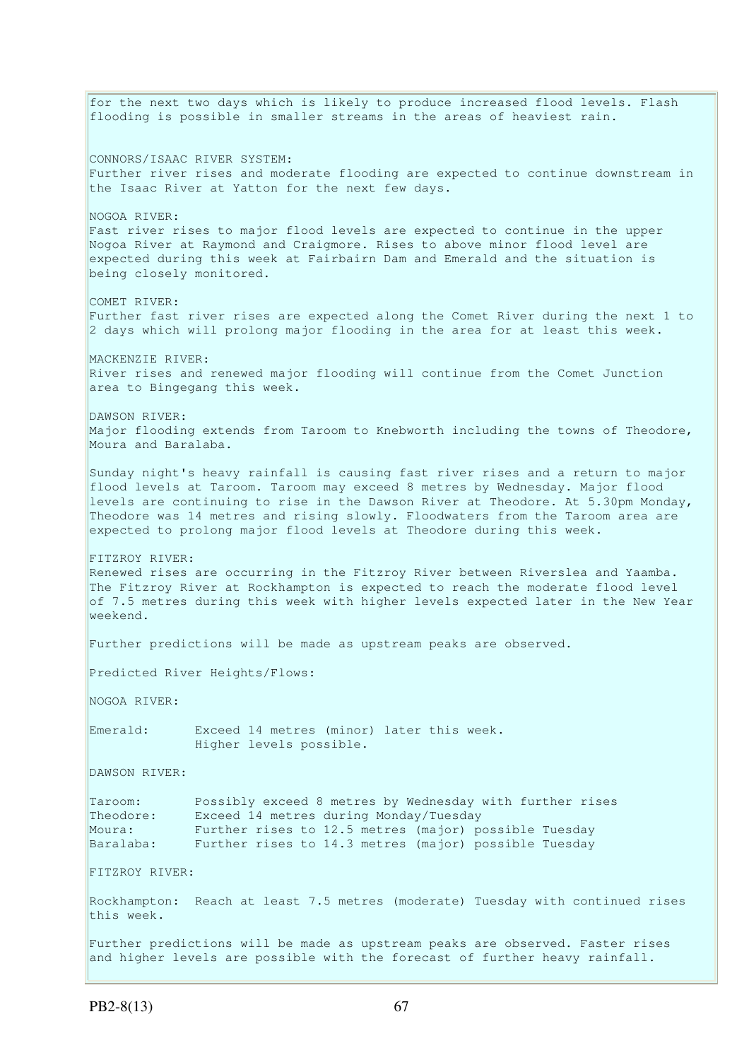for the next two days which is likely to produce increased flood levels. Flash flooding is possible in smaller streams in the areas of heaviest rain.

CONNORS/ISAAC RIVER SYSTEM:
Further river rises and moderate flooding are expected to continue downstream in the Isaac River at Yatton for the next few days.

NOGOA RIVER:
Fast river rises to major flood levels are expected to continue in the upper Nogoa River at Raymond and Craigmore. Rises to above minor flood level are expected during this week at Fairbairn Dam and Emerald and the situation is being closely monitored.

COMET RIVER:
Further fast river rises are expected along the Comet River during the next 1 to 2 days which will prolong major flooding in the area for at least this week.

MACKENZIE RIVER:
River rises and renewed major flooding will continue from the Comet Junction area to Bingegang this week.

DAWSON RIVER:
Major flooding extends from Taroom to Knebworth including the towns of Theodore, Moura and Baralaba.

Sunday night's heavy rainfall is causing fast river rises and a return to major flood levels at Taroom. Taroom may exceed 8 metres by Wednesday. Major flood levels are continuing to rise in the Dawson River at Theodore. At 5.30pm Monday, Theodore was 14 metres and rising slowly. Floodwaters from the Taroom area are expected to prolong major flood levels at Theodore during this week.

FITZROY RIVER:
Renewed rises are occurring in the Fitzroy River between Riverslea and Yaamba. The Fitzroy River at Rockhampton is expected to reach the moderate flood level of 7.5 metres during this week with higher levels expected later in the New Year weekend.

Further predictions will be made as upstream peaks are observed.

Predicted River Heights/Flows:

NOGOA RIVER:

Emerald: Exceed 14 metres (minor) later this week.
Higher levels possible.

DAWSON RIVER:

Taroom: Possibly exceed 8 metres by Wednesday with further rises
Theodore: Exceed 14 metres during Monday/Tuesday
Moura: Further rises to 12.5 metres (major) possible Tuesday
Baralaba: Further rises to 14.3 metres (major) possible Tuesday

FITZROY RIVER:

Rockhampton: Reach at least 7.5 metres (moderate) Tuesday with continued rises this week.

Further predictions will be made as upstream peaks are observed. Faster rises and higher levels are possible with the forecast of further heavy rainfall.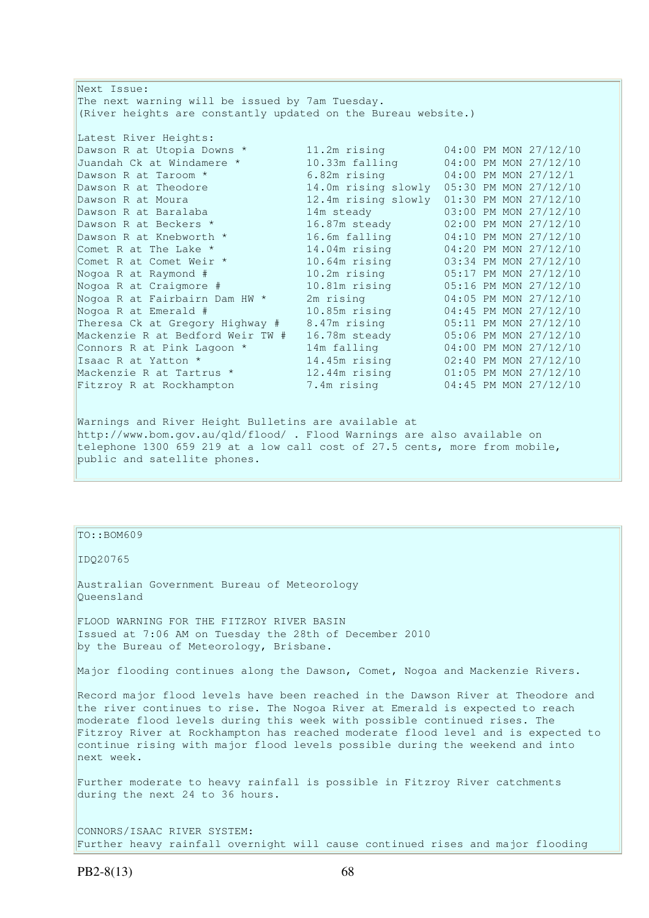Next Issue:
The next warning will be issued by 7am Tuesday.
(River heights are constantly updated on the Bureau website.)

Latest River Heights:

| Location | Height | Time |
|---|---|---|
| Dawson R at Utopia Downs * | 11.2m rising | 04:00 PM MON 27/12/10 |
| Juandah Ck at Windamere * | 10.33m falling | 04:00 PM MON 27/12/10 |
| Dawson R at Taroom * | 6.82m rising | 04:00 PM MON 27/12/1 |
| Dawson R at Theodore | 14.0m rising slowly | 05:30 PM MON 27/12/10 |
| Dawson R at Moura | 12.4m rising slowly | 01:30 PM MON 27/12/10 |
| Dawson R at Baralaba | 14m steady | 03:00 PM MON 27/12/10 |
| Dawson R at Beckers * | 16.87m steady | 02:00 PM MON 27/12/10 |
| Dawson R at Knebworth * | 16.6m falling | 04:10 PM MON 27/12/10 |
| Comet R at The Lake * | 14.04m rising | 04:20 PM MON 27/12/10 |
| Comet R at Comet Weir * | 10.64m rising | 03:34 PM MON 27/12/10 |
| Nogoa R at Raymond # | 10.2m rising | 05:17 PM MON 27/12/10 |
| Nogoa R at Craigmore # | 10.81m rising | 05:16 PM MON 27/12/10 |
| Nogoa R at Fairbairn Dam HW * | 2m rising | 04:05 PM MON 27/12/10 |
| Nogoa R at Emerald # | 10.85m rising | 04:45 PM MON 27/12/10 |
| Theresa Ck at Gregory Highway # | 8.47m rising | 05:11 PM MON 27/12/10 |
| Mackenzie R at Bedford Weir TW # | 16.78m steady | 05:06 PM MON 27/12/10 |
| Connors R at Pink Lagoon * | 14m falling | 04:00 PM MON 27/12/10 |
| Isaac R at Yatton * | 14.45m rising | 02:40 PM MON 27/12/10 |
| Mackenzie R at Tartrus * | 12.44m rising | 01:05 PM MON 27/12/10 |
| Fitzroy R at Rockhampton | 7.4m rising | 04:45 PM MON 27/12/10 |

Warnings and River Height Bulletins are available at http://www.bom.gov.au/qld/flood/ . Flood Warnings are also available on telephone 1300 659 219 at a low call cost of 27.5 cents, more from mobile, public and satellite phones.

TO::BOM609

IDQ20765

Australian Government Bureau of Meteorology
Queensland

FLOOD WARNING FOR THE FITZROY RIVER BASIN
Issued at 7:06 AM on Tuesday the 28th of December 2010
by the Bureau of Meteorology, Brisbane.

Major flooding continues along the Dawson, Comet, Nogoa and Mackenzie Rivers.

Record major flood levels have been reached in the Dawson River at Theodore and the river continues to rise. The Nogoa River at Emerald is expected to reach moderate flood levels during this week with possible continued rises. The Fitzroy River at Rockhampton has reached moderate flood level and is expected to continue rising with major flood levels possible during the weekend and into next week.

Further moderate to heavy rainfall is possible in Fitzroy River catchments during the next 24 to 36 hours.

CONNORS/ISAAC RIVER SYSTEM:
Further heavy rainfall overnight will cause continued rises and major flooding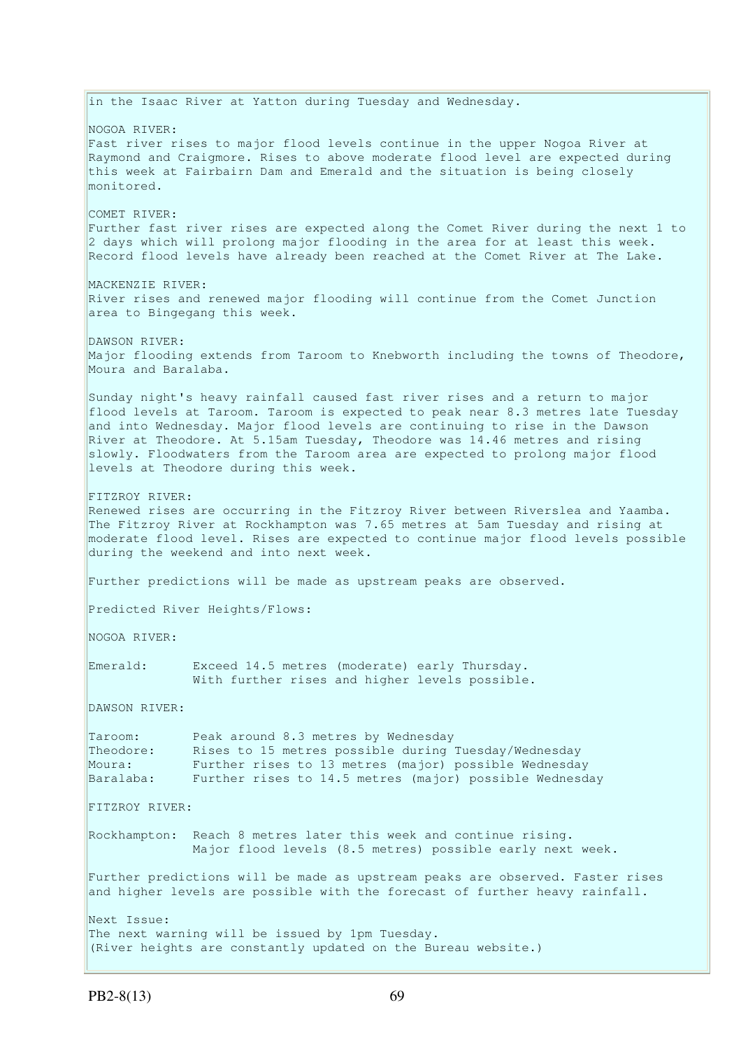in the Isaac River at Yatton during Tuesday and Wednesday.

NOGOA RIVER:
Fast river rises to major flood levels continue in the upper Nogoa River at Raymond and Craigmore. Rises to above moderate flood level are expected during this week at Fairbairn Dam and Emerald and the situation is being closely monitored.

COMET RIVER:
Further fast river rises are expected along the Comet River during the next 1 to 2 days which will prolong major flooding in the area for at least this week. Record flood levels have already been reached at the Comet River at The Lake.

MACKENZIE RIVER:
River rises and renewed major flooding will continue from the Comet Junction area to Bingegang this week.

DAWSON RIVER:
Major flooding extends from Taroom to Knebworth including the towns of Theodore, Moura and Baralaba.

Sunday night's heavy rainfall caused fast river rises and a return to major flood levels at Taroom. Taroom is expected to peak near 8.3 metres late Tuesday and into Wednesday. Major flood levels are continuing to rise in the Dawson River at Theodore. At 5.15am Tuesday, Theodore was 14.46 metres and rising slowly. Floodwaters from the Taroom area are expected to prolong major flood levels at Theodore during this week.

FITZROY RIVER:
Renewed rises are occurring in the Fitzroy River between Riverslea and Yaamba. The Fitzroy River at Rockhampton was 7.65 metres at 5am Tuesday and rising at moderate flood level. Rises are expected to continue major flood levels possible during the weekend and into next week.

Further predictions will be made as upstream peaks are observed.

Predicted River Heights/Flows:

NOGOA RIVER:

Emerald: Exceed 14.5 metres (moderate) early Thursday.
With further rises and higher levels possible.

DAWSON RIVER:

Taroom: Peak around 8.3 metres by Wednesday
Theodore: Rises to 15 metres possible during Tuesday/Wednesday
Moura: Further rises to 13 metres (major) possible Wednesday
Baralaba: Further rises to 14.5 metres (major) possible Wednesday

FITZROY RIVER:

Rockhampton: Reach 8 metres later this week and continue rising.
Major flood levels (8.5 metres) possible early next week.

Further predictions will be made as upstream peaks are observed. Faster rises and higher levels are possible with the forecast of further heavy rainfall.

Next Issue:
The next warning will be issued by 1pm Tuesday.
(River heights are constantly updated on the Bureau website.)

PB2-8(13)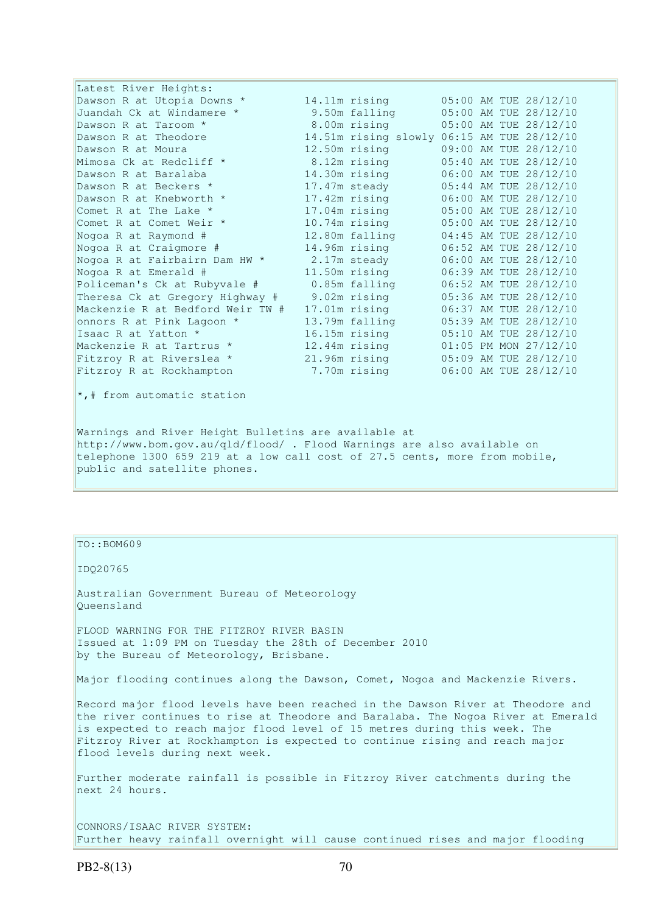Latest River Heights:

| | | |
|---|---|---|
| Dawson R at Utopia Downs * | 14.11m rising | 05:00 AM TUE 28/12/10 |
| Juandah Ck at Windamere * | 9.50m falling | 05:00 AM TUE 28/12/10 |
| Dawson R at Taroom * | 8.00m rising | 05:00 AM TUE 28/12/10 |
| Dawson R at Theodore | 14.51m rising slowly | 06:15 AM TUE 28/12/10 |
| Dawson R at Moura | 12.50m rising | 09:00 AM TUE 28/12/10 |
| Mimosa Ck at Redcliff * | 8.12m rising | 05:40 AM TUE 28/12/10 |
| Dawson R at Baralaba | 14.30m rising | 06:00 AM TUE 28/12/10 |
| Dawson R at Beckers * | 17.47m steady | 05:44 AM TUE 28/12/10 |
| Dawson R at Knebworth * | 17.42m rising | 06:00 AM TUE 28/12/10 |
| Comet R at The Lake * | 17.04m rising | 05:00 AM TUE 28/12/10 |
| Comet R at Comet Weir * | 10.74m rising | 05:00 AM TUE 28/12/10 |
| Nogoa R at Raymond # | 12.80m falling | 04:45 AM TUE 28/12/10 |
| Nogoa R at Craigmore # | 14.96m rising | 06:52 AM TUE 28/12/10 |
| Nogoa R at Fairbairn Dam HW * | 2.17m steady | 06:00 AM TUE 28/12/10 |
| Nogoa R at Emerald # | 11.50m rising | 06:39 AM TUE 28/12/10 |
| Policeman's Ck at Rubyvale # | 0.85m falling | 06:52 AM TUE 28/12/10 |
| Theresa Ck at Gregory Highway # | 9.02m rising | 05:36 AM TUE 28/12/10 |
| Mackenzie R at Bedford Weir TW # | 17.01m rising | 06:37 AM TUE 28/12/10 |
| onnors R at Pink Lagoon * | 13.79m falling | 05:39 AM TUE 28/12/10 |
| Isaac R at Yatton * | 16.15m rising | 05:10 AM TUE 28/12/10 |
| Mackenzie R at Tartrus * | 12.44m rising | 01:05 PM MON 27/12/10 |
| Fitzroy R at Riverslea * | 21.96m rising | 05:09 AM TUE 28/12/10 |
| Fitzroy R at Rockhampton | 7.70m rising | 06:00 AM TUE 28/12/10 |

*,# from automatic station

Warnings and River Height Bulletins are available at http://www.bom.gov.au/qld/flood/ . Flood Warnings are also available on telephone 1300 659 219 at a low call cost of 27.5 cents, more from mobile, public and satellite phones.

TO::BOM609

IDQ20765

Australian Government Bureau of Meteorology
Queensland

FLOOD WARNING FOR THE FITZROY RIVER BASIN
Issued at 1:09 PM on Tuesday the 28th of December 2010
by the Bureau of Meteorology, Brisbane.

Major flooding continues along the Dawson, Comet, Nogoa and Mackenzie Rivers.

Record major flood levels have been reached in the Dawson River at Theodore and the river continues to rise at Theodore and Baralaba. The Nogoa River at Emerald is expected to reach major flood level of 15 metres during this week. The Fitzroy River at Rockhampton is expected to continue rising and reach major flood levels during next week.

Further moderate rainfall is possible in Fitzroy River catchments during the next 24 hours.

CONNORS/ISAAC RIVER SYSTEM:
Further heavy rainfall overnight will cause continued rises and major flooding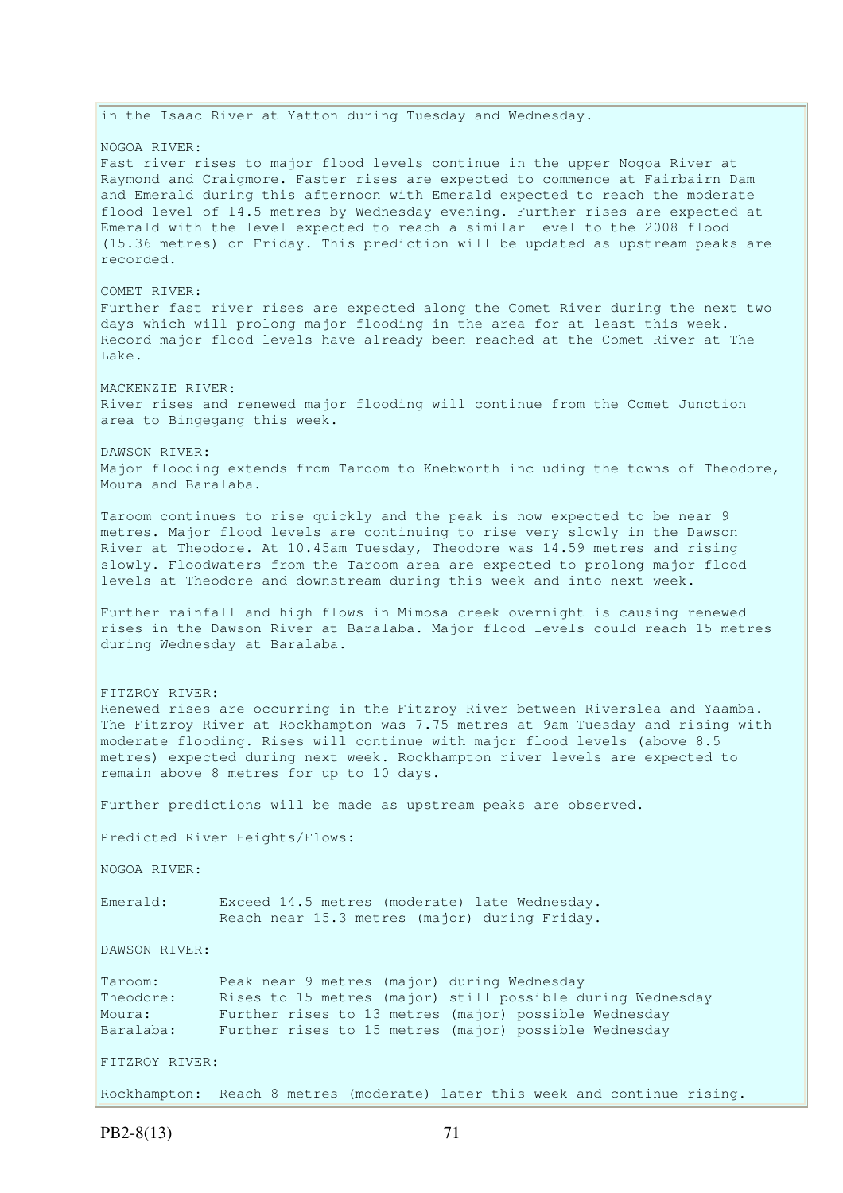in the Isaac River at Yatton during Tuesday and Wednesday.

NOGOA RIVER:
Fast river rises to major flood levels continue in the upper Nogoa River at Raymond and Craigmore. Faster rises are expected to commence at Fairbairn Dam and Emerald during this afternoon with Emerald expected to reach the moderate flood level of 14.5 metres by Wednesday evening. Further rises are expected at Emerald with the level expected to reach a similar level to the 2008 flood (15.36 metres) on Friday. This prediction will be updated as upstream peaks are recorded.

COMET RIVER:
Further fast river rises are expected along the Comet River during the next two days which will prolong major flooding in the area for at least this week. Record major flood levels have already been reached at the Comet River at The Lake.

MACKENZIE RIVER:
River rises and renewed major flooding will continue from the Comet Junction area to Bingegang this week.

DAWSON RIVER:
Major flooding extends from Taroom to Knebworth including the towns of Theodore, Moura and Baralaba.

Taroom continues to rise quickly and the peak is now expected to be near 9 metres. Major flood levels are continuing to rise very slowly in the Dawson River at Theodore. At 10.45am Tuesday, Theodore was 14.59 metres and rising slowly. Floodwaters from the Taroom area are expected to prolong major flood levels at Theodore and downstream during this week and into next week.

Further rainfall and high flows in Mimosa creek overnight is causing renewed rises in the Dawson River at Baralaba. Major flood levels could reach 15 metres during Wednesday at Baralaba.

FITZROY RIVER:
Renewed rises are occurring in the Fitzroy River between Riverslea and Yaamba. The Fitzroy River at Rockhampton was 7.75 metres at 9am Tuesday and rising with moderate flooding. Rises will continue with major flood levels (above 8.5 metres) expected during next week. Rockhampton river levels are expected to remain above 8 metres for up to 10 days.

Further predictions will be made as upstream peaks are observed.

Predicted River Heights/Flows:

NOGOA RIVER:

```
Emerald:      Exceed 14.5 metres (moderate) late Wednesday.
              Reach near 15.3 metres (major) during Friday.
```

DAWSON RIVER:

```
Taroom:       Peak near 9 metres (major) during Wednesday
Theodore:     Rises to 15 metres (major) still possible during Wednesday
Moura:        Further rises to 13 metres (major) possible Wednesday
Baralaba:     Further rises to 15 metres (major) possible Wednesday
```

FITZROY RIVER:

```
Rockhampton:  Reach 8 metres (moderate) later this week and continue rising.
```

PB2-8(13)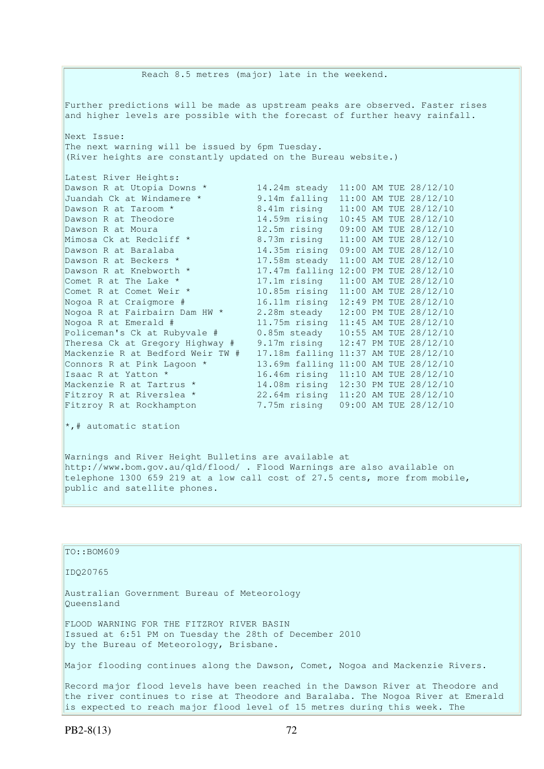Reach 8.5 metres (major) late in the weekend.

Further predictions will be made as upstream peaks are observed. Faster rises and higher levels are possible with the forecast of further heavy rainfall.

Next Issue:
The next warning will be issued by 6pm Tuesday.
(River heights are constantly updated on the Bureau website.)

Latest River Heights:

| Station | Height | Time |
|---|---|---|
| Dawson R at Utopia Downs * | 14.24m steady | 11:00 AM TUE 28/12/10 |
| Juandah Ck at Windamere * | 9.14m falling | 11:00 AM TUE 28/12/10 |
| Dawson R at Taroom * | 8.41m rising | 11:00 AM TUE 28/12/10 |
| Dawson R at Theodore | 14.59m rising | 10:45 AM TUE 28/12/10 |
| Dawson R at Moura | 12.5m rising | 09:00 AM TUE 28/12/10 |
| Mimosa Ck at Redcliff * | 8.73m rising | 11:00 AM TUE 28/12/10 |
| Dawson R at Baralaba | 14.35m rising | 09:00 AM TUE 28/12/10 |
| Dawson R at Beckers * | 17.58m steady | 11:00 AM TUE 28/12/10 |
| Dawson R at Knebworth * | 17.47m falling | 12:00 PM TUE 28/12/10 |
| Comet R at The Lake * | 17.1m rising | 11:00 AM TUE 28/12/10 |
| Comet R at Comet Weir * | 10.85m rising | 11:00 AM TUE 28/12/10 |
| Nogoa R at Craigmore # | 16.11m rising | 12:49 PM TUE 28/12/10 |
| Nogoa R at Fairbairn Dam HW * | 2.28m steady | 12:00 PM TUE 28/12/10 |
| Nogoa R at Emerald # | 11.75m rising | 11:45 AM TUE 28/12/10 |
| Policeman's Ck at Rubyvale # | 0.85m steady | 10:55 AM TUE 28/12/10 |
| Theresa Ck at Gregory Highway # | 9.17m rising | 12:47 PM TUE 28/12/10 |
| Mackenzie R at Bedford Weir TW # | 17.18m falling | 11:37 AM TUE 28/12/10 |
| Connors R at Pink Lagoon * | 13.69m falling | 11:00 AM TUE 28/12/10 |
| Isaac R at Yatton * | 16.46m rising | 11:10 AM TUE 28/12/10 |
| Mackenzie R at Tartrus * | 14.08m rising | 12:30 PM TUE 28/12/10 |
| Fitzroy R at Riverslea * | 22.64m rising | 11:20 AM TUE 28/12/10 |
| Fitzroy R at Rockhampton | 7.75m rising | 09:00 AM TUE 28/12/10 |

*,# automatic station

Warnings and River Height Bulletins are available at http://www.bom.gov.au/qld/flood/ . Flood Warnings are also available on telephone 1300 659 219 at a low call cost of 27.5 cents, more from mobile, public and satellite phones.

---

TO::BOM609

IDQ20765

Australian Government Bureau of Meteorology
Queensland

FLOOD WARNING FOR THE FITZROY RIVER BASIN
Issued at 6:51 PM on Tuesday the 28th of December 2010
by the Bureau of Meteorology, Brisbane.

Major flooding continues along the Dawson, Comet, Nogoa and Mackenzie Rivers.

Record major flood levels have been reached in the Dawson River at Theodore and the river continues to rise at Theodore and Baralaba. The Nogoa River at Emerald is expected to reach major flood level of 15 metres during this week. The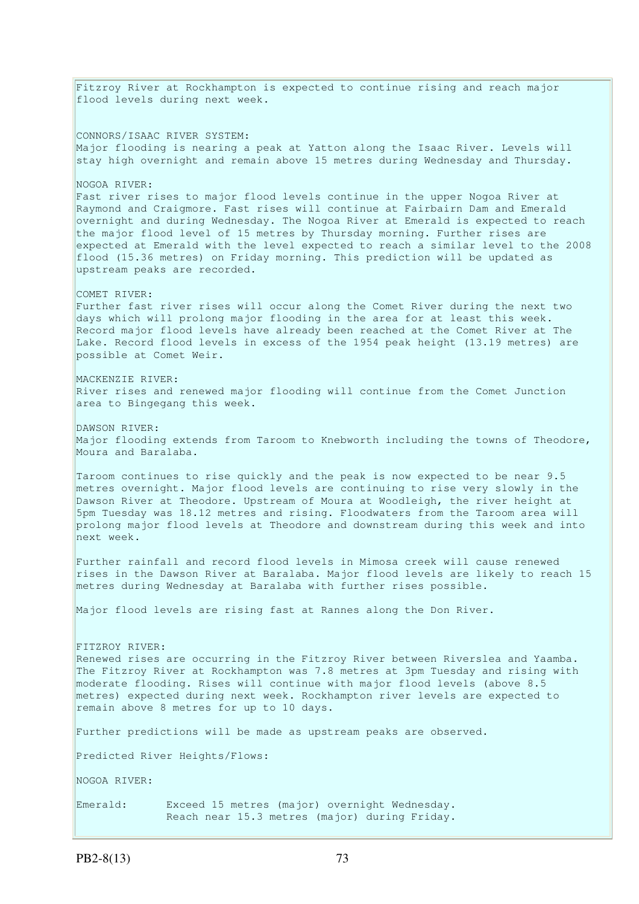Fitzroy River at Rockhampton is expected to continue rising and reach major flood levels during next week.

CONNORS/ISAAC RIVER SYSTEM:
Major flooding is nearing a peak at Yatton along the Isaac River. Levels will stay high overnight and remain above 15 metres during Wednesday and Thursday.

NOGOA RIVER:
Fast river rises to major flood levels continue in the upper Nogoa River at Raymond and Craigmore. Fast rises will continue at Fairbairn Dam and Emerald overnight and during Wednesday. The Nogoa River at Emerald is expected to reach the major flood level of 15 metres by Thursday morning. Further rises are expected at Emerald with the level expected to reach a similar level to the 2008 flood (15.36 metres) on Friday morning. This prediction will be updated as upstream peaks are recorded.

COMET RIVER:
Further fast river rises will occur along the Comet River during the next two days which will prolong major flooding in the area for at least this week. Record major flood levels have already been reached at the Comet River at The Lake. Record flood levels in excess of the 1954 peak height (13.19 metres) are possible at Comet Weir.

MACKENZIE RIVER:
River rises and renewed major flooding will continue from the Comet Junction area to Bingegang this week.

DAWSON RIVER:
Major flooding extends from Taroom to Knebworth including the towns of Theodore, Moura and Baralaba.

Taroom continues to rise quickly and the peak is now expected to be near 9.5 metres overnight. Major flood levels are continuing to rise very slowly in the Dawson River at Theodore. Upstream of Moura at Woodleigh, the river height at 5pm Tuesday was 18.12 metres and rising. Floodwaters from the Taroom area will prolong major flood levels at Theodore and downstream during this week and into next week.

Further rainfall and record flood levels in Mimosa creek will cause renewed rises in the Dawson River at Baralaba. Major flood levels are likely to reach 15 metres during Wednesday at Baralaba with further rises possible.

Major flood levels are rising fast at Rannes along the Don River.

FITZROY RIVER:
Renewed rises are occurring in the Fitzroy River between Riverslea and Yaamba. The Fitzroy River at Rockhampton was 7.8 metres at 3pm Tuesday and rising with moderate flooding. Rises will continue with major flood levels (above 8.5 metres) expected during next week. Rockhampton river levels are expected to remain above 8 metres for up to 10 days.

Further predictions will be made as upstream peaks are observed.

Predicted River Heights/Flows:

NOGOA RIVER:

Emerald: Exceed 15 metres (major) overnight Wednesday.
Reach near 15.3 metres (major) during Friday.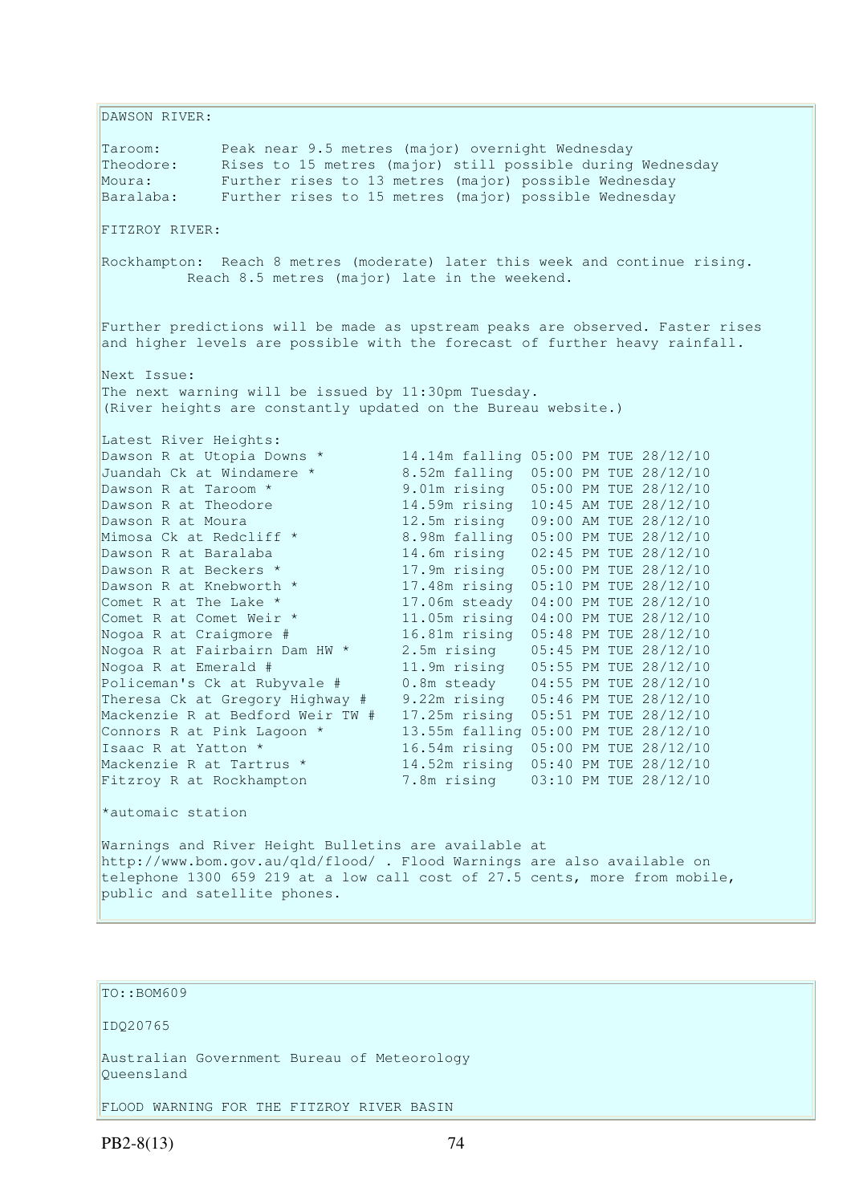DAWSON RIVER:

Taroom: Peak near 9.5 metres (major) overnight Wednesday
Theodore: Rises to 15 metres (major) still possible during Wednesday
Moura: Further rises to 13 metres (major) possible Wednesday
Baralaba: Further rises to 15 metres (major) possible Wednesday

FITZROY RIVER:

Rockhampton: Reach 8 metres (moderate) later this week and continue rising. Reach 8.5 metres (major) late in the weekend.

Further predictions will be made as upstream peaks are observed. Faster rises and higher levels are possible with the forecast of further heavy rainfall.

Next Issue:
The next warning will be issued by 11:30pm Tuesday.
(River heights are constantly updated on the Bureau website.)

Latest River Heights:

| Station | Height | Time |
|---|---|---|
| Dawson R at Utopia Downs * | 14.14m falling | 05:00 PM TUE 28/12/10 |
| Juandah Ck at Windamere * | 8.52m falling | 05:00 PM TUE 28/12/10 |
| Dawson R at Taroom * | 9.01m rising | 05:00 PM TUE 28/12/10 |
| Dawson R at Theodore | 14.59m rising | 10:45 AM TUE 28/12/10 |
| Dawson R at Moura | 12.5m rising | 09:00 AM TUE 28/12/10 |
| Mimosa Ck at Redcliff * | 8.98m falling | 05:00 PM TUE 28/12/10 |
| Dawson R at Baralaba | 14.6m rising | 02:45 PM TUE 28/12/10 |
| Dawson R at Beckers * | 17.9m rising | 05:00 PM TUE 28/12/10 |
| Dawson R at Knebworth * | 17.48m rising | 05:10 PM TUE 28/12/10 |
| Comet R at The Lake * | 17.06m steady | 04:00 PM TUE 28/12/10 |
| Comet R at Comet Weir * | 11.05m rising | 04:00 PM TUE 28/12/10 |
| Nogoa R at Craigmore # | 16.81m rising | 05:48 PM TUE 28/12/10 |
| Nogoa R at Fairbairn Dam HW * | 2.5m rising | 05:45 PM TUE 28/12/10 |
| Nogoa R at Emerald # | 11.9m rising | 05:55 PM TUE 28/12/10 |
| Policeman's Ck at Rubyvale # | 0.8m steady | 04:55 PM TUE 28/12/10 |
| Theresa Ck at Gregory Highway # | 9.22m rising | 05:46 PM TUE 28/12/10 |
| Mackenzie R at Bedford Weir TW # | 17.25m rising | 05:51 PM TUE 28/12/10 |
| Connors R at Pink Lagoon * | 13.55m falling | 05:00 PM TUE 28/12/10 |
| Isaac R at Yatton * | 16.54m rising | 05:00 PM TUE 28/12/10 |
| Mackenzie R at Tartrus * | 14.52m rising | 05:40 PM TUE 28/12/10 |
| Fitzroy R at Rockhampton | 7.8m rising | 03:10 PM TUE 28/12/10 |

*automaic station

Warnings and River Height Bulletins are available at http://www.bom.gov.au/qld/flood/ . Flood Warnings are also available on telephone 1300 659 219 at a low call cost of 27.5 cents, more from mobile, public and satellite phones.

TO::BOM609

IDQ20765

Australian Government Bureau of Meteorology
Queensland

FLOOD WARNING FOR THE FITZROY RIVER BASIN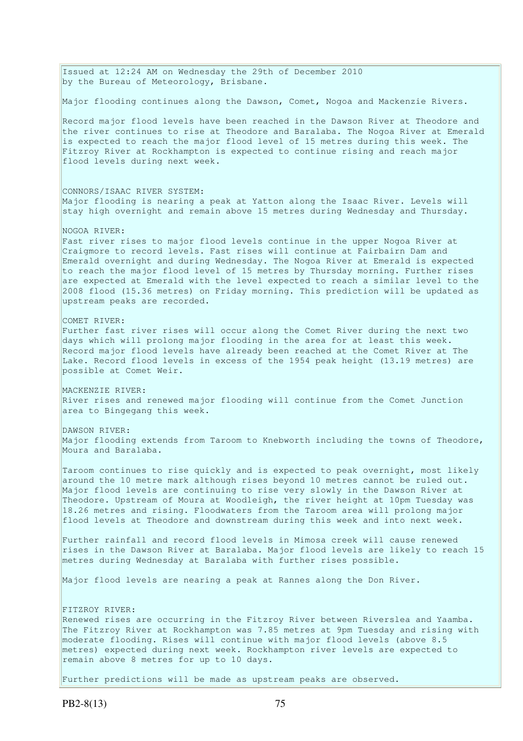Issued at 12:24 AM on Wednesday the 29th of December 2010
by the Bureau of Meteorology, Brisbane.

Major flooding continues along the Dawson, Comet, Nogoa and Mackenzie Rivers.

Record major flood levels have been reached in the Dawson River at Theodore and the river continues to rise at Theodore and Baralaba. The Nogoa River at Emerald is expected to reach the major flood level of 15 metres during this week. The Fitzroy River at Rockhampton is expected to continue rising and reach major flood levels during next week.

CONNORS/ISAAC RIVER SYSTEM:
Major flooding is nearing a peak at Yatton along the Isaac River. Levels will stay high overnight and remain above 15 metres during Wednesday and Thursday.

NOGOA RIVER:
Fast river rises to major flood levels continue in the upper Nogoa River at Craigmore to record levels. Fast rises will continue at Fairbairn Dam and Emerald overnight and during Wednesday. The Nogoa River at Emerald is expected to reach the major flood level of 15 metres by Thursday morning. Further rises are expected at Emerald with the level expected to reach a similar level to the 2008 flood (15.36 metres) on Friday morning. This prediction will be updated as upstream peaks are recorded.

COMET RIVER:
Further fast river rises will occur along the Comet River during the next two days which will prolong major flooding in the area for at least this week. Record major flood levels have already been reached at the Comet River at The Lake. Record flood levels in excess of the 1954 peak height (13.19 metres) are possible at Comet Weir.

MACKENZIE RIVER:
River rises and renewed major flooding will continue from the Comet Junction area to Bingegang this week.

DAWSON RIVER:
Major flooding extends from Taroom to Knebworth including the towns of Theodore, Moura and Baralaba.

Taroom continues to rise quickly and is expected to peak overnight, most likely around the 10 metre mark although rises beyond 10 metres cannot be ruled out. Major flood levels are continuing to rise very slowly in the Dawson River at Theodore. Upstream of Moura at Woodleigh, the river height at 10pm Tuesday was 18.26 metres and rising. Floodwaters from the Taroom area will prolong major flood levels at Theodore and downstream during this week and into next week.

Further rainfall and record flood levels in Mimosa creek will cause renewed rises in the Dawson River at Baralaba. Major flood levels are likely to reach 15 metres during Wednesday at Baralaba with further rises possible.

Major flood levels are nearing a peak at Rannes along the Don River.

FITZROY RIVER:
Renewed rises are occurring in the Fitzroy River between Riverslea and Yaamba. The Fitzroy River at Rockhampton was 7.85 metres at 9pm Tuesday and rising with moderate flooding. Rises will continue with major flood levels (above 8.5 metres) expected during next week. Rockhampton river levels are expected to remain above 8 metres for up to 10 days.

Further predictions will be made as upstream peaks are observed.

PB2-8(13)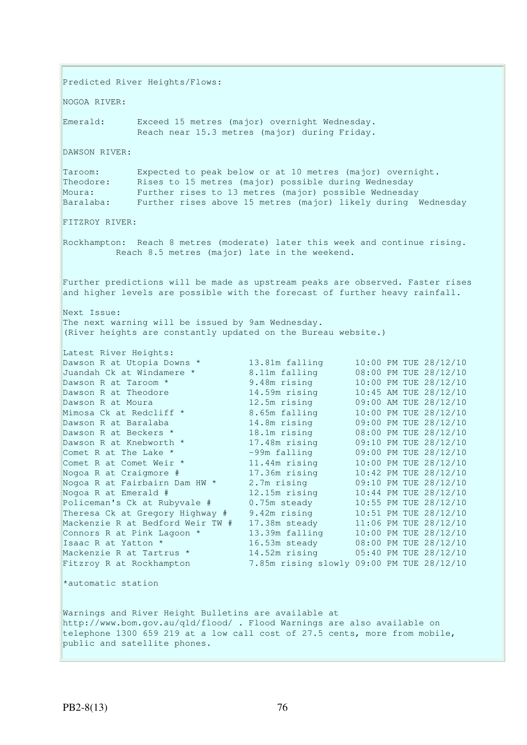Predicted River Heights/Flows:

NOGOA RIVER:

Emerald: Exceed 15 metres (major) overnight Wednesday.
Reach near 15.3 metres (major) during Friday.

DAWSON RIVER:

Taroom: Expected to peak below or at 10 metres (major) overnight.
Theodore: Rises to 15 metres (major) possible during Wednesday
Moura: Further rises to 13 metres (major) possible Wednesday
Baralaba: Further rises above 15 metres (major) likely during Wednesday

FITZROY RIVER:

Rockhampton: Reach 8 metres (moderate) later this week and continue rising.
Reach 8.5 metres (major) late in the weekend.

Further predictions will be made as upstream peaks are observed. Faster rises and higher levels are possible with the forecast of further heavy rainfall.

Next Issue:
The next warning will be issued by 9am Wednesday.
(River heights are constantly updated on the Bureau website.)

Latest River Heights:

| Station | Height | Time |
|---|---|---|
| Dawson R at Utopia Downs * | 13.81m falling | 10:00 PM TUE 28/12/10 |
| Juandah Ck at Windamere * | 8.11m falling | 08:00 PM TUE 28/12/10 |
| Dawson R at Taroom * | 9.48m rising | 10:00 PM TUE 28/12/10 |
| Dawson R at Theodore | 14.59m rising | 10:45 AM TUE 28/12/10 |
| Dawson R at Moura | 12.5m rising | 09:00 AM TUE 28/12/10 |
| Mimosa Ck at Redcliff * | 8.65m falling | 10:00 PM TUE 28/12/10 |
| Dawson R at Baralaba | 14.8m rising | 09:00 PM TUE 28/12/10 |
| Dawson R at Beckers * | 18.1m rising | 08:00 PM TUE 28/12/10 |
| Dawson R at Knebworth * | 17.48m rising | 09:10 PM TUE 28/12/10 |
| Comet R at The Lake * | -99m falling | 09:00 PM TUE 28/12/10 |
| Comet R at Comet Weir * | 11.44m rising | 10:00 PM TUE 28/12/10 |
| Nogoa R at Craigmore # | 17.36m rising | 10:42 PM TUE 28/12/10 |
| Nogoa R at Fairbairn Dam HW * | 2.7m rising | 09:10 PM TUE 28/12/10 |
| Nogoa R at Emerald # | 12.15m rising | 10:44 PM TUE 28/12/10 |
| Policeman's Ck at Rubyvale # | 0.75m steady | 10:55 PM TUE 28/12/10 |
| Theresa Ck at Gregory Highway # | 9.42m rising | 10:51 PM TUE 28/12/10 |
| Mackenzie R at Bedford Weir TW # | 17.38m steady | 11:06 PM TUE 28/12/10 |
| Connors R at Pink Lagoon * | 13.39m falling | 10:00 PM TUE 28/12/10 |
| Isaac R at Yatton * | 16.53m steady | 08:00 PM TUE 28/12/10 |
| Mackenzie R at Tartrus * | 14.52m rising | 05:40 PM TUE 28/12/10 |
| Fitzroy R at Rockhampton | 7.85m rising slowly | 09:00 PM TUE 28/12/10 |

*automatic station

Warnings and River Height Bulletins are available at http://www.bom.gov.au/qld/flood/ . Flood Warnings are also available on telephone 1300 659 219 at a low call cost of 27.5 cents, more from mobile, public and satellite phones.

PB2-8(13)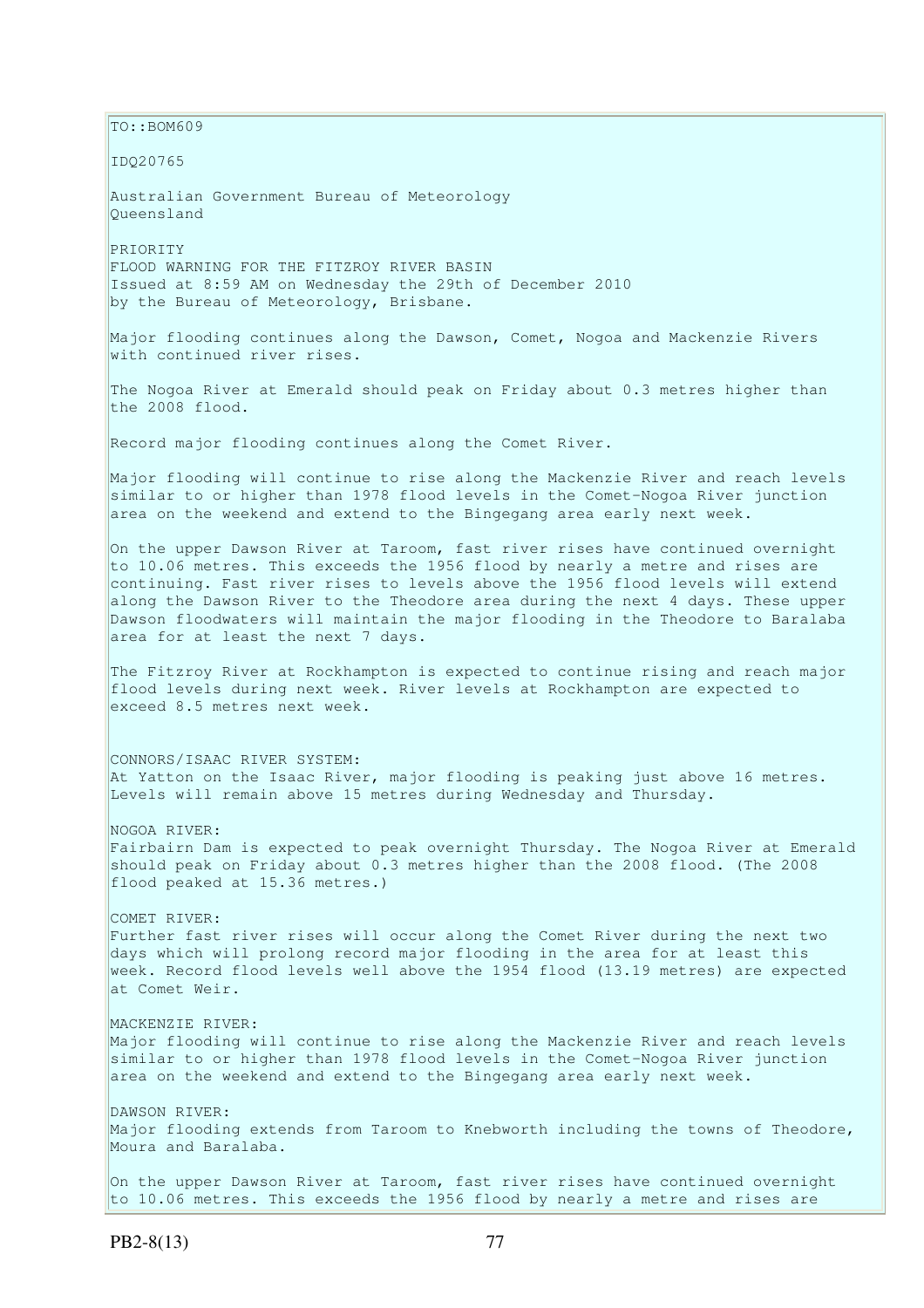TO::BOM609

IDQ20765

Australian Government Bureau of Meteorology
Queensland

PRIORITY
FLOOD WARNING FOR THE FITZROY RIVER BASIN
Issued at 8:59 AM on Wednesday the 29th of December 2010
by the Bureau of Meteorology, Brisbane.

Major flooding continues along the Dawson, Comet, Nogoa and Mackenzie Rivers with continued river rises.

The Nogoa River at Emerald should peak on Friday about 0.3 metres higher than the 2008 flood.

Record major flooding continues along the Comet River.

Major flooding will continue to rise along the Mackenzie River and reach levels similar to or higher than 1978 flood levels in the Comet-Nogoa River junction area on the weekend and extend to the Bingegang area early next week.

On the upper Dawson River at Taroom, fast river rises have continued overnight to 10.06 metres. This exceeds the 1956 flood by nearly a metre and rises are continuing. Fast river rises to levels above the 1956 flood levels will extend along the Dawson River to the Theodore area during the next 4 days. These upper Dawson floodwaters will maintain the major flooding in the Theodore to Baralaba area for at least the next 7 days.

The Fitzroy River at Rockhampton is expected to continue rising and reach major flood levels during next week. River levels at Rockhampton are expected to exceed 8.5 metres next week.

CONNORS/ISAAC RIVER SYSTEM:
At Yatton on the Isaac River, major flooding is peaking just above 16 metres. Levels will remain above 15 metres during Wednesday and Thursday.

NOGOA RIVER:
Fairbairn Dam is expected to peak overnight Thursday. The Nogoa River at Emerald should peak on Friday about 0.3 metres higher than the 2008 flood. (The 2008 flood peaked at 15.36 metres.)

COMET RIVER:
Further fast river rises will occur along the Comet River during the next two days which will prolong record major flooding in the area for at least this week. Record flood levels well above the 1954 flood (13.19 metres) are expected at Comet Weir.

MACKENZIE RIVER:
Major flooding will continue to rise along the Mackenzie River and reach levels similar to or higher than 1978 flood levels in the Comet-Nogoa River junction area on the weekend and extend to the Bingegang area early next week.

DAWSON RIVER:
Major flooding extends from Taroom to Knebworth including the towns of Theodore, Moura and Baralaba.

On the upper Dawson River at Taroom, fast river rises have continued overnight to 10.06 metres. This exceeds the 1956 flood by nearly a metre and rises are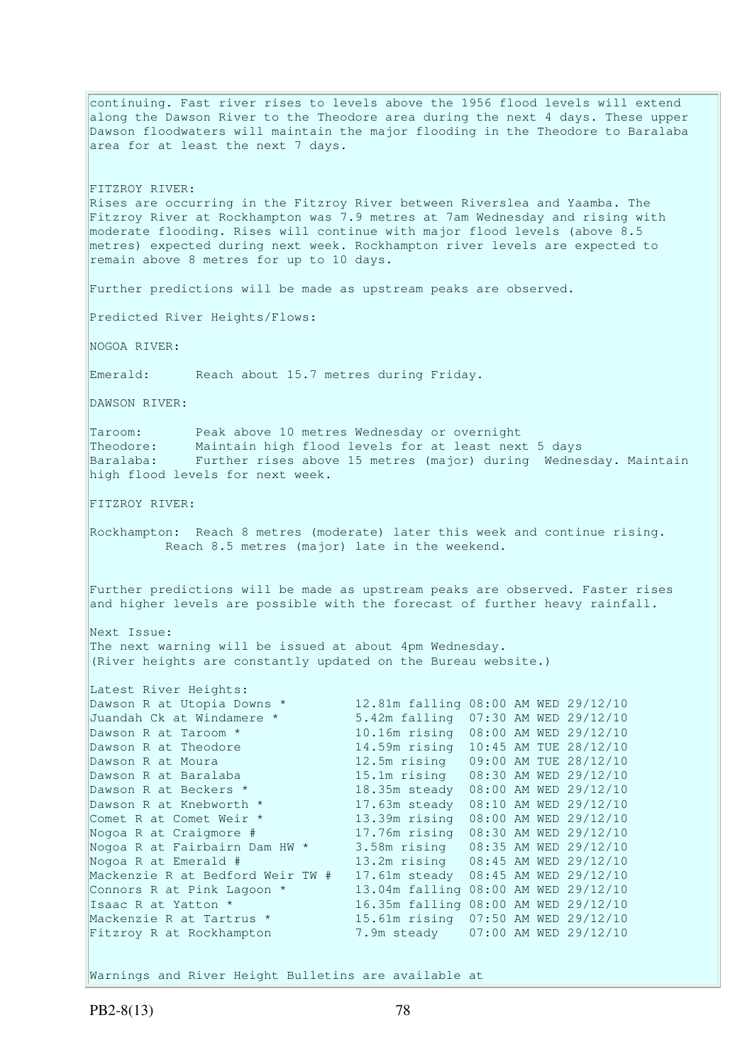continuing. Fast river rises to levels above the 1956 flood levels will extend along the Dawson River to the Theodore area during the next 4 days. These upper Dawson floodwaters will maintain the major flooding in the Theodore to Baralaba area for at least the next 7 days.

FITZROY RIVER:
Rises are occurring in the Fitzroy River between Riverslea and Yaamba. The Fitzroy River at Rockhampton was 7.9 metres at 7am Wednesday and rising with moderate flooding. Rises will continue with major flood levels (above 8.5 metres) expected during next week. Rockhampton river levels are expected to remain above 8 metres for up to 10 days.

Further predictions will be made as upstream peaks are observed.

Predicted River Heights/Flows:

NOGOA RIVER:

Emerald: Reach about 15.7 metres during Friday.

DAWSON RIVER:

Taroom: Peak above 10 metres Wednesday or overnight
Theodore: Maintain high flood levels for at least next 5 days
Baralaba: Further rises above 15 metres (major) during Wednesday. Maintain high flood levels for next week.

FITZROY RIVER:

Rockhampton: Reach 8 metres (moderate) later this week and continue rising.
Reach 8.5 metres (major) late in the weekend.

Further predictions will be made as upstream peaks are observed. Faster rises and higher levels are possible with the forecast of further heavy rainfall.

Next Issue:
The next warning will be issued at about 4pm Wednesday.
(River heights are constantly updated on the Bureau website.)

Latest River Heights:

| Location | Height | Time |
|---|---|---|
| Dawson R at Utopia Downs * | 12.81m falling | 08:00 AM WED 29/12/10 |
| Juandah Ck at Windamere * | 5.42m falling | 07:30 AM WED 29/12/10 |
| Dawson R at Taroom * | 10.16m rising | 08:00 AM WED 29/12/10 |
| Dawson R at Theodore | 14.59m rising | 10:45 AM TUE 28/12/10 |
| Dawson R at Moura | 12.5m rising | 09:00 AM TUE 28/12/10 |
| Dawson R at Baralaba | 15.1m rising | 08:30 AM WED 29/12/10 |
| Dawson R at Beckers * | 18.35m steady | 08:00 AM WED 29/12/10 |
| Dawson R at Knebworth * | 17.63m steady | 08:10 AM WED 29/12/10 |
| Comet R at Comet Weir * | 13.39m rising | 08:00 AM WED 29/12/10 |
| Nogoa R at Craigmore # | 17.76m rising | 08:30 AM WED 29/12/10 |
| Nogoa R at Fairbairn Dam HW * | 3.58m rising | 08:35 AM WED 29/12/10 |
| Nogoa R at Emerald # | 13.2m rising | 08:45 AM WED 29/12/10 |
| Mackenzie R at Bedford Weir TW # | 17.61m steady | 08:45 AM WED 29/12/10 |
| Connors R at Pink Lagoon * | 13.04m falling | 08:00 AM WED 29/12/10 |
| Isaac R at Yatton * | 16.35m falling | 08:00 AM WED 29/12/10 |
| Mackenzie R at Tartrus * | 15.61m rising | 07:50 AM WED 29/12/10 |
| Fitzroy R at Rockhampton | 7.9m steady | 07:00 AM WED 29/12/10 |

Warnings and River Height Bulletins are available at

PB2-8(13)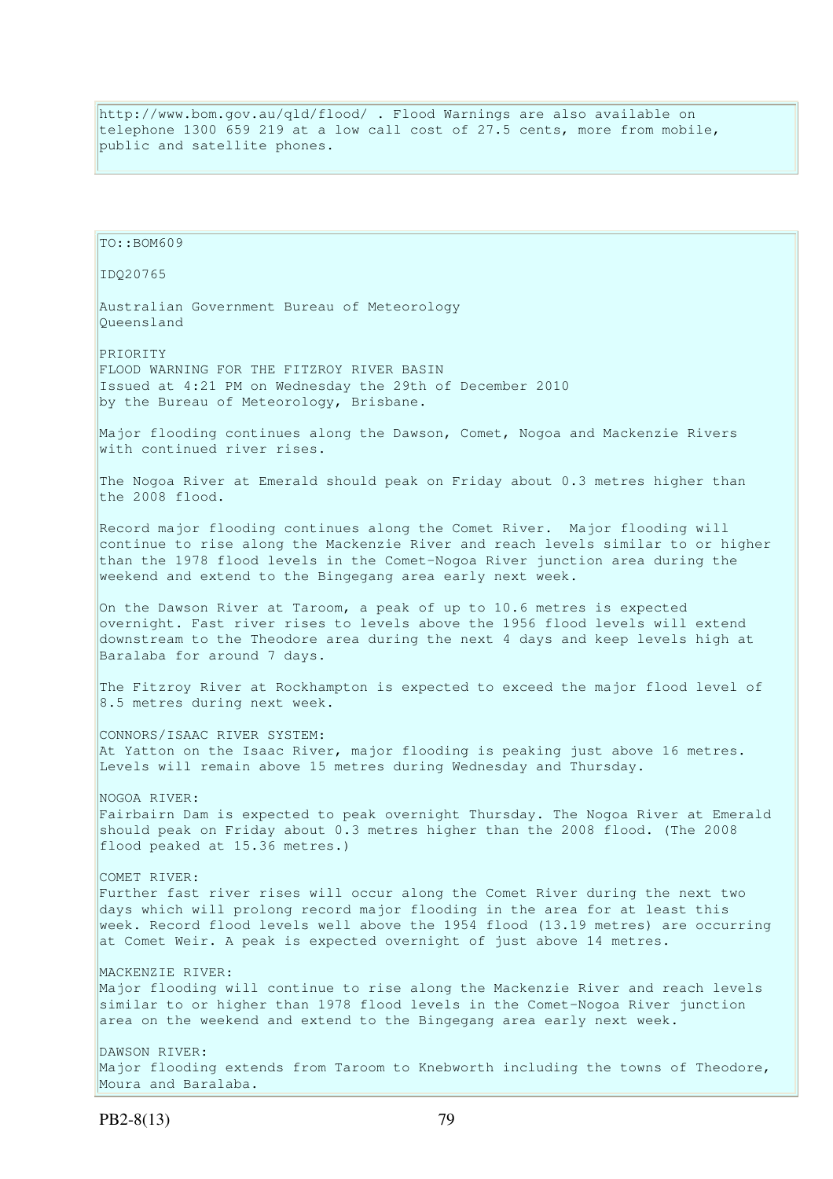http://www.bom.gov.au/qld/flood/ . Flood Warnings are also available on telephone 1300 659 219 at a low call cost of 27.5 cents, more from mobile, public and satellite phones.

TO::BOM609

IDQ20765

Australian Government Bureau of Meteorology
Queensland

PRIORITY
FLOOD WARNING FOR THE FITZROY RIVER BASIN
Issued at 4:21 PM on Wednesday the 29th of December 2010
by the Bureau of Meteorology, Brisbane.

Major flooding continues along the Dawson, Comet, Nogoa and Mackenzie Rivers with continued river rises.

The Nogoa River at Emerald should peak on Friday about 0.3 metres higher than the 2008 flood.

Record major flooding continues along the Comet River. Major flooding will continue to rise along the Mackenzie River and reach levels similar to or higher than the 1978 flood levels in the Comet-Nogoa River junction area during the weekend and extend to the Bingegang area early next week.

On the Dawson River at Taroom, a peak of up to 10.6 metres is expected overnight. Fast river rises to levels above the 1956 flood levels will extend downstream to the Theodore area during the next 4 days and keep levels high at Baralaba for around 7 days.

The Fitzroy River at Rockhampton is expected to exceed the major flood level of 8.5 metres during next week.

CONNORS/ISAAC RIVER SYSTEM:
At Yatton on the Isaac River, major flooding is peaking just above 16 metres. Levels will remain above 15 metres during Wednesday and Thursday.

NOGOA RIVER:
Fairbairn Dam is expected to peak overnight Thursday. The Nogoa River at Emerald should peak on Friday about 0.3 metres higher than the 2008 flood. (The 2008 flood peaked at 15.36 metres.)

COMET RIVER:
Further fast river rises will occur along the Comet River during the next two days which will prolong record major flooding in the area for at least this week. Record flood levels well above the 1954 flood (13.19 metres) are occurring at Comet Weir. A peak is expected overnight of just above 14 metres.

MACKENZIE RIVER:
Major flooding will continue to rise along the Mackenzie River and reach levels similar to or higher than 1978 flood levels in the Comet-Nogoa River junction area on the weekend and extend to the Bingegang area early next week.

DAWSON RIVER:
Major flooding extends from Taroom to Knebworth including the towns of Theodore, Moura and Baralaba.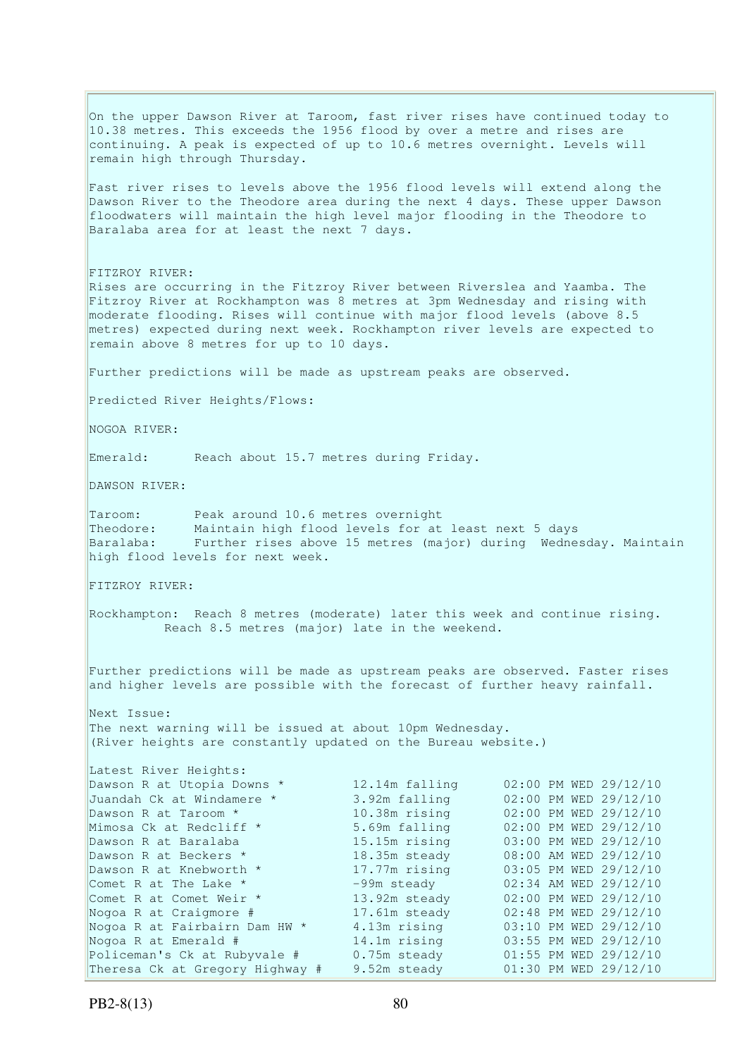On the upper Dawson River at Taroom, fast river rises have continued today to 10.38 metres. This exceeds the 1956 flood by over a metre and rises are continuing. A peak is expected of up to 10.6 metres overnight. Levels will remain high through Thursday.

Fast river rises to levels above the 1956 flood levels will extend along the Dawson River to the Theodore area during the next 4 days. These upper Dawson floodwaters will maintain the high level major flooding in the Theodore to Baralaba area for at least the next 7 days.

FITZROY RIVER:
Rises are occurring in the Fitzroy River between Riverslea and Yaamba. The Fitzroy River at Rockhampton was 8 metres at 3pm Wednesday and rising with moderate flooding. Rises will continue with major flood levels (above 8.5 metres) expected during next week. Rockhampton river levels are expected to remain above 8 metres for up to 10 days.

Further predictions will be made as upstream peaks are observed.

Predicted River Heights/Flows:

NOGOA RIVER:

Emerald: Reach about 15.7 metres during Friday.

DAWSON RIVER:

Taroom: Peak around 10.6 metres overnight
Theodore: Maintain high flood levels for at least next 5 days
Baralaba: Further rises above 15 metres (major) during Wednesday. Maintain high flood levels for next week.

FITZROY RIVER:

Rockhampton: Reach 8 metres (moderate) later this week and continue rising. Reach 8.5 metres (major) late in the weekend.

Further predictions will be made as upstream peaks are observed. Faster rises and higher levels are possible with the forecast of further heavy rainfall.

Next Issue:
The next warning will be issued at about 10pm Wednesday.
(River heights are constantly updated on the Bureau website.)

Latest River Heights:

| Location | Height | Time |
|---|---|---|
| Dawson R at Utopia Downs * | 12.14m falling | 02:00 PM WED 29/12/10 |
| Juandah Ck at Windamere * | 3.92m falling | 02:00 PM WED 29/12/10 |
| Dawson R at Taroom * | 10.38m rising | 02:00 PM WED 29/12/10 |
| Mimosa Ck at Redcliff * | 5.69m falling | 02:00 PM WED 29/12/10 |
| Dawson R at Baralaba | 15.15m rising | 03:00 PM WED 29/12/10 |
| Dawson R at Beckers * | 18.35m steady | 08:00 AM WED 29/12/10 |
| Dawson R at Knebworth * | 17.77m rising | 03:05 PM WED 29/12/10 |
| Comet R at The Lake * | -99m steady | 02:34 AM WED 29/12/10 |
| Comet R at Comet Weir * | 13.92m steady | 02:00 PM WED 29/12/10 |
| Nogoa R at Craigmore # | 17.61m steady | 02:48 PM WED 29/12/10 |
| Nogoa R at Fairbairn Dam HW * | 4.13m rising | 03:10 PM WED 29/12/10 |
| Nogoa R at Emerald # | 14.1m rising | 03:55 PM WED 29/12/10 |
| Policeman's Ck at Rubyvale # | 0.75m steady | 01:55 PM WED 29/12/10 |
| Theresa Ck at Gregory Highway # | 9.52m steady | 01:30 PM WED 29/12/10 |

PB2-8(13)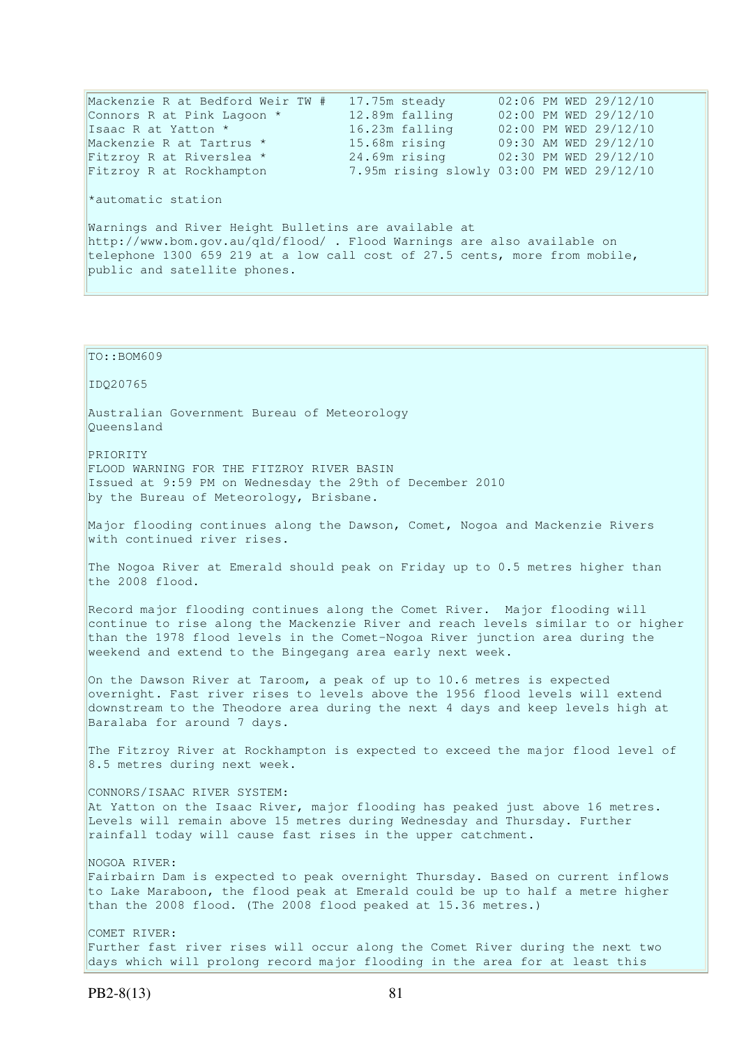```
Mackenzie R at Bedford Weir TW #   17.75m steady       02:06 PM WED 29/12/10
Connors R at Pink Lagoon *         12.89m falling      02:00 PM WED 29/12/10
Isaac R at Yatton *                16.23m falling      02:00 PM WED 29/12/10
Mackenzie R at Tartrus *           15.68m rising       09:30 AM WED 29/12/10
Fitzroy R at Riverslea *           24.69m rising       02:30 PM WED 29/12/10
Fitzroy R at Rockhampton           7.95m rising slowly 03:00 PM WED 29/12/10
```

*automatic station

Warnings and River Height Bulletins are available at http://www.bom.gov.au/qld/flood/ . Flood Warnings are also available on telephone 1300 659 219 at a low call cost of 27.5 cents, more from mobile, public and satellite phones.

TO::BOM609

IDQ20765

Australian Government Bureau of Meteorology
Queensland

PRIORITY
FLOOD WARNING FOR THE FITZROY RIVER BASIN
Issued at 9:59 PM on Wednesday the 29th of December 2010
by the Bureau of Meteorology, Brisbane.

Major flooding continues along the Dawson, Comet, Nogoa and Mackenzie Rivers with continued river rises.

The Nogoa River at Emerald should peak on Friday up to 0.5 metres higher than the 2008 flood.

Record major flooding continues along the Comet River. Major flooding will continue to rise along the Mackenzie River and reach levels similar to or higher than the 1978 flood levels in the Comet-Nogoa River junction area during the weekend and extend to the Bingegang area early next week.

On the Dawson River at Taroom, a peak of up to 10.6 metres is expected overnight. Fast river rises to levels above the 1956 flood levels will extend downstream to the Theodore area during the next 4 days and keep levels high at Baralaba for around 7 days.

The Fitzroy River at Rockhampton is expected to exceed the major flood level of 8.5 metres during next week.

CONNORS/ISAAC RIVER SYSTEM:
At Yatton on the Isaac River, major flooding has peaked just above 16 metres. Levels will remain above 15 metres during Wednesday and Thursday. Further rainfall today will cause fast rises in the upper catchment.

NOGOA RIVER:
Fairbairn Dam is expected to peak overnight Thursday. Based on current inflows to Lake Maraboon, the flood peak at Emerald could be up to half a metre higher than the 2008 flood. (The 2008 flood peaked at 15.36 metres.)

COMET RIVER:
Further fast river rises will occur along the Comet River during the next two days which will prolong record major flooding in the area for at least this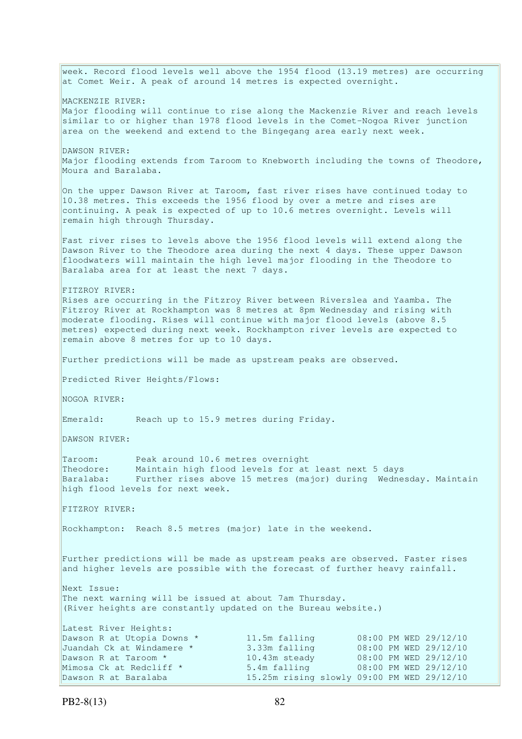week. Record flood levels well above the 1954 flood (13.19 metres) are occurring at Comet Weir. A peak of around 14 metres is expected overnight.

MACKENZIE RIVER:
Major flooding will continue to rise along the Mackenzie River and reach levels similar to or higher than 1978 flood levels in the Comet-Nogoa River junction area on the weekend and extend to the Bingegang area early next week.

DAWSON RIVER:
Major flooding extends from Taroom to Knebworth including the towns of Theodore, Moura and Baralaba.

On the upper Dawson River at Taroom, fast river rises have continued today to 10.38 metres. This exceeds the 1956 flood by over a metre and rises are continuing. A peak is expected of up to 10.6 metres overnight. Levels will remain high through Thursday.

Fast river rises to levels above the 1956 flood levels will extend along the Dawson River to the Theodore area during the next 4 days. These upper Dawson floodwaters will maintain the high level major flooding in the Theodore to Baralaba area for at least the next 7 days.

FITZROY RIVER:
Rises are occurring in the Fitzroy River between Riverslea and Yaamba. The Fitzroy River at Rockhampton was 8 metres at 8pm Wednesday and rising with moderate flooding. Rises will continue with major flood levels (above 8.5 metres) expected during next week. Rockhampton river levels are expected to remain above 8 metres for up to 10 days.

Further predictions will be made as upstream peaks are observed.

Predicted River Heights/Flows:

NOGOA RIVER:

Emerald: Reach up to 15.9 metres during Friday.

DAWSON RIVER:

Taroom: Peak around 10.6 metres overnight
Theodore: Maintain high flood levels for at least next 5 days
Baralaba: Further rises above 15 metres (major) during Wednesday. Maintain high flood levels for next week.

FITZROY RIVER:

Rockhampton: Reach 8.5 metres (major) late in the weekend.

Further predictions will be made as upstream peaks are observed. Faster rises and higher levels are possible with the forecast of further heavy rainfall.

Next Issue:
The next warning will be issued at about 7am Thursday.
(River heights are constantly updated on the Bureau website.)

Latest River Heights:

| | | |
|---|---|---|
| Dawson R at Utopia Downs * | 11.5m falling | 08:00 PM WED 29/12/10 |
| Juandah Ck at Windamere * | 3.33m falling | 08:00 PM WED 29/12/10 |
| Dawson R at Taroom * | 10.43m steady | 08:00 PM WED 29/12/10 |
| Mimosa Ck at Redcliff * | 5.4m falling | 08:00 PM WED 29/12/10 |
| Dawson R at Baralaba | 15.25m rising slowly | 09:00 PM WED 29/12/10 |

PB2-8(13)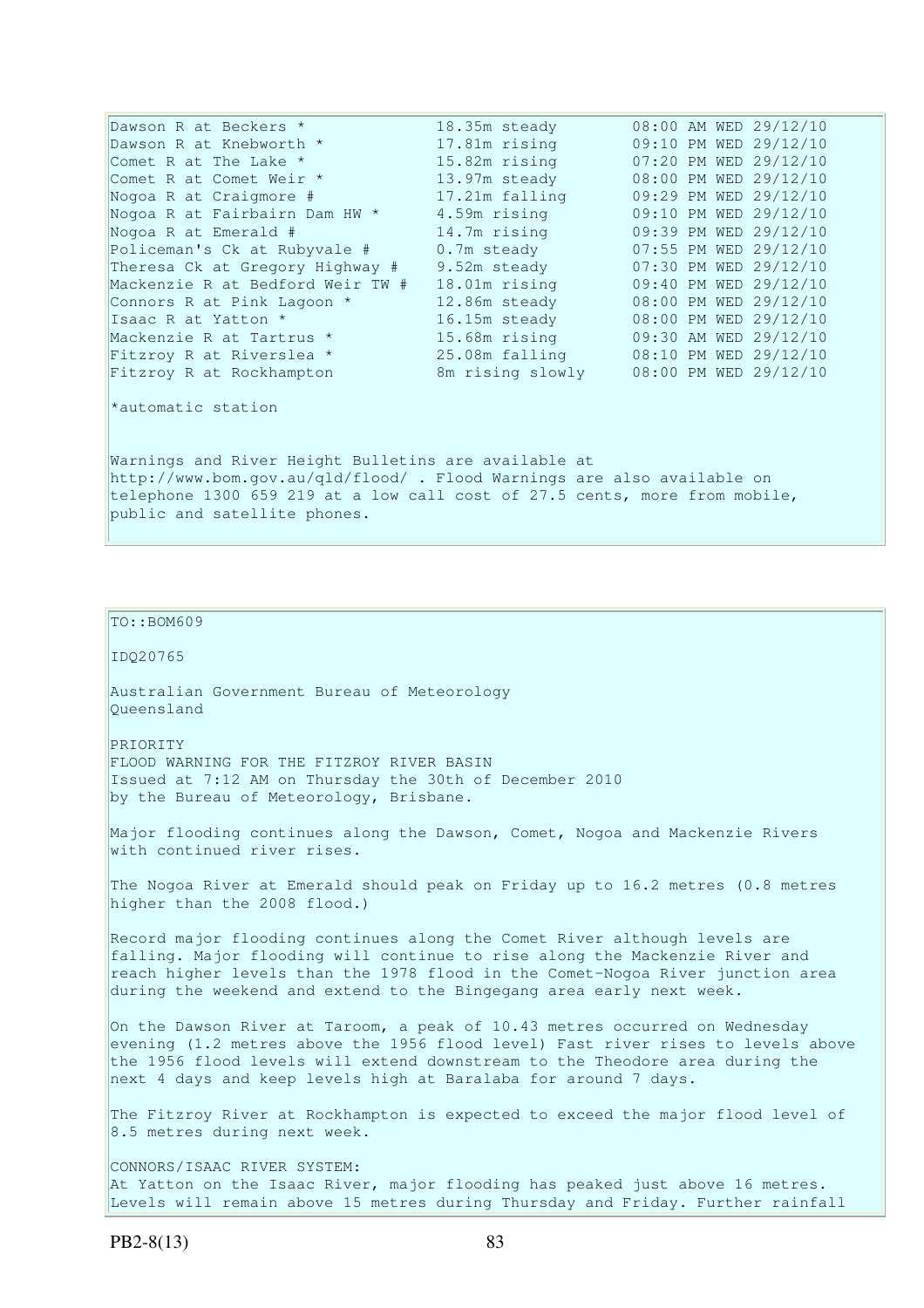| | | |
|---|---|---|
| Dawson R at Beckers * | 18.35m steady | 08:00 AM WED 29/12/10 |
| Dawson R at Knebworth * | 17.81m rising | 09:10 PM WED 29/12/10 |
| Comet R at The Lake * | 15.82m rising | 07:20 PM WED 29/12/10 |
| Comet R at Comet Weir * | 13.97m steady | 08:00 PM WED 29/12/10 |
| Nogoa R at Craigmore # | 17.21m falling | 09:29 PM WED 29/12/10 |
| Nogoa R at Fairbairn Dam HW * | 4.59m rising | 09:10 PM WED 29/12/10 |
| Nogoa R at Emerald # | 14.7m rising | 09:39 PM WED 29/12/10 |
| Policeman's Ck at Rubyvale # | 0.7m steady | 07:55 PM WED 29/12/10 |
| Theresa Ck at Gregory Highway # | 9.52m steady | 07:30 PM WED 29/12/10 |
| Mackenzie R at Bedford Weir TW # | 18.01m rising | 09:40 PM WED 29/12/10 |
| Connors R at Pink Lagoon * | 12.86m steady | 08:00 PM WED 29/12/10 |
| Isaac R at Yatton * | 16.15m steady | 08:00 PM WED 29/12/10 |
| Mackenzie R at Tartrus * | 15.68m rising | 09:30 AM WED 29/12/10 |
| Fitzroy R at Riverslea * | 25.08m falling | 08:10 PM WED 29/12/10 |
| Fitzroy R at Rockhampton | 8m rising slowly | 08:00 PM WED 29/12/10 |

*automatic station

Warnings and River Height Bulletins are available at http://www.bom.gov.au/qld/flood/ . Flood Warnings are also available on telephone 1300 659 219 at a low call cost of 27.5 cents, more from mobile, public and satellite phones.

TO::BOM609

IDQ20765

Australian Government Bureau of Meteorology
Queensland

PRIORITY
FLOOD WARNING FOR THE FITZROY RIVER BASIN
Issued at 7:12 AM on Thursday the 30th of December 2010
by the Bureau of Meteorology, Brisbane.

Major flooding continues along the Dawson, Comet, Nogoa and Mackenzie Rivers with continued river rises.

The Nogoa River at Emerald should peak on Friday up to 16.2 metres (0.8 metres higher than the 2008 flood.)

Record major flooding continues along the Comet River although levels are falling. Major flooding will continue to rise along the Mackenzie River and reach higher levels than the 1978 flood in the Comet-Nogoa River junction area during the weekend and extend to the Bingegang area early next week.

On the Dawson River at Taroom, a peak of 10.43 metres occurred on Wednesday evening (1.2 metres above the 1956 flood level) Fast river rises to levels above the 1956 flood levels will extend downstream to the Theodore area during the next 4 days and keep levels high at Baralaba for around 7 days.

The Fitzroy River at Rockhampton is expected to exceed the major flood level of 8.5 metres during next week.

CONNORS/ISAAC RIVER SYSTEM:
At Yatton on the Isaac River, major flooding has peaked just above 16 metres. Levels will remain above 15 metres during Thursday and Friday. Further rainfall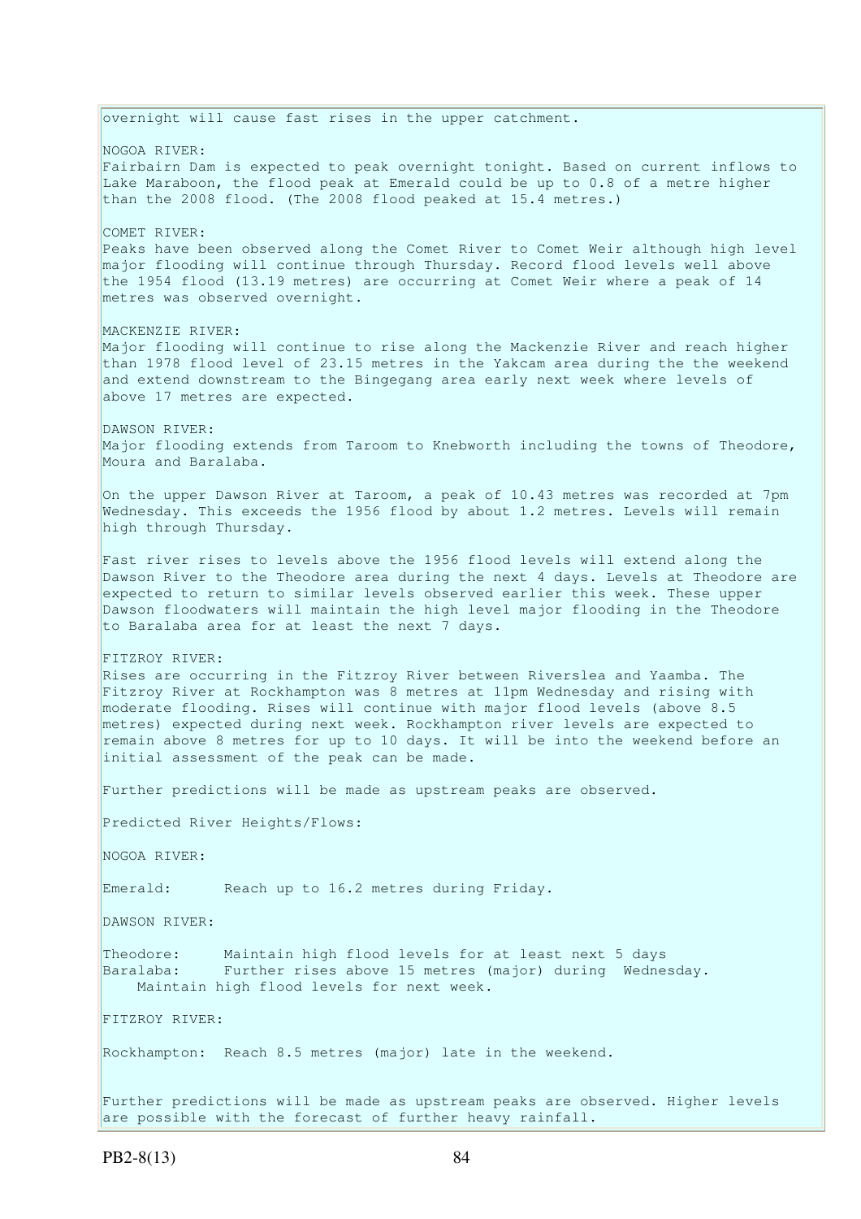overnight will cause fast rises in the upper catchment.

NOGOA RIVER:
Fairbairn Dam is expected to peak overnight tonight. Based on current inflows to Lake Maraboon, the flood peak at Emerald could be up to 0.8 of a metre higher than the 2008 flood. (The 2008 flood peaked at 15.4 metres.)

COMET RIVER:
Peaks have been observed along the Comet River to Comet Weir although high level major flooding will continue through Thursday. Record flood levels well above the 1954 flood (13.19 metres) are occurring at Comet Weir where a peak of 14 metres was observed overnight.

MACKENZIE RIVER:
Major flooding will continue to rise along the Mackenzie River and reach higher than 1978 flood level of 23.15 metres in the Yakcam area during the the weekend and extend downstream to the Bingegang area early next week where levels of above 17 metres are expected.

DAWSON RIVER:
Major flooding extends from Taroom to Knebworth including the towns of Theodore, Moura and Baralaba.

On the upper Dawson River at Taroom, a peak of 10.43 metres was recorded at 7pm Wednesday. This exceeds the 1956 flood by about 1.2 metres. Levels will remain high through Thursday.

Fast river rises to levels above the 1956 flood levels will extend along the Dawson River to the Theodore area during the next 4 days. Levels at Theodore are expected to return to similar levels observed earlier this week. These upper Dawson floodwaters will maintain the high level major flooding in the Theodore to Baralaba area for at least the next 7 days.

FITZROY RIVER:
Rises are occurring in the Fitzroy River between Riverslea and Yaamba. The Fitzroy River at Rockhampton was 8 metres at 11pm Wednesday and rising with moderate flooding. Rises will continue with major flood levels (above 8.5 metres) expected during next week. Rockhampton river levels are expected to remain above 8 metres for up to 10 days. It will be into the weekend before an initial assessment of the peak can be made.

Further predictions will be made as upstream peaks are observed.

Predicted River Heights/Flows:

NOGOA RIVER:

Emerald: Reach up to 16.2 metres during Friday.

DAWSON RIVER:

Theodore: Maintain high flood levels for at least next 5 days
Baralaba: Further rises above 15 metres (major) during Wednesday.
Maintain high flood levels for next week.

FITZROY RIVER:

Rockhampton: Reach 8.5 metres (major) late in the weekend.

Further predictions will be made as upstream peaks are observed. Higher levels are possible with the forecast of further heavy rainfall.

PB2-8(13)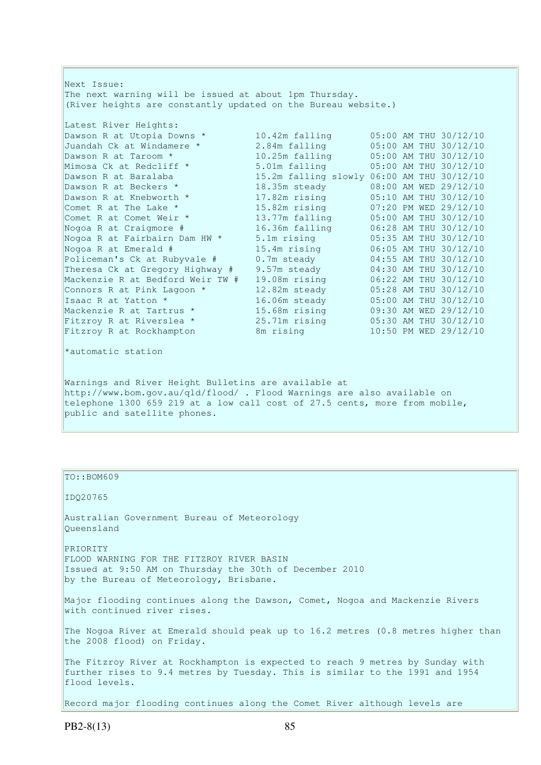Next Issue:
The next warning will be issued at about 1pm Thursday.
(River heights are constantly updated on the Bureau website.)

Latest River Heights:

| | | |
|---|---|---|
| Dawson R at Utopia Downs * | 10.42m falling | 05:00 AM THU 30/12/10 |
| Juandah Ck at Windamere * | 2.84m falling | 05:00 AM THU 30/12/10 |
| Dawson R at Taroom * | 10.25m falling | 05:00 AM THU 30/12/10 |
| Mimosa Ck at Redcliff * | 5.01m falling | 05:00 AM THU 30/12/10 |
| Dawson R at Baralaba | 15.2m falling slowly | 06:00 AM THU 30/12/10 |
| Dawson R at Beckers * | 18.35m steady | 08:00 AM WED 29/12/10 |
| Dawson R at Knebworth * | 17.82m rising | 05:10 AM THU 30/12/10 |
| Comet R at The Lake * | 15.82m rising | 07:20 PM WED 29/12/10 |
| Comet R at Comet Weir * | 13.77m falling | 05:00 AM THU 30/12/10 |
| Nogoa R at Craigmore # | 16.36m falling | 06:28 AM THU 30/12/10 |
| Nogoa R at Fairbairn Dam HW * | 5.1m rising | 05:35 AM THU 30/12/10 |
| Nogoa R at Emerald # | 15.4m rising | 06:05 AM THU 30/12/10 |
| Policeman's Ck at Rubyvale # | 0.7m steady | 04:55 AM THU 30/12/10 |
| Theresa Ck at Gregory Highway # | 9.57m steady | 04:30 AM THU 30/12/10 |
| Mackenzie R at Bedford Weir TW # | 19.08m rising | 06:22 AM THU 30/12/10 |
| Connors R at Pink Lagoon * | 12.82m steady | 05:28 AM THU 30/12/10 |
| Isaac R at Yatton * | 16.06m steady | 05:00 AM THU 30/12/10 |
| Mackenzie R at Tartrus * | 15.68m rising | 09:30 AM WED 29/12/10 |
| Fitzroy R at Riverslea * | 25.71m rising | 05:30 AM THU 30/12/10 |
| Fitzroy R at Rockhampton | 8m rising | 10:50 PM WED 29/12/10 |

*automatic station

Warnings and River Height Bulletins are available at http://www.bom.gov.au/qld/flood/ . Flood Warnings are also available on telephone 1300 659 219 at a low call cost of 27.5 cents, more from mobile, public and satellite phones.

TO::BOM609

IDQ20765

Australian Government Bureau of Meteorology
Queensland

PRIORITY
FLOOD WARNING FOR THE FITZROY RIVER BASIN
Issued at 9:50 AM on Thursday the 30th of December 2010
by the Bureau of Meteorology, Brisbane.

Major flooding continues along the Dawson, Comet, Nogoa and Mackenzie Rivers with continued river rises.

The Nogoa River at Emerald should peak up to 16.2 metres (0.8 metres higher than the 2008 flood) on Friday.

The Fitzroy River at Rockhampton is expected to reach 9 metres by Sunday with further rises to 9.4 metres by Tuesday. This is similar to the 1991 and 1954 flood levels.

Record major flooding continues along the Comet River although levels are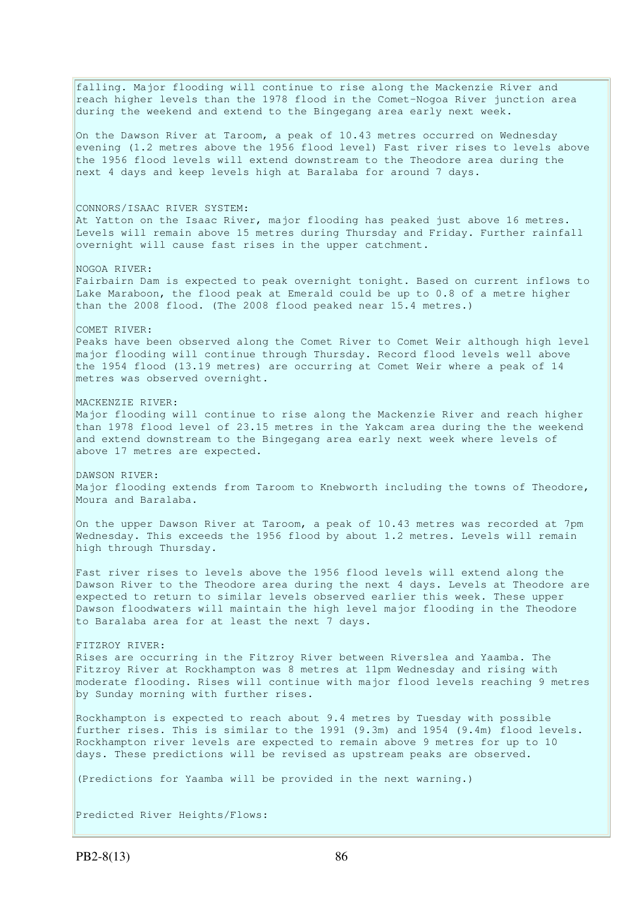falling. Major flooding will continue to rise along the Mackenzie River and reach higher levels than the 1978 flood in the Comet-Nogoa River junction area during the weekend and extend to the Bingegang area early next week.

On the Dawson River at Taroom, a peak of 10.43 metres occurred on Wednesday evening (1.2 metres above the 1956 flood level) Fast river rises to levels above the 1956 flood levels will extend downstream to the Theodore area during the next 4 days and keep levels high at Baralaba for around 7 days.

CONNORS/ISAAC RIVER SYSTEM:
At Yatton on the Isaac River, major flooding has peaked just above 16 metres. Levels will remain above 15 metres during Thursday and Friday. Further rainfall overnight will cause fast rises in the upper catchment.

NOGOA RIVER:
Fairbairn Dam is expected to peak overnight tonight. Based on current inflows to Lake Maraboon, the flood peak at Emerald could be up to 0.8 of a metre higher than the 2008 flood. (The 2008 flood peaked near 15.4 metres.)

COMET RIVER:
Peaks have been observed along the Comet River to Comet Weir although high level major flooding will continue through Thursday. Record flood levels well above the 1954 flood (13.19 metres) are occurring at Comet Weir where a peak of 14 metres was observed overnight.

MACKENZIE RIVER:
Major flooding will continue to rise along the Mackenzie River and reach higher than 1978 flood level of 23.15 metres in the Yakcam area during the the weekend and extend downstream to the Bingegang area early next week where levels of above 17 metres are expected.

DAWSON RIVER:
Major flooding extends from Taroom to Knebworth including the towns of Theodore, Moura and Baralaba.

On the upper Dawson River at Taroom, a peak of 10.43 metres was recorded at 7pm Wednesday. This exceeds the 1956 flood by about 1.2 metres. Levels will remain high through Thursday.

Fast river rises to levels above the 1956 flood levels will extend along the Dawson River to the Theodore area during the next 4 days. Levels at Theodore are expected to return to similar levels observed earlier this week. These upper Dawson floodwaters will maintain the high level major flooding in the Theodore to Baralaba area for at least the next 7 days.

FITZROY RIVER:
Rises are occurring in the Fitzroy River between Riverslea and Yaamba. The Fitzroy River at Rockhampton was 8 metres at 11pm Wednesday and rising with moderate flooding. Rises will continue with major flood levels reaching 9 metres by Sunday morning with further rises.

Rockhampton is expected to reach about 9.4 metres by Tuesday with possible further rises. This is similar to the 1991 (9.3m) and 1954 (9.4m) flood levels. Rockhampton river levels are expected to remain above 9 metres for up to 10 days. These predictions will be revised as upstream peaks are observed.

(Predictions for Yaamba will be provided in the next warning.)

Predicted River Heights/Flows: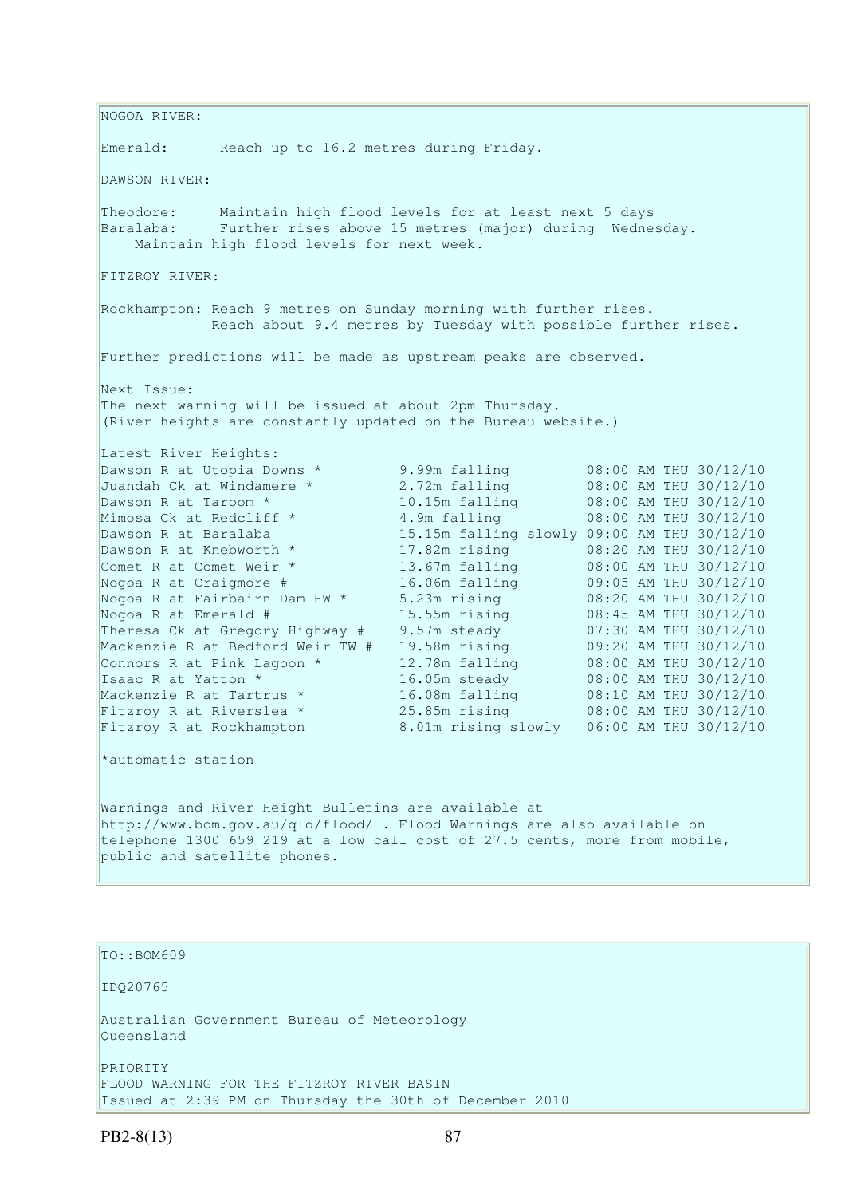NOGOA RIVER:

Emerald: Reach up to 16.2 metres during Friday.

DAWSON RIVER:

Theodore: Maintain high flood levels for at least next 5 days
Baralaba: Further rises above 15 metres (major) during Wednesday.
Maintain high flood levels for next week.

FITZROY RIVER:

Rockhampton: Reach 9 metres on Sunday morning with further rises.
Reach about 9.4 metres by Tuesday with possible further rises.

Further predictions will be made as upstream peaks are observed.

Next Issue:
The next warning will be issued at about 2pm Thursday.
(River heights are constantly updated on the Bureau website.)

Latest River Heights:

| Station | Height | Time |
|---|---|---|
| Dawson R at Utopia Downs * | 9.99m falling | 08:00 AM THU 30/12/10 |
| Juandah Ck at Windamere * | 2.72m falling | 08:00 AM THU 30/12/10 |
| Dawson R at Taroom * | 10.15m falling | 08:00 AM THU 30/12/10 |
| Mimosa Ck at Redcliff * | 4.9m falling | 08:00 AM THU 30/12/10 |
| Dawson R at Baralaba | 15.15m falling slowly | 09:00 AM THU 30/12/10 |
| Dawson R at Knebworth * | 17.82m rising | 08:20 AM THU 30/12/10 |
| Comet R at Comet Weir * | 13.67m falling | 08:00 AM THU 30/12/10 |
| Nogoa R at Craigmore # | 16.06m falling | 09:05 AM THU 30/12/10 |
| Nogoa R at Fairbairn Dam HW * | 5.23m rising | 08:20 AM THU 30/12/10 |
| Nogoa R at Emerald # | 15.55m rising | 08:45 AM THU 30/12/10 |
| Theresa Ck at Gregory Highway # | 9.57m steady | 07:30 AM THU 30/12/10 |
| Mackenzie R at Bedford Weir TW # | 19.58m rising | 09:20 AM THU 30/12/10 |
| Connors R at Pink Lagoon * | 12.78m falling | 08:00 AM THU 30/12/10 |
| Isaac R at Yatton * | 16.05m steady | 08:00 AM THU 30/12/10 |
| Mackenzie R at Tartrus * | 16.08m falling | 08:10 AM THU 30/12/10 |
| Fitzroy R at Riverslea * | 25.85m rising | 08:00 AM THU 30/12/10 |
| Fitzroy R at Rockhampton | 8.01m rising slowly | 06:00 AM THU 30/12/10 |

*automatic station

Warnings and River Height Bulletins are available at http://www.bom.gov.au/qld/flood/ . Flood Warnings are also available on telephone 1300 659 219 at a low call cost of 27.5 cents, more from mobile, public and satellite phones.

TO::BOM609

IDQ20765

Australian Government Bureau of Meteorology
Queensland

PRIORITY
FLOOD WARNING FOR THE FITZROY RIVER BASIN
Issued at 2:39 PM on Thursday the 30th of December 2010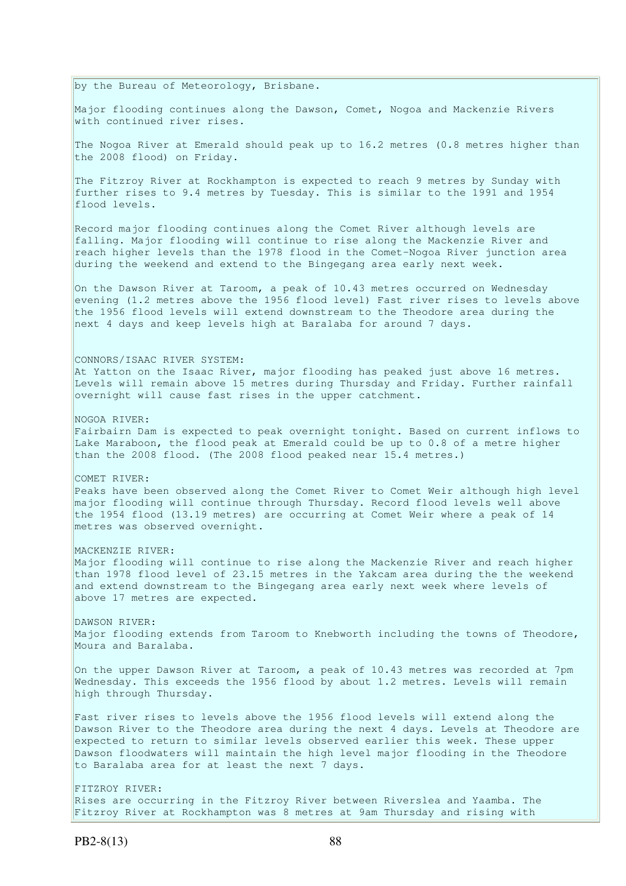by the Bureau of Meteorology, Brisbane.

Major flooding continues along the Dawson, Comet, Nogoa and Mackenzie Rivers with continued river rises.

The Nogoa River at Emerald should peak up to 16.2 metres (0.8 metres higher than the 2008 flood) on Friday.

The Fitzroy River at Rockhampton is expected to reach 9 metres by Sunday with further rises to 9.4 metres by Tuesday. This is similar to the 1991 and 1954 flood levels.

Record major flooding continues along the Comet River although levels are falling. Major flooding will continue to rise along the Mackenzie River and reach higher levels than the 1978 flood in the Comet-Nogoa River junction area during the weekend and extend to the Bingegang area early next week.

On the Dawson River at Taroom, a peak of 10.43 metres occurred on Wednesday evening (1.2 metres above the 1956 flood level) Fast river rises to levels above the 1956 flood levels will extend downstream to the Theodore area during the next 4 days and keep levels high at Baralaba for around 7 days.

CONNORS/ISAAC RIVER SYSTEM:
At Yatton on the Isaac River, major flooding has peaked just above 16 metres. Levels will remain above 15 metres during Thursday and Friday. Further rainfall overnight will cause fast rises in the upper catchment.

NOGOA RIVER:
Fairbairn Dam is expected to peak overnight tonight. Based on current inflows to Lake Maraboon, the flood peak at Emerald could be up to 0.8 of a metre higher than the 2008 flood. (The 2008 flood peaked near 15.4 metres.)

COMET RIVER:
Peaks have been observed along the Comet River to Comet Weir although high level major flooding will continue through Thursday. Record flood levels well above the 1954 flood (13.19 metres) are occurring at Comet Weir where a peak of 14 metres was observed overnight.

MACKENZIE RIVER:
Major flooding will continue to rise along the Mackenzie River and reach higher than 1978 flood level of 23.15 metres in the Yakcam area during the the weekend and extend downstream to the Bingegang area early next week where levels of above 17 metres are expected.

DAWSON RIVER:
Major flooding extends from Taroom to Knebworth including the towns of Theodore, Moura and Baralaba.

On the upper Dawson River at Taroom, a peak of 10.43 metres was recorded at 7pm Wednesday. This exceeds the 1956 flood by about 1.2 metres. Levels will remain high through Thursday.

Fast river rises to levels above the 1956 flood levels will extend along the Dawson River to the Theodore area during the next 4 days. Levels at Theodore are expected to return to similar levels observed earlier this week. These upper Dawson floodwaters will maintain the high level major flooding in the Theodore to Baralaba area for at least the next 7 days.

FITZROY RIVER:
Rises are occurring in the Fitzroy River between Riverslea and Yaamba. The Fitzroy River at Rockhampton was 8 metres at 9am Thursday and rising with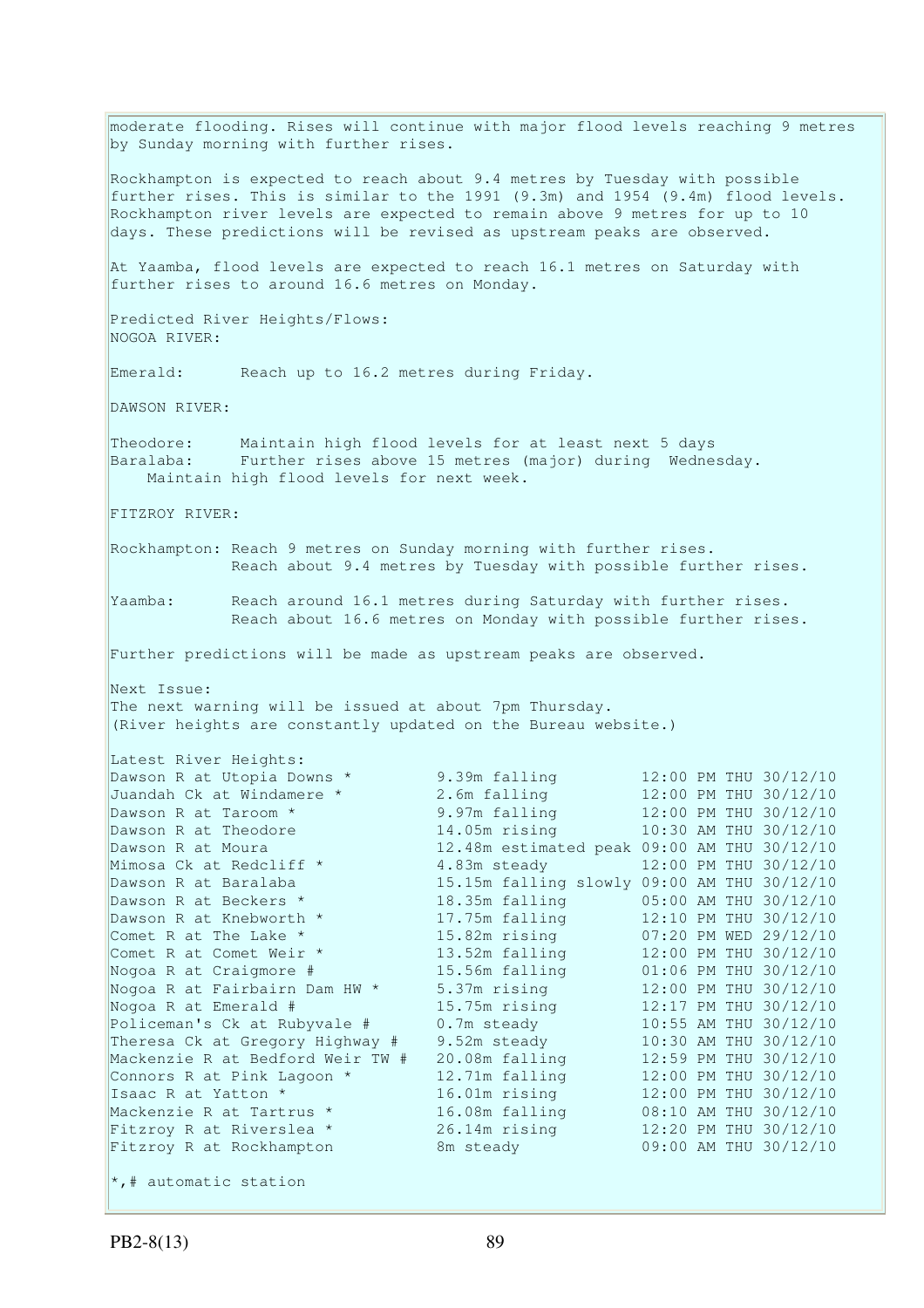moderate flooding. Rises will continue with major flood levels reaching 9 metres by Sunday morning with further rises.

Rockhampton is expected to reach about 9.4 metres by Tuesday with possible further rises. This is similar to the 1991 (9.3m) and 1954 (9.4m) flood levels. Rockhampton river levels are expected to remain above 9 metres for up to 10 days. These predictions will be revised as upstream peaks are observed.

At Yaamba, flood levels are expected to reach 16.1 metres on Saturday with further rises to around 16.6 metres on Monday.

Predicted River Heights/Flows:
NOGOA RIVER:

Emerald: Reach up to 16.2 metres during Friday.

DAWSON RIVER:

Theodore: Maintain high flood levels for at least next 5 days
Baralaba: Further rises above 15 metres (major) during Wednesday. Maintain high flood levels for next week.

FITZROY RIVER:

Rockhampton: Reach 9 metres on Sunday morning with further rises. Reach about 9.4 metres by Tuesday with possible further rises.

Yaamba: Reach around 16.1 metres during Saturday with further rises. Reach about 16.6 metres on Monday with possible further rises.

Further predictions will be made as upstream peaks are observed.

Next Issue:
The next warning will be issued at about 7pm Thursday.
(River heights are constantly updated on the Bureau website.)

Latest River Heights:

| Station | Height | Time |
|---|---|---|
| Dawson R at Utopia Downs * | 9.39m falling | 12:00 PM THU 30/12/10 |
| Juandah Ck at Windamere * | 2.6m falling | 12:00 PM THU 30/12/10 |
| Dawson R at Taroom * | 9.97m falling | 12:00 PM THU 30/12/10 |
| Dawson R at Theodore | 14.05m rising | 10:30 AM THU 30/12/10 |
| Dawson R at Moura | 12.48m estimated peak | 09:00 AM THU 30/12/10 |
| Mimosa Ck at Redcliff * | 4.83m steady | 12:00 PM THU 30/12/10 |
| Dawson R at Baralaba | 15.15m falling slowly | 09:00 AM THU 30/12/10 |
| Dawson R at Beckers * | 18.35m falling | 05:00 AM THU 30/12/10 |
| Dawson R at Knebworth * | 17.75m falling | 12:10 PM THU 30/12/10 |
| Comet R at The Lake * | 15.82m rising | 07:20 PM WED 29/12/10 |
| Comet R at Comet Weir * | 13.52m falling | 12:00 PM THU 30/12/10 |
| Nogoa R at Craigmore # | 15.56m falling | 01:06 PM THU 30/12/10 |
| Nogoa R at Fairbairn Dam HW * | 5.37m rising | 12:00 PM THU 30/12/10 |
| Nogoa R at Emerald # | 15.75m rising | 12:17 PM THU 30/12/10 |
| Policeman's Ck at Rubyvale # | 0.7m steady | 10:55 AM THU 30/12/10 |
| Theresa Ck at Gregory Highway # | 9.52m steady | 10:30 AM THU 30/12/10 |
| Mackenzie R at Bedford Weir TW # | 20.08m falling | 12:59 PM THU 30/12/10 |
| Connors R at Pink Lagoon * | 12.71m falling | 12:00 PM THU 30/12/10 |
| Isaac R at Yatton * | 16.01m rising | 12:00 PM THU 30/12/10 |
| Mackenzie R at Tartrus * | 16.08m falling | 08:10 AM THU 30/12/10 |
| Fitzroy R at Riverslea * | 26.14m rising | 12:20 PM THU 30/12/10 |
| Fitzroy R at Rockhampton | 8m steady | 09:00 AM THU 30/12/10 |

*,# automatic station

PB2-8(13)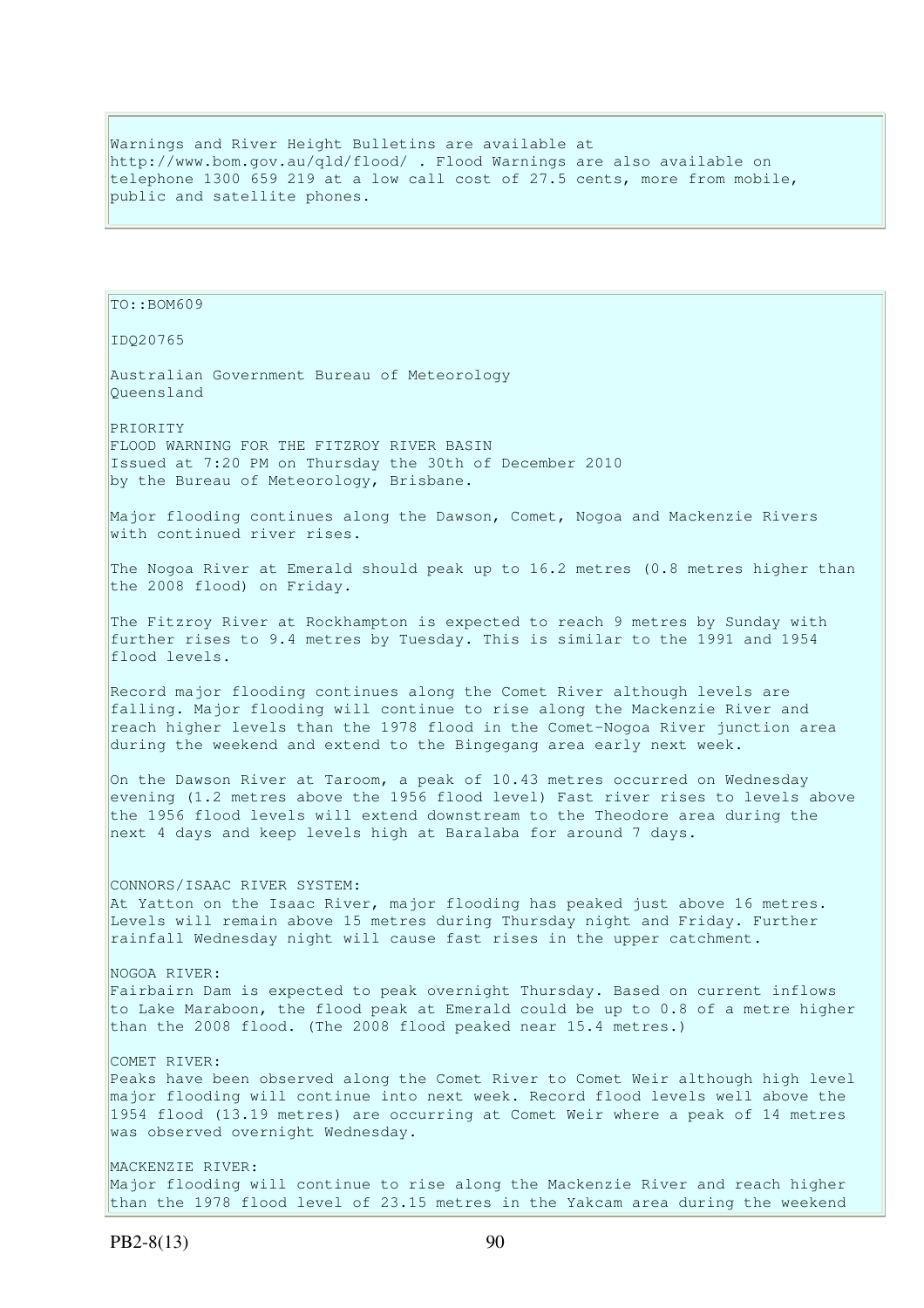Warnings and River Height Bulletins are available at http://www.bom.gov.au/qld/flood/ . Flood Warnings are also available on telephone 1300 659 219 at a low call cost of 27.5 cents, more from mobile, public and satellite phones.

TO::BOM609

IDQ20765

Australian Government Bureau of Meteorology
Queensland

PRIORITY
FLOOD WARNING FOR THE FITZROY RIVER BASIN
Issued at 7:20 PM on Thursday the 30th of December 2010
by the Bureau of Meteorology, Brisbane.

Major flooding continues along the Dawson, Comet, Nogoa and Mackenzie Rivers with continued river rises.

The Nogoa River at Emerald should peak up to 16.2 metres (0.8 metres higher than the 2008 flood) on Friday.

The Fitzroy River at Rockhampton is expected to reach 9 metres by Sunday with further rises to 9.4 metres by Tuesday. This is similar to the 1991 and 1954 flood levels.

Record major flooding continues along the Comet River although levels are falling. Major flooding will continue to rise along the Mackenzie River and reach higher levels than the 1978 flood in the Comet-Nogoa River junction area during the weekend and extend to the Bingegang area early next week.

On the Dawson River at Taroom, a peak of 10.43 metres occurred on Wednesday evening (1.2 metres above the 1956 flood level) Fast river rises to levels above the 1956 flood levels will extend downstream to the Theodore area during the next 4 days and keep levels high at Baralaba for around 7 days.

CONNORS/ISAAC RIVER SYSTEM:
At Yatton on the Isaac River, major flooding has peaked just above 16 metres. Levels will remain above 15 metres during Thursday night and Friday. Further rainfall Wednesday night will cause fast rises in the upper catchment.

NOGOA RIVER:
Fairbairn Dam is expected to peak overnight Thursday. Based on current inflows to Lake Maraboon, the flood peak at Emerald could be up to 0.8 of a metre higher than the 2008 flood. (The 2008 flood peaked near 15.4 metres.)

COMET RIVER:
Peaks have been observed along the Comet River to Comet Weir although high level major flooding will continue into next week. Record flood levels well above the 1954 flood (13.19 metres) are occurring at Comet Weir where a peak of 14 metres was observed overnight Wednesday.

MACKENZIE RIVER:
Major flooding will continue to rise along the Mackenzie River and reach higher than the 1978 flood level of 23.15 metres in the Yakcam area during the weekend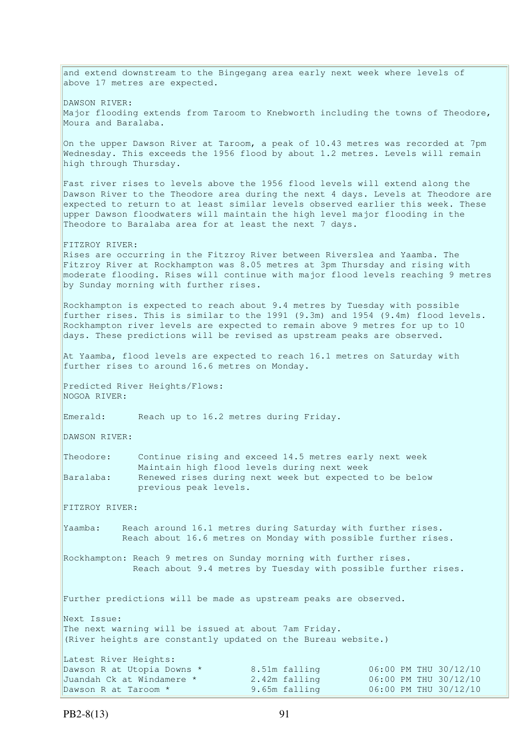and extend downstream to the Bingegang area early next week where levels of above 17 metres are expected.

DAWSON RIVER:
Major flooding extends from Taroom to Knebworth including the towns of Theodore, Moura and Baralaba.

On the upper Dawson River at Taroom, a peak of 10.43 metres was recorded at 7pm Wednesday. This exceeds the 1956 flood by about 1.2 metres. Levels will remain high through Thursday.

Fast river rises to levels above the 1956 flood levels will extend along the Dawson River to the Theodore area during the next 4 days. Levels at Theodore are expected to return to at least similar levels observed earlier this week. These upper Dawson floodwaters will maintain the high level major flooding in the Theodore to Baralaba area for at least the next 7 days.

FITZROY RIVER:
Rises are occurring in the Fitzroy River between Riverslea and Yaamba. The Fitzroy River at Rockhampton was 8.05 metres at 3pm Thursday and rising with moderate flooding. Rises will continue with major flood levels reaching 9 metres by Sunday morning with further rises.

Rockhampton is expected to reach about 9.4 metres by Tuesday with possible further rises. This is similar to the 1991 (9.3m) and 1954 (9.4m) flood levels. Rockhampton river levels are expected to remain above 9 metres for up to 10 days. These predictions will be revised as upstream peaks are observed.

At Yaamba, flood levels are expected to reach 16.1 metres on Saturday with further rises to around 16.6 metres on Monday.

Predicted River Heights/Flows:
NOGOA RIVER:

Emerald: Reach up to 16.2 metres during Friday.

DAWSON RIVER:

Theodore: Continue rising and exceed 14.5 metres early next week
Maintain high flood levels during next week
Baralaba: Renewed rises during next week but expected to be below previous peak levels.

FITZROY RIVER:

Yaamba: Reach around 16.1 metres during Saturday with further rises.
Reach about 16.6 metres on Monday with possible further rises.

Rockhampton: Reach 9 metres on Sunday morning with further rises.
Reach about 9.4 metres by Tuesday with possible further rises.

Further predictions will be made as upstream peaks are observed.

Next Issue:
The next warning will be issued at about 7am Friday.
(River heights are constantly updated on the Bureau website.)

Latest River Heights:

| | | |
|---|---|---|
| Dawson R at Utopia Downs * | 8.51m falling | 06:00 PM THU 30/12/10 |
| Juandah Ck at Windamere * | 2.42m falling | 06:00 PM THU 30/12/10 |
| Dawson R at Taroom * | 9.65m falling | 06:00 PM THU 30/12/10 |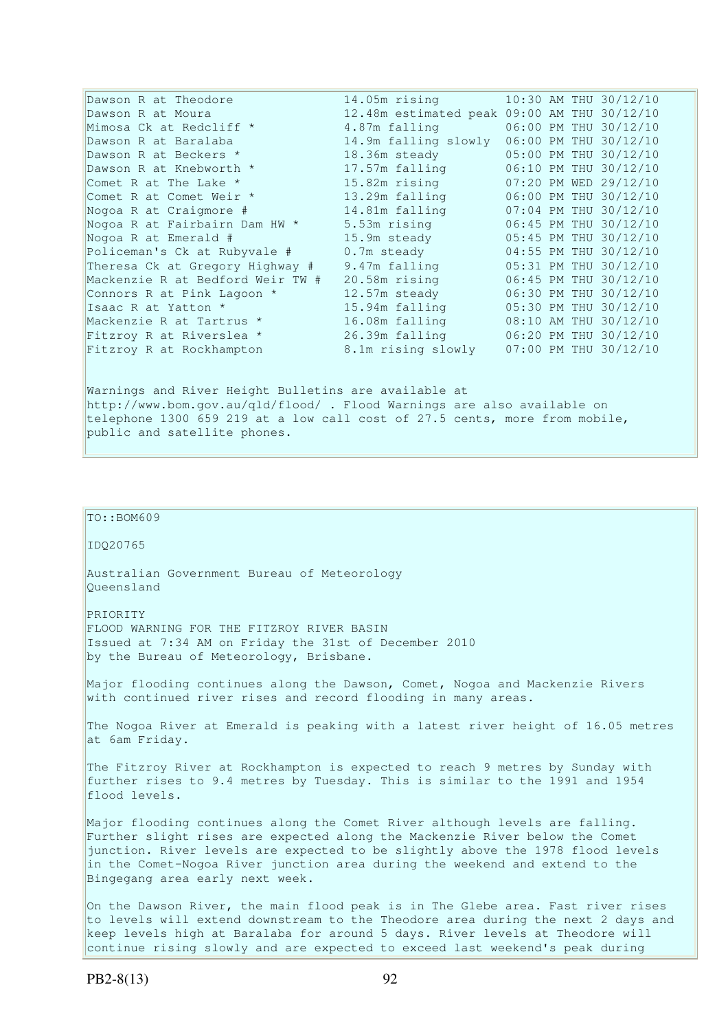| | | |
|---|---|---|
| Dawson R at Theodore | 14.05m rising | 10:30 AM THU 30/12/10 |
| Dawson R at Moura | 12.48m estimated peak | 09:00 AM THU 30/12/10 |
| Mimosa Ck at Redcliff * | 4.87m falling | 06:00 PM THU 30/12/10 |
| Dawson R at Baralaba | 14.9m falling slowly | 06:00 PM THU 30/12/10 |
| Dawson R at Beckers * | 18.36m steady | 05:00 PM THU 30/12/10 |
| Dawson R at Knebworth * | 17.57m falling | 06:10 PM THU 30/12/10 |
| Comet R at The Lake * | 15.82m rising | 07:20 PM WED 29/12/10 |
| Comet R at Comet Weir * | 13.29m falling | 06:00 PM THU 30/12/10 |
| Nogoa R at Craigmore # | 14.81m falling | 07:04 PM THU 30/12/10 |
| Nogoa R at Fairbairn Dam HW * | 5.53m rising | 06:45 PM THU 30/12/10 |
| Nogoa R at Emerald # | 15.9m steady | 05:45 PM THU 30/12/10 |
| Policeman's Ck at Rubyvale # | 0.7m steady | 04:55 PM THU 30/12/10 |
| Theresa Ck at Gregory Highway # | 9.47m falling | 05:31 PM THU 30/12/10 |
| Mackenzie R at Bedford Weir TW # | 20.58m rising | 06:45 PM THU 30/12/10 |
| Connors R at Pink Lagoon * | 12.57m steady | 06:30 PM THU 30/12/10 |
| Isaac R at Yatton * | 15.94m falling | 05:30 PM THU 30/12/10 |
| Mackenzie R at Tartrus * | 16.08m falling | 08:10 AM THU 30/12/10 |
| Fitzroy R at Riverslea * | 26.39m falling | 06:20 PM THU 30/12/10 |
| Fitzroy R at Rockhampton | 8.1m rising slowly | 07:00 PM THU 30/12/10 |

Warnings and River Height Bulletins are available at http://www.bom.gov.au/qld/flood/ . Flood Warnings are also available on telephone 1300 659 219 at a low call cost of 27.5 cents, more from mobile, public and satellite phones.

TO::BOM609

IDQ20765

Australian Government Bureau of Meteorology
Queensland

PRIORITY
FLOOD WARNING FOR THE FITZROY RIVER BASIN
Issued at 7:34 AM on Friday the 31st of December 2010
by the Bureau of Meteorology, Brisbane.

Major flooding continues along the Dawson, Comet, Nogoa and Mackenzie Rivers with continued river rises and record flooding in many areas.

The Nogoa River at Emerald is peaking with a latest river height of 16.05 metres at 6am Friday.

The Fitzroy River at Rockhampton is expected to reach 9 metres by Sunday with further rises to 9.4 metres by Tuesday. This is similar to the 1991 and 1954 flood levels.

Major flooding continues along the Comet River although levels are falling. Further slight rises are expected along the Mackenzie River below the Comet junction. River levels are expected to be slightly above the 1978 flood levels in the Comet-Nogoa River junction area during the weekend and extend to the Bingegang area early next week.

On the Dawson River, the main flood peak is in The Glebe area. Fast river rises to levels will extend downstream to the Theodore area during the next 2 days and keep levels high at Baralaba for around 5 days. River levels at Theodore will continue rising slowly and are expected to exceed last weekend's peak during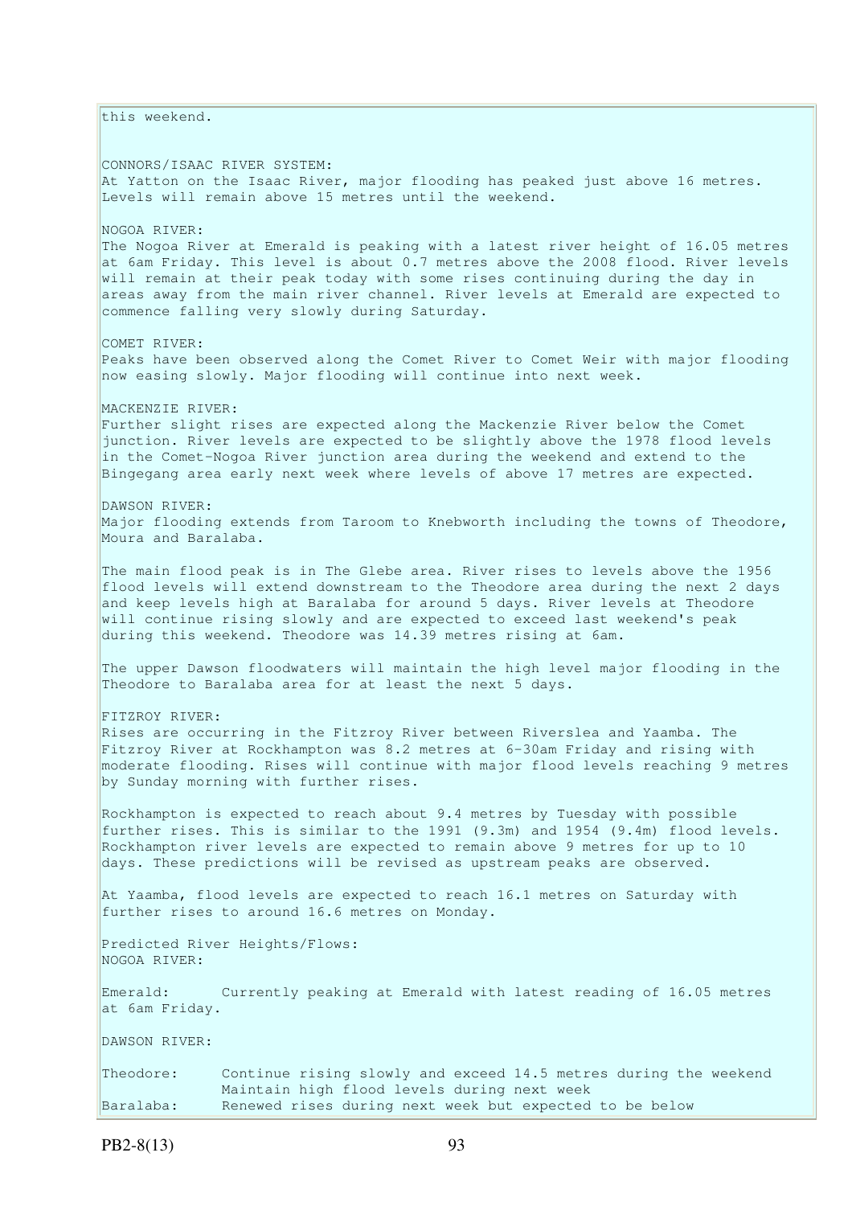this weekend.

CONNORS/ISAAC RIVER SYSTEM:
At Yatton on the Isaac River, major flooding has peaked just above 16 metres. Levels will remain above 15 metres until the weekend.

NOGOA RIVER:
The Nogoa River at Emerald is peaking with a latest river height of 16.05 metres at 6am Friday. This level is about 0.7 metres above the 2008 flood. River levels will remain at their peak today with some rises continuing during the day in areas away from the main river channel. River levels at Emerald are expected to commence falling very slowly during Saturday.

COMET RIVER:
Peaks have been observed along the Comet River to Comet Weir with major flooding now easing slowly. Major flooding will continue into next week.

MACKENZIE RIVER:
Further slight rises are expected along the Mackenzie River below the Comet junction. River levels are expected to be slightly above the 1978 flood levels in the Comet-Nogoa River junction area during the weekend and extend to the Bingegang area early next week where levels of above 17 metres are expected.

DAWSON RIVER:
Major flooding extends from Taroom to Knebworth including the towns of Theodore, Moura and Baralaba.

The main flood peak is in The Glebe area. River rises to levels above the 1956 flood levels will extend downstream to the Theodore area during the next 2 days and keep levels high at Baralaba for around 5 days. River levels at Theodore will continue rising slowly and are expected to exceed last weekend's peak during this weekend. Theodore was 14.39 metres rising at 6am.

The upper Dawson floodwaters will maintain the high level major flooding in the Theodore to Baralaba area for at least the next 5 days.

FITZROY RIVER:
Rises are occurring in the Fitzroy River between Riverslea and Yaamba. The Fitzroy River at Rockhampton was 8.2 metres at 6-30am Friday and rising with moderate flooding. Rises will continue with major flood levels reaching 9 metres by Sunday morning with further rises.

Rockhampton is expected to reach about 9.4 metres by Tuesday with possible further rises. This is similar to the 1991 (9.3m) and 1954 (9.4m) flood levels. Rockhampton river levels are expected to remain above 9 metres for up to 10 days. These predictions will be revised as upstream peaks are observed.

At Yaamba, flood levels are expected to reach 16.1 metres on Saturday with further rises to around 16.6 metres on Monday.

Predicted River Heights/Flows:
NOGOA RIVER:

Emerald: Currently peaking at Emerald with latest reading of 16.05 metres at 6am Friday.

DAWSON RIVER:

Theodore: Continue rising slowly and exceed 14.5 metres during the weekend
Maintain high flood levels during next week
Baralaba: Renewed rises during next week but expected to be below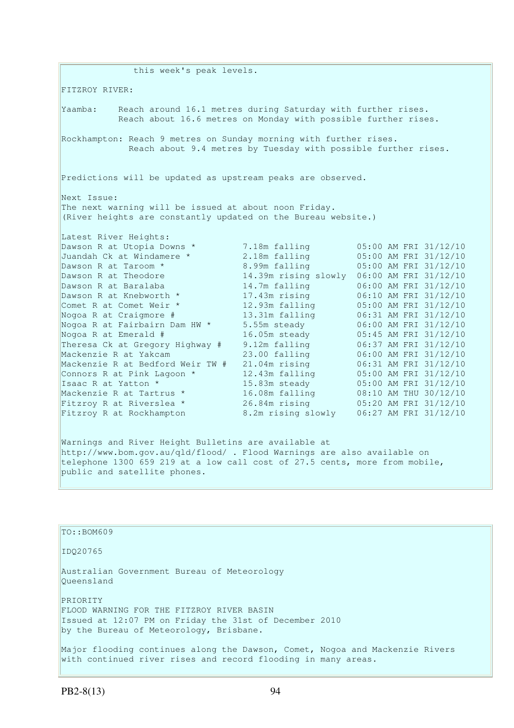this week's peak levels.

FITZROY RIVER:

Yaamba: Reach around 16.1 metres during Saturday with further rises.
Reach about 16.6 metres on Monday with possible further rises.

Rockhampton: Reach 9 metres on Sunday morning with further rises.
Reach about 9.4 metres by Tuesday with possible further rises.

Predictions will be updated as upstream peaks are observed.

Next Issue:
The next warning will be issued at about noon Friday.
(River heights are constantly updated on the Bureau website.)

Latest River Heights:

| | | |
|---|---|---|
| Dawson R at Utopia Downs * | 7.18m falling | 05:00 AM FRI 31/12/10 |
| Juandah Ck at Windamere * | 2.18m falling | 05:00 AM FRI 31/12/10 |
| Dawson R at Taroom * | 8.99m falling | 05:00 AM FRI 31/12/10 |
| Dawson R at Theodore | 14.39m rising slowly | 06:00 AM FRI 31/12/10 |
| Dawson R at Baralaba | 14.7m falling | 06:00 AM FRI 31/12/10 |
| Dawson R at Knebworth * | 17.43m rising | 06:10 AM FRI 31/12/10 |
| Comet R at Comet Weir * | 12.93m falling | 05:00 AM FRI 31/12/10 |
| Nogoa R at Craigmore # | 13.31m falling | 06:31 AM FRI 31/12/10 |
| Nogoa R at Fairbairn Dam HW * | 5.55m steady | 06:00 AM FRI 31/12/10 |
| Nogoa R at Emerald # | 16.05m steady | 05:45 AM FRI 31/12/10 |
| Theresa Ck at Gregory Highway # | 9.12m falling | 06:37 AM FRI 31/12/10 |
| Mackenzie R at Yakcam | 23.00 falling | 06:00 AM FRI 31/12/10 |
| Mackenzie R at Bedford Weir TW # | 21.04m rising | 06:31 AM FRI 31/12/10 |
| Connors R at Pink Lagoon * | 12.43m falling | 05:00 AM FRI 31/12/10 |
| Isaac R at Yatton * | 15.83m steady | 05:00 AM FRI 31/12/10 |
| Mackenzie R at Tartrus * | 16.08m falling | 08:10 AM THU 30/12/10 |
| Fitzroy R at Riverslea * | 26.84m rising | 05:20 AM FRI 31/12/10 |
| Fitzroy R at Rockhampton | 8.2m rising slowly | 06:27 AM FRI 31/12/10 |

Warnings and River Height Bulletins are available at http://www.bom.gov.au/qld/flood/ . Flood Warnings are also available on telephone 1300 659 219 at a low call cost of 27.5 cents, more from mobile, public and satellite phones.

TO::BOM609

IDQ20765

Australian Government Bureau of Meteorology
Queensland

PRIORITY
FLOOD WARNING FOR THE FITZROY RIVER BASIN
Issued at 12:07 PM on Friday the 31st of December 2010
by the Bureau of Meteorology, Brisbane.

Major flooding continues along the Dawson, Comet, Nogoa and Mackenzie Rivers with continued river rises and record flooding in many areas.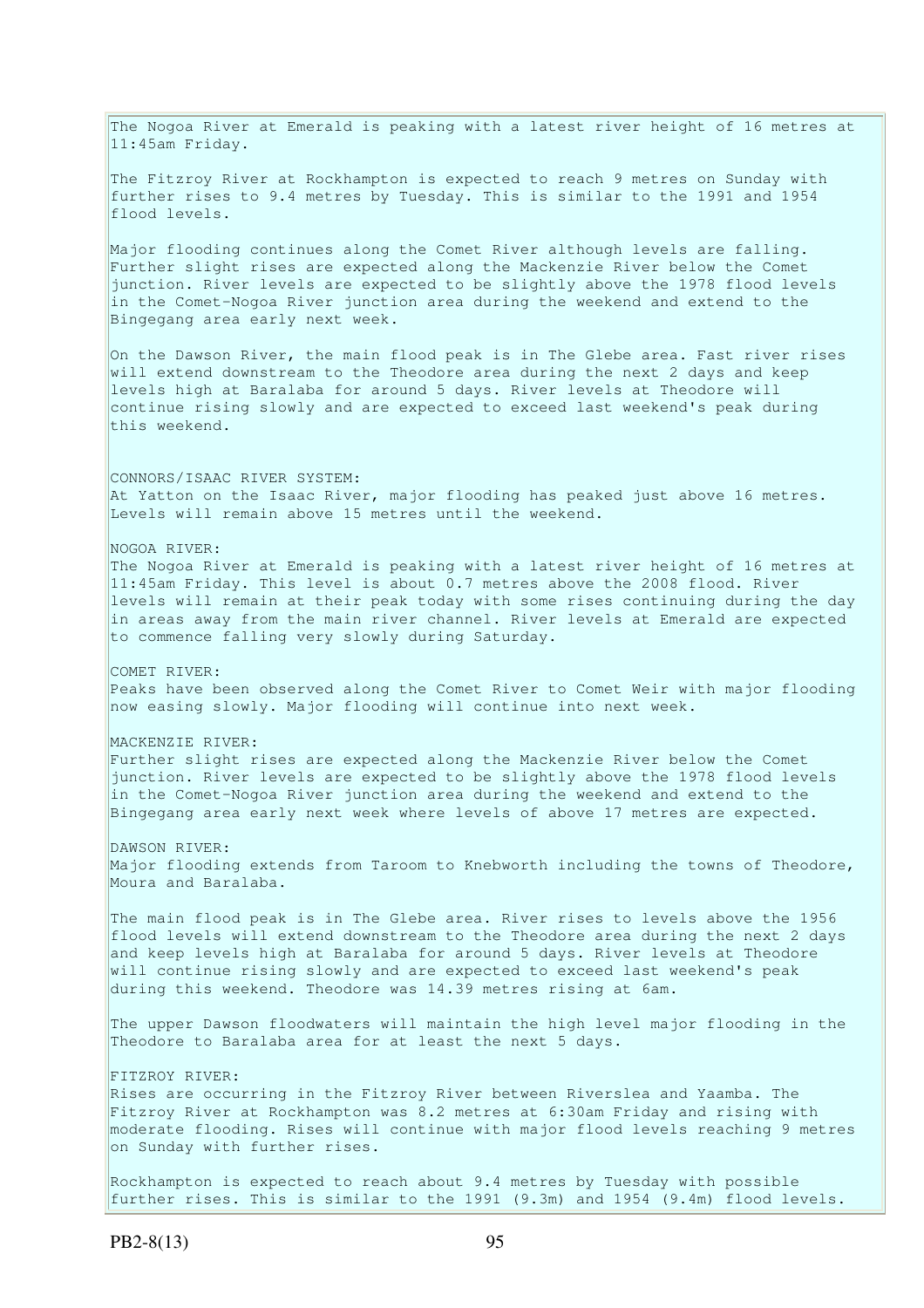The Nogoa River at Emerald is peaking with a latest river height of 16 metres at 11:45am Friday.

The Fitzroy River at Rockhampton is expected to reach 9 metres on Sunday with further rises to 9.4 metres by Tuesday. This is similar to the 1991 and 1954 flood levels.

Major flooding continues along the Comet River although levels are falling. Further slight rises are expected along the Mackenzie River below the Comet junction. River levels are expected to be slightly above the 1978 flood levels in the Comet-Nogoa River junction area during the weekend and extend to the Bingegang area early next week.

On the Dawson River, the main flood peak is in The Glebe area. Fast river rises will extend downstream to the Theodore area during the next 2 days and keep levels high at Baralaba for around 5 days. River levels at Theodore will continue rising slowly and are expected to exceed last weekend's peak during this weekend.

CONNORS/ISAAC RIVER SYSTEM:
At Yatton on the Isaac River, major flooding has peaked just above 16 metres. Levels will remain above 15 metres until the weekend.

NOGOA RIVER:
The Nogoa River at Emerald is peaking with a latest river height of 16 metres at 11:45am Friday. This level is about 0.7 metres above the 2008 flood. River levels will remain at their peak today with some rises continuing during the day in areas away from the main river channel. River levels at Emerald are expected to commence falling very slowly during Saturday.

COMET RIVER:
Peaks have been observed along the Comet River to Comet Weir with major flooding now easing slowly. Major flooding will continue into next week.

MACKENZIE RIVER:
Further slight rises are expected along the Mackenzie River below the Comet junction. River levels are expected to be slightly above the 1978 flood levels in the Comet-Nogoa River junction area during the weekend and extend to the Bingegang area early next week where levels of above 17 metres are expected.

DAWSON RIVER:
Major flooding extends from Taroom to Knebworth including the towns of Theodore, Moura and Baralaba.

The main flood peak is in The Glebe area. River rises to levels above the 1956 flood levels will extend downstream to the Theodore area during the next 2 days and keep levels high at Baralaba for around 5 days. River levels at Theodore will continue rising slowly and are expected to exceed last weekend's peak during this weekend. Theodore was 14.39 metres rising at 6am.

The upper Dawson floodwaters will maintain the high level major flooding in the Theodore to Baralaba area for at least the next 5 days.

FITZROY RIVER:
Rises are occurring in the Fitzroy River between Riverslea and Yaamba. The Fitzroy River at Rockhampton was 8.2 metres at 6:30am Friday and rising with moderate flooding. Rises will continue with major flood levels reaching 9 metres on Sunday with further rises.

Rockhampton is expected to reach about 9.4 metres by Tuesday with possible further rises. This is similar to the 1991 (9.3m) and 1954 (9.4m) flood levels.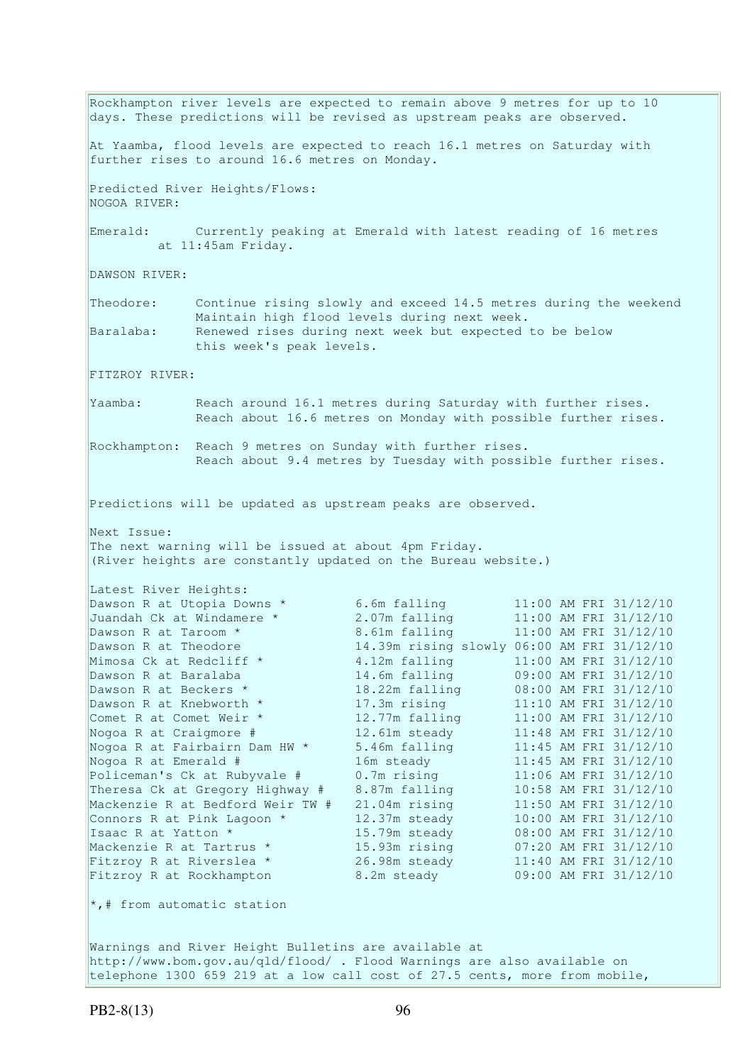Rockhampton river levels are expected to remain above 9 metres for up to 10 days. These predictions will be revised as upstream peaks are observed.

At Yaamba, flood levels are expected to reach 16.1 metres on Saturday with further rises to around 16.6 metres on Monday.

Predicted River Heights/Flows:
NOGOA RIVER:

Emerald: Currently peaking at Emerald with latest reading of 16 metres at 11:45am Friday.

DAWSON RIVER:

Theodore: Continue rising slowly and exceed 14.5 metres during the weekend Maintain high flood levels during next week.
Baralaba: Renewed rises during next week but expected to be below this week's peak levels.

FITZROY RIVER:

Yaamba: Reach around 16.1 metres during Saturday with further rises. Reach about 16.6 metres on Monday with possible further rises.

Rockhampton: Reach 9 metres on Sunday with further rises. Reach about 9.4 metres by Tuesday with possible further rises.

Predictions will be updated as upstream peaks are observed.

Next Issue:
The next warning will be issued at about 4pm Friday.
(River heights are constantly updated on the Bureau website.)

Latest River Heights:

| | | |
|---|---|---|
| Dawson R at Utopia Downs * | 6.6m falling | 11:00 AM FRI 31/12/10 |
| Juandah Ck at Windamere * | 2.07m falling | 11:00 AM FRI 31/12/10 |
| Dawson R at Taroom * | 8.61m falling | 11:00 AM FRI 31/12/10 |
| Dawson R at Theodore | 14.39m rising slowly | 06:00 AM FRI 31/12/10 |
| Mimosa Ck at Redcliff * | 4.12m falling | 11:00 AM FRI 31/12/10 |
| Dawson R at Baralaba | 14.6m falling | 09:00 AM FRI 31/12/10 |
| Dawson R at Beckers * | 18.22m falling | 08:00 AM FRI 31/12/10 |
| Dawson R at Knebworth * | 17.3m rising | 11:10 AM FRI 31/12/10 |
| Comet R at Comet Weir * | 12.77m falling | 11:00 AM FRI 31/12/10 |
| Nogoa R at Craigmore # | 12.61m steady | 11:48 AM FRI 31/12/10 |
| Nogoa R at Fairbairn Dam HW * | 5.46m falling | 11:45 AM FRI 31/12/10 |
| Nogoa R at Emerald # | 16m steady | 11:45 AM FRI 31/12/10 |
| Policeman's Ck at Rubyvale # | 0.7m rising | 11:06 AM FRI 31/12/10 |
| Theresa Ck at Gregory Highway # | 8.87m falling | 10:58 AM FRI 31/12/10 |
| Mackenzie R at Bedford Weir TW # | 21.04m rising | 11:50 AM FRI 31/12/10 |
| Connors R at Pink Lagoon * | 12.37m steady | 10:00 AM FRI 31/12/10 |
| Isaac R at Yatton * | 15.79m steady | 08:00 AM FRI 31/12/10 |
| Mackenzie R at Tartrus * | 15.93m rising | 07:20 AM FRI 31/12/10 |
| Fitzroy R at Riverslea * | 26.98m steady | 11:40 AM FRI 31/12/10 |
| Fitzroy R at Rockhampton | 8.2m steady | 09:00 AM FRI 31/12/10 |

*,# from automatic station

Warnings and River Height Bulletins are available at http://www.bom.gov.au/qld/flood/ . Flood Warnings are also available on telephone 1300 659 219 at a low call cost of 27.5 cents, more from mobile,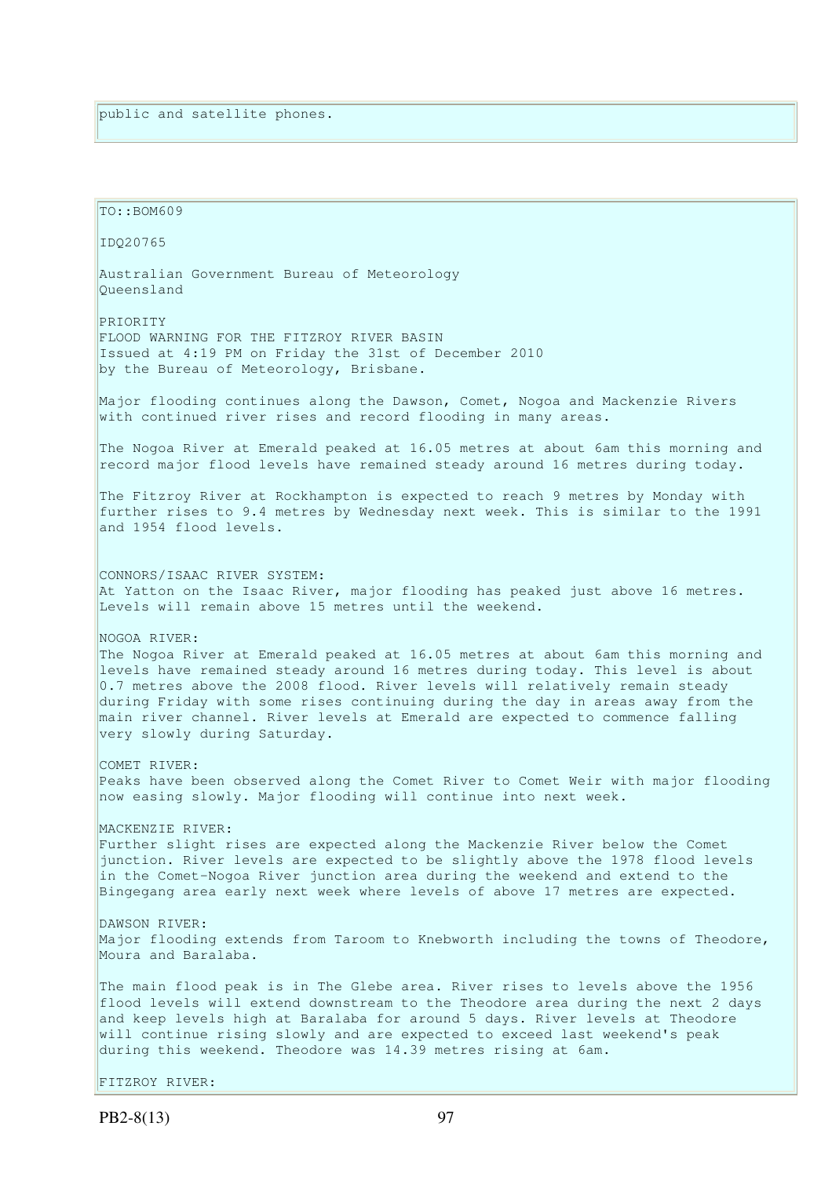public and satellite phones.

TO::BOM609

IDQ20765

Australian Government Bureau of Meteorology
Queensland

PRIORITY
FLOOD WARNING FOR THE FITZROY RIVER BASIN
Issued at 4:19 PM on Friday the 31st of December 2010
by the Bureau of Meteorology, Brisbane.

Major flooding continues along the Dawson, Comet, Nogoa and Mackenzie Rivers with continued river rises and record flooding in many areas.

The Nogoa River at Emerald peaked at 16.05 metres at about 6am this morning and record major flood levels have remained steady around 16 metres during today.

The Fitzroy River at Rockhampton is expected to reach 9 metres by Monday with further rises to 9.4 metres by Wednesday next week. This is similar to the 1991 and 1954 flood levels.

CONNORS/ISAAC RIVER SYSTEM:
At Yatton on the Isaac River, major flooding has peaked just above 16 metres. Levels will remain above 15 metres until the weekend.

NOGOA RIVER:
The Nogoa River at Emerald peaked at 16.05 metres at about 6am this morning and levels have remained steady around 16 metres during today. This level is about 0.7 metres above the 2008 flood. River levels will relatively remain steady during Friday with some rises continuing during the day in areas away from the main river channel. River levels at Emerald are expected to commence falling very slowly during Saturday.

COMET RIVER:
Peaks have been observed along the Comet River to Comet Weir with major flooding now easing slowly. Major flooding will continue into next week.

MACKENZIE RIVER:
Further slight rises are expected along the Mackenzie River below the Comet junction. River levels are expected to be slightly above the 1978 flood levels in the Comet-Nogoa River junction area during the weekend and extend to the Bingegang area early next week where levels of above 17 metres are expected.

DAWSON RIVER:
Major flooding extends from Taroom to Knebworth including the towns of Theodore, Moura and Baralaba.

The main flood peak is in The Glebe area. River rises to levels above the 1956 flood levels will extend downstream to the Theodore area during the next 2 days and keep levels high at Baralaba for around 5 days. River levels at Theodore will continue rising slowly and are expected to exceed last weekend's peak during this weekend. Theodore was 14.39 metres rising at 6am.

FITZROY RIVER: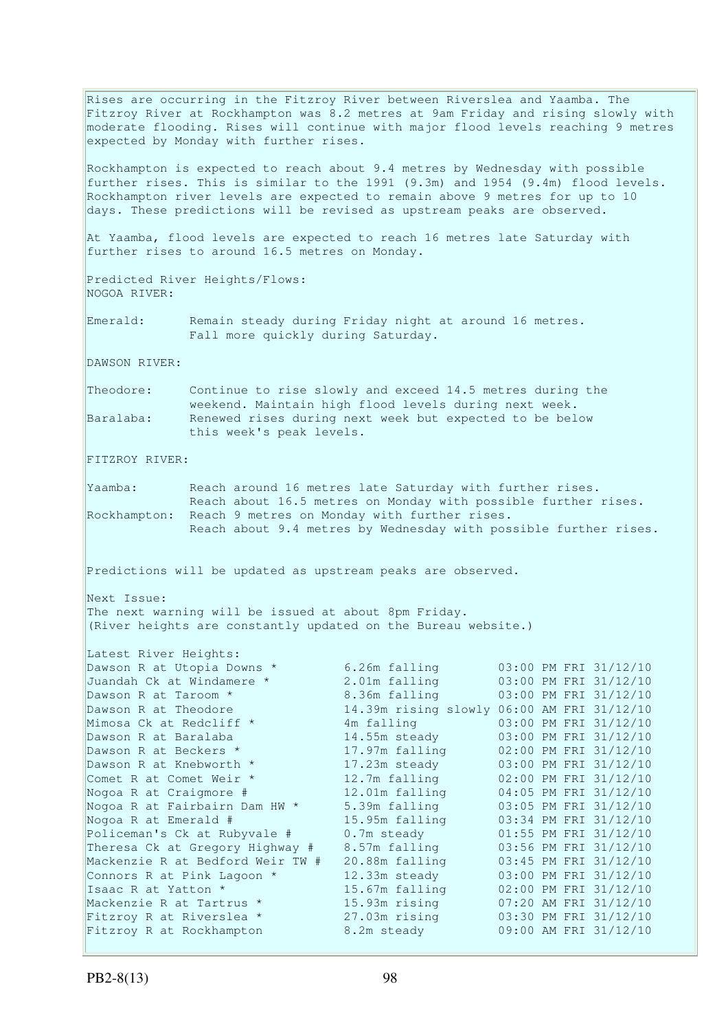Rises are occurring in the Fitzroy River between Riverslea and Yaamba. The Fitzroy River at Rockhampton was 8.2 metres at 9am Friday and rising slowly with moderate flooding. Rises will continue with major flood levels reaching 9 metres expected by Monday with further rises.

Rockhampton is expected to reach about 9.4 metres by Wednesday with possible further rises. This is similar to the 1991 (9.3m) and 1954 (9.4m) flood levels. Rockhampton river levels are expected to remain above 9 metres for up to 10 days. These predictions will be revised as upstream peaks are observed.

At Yaamba, flood levels are expected to reach 16 metres late Saturday with further rises to around 16.5 metres on Monday.

Predicted River Heights/Flows:
NOGOA RIVER:

Emerald: Remain steady during Friday night at around 16 metres. Fall more quickly during Saturday.

DAWSON RIVER:

Theodore: Continue to rise slowly and exceed 14.5 metres during the weekend. Maintain high flood levels during next week.
Baralaba: Renewed rises during next week but expected to be below this week's peak levels.

FITZROY RIVER:

Yaamba: Reach around 16 metres late Saturday with further rises. Reach about 16.5 metres on Monday with possible further rises.
Rockhampton: Reach 9 metres on Monday with further rises. Reach about 9.4 metres by Wednesday with possible further rises.

Predictions will be updated as upstream peaks are observed.

Next Issue:
The next warning will be issued at about 8pm Friday.
(River heights are constantly updated on the Bureau website.)

Latest River Heights:

| Location | Height | Time |
|---|---|---|
| Dawson R at Utopia Downs * | 6.26m falling | 03:00 PM FRI 31/12/10 |
| Juandah Ck at Windamere * | 2.01m falling | 03:00 PM FRI 31/12/10 |
| Dawson R at Taroom * | 8.36m falling | 03:00 PM FRI 31/12/10 |
| Dawson R at Theodore | 14.39m rising slowly | 06:00 AM FRI 31/12/10 |
| Mimosa Ck at Redcliff * | 4m falling | 03:00 PM FRI 31/12/10 |
| Dawson R at Baralaba | 14.55m steady | 03:00 PM FRI 31/12/10 |
| Dawson R at Beckers * | 17.97m falling | 02:00 PM FRI 31/12/10 |
| Dawson R at Knebworth * | 17.23m steady | 03:00 PM FRI 31/12/10 |
| Comet R at Comet Weir * | 12.7m falling | 02:00 PM FRI 31/12/10 |
| Nogoa R at Craigmore # | 12.01m falling | 04:05 PM FRI 31/12/10 |
| Nogoa R at Fairbairn Dam HW * | 5.39m falling | 03:05 PM FRI 31/12/10 |
| Nogoa R at Emerald # | 15.95m falling | 03:34 PM FRI 31/12/10 |
| Policeman's Ck at Rubyvale # | 0.7m steady | 01:55 PM FRI 31/12/10 |
| Theresa Ck at Gregory Highway # | 8.57m falling | 03:56 PM FRI 31/12/10 |
| Mackenzie R at Bedford Weir TW # | 20.88m falling | 03:45 PM FRI 31/12/10 |
| Connors R at Pink Lagoon * | 12.33m steady | 03:00 PM FRI 31/12/10 |
| Isaac R at Yatton * | 15.67m falling | 02:00 PM FRI 31/12/10 |
| Mackenzie R at Tartrus * | 15.93m rising | 07:20 AM FRI 31/12/10 |
| Fitzroy R at Riverslea * | 27.03m rising | 03:30 PM FRI 31/12/10 |
| Fitzroy R at Rockhampton | 8.2m steady | 09:00 AM FRI 31/12/10 |

PB2-8(13)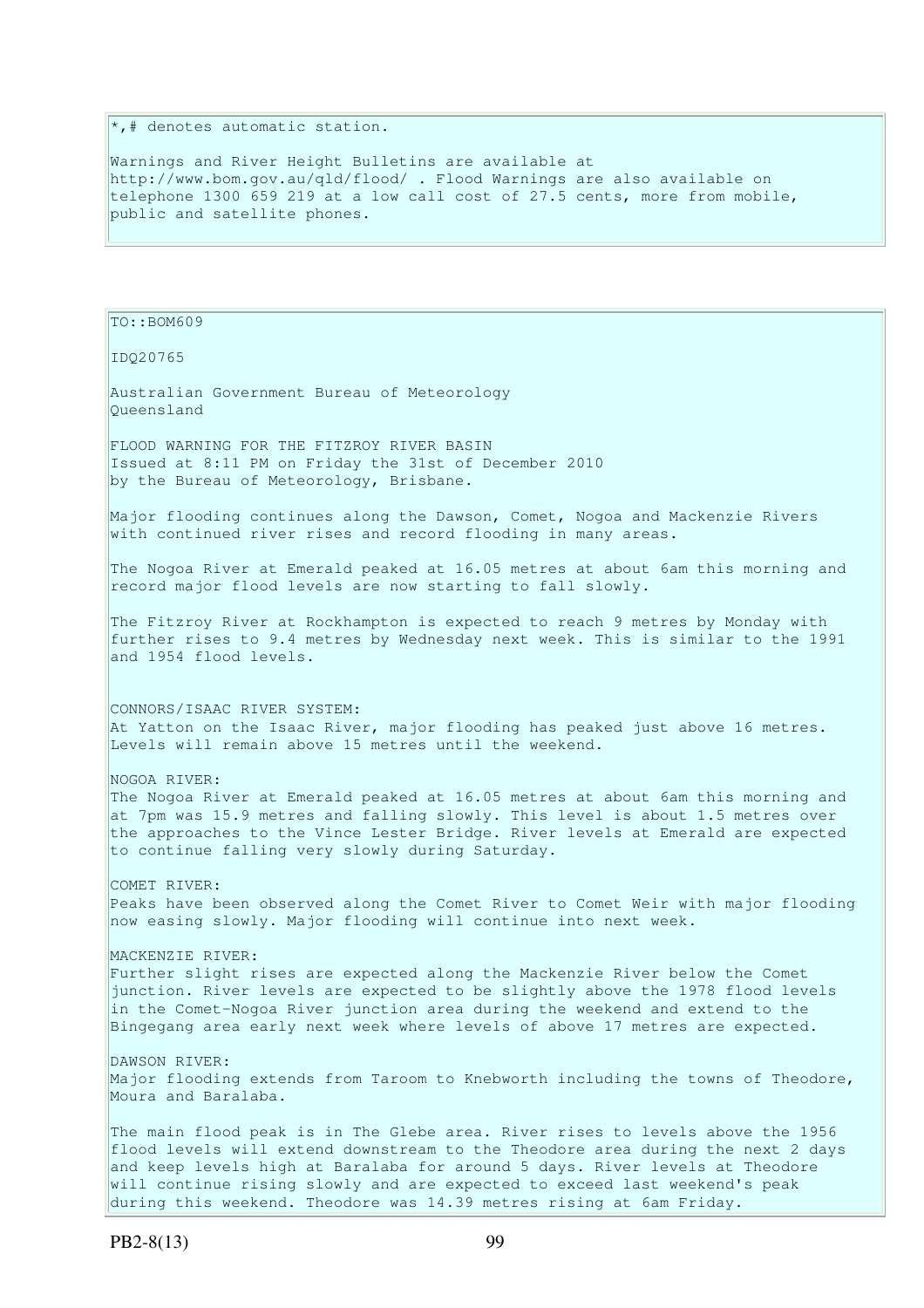*,# denotes automatic station.

Warnings and River Height Bulletins are available at http://www.bom.gov.au/qld/flood/ . Flood Warnings are also available on telephone 1300 659 219 at a low call cost of 27.5 cents, more from mobile, public and satellite phones.

TO::BOM609

IDQ20765

Australian Government Bureau of Meteorology
Queensland

FLOOD WARNING FOR THE FITZROY RIVER BASIN
Issued at 8:11 PM on Friday the 31st of December 2010
by the Bureau of Meteorology, Brisbane.

Major flooding continues along the Dawson, Comet, Nogoa and Mackenzie Rivers with continued river rises and record flooding in many areas.

The Nogoa River at Emerald peaked at 16.05 metres at about 6am this morning and record major flood levels are now starting to fall slowly.

The Fitzroy River at Rockhampton is expected to reach 9 metres by Monday with further rises to 9.4 metres by Wednesday next week. This is similar to the 1991 and 1954 flood levels.

CONNORS/ISAAC RIVER SYSTEM:
At Yatton on the Isaac River, major flooding has peaked just above 16 metres. Levels will remain above 15 metres until the weekend.

NOGOA RIVER:
The Nogoa River at Emerald peaked at 16.05 metres at about 6am this morning and at 7pm was 15.9 metres and falling slowly. This level is about 1.5 metres over the approaches to the Vince Lester Bridge. River levels at Emerald are expected to continue falling very slowly during Saturday.

COMET RIVER:
Peaks have been observed along the Comet River to Comet Weir with major flooding now easing slowly. Major flooding will continue into next week.

MACKENZIE RIVER:
Further slight rises are expected along the Mackenzie River below the Comet junction. River levels are expected to be slightly above the 1978 flood levels in the Comet-Nogoa River junction area during the weekend and extend to the Bingegang area early next week where levels of above 17 metres are expected.

DAWSON RIVER:
Major flooding extends from Taroom to Knebworth including the towns of Theodore, Moura and Baralaba.

The main flood peak is in The Glebe area. River rises to levels above the 1956 flood levels will extend downstream to the Theodore area during the next 2 days and keep levels high at Baralaba for around 5 days. River levels at Theodore will continue rising slowly and are expected to exceed last weekend's peak during this weekend. Theodore was 14.39 metres rising at 6am Friday.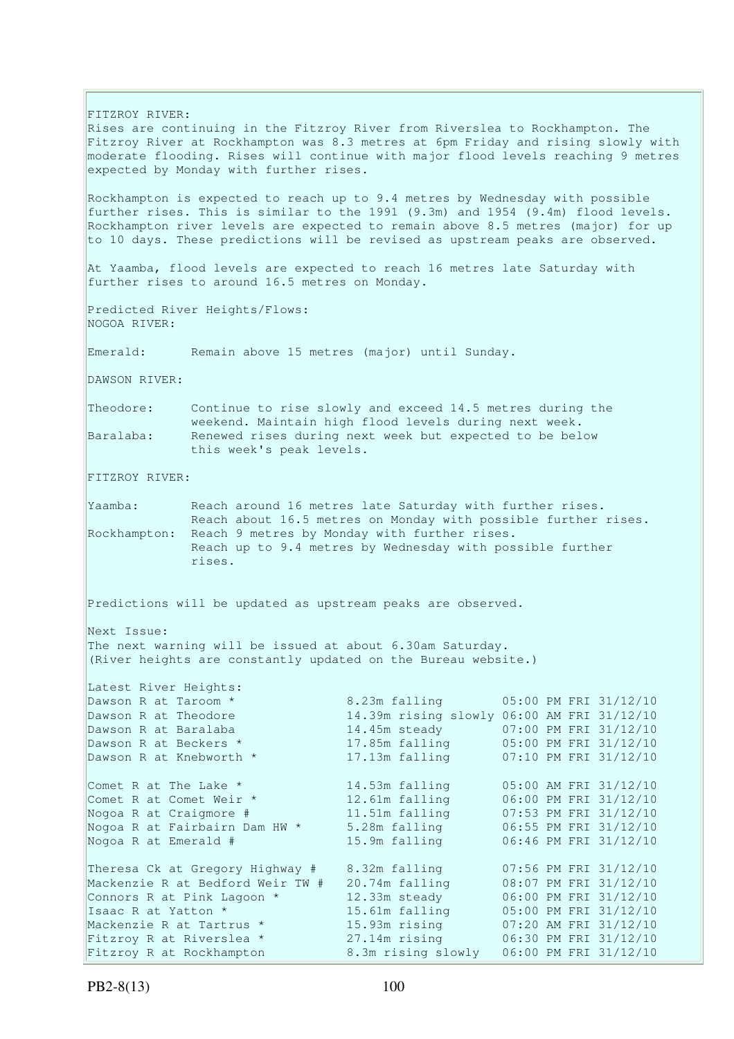FITZROY RIVER:
Rises are continuing in the Fitzroy River from Riverslea to Rockhampton. The Fitzroy River at Rockhampton was 8.3 metres at 6pm Friday and rising slowly with moderate flooding. Rises will continue with major flood levels reaching 9 metres expected by Monday with further rises.

Rockhampton is expected to reach up to 9.4 metres by Wednesday with possible further rises. This is similar to the 1991 (9.3m) and 1954 (9.4m) flood levels. Rockhampton river levels are expected to remain above 8.5 metres (major) for up to 10 days. These predictions will be revised as upstream peaks are observed.

At Yaamba, flood levels are expected to reach 16 metres late Saturday with further rises to around 16.5 metres on Monday.

Predicted River Heights/Flows:
NOGOA RIVER:

Emerald: Remain above 15 metres (major) until Sunday.

DAWSON RIVER:

Theodore: Continue to rise slowly and exceed 14.5 metres during the weekend. Maintain high flood levels during next week.
Baralaba: Renewed rises during next week but expected to be below this week's peak levels.

FITZROY RIVER:

Yaamba: Reach around 16 metres late Saturday with further rises. Reach about 16.5 metres on Monday with possible further rises.
Rockhampton: Reach 9 metres by Monday with further rises. Reach up to 9.4 metres by Wednesday with possible further rises.

Predictions will be updated as upstream peaks are observed.

Next Issue:
The next warning will be issued at about 6.30am Saturday.
(River heights are constantly updated on the Bureau website.)

Latest River Heights:

| | | |
|---|---|---|
| Dawson R at Taroom * | 8.23m falling | 05:00 PM FRI 31/12/10 |
| Dawson R at Theodore | 14.39m rising slowly | 06:00 AM FRI 31/12/10 |
| Dawson R at Baralaba | 14.45m steady | 07:00 PM FRI 31/12/10 |
| Dawson R at Beckers * | 17.85m falling | 05:00 PM FRI 31/12/10 |
| Dawson R at Knebworth * | 17.13m falling | 07:10 PM FRI 31/12/10 |
| Comet R at The Lake * | 14.53m falling | 05:00 AM FRI 31/12/10 |
| Comet R at Comet Weir * | 12.61m falling | 06:00 PM FRI 31/12/10 |
| Nogoa R at Craigmore # | 11.51m falling | 07:53 PM FRI 31/12/10 |
| Nogoa R at Fairbairn Dam HW * | 5.28m falling | 06:55 PM FRI 31/12/10 |
| Nogoa R at Emerald # | 15.9m falling | 06:46 PM FRI 31/12/10 |
| Theresa Ck at Gregory Highway # | 8.32m falling | 07:56 PM FRI 31/12/10 |
| Mackenzie R at Bedford Weir TW # | 20.74m falling | 08:07 PM FRI 31/12/10 |
| Connors R at Pink Lagoon * | 12.33m steady | 06:00 PM FRI 31/12/10 |
| Isaac R at Yatton * | 15.61m falling | 05:00 PM FRI 31/12/10 |
| Mackenzie R at Tartrus * | 15.93m rising | 07:20 AM FRI 31/12/10 |
| Fitzroy R at Riverslea * | 27.14m rising | 06:30 PM FRI 31/12/10 |
| Fitzroy R at Rockhampton | 8.3m rising slowly | 06:00 PM FRI 31/12/10 |

PB2-8(13)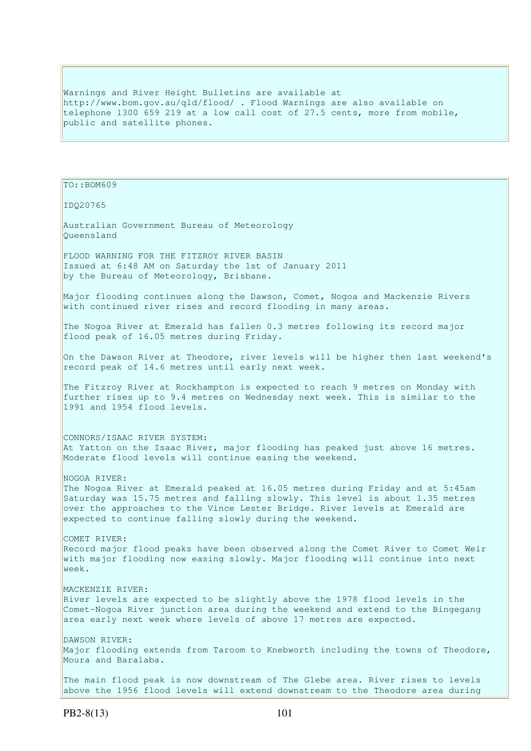Warnings and River Height Bulletins are available at http://www.bom.gov.au/qld/flood/ . Flood Warnings are also available on telephone 1300 659 219 at a low call cost of 27.5 cents, more from mobile, public and satellite phones.

TO::BOM609

IDQ20765

Australian Government Bureau of Meteorology
Queensland

FLOOD WARNING FOR THE FITZROY RIVER BASIN
Issued at 6:48 AM on Saturday the 1st of January 2011
by the Bureau of Meteorology, Brisbane.

Major flooding continues along the Dawson, Comet, Nogoa and Mackenzie Rivers with continued river rises and record flooding in many areas.

The Nogoa River at Emerald has fallen 0.3 metres following its record major flood peak of 16.05 metres during Friday.

On the Dawson River at Theodore, river levels will be higher then last weekend's record peak of 14.6 metres until early next week.

The Fitzroy River at Rockhampton is expected to reach 9 metres on Monday with further rises up to 9.4 metres on Wednesday next week. This is similar to the 1991 and 1954 flood levels.

CONNORS/ISAAC RIVER SYSTEM:
At Yatton on the Isaac River, major flooding has peaked just above 16 metres. Moderate flood levels will continue easing the weekend.

NOGOA RIVER:
The Nogoa River at Emerald peaked at 16.05 metres during Friday and at 5:45am Saturday was 15.75 metres and falling slowly. This level is about 1.35 metres over the approaches to the Vince Lester Bridge. River levels at Emerald are expected to continue falling slowly during the weekend.

COMET RIVER:
Record major flood peaks have been observed along the Comet River to Comet Weir with major flooding now easing slowly. Major flooding will continue into next week.

MACKENZIE RIVER:
River levels are expected to be slightly above the 1978 flood levels in the Comet-Nogoa River junction area during the weekend and extend to the Bingegang area early next week where levels of above 17 metres are expected.

DAWSON RIVER:
Major flooding extends from Taroom to Knebworth including the towns of Theodore, Moura and Baralaba.

The main flood peak is now downstream of The Glebe area. River rises to levels above the 1956 flood levels will extend downstream to the Theodore area during

PB2-8(13)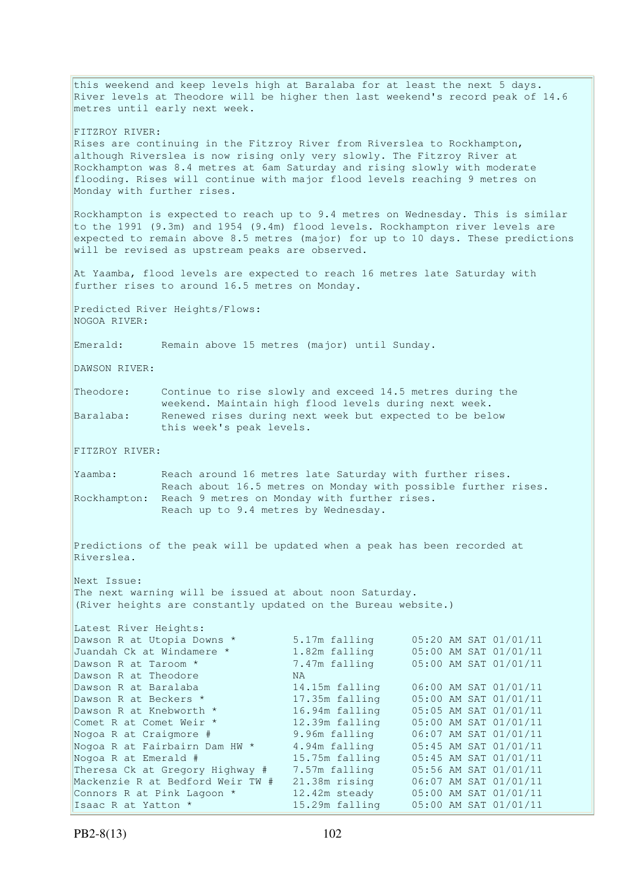this weekend and keep levels high at Baralaba for at least the next 5 days. River levels at Theodore will be higher then last weekend's record peak of 14.6 metres until early next week.

FITZROY RIVER:
Rises are continuing in the Fitzroy River from Riverslea to Rockhampton, although Riverslea is now rising only very slowly. The Fitzroy River at Rockhampton was 8.4 metres at 6am Saturday and rising slowly with moderate flooding. Rises will continue with major flood levels reaching 9 metres on Monday with further rises.

Rockhampton is expected to reach up to 9.4 metres on Wednesday. This is similar to the 1991 (9.3m) and 1954 (9.4m) flood levels. Rockhampton river levels are expected to remain above 8.5 metres (major) for up to 10 days. These predictions will be revised as upstream peaks are observed.

At Yaamba, flood levels are expected to reach 16 metres late Saturday with further rises to around 16.5 metres on Monday.

Predicted River Heights/Flows:
NOGOA RIVER:

Emerald: Remain above 15 metres (major) until Sunday.

DAWSON RIVER:

Theodore: Continue to rise slowly and exceed 14.5 metres during the weekend. Maintain high flood levels during next week.
Baralaba: Renewed rises during next week but expected to be below this week's peak levels.

FITZROY RIVER:

Yaamba: Reach around 16 metres late Saturday with further rises. Reach about 16.5 metres on Monday with possible further rises.
Rockhampton: Reach 9 metres on Monday with further rises. Reach up to 9.4 metres by Wednesday.

Predictions of the peak will be updated when a peak has been recorded at Riverslea.

Next Issue:
The next warning will be issued at about noon Saturday.
(River heights are constantly updated on the Bureau website.)

Latest River Heights:

| Location | Height | Time |
|---|---|---|
| Dawson R at Utopia Downs * | 5.17m falling | 05:20 AM SAT 01/01/11 |
| Juandah Ck at Windamere * | 1.82m falling | 05:00 AM SAT 01/01/11 |
| Dawson R at Taroom * | 7.47m falling | 05:00 AM SAT 01/01/11 |
| Dawson R at Theodore | NA | |
| Dawson R at Baralaba | 14.15m falling | 06:00 AM SAT 01/01/11 |
| Dawson R at Beckers * | 17.35m falling | 05:00 AM SAT 01/01/11 |
| Dawson R at Knebworth * | 16.94m falling | 05:05 AM SAT 01/01/11 |
| Comet R at Comet Weir * | 12.39m falling | 05:00 AM SAT 01/01/11 |
| Nogoa R at Craigmore # | 9.96m falling | 06:07 AM SAT 01/01/11 |
| Nogoa R at Fairbairn Dam HW * | 4.94m falling | 05:45 AM SAT 01/01/11 |
| Nogoa R at Emerald # | 15.75m falling | 05:45 AM SAT 01/01/11 |
| Theresa Ck at Gregory Highway # | 7.57m falling | 05:56 AM SAT 01/01/11 |
| Mackenzie R at Bedford Weir TW # | 21.38m rising | 06:07 AM SAT 01/01/11 |
| Connors R at Pink Lagoon * | 12.42m steady | 05:00 AM SAT 01/01/11 |
| Isaac R at Yatton * | 15.29m falling | 05:00 AM SAT 01/01/11 |

PB2-8(13)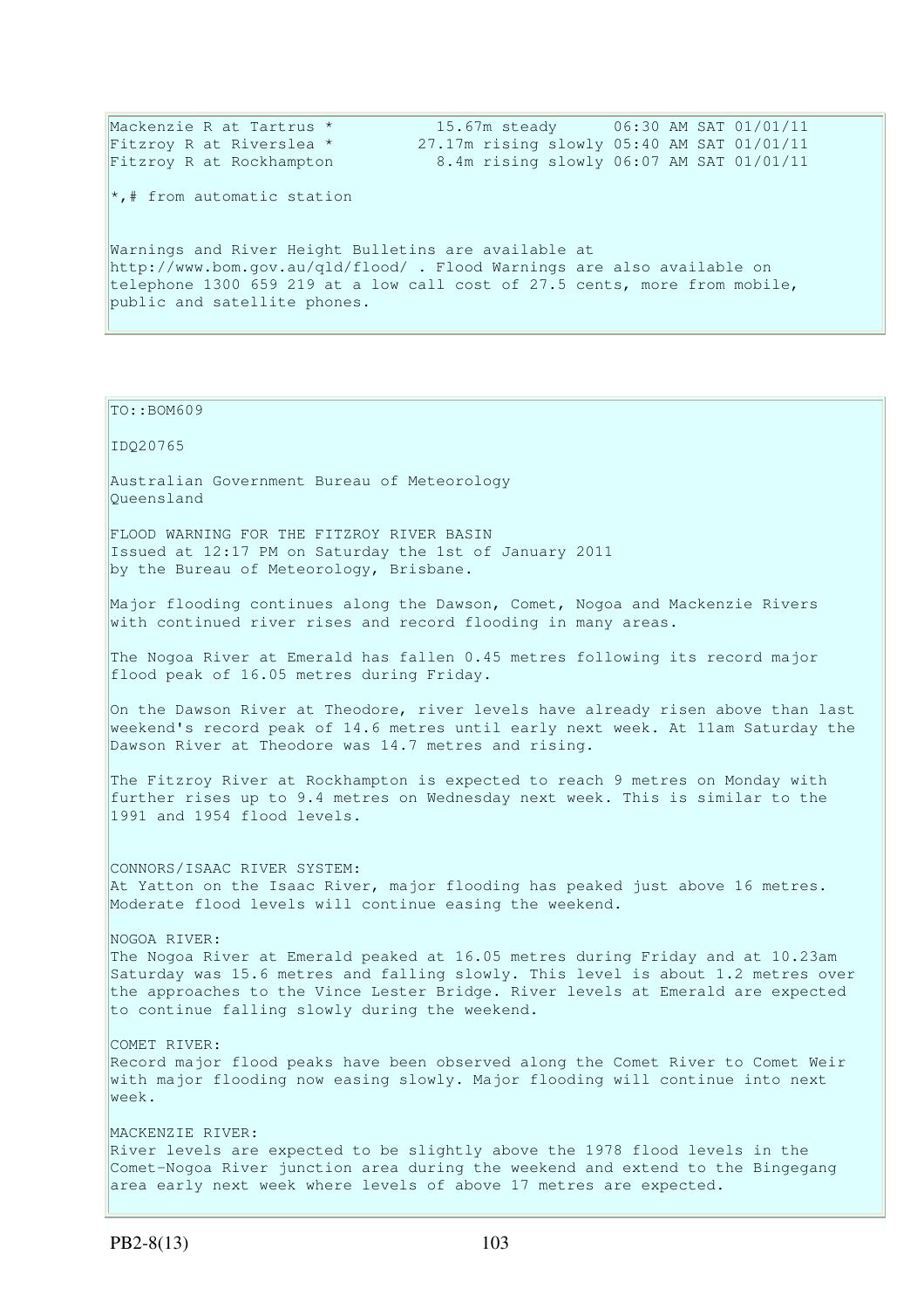```
Mackenzie R at Tartrus *           15.67m steady      06:30 AM SAT 01/01/11
Fitzroy R at Riverslea *         27.17m rising slowly 05:40 AM SAT 01/01/11
Fitzroy R at Rockhampton           8.4m rising slowly 06:07 AM SAT 01/01/11
```

*,# from automatic station

Warnings and River Height Bulletins are available at http://www.bom.gov.au/qld/flood/ . Flood Warnings are also available on telephone 1300 659 219 at a low call cost of 27.5 cents, more from mobile, public and satellite phones.

TO::BOM609

IDQ20765

Australian Government Bureau of Meteorology
Queensland

FLOOD WARNING FOR THE FITZROY RIVER BASIN
Issued at 12:17 PM on Saturday the 1st of January 2011
by the Bureau of Meteorology, Brisbane.

Major flooding continues along the Dawson, Comet, Nogoa and Mackenzie Rivers with continued river rises and record flooding in many areas.

The Nogoa River at Emerald has fallen 0.45 metres following its record major flood peak of 16.05 metres during Friday.

On the Dawson River at Theodore, river levels have already risen above than last weekend's record peak of 14.6 metres until early next week. At 11am Saturday the Dawson River at Theodore was 14.7 metres and rising.

The Fitzroy River at Rockhampton is expected to reach 9 metres on Monday with further rises up to 9.4 metres on Wednesday next week. This is similar to the 1991 and 1954 flood levels.

CONNORS/ISAAC RIVER SYSTEM:
At Yatton on the Isaac River, major flooding has peaked just above 16 metres. Moderate flood levels will continue easing the weekend.

NOGOA RIVER:
The Nogoa River at Emerald peaked at 16.05 metres during Friday and at 10.23am Saturday was 15.6 metres and falling slowly. This level is about 1.2 metres over the approaches to the Vince Lester Bridge. River levels at Emerald are expected to continue falling slowly during the weekend.

COMET RIVER:
Record major flood peaks have been observed along the Comet River to Comet Weir with major flooding now easing slowly. Major flooding will continue into next week.

MACKENZIE RIVER:
River levels are expected to be slightly above the 1978 flood levels in the Comet-Nogoa River junction area during the weekend and extend to the Bingegang area early next week where levels of above 17 metres are expected.

PB2-8(13)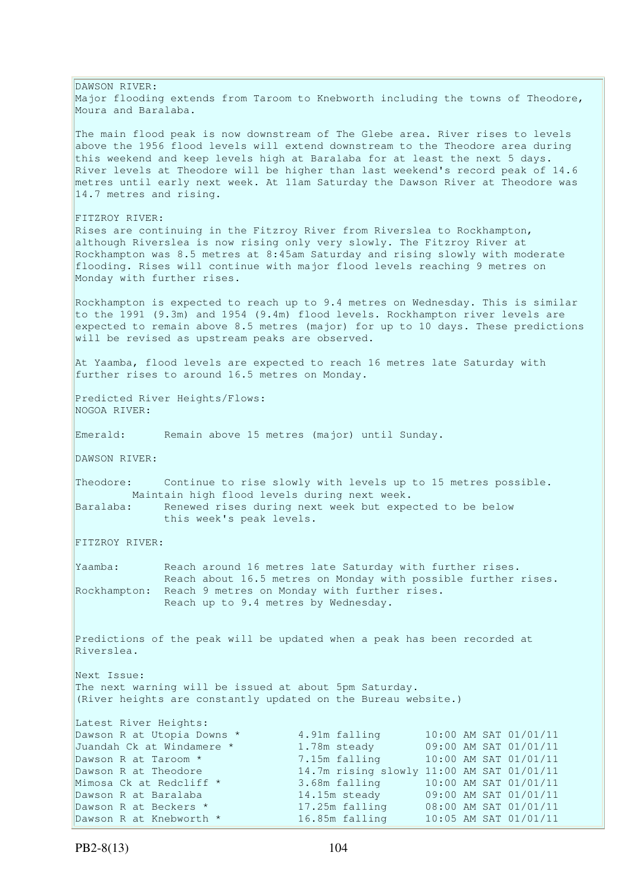DAWSON RIVER:
Major flooding extends from Taroom to Knebworth including the towns of Theodore, Moura and Baralaba.

The main flood peak is now downstream of The Glebe area. River rises to levels above the 1956 flood levels will extend downstream to the Theodore area during this weekend and keep levels high at Baralaba for at least the next 5 days. River levels at Theodore will be higher than last weekend's record peak of 14.6 metres until early next week. At 11am Saturday the Dawson River at Theodore was 14.7 metres and rising.

FITZROY RIVER:
Rises are continuing in the Fitzroy River from Riverslea to Rockhampton, although Riverslea is now rising only very slowly. The Fitzroy River at Rockhampton was 8.5 metres at 8:45am Saturday and rising slowly with moderate flooding. Rises will continue with major flood levels reaching 9 metres on Monday with further rises.

Rockhampton is expected to reach up to 9.4 metres on Wednesday. This is similar to the 1991 (9.3m) and 1954 (9.4m) flood levels. Rockhampton river levels are expected to remain above 8.5 metres (major) for up to 10 days. These predictions will be revised as upstream peaks are observed.

At Yaamba, flood levels are expected to reach 16 metres late Saturday with further rises to around 16.5 metres on Monday.

Predicted River Heights/Flows:
NOGOA RIVER:

Emerald: Remain above 15 metres (major) until Sunday.

DAWSON RIVER:

Theodore: Continue to rise slowly with levels up to 15 metres possible. Maintain high flood levels during next week.
Baralaba: Renewed rises during next week but expected to be below this week's peak levels.

FITZROY RIVER:

Yaamba: Reach around 16 metres late Saturday with further rises. Reach about 16.5 metres on Monday with possible further rises.
Rockhampton: Reach 9 metres on Monday with further rises. Reach up to 9.4 metres by Wednesday.

Predictions of the peak will be updated when a peak has been recorded at Riverslea.

Next Issue:
The next warning will be issued at about 5pm Saturday.
(River heights are constantly updated on the Bureau website.)

Latest River Heights:

| | | |
|---|---|---|
| Dawson R at Utopia Downs * | 4.91m falling | 10:00 AM SAT 01/01/11 |
| Juandah Ck at Windamere * | 1.78m steady | 09:00 AM SAT 01/01/11 |
| Dawson R at Taroom * | 7.15m falling | 10:00 AM SAT 01/01/11 |
| Dawson R at Theodore | 14.7m rising slowly | 11:00 AM SAT 01/01/11 |
| Mimosa Ck at Redcliff * | 3.68m falling | 10:00 AM SAT 01/01/11 |
| Dawson R at Baralaba | 14.15m steady | 09:00 AM SAT 01/01/11 |
| Dawson R at Beckers * | 17.25m falling | 08:00 AM SAT 01/01/11 |
| Dawson R at Knebworth * | 16.85m falling | 10:05 AM SAT 01/01/11 |

PB2-8(13)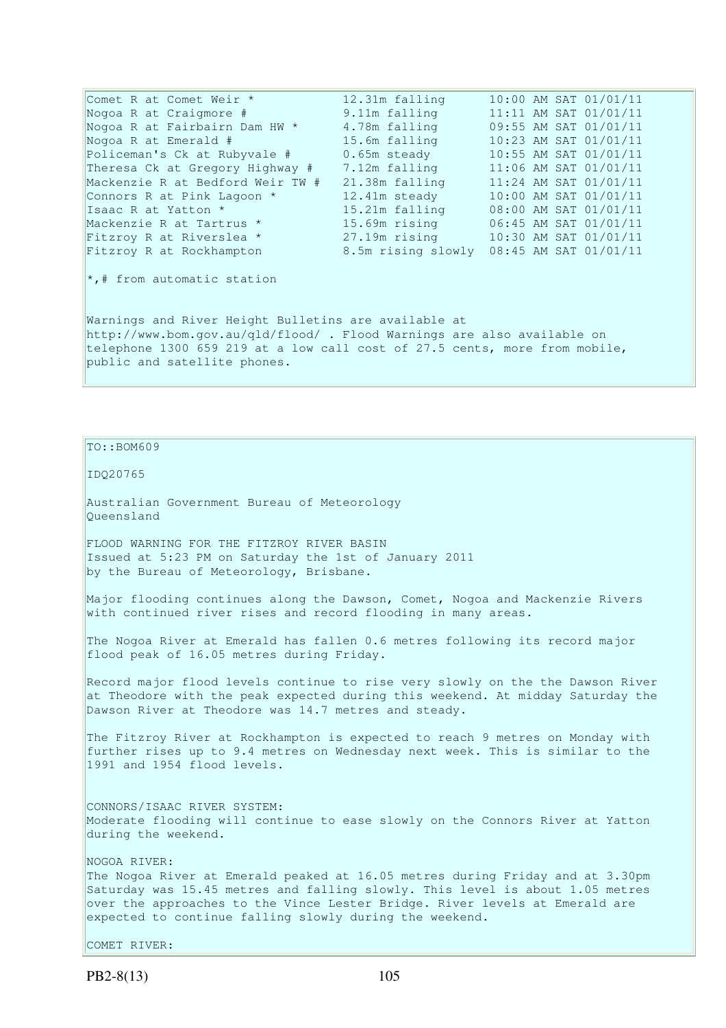| | | |
|---|---|---|
| Comet R at Comet Weir * | 12.31m falling | 10:00 AM SAT 01/01/11 |
| Nogoa R at Craigmore # | 9.11m falling | 11:11 AM SAT 01/01/11 |
| Nogoa R at Fairbairn Dam HW * | 4.78m falling | 09:55 AM SAT 01/01/11 |
| Nogoa R at Emerald # | 15.6m falling | 10:23 AM SAT 01/01/11 |
| Policeman's Ck at Rubyvale # | 0.65m steady | 10:55 AM SAT 01/01/11 |
| Theresa Ck at Gregory Highway # | 7.12m falling | 11:06 AM SAT 01/01/11 |
| Mackenzie R at Bedford Weir TW # | 21.38m falling | 11:24 AM SAT 01/01/11 |
| Connors R at Pink Lagoon * | 12.41m steady | 10:00 AM SAT 01/01/11 |
| Isaac R at Yatton * | 15.21m falling | 08:00 AM SAT 01/01/11 |
| Mackenzie R at Tartrus * | 15.69m rising | 06:45 AM SAT 01/01/11 |
| Fitzroy R at Riverslea * | 27.19m rising | 10:30 AM SAT 01/01/11 |
| Fitzroy R at Rockhampton | 8.5m rising slowly | 08:45 AM SAT 01/01/11 |

*,# from automatic station

Warnings and River Height Bulletins are available at http://www.bom.gov.au/qld/flood/ . Flood Warnings are also available on telephone 1300 659 219 at a low call cost of 27.5 cents, more from mobile, public and satellite phones.

TO::BOM609

IDQ20765

Australian Government Bureau of Meteorology
Queensland

FLOOD WARNING FOR THE FITZROY RIVER BASIN
Issued at 5:23 PM on Saturday the 1st of January 2011
by the Bureau of Meteorology, Brisbane.

Major flooding continues along the Dawson, Comet, Nogoa and Mackenzie Rivers with continued river rises and record flooding in many areas.

The Nogoa River at Emerald has fallen 0.6 metres following its record major flood peak of 16.05 metres during Friday.

Record major flood levels continue to rise very slowly on the the Dawson River at Theodore with the peak expected during this weekend. At midday Saturday the Dawson River at Theodore was 14.7 metres and steady.

The Fitzroy River at Rockhampton is expected to reach 9 metres on Monday with further rises up to 9.4 metres on Wednesday next week. This is similar to the 1991 and 1954 flood levels.

CONNORS/ISAAC RIVER SYSTEM:
Moderate flooding will continue to ease slowly on the Connors River at Yatton during the weekend.

NOGOA RIVER:
The Nogoa River at Emerald peaked at 16.05 metres during Friday and at 3.30pm Saturday was 15.45 metres and falling slowly. This level is about 1.05 metres over the approaches to the Vince Lester Bridge. River levels at Emerald are expected to continue falling slowly during the weekend.

COMET RIVER: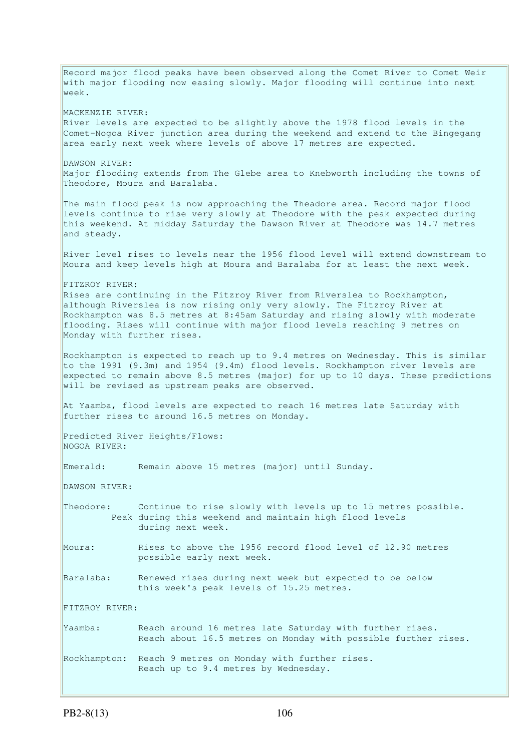Record major flood peaks have been observed along the Comet River to Comet Weir with major flooding now easing slowly. Major flooding will continue into next week.

MACKENZIE RIVER:
River levels are expected to be slightly above the 1978 flood levels in the Comet-Nogoa River junction area during the weekend and extend to the Bingegang area early next week where levels of above 17 metres are expected.

DAWSON RIVER:
Major flooding extends from The Glebe area to Knebworth including the towns of Theodore, Moura and Baralaba.

The main flood peak is now approaching the Theadore area. Record major flood levels continue to rise very slowly at Theodore with the peak expected during this weekend. At midday Saturday the Dawson River at Theodore was 14.7 metres and steady.

River level rises to levels near the 1956 flood level will extend downstream to Moura and keep levels high at Moura and Baralaba for at least the next week.

FITZROY RIVER:
Rises are continuing in the Fitzroy River from Riverslea to Rockhampton, although Riverslea is now rising only very slowly. The Fitzroy River at Rockhampton was 8.5 metres at 8:45am Saturday and rising slowly with moderate flooding. Rises will continue with major flood levels reaching 9 metres on Monday with further rises.

Rockhampton is expected to reach up to 9.4 metres on Wednesday. This is similar to the 1991 (9.3m) and 1954 (9.4m) flood levels. Rockhampton river levels are expected to remain above 8.5 metres (major) for up to 10 days. These predictions will be revised as upstream peaks are observed.

At Yaamba, flood levels are expected to reach 16 metres late Saturday with further rises to around 16.5 metres on Monday.

Predicted River Heights/Flows:
NOGOA RIVER:

Emerald: Remain above 15 metres (major) until Sunday.

DAWSON RIVER:

Theodore: Continue to rise slowly with levels up to 15 metres possible. Peak during this weekend and maintain high flood levels during next week.

Moura: Rises to above the 1956 record flood level of 12.90 metres possible early next week.

Baralaba: Renewed rises during next week but expected to be below this week's peak levels of 15.25 metres.

FITZROY RIVER:

Yaamba: Reach around 16 metres late Saturday with further rises. Reach about 16.5 metres on Monday with possible further rises.

Rockhampton: Reach 9 metres on Monday with further rises. Reach up to 9.4 metres by Wednesday.

PB2-8(13)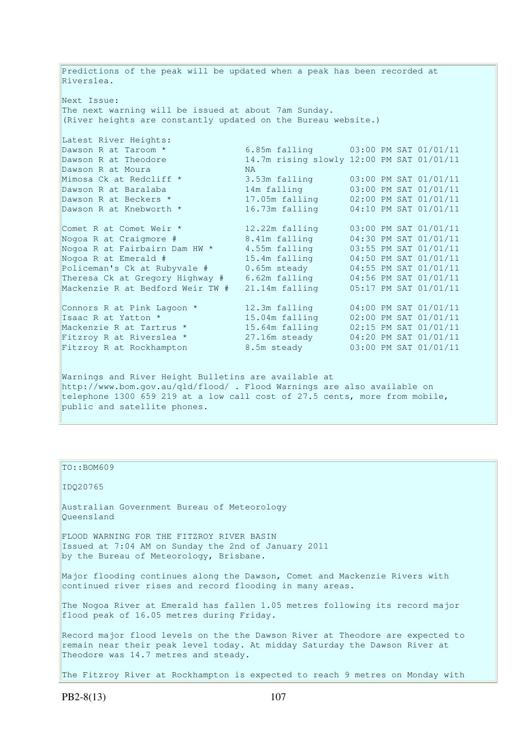Predictions of the peak will be updated when a peak has been recorded at Riverslea.

Next Issue:
The next warning will be issued at about 7am Sunday.
(River heights are constantly updated on the Bureau website.)

Latest River Heights:

| | | |
|---|---|---|
| Dawson R at Taroom * | 6.85m falling | 03:00 PM SAT 01/01/11 |
| Dawson R at Theodore | 14.7m rising slowly | 12:00 PM SAT 01/01/11 |
| Dawson R at Moura | NA | |
| Mimosa Ck at Redcliff * | 3.53m falling | 03:00 PM SAT 01/01/11 |
| Dawson R at Baralaba | 14m falling | 03:00 PM SAT 01/01/11 |
| Dawson R at Beckers * | 17.05m falling | 02:00 PM SAT 01/01/11 |
| Dawson R at Knebworth * | 16.73m falling | 04:10 PM SAT 01/01/11 |
| Comet R at Comet Weir * | 12.22m falling | 03:00 PM SAT 01/01/11 |
| Nogoa R at Craigmore # | 8.41m falling | 04:30 PM SAT 01/01/11 |
| Nogoa R at Fairbairn Dam HW * | 4.55m falling | 03:55 PM SAT 01/01/11 |
| Nogoa R at Emerald # | 15.4m falling | 04:50 PM SAT 01/01/11 |
| Policeman's Ck at Rubyvale # | 0.65m steady | 04:55 PM SAT 01/01/11 |
| Theresa Ck at Gregory Highway # | 6.62m falling | 04:56 PM SAT 01/01/11 |
| Mackenzie R at Bedford Weir TW # | 21.14m falling | 05:17 PM SAT 01/01/11 |
| Connors R at Pink Lagoon * | 12.3m falling | 04:00 PM SAT 01/01/11 |
| Isaac R at Yatton * | 15.04m falling | 02:00 PM SAT 01/01/11 |
| Mackenzie R at Tartrus * | 15.64m falling | 02:15 PM SAT 01/01/11 |
| Fitzroy R at Riverslea * | 27.16m steady | 04:20 PM SAT 01/01/11 |
| Fitzroy R at Rockhampton | 8.5m steady | 03:00 PM SAT 01/01/11 |

Warnings and River Height Bulletins are available at http://www.bom.gov.au/qld/flood/ . Flood Warnings are also available on telephone 1300 659 219 at a low call cost of 27.5 cents, more from mobile, public and satellite phones.

---

TO::BOM609

IDQ20765

Australian Government Bureau of Meteorology
Queensland

FLOOD WARNING FOR THE FITZROY RIVER BASIN
Issued at 7:04 AM on Sunday the 2nd of January 2011
by the Bureau of Meteorology, Brisbane.

Major flooding continues along the Dawson, Comet and Mackenzie Rivers with continued river rises and record flooding in many areas.

The Nogoa River at Emerald has fallen 1.05 metres following its record major flood peak of 16.05 metres during Friday.

Record major flood levels on the the Dawson River at Theodore are expected to remain near their peak level today. At midday Saturday the Dawson River at Theodore was 14.7 metres and steady.

The Fitzroy River at Rockhampton is expected to reach 9 metres on Monday with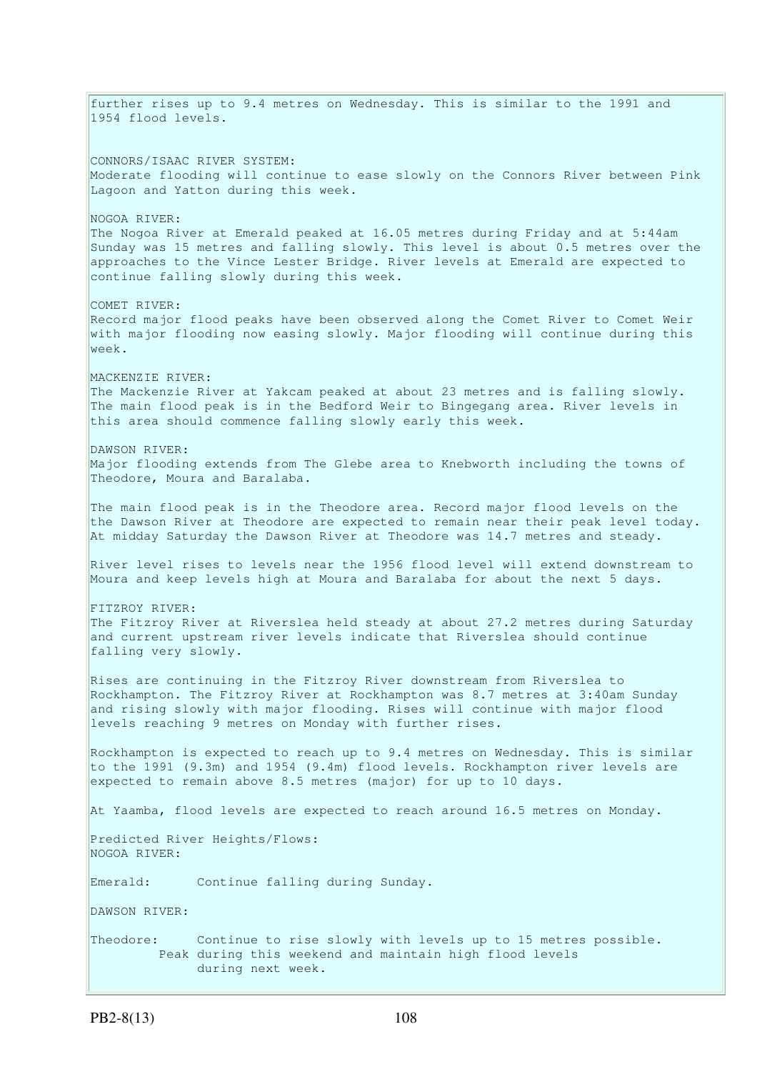further rises up to 9.4 metres on Wednesday. This is similar to the 1991 and 1954 flood levels.

CONNORS/ISAAC RIVER SYSTEM:
Moderate flooding will continue to ease slowly on the Connors River between Pink Lagoon and Yatton during this week.

NOGOA RIVER:
The Nogoa River at Emerald peaked at 16.05 metres during Friday and at 5:44am Sunday was 15 metres and falling slowly. This level is about 0.5 metres over the approaches to the Vince Lester Bridge. River levels at Emerald are expected to continue falling slowly during this week.

COMET RIVER:
Record major flood peaks have been observed along the Comet River to Comet Weir with major flooding now easing slowly. Major flooding will continue during this week.

MACKENZIE RIVER:
The Mackenzie River at Yakcam peaked at about 23 metres and is falling slowly. The main flood peak is in the Bedford Weir to Bingegang area. River levels in this area should commence falling slowly early this week.

DAWSON RIVER:
Major flooding extends from The Glebe area to Knebworth including the towns of Theodore, Moura and Baralaba.

The main flood peak is in the Theodore area. Record major flood levels on the the Dawson River at Theodore are expected to remain near their peak level today. At midday Saturday the Dawson River at Theodore was 14.7 metres and steady.

River level rises to levels near the 1956 flood level will extend downstream to Moura and keep levels high at Moura and Baralaba for about the next 5 days.

FITZROY RIVER:
The Fitzroy River at Riverslea held steady at about 27.2 metres during Saturday and current upstream river levels indicate that Riverslea should continue falling very slowly.

Rises are continuing in the Fitzroy River downstream from Riverslea to Rockhampton. The Fitzroy River at Rockhampton was 8.7 metres at 3:40am Sunday and rising slowly with major flooding. Rises will continue with major flood levels reaching 9 metres on Monday with further rises.

Rockhampton is expected to reach up to 9.4 metres on Wednesday. This is similar to the 1991 (9.3m) and 1954 (9.4m) flood levels. Rockhampton river levels are expected to remain above 8.5 metres (major) for up to 10 days.

At Yaamba, flood levels are expected to reach around 16.5 metres on Monday.

Predicted River Heights/Flows:
NOGOA RIVER:

Emerald: Continue falling during Sunday.

DAWSON RIVER:

Theodore: Continue to rise slowly with levels up to 15 metres possible. Peak during this weekend and maintain high flood levels during next week.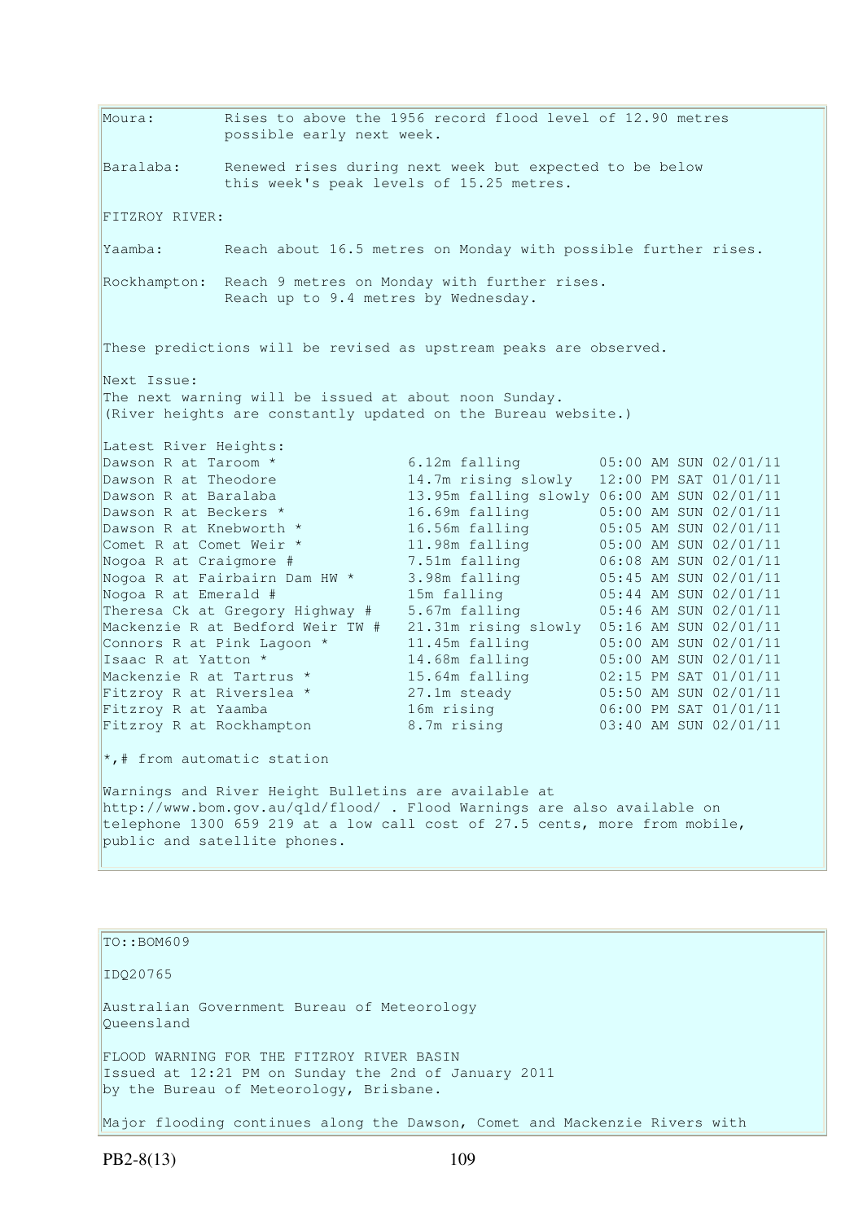Moura: Rises to above the 1956 record flood level of 12.90 metres possible early next week.

Baralaba: Renewed rises during next week but expected to be below this week's peak levels of 15.25 metres.

FITZROY RIVER:

Yaamba: Reach about 16.5 metres on Monday with possible further rises.

Rockhampton: Reach 9 metres on Monday with further rises. Reach up to 9.4 metres by Wednesday.

These predictions will be revised as upstream peaks are observed.

Next Issue:
The next warning will be issued at about noon Sunday.
(River heights are constantly updated on the Bureau website.)

Latest River Heights:

| | | |
|---|---|---|
| Dawson R at Taroom * | 6.12m falling | 05:00 AM SUN 02/01/11 |
| Dawson R at Theodore | 14.7m rising slowly | 12:00 PM SAT 01/01/11 |
| Dawson R at Baralaba | 13.95m falling slowly | 06:00 AM SUN 02/01/11 |
| Dawson R at Beckers * | 16.69m falling | 05:00 AM SUN 02/01/11 |
| Dawson R at Knebworth * | 16.56m falling | 05:05 AM SUN 02/01/11 |
| Comet R at Comet Weir * | 11.98m falling | 05:00 AM SUN 02/01/11 |
| Nogoa R at Craigmore # | 7.51m falling | 06:08 AM SUN 02/01/11 |
| Nogoa R at Fairbairn Dam HW * | 3.98m falling | 05:45 AM SUN 02/01/11 |
| Nogoa R at Emerald # | 15m falling | 05:44 AM SUN 02/01/11 |
| Theresa Ck at Gregory Highway # | 5.67m falling | 05:46 AM SUN 02/01/11 |
| Mackenzie R at Bedford Weir TW # | 21.31m rising slowly | 05:16 AM SUN 02/01/11 |
| Connors R at Pink Lagoon * | 11.45m falling | 05:00 AM SUN 02/01/11 |
| Isaac R at Yatton * | 14.68m falling | 05:00 AM SUN 02/01/11 |
| Mackenzie R at Tartrus * | 15.64m falling | 02:15 PM SAT 01/01/11 |
| Fitzroy R at Riverslea * | 27.1m steady | 05:50 AM SUN 02/01/11 |
| Fitzroy R at Yaamba | 16m rising | 06:00 PM SAT 01/01/11 |
| Fitzroy R at Rockhampton | 8.7m rising | 03:40 AM SUN 02/01/11 |

*,# from automatic station

Warnings and River Height Bulletins are available at http://www.bom.gov.au/qld/flood/ . Flood Warnings are also available on telephone 1300 659 219 at a low call cost of 27.5 cents, more from mobile, public and satellite phones.

---

TO::BOM609

IDQ20765

Australian Government Bureau of Meteorology
Queensland

FLOOD WARNING FOR THE FITZROY RIVER BASIN
Issued at 12:21 PM on Sunday the 2nd of January 2011
by the Bureau of Meteorology, Brisbane.

Major flooding continues along the Dawson, Comet and Mackenzie Rivers with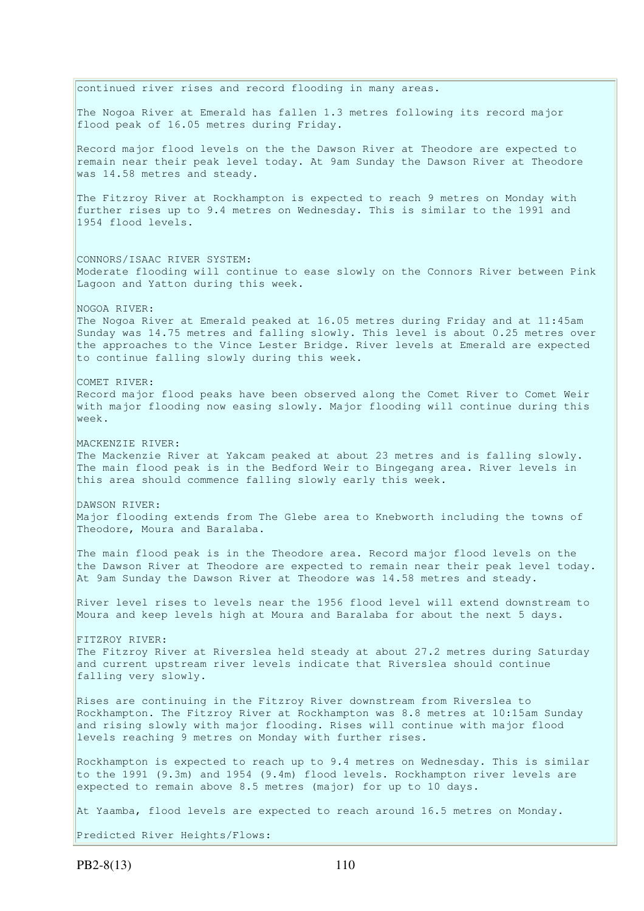continued river rises and record flooding in many areas.

The Nogoa River at Emerald has fallen 1.3 metres following its record major flood peak of 16.05 metres during Friday.

Record major flood levels on the the Dawson River at Theodore are expected to remain near their peak level today. At 9am Sunday the Dawson River at Theodore was 14.58 metres and steady.

The Fitzroy River at Rockhampton is expected to reach 9 metres on Monday with further rises up to 9.4 metres on Wednesday. This is similar to the 1991 and 1954 flood levels.

CONNORS/ISAAC RIVER SYSTEM:
Moderate flooding will continue to ease slowly on the Connors River between Pink Lagoon and Yatton during this week.

NOGOA RIVER:
The Nogoa River at Emerald peaked at 16.05 metres during Friday and at 11:45am Sunday was 14.75 metres and falling slowly. This level is about 0.25 metres over the approaches to the Vince Lester Bridge. River levels at Emerald are expected to continue falling slowly during this week.

COMET RIVER:
Record major flood peaks have been observed along the Comet River to Comet Weir with major flooding now easing slowly. Major flooding will continue during this week.

MACKENZIE RIVER:
The Mackenzie River at Yakcam peaked at about 23 metres and is falling slowly. The main flood peak is in the Bedford Weir to Bingegang area. River levels in this area should commence falling slowly early this week.

DAWSON RIVER:
Major flooding extends from The Glebe area to Knebworth including the towns of Theodore, Moura and Baralaba.

The main flood peak is in the Theodore area. Record major flood levels on the the Dawson River at Theodore are expected to remain near their peak level today. At 9am Sunday the Dawson River at Theodore was 14.58 metres and steady.

River level rises to levels near the 1956 flood level will extend downstream to Moura and keep levels high at Moura and Baralaba for about the next 5 days.

FITZROY RIVER:
The Fitzroy River at Riverslea held steady at about 27.2 metres during Saturday and current upstream river levels indicate that Riverslea should continue falling very slowly.

Rises are continuing in the Fitzroy River downstream from Riverslea to Rockhampton. The Fitzroy River at Rockhampton was 8.8 metres at 10:15am Sunday and rising slowly with major flooding. Rises will continue with major flood levels reaching 9 metres on Monday with further rises.

Rockhampton is expected to reach up to 9.4 metres on Wednesday. This is similar to the 1991 (9.3m) and 1954 (9.4m) flood levels. Rockhampton river levels are expected to remain above 8.5 metres (major) for up to 10 days.

At Yaamba, flood levels are expected to reach around 16.5 metres on Monday.

Predicted River Heights/Flows: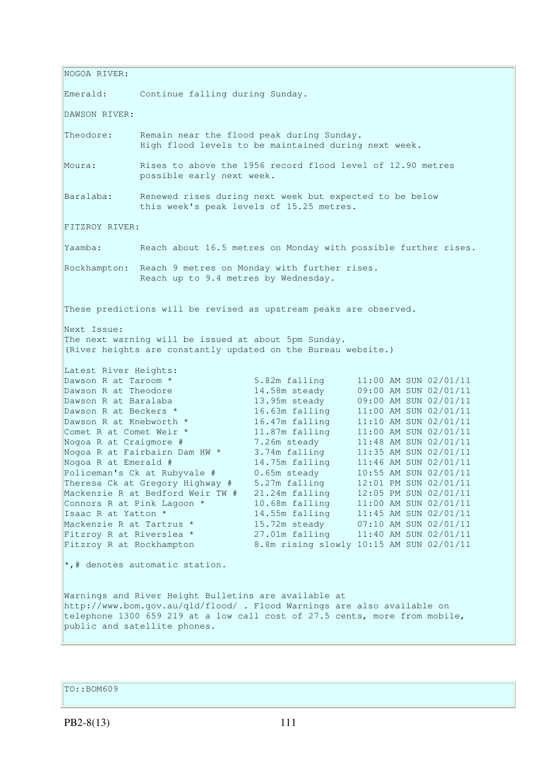NOGOA RIVER:

Emerald: Continue falling during Sunday.

DAWSON RIVER:

Theodore: Remain near the flood peak during Sunday.
High flood levels to be maintained during next week.

Moura: Rises to above the 1956 record flood level of 12.90 metres possible early next week.

Baralaba: Renewed rises during next week but expected to be below this week's peak levels of 15.25 metres.

FITZROY RIVER:

Yaamba: Reach about 16.5 metres on Monday with possible further rises.

Rockhampton: Reach 9 metres on Monday with further rises.
Reach up to 9.4 metres by Wednesday.

These predictions will be revised as upstream peaks are observed.

Next Issue:
The next warning will be issued at about 5pm Sunday.
(River heights are constantly updated on the Bureau website.)

Latest River Heights:

| Station | Height | Time |
|---|---|---|
| Dawson R at Taroom * | 5.82m falling | 11:00 AM SUN 02/01/11 |
| Dawson R at Theodore | 14.58m steady | 09:00 AM SUN 02/01/11 |
| Dawson R at Baralaba | 13.95m steady | 09:00 AM SUN 02/01/11 |
| Dawson R at Beckers * | 16.63m falling | 11:00 AM SUN 02/01/11 |
| Dawson R at Knebworth * | 16.47m falling | 11:10 AM SUN 02/01/11 |
| Comet R at Comet Weir * | 11.87m falling | 11:00 AM SUN 02/01/11 |
| Nogoa R at Craigmore # | 7.26m steady | 11:48 AM SUN 02/01/11 |
| Nogoa R at Fairbairn Dam HW * | 3.74m falling | 11:35 AM SUN 02/01/11 |
| Nogoa R at Emerald # | 14.75m falling | 11:46 AM SUN 02/01/11 |
| Policeman's Ck at Rubyvale # | 0.65m steady | 10:55 AM SUN 02/01/11 |
| Theresa Ck at Gregory Highway # | 5.27m falling | 12:01 PM SUN 02/01/11 |
| Mackenzie R at Bedford Weir TW # | 21.24m falling | 12:05 PM SUN 02/01/11 |
| Connors R at Pink Lagoon * | 10.68m falling | 11:00 AM SUN 02/01/11 |
| Isaac R at Yatton * | 14.55m falling | 11:45 AM SUN 02/01/11 |
| Mackenzie R at Tartrus * | 15.72m steady | 07:10 AM SUN 02/01/11 |
| Fitzroy R at Riverslea * | 27.01m falling | 11:40 AM SUN 02/01/11 |
| Fitzroy R at Rockhampton | 8.8m rising slowly | 10:15 AM SUN 02/01/11 |

*,# denotes automatic station.

Warnings and River Height Bulletins are available at http://www.bom.gov.au/qld/flood/ . Flood Warnings are also available on telephone 1300 659 219 at a low call cost of 27.5 cents, more from mobile, public and satellite phones.

TO::BOM609

PB2-8(13)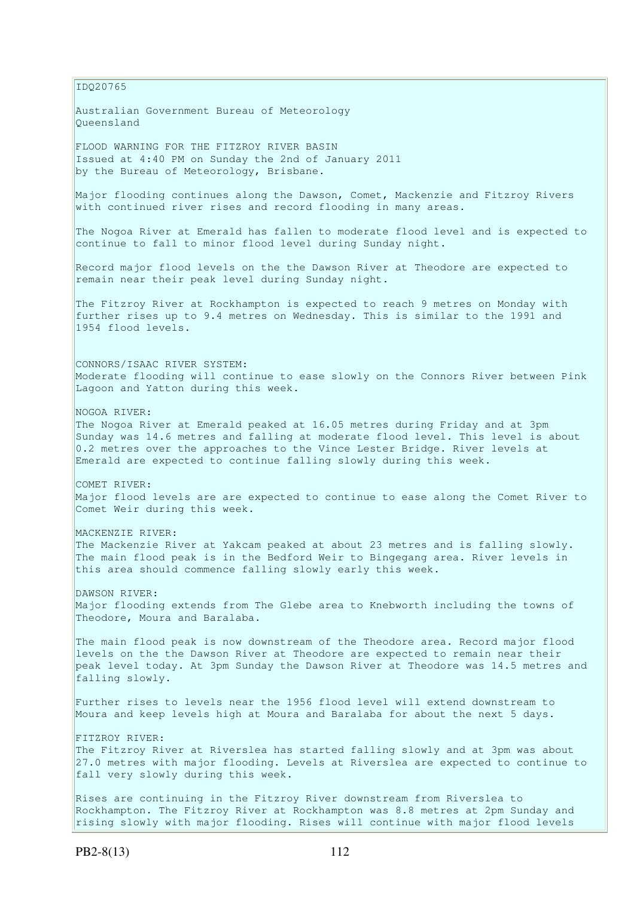IDQ20765

Australian Government Bureau of Meteorology
Queensland

FLOOD WARNING FOR THE FITZROY RIVER BASIN
Issued at 4:40 PM on Sunday the 2nd of January 2011
by the Bureau of Meteorology, Brisbane.

Major flooding continues along the Dawson, Comet, Mackenzie and Fitzroy Rivers with continued river rises and record flooding in many areas.

The Nogoa River at Emerald has fallen to moderate flood level and is expected to continue to fall to minor flood level during Sunday night.

Record major flood levels on the the Dawson River at Theodore are expected to remain near their peak level during Sunday night.

The Fitzroy River at Rockhampton is expected to reach 9 metres on Monday with further rises up to 9.4 metres on Wednesday. This is similar to the 1991 and 1954 flood levels.

CONNORS/ISAAC RIVER SYSTEM:
Moderate flooding will continue to ease slowly on the Connors River between Pink Lagoon and Yatton during this week.

NOGOA RIVER:
The Nogoa River at Emerald peaked at 16.05 metres during Friday and at 3pm Sunday was 14.6 metres and falling at moderate flood level. This level is about 0.2 metres over the approaches to the Vince Lester Bridge. River levels at Emerald are expected to continue falling slowly during this week.

COMET RIVER:
Major flood levels are are expected to continue to ease along the Comet River to Comet Weir during this week.

MACKENZIE RIVER:
The Mackenzie River at Yakcam peaked at about 23 metres and is falling slowly. The main flood peak is in the Bedford Weir to Bingegang area. River levels in this area should commence falling slowly early this week.

DAWSON RIVER:
Major flooding extends from The Glebe area to Knebworth including the towns of Theodore, Moura and Baralaba.

The main flood peak is now downstream of the Theodore area. Record major flood levels on the the Dawson River at Theodore are expected to remain near their peak level today. At 3pm Sunday the Dawson River at Theodore was 14.5 metres and falling slowly.

Further rises to levels near the 1956 flood level will extend downstream to Moura and keep levels high at Moura and Baralaba for about the next 5 days.

FITZROY RIVER:
The Fitzroy River at Riverslea has started falling slowly and at 3pm was about 27.0 metres with major flooding. Levels at Riverslea are expected to continue to fall very slowly during this week.

Rises are continuing in the Fitzroy River downstream from Riverslea to Rockhampton. The Fitzroy River at Rockhampton was 8.8 metres at 2pm Sunday and rising slowly with major flooding. Rises will continue with major flood levels

PB2-8(13)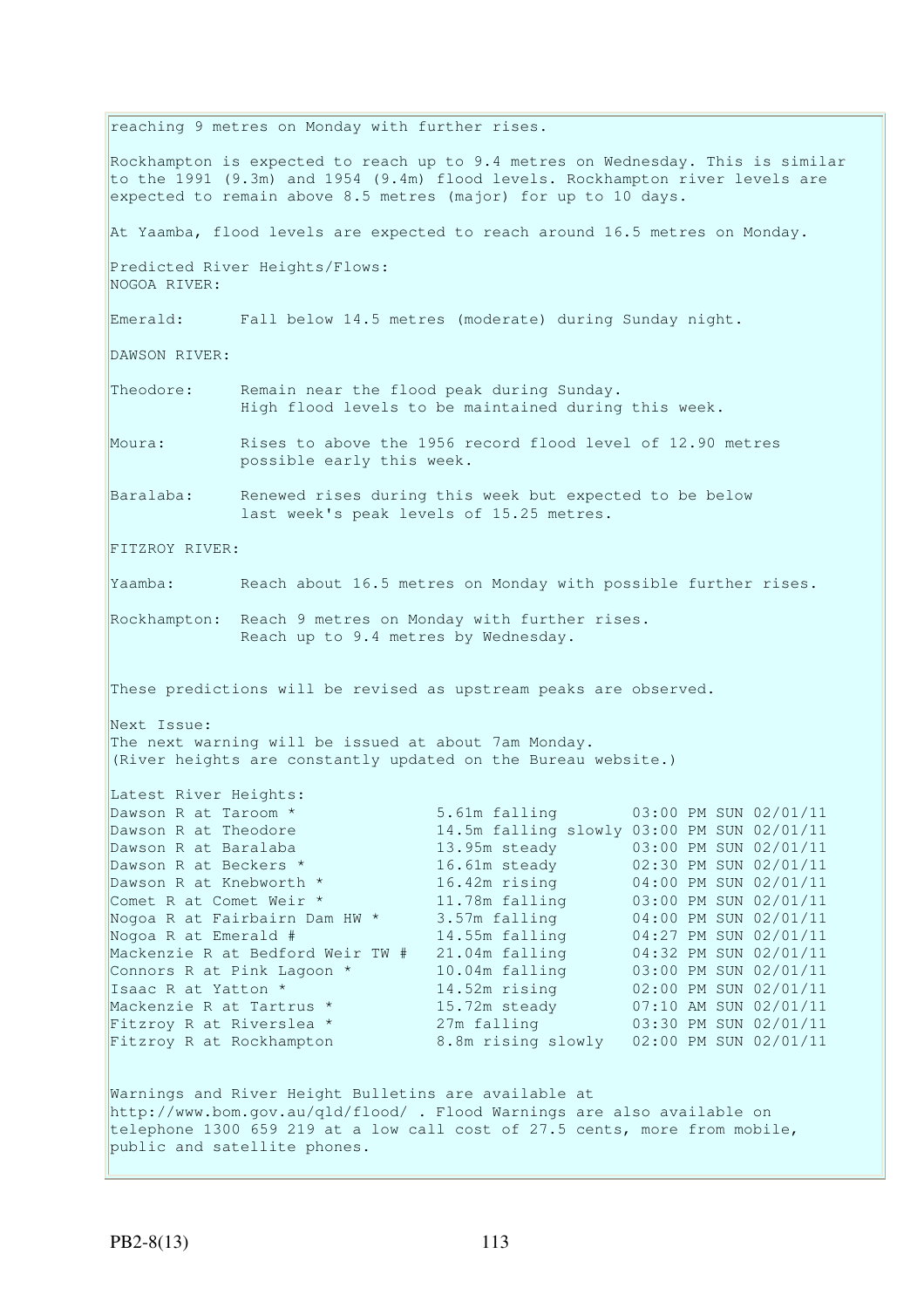reaching 9 metres on Monday with further rises.

Rockhampton is expected to reach up to 9.4 metres on Wednesday. This is similar to the 1991 (9.3m) and 1954 (9.4m) flood levels. Rockhampton river levels are expected to remain above 8.5 metres (major) for up to 10 days.

At Yaamba, flood levels are expected to reach around 16.5 metres on Monday.

Predicted River Heights/Flows:
NOGOA RIVER:

Emerald: Fall below 14.5 metres (moderate) during Sunday night.

DAWSON RIVER:

Theodore: Remain near the flood peak during Sunday.
High flood levels to be maintained during this week.

Moura: Rises to above the 1956 record flood level of 12.90 metres possible early this week.

Baralaba: Renewed rises during this week but expected to be below last week's peak levels of 15.25 metres.

FITZROY RIVER:

Yaamba: Reach about 16.5 metres on Monday with possible further rises.

Rockhampton: Reach 9 metres on Monday with further rises.
Reach up to 9.4 metres by Wednesday.

These predictions will be revised as upstream peaks are observed.

Next Issue:
The next warning will be issued at about 7am Monday.
(River heights are constantly updated on the Bureau website.)

Latest River Heights:

| Location | Height | Time |
|---|---|---|
| Dawson R at Taroom * | 5.61m falling | 03:00 PM SUN 02/01/11 |
| Dawson R at Theodore | 14.5m falling slowly | 03:00 PM SUN 02/01/11 |
| Dawson R at Baralaba | 13.95m steady | 03:00 PM SUN 02/01/11 |
| Dawson R at Beckers * | 16.61m steady | 02:30 PM SUN 02/01/11 |
| Dawson R at Knebworth * | 16.42m rising | 04:00 PM SUN 02/01/11 |
| Comet R at Comet Weir * | 11.78m falling | 03:00 PM SUN 02/01/11 |
| Nogoa R at Fairbairn Dam HW * | 3.57m falling | 04:00 PM SUN 02/01/11 |
| Nogoa R at Emerald # | 14.55m falling | 04:27 PM SUN 02/01/11 |
| Mackenzie R at Bedford Weir TW # | 21.04m falling | 04:32 PM SUN 02/01/11 |
| Connors R at Pink Lagoon * | 10.04m falling | 03:00 PM SUN 02/01/11 |
| Isaac R at Yatton * | 14.52m rising | 02:00 PM SUN 02/01/11 |
| Mackenzie R at Tartrus * | 15.72m steady | 07:10 AM SUN 02/01/11 |
| Fitzroy R at Riverslea * | 27m falling | 03:30 PM SUN 02/01/11 |
| Fitzroy R at Rockhampton | 8.8m rising slowly | 02:00 PM SUN 02/01/11 |

Warnings and River Height Bulletins are available at http://www.bom.gov.au/qld/flood/ . Flood Warnings are also available on telephone 1300 659 219 at a low call cost of 27.5 cents, more from mobile, public and satellite phones.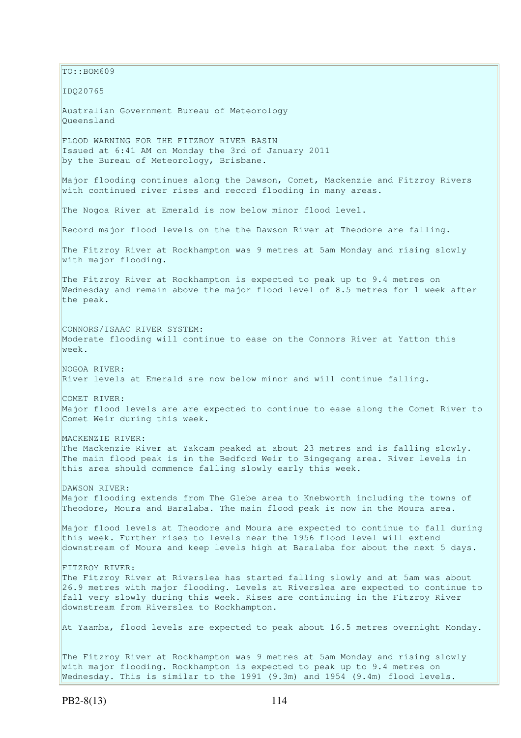TO::BOM609

IDQ20765

Australian Government Bureau of Meteorology
Queensland

FLOOD WARNING FOR THE FITZROY RIVER BASIN
Issued at 6:41 AM on Monday the 3rd of January 2011
by the Bureau of Meteorology, Brisbane.

Major flooding continues along the Dawson, Comet, Mackenzie and Fitzroy Rivers with continued river rises and record flooding in many areas.

The Nogoa River at Emerald is now below minor flood level.

Record major flood levels on the the Dawson River at Theodore are falling.

The Fitzroy River at Rockhampton was 9 metres at 5am Monday and rising slowly with major flooding.

The Fitzroy River at Rockhampton is expected to peak up to 9.4 metres on Wednesday and remain above the major flood level of 8.5 metres for 1 week after the peak.

CONNORS/ISAAC RIVER SYSTEM:
Moderate flooding will continue to ease on the Connors River at Yatton this week.

NOGOA RIVER:
River levels at Emerald are now below minor and will continue falling.

COMET RIVER:
Major flood levels are are expected to continue to ease along the Comet River to Comet Weir during this week.

MACKENZIE RIVER:
The Mackenzie River at Yakcam peaked at about 23 metres and is falling slowly. The main flood peak is in the Bedford Weir to Bingegang area. River levels in this area should commence falling slowly early this week.

DAWSON RIVER:
Major flooding extends from The Glebe area to Knebworth including the towns of Theodore, Moura and Baralaba. The main flood peak is now in the Moura area.

Major flood levels at Theodore and Moura are expected to continue to fall during this week. Further rises to levels near the 1956 flood level will extend downstream of Moura and keep levels high at Baralaba for about the next 5 days.

FITZROY RIVER:
The Fitzroy River at Riverslea has started falling slowly and at 5am was about 26.9 metres with major flooding. Levels at Riverslea are expected to continue to fall very slowly during this week. Rises are continuing in the Fitzroy River downstream from Riverslea to Rockhampton.

At Yaamba, flood levels are expected to peak about 16.5 metres overnight Monday.

The Fitzroy River at Rockhampton was 9 metres at 5am Monday and rising slowly with major flooding. Rockhampton is expected to peak up to 9.4 metres on Wednesday. This is similar to the 1991 (9.3m) and 1954 (9.4m) flood levels.

PB2-8(13)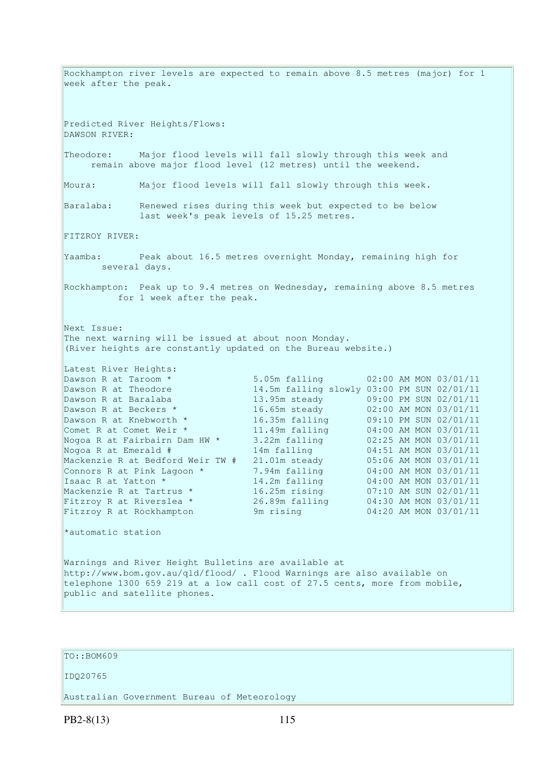Rockhampton river levels are expected to remain above 8.5 metres (major) for 1 week after the peak.

Predicted River Heights/Flows:
DAWSON RIVER:

Theodore: Major flood levels will fall slowly through this week and remain above major flood level (12 metres) until the weekend.

Moura: Major flood levels will fall slowly through this week.

Baralaba: Renewed rises during this week but expected to be below last week's peak levels of 15.25 metres.

FITZROY RIVER:

Yaamba: Peak about 16.5 metres overnight Monday, remaining high for several days.

Rockhampton: Peak up to 9.4 metres on Wednesday, remaining above 8.5 metres for 1 week after the peak.

Next Issue:
The next warning will be issued at about noon Monday.
(River heights are constantly updated on the Bureau website.)

Latest River Heights:

| | | |
|---|---|---|
| Dawson R at Taroom * | 5.05m falling | 02:00 AM MON 03/01/11 |
| Dawson R at Theodore | 14.5m falling slowly | 03:00 PM SUN 02/01/11 |
| Dawson R at Baralaba | 13.95m steady | 09:00 PM SUN 02/01/11 |
| Dawson R at Beckers * | 16.65m steady | 02:00 AM MON 03/01/11 |
| Dawson R at Knebworth * | 16.35m falling | 09:10 PM SUN 02/01/11 |
| Comet R at Comet Weir * | 11.49m falling | 04:00 AM MON 03/01/11 |
| Nogoa R at Fairbairn Dam HW * | 3.22m falling | 02:25 AM MON 03/01/11 |
| Nogoa R at Emerald # | 14m falling | 04:51 AM MON 03/01/11 |
| Mackenzie R at Bedford Weir TW # | 21.01m steady | 05:06 AM MON 03/01/11 |
| Connors R at Pink Lagoon * | 7.94m falling | 04:00 AM MON 03/01/11 |
| Isaac R at Yatton * | 14.2m falling | 04:00 AM MON 03/01/11 |
| Mackenzie R at Tartrus * | 16.25m rising | 07:10 AM SUN 02/01/11 |
| Fitzroy R at Riverslea * | 26.89m falling | 04:30 AM MON 03/01/11 |
| Fitzroy R at Rockhampton | 9m rising | 04:20 AM MON 03/01/11 |

*automatic station

Warnings and River Height Bulletins are available at http://www.bom.gov.au/qld/flood/ . Flood Warnings are also available on telephone 1300 659 219 at a low call cost of 27.5 cents, more from mobile, public and satellite phones.

TO::BOM609

IDQ20765

Australian Government Bureau of Meteorology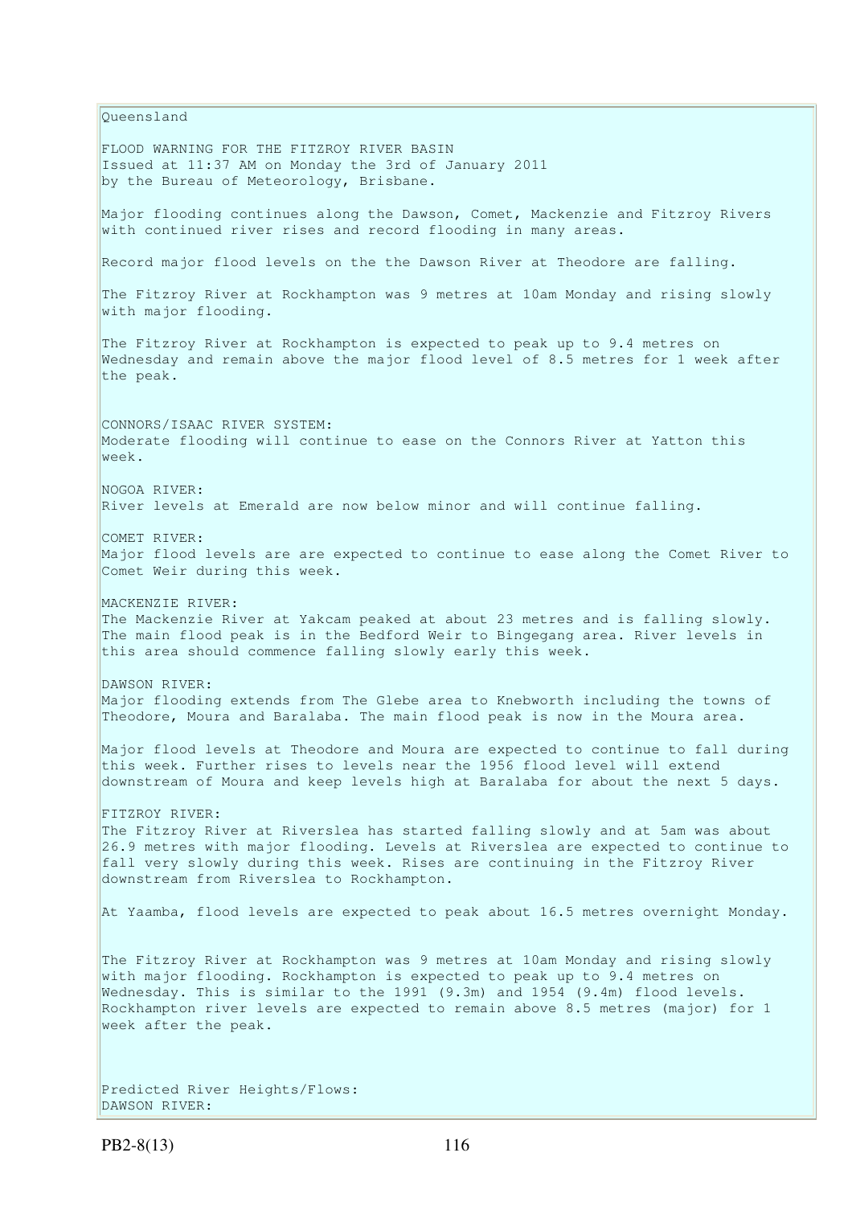Queensland

FLOOD WARNING FOR THE FITZROY RIVER BASIN
Issued at 11:37 AM on Monday the 3rd of January 2011
by the Bureau of Meteorology, Brisbane.

Major flooding continues along the Dawson, Comet, Mackenzie and Fitzroy Rivers with continued river rises and record flooding in many areas.

Record major flood levels on the the Dawson River at Theodore are falling.

The Fitzroy River at Rockhampton was 9 metres at 10am Monday and rising slowly with major flooding.

The Fitzroy River at Rockhampton is expected to peak up to 9.4 metres on Wednesday and remain above the major flood level of 8.5 metres for 1 week after the peak.

CONNORS/ISAAC RIVER SYSTEM:
Moderate flooding will continue to ease on the Connors River at Yatton this week.

NOGOA RIVER:
River levels at Emerald are now below minor and will continue falling.

COMET RIVER:
Major flood levels are are expected to continue to ease along the Comet River to Comet Weir during this week.

MACKENZIE RIVER:
The Mackenzie River at Yakcam peaked at about 23 metres and is falling slowly. The main flood peak is in the Bedford Weir to Bingegang area. River levels in this area should commence falling slowly early this week.

DAWSON RIVER:
Major flooding extends from The Glebe area to Knebworth including the towns of Theodore, Moura and Baralaba. The main flood peak is now in the Moura area.

Major flood levels at Theodore and Moura are expected to continue to fall during this week. Further rises to levels near the 1956 flood level will extend downstream of Moura and keep levels high at Baralaba for about the next 5 days.

FITZROY RIVER:
The Fitzroy River at Riverslea has started falling slowly and at 5am was about 26.9 metres with major flooding. Levels at Riverslea are expected to continue to fall very slowly during this week. Rises are continuing in the Fitzroy River downstream from Riverslea to Rockhampton.

At Yaamba, flood levels are expected to peak about 16.5 metres overnight Monday.

The Fitzroy River at Rockhampton was 9 metres at 10am Monday and rising slowly with major flooding. Rockhampton is expected to peak up to 9.4 metres on Wednesday. This is similar to the 1991 (9.3m) and 1954 (9.4m) flood levels. Rockhampton river levels are expected to remain above 8.5 metres (major) for 1 week after the peak.

Predicted River Heights/Flows:
DAWSON RIVER:

PB2-8(13)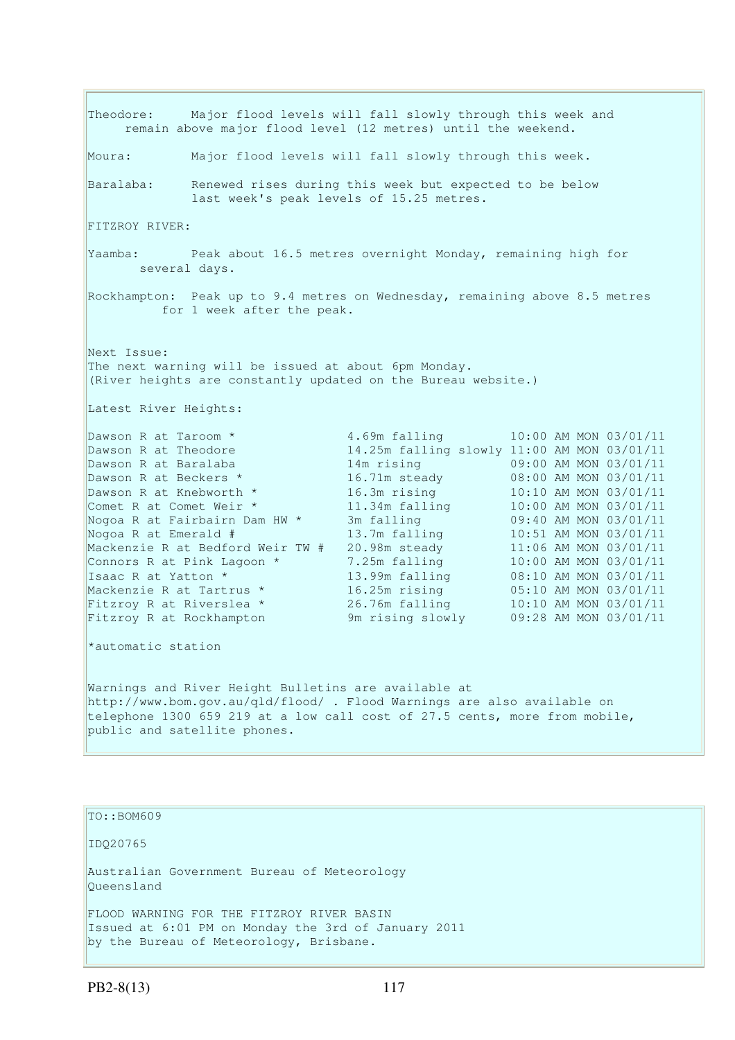Theodore: Major flood levels will fall slowly through this week and remain above major flood level (12 metres) until the weekend.

Moura: Major flood levels will fall slowly through this week.

Baralaba: Renewed rises during this week but expected to be below last week's peak levels of 15.25 metres.

FITZROY RIVER:

Yaamba: Peak about 16.5 metres overnight Monday, remaining high for several days.

Rockhampton: Peak up to 9.4 metres on Wednesday, remaining above 8.5 metres for 1 week after the peak.

Next Issue:
The next warning will be issued at about 6pm Monday.
(River heights are constantly updated on the Bureau website.)

Latest River Heights:

| | | |
|---|---|---|
| Dawson R at Taroom * | 4.69m falling | 10:00 AM MON 03/01/11 |
| Dawson R at Theodore | 14.25m falling slowly | 11:00 AM MON 03/01/11 |
| Dawson R at Baralaba | 14m rising | 09:00 AM MON 03/01/11 |
| Dawson R at Beckers * | 16.71m steady | 08:00 AM MON 03/01/11 |
| Dawson R at Knebworth * | 16.3m rising | 10:10 AM MON 03/01/11 |
| Comet R at Comet Weir * | 11.34m falling | 10:00 AM MON 03/01/11 |
| Nogoa R at Fairbairn Dam HW * | 3m falling | 09:40 AM MON 03/01/11 |
| Nogoa R at Emerald # | 13.7m falling | 10:51 AM MON 03/01/11 |
| Mackenzie R at Bedford Weir TW # | 20.98m steady | 11:06 AM MON 03/01/11 |
| Connors R at Pink Lagoon * | 7.25m falling | 10:00 AM MON 03/01/11 |
| Isaac R at Yatton * | 13.99m falling | 08:10 AM MON 03/01/11 |
| Mackenzie R at Tartrus * | 16.25m rising | 05:10 AM MON 03/01/11 |
| Fitzroy R at Riverslea * | 26.76m falling | 10:10 AM MON 03/01/11 |
| Fitzroy R at Rockhampton | 9m rising slowly | 09:28 AM MON 03/01/11 |

*automatic station

Warnings and River Height Bulletins are available at http://www.bom.gov.au/qld/flood/ . Flood Warnings are also available on telephone 1300 659 219 at a low call cost of 27.5 cents, more from mobile, public and satellite phones.

TO::BOM609

IDQ20765

Australian Government Bureau of Meteorology
Queensland

FLOOD WARNING FOR THE FITZROY RIVER BASIN
Issued at 6:01 PM on Monday the 3rd of January 2011
by the Bureau of Meteorology, Brisbane.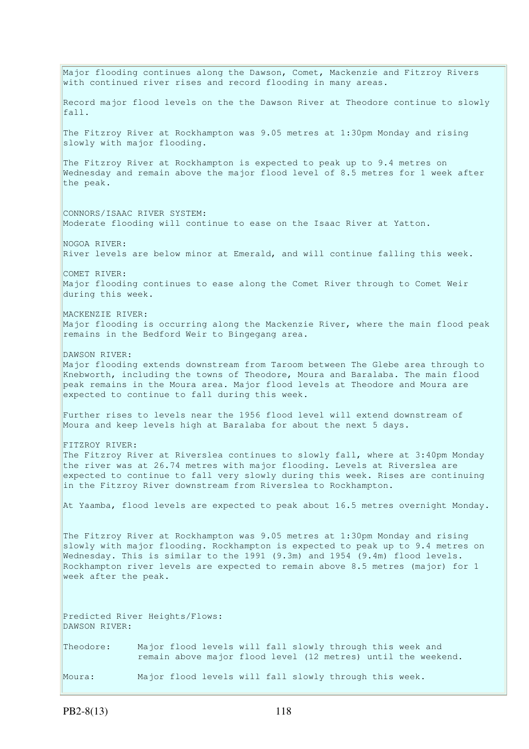Major flooding continues along the Dawson, Comet, Mackenzie and Fitzroy Rivers with continued river rises and record flooding in many areas.

Record major flood levels on the the Dawson River at Theodore continue to slowly fall.

The Fitzroy River at Rockhampton was 9.05 metres at 1:30pm Monday and rising slowly with major flooding.

The Fitzroy River at Rockhampton is expected to peak up to 9.4 metres on Wednesday and remain above the major flood level of 8.5 metres for 1 week after the peak.

CONNORS/ISAAC RIVER SYSTEM:
Moderate flooding will continue to ease on the Isaac River at Yatton.

NOGOA RIVER:
River levels are below minor at Emerald, and will continue falling this week.

COMET RIVER:
Major flooding continues to ease along the Comet River through to Comet Weir during this week.

MACKENZIE RIVER:
Major flooding is occurring along the Mackenzie River, where the main flood peak remains in the Bedford Weir to Bingegang area.

DAWSON RIVER:
Major flooding extends downstream from Taroom between The Glebe area through to Knebworth, including the towns of Theodore, Moura and Baralaba. The main flood peak remains in the Moura area. Major flood levels at Theodore and Moura are expected to continue to fall during this week.

Further rises to levels near the 1956 flood level will extend downstream of Moura and keep levels high at Baralaba for about the next 5 days.

FITZROY RIVER:
The Fitzroy River at Riverslea continues to slowly fall, where at 3:40pm Monday the river was at 26.74 metres with major flooding. Levels at Riverslea are expected to continue to fall very slowly during this week. Rises are continuing in the Fitzroy River downstream from Riverslea to Rockhampton.

At Yaamba, flood levels are expected to peak about 16.5 metres overnight Monday.

The Fitzroy River at Rockhampton was 9.05 metres at 1:30pm Monday and rising slowly with major flooding. Rockhampton is expected to peak up to 9.4 metres on Wednesday. This is similar to the 1991 (9.3m) and 1954 (9.4m) flood levels. Rockhampton river levels are expected to remain above 8.5 metres (major) for 1 week after the peak.

Predicted River Heights/Flows:
DAWSON RIVER:

Theodore: Major flood levels will fall slowly through this week and remain above major flood level (12 metres) until the weekend.

Moura: Major flood levels will fall slowly through this week.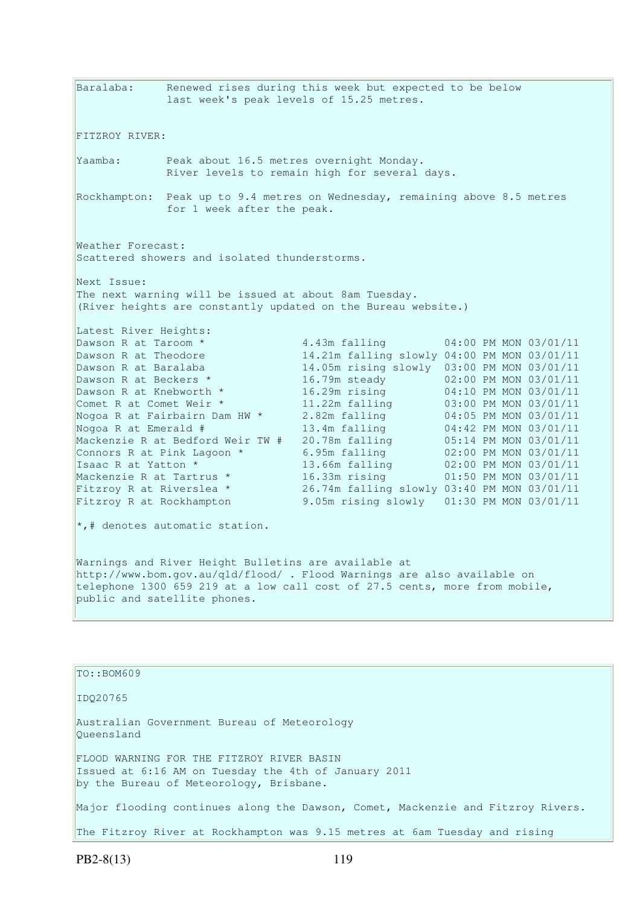Baralaba: Renewed rises during this week but expected to be below last week's peak levels of 15.25 metres.

FITZROY RIVER:

Yaamba: Peak about 16.5 metres overnight Monday. River levels to remain high for several days.

Rockhampton: Peak up to 9.4 metres on Wednesday, remaining above 8.5 metres for 1 week after the peak.

Weather Forecast:
Scattered showers and isolated thunderstorms.

Next Issue:
The next warning will be issued at about 8am Tuesday.
(River heights are constantly updated on the Bureau website.)

Latest River Heights:

| Station | Height | Time |
|---|---|---|
| Dawson R at Taroom * | 4.43m falling | 04:00 PM MON 03/01/11 |
| Dawson R at Theodore | 14.21m falling slowly | 04:00 PM MON 03/01/11 |
| Dawson R at Baralaba | 14.05m rising slowly | 03:00 PM MON 03/01/11 |
| Dawson R at Beckers * | 16.79m steady | 02:00 PM MON 03/01/11 |
| Dawson R at Knebworth * | 16.29m rising | 04:10 PM MON 03/01/11 |
| Comet R at Comet Weir * | 11.22m falling | 03:00 PM MON 03/01/11 |
| Nogoa R at Fairbairn Dam HW * | 2.82m falling | 04:05 PM MON 03/01/11 |
| Nogoa R at Emerald # | 13.4m falling | 04:42 PM MON 03/01/11 |
| Mackenzie R at Bedford Weir TW # | 20.78m falling | 05:14 PM MON 03/01/11 |
| Connors R at Pink Lagoon * | 6.95m falling | 02:00 PM MON 03/01/11 |
| Isaac R at Yatton * | 13.66m falling | 02:00 PM MON 03/01/11 |
| Mackenzie R at Tartrus * | 16.33m rising | 01:50 PM MON 03/01/11 |
| Fitzroy R at Riverslea * | 26.74m falling slowly | 03:40 PM MON 03/01/11 |
| Fitzroy R at Rockhampton | 9.05m rising slowly | 01:30 PM MON 03/01/11 |

*,# denotes automatic station.

Warnings and River Height Bulletins are available at http://www.bom.gov.au/qld/flood/ . Flood Warnings are also available on telephone 1300 659 219 at a low call cost of 27.5 cents, more from mobile, public and satellite phones.

---

TO::BOM609

IDQ20765

Australian Government Bureau of Meteorology
Queensland

FLOOD WARNING FOR THE FITZROY RIVER BASIN
Issued at 6:16 AM on Tuesday the 4th of January 2011
by the Bureau of Meteorology, Brisbane.

Major flooding continues along the Dawson, Comet, Mackenzie and Fitzroy Rivers.

The Fitzroy River at Rockhampton was 9.15 metres at 6am Tuesday and rising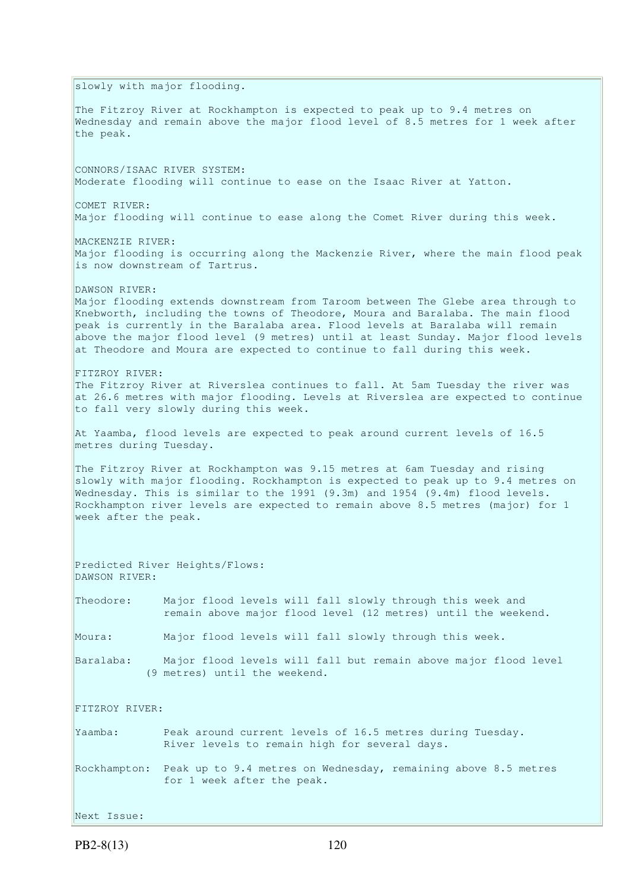slowly with major flooding.

The Fitzroy River at Rockhampton is expected to peak up to 9.4 metres on Wednesday and remain above the major flood level of 8.5 metres for 1 week after the peak.

CONNORS/ISAAC RIVER SYSTEM:
Moderate flooding will continue to ease on the Isaac River at Yatton.

COMET RIVER:
Major flooding will continue to ease along the Comet River during this week.

MACKENZIE RIVER:
Major flooding is occurring along the Mackenzie River, where the main flood peak is now downstream of Tartrus.

DAWSON RIVER:
Major flooding extends downstream from Taroom between The Glebe area through to Knebworth, including the towns of Theodore, Moura and Baralaba. The main flood peak is currently in the Baralaba area. Flood levels at Baralaba will remain above the major flood level (9 metres) until at least Sunday. Major flood levels at Theodore and Moura are expected to continue to fall during this week.

FITZROY RIVER:
The Fitzroy River at Riverslea continues to fall. At 5am Tuesday the river was at 26.6 metres with major flooding. Levels at Riverslea are expected to continue to fall very slowly during this week.

At Yaamba, flood levels are expected to peak around current levels of 16.5 metres during Tuesday.

The Fitzroy River at Rockhampton was 9.15 metres at 6am Tuesday and rising slowly with major flooding. Rockhampton is expected to peak up to 9.4 metres on Wednesday. This is similar to the 1991 (9.3m) and 1954 (9.4m) flood levels. Rockhampton river levels are expected to remain above 8.5 metres (major) for 1 week after the peak.

Predicted River Heights/Flows:
DAWSON RIVER:

Theodore: Major flood levels will fall slowly through this week and remain above major flood level (12 metres) until the weekend.

Moura: Major flood levels will fall slowly through this week.

Baralaba: Major flood levels will fall but remain above major flood level (9 metres) until the weekend.

FITZROY RIVER:

Yaamba: Peak around current levels of 16.5 metres during Tuesday. River levels to remain high for several days.

Rockhampton: Peak up to 9.4 metres on Wednesday, remaining above 8.5 metres for 1 week after the peak.

Next Issue:

PB2-8(13)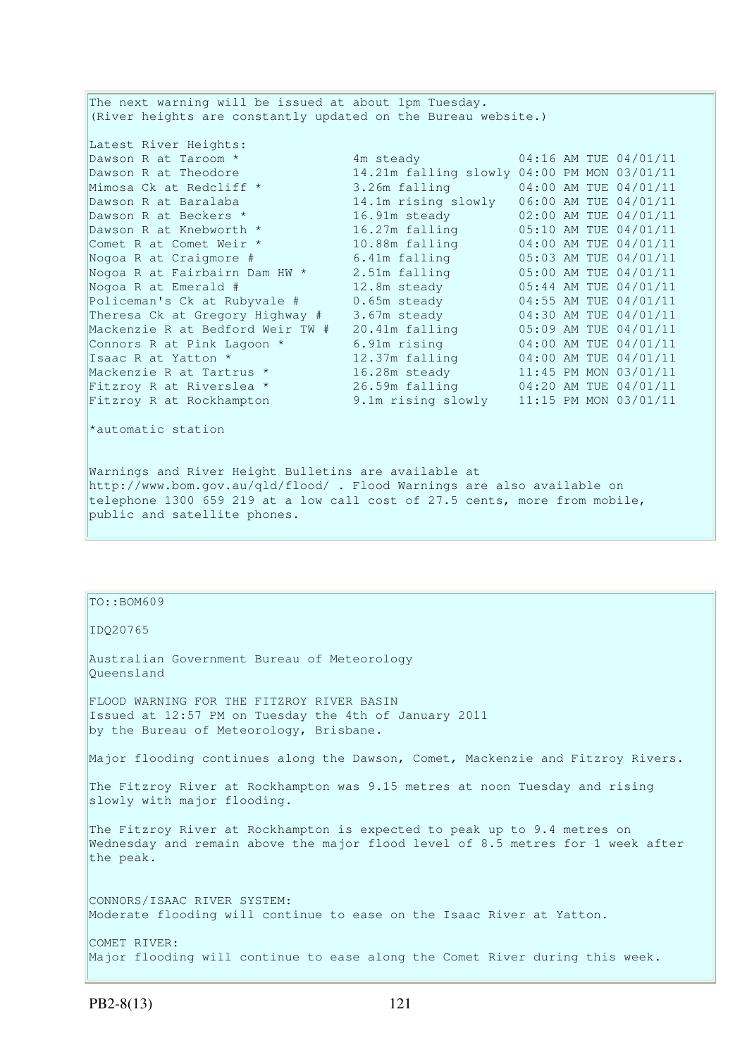The next warning will be issued at about 1pm Tuesday.
(River heights are constantly updated on the Bureau website.)

Latest River Heights:

| Station | Height | Time |
|---|---|---|
| Dawson R at Taroom * | 4m steady | 04:16 AM TUE 04/01/11 |
| Dawson R at Theodore | 14.21m falling slowly | 04:00 PM MON 03/01/11 |
| Mimosa Ck at Redcliff * | 3.26m falling | 04:00 AM TUE 04/01/11 |
| Dawson R at Baralaba | 14.1m rising slowly | 06:00 AM TUE 04/01/11 |
| Dawson R at Beckers * | 16.91m steady | 02:00 AM TUE 04/01/11 |
| Dawson R at Knebworth * | 16.27m falling | 05:10 AM TUE 04/01/11 |
| Comet R at Comet Weir * | 10.88m falling | 04:00 AM TUE 04/01/11 |
| Nogoa R at Craigmore # | 6.41m falling | 05:03 AM TUE 04/01/11 |
| Nogoa R at Fairbairn Dam HW * | 2.51m falling | 05:00 AM TUE 04/01/11 |
| Nogoa R at Emerald # | 12.8m steady | 05:44 AM TUE 04/01/11 |
| Policeman's Ck at Rubyvale # | 0.65m steady | 04:55 AM TUE 04/01/11 |
| Theresa Ck at Gregory Highway # | 3.67m steady | 04:30 AM TUE 04/01/11 |
| Mackenzie R at Bedford Weir TW # | 20.41m falling | 05:09 AM TUE 04/01/11 |
| Connors R at Pink Lagoon * | 6.91m rising | 04:00 AM TUE 04/01/11 |
| Isaac R at Yatton * | 12.37m falling | 04:00 AM TUE 04/01/11 |
| Mackenzie R at Tartrus * | 16.28m steady | 11:45 PM MON 03/01/11 |
| Fitzroy R at Riverslea * | 26.59m falling | 04:20 AM TUE 04/01/11 |
| Fitzroy R at Rockhampton | 9.1m rising slowly | 11:15 PM MON 03/01/11 |

*automatic station

Warnings and River Height Bulletins are available at http://www.bom.gov.au/qld/flood/ . Flood Warnings are also available on telephone 1300 659 219 at a low call cost of 27.5 cents, more from mobile, public and satellite phones.

TO::BOM609

IDQ20765

Australian Government Bureau of Meteorology
Queensland

FLOOD WARNING FOR THE FITZROY RIVER BASIN
Issued at 12:57 PM on Tuesday the 4th of January 2011
by the Bureau of Meteorology, Brisbane.

Major flooding continues along the Dawson, Comet, Mackenzie and Fitzroy Rivers.

The Fitzroy River at Rockhampton was 9.15 metres at noon Tuesday and rising slowly with major flooding.

The Fitzroy River at Rockhampton is expected to peak up to 9.4 metres on Wednesday and remain above the major flood level of 8.5 metres for 1 week after the peak.

CONNORS/ISAAC RIVER SYSTEM:
Moderate flooding will continue to ease on the Isaac River at Yatton.

COMET RIVER:
Major flooding will continue to ease along the Comet River during this week.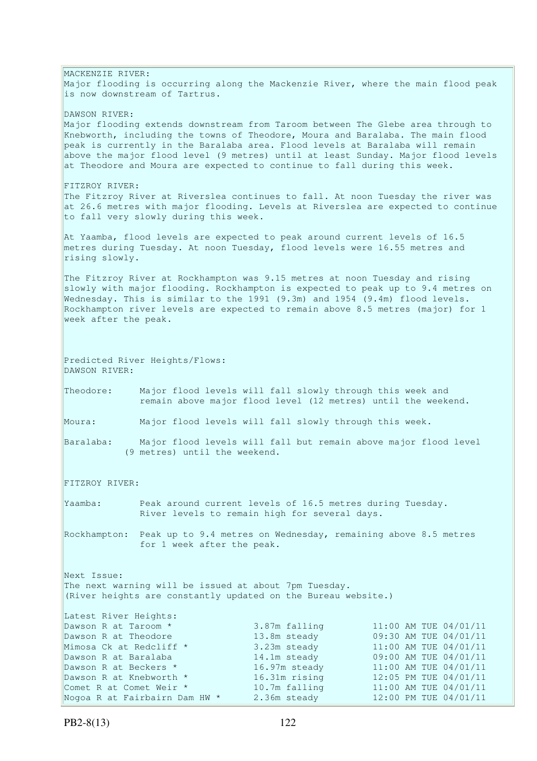MACKENZIE RIVER:
Major flooding is occurring along the Mackenzie River, where the main flood peak is now downstream of Tartrus.

DAWSON RIVER:
Major flooding extends downstream from Taroom between The Glebe area through to Knebworth, including the towns of Theodore, Moura and Baralaba. The main flood peak is currently in the Baralaba area. Flood levels at Baralaba will remain above the major flood level (9 metres) until at least Sunday. Major flood levels at Theodore and Moura are expected to continue to fall during this week.

FITZROY RIVER:
The Fitzroy River at Riverslea continues to fall. At noon Tuesday the river was at 26.6 metres with major flooding. Levels at Riverslea are expected to continue to fall very slowly during this week.

At Yaamba, flood levels are expected to peak around current levels of 16.5 metres during Tuesday. At noon Tuesday, flood levels were 16.55 metres and rising slowly.

The Fitzroy River at Rockhampton was 9.15 metres at noon Tuesday and rising slowly with major flooding. Rockhampton is expected to peak up to 9.4 metres on Wednesday. This is similar to the 1991 (9.3m) and 1954 (9.4m) flood levels. Rockhampton river levels are expected to remain above 8.5 metres (major) for 1 week after the peak.

Predicted River Heights/Flows:
DAWSON RIVER:

Theodore: Major flood levels will fall slowly through this week and remain above major flood level (12 metres) until the weekend.

Moura: Major flood levels will fall slowly through this week.

Baralaba: Major flood levels will fall but remain above major flood level (9 metres) until the weekend.

FITZROY RIVER:

Yaamba: Peak around current levels of 16.5 metres during Tuesday. River levels to remain high for several days.

Rockhampton: Peak up to 9.4 metres on Wednesday, remaining above 8.5 metres for 1 week after the peak.

Next Issue:
The next warning will be issued at about 7pm Tuesday.
(River heights are constantly updated on the Bureau website.)

Latest River Heights:

| | | |
|---|---|---|
| Dawson R at Taroom * | 3.87m falling | 11:00 AM TUE 04/01/11 |
| Dawson R at Theodore | 13.8m steady | 09:30 AM TUE 04/01/11 |
| Mimosa Ck at Redcliff * | 3.23m steady | 11:00 AM TUE 04/01/11 |
| Dawson R at Baralaba | 14.1m steady | 09:00 AM TUE 04/01/11 |
| Dawson R at Beckers * | 16.97m steady | 11:00 AM TUE 04/01/11 |
| Dawson R at Knebworth * | 16.31m rising | 12:05 PM TUE 04/01/11 |
| Comet R at Comet Weir * | 10.7m falling | 11:00 AM TUE 04/01/11 |
| Nogoa R at Fairbairn Dam HW * | 2.36m steady | 12:00 PM TUE 04/01/11 |

PB2-8(13)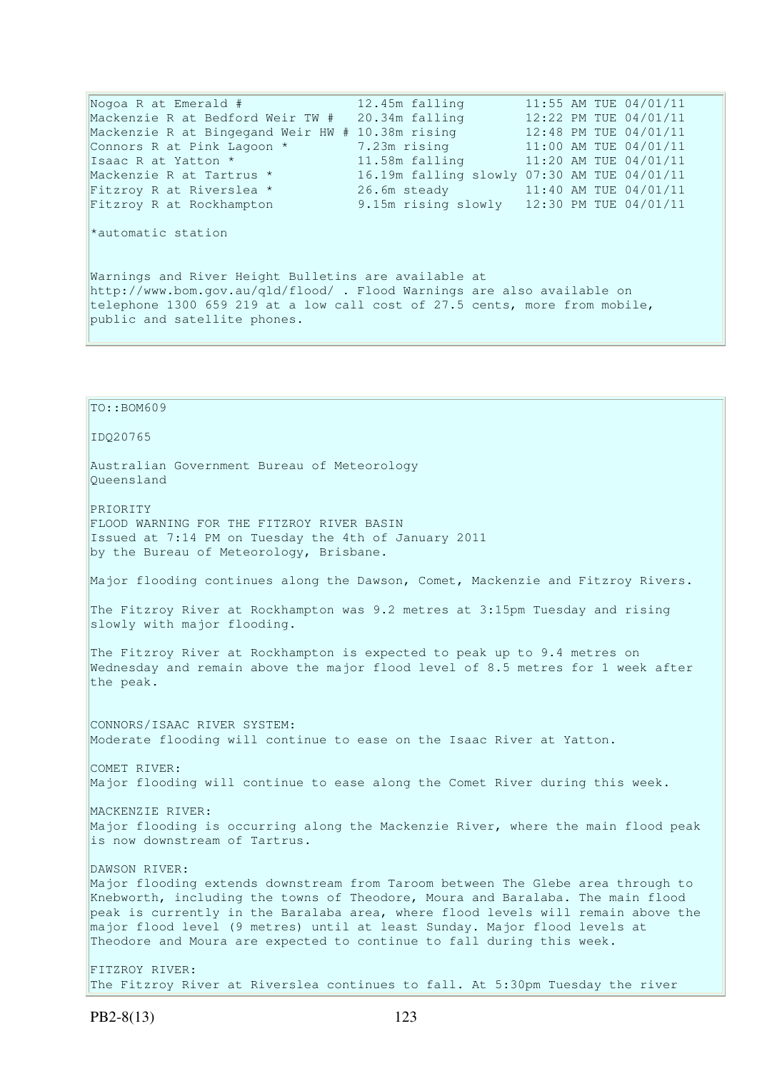| | | |
|---|---|---|
| Nogoa R at Emerald # | 12.45m falling | 11:55 AM TUE 04/01/11 |
| Mackenzie R at Bedford Weir TW # | 20.34m falling | 12:22 PM TUE 04/01/11 |
| Mackenzie R at Bingegand Weir HW # | 10.38m rising | 12:48 PM TUE 04/01/11 |
| Connors R at Pink Lagoon * | 7.23m rising | 11:00 AM TUE 04/01/11 |
| Isaac R at Yatton * | 11.58m falling | 11:20 AM TUE 04/01/11 |
| Mackenzie R at Tartrus * | 16.19m falling slowly | 07:30 AM TUE 04/01/11 |
| Fitzroy R at Riverslea * | 26.6m steady | 11:40 AM TUE 04/01/11 |
| Fitzroy R at Rockhampton | 9.15m rising slowly | 12:30 PM TUE 04/01/11 |

*automatic station

Warnings and River Height Bulletins are available at http://www.bom.gov.au/qld/flood/ . Flood Warnings are also available on telephone 1300 659 219 at a low call cost of 27.5 cents, more from mobile, public and satellite phones.

TO::BOM609

IDQ20765

Australian Government Bureau of Meteorology
Queensland

PRIORITY
FLOOD WARNING FOR THE FITZROY RIVER BASIN
Issued at 7:14 PM on Tuesday the 4th of January 2011
by the Bureau of Meteorology, Brisbane.

Major flooding continues along the Dawson, Comet, Mackenzie and Fitzroy Rivers.

The Fitzroy River at Rockhampton was 9.2 metres at 3:15pm Tuesday and rising slowly with major flooding.

The Fitzroy River at Rockhampton is expected to peak up to 9.4 metres on Wednesday and remain above the major flood level of 8.5 metres for 1 week after the peak.

CONNORS/ISAAC RIVER SYSTEM:
Moderate flooding will continue to ease on the Isaac River at Yatton.

COMET RIVER:
Major flooding will continue to ease along the Comet River during this week.

MACKENZIE RIVER:
Major flooding is occurring along the Mackenzie River, where the main flood peak is now downstream of Tartrus.

DAWSON RIVER:
Major flooding extends downstream from Taroom between The Glebe area through to Knebworth, including the towns of Theodore, Moura and Baralaba. The main flood peak is currently in the Baralaba area, where flood levels will remain above the major flood level (9 metres) until at least Sunday. Major flood levels at Theodore and Moura are expected to continue to fall during this week.

FITZROY RIVER:
The Fitzroy River at Riverslea continues to fall. At 5:30pm Tuesday the river

PB2-8(13)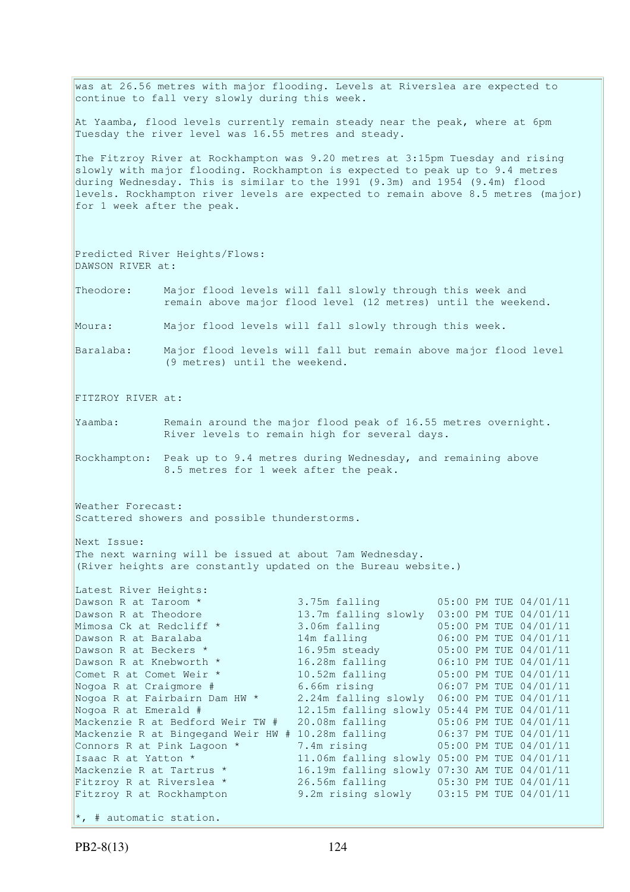was at 26.56 metres with major flooding. Levels at Riverslea are expected to continue to fall very slowly during this week.

At Yaamba, flood levels currently remain steady near the peak, where at 6pm Tuesday the river level was 16.55 metres and steady.

The Fitzroy River at Rockhampton was 9.20 metres at 3:15pm Tuesday and rising slowly with major flooding. Rockhampton is expected to peak up to 9.4 metres during Wednesday. This is similar to the 1991 (9.3m) and 1954 (9.4m) flood levels. Rockhampton river levels are expected to remain above 8.5 metres (major) for 1 week after the peak.

Predicted River Heights/Flows:
DAWSON RIVER at:

Theodore: Major flood levels will fall slowly through this week and remain above major flood level (12 metres) until the weekend.

Moura: Major flood levels will fall slowly through this week.

Baralaba: Major flood levels will fall but remain above major flood level (9 metres) until the weekend.

FITZROY RIVER at:

Yaamba: Remain around the major flood peak of 16.55 metres overnight. River levels to remain high for several days.

Rockhampton: Peak up to 9.4 metres during Wednesday, and remaining above 8.5 metres for 1 week after the peak.

Weather Forecast:
Scattered showers and possible thunderstorms.

Next Issue:
The next warning will be issued at about 7am Wednesday.
(River heights are constantly updated on the Bureau website.)

Latest River Heights:

| Station | Height | Time |
|---|---|---|
| Dawson R at Taroom * | 3.75m falling | 05:00 PM TUE 04/01/11 |
| Dawson R at Theodore | 13.7m falling slowly | 03:00 PM TUE 04/01/11 |
| Mimosa Ck at Redcliff * | 3.06m falling | 05:00 PM TUE 04/01/11 |
| Dawson R at Baralaba | 14m falling | 06:00 PM TUE 04/01/11 |
| Dawson R at Beckers * | 16.95m steady | 05:00 PM TUE 04/01/11 |
| Dawson R at Knebworth * | 16.28m falling | 06:10 PM TUE 04/01/11 |
| Comet R at Comet Weir * | 10.52m falling | 05:00 PM TUE 04/01/11 |
| Nogoa R at Craigmore # | 6.66m rising | 06:07 PM TUE 04/01/11 |
| Nogoa R at Fairbairn Dam HW * | 2.24m falling slowly | 06:00 PM TUE 04/01/11 |
| Nogoa R at Emerald # | 12.15m falling slowly | 05:44 PM TUE 04/01/11 |
| Mackenzie R at Bedford Weir TW # | 20.08m falling | 05:06 PM TUE 04/01/11 |
| Mackenzie R at Bingegand Weir HW # | 10.28m falling | 06:37 PM TUE 04/01/11 |
| Connors R at Pink Lagoon * | 7.4m rising | 05:00 PM TUE 04/01/11 |
| Isaac R at Yatton * | 11.06m falling slowly | 05:00 PM TUE 04/01/11 |
| Mackenzie R at Tartrus * | 16.19m falling slowly | 07:30 AM TUE 04/01/11 |
| Fitzroy R at Riverslea * | 26.56m falling | 05:30 PM TUE 04/01/11 |
| Fitzroy R at Rockhampton | 9.2m rising slowly | 03:15 PM TUE 04/01/11 |

*, # automatic station.

PB2-8(13)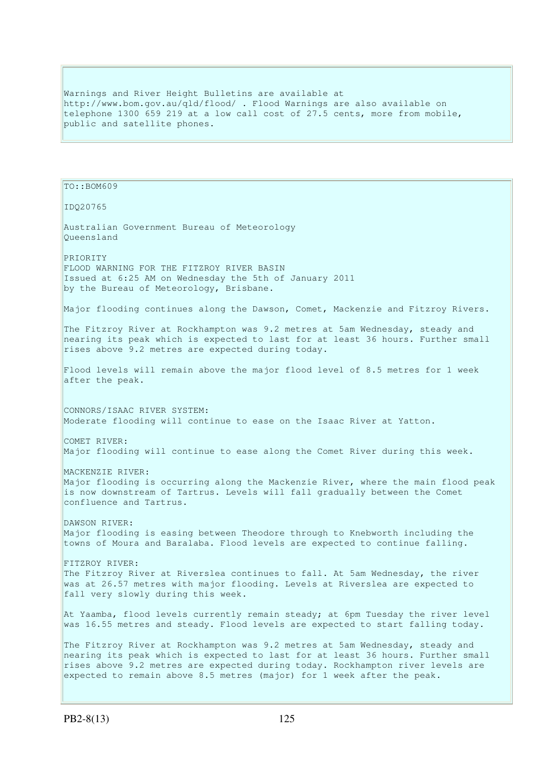Warnings and River Height Bulletins are available at http://www.bom.gov.au/qld/flood/ . Flood Warnings are also available on telephone 1300 659 219 at a low call cost of 27.5 cents, more from mobile, public and satellite phones.

TO::BOM609

IDQ20765

Australian Government Bureau of Meteorology
Queensland

PRIORITY
FLOOD WARNING FOR THE FITZROY RIVER BASIN
Issued at 6:25 AM on Wednesday the 5th of January 2011
by the Bureau of Meteorology, Brisbane.

Major flooding continues along the Dawson, Comet, Mackenzie and Fitzroy Rivers.

The Fitzroy River at Rockhampton was 9.2 metres at 5am Wednesday, steady and nearing its peak which is expected to last for at least 36 hours. Further small rises above 9.2 metres are expected during today.

Flood levels will remain above the major flood level of 8.5 metres for 1 week after the peak.

CONNORS/ISAAC RIVER SYSTEM:
Moderate flooding will continue to ease on the Isaac River at Yatton.

COMET RIVER:
Major flooding will continue to ease along the Comet River during this week.

MACKENZIE RIVER:
Major flooding is occurring along the Mackenzie River, where the main flood peak is now downstream of Tartrus. Levels will fall gradually between the Comet confluence and Tartrus.

DAWSON RIVER:
Major flooding is easing between Theodore through to Knebworth including the towns of Moura and Baralaba. Flood levels are expected to continue falling.

FITZROY RIVER:
The Fitzroy River at Riverslea continues to fall. At 5am Wednesday, the river was at 26.57 metres with major flooding. Levels at Riverslea are expected to fall very slowly during this week.

At Yaamba, flood levels currently remain steady; at 6pm Tuesday the river level was 16.55 metres and steady. Flood levels are expected to start falling today.

The Fitzroy River at Rockhampton was 9.2 metres at 5am Wednesday, steady and nearing its peak which is expected to last for at least 36 hours. Further small rises above 9.2 metres are expected during today. Rockhampton river levels are expected to remain above 8.5 metres (major) for 1 week after the peak.

PB2-8(13)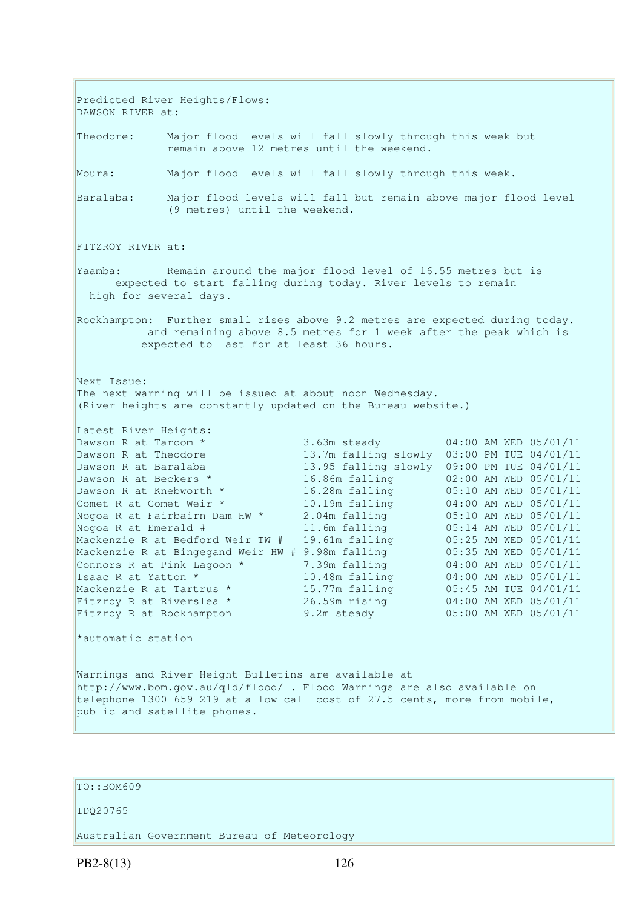Predicted River Heights/Flows:
DAWSON RIVER at:

Theodore: Major flood levels will fall slowly through this week but remain above 12 metres until the weekend.

Moura: Major flood levels will fall slowly through this week.

Baralaba: Major flood levels will fall but remain above major flood level (9 metres) until the weekend.

FITZROY RIVER at:

Yaamba: Remain around the major flood level of 16.55 metres but is expected to start falling during today. River levels to remain high for several days.

Rockhampton: Further small rises above 9.2 metres are expected during today. and remaining above 8.5 metres for 1 week after the peak which is expected to last for at least 36 hours.

Next Issue:
The next warning will be issued at about noon Wednesday.
(River heights are constantly updated on the Bureau website.)

Latest River Heights:

| Station | Height | Time |
|---|---|---|
| Dawson R at Taroom * | 3.63m steady | 04:00 AM WED 05/01/11 |
| Dawson R at Theodore | 13.7m falling slowly | 03:00 PM TUE 04/01/11 |
| Dawson R at Baralaba | 13.95 falling slowly | 09:00 PM TUE 04/01/11 |
| Dawson R at Beckers * | 16.86m falling | 02:00 AM WED 05/01/11 |
| Dawson R at Knebworth * | 16.28m falling | 05:10 AM WED 05/01/11 |
| Comet R at Comet Weir * | 10.19m falling | 04:00 AM WED 05/01/11 |
| Nogoa R at Fairbairn Dam HW * | 2.04m falling | 05:10 AM WED 05/01/11 |
| Nogoa R at Emerald # | 11.6m falling | 05:14 AM WED 05/01/11 |
| Mackenzie R at Bedford Weir TW # | 19.61m falling | 05:25 AM WED 05/01/11 |
| Mackenzie R at Bingegand Weir HW # | 9.98m falling | 05:35 AM WED 05/01/11 |
| Connors R at Pink Lagoon * | 7.39m falling | 04:00 AM WED 05/01/11 |
| Isaac R at Yatton * | 10.48m falling | 04:00 AM WED 05/01/11 |
| Mackenzie R at Tartrus * | 15.77m falling | 05:45 AM TUE 04/01/11 |
| Fitzroy R at Riverslea * | 26.59m rising | 04:00 AM WED 05/01/11 |
| Fitzroy R at Rockhampton | 9.2m steady | 05:00 AM WED 05/01/11 |

*automatic station

Warnings and River Height Bulletins are available at http://www.bom.gov.au/qld/flood/ . Flood Warnings are also available on telephone 1300 659 219 at a low call cost of 27.5 cents, more from mobile, public and satellite phones.

TO::BOM609

IDQ20765

Australian Government Bureau of Meteorology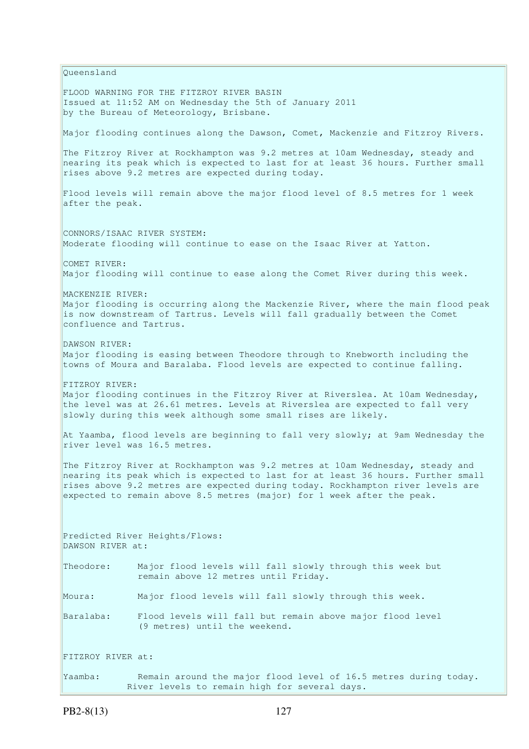Queensland

FLOOD WARNING FOR THE FITZROY RIVER BASIN
Issued at 11:52 AM on Wednesday the 5th of January 2011
by the Bureau of Meteorology, Brisbane.

Major flooding continues along the Dawson, Comet, Mackenzie and Fitzroy Rivers.

The Fitzroy River at Rockhampton was 9.2 metres at 10am Wednesday, steady and nearing its peak which is expected to last for at least 36 hours. Further small rises above 9.2 metres are expected during today.

Flood levels will remain above the major flood level of 8.5 metres for 1 week after the peak.

CONNORS/ISAAC RIVER SYSTEM:
Moderate flooding will continue to ease on the Isaac River at Yatton.

COMET RIVER:
Major flooding will continue to ease along the Comet River during this week.

MACKENZIE RIVER:
Major flooding is occurring along the Mackenzie River, where the main flood peak is now downstream of Tartrus. Levels will fall gradually between the Comet confluence and Tartrus.

DAWSON RIVER:
Major flooding is easing between Theodore through to Knebworth including the towns of Moura and Baralaba. Flood levels are expected to continue falling.

FITZROY RIVER:
Major flooding continues in the Fitzroy River at Riverslea. At 10am Wednesday, the level was at 26.61 metres. Levels at Riverslea are expected to fall very slowly during this week although some small rises are likely.

At Yaamba, flood levels are beginning to fall very slowly; at 9am Wednesday the river level was 16.5 metres.

The Fitzroy River at Rockhampton was 9.2 metres at 10am Wednesday, steady and nearing its peak which is expected to last for at least 36 hours. Further small rises above 9.2 metres are expected during today. Rockhampton river levels are expected to remain above 8.5 metres (major) for 1 week after the peak.

Predicted River Heights/Flows:
DAWSON RIVER at:

Theodore: Major flood levels will fall slowly through this week but remain above 12 metres until Friday.

Moura: Major flood levels will fall slowly through this week.

Baralaba: Flood levels will fall but remain above major flood level (9 metres) until the weekend.

FITZROY RIVER at:

Yaamba: Remain around the major flood level of 16.5 metres during today. River levels to remain high for several days.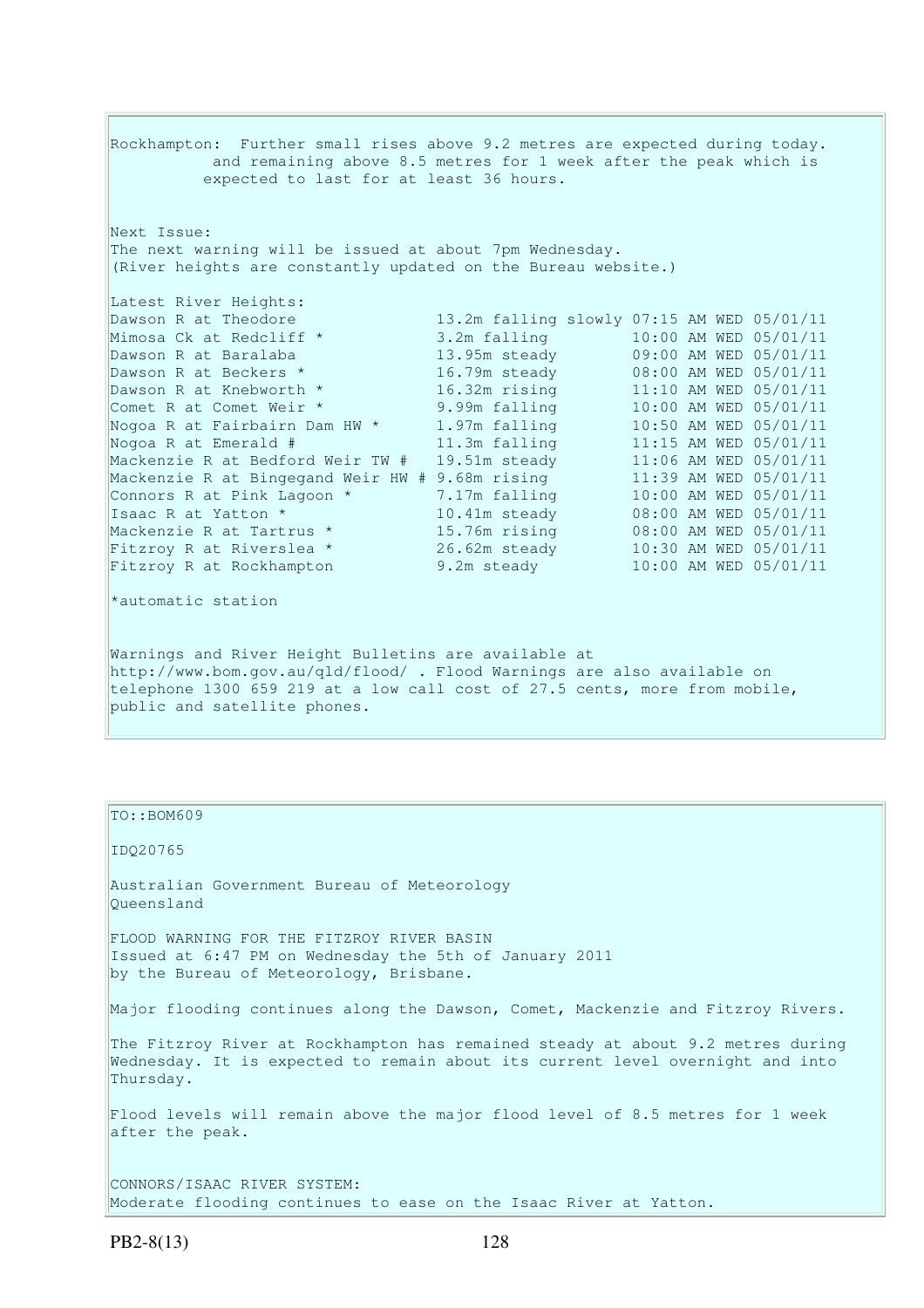Rockhampton: Further small rises above 9.2 metres are expected during today. and remaining above 8.5 metres for 1 week after the peak which is expected to last for at least 36 hours.

Next Issue:
The next warning will be issued at about 7pm Wednesday.
(River heights are constantly updated on the Bureau website.)

Latest River Heights:

| Location | Height | Status | Time |
|---|---|---|---|
| Dawson R at Theodore | 13.2m | falling slowly | 07:15 AM WED 05/01/11 |
| Mimosa Ck at Redcliff * | 3.2m | falling | 10:00 AM WED 05/01/11 |
| Dawson R at Baralaba | 13.95m | steady | 09:00 AM WED 05/01/11 |
| Dawson R at Beckers * | 16.79m | steady | 08:00 AM WED 05/01/11 |
| Dawson R at Knebworth * | 16.32m | rising | 11:10 AM WED 05/01/11 |
| Comet R at Comet Weir * | 9.99m | falling | 10:00 AM WED 05/01/11 |
| Nogoa R at Fairbairn Dam HW * | 1.97m | falling | 10:50 AM WED 05/01/11 |
| Nogoa R at Emerald # | 11.3m | falling | 11:15 AM WED 05/01/11 |
| Mackenzie R at Bedford Weir TW # | 19.51m | steady | 11:06 AM WED 05/01/11 |
| Mackenzie R at Bingegand Weir HW # | 9.68m | rising | 11:39 AM WED 05/01/11 |
| Connors R at Pink Lagoon * | 7.17m | falling | 10:00 AM WED 05/01/11 |
| Isaac R at Yatton * | 10.41m | steady | 08:00 AM WED 05/01/11 |
| Mackenzie R at Tartrus * | 15.76m | rising | 08:00 AM WED 05/01/11 |
| Fitzroy R at Riverslea * | 26.62m | steady | 10:30 AM WED 05/01/11 |
| Fitzroy R at Rockhampton | 9.2m | steady | 10:00 AM WED 05/01/11 |

*automatic station

Warnings and River Height Bulletins are available at http://www.bom.gov.au/qld/flood/ . Flood Warnings are also available on telephone 1300 659 219 at a low call cost of 27.5 cents, more from mobile, public and satellite phones.

---

TO::BOM609

IDQ20765

Australian Government Bureau of Meteorology
Queensland

FLOOD WARNING FOR THE FITZROY RIVER BASIN
Issued at 6:47 PM on Wednesday the 5th of January 2011
by the Bureau of Meteorology, Brisbane.

Major flooding continues along the Dawson, Comet, Mackenzie and Fitzroy Rivers.

The Fitzroy River at Rockhampton has remained steady at about 9.2 metres during Wednesday. It is expected to remain about its current level overnight and into Thursday.

Flood levels will remain above the major flood level of 8.5 metres for 1 week after the peak.

CONNORS/ISAAC RIVER SYSTEM:
Moderate flooding continues to ease on the Isaac River at Yatton.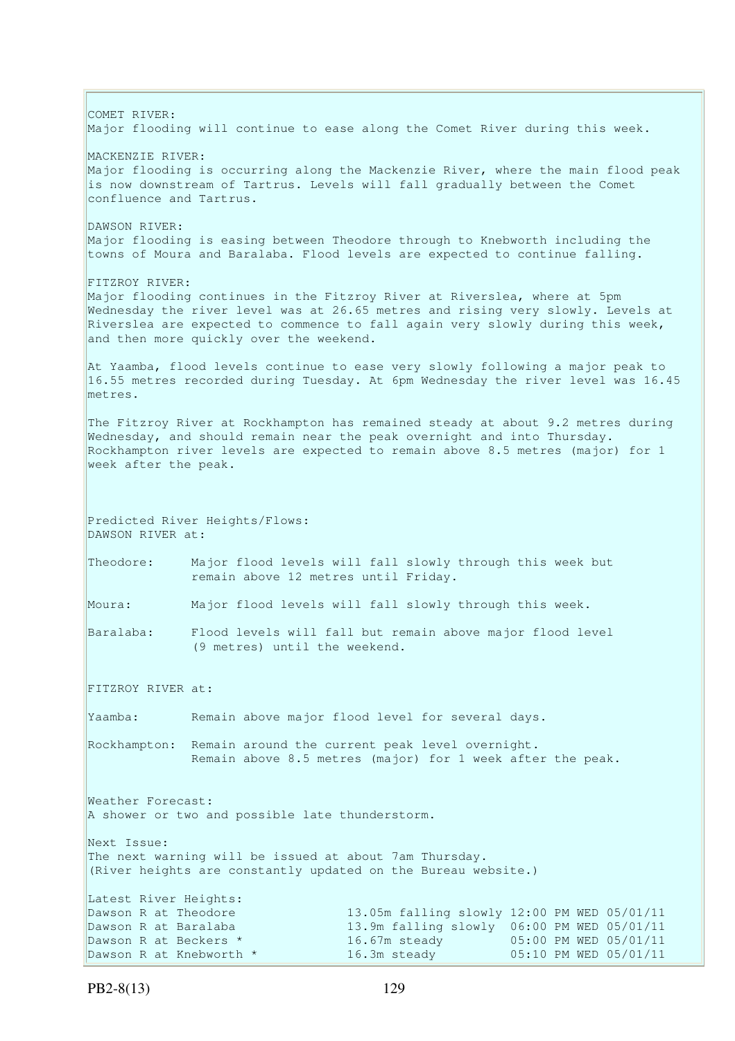COMET RIVER:
Major flooding will continue to ease along the Comet River during this week.

MACKENZIE RIVER:
Major flooding is occurring along the Mackenzie River, where the main flood peak is now downstream of Tartrus. Levels will fall gradually between the Comet confluence and Tartrus.

DAWSON RIVER:
Major flooding is easing between Theodore through to Knebworth including the towns of Moura and Baralaba. Flood levels are expected to continue falling.

FITZROY RIVER:
Major flooding continues in the Fitzroy River at Riverslea, where at 5pm Wednesday the river level was at 26.65 metres and rising very slowly. Levels at Riverslea are expected to commence to fall again very slowly during this week, and then more quickly over the weekend.

At Yaamba, flood levels continue to ease very slowly following a major peak to 16.55 metres recorded during Tuesday. At 6pm Wednesday the river level was 16.45 metres.

The Fitzroy River at Rockhampton has remained steady at about 9.2 metres during Wednesday, and should remain near the peak overnight and into Thursday. Rockhampton river levels are expected to remain above 8.5 metres (major) for 1 week after the peak.

Predicted River Heights/Flows:
DAWSON RIVER at:

Theodore: Major flood levels will fall slowly through this week but remain above 12 metres until Friday.

Moura: Major flood levels will fall slowly through this week.

Baralaba: Flood levels will fall but remain above major flood level (9 metres) until the weekend.

FITZROY RIVER at:

Yaamba: Remain above major flood level for several days.

Rockhampton: Remain around the current peak level overnight.
Remain above 8.5 metres (major) for 1 week after the peak.

Weather Forecast:
A shower or two and possible late thunderstorm.

Next Issue:
The next warning will be issued at about 7am Thursday.
(River heights are constantly updated on the Bureau website.)

Latest River Heights:

| | | |
|---|---|---|
| Dawson R at Theodore | 13.05m falling slowly | 12:00 PM WED 05/01/11 |
| Dawson R at Baralaba | 13.9m falling slowly | 06:00 PM WED 05/01/11 |
| Dawson R at Beckers * | 16.67m steady | 05:00 PM WED 05/01/11 |
| Dawson R at Knebworth * | 16.3m steady | 05:10 PM WED 05/01/11 |

PB2-8(13)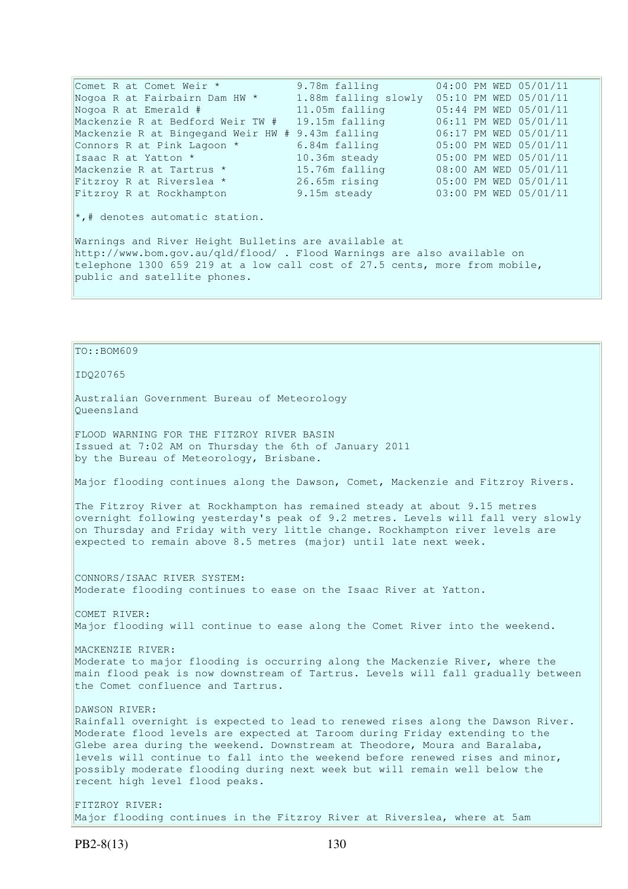| | | |
|---|---|---|
| Comet R at Comet Weir * | 9.78m falling | 04:00 PM WED 05/01/11 |
| Nogoa R at Fairbairn Dam HW * | 1.88m falling slowly | 05:10 PM WED 05/01/11 |
| Nogoa R at Emerald # | 11.05m falling | 05:44 PM WED 05/01/11 |
| Mackenzie R at Bedford Weir TW # | 19.15m falling | 06:11 PM WED 05/01/11 |
| Mackenzie R at Bingegand Weir HW # | 9.43m falling | 06:17 PM WED 05/01/11 |
| Connors R at Pink Lagoon * | 6.84m falling | 05:00 PM WED 05/01/11 |
| Isaac R at Yatton * | 10.36m steady | 05:00 PM WED 05/01/11 |
| Mackenzie R at Tartrus * | 15.76m falling | 08:00 AM WED 05/01/11 |
| Fitzroy R at Riverslea * | 26.65m rising | 05:00 PM WED 05/01/11 |
| Fitzroy R at Rockhampton | 9.15m steady | 03:00 PM WED 05/01/11 |

*,# denotes automatic station.

Warnings and River Height Bulletins are available at http://www.bom.gov.au/qld/flood/ . Flood Warnings are also available on telephone 1300 659 219 at a low call cost of 27.5 cents, more from mobile, public and satellite phones.

TO::BOM609

IDQ20765

Australian Government Bureau of Meteorology
Queensland

FLOOD WARNING FOR THE FITZROY RIVER BASIN
Issued at 7:02 AM on Thursday the 6th of January 2011
by the Bureau of Meteorology, Brisbane.

Major flooding continues along the Dawson, Comet, Mackenzie and Fitzroy Rivers.

The Fitzroy River at Rockhampton has remained steady at about 9.15 metres overnight following yesterday's peak of 9.2 metres. Levels will fall very slowly on Thursday and Friday with very little change. Rockhampton river levels are expected to remain above 8.5 metres (major) until late next week.

CONNORS/ISAAC RIVER SYSTEM:
Moderate flooding continues to ease on the Isaac River at Yatton.

COMET RIVER:
Major flooding will continue to ease along the Comet River into the weekend.

MACKENZIE RIVER:
Moderate to major flooding is occurring along the Mackenzie River, where the main flood peak is now downstream of Tartrus. Levels will fall gradually between the Comet confluence and Tartrus.

DAWSON RIVER:
Rainfall overnight is expected to lead to renewed rises along the Dawson River. Moderate flood levels are expected at Taroom during Friday extending to the Glebe area during the weekend. Downstream at Theodore, Moura and Baralaba, levels will continue to fall into the weekend before renewed rises and minor, possibly moderate flooding during next week but will remain well below the recent high level flood peaks.

FITZROY RIVER:
Major flooding continues in the Fitzroy River at Riverslea, where at 5am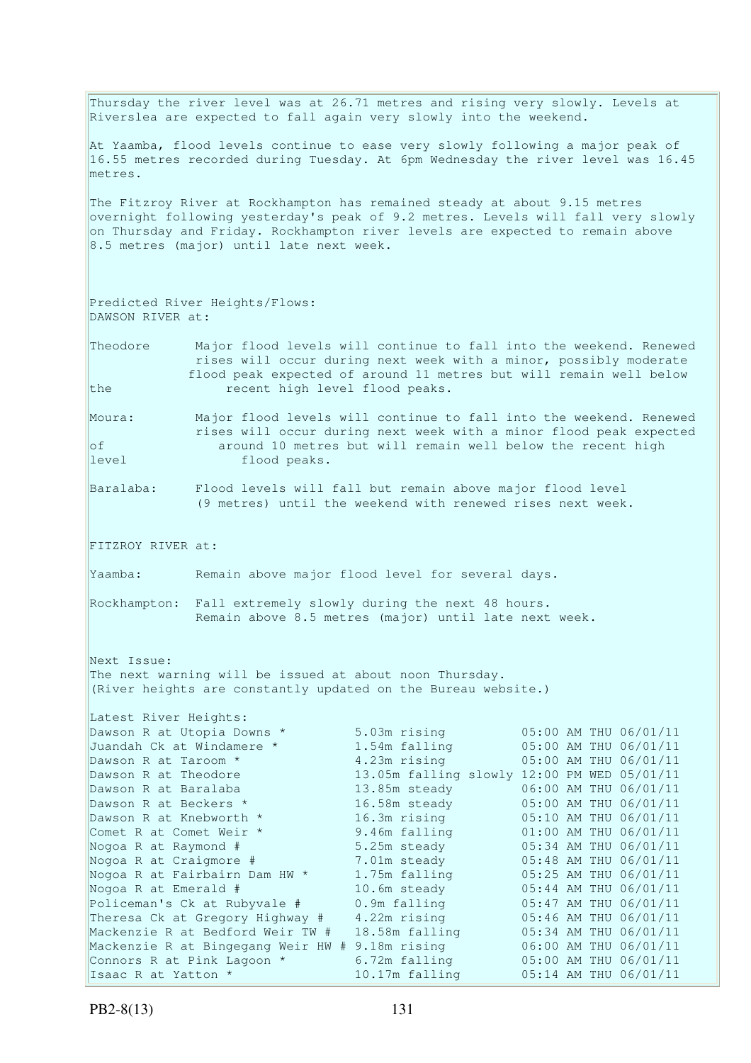Thursday the river level was at 26.71 metres and rising very slowly. Levels at Riverslea are expected to fall again very slowly into the weekend.

At Yaamba, flood levels continue to ease very slowly following a major peak of 16.55 metres recorded during Tuesday. At 6pm Wednesday the river level was 16.45 metres.

The Fitzroy River at Rockhampton has remained steady at about 9.15 metres overnight following yesterday's peak of 9.2 metres. Levels will fall very slowly on Thursday and Friday. Rockhampton river levels are expected to remain above 8.5 metres (major) until late next week.

Predicted River Heights/Flows:
DAWSON RIVER at:

Theodore      Major flood levels will continue to fall into the weekend. Renewed rises will occur during next week with a minor, possibly moderate flood peak expected of around 11 metres but will remain well below the recent high level flood peaks.

Moura:        Major flood levels will continue to fall into the weekend. Renewed rises will occur during next week with a minor flood peak expected of around 10 metres but will remain well below the recent high level flood peaks.

Baralaba:     Flood levels will fall but remain above major flood level (9 metres) until the weekend with renewed rises next week.

FITZROY RIVER at:

Yaamba:       Remain above major flood level for several days.

Rockhampton:  Fall extremely slowly during the next 48 hours. Remain above 8.5 metres (major) until late next week.

Next Issue:
The next warning will be issued at about noon Thursday.
(River heights are constantly updated on the Bureau website.)

Latest River Heights:

| Location | Height | Time |
|---|---|---|
| Dawson R at Utopia Downs * | 5.03m rising | 05:00 AM THU 06/01/11 |
| Juandah Ck at Windamere * | 1.54m falling | 05:00 AM THU 06/01/11 |
| Dawson R at Taroom * | 4.23m rising | 05:00 AM THU 06/01/11 |
| Dawson R at Theodore | 13.05m falling slowly | 12:00 PM WED 05/01/11 |
| Dawson R at Baralaba | 13.85m steady | 06:00 AM THU 06/01/11 |
| Dawson R at Beckers * | 16.58m steady | 05:00 AM THU 06/01/11 |
| Dawson R at Knebworth * | 16.3m rising | 05:10 AM THU 06/01/11 |
| Comet R at Comet Weir * | 9.46m falling | 01:00 AM THU 06/01/11 |
| Nogoa R at Raymond # | 5.25m steady | 05:34 AM THU 06/01/11 |
| Nogoa R at Craigmore # | 7.01m steady | 05:48 AM THU 06/01/11 |
| Nogoa R at Fairbairn Dam HW * | 1.75m falling | 05:25 AM THU 06/01/11 |
| Nogoa R at Emerald # | 10.6m steady | 05:44 AM THU 06/01/11 |
| Policeman's Ck at Rubyvale # | 0.9m falling | 05:47 AM THU 06/01/11 |
| Theresa Ck at Gregory Highway # | 4.22m rising | 05:46 AM THU 06/01/11 |
| Mackenzie R at Bedford Weir TW # | 18.58m falling | 05:34 AM THU 06/01/11 |
| Mackenzie R at Bingegang Weir HW # | 9.18m rising | 06:00 AM THU 06/01/11 |
| Connors R at Pink Lagoon * | 6.72m falling | 05:00 AM THU 06/01/11 |
| Isaac R at Yatton * | 10.17m falling | 05:14 AM THU 06/01/11 |

PB2-8(13)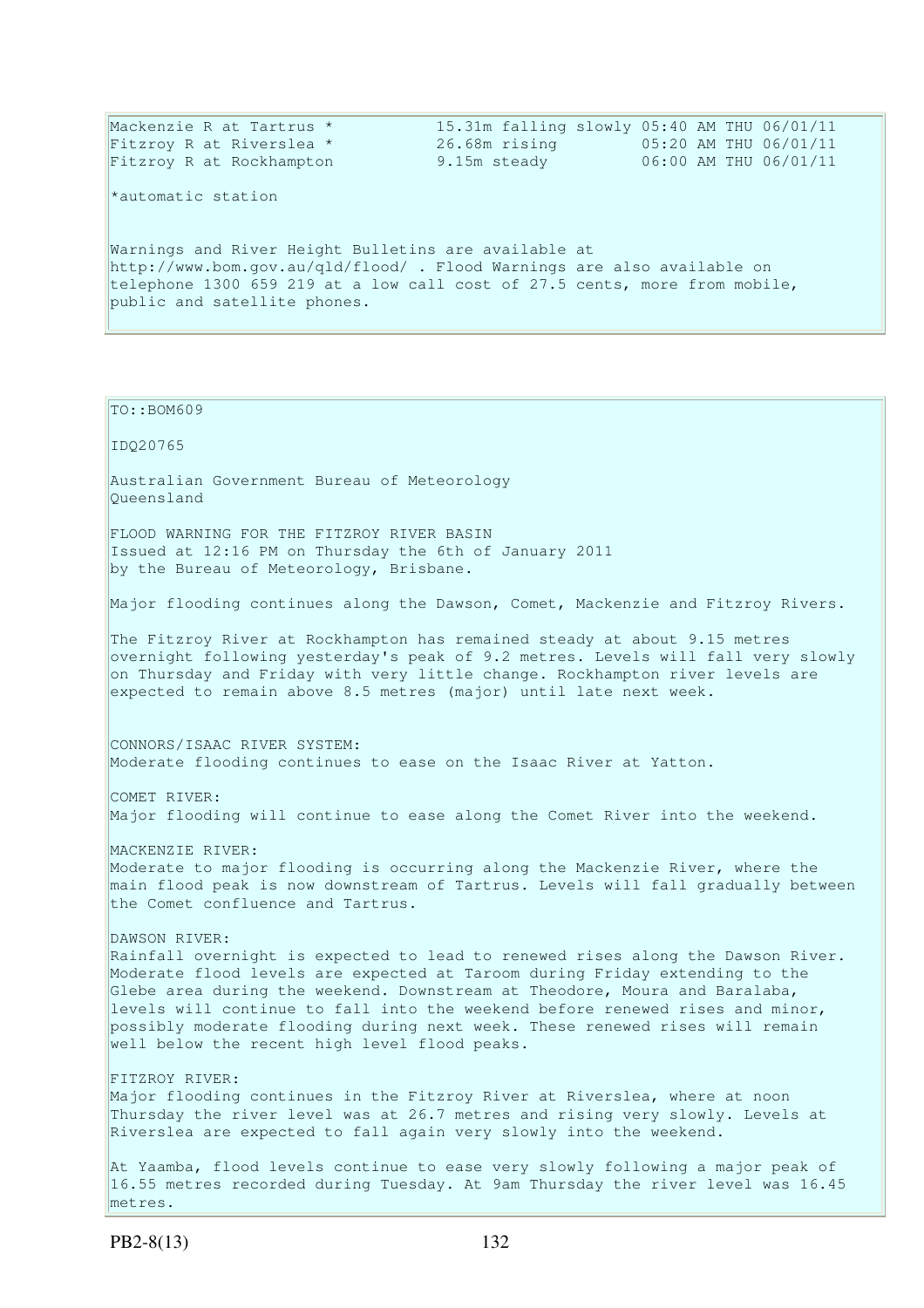| | | |
|---|---|---|
| Mackenzie R at Tartrus * | 15.31m falling slowly | 05:40 AM THU 06/01/11 |
| Fitzroy R at Riverslea * | 26.68m rising | 05:20 AM THU 06/01/11 |
| Fitzroy R at Rockhampton | 9.15m steady | 06:00 AM THU 06/01/11 |

*automatic station

Warnings and River Height Bulletins are available at http://www.bom.gov.au/qld/flood/ . Flood Warnings are also available on telephone 1300 659 219 at a low call cost of 27.5 cents, more from mobile, public and satellite phones.

TO::BOM609

IDQ20765

Australian Government Bureau of Meteorology
Queensland

FLOOD WARNING FOR THE FITZROY RIVER BASIN
Issued at 12:16 PM on Thursday the 6th of January 2011
by the Bureau of Meteorology, Brisbane.

Major flooding continues along the Dawson, Comet, Mackenzie and Fitzroy Rivers.

The Fitzroy River at Rockhampton has remained steady at about 9.15 metres overnight following yesterday's peak of 9.2 metres. Levels will fall very slowly on Thursday and Friday with very little change. Rockhampton river levels are expected to remain above 8.5 metres (major) until late next week.

CONNORS/ISAAC RIVER SYSTEM:
Moderate flooding continues to ease on the Isaac River at Yatton.

COMET RIVER:
Major flooding will continue to ease along the Comet River into the weekend.

MACKENZIE RIVER:
Moderate to major flooding is occurring along the Mackenzie River, where the main flood peak is now downstream of Tartrus. Levels will fall gradually between the Comet confluence and Tartrus.

DAWSON RIVER:
Rainfall overnight is expected to lead to renewed rises along the Dawson River. Moderate flood levels are expected at Taroom during Friday extending to the Glebe area during the weekend. Downstream at Theodore, Moura and Baralaba, levels will continue to fall into the weekend before renewed rises and minor, possibly moderate flooding during next week. These renewed rises will remain well below the recent high level flood peaks.

FITZROY RIVER:
Major flooding continues in the Fitzroy River at Riverslea, where at noon Thursday the river level was at 26.7 metres and rising very slowly. Levels at Riverslea are expected to fall again very slowly into the weekend.

At Yaamba, flood levels continue to ease very slowly following a major peak of 16.55 metres recorded during Tuesday. At 9am Thursday the river level was 16.45 metres.

PB2-8(13)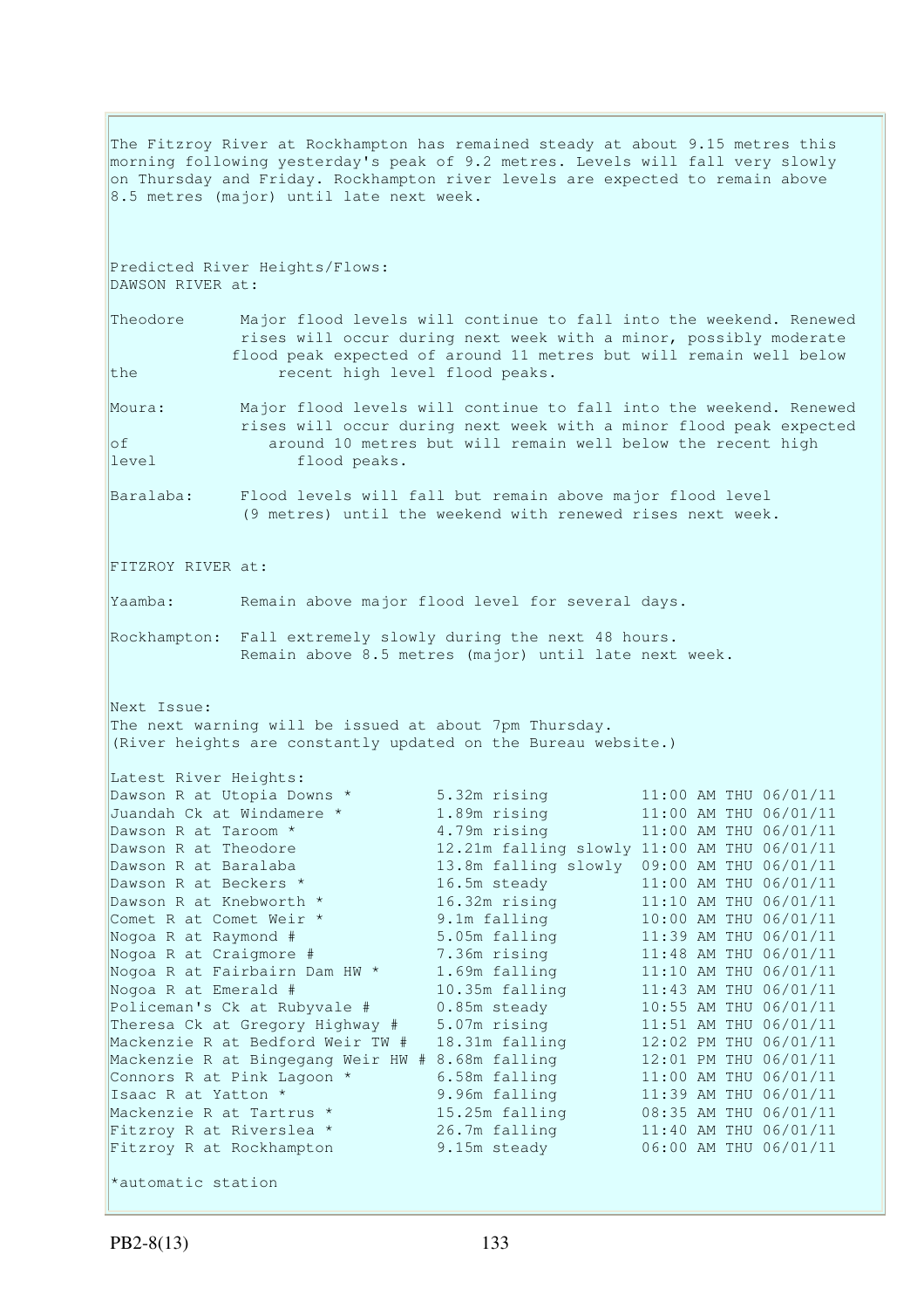The Fitzroy River at Rockhampton has remained steady at about 9.15 metres this morning following yesterday's peak of 9.2 metres. Levels will fall very slowly on Thursday and Friday. Rockhampton river levels are expected to remain above 8.5 metres (major) until late next week.

Predicted River Heights/Flows:
DAWSON RIVER at:

Theodore Major flood levels will continue to fall into the weekend. Renewed rises will occur during next week with a minor, possibly moderate flood peak expected of around 11 metres but will remain well below the recent high level flood peaks.

Moura: Major flood levels will continue to fall into the weekend. Renewed rises will occur during next week with a minor flood peak expected of around 10 metres but will remain well below the recent high level flood peaks.

Baralaba: Flood levels will fall but remain above major flood level (9 metres) until the weekend with renewed rises next week.

FITZROY RIVER at:

Yaamba: Remain above major flood level for several days.

Rockhampton: Fall extremely slowly during the next 48 hours. Remain above 8.5 metres (major) until late next week.

Next Issue:
The next warning will be issued at about 7pm Thursday.
(River heights are constantly updated on the Bureau website.)

Latest River Heights:

| Station | Height | Time |
|---|---|---|
| Dawson R at Utopia Downs * | 5.32m rising | 11:00 AM THU 06/01/11 |
| Juandah Ck at Windamere * | 1.89m rising | 11:00 AM THU 06/01/11 |
| Dawson R at Taroom * | 4.79m rising | 11:00 AM THU 06/01/11 |
| Dawson R at Theodore | 12.21m falling slowly | 11:00 AM THU 06/01/11 |
| Dawson R at Baralaba | 13.8m falling slowly | 09:00 AM THU 06/01/11 |
| Dawson R at Beckers * | 16.5m steady | 11:00 AM THU 06/01/11 |
| Dawson R at Knebworth * | 16.32m rising | 11:10 AM THU 06/01/11 |
| Comet R at Comet Weir * | 9.1m falling | 10:00 AM THU 06/01/11 |
| Nogoa R at Raymond # | 5.05m falling | 11:39 AM THU 06/01/11 |
| Nogoa R at Craigmore # | 7.36m rising | 11:48 AM THU 06/01/11 |
| Nogoa R at Fairbairn Dam HW * | 1.69m falling | 11:10 AM THU 06/01/11 |
| Nogoa R at Emerald # | 10.35m falling | 11:43 AM THU 06/01/11 |
| Policeman's Ck at Rubyvale # | 0.85m steady | 10:55 AM THU 06/01/11 |
| Theresa Ck at Gregory Highway # | 5.07m rising | 11:51 AM THU 06/01/11 |
| Mackenzie R at Bedford Weir TW # | 18.31m falling | 12:02 PM THU 06/01/11 |
| Mackenzie R at Bingegang Weir HW # | 8.68m falling | 12:01 PM THU 06/01/11 |
| Connors R at Pink Lagoon * | 6.58m falling | 11:00 AM THU 06/01/11 |
| Isaac R at Yatton * | 9.96m falling | 11:39 AM THU 06/01/11 |
| Mackenzie R at Tartrus * | 15.25m falling | 08:35 AM THU 06/01/11 |
| Fitzroy R at Riverslea * | 26.7m falling | 11:40 AM THU 06/01/11 |
| Fitzroy R at Rockhampton | 9.15m steady | 06:00 AM THU 06/01/11 |

*automatic station

PB2-8(13)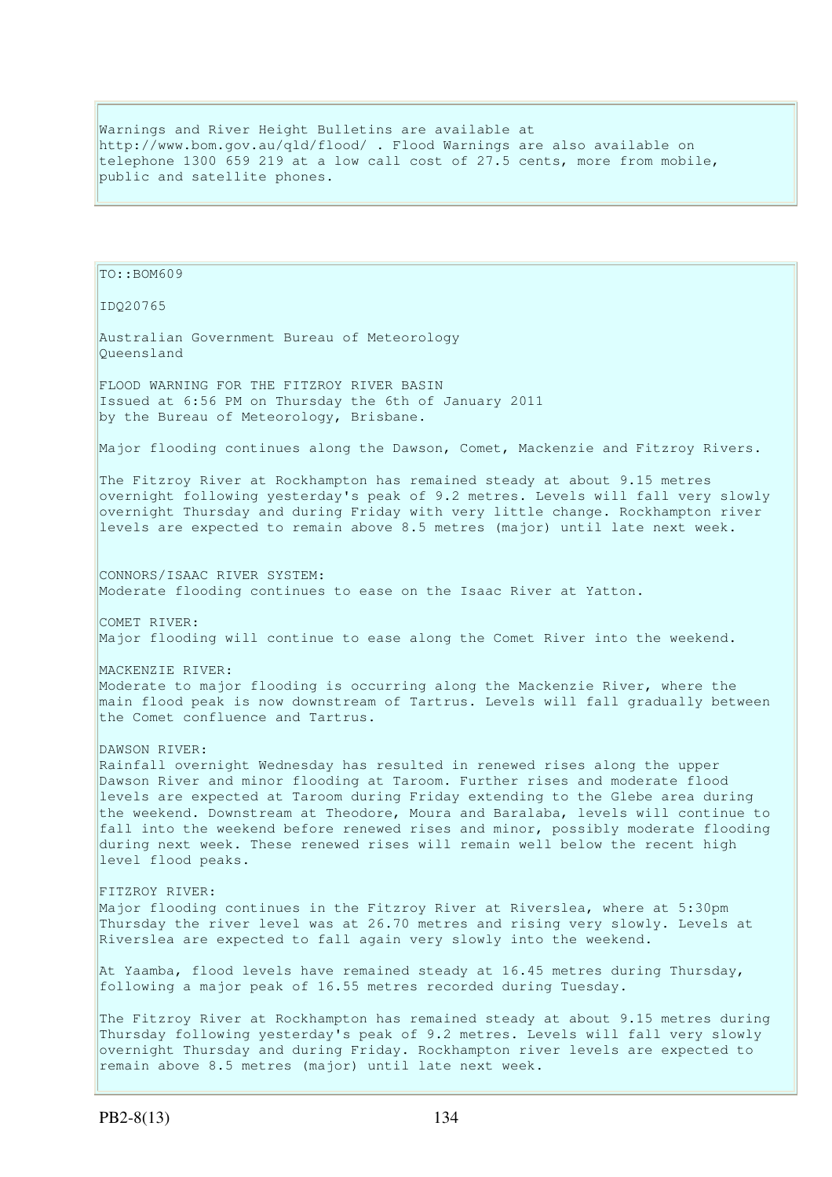Warnings and River Height Bulletins are available at http://www.bom.gov.au/qld/flood/ . Flood Warnings are also available on telephone 1300 659 219 at a low call cost of 27.5 cents, more from mobile, public and satellite phones.

TO::BOM609

IDQ20765

Australian Government Bureau of Meteorology
Queensland

FLOOD WARNING FOR THE FITZROY RIVER BASIN
Issued at 6:56 PM on Thursday the 6th of January 2011
by the Bureau of Meteorology, Brisbane.

Major flooding continues along the Dawson, Comet, Mackenzie and Fitzroy Rivers.

The Fitzroy River at Rockhampton has remained steady at about 9.15 metres overnight following yesterday's peak of 9.2 metres. Levels will fall very slowly overnight Thursday and during Friday with very little change. Rockhampton river levels are expected to remain above 8.5 metres (major) until late next week.

CONNORS/ISAAC RIVER SYSTEM:
Moderate flooding continues to ease on the Isaac River at Yatton.

COMET RIVER:
Major flooding will continue to ease along the Comet River into the weekend.

MACKENZIE RIVER:
Moderate to major flooding is occurring along the Mackenzie River, where the main flood peak is now downstream of Tartrus. Levels will fall gradually between the Comet confluence and Tartrus.

DAWSON RIVER:
Rainfall overnight Wednesday has resulted in renewed rises along the upper Dawson River and minor flooding at Taroom. Further rises and moderate flood levels are expected at Taroom during Friday extending to the Glebe area during the weekend. Downstream at Theodore, Moura and Baralaba, levels will continue to fall into the weekend before renewed rises and minor, possibly moderate flooding during next week. These renewed rises will remain well below the recent high level flood peaks.

FITZROY RIVER:
Major flooding continues in the Fitzroy River at Riverslea, where at 5:30pm Thursday the river level was at 26.70 metres and rising very slowly. Levels at Riverslea are expected to fall again very slowly into the weekend.

At Yaamba, flood levels have remained steady at 16.45 metres during Thursday, following a major peak of 16.55 metres recorded during Tuesday.

The Fitzroy River at Rockhampton has remained steady at about 9.15 metres during Thursday following yesterday's peak of 9.2 metres. Levels will fall very slowly overnight Thursday and during Friday. Rockhampton river levels are expected to remain above 8.5 metres (major) until late next week.

PB2-8(13)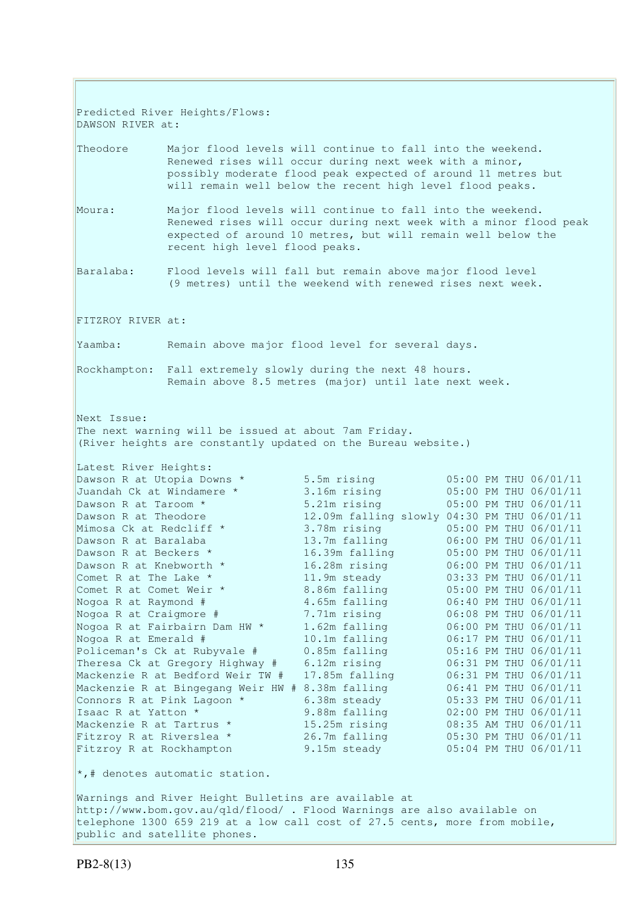Predicted River Heights/Flows:
DAWSON RIVER at:

Theodore Major flood levels will continue to fall into the weekend. Renewed rises will occur during next week with a minor, possibly moderate flood peak expected of around 11 metres but will remain well below the recent high level flood peaks.

Moura: Major flood levels will continue to fall into the weekend. Renewed rises will occur during next week with a minor flood peak expected of around 10 metres, but will remain well below the recent high level flood peaks.

Baralaba: Flood levels will fall but remain above major flood level (9 metres) until the weekend with renewed rises next week.

FITZROY RIVER at:

Yaamba: Remain above major flood level for several days.

Rockhampton: Fall extremely slowly during the next 48 hours. Remain above 8.5 metres (major) until late next week.

Next Issue:
The next warning will be issued at about 7am Friday.
(River heights are constantly updated on the Bureau website.)

Latest River Heights:

| | | |
|---|---|---|
| Dawson R at Utopia Downs * | 5.5m rising | 05:00 PM THU 06/01/11 |
| Juandah Ck at Windamere * | 3.16m rising | 05:00 PM THU 06/01/11 |
| Dawson R at Taroom * | 5.21m rising | 05:00 PM THU 06/01/11 |
| Dawson R at Theodore | 12.09m falling slowly | 04:30 PM THU 06/01/11 |
| Mimosa Ck at Redcliff * | 3.78m rising | 05:00 PM THU 06/01/11 |
| Dawson R at Baralaba | 13.7m falling | 06:00 PM THU 06/01/11 |
| Dawson R at Beckers * | 16.39m falling | 05:00 PM THU 06/01/11 |
| Dawson R at Knebworth * | 16.28m rising | 06:00 PM THU 06/01/11 |
| Comet R at The Lake * | 11.9m steady | 03:33 PM THU 06/01/11 |
| Comet R at Comet Weir * | 8.86m falling | 05:00 PM THU 06/01/11 |
| Nogoa R at Raymond # | 4.65m falling | 06:40 PM THU 06/01/11 |
| Nogoa R at Craigmore # | 7.71m rising | 06:08 PM THU 06/01/11 |
| Nogoa R at Fairbairn Dam HW * | 1.62m falling | 06:00 PM THU 06/01/11 |
| Nogoa R at Emerald # | 10.1m falling | 06:17 PM THU 06/01/11 |
| Policeman's Ck at Rubyvale # | 0.85m falling | 05:16 PM THU 06/01/11 |
| Theresa Ck at Gregory Highway # | 6.12m rising | 06:31 PM THU 06/01/11 |
| Mackenzie R at Bedford Weir TW # | 17.85m falling | 06:31 PM THU 06/01/11 |
| Mackenzie R at Bingegang Weir HW # | 8.38m falling | 06:41 PM THU 06/01/11 |
| Connors R at Pink Lagoon * | 6.38m steady | 05:33 PM THU 06/01/11 |
| Isaac R at Yatton * | 9.88m falling | 02:00 PM THU 06/01/11 |
| Mackenzie R at Tartrus * | 15.25m rising | 08:35 AM THU 06/01/11 |
| Fitzroy R at Riverslea * | 26.7m falling | 05:30 PM THU 06/01/11 |
| Fitzroy R at Rockhampton | 9.15m steady | 05:04 PM THU 06/01/11 |

*,# denotes automatic station.

Warnings and River Height Bulletins are available at http://www.bom.gov.au/qld/flood/ . Flood Warnings are also available on telephone 1300 659 219 at a low call cost of 27.5 cents, more from mobile, public and satellite phones.

PB2-8(13)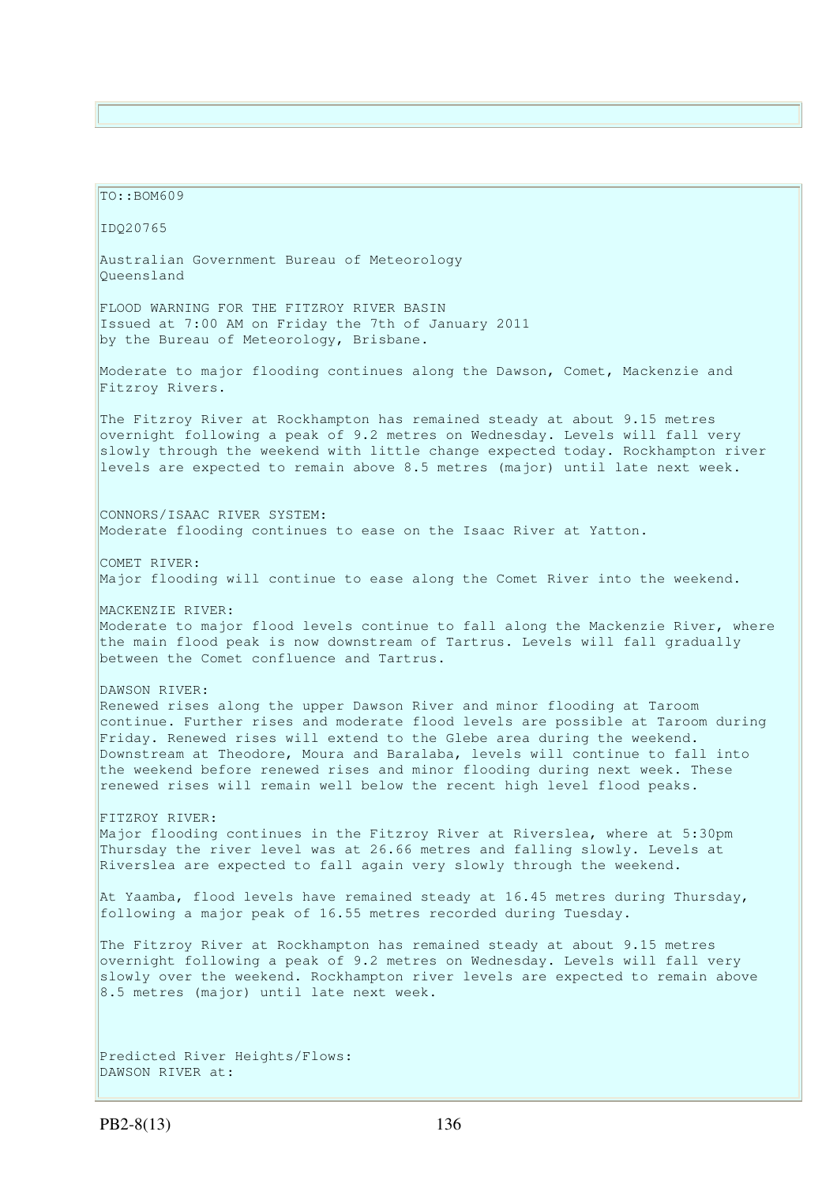TO::BOM609

IDQ20765

Australian Government Bureau of Meteorology
Queensland

FLOOD WARNING FOR THE FITZROY RIVER BASIN
Issued at 7:00 AM on Friday the 7th of January 2011
by the Bureau of Meteorology, Brisbane.

Moderate to major flooding continues along the Dawson, Comet, Mackenzie and Fitzroy Rivers.

The Fitzroy River at Rockhampton has remained steady at about 9.15 metres overnight following a peak of 9.2 metres on Wednesday. Levels will fall very slowly through the weekend with little change expected today. Rockhampton river levels are expected to remain above 8.5 metres (major) until late next week.

CONNORS/ISAAC RIVER SYSTEM:
Moderate flooding continues to ease on the Isaac River at Yatton.

COMET RIVER:
Major flooding will continue to ease along the Comet River into the weekend.

MACKENZIE RIVER:
Moderate to major flood levels continue to fall along the Mackenzie River, where the main flood peak is now downstream of Tartrus. Levels will fall gradually between the Comet confluence and Tartrus.

DAWSON RIVER:
Renewed rises along the upper Dawson River and minor flooding at Taroom continue. Further rises and moderate flood levels are possible at Taroom during Friday. Renewed rises will extend to the Glebe area during the weekend. Downstream at Theodore, Moura and Baralaba, levels will continue to fall into the weekend before renewed rises and minor flooding during next week. These renewed rises will remain well below the recent high level flood peaks.

FITZROY RIVER:
Major flooding continues in the Fitzroy River at Riverslea, where at 5:30pm Thursday the river level was at 26.66 metres and falling slowly. Levels at Riverslea are expected to fall again very slowly through the weekend.

At Yaamba, flood levels have remained steady at 16.45 metres during Thursday, following a major peak of 16.55 metres recorded during Tuesday.

The Fitzroy River at Rockhampton has remained steady at about 9.15 metres overnight following a peak of 9.2 metres on Wednesday. Levels will fall very slowly over the weekend. Rockhampton river levels are expected to remain above 8.5 metres (major) until late next week.

Predicted River Heights/Flows:
DAWSON RIVER at:

PB2-8(13)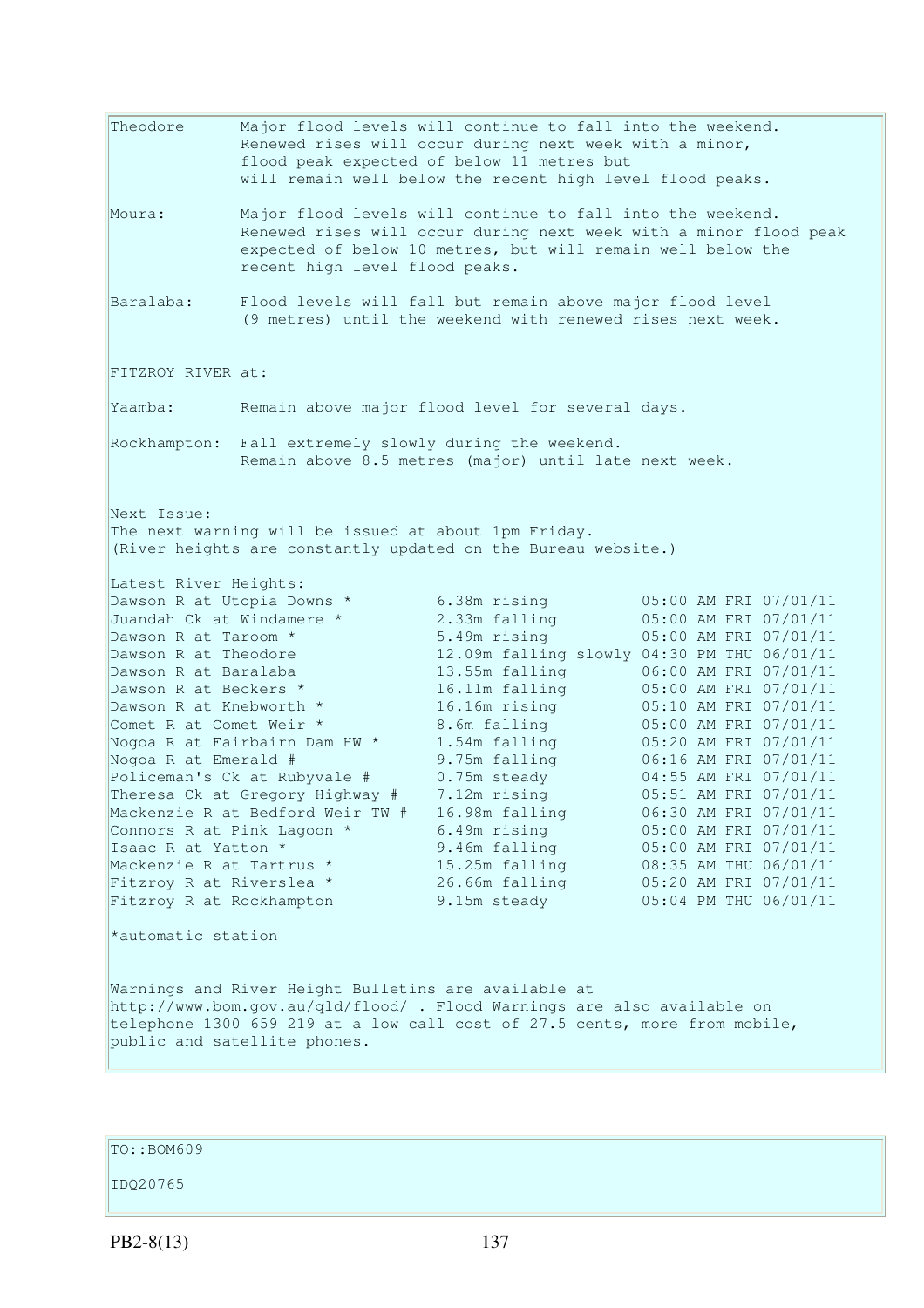Theodore Major flood levels will continue to fall into the weekend. Renewed rises will occur during next week with a minor, flood peak expected of below 11 metres but will remain well below the recent high level flood peaks.

Moura: Major flood levels will continue to fall into the weekend. Renewed rises will occur during next week with a minor flood peak expected of below 10 metres, but will remain well below the recent high level flood peaks.

Baralaba: Flood levels will fall but remain above major flood level (9 metres) until the weekend with renewed rises next week.

FITZROY RIVER at:

Yaamba: Remain above major flood level for several days.

Rockhampton: Fall extremely slowly during the weekend. Remain above 8.5 metres (major) until late next week.

Next Issue:
The next warning will be issued at about 1pm Friday.
(River heights are constantly updated on the Bureau website.)

Latest River Heights:

| Station | Height | Time |
|---|---|---|
| Dawson R at Utopia Downs * | 6.38m rising | 05:00 AM FRI 07/01/11 |
| Juandah Ck at Windamere * | 2.33m falling | 05:00 AM FRI 07/01/11 |
| Dawson R at Taroom * | 5.49m rising | 05:00 AM FRI 07/01/11 |
| Dawson R at Theodore | 12.09m falling slowly | 04:30 PM THU 06/01/11 |
| Dawson R at Baralaba | 13.55m falling | 06:00 AM FRI 07/01/11 |
| Dawson R at Beckers * | 16.11m falling | 05:00 AM FRI 07/01/11 |
| Dawson R at Knebworth * | 16.16m rising | 05:10 AM FRI 07/01/11 |
| Comet R at Comet Weir * | 8.6m falling | 05:00 AM FRI 07/01/11 |
| Nogoa R at Fairbairn Dam HW * | 1.54m falling | 05:20 AM FRI 07/01/11 |
| Nogoa R at Emerald # | 9.75m falling | 06:16 AM FRI 07/01/11 |
| Policeman's Ck at Rubyvale # | 0.75m steady | 04:55 AM FRI 07/01/11 |
| Theresa Ck at Gregory Highway # | 7.12m rising | 05:51 AM FRI 07/01/11 |
| Mackenzie R at Bedford Weir TW # | 16.98m falling | 06:30 AM FRI 07/01/11 |
| Connors R at Pink Lagoon * | 6.49m rising | 05:00 AM FRI 07/01/11 |
| Isaac R at Yatton * | 9.46m falling | 05:00 AM FRI 07/01/11 |
| Mackenzie R at Tartrus * | 15.25m falling | 08:35 AM THU 06/01/11 |
| Fitzroy R at Riverslea * | 26.66m falling | 05:20 AM FRI 07/01/11 |
| Fitzroy R at Rockhampton | 9.15m steady | 05:04 PM THU 06/01/11 |

*automatic station

Warnings and River Height Bulletins are available at http://www.bom.gov.au/qld/flood/ . Flood Warnings are also available on telephone 1300 659 219 at a low call cost of 27.5 cents, more from mobile, public and satellite phones.

TO::BOM609

IDQ20765

PB2-8(13)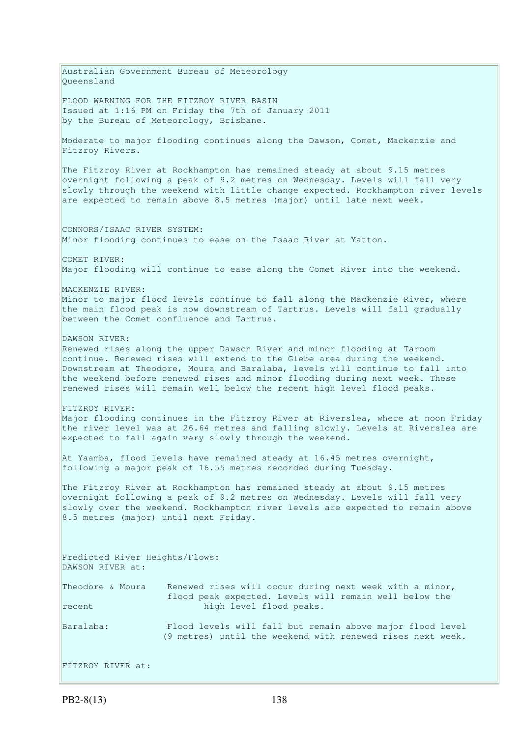Australian Government Bureau of Meteorology
Queensland

FLOOD WARNING FOR THE FITZROY RIVER BASIN
Issued at 1:16 PM on Friday the 7th of January 2011
by the Bureau of Meteorology, Brisbane.

Moderate to major flooding continues along the Dawson, Comet, Mackenzie and Fitzroy Rivers.

The Fitzroy River at Rockhampton has remained steady at about 9.15 metres overnight following a peak of 9.2 metres on Wednesday. Levels will fall very slowly through the weekend with little change expected. Rockhampton river levels are expected to remain above 8.5 metres (major) until late next week.

CONNORS/ISAAC RIVER SYSTEM:
Minor flooding continues to ease on the Isaac River at Yatton.

COMET RIVER:
Major flooding will continue to ease along the Comet River into the weekend.

MACKENZIE RIVER:
Minor to major flood levels continue to fall along the Mackenzie River, where the main flood peak is now downstream of Tartrus. Levels will fall gradually between the Comet confluence and Tartrus.

DAWSON RIVER:
Renewed rises along the upper Dawson River and minor flooding at Taroom continue. Renewed rises will extend to the Glebe area during the weekend. Downstream at Theodore, Moura and Baralaba, levels will continue to fall into the weekend before renewed rises and minor flooding during next week. These renewed rises will remain well below the recent high level flood peaks.

FITZROY RIVER:
Major flooding continues in the Fitzroy River at Riverslea, where at noon Friday the river level was at 26.64 metres and falling slowly. Levels at Riverslea are expected to fall again very slowly through the weekend.

At Yaamba, flood levels have remained steady at 16.45 metres overnight, following a major peak of 16.55 metres recorded during Tuesday.

The Fitzroy River at Rockhampton has remained steady at about 9.15 metres overnight following a peak of 9.2 metres on Wednesday. Levels will fall very slowly over the weekend. Rockhampton river levels are expected to remain above 8.5 metres (major) until next Friday.

Predicted River Heights/Flows:
DAWSON RIVER at:

Theodore & Moura    Renewed rises will occur during next week with a minor, flood peak expected. Levels will remain well below the recent high level flood peaks.

Baralaba:    Flood levels will fall but remain above major flood level (9 metres) until the weekend with renewed rises next week.

FITZROY RIVER at: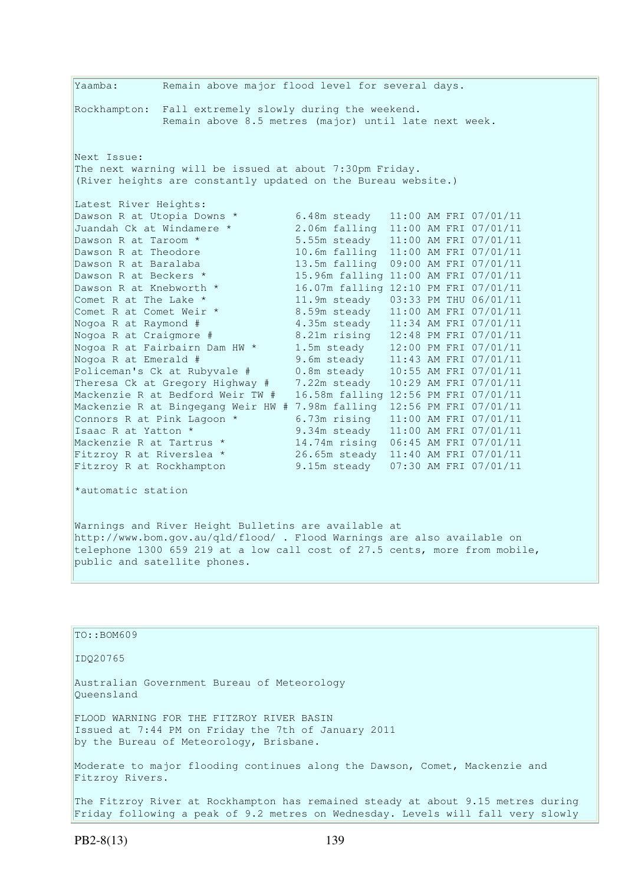Yaamba: Remain above major flood level for several days.

Rockhampton: Fall extremely slowly during the weekend.
Remain above 8.5 metres (major) until late next week.

Next Issue:
The next warning will be issued at about 7:30pm Friday.
(River heights are constantly updated on the Bureau website.)

Latest River Heights:

| Station | Height | Trend | Time |
|---|---|---|---|
| Dawson R at Utopia Downs * | 6.48m | steady | 11:00 AM FRI 07/01/11 |
| Juandah Ck at Windamere * | 2.06m | falling | 11:00 AM FRI 07/01/11 |
| Dawson R at Taroom * | 5.55m | steady | 11:00 AM FRI 07/01/11 |
| Dawson R at Theodore | 10.6m | falling | 11:00 AM FRI 07/01/11 |
| Dawson R at Baralaba | 13.5m | falling | 09:00 AM FRI 07/01/11 |
| Dawson R at Beckers * | 15.96m | falling | 11:00 AM FRI 07/01/11 |
| Dawson R at Knebworth * | 16.07m | falling | 12:10 PM FRI 07/01/11 |
| Comet R at The Lake * | 11.9m | steady | 03:33 PM THU 06/01/11 |
| Comet R at Comet Weir * | 8.59m | steady | 11:00 AM FRI 07/01/11 |
| Nogoa R at Raymond # | 4.35m | steady | 11:34 AM FRI 07/01/11 |
| Nogoa R at Craigmore # | 8.21m | rising | 12:48 PM FRI 07/01/11 |
| Nogoa R at Fairbairn Dam HW * | 1.5m | steady | 12:00 PM FRI 07/01/11 |
| Nogoa R at Emerald # | 9.6m | steady | 11:43 AM FRI 07/01/11 |
| Policeman's Ck at Rubyvale # | 0.8m | steady | 10:55 AM FRI 07/01/11 |
| Theresa Ck at Gregory Highway # | 7.22m | steady | 10:29 AM FRI 07/01/11 |
| Mackenzie R at Bedford Weir TW # | 16.58m | falling | 12:56 PM FRI 07/01/11 |
| Mackenzie R at Bingegang Weir HW # | 7.98m | falling | 12:56 PM FRI 07/01/11 |
| Connors R at Pink Lagoon * | 6.73m | rising | 11:00 AM FRI 07/01/11 |
| Isaac R at Yatton * | 9.34m | steady | 11:00 AM FRI 07/01/11 |
| Mackenzie R at Tartrus * | 14.74m | rising | 06:45 AM FRI 07/01/11 |
| Fitzroy R at Riverslea * | 26.65m | steady | 11:40 AM FRI 07/01/11 |
| Fitzroy R at Rockhampton | 9.15m | steady | 07:30 AM FRI 07/01/11 |

*automatic station

Warnings and River Height Bulletins are available at http://www.bom.gov.au/qld/flood/ . Flood Warnings are also available on telephone 1300 659 219 at a low call cost of 27.5 cents, more from mobile, public and satellite phones.

---

TO::BOM609

IDQ20765

Australian Government Bureau of Meteorology
Queensland

FLOOD WARNING FOR THE FITZROY RIVER BASIN
Issued at 7:44 PM on Friday the 7th of January 2011
by the Bureau of Meteorology, Brisbane.

Moderate to major flooding continues along the Dawson, Comet, Mackenzie and Fitzroy Rivers.

The Fitzroy River at Rockhampton has remained steady at about 9.15 metres during Friday following a peak of 9.2 metres on Wednesday. Levels will fall very slowly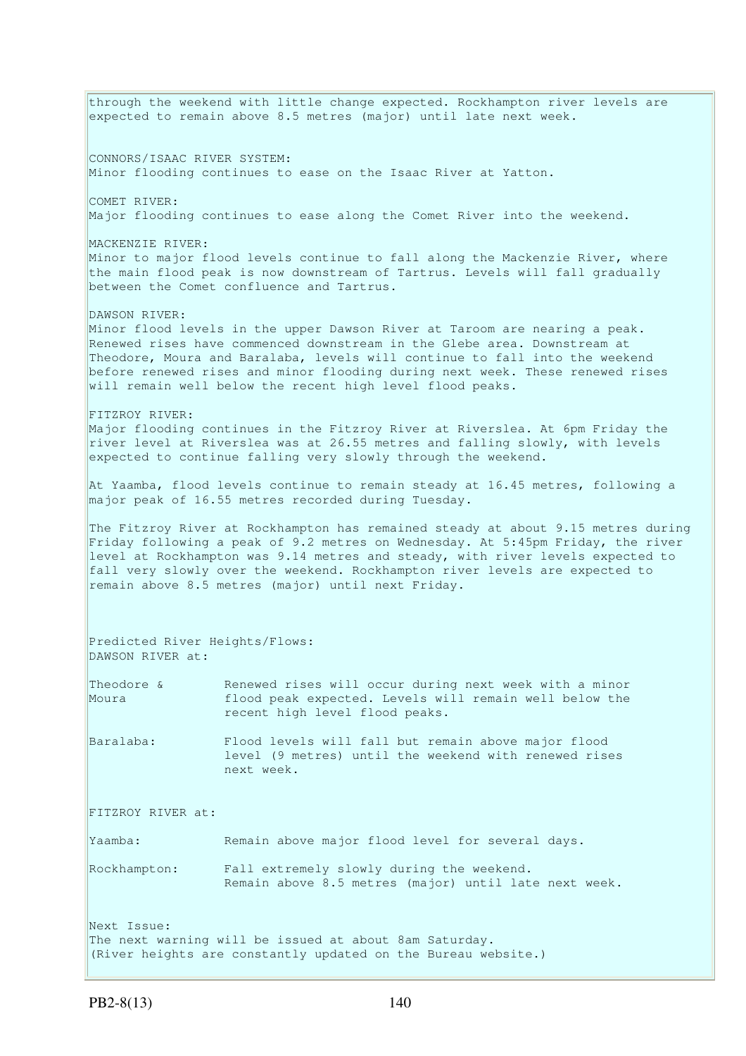through the weekend with little change expected. Rockhampton river levels are expected to remain above 8.5 metres (major) until late next week.

CONNORS/ISAAC RIVER SYSTEM:
Minor flooding continues to ease on the Isaac River at Yatton.

COMET RIVER:
Major flooding continues to ease along the Comet River into the weekend.

MACKENZIE RIVER:
Minor to major flood levels continue to fall along the Mackenzie River, where the main flood peak is now downstream of Tartrus. Levels will fall gradually between the Comet confluence and Tartrus.

DAWSON RIVER:
Minor flood levels in the upper Dawson River at Taroom are nearing a peak. Renewed rises have commenced downstream in the Glebe area. Downstream at Theodore, Moura and Baralaba, levels will continue to fall into the weekend before renewed rises and minor flooding during next week. These renewed rises will remain well below the recent high level flood peaks.

FITZROY RIVER:
Major flooding continues in the Fitzroy River at Riverslea. At 6pm Friday the river level at Riverslea was at 26.55 metres and falling slowly, with levels expected to continue falling very slowly through the weekend.

At Yaamba, flood levels continue to remain steady at 16.45 metres, following a major peak of 16.55 metres recorded during Tuesday.

The Fitzroy River at Rockhampton has remained steady at about 9.15 metres during Friday following a peak of 9.2 metres on Wednesday. At 5:45pm Friday, the river level at Rockhampton was 9.14 metres and steady, with river levels expected to fall very slowly over the weekend. Rockhampton river levels are expected to remain above 8.5 metres (major) until next Friday.

Predicted River Heights/Flows:
DAWSON RIVER at:

| | |
|---|---|
| Theodore & Moura | Renewed rises will occur during next week with a minor flood peak expected. Levels will remain well below the recent high level flood peaks. |
| Baralaba: | Flood levels will fall but remain above major flood level (9 metres) until the weekend with renewed rises next week. |

FITZROY RIVER at:

| | |
|---|---|
| Yaamba: | Remain above major flood level for several days. |
| Rockhampton: | Fall extremely slowly during the weekend. Remain above 8.5 metres (major) until late next week. |

Next Issue:
The next warning will be issued at about 8am Saturday.
(River heights are constantly updated on the Bureau website.)

PB2-8(13)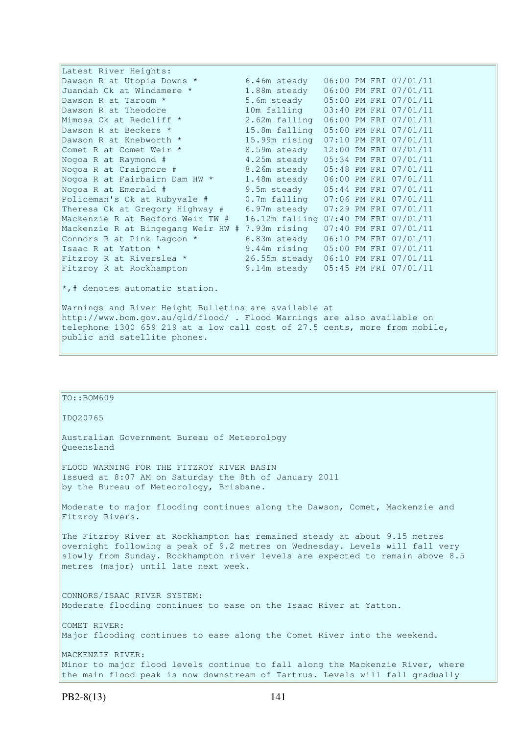Latest River Heights:

| Station | Height | Time |
|---|---|---|
| Dawson R at Utopia Downs * | 6.46m steady | 06:00 PM FRI 07/01/11 |
| Juandah Ck at Windamere * | 1.88m steady | 06:00 PM FRI 07/01/11 |
| Dawson R at Taroom * | 5.6m steady | 05:00 PM FRI 07/01/11 |
| Dawson R at Theodore | 10m falling | 03:40 PM FRI 07/01/11 |
| Mimosa Ck at Redcliff * | 2.62m falling | 06:00 PM FRI 07/01/11 |
| Dawson R at Beckers * | 15.8m falling | 05:00 PM FRI 07/01/11 |
| Dawson R at Knebworth * | 15.99m rising | 07:10 PM FRI 07/01/11 |
| Comet R at Comet Weir * | 8.59m steady | 12:00 PM FRI 07/01/11 |
| Nogoa R at Raymond # | 4.25m steady | 05:34 PM FRI 07/01/11 |
| Nogoa R at Craigmore # | 8.26m steady | 05:48 PM FRI 07/01/11 |
| Nogoa R at Fairbairn Dam HW * | 1.48m steady | 06:00 PM FRI 07/01/11 |
| Nogoa R at Emerald # | 9.5m steady | 05:44 PM FRI 07/01/11 |
| Policeman's Ck at Rubyvale # | 0.7m falling | 07:06 PM FRI 07/01/11 |
| Theresa Ck at Gregory Highway # | 6.97m steady | 07:29 PM FRI 07/01/11 |
| Mackenzie R at Bedford Weir TW # | 16.12m falling | 07:40 PM FRI 07/01/11 |
| Mackenzie R at Bingegang Weir HW # | 7.93m rising | 07:40 PM FRI 07/01/11 |
| Connors R at Pink Lagoon * | 6.83m steady | 06:10 PM FRI 07/01/11 |
| Isaac R at Yatton * | 9.44m rising | 05:00 PM FRI 07/01/11 |
| Fitzroy R at Riverslea * | 26.55m steady | 06:10 PM FRI 07/01/11 |
| Fitzroy R at Rockhampton | 9.14m steady | 05:45 PM FRI 07/01/11 |

*,# denotes automatic station.

Warnings and River Height Bulletins are available at http://www.bom.gov.au/qld/flood/ . Flood Warnings are also available on telephone 1300 659 219 at a low call cost of 27.5 cents, more from mobile, public and satellite phones.

TO::BOM609

IDQ20765

Australian Government Bureau of Meteorology
Queensland

FLOOD WARNING FOR THE FITZROY RIVER BASIN
Issued at 8:07 AM on Saturday the 8th of January 2011
by the Bureau of Meteorology, Brisbane.

Moderate to major flooding continues along the Dawson, Comet, Mackenzie and Fitzroy Rivers.

The Fitzroy River at Rockhampton has remained steady at about 9.15 metres overnight following a peak of 9.2 metres on Wednesday. Levels will fall very slowly from Sunday. Rockhampton river levels are expected to remain above 8.5 metres (major) until late next week.

CONNORS/ISAAC RIVER SYSTEM:
Moderate flooding continues to ease on the Isaac River at Yatton.

COMET RIVER:
Major flooding continues to ease along the Comet River into the weekend.

MACKENZIE RIVER:
Minor to major flood levels continue to fall along the Mackenzie River, where the main flood peak is now downstream of Tartrus. Levels will fall gradually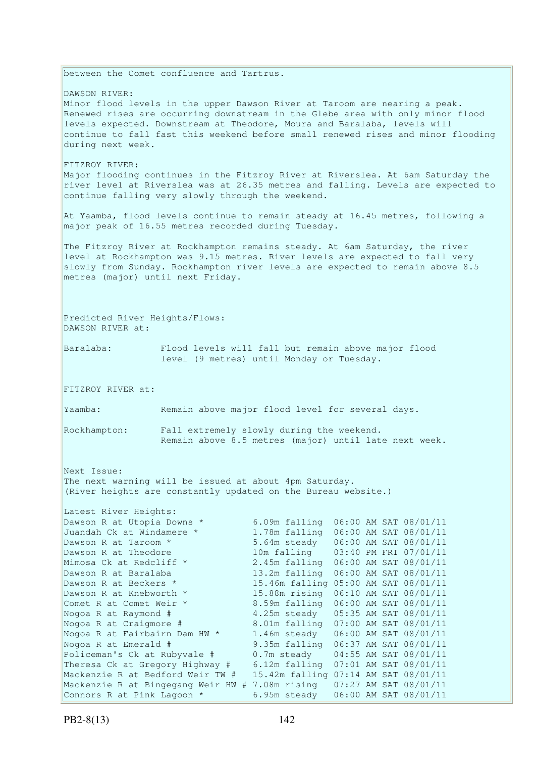between the Comet confluence and Tartrus.

DAWSON RIVER:
Minor flood levels in the upper Dawson River at Taroom are nearing a peak. Renewed rises are occurring downstream in the Glebe area with only minor flood levels expected. Downstream at Theodore, Moura and Baralaba, levels will continue to fall fast this weekend before small renewed rises and minor flooding during next week.

FITZROY RIVER:
Major flooding continues in the Fitzroy River at Riverslea. At 6am Saturday the river level at Riverslea was at 26.35 metres and falling. Levels are expected to continue falling very slowly through the weekend.

At Yaamba, flood levels continue to remain steady at 16.45 metres, following a major peak of 16.55 metres recorded during Tuesday.

The Fitzroy River at Rockhampton remains steady. At 6am Saturday, the river level at Rockhampton was 9.15 metres. River levels are expected to fall very slowly from Sunday. Rockhampton river levels are expected to remain above 8.5 metres (major) until next Friday.

Predicted River Heights/Flows:
DAWSON RIVER at:

Baralaba: Flood levels will fall but remain above major flood level (9 metres) until Monday or Tuesday.

FITZROY RIVER at:

Yaamba: Remain above major flood level for several days.

Rockhampton: Fall extremely slowly during the weekend. Remain above 8.5 metres (major) until late next week.

Next Issue:
The next warning will be issued at about 4pm Saturday.
(River heights are constantly updated on the Bureau website.)

Latest River Heights:

| | | |
|---|---|---|
| Dawson R at Utopia Downs * | 6.09m falling | 06:00 AM SAT 08/01/11 |
| Juandah Ck at Windamere * | 1.78m falling | 06:00 AM SAT 08/01/11 |
| Dawson R at Taroom * | 5.64m steady | 06:00 AM SAT 08/01/11 |
| Dawson R at Theodore | 10m falling | 03:40 PM FRI 07/01/11 |
| Mimosa Ck at Redcliff * | 2.45m falling | 06:00 AM SAT 08/01/11 |
| Dawson R at Baralaba | 13.2m falling | 06:00 AM SAT 08/01/11 |
| Dawson R at Beckers * | 15.46m falling | 05:00 AM SAT 08/01/11 |
| Dawson R at Knebworth * | 15.88m rising | 06:10 AM SAT 08/01/11 |
| Comet R at Comet Weir * | 8.59m falling | 06:00 AM SAT 08/01/11 |
| Nogoa R at Raymond # | 4.25m steady | 05:35 AM SAT 08/01/11 |
| Nogoa R at Craigmore # | 8.01m falling | 07:00 AM SAT 08/01/11 |
| Nogoa R at Fairbairn Dam HW * | 1.46m steady | 06:00 AM SAT 08/01/11 |
| Nogoa R at Emerald # | 9.35m falling | 06:37 AM SAT 08/01/11 |
| Policeman's Ck at Rubyvale # | 0.7m steady | 04:55 AM SAT 08/01/11 |
| Theresa Ck at Gregory Highway # | 6.12m falling | 07:01 AM SAT 08/01/11 |
| Mackenzie R at Bedford Weir TW # | 15.42m falling | 07:14 AM SAT 08/01/11 |
| Mackenzie R at Bingegang Weir HW # | 7.08m rising | 07:27 AM SAT 08/01/11 |
| Connors R at Pink Lagoon * | 6.95m steady | 06:00 AM SAT 08/01/11 |

PB2-8(13)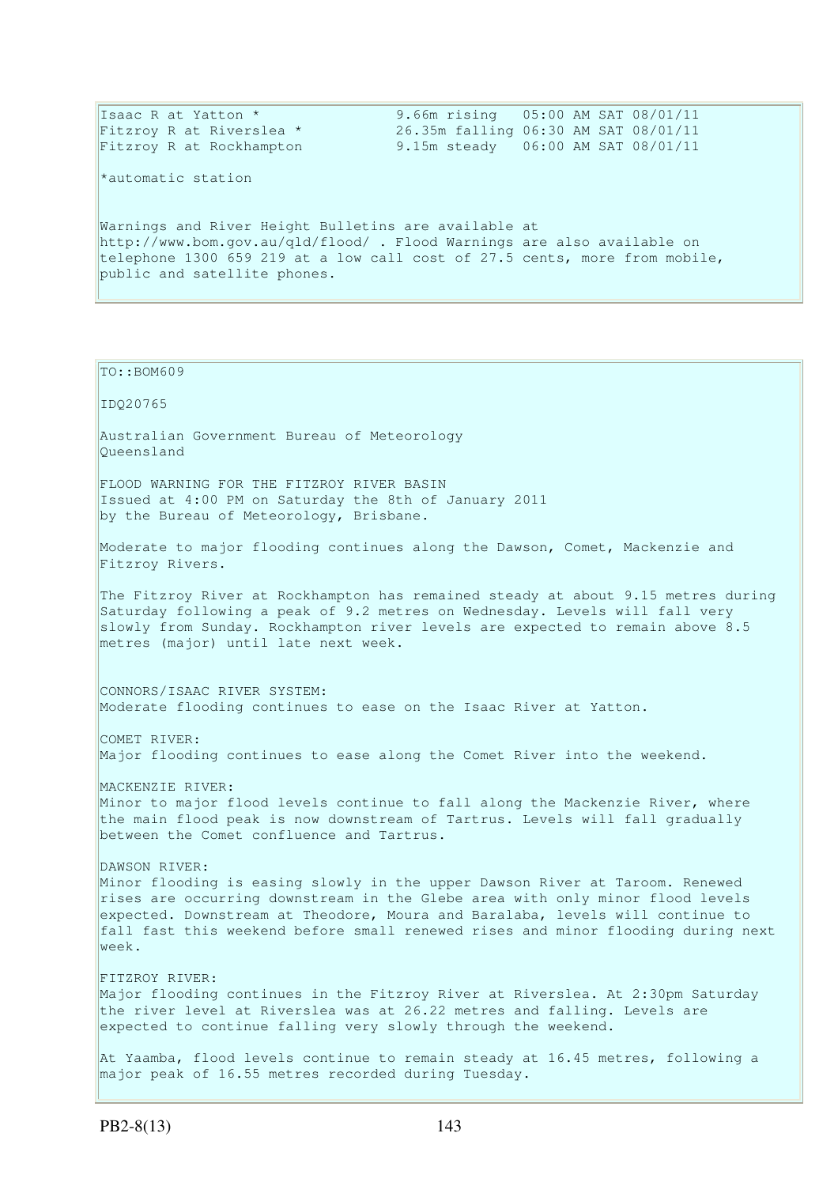```
Isaac R at Yatton *                9.66m rising   05:00 AM SAT 08/01/11
Fitzroy R at Riverslea *           26.35m falling 06:30 AM SAT 08/01/11
Fitzroy R at Rockhampton           9.15m steady   06:00 AM SAT 08/01/11
```

*automatic station

Warnings and River Height Bulletins are available at http://www.bom.gov.au/qld/flood/ . Flood Warnings are also available on telephone 1300 659 219 at a low call cost of 27.5 cents, more from mobile, public and satellite phones.

---

TO::BOM609

IDQ20765

Australian Government Bureau of Meteorology
Queensland

FLOOD WARNING FOR THE FITZROY RIVER BASIN
Issued at 4:00 PM on Saturday the 8th of January 2011
by the Bureau of Meteorology, Brisbane.

Moderate to major flooding continues along the Dawson, Comet, Mackenzie and Fitzroy Rivers.

The Fitzroy River at Rockhampton has remained steady at about 9.15 metres during Saturday following a peak of 9.2 metres on Wednesday. Levels will fall very slowly from Sunday. Rockhampton river levels are expected to remain above 8.5 metres (major) until late next week.

CONNORS/ISAAC RIVER SYSTEM:
Moderate flooding continues to ease on the Isaac River at Yatton.

COMET RIVER:
Major flooding continues to ease along the Comet River into the weekend.

MACKENZIE RIVER:
Minor to major flood levels continue to fall along the Mackenzie River, where the main flood peak is now downstream of Tartrus. Levels will fall gradually between the Comet confluence and Tartrus.

DAWSON RIVER:
Minor flooding is easing slowly in the upper Dawson River at Taroom. Renewed rises are occurring downstream in the Glebe area with only minor flood levels expected. Downstream at Theodore, Moura and Baralaba, levels will continue to fall fast this weekend before small renewed rises and minor flooding during next week.

FITZROY RIVER:
Major flooding continues in the Fitzroy River at Riverslea. At 2:30pm Saturday the river level at Riverslea was at 26.22 metres and falling. Levels are expected to continue falling very slowly through the weekend.

At Yaamba, flood levels continue to remain steady at 16.45 metres, following a major peak of 16.55 metres recorded during Tuesday.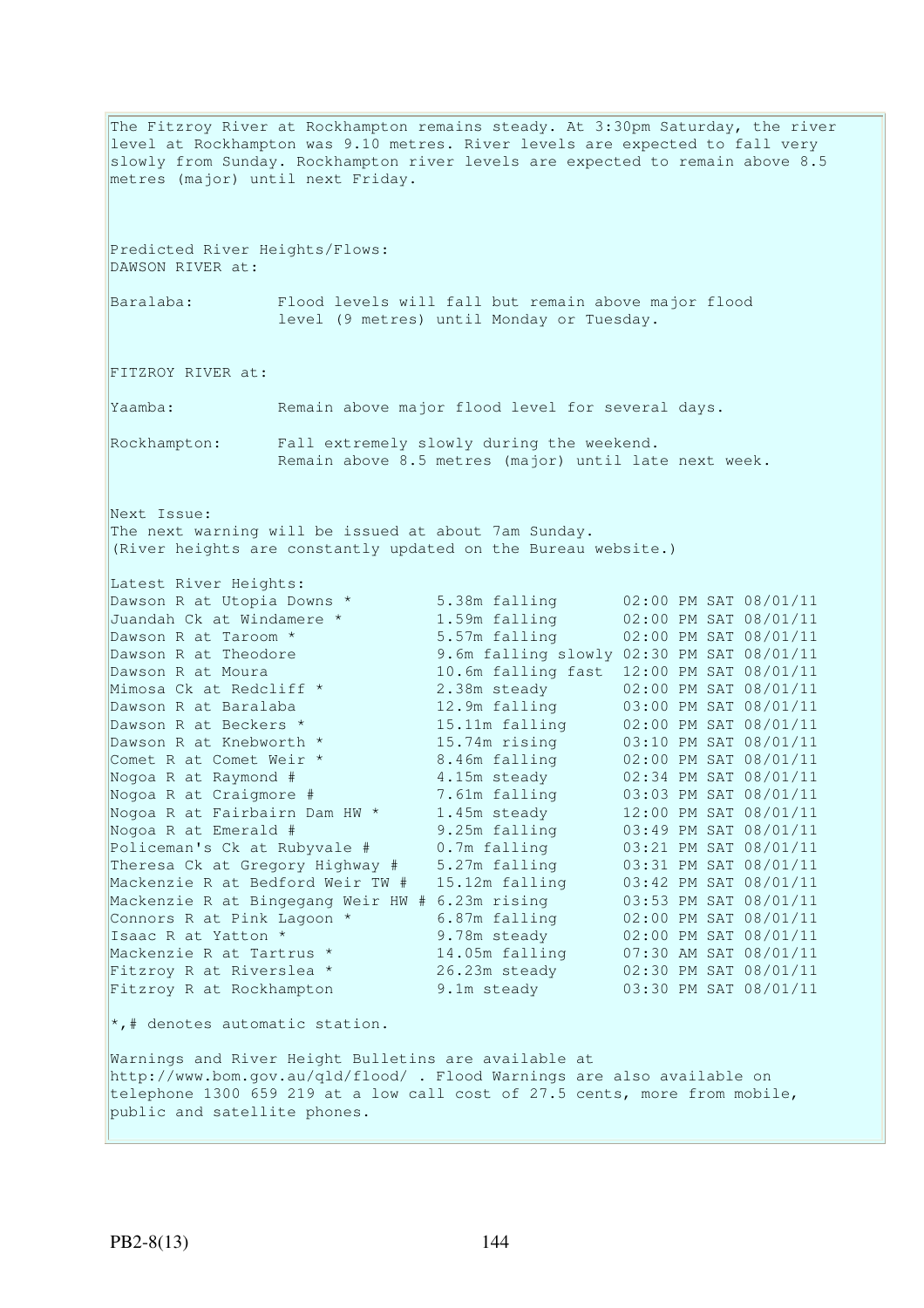The Fitzroy River at Rockhampton remains steady. At 3:30pm Saturday, the river level at Rockhampton was 9.10 metres. River levels are expected to fall very slowly from Sunday. Rockhampton river levels are expected to remain above 8.5 metres (major) until next Friday.

Predicted River Heights/Flows:

DAWSON RIVER at:

Baralaba: Flood levels will fall but remain above major flood level (9 metres) until Monday or Tuesday.

FITZROY RIVER at:

Yaamba: Remain above major flood level for several days.

Rockhampton: Fall extremely slowly during the weekend. Remain above 8.5 metres (major) until late next week.

Next Issue:
The next warning will be issued at about 7am Sunday.
(River heights are constantly updated on the Bureau website.)

Latest River Heights:

| Station | Height | Time |
|---|---|---|
| Dawson R at Utopia Downs * | 5.38m falling | 02:00 PM SAT 08/01/11 |
| Juandah Ck at Windamere * | 1.59m falling | 02:00 PM SAT 08/01/11 |
| Dawson R at Taroom * | 5.57m falling | 02:00 PM SAT 08/01/11 |
| Dawson R at Theodore | 9.6m falling slowly | 02:30 PM SAT 08/01/11 |
| Dawson R at Moura | 10.6m falling fast | 12:00 PM SAT 08/01/11 |
| Mimosa Ck at Redcliff * | 2.38m steady | 02:00 PM SAT 08/01/11 |
| Dawson R at Baralaba | 12.9m falling | 03:00 PM SAT 08/01/11 |
| Dawson R at Beckers * | 15.11m falling | 02:00 PM SAT 08/01/11 |
| Dawson R at Knebworth * | 15.74m rising | 03:10 PM SAT 08/01/11 |
| Comet R at Comet Weir * | 8.46m falling | 02:00 PM SAT 08/01/11 |
| Nogoa R at Raymond # | 4.15m steady | 02:34 PM SAT 08/01/11 |
| Nogoa R at Craigmore # | 7.61m falling | 03:03 PM SAT 08/01/11 |
| Nogoa R at Fairbairn Dam HW * | 1.45m steady | 12:00 PM SAT 08/01/11 |
| Nogoa R at Emerald # | 9.25m falling | 03:49 PM SAT 08/01/11 |
| Policeman's Ck at Rubyvale # | 0.7m falling | 03:21 PM SAT 08/01/11 |
| Theresa Ck at Gregory Highway # | 5.27m falling | 03:31 PM SAT 08/01/11 |
| Mackenzie R at Bedford Weir TW # | 15.12m falling | 03:42 PM SAT 08/01/11 |
| Mackenzie R at Bingegang Weir HW # | 6.23m rising | 03:53 PM SAT 08/01/11 |
| Connors R at Pink Lagoon * | 6.87m falling | 02:00 PM SAT 08/01/11 |
| Isaac R at Yatton * | 9.78m steady | 02:00 PM SAT 08/01/11 |
| Mackenzie R at Tartrus * | 14.05m falling | 07:30 AM SAT 08/01/11 |
| Fitzroy R at Riverslea * | 26.23m steady | 02:30 PM SAT 08/01/11 |
| Fitzroy R at Rockhampton | 9.1m steady | 03:30 PM SAT 08/01/11 |

*,# denotes automatic station.

Warnings and River Height Bulletins are available at http://www.bom.gov.au/qld/flood/ . Flood Warnings are also available on telephone 1300 659 219 at a low call cost of 27.5 cents, more from mobile, public and satellite phones.

PB2-8(13)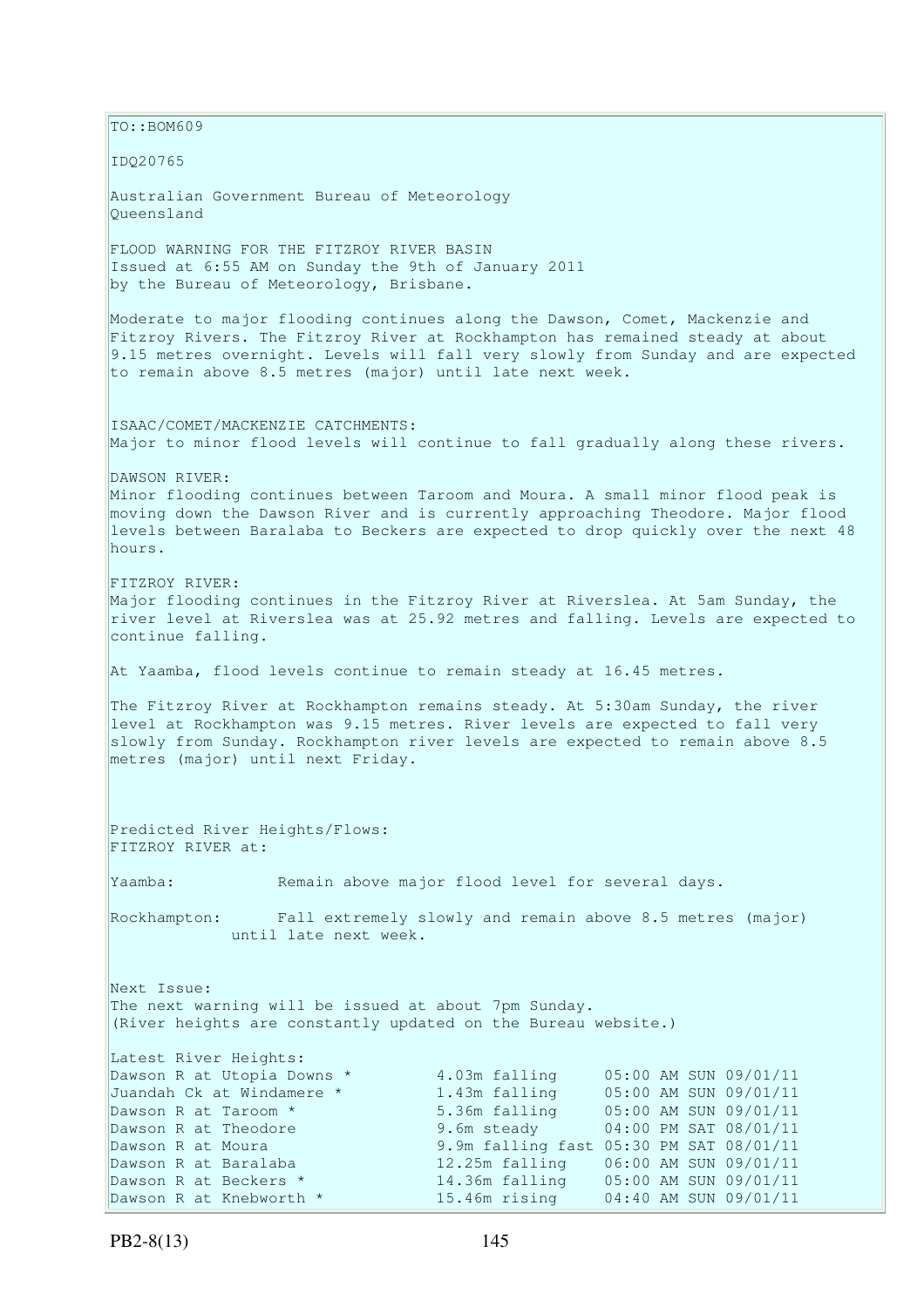TO::BOM609

IDQ20765

Australian Government Bureau of Meteorology
Queensland

FLOOD WARNING FOR THE FITZROY RIVER BASIN
Issued at 6:55 AM on Sunday the 9th of January 2011
by the Bureau of Meteorology, Brisbane.

Moderate to major flooding continues along the Dawson, Comet, Mackenzie and Fitzroy Rivers. The Fitzroy River at Rockhampton has remained steady at about 9.15 metres overnight. Levels will fall very slowly from Sunday and are expected to remain above 8.5 metres (major) until late next week.

ISAAC/COMET/MACKENZIE CATCHMENTS:
Major to minor flood levels will continue to fall gradually along these rivers.

DAWSON RIVER:
Minor flooding continues between Taroom and Moura. A small minor flood peak is moving down the Dawson River and is currently approaching Theodore. Major flood levels between Baralaba to Beckers are expected to drop quickly over the next 48 hours.

FITZROY RIVER:
Major flooding continues in the Fitzroy River at Riverslea. At 5am Sunday, the river level at Riverslea was at 25.92 metres and falling. Levels are expected to continue falling.

At Yaamba, flood levels continue to remain steady at 16.45 metres.

The Fitzroy River at Rockhampton remains steady. At 5:30am Sunday, the river level at Rockhampton was 9.15 metres. River levels are expected to fall very slowly from Sunday. Rockhampton river levels are expected to remain above 8.5 metres (major) until next Friday.

Predicted River Heights/Flows:
FITZROY RIVER at:

Yaamba: Remain above major flood level for several days.

Rockhampton: Fall extremely slowly and remain above 8.5 metres (major) until late next week.

Next Issue:
The next warning will be issued at about 7pm Sunday.
(River heights are constantly updated on the Bureau website.)

Latest River Heights:

| | | |
|---|---|---|
| Dawson R at Utopia Downs * | 4.03m falling | 05:00 AM SUN 09/01/11 |
| Juandah Ck at Windamere * | 1.43m falling | 05:00 AM SUN 09/01/11 |
| Dawson R at Taroom * | 5.36m falling | 05:00 AM SUN 09/01/11 |
| Dawson R at Theodore | 9.6m steady | 04:00 PM SAT 08/01/11 |
| Dawson R at Moura | 9.9m falling fast | 05:30 PM SAT 08/01/11 |
| Dawson R at Baralaba | 12.25m falling | 06:00 AM SUN 09/01/11 |
| Dawson R at Beckers * | 14.36m falling | 05:00 AM SUN 09/01/11 |
| Dawson R at Knebworth * | 15.46m rising | 04:40 AM SUN 09/01/11 |

PB2-8(13)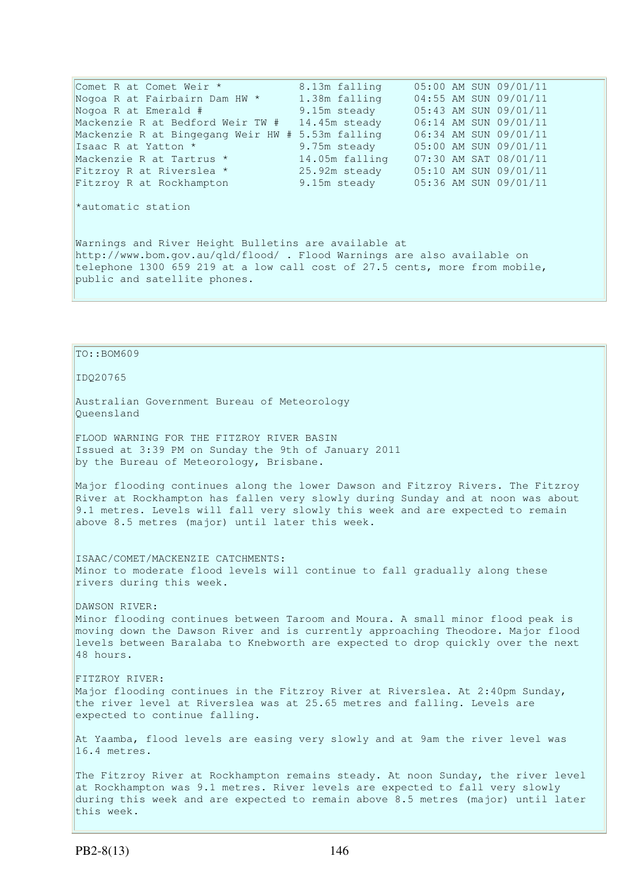```
Comet R at Comet Weir *            8.13m falling     05:00 AM SUN 09/01/11
Nogoa R at Fairbairn Dam HW *      1.38m falling     04:55 AM SUN 09/01/11
Nogoa R at Emerald #               9.15m steady      05:43 AM SUN 09/01/11
Mackenzie R at Bedford Weir TW #   14.45m steady     06:14 AM SUN 09/01/11
Mackenzie R at Bingegang Weir HW # 5.53m falling     06:34 AM SUN 09/01/11
Isaac R at Yatton *                9.75m steady      05:00 AM SUN 09/01/11
Mackenzie R at Tartrus *           14.05m falling    07:30 AM SAT 08/01/11
Fitzroy R at Riverslea *           25.92m steady     05:10 AM SUN 09/01/11
Fitzroy R at Rockhampton           9.15m steady      05:36 AM SUN 09/01/11
```

*automatic station

Warnings and River Height Bulletins are available at http://www.bom.gov.au/qld/flood/ . Flood Warnings are also available on telephone 1300 659 219 at a low call cost of 27.5 cents, more from mobile, public and satellite phones.

TO::BOM609

IDQ20765

Australian Government Bureau of Meteorology
Queensland

FLOOD WARNING FOR THE FITZROY RIVER BASIN
Issued at 3:39 PM on Sunday the 9th of January 2011
by the Bureau of Meteorology, Brisbane.

Major flooding continues along the lower Dawson and Fitzroy Rivers. The Fitzroy River at Rockhampton has fallen very slowly during Sunday and at noon was about 9.1 metres. Levels will fall very slowly this week and are expected to remain above 8.5 metres (major) until later this week.

ISAAC/COMET/MACKENZIE CATCHMENTS:
Minor to moderate flood levels will continue to fall gradually along these rivers during this week.

DAWSON RIVER:
Minor flooding continues between Taroom and Moura. A small minor flood peak is moving down the Dawson River and is currently approaching Theodore. Major flood levels between Baralaba to Knebworth are expected to drop quickly over the next 48 hours.

FITZROY RIVER:
Major flooding continues in the Fitzroy River at Riverslea. At 2:40pm Sunday, the river level at Riverslea was at 25.65 metres and falling. Levels are expected to continue falling.

At Yaamba, flood levels are easing very slowly and at 9am the river level was 16.4 metres.

The Fitzroy River at Rockhampton remains steady. At noon Sunday, the river level at Rockhampton was 9.1 metres. River levels are expected to fall very slowly during this week and are expected to remain above 8.5 metres (major) until later this week.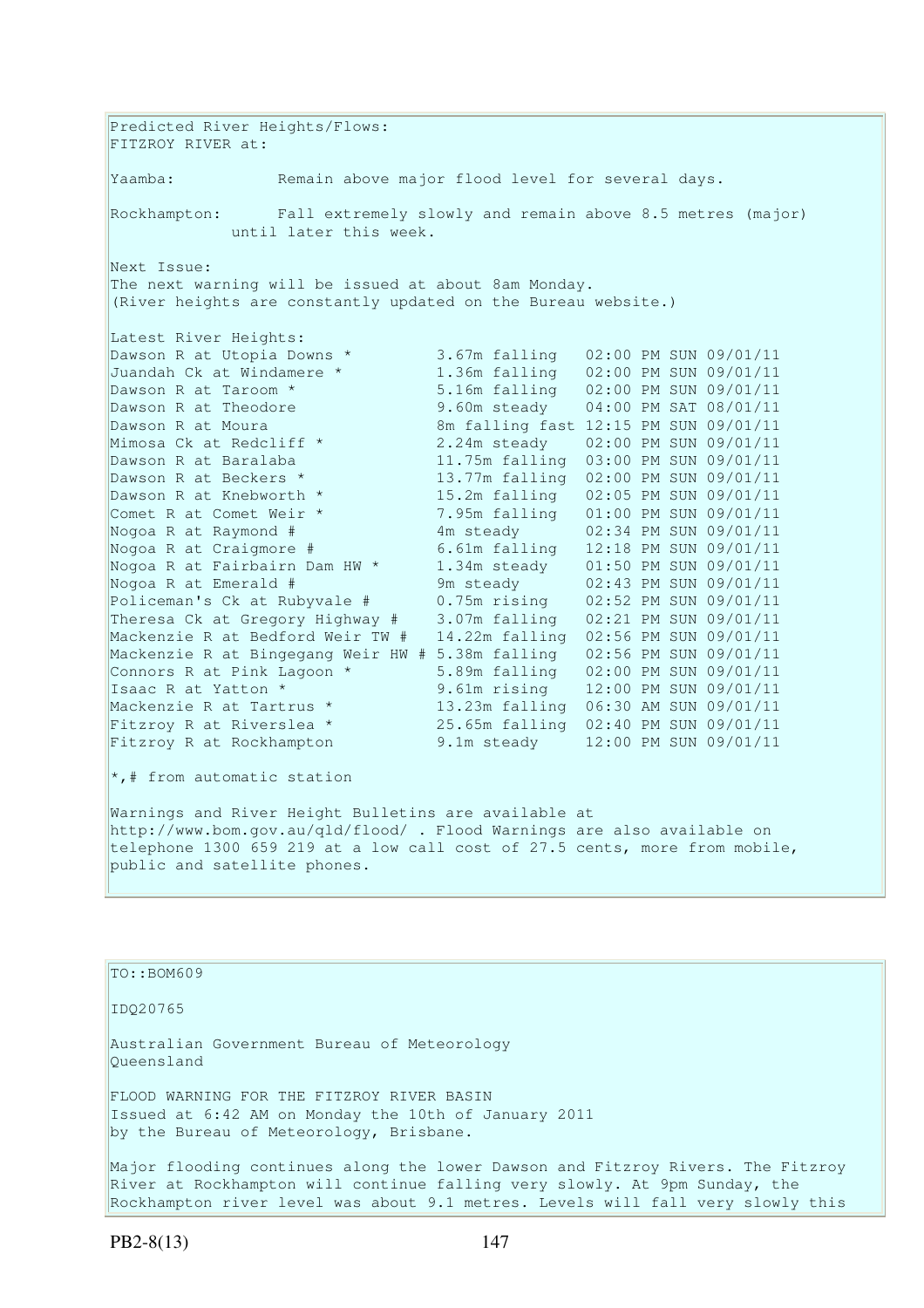Predicted River Heights/Flows:
FITZROY RIVER at:

Yaamba: Remain above major flood level for several days.

Rockhampton: Fall extremely slowly and remain above 8.5 metres (major) until later this week.

Next Issue:
The next warning will be issued at about 8am Monday.
(River heights are constantly updated on the Bureau website.)

Latest River Heights:

| Location | Height | Time |
|---|---|---|
| Dawson R at Utopia Downs * | 3.67m falling | 02:00 PM SUN 09/01/11 |
| Juandah Ck at Windamere * | 1.36m falling | 02:00 PM SUN 09/01/11 |
| Dawson R at Taroom * | 5.16m falling | 02:00 PM SUN 09/01/11 |
| Dawson R at Theodore | 9.60m steady | 04:00 PM SAT 08/01/11 |
| Dawson R at Moura | 8m falling fast | 12:15 PM SUN 09/01/11 |
| Mimosa Ck at Redcliff * | 2.24m steady | 02:00 PM SUN 09/01/11 |
| Dawson R at Baralaba | 11.75m falling | 03:00 PM SUN 09/01/11 |
| Dawson R at Beckers * | 13.77m falling | 02:00 PM SUN 09/01/11 |
| Dawson R at Knebworth * | 15.2m falling | 02:05 PM SUN 09/01/11 |
| Comet R at Comet Weir * | 7.95m falling | 01:00 PM SUN 09/01/11 |
| Nogoa R at Raymond # | 4m steady | 02:34 PM SUN 09/01/11 |
| Nogoa R at Craigmore # | 6.61m falling | 12:18 PM SUN 09/01/11 |
| Nogoa R at Fairbairn Dam HW * | 1.34m steady | 01:50 PM SUN 09/01/11 |
| Nogoa R at Emerald # | 9m steady | 02:43 PM SUN 09/01/11 |
| Policeman's Ck at Rubyvale # | 0.75m rising | 02:52 PM SUN 09/01/11 |
| Theresa Ck at Gregory Highway # | 3.07m falling | 02:21 PM SUN 09/01/11 |
| Mackenzie R at Bedford Weir TW # | 14.22m falling | 02:56 PM SUN 09/01/11 |
| Mackenzie R at Bingegang Weir HW # | 5.38m falling | 02:56 PM SUN 09/01/11 |
| Connors R at Pink Lagoon * | 5.89m falling | 02:00 PM SUN 09/01/11 |
| Isaac R at Yatton * | 9.61m rising | 12:00 PM SUN 09/01/11 |
| Mackenzie R at Tartrus * | 13.23m falling | 06:30 AM SUN 09/01/11 |
| Fitzroy R at Riverslea * | 25.65m falling | 02:40 PM SUN 09/01/11 |
| Fitzroy R at Rockhampton | 9.1m steady | 12:00 PM SUN 09/01/11 |

*,# from automatic station

Warnings and River Height Bulletins are available at http://www.bom.gov.au/qld/flood/ . Flood Warnings are also available on telephone 1300 659 219 at a low call cost of 27.5 cents, more from mobile, public and satellite phones.

---

TO::BOM609

IDQ20765

Australian Government Bureau of Meteorology
Queensland

FLOOD WARNING FOR THE FITZROY RIVER BASIN
Issued at 6:42 AM on Monday the 10th of January 2011
by the Bureau of Meteorology, Brisbane.

Major flooding continues along the lower Dawson and Fitzroy Rivers. The Fitzroy River at Rockhampton will continue falling very slowly. At 9pm Sunday, the Rockhampton river level was about 9.1 metres. Levels will fall very slowly this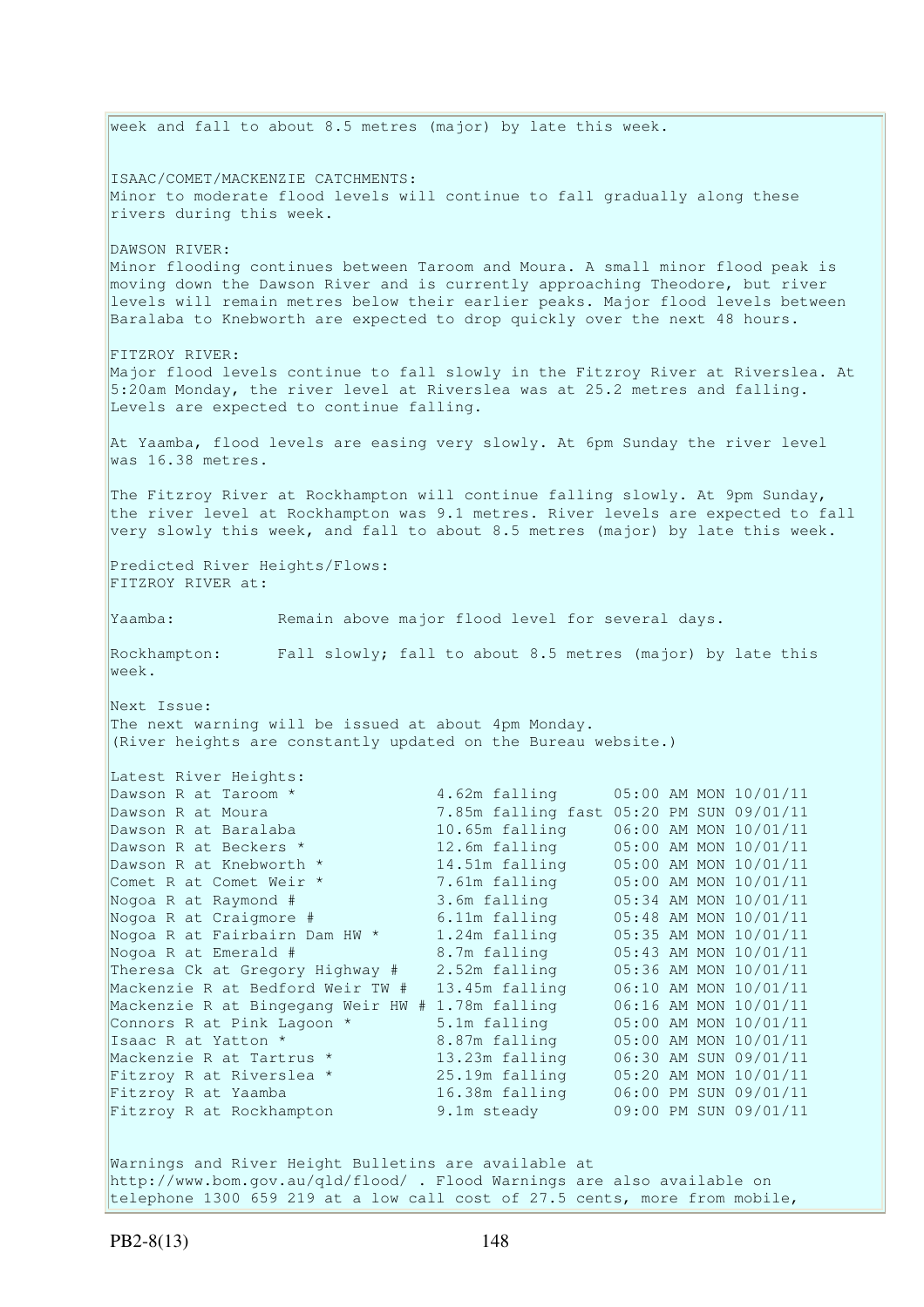week and fall to about 8.5 metres (major) by late this week.

ISAAC/COMET/MACKENZIE CATCHMENTS:
Minor to moderate flood levels will continue to fall gradually along these rivers during this week.

DAWSON RIVER:
Minor flooding continues between Taroom and Moura. A small minor flood peak is moving down the Dawson River and is currently approaching Theodore, but river levels will remain metres below their earlier peaks. Major flood levels between Baralaba to Knebworth are expected to drop quickly over the next 48 hours.

FITZROY RIVER:
Major flood levels continue to fall slowly in the Fitzroy River at Riverslea. At 5:20am Monday, the river level at Riverslea was at 25.2 metres and falling. Levels are expected to continue falling.

At Yaamba, flood levels are easing very slowly. At 6pm Sunday the river level was 16.38 metres.

The Fitzroy River at Rockhampton will continue falling slowly. At 9pm Sunday, the river level at Rockhampton was 9.1 metres. River levels are expected to fall very slowly this week, and fall to about 8.5 metres (major) by late this week.

Predicted River Heights/Flows:
FITZROY RIVER at:

Yaamba: Remain above major flood level for several days.

Rockhampton: Fall slowly; fall to about 8.5 metres (major) by late this week.

Next Issue:
The next warning will be issued at about 4pm Monday.
(River heights are constantly updated on the Bureau website.)

Latest River Heights:

| | | |
|---|---|---|
| Dawson R at Taroom * | 4.62m falling | 05:00 AM MON 10/01/11 |
| Dawson R at Moura | 7.85m falling fast | 05:20 PM SUN 09/01/11 |
| Dawson R at Baralaba | 10.65m falling | 06:00 AM MON 10/01/11 |
| Dawson R at Beckers * | 12.6m falling | 05:00 AM MON 10/01/11 |
| Dawson R at Knebworth * | 14.51m falling | 05:00 AM MON 10/01/11 |
| Comet R at Comet Weir * | 7.61m falling | 05:00 AM MON 10/01/11 |
| Nogoa R at Raymond # | 3.6m falling | 05:34 AM MON 10/01/11 |
| Nogoa R at Craigmore # | 6.11m falling | 05:48 AM MON 10/01/11 |
| Nogoa R at Fairbairn Dam HW * | 1.24m falling | 05:35 AM MON 10/01/11 |
| Nogoa R at Emerald # | 8.7m falling | 05:43 AM MON 10/01/11 |
| Theresa Ck at Gregory Highway # | 2.52m falling | 05:36 AM MON 10/01/11 |
| Mackenzie R at Bedford Weir TW # | 13.45m falling | 06:10 AM MON 10/01/11 |
| Mackenzie R at Bingegang Weir HW # | 1.78m falling | 06:16 AM MON 10/01/11 |
| Connors R at Pink Lagoon * | 5.1m falling | 05:00 AM MON 10/01/11 |
| Isaac R at Yatton * | 8.87m falling | 05:00 AM MON 10/01/11 |
| Mackenzie R at Tartrus * | 13.23m falling | 06:30 AM SUN 09/01/11 |
| Fitzroy R at Riverslea * | 25.19m falling | 05:20 AM MON 10/01/11 |
| Fitzroy R at Yaamba | 16.38m falling | 06:00 PM SUN 09/01/11 |
| Fitzroy R at Rockhampton | 9.1m steady | 09:00 PM SUN 09/01/11 |

Warnings and River Height Bulletins are available at http://www.bom.gov.au/qld/flood/ . Flood Warnings are also available on telephone 1300 659 219 at a low call cost of 27.5 cents, more from mobile,

PB2-8(13)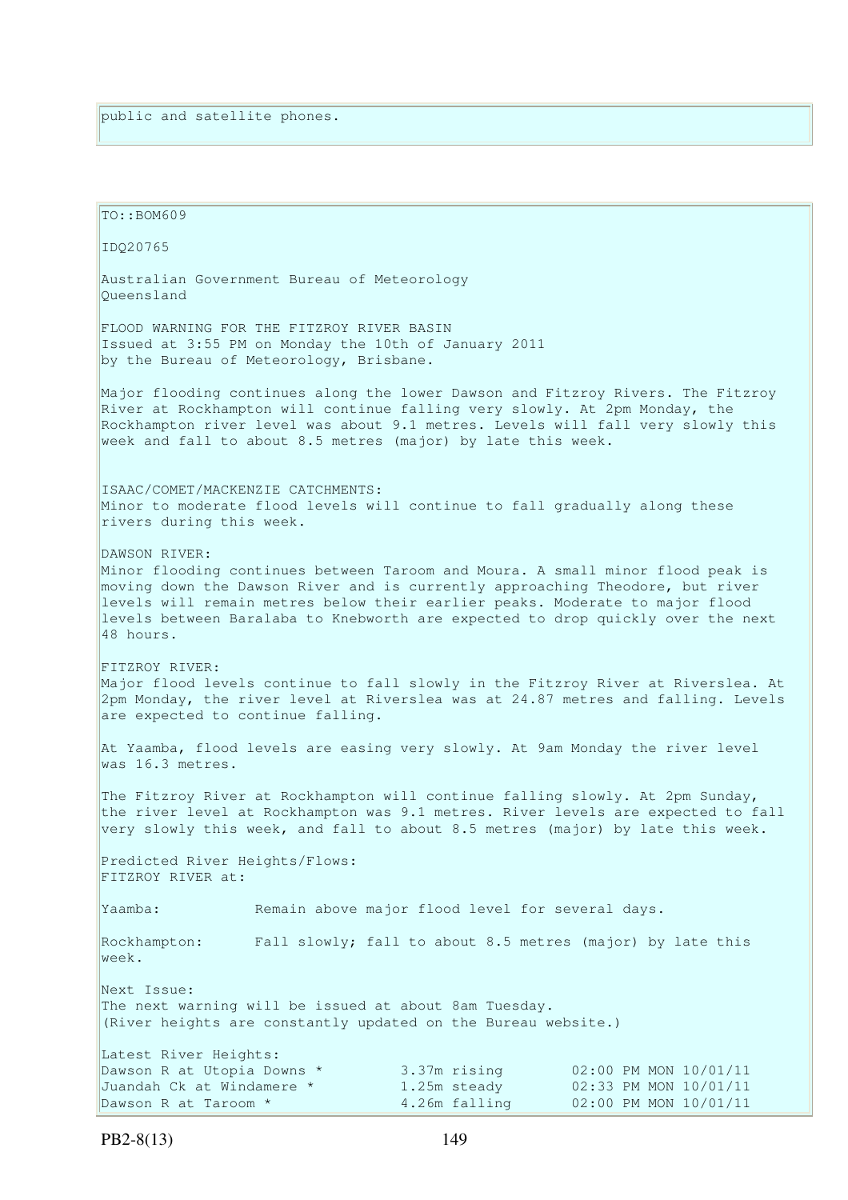public and satellite phones.

TO::BOM609

IDQ20765

Australian Government Bureau of Meteorology
Queensland

FLOOD WARNING FOR THE FITZROY RIVER BASIN
Issued at 3:55 PM on Monday the 10th of January 2011
by the Bureau of Meteorology, Brisbane.

Major flooding continues along the lower Dawson and Fitzroy Rivers. The Fitzroy River at Rockhampton will continue falling very slowly. At 2pm Monday, the Rockhampton river level was about 9.1 metres. Levels will fall very slowly this week and fall to about 8.5 metres (major) by late this week.

ISAAC/COMET/MACKENZIE CATCHMENTS:
Minor to moderate flood levels will continue to fall gradually along these rivers during this week.

DAWSON RIVER:
Minor flooding continues between Taroom and Moura. A small minor flood peak is moving down the Dawson River and is currently approaching Theodore, but river levels will remain metres below their earlier peaks. Moderate to major flood levels between Baralaba to Knebworth are expected to drop quickly over the next 48 hours.

FITZROY RIVER:
Major flood levels continue to fall slowly in the Fitzroy River at Riverslea. At 2pm Monday, the river level at Riverslea was at 24.87 metres and falling. Levels are expected to continue falling.

At Yaamba, flood levels are easing very slowly. At 9am Monday the river level was 16.3 metres.

The Fitzroy River at Rockhampton will continue falling slowly. At 2pm Sunday, the river level at Rockhampton was 9.1 metres. River levels are expected to fall very slowly this week, and fall to about 8.5 metres (major) by late this week.

Predicted River Heights/Flows:
FITZROY RIVER at:

Yaamba: Remain above major flood level for several days.

Rockhampton: Fall slowly; fall to about 8.5 metres (major) by late this week.

Next Issue:
The next warning will be issued at about 8am Tuesday.
(River heights are constantly updated on the Bureau website.)

Latest River Heights:

| | | |
|---|---|---|
| Dawson R at Utopia Downs * | 3.37m rising | 02:00 PM MON 10/01/11 |
| Juandah Ck at Windamere * | 1.25m steady | 02:33 PM MON 10/01/11 |
| Dawson R at Taroom * | 4.26m falling | 02:00 PM MON 10/01/11 |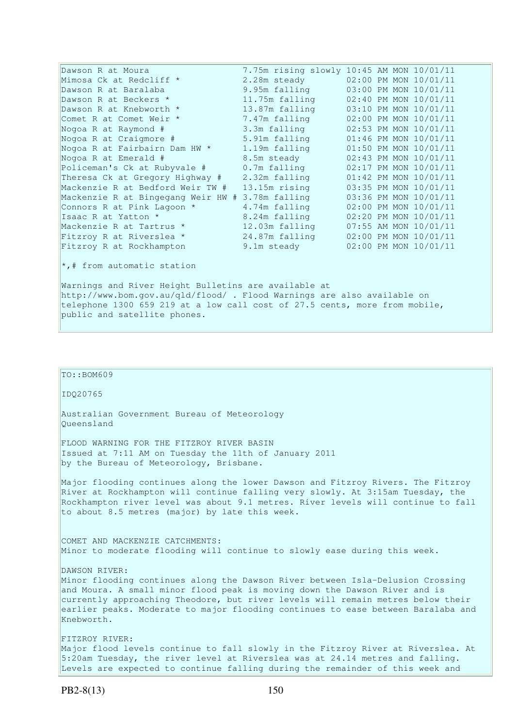| | | |
|---|---|---|
| Dawson R at Moura | 7.75m rising slowly | 10:45 AM MON 10/01/11 |
| Mimosa Ck at Redcliff * | 2.28m steady | 02:00 PM MON 10/01/11 |
| Dawson R at Baralaba | 9.95m falling | 03:00 PM MON 10/01/11 |
| Dawson R at Beckers * | 11.75m falling | 02:40 PM MON 10/01/11 |
| Dawson R at Knebworth * | 13.87m falling | 03:10 PM MON 10/01/11 |
| Comet R at Comet Weir * | 7.47m falling | 02:00 PM MON 10/01/11 |
| Nogoa R at Raymond # | 3.3m falling | 02:53 PM MON 10/01/11 |
| Nogoa R at Craigmore # | 5.91m falling | 01:46 PM MON 10/01/11 |
| Nogoa R at Fairbairn Dam HW * | 1.19m falling | 01:50 PM MON 10/01/11 |
| Nogoa R at Emerald # | 8.5m steady | 02:43 PM MON 10/01/11 |
| Policeman's Ck at Rubyvale # | 0.7m falling | 02:17 PM MON 10/01/11 |
| Theresa Ck at Gregory Highway # | 2.32m falling | 01:42 PM MON 10/01/11 |
| Mackenzie R at Bedford Weir TW # | 13.15m rising | 03:35 PM MON 10/01/11 |
| Mackenzie R at Bingegang Weir HW # | 3.78m falling | 03:36 PM MON 10/01/11 |
| Connors R at Pink Lagoon * | 4.74m falling | 02:00 PM MON 10/01/11 |
| Isaac R at Yatton * | 8.24m falling | 02:20 PM MON 10/01/11 |
| Mackenzie R at Tartrus * | 12.03m falling | 07:55 AM MON 10/01/11 |
| Fitzroy R at Riverslea * | 24.87m falling | 02:00 PM MON 10/01/11 |
| Fitzroy R at Rockhampton | 9.1m steady | 02:00 PM MON 10/01/11 |

*,# from automatic station

Warnings and River Height Bulletins are available at http://www.bom.gov.au/qld/flood/ . Flood Warnings are also available on telephone 1300 659 219 at a low call cost of 27.5 cents, more from mobile, public and satellite phones.

TO::BOM609

IDQ20765

Australian Government Bureau of Meteorology
Queensland

FLOOD WARNING FOR THE FITZROY RIVER BASIN
Issued at 7:11 AM on Tuesday the 11th of January 2011
by the Bureau of Meteorology, Brisbane.

Major flooding continues along the lower Dawson and Fitzroy Rivers. The Fitzroy River at Rockhampton will continue falling very slowly. At 3:15am Tuesday, the Rockhampton river level was about 9.1 metres. River levels will continue to fall to about 8.5 metres (major) by late this week.

COMET AND MACKENZIE CATCHMENTS:
Minor to moderate flooding will continue to slowly ease during this week.

DAWSON RIVER:
Minor flooding continues along the Dawson River between Isla-Delusion Crossing and Moura. A small minor flood peak is moving down the Dawson River and is currently approaching Theodore, but river levels will remain metres below their earlier peaks. Moderate to major flooding continues to ease between Baralaba and Knebworth.

FITZROY RIVER:
Major flood levels continue to fall slowly in the Fitzroy River at Riverslea. At 5:20am Tuesday, the river level at Riverslea was at 24.14 metres and falling. Levels are expected to continue falling during the remainder of this week and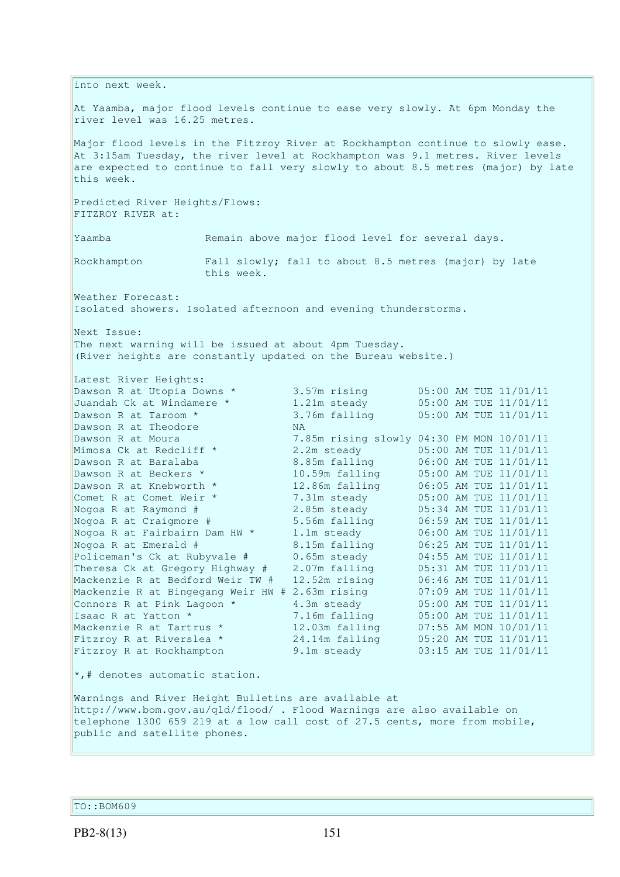into next week.

At Yaamba, major flood levels continue to ease very slowly. At 6pm Monday the river level was 16.25 metres.

Major flood levels in the Fitzroy River at Rockhampton continue to slowly ease. At 3:15am Tuesday, the river level at Rockhampton was 9.1 metres. River levels are expected to continue to fall very slowly to about 8.5 metres (major) by late this week.

Predicted River Heights/Flows:
FITZROY RIVER at:

| | |
|---|---|
| Yaamba | Remain above major flood level for several days. |
| Rockhampton | Fall slowly; fall to about 8.5 metres (major) by late this week. |

Weather Forecast:
Isolated showers. Isolated afternoon and evening thunderstorms.

Next Issue:
The next warning will be issued at about 4pm Tuesday.
(River heights are constantly updated on the Bureau website.)

Latest River Heights:

| Station | Height | Time |
|---|---|---|
| Dawson R at Utopia Downs * | 3.57m rising | 05:00 AM TUE 11/01/11 |
| Juandah Ck at Windamere * | 1.21m steady | 05:00 AM TUE 11/01/11 |
| Dawson R at Taroom * | 3.76m falling | 05:00 AM TUE 11/01/11 |
| Dawson R at Theodore | NA | |
| Dawson R at Moura | 7.85m rising slowly | 04:30 PM MON 10/01/11 |
| Mimosa Ck at Redcliff * | 2.2m steady | 05:00 AM TUE 11/01/11 |
| Dawson R at Baralaba | 8.85m falling | 06:00 AM TUE 11/01/11 |
| Dawson R at Beckers * | 10.59m falling | 05:00 AM TUE 11/01/11 |
| Dawson R at Knebworth * | 12.86m falling | 06:05 AM TUE 11/01/11 |
| Comet R at Comet Weir * | 7.31m steady | 05:00 AM TUE 11/01/11 |
| Nogoa R at Raymond # | 2.85m steady | 05:34 AM TUE 11/01/11 |
| Nogoa R at Craigmore # | 5.56m falling | 06:59 AM TUE 11/01/11 |
| Nogoa R at Fairbairn Dam HW * | 1.1m steady | 06:00 AM TUE 11/01/11 |
| Nogoa R at Emerald # | 8.15m falling | 06:25 AM TUE 11/01/11 |
| Policeman's Ck at Rubyvale # | 0.65m steady | 04:55 AM TUE 11/01/11 |
| Theresa Ck at Gregory Highway # | 2.07m falling | 05:31 AM TUE 11/01/11 |
| Mackenzie R at Bedford Weir TW # | 12.52m rising | 06:46 AM TUE 11/01/11 |
| Mackenzie R at Bingegang Weir HW # | 2.63m rising | 07:09 AM TUE 11/01/11 |
| Connors R at Pink Lagoon * | 4.3m steady | 05:00 AM TUE 11/01/11 |
| Isaac R at Yatton * | 7.16m falling | 05:00 AM TUE 11/01/11 |
| Mackenzie R at Tartrus * | 12.03m falling | 07:55 AM MON 10/01/11 |
| Fitzroy R at Riverslea * | 24.14m falling | 05:20 AM TUE 11/01/11 |
| Fitzroy R at Rockhampton | 9.1m steady | 03:15 AM TUE 11/01/11 |

*,# denotes automatic station.

Warnings and River Height Bulletins are available at http://www.bom.gov.au/qld/flood/ . Flood Warnings are also available on telephone 1300 659 219 at a low call cost of 27.5 cents, more from mobile, public and satellite phones.

TO::BOM609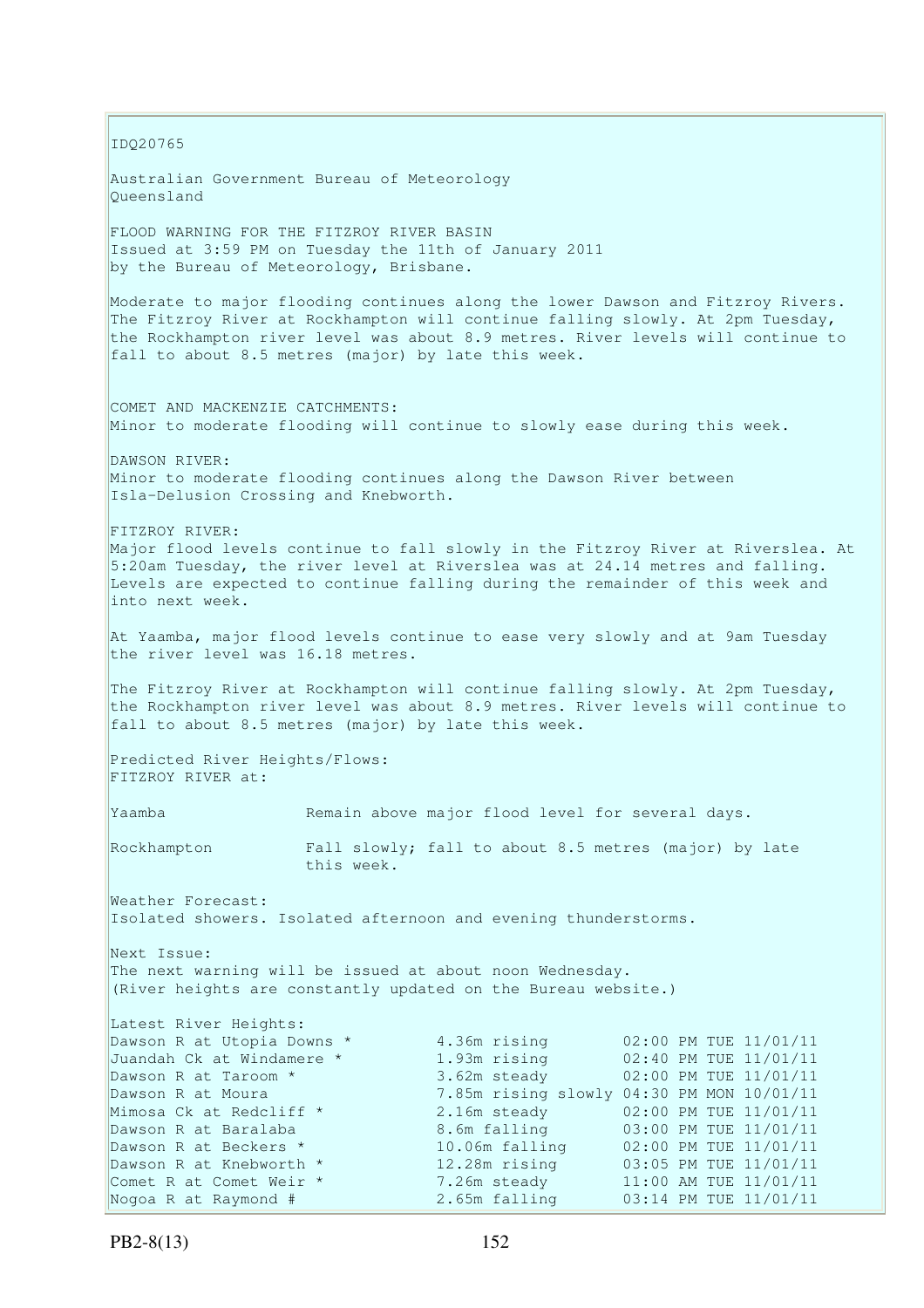IDQ20765

Australian Government Bureau of Meteorology
Queensland

FLOOD WARNING FOR THE FITZROY RIVER BASIN
Issued at 3:59 PM on Tuesday the 11th of January 2011
by the Bureau of Meteorology, Brisbane.

Moderate to major flooding continues along the lower Dawson and Fitzroy Rivers. The Fitzroy River at Rockhampton will continue falling slowly. At 2pm Tuesday, the Rockhampton river level was about 8.9 metres. River levels will continue to fall to about 8.5 metres (major) by late this week.

COMET AND MACKENZIE CATCHMENTS:
Minor to moderate flooding will continue to slowly ease during this week.

DAWSON RIVER:
Minor to moderate flooding continues along the Dawson River between Isla-Delusion Crossing and Knebworth.

FITZROY RIVER:
Major flood levels continue to fall slowly in the Fitzroy River at Riverslea. At 5:20am Tuesday, the river level at Riverslea was at 24.14 metres and falling. Levels are expected to continue falling during the remainder of this week and into next week.

At Yaamba, major flood levels continue to ease very slowly and at 9am Tuesday the river level was 16.18 metres.

The Fitzroy River at Rockhampton will continue falling slowly. At 2pm Tuesday, the Rockhampton river level was about 8.9 metres. River levels will continue to fall to about 8.5 metres (major) by late this week.

Predicted River Heights/Flows:
FITZROY RIVER at:

| | |
|---|---|
| Yaamba | Remain above major flood level for several days. |
| Rockhampton | Fall slowly; fall to about 8.5 metres (major) by late this week. |

Weather Forecast:
Isolated showers. Isolated afternoon and evening thunderstorms.

Next Issue:
The next warning will be issued at about noon Wednesday.
(River heights are constantly updated on the Bureau website.)

Latest River Heights:

| | | |
|---|---|---|
| Dawson R at Utopia Downs * | 4.36m rising | 02:00 PM TUE 11/01/11 |
| Juandah Ck at Windamere * | 1.93m rising | 02:40 PM TUE 11/01/11 |
| Dawson R at Taroom * | 3.62m steady | 02:00 PM TUE 11/01/11 |
| Dawson R at Moura | 7.85m rising slowly | 04:30 PM MON 10/01/11 |
| Mimosa Ck at Redcliff * | 2.16m steady | 02:00 PM TUE 11/01/11 |
| Dawson R at Baralaba | 8.6m falling | 03:00 PM TUE 11/01/11 |
| Dawson R at Beckers * | 10.06m falling | 02:00 PM TUE 11/01/11 |
| Dawson R at Knebworth * | 12.28m rising | 03:05 PM TUE 11/01/11 |
| Comet R at Comet Weir * | 7.26m steady | 11:00 AM TUE 11/01/11 |
| Nogoa R at Raymond # | 2.65m falling | 03:14 PM TUE 11/01/11 |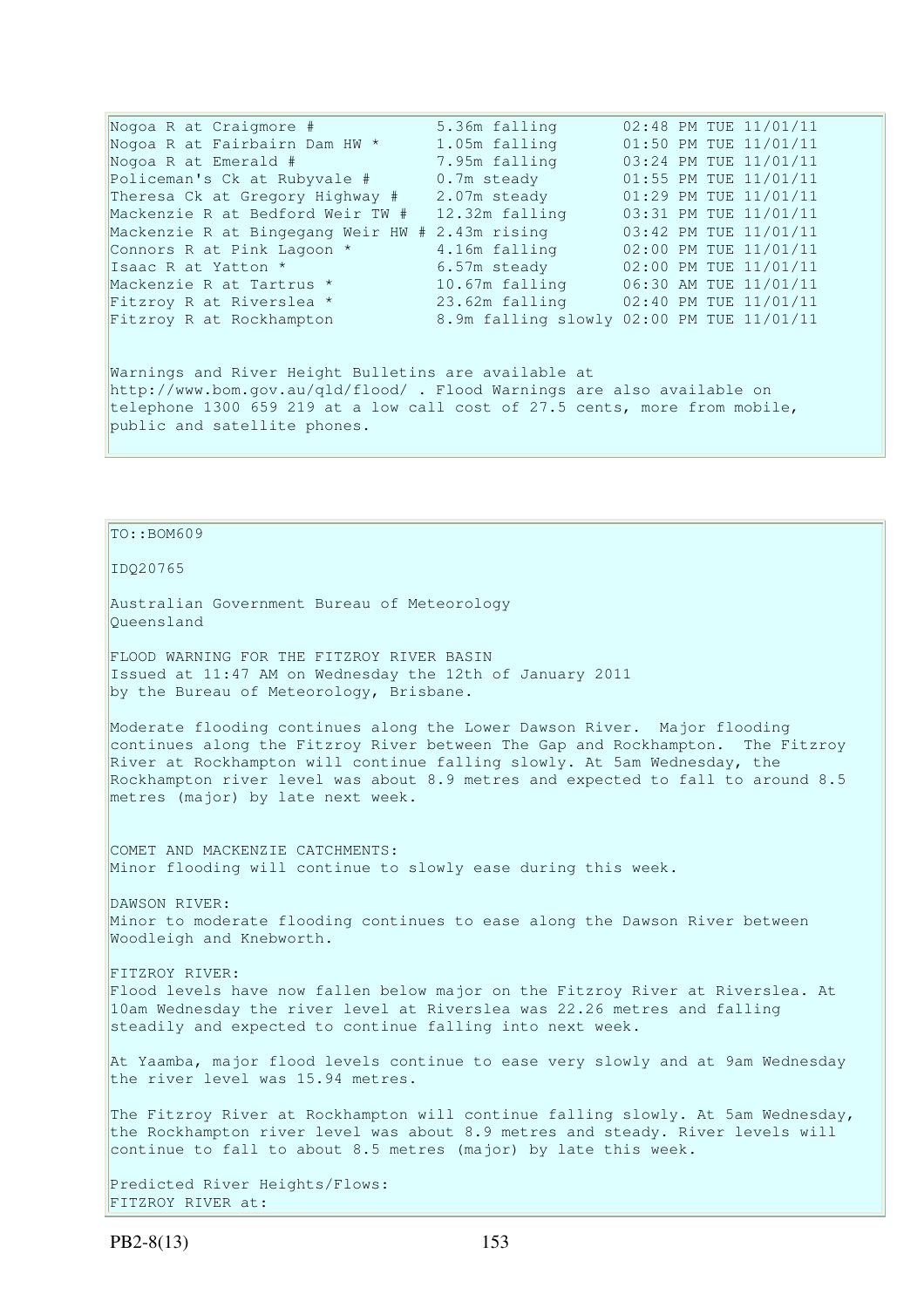| | | |
|---|---|---|
| Nogoa R at Craigmore # | 5.36m falling | 02:48 PM TUE 11/01/11 |
| Nogoa R at Fairbairn Dam HW * | 1.05m falling | 01:50 PM TUE 11/01/11 |
| Nogoa R at Emerald # | 7.95m falling | 03:24 PM TUE 11/01/11 |
| Policeman's Ck at Rubyvale # | 0.7m steady | 01:55 PM TUE 11/01/11 |
| Theresa Ck at Gregory Highway # | 2.07m steady | 01:29 PM TUE 11/01/11 |
| Mackenzie R at Bedford Weir TW # | 12.32m falling | 03:31 PM TUE 11/01/11 |
| Mackenzie R at Bingegang Weir HW # | 2.43m rising | 03:42 PM TUE 11/01/11 |
| Connors R at Pink Lagoon * | 4.16m falling | 02:00 PM TUE 11/01/11 |
| Isaac R at Yatton * | 6.57m steady | 02:00 PM TUE 11/01/11 |
| Mackenzie R at Tartrus * | 10.67m falling | 06:30 AM TUE 11/01/11 |
| Fitzroy R at Riverslea * | 23.62m falling | 02:40 PM TUE 11/01/11 |
| Fitzroy R at Rockhampton | 8.9m falling slowly | 02:00 PM TUE 11/01/11 |

Warnings and River Height Bulletins are available at http://www.bom.gov.au/qld/flood/ . Flood Warnings are also available on telephone 1300 659 219 at a low call cost of 27.5 cents, more from mobile, public and satellite phones.

TO::BOM609

IDQ20765

Australian Government Bureau of Meteorology
Queensland

FLOOD WARNING FOR THE FITZROY RIVER BASIN
Issued at 11:47 AM on Wednesday the 12th of January 2011
by the Bureau of Meteorology, Brisbane.

Moderate flooding continues along the Lower Dawson River. Major flooding continues along the Fitzroy River between The Gap and Rockhampton. The Fitzroy River at Rockhampton will continue falling slowly. At 5am Wednesday, the Rockhampton river level was about 8.9 metres and expected to fall to around 8.5 metres (major) by late next week.

COMET AND MACKENZIE CATCHMENTS:
Minor flooding will continue to slowly ease during this week.

DAWSON RIVER:
Minor to moderate flooding continues to ease along the Dawson River between Woodleigh and Knebworth.

FITZROY RIVER:
Flood levels have now fallen below major on the Fitzroy River at Riverslea. At 10am Wednesday the river level at Riverslea was 22.26 metres and falling steadily and expected to continue falling into next week.

At Yaamba, major flood levels continue to ease very slowly and at 9am Wednesday the river level was 15.94 metres.

The Fitzroy River at Rockhampton will continue falling slowly. At 5am Wednesday, the Rockhampton river level was about 8.9 metres and steady. River levels will continue to fall to about 8.5 metres (major) by late this week.

Predicted River Heights/Flows:
FITZROY RIVER at: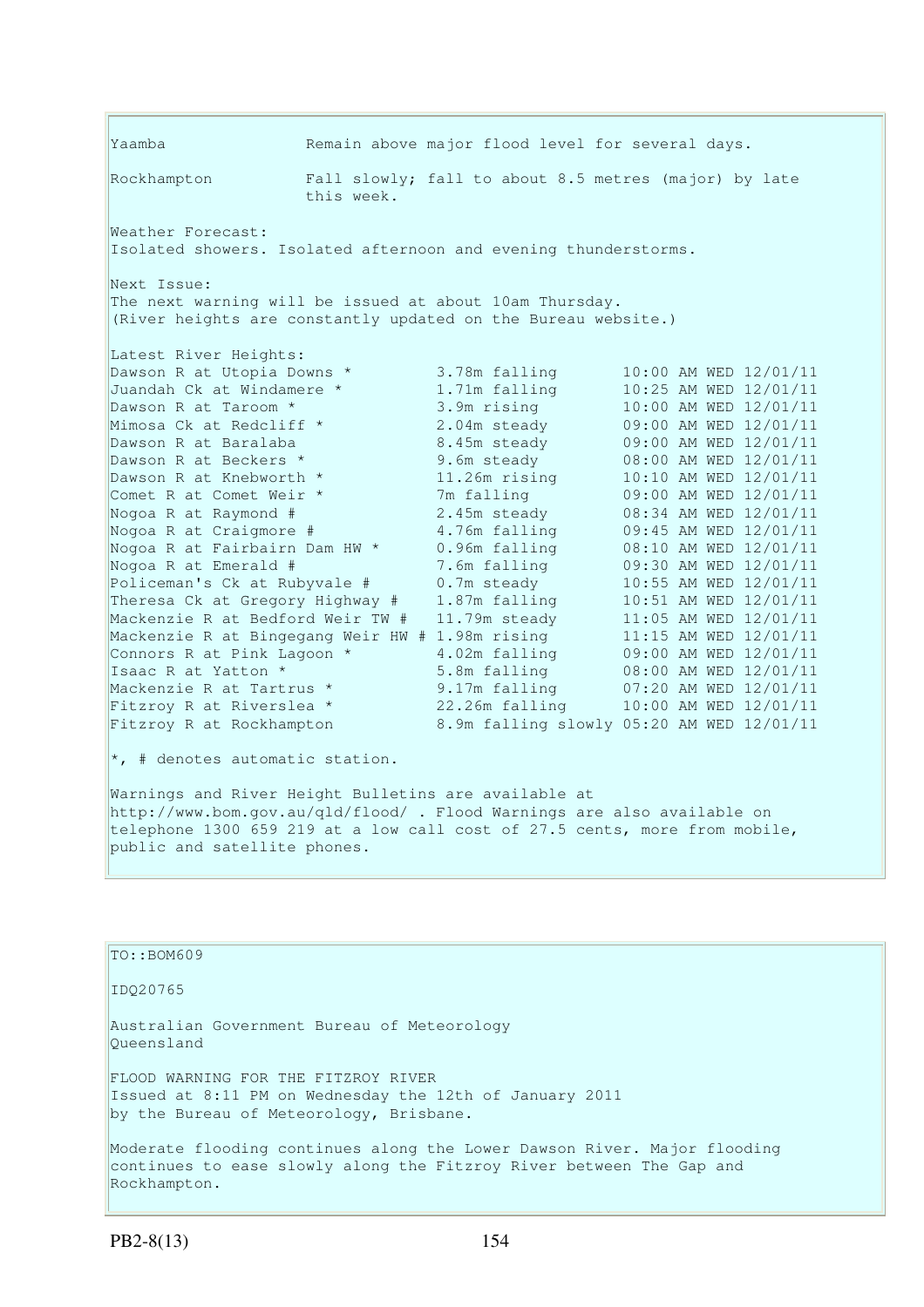Yaamba Remain above major flood level for several days.

Rockhampton Fall slowly; fall to about 8.5 metres (major) by late this week.

Weather Forecast:
Isolated showers. Isolated afternoon and evening thunderstorms.

Next Issue:
The next warning will be issued at about 10am Thursday.
(River heights are constantly updated on the Bureau website.)

Latest River Heights:

| | | |
|---|---|---|
| Dawson R at Utopia Downs * | 3.78m falling | 10:00 AM WED 12/01/11 |
| Juandah Ck at Windamere * | 1.71m falling | 10:25 AM WED 12/01/11 |
| Dawson R at Taroom * | 3.9m rising | 10:00 AM WED 12/01/11 |
| Mimosa Ck at Redcliff * | 2.04m steady | 09:00 AM WED 12/01/11 |
| Dawson R at Baralaba | 8.45m steady | 09:00 AM WED 12/01/11 |
| Dawson R at Beckers * | 9.6m steady | 08:00 AM WED 12/01/11 |
| Dawson R at Knebworth * | 11.26m rising | 10:10 AM WED 12/01/11 |
| Comet R at Comet Weir * | 7m falling | 09:00 AM WED 12/01/11 |
| Nogoa R at Raymond # | 2.45m steady | 08:34 AM WED 12/01/11 |
| Nogoa R at Craigmore # | 4.76m falling | 09:45 AM WED 12/01/11 |
| Nogoa R at Fairbairn Dam HW * | 0.96m falling | 08:10 AM WED 12/01/11 |
| Nogoa R at Emerald # | 7.6m falling | 09:30 AM WED 12/01/11 |
| Policeman's Ck at Rubyvale # | 0.7m steady | 10:55 AM WED 12/01/11 |
| Theresa Ck at Gregory Highway # | 1.87m falling | 10:51 AM WED 12/01/11 |
| Mackenzie R at Bedford Weir TW # | 11.79m steady | 11:05 AM WED 12/01/11 |
| Mackenzie R at Bingegang Weir HW # | 1.98m rising | 11:15 AM WED 12/01/11 |
| Connors R at Pink Lagoon * | 4.02m falling | 09:00 AM WED 12/01/11 |
| Isaac R at Yatton * | 5.8m falling | 08:00 AM WED 12/01/11 |
| Mackenzie R at Tartrus * | 9.17m falling | 07:20 AM WED 12/01/11 |
| Fitzroy R at Riverslea * | 22.26m falling | 10:00 AM WED 12/01/11 |
| Fitzroy R at Rockhampton | 8.9m falling slowly | 05:20 AM WED 12/01/11 |

*, # denotes automatic station.

Warnings and River Height Bulletins are available at http://www.bom.gov.au/qld/flood/ . Flood Warnings are also available on telephone 1300 659 219 at a low call cost of 27.5 cents, more from mobile, public and satellite phones.

TO::BOM609

IDQ20765

Australian Government Bureau of Meteorology
Queensland

FLOOD WARNING FOR THE FITZROY RIVER
Issued at 8:11 PM on Wednesday the 12th of January 2011
by the Bureau of Meteorology, Brisbane.

Moderate flooding continues along the Lower Dawson River. Major flooding continues to ease slowly along the Fitzroy River between The Gap and Rockhampton.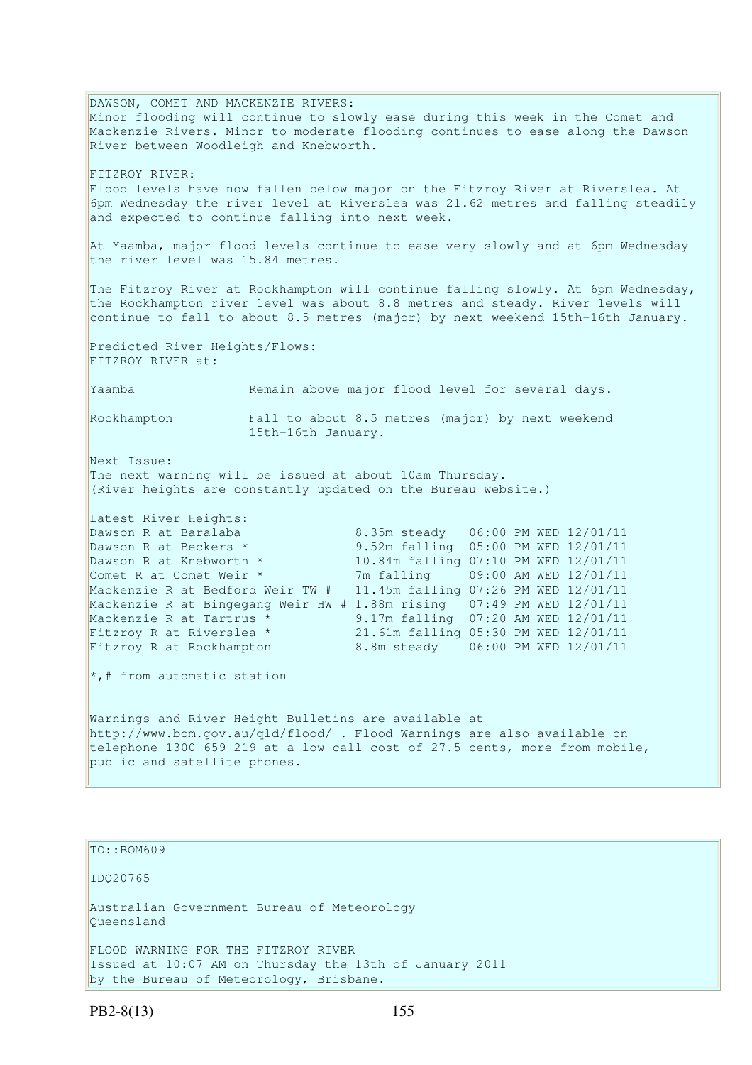DAWSON, COMET AND MACKENZIE RIVERS:
Minor flooding will continue to slowly ease during this week in the Comet and Mackenzie Rivers. Minor to moderate flooding continues to ease along the Dawson River between Woodleigh and Knebworth.

FITZROY RIVER:
Flood levels have now fallen below major on the Fitzroy River at Riverslea. At 6pm Wednesday the river level at Riverslea was 21.62 metres and falling steadily and expected to continue falling into next week.

At Yaamba, major flood levels continue to ease very slowly and at 6pm Wednesday the river level was 15.84 metres.

The Fitzroy River at Rockhampton will continue falling slowly. At 6pm Wednesday, the Rockhampton river level was about 8.8 metres and steady. River levels will continue to fall to about 8.5 metres (major) by next weekend 15th-16th January.

Predicted River Heights/Flows:
FITZROY RIVER at:

| | |
|---|---|
| Yaamba | Remain above major flood level for several days. |
| Rockhampton | Fall to about 8.5 metres (major) by next weekend 15th-16th January. |

Next Issue:
The next warning will be issued at about 10am Thursday.
(River heights are constantly updated on the Bureau website.)

Latest River Heights:

| Station | Height | Time |
|---|---|---|
| Dawson R at Baralaba | 8.35m steady | 06:00 PM WED 12/01/11 |
| Dawson R at Beckers * | 9.52m falling | 05:00 PM WED 12/01/11 |
| Dawson R at Knebworth * | 10.84m falling | 07:10 PM WED 12/01/11 |
| Comet R at Comet Weir * | 7m falling | 09:00 AM WED 12/01/11 |
| Mackenzie R at Bedford Weir TW # | 11.45m falling | 07:26 PM WED 12/01/11 |
| Mackenzie R at Bingegang Weir HW # | 1.88m rising | 07:49 PM WED 12/01/11 |
| Mackenzie R at Tartrus * | 9.17m falling | 07:20 AM WED 12/01/11 |
| Fitzroy R at Riverslea * | 21.61m falling | 05:30 PM WED 12/01/11 |
| Fitzroy R at Rockhampton | 8.8m steady | 06:00 PM WED 12/01/11 |

*,# from automatic station

Warnings and River Height Bulletins are available at http://www.bom.gov.au/qld/flood/ . Flood Warnings are also available on telephone 1300 659 219 at a low call cost of 27.5 cents, more from mobile, public and satellite phones.

TO::BOM609

IDQ20765

Australian Government Bureau of Meteorology
Queensland

FLOOD WARNING FOR THE FITZROY RIVER
Issued at 10:07 AM on Thursday the 13th of January 2011
by the Bureau of Meteorology, Brisbane.

PB2-8(13)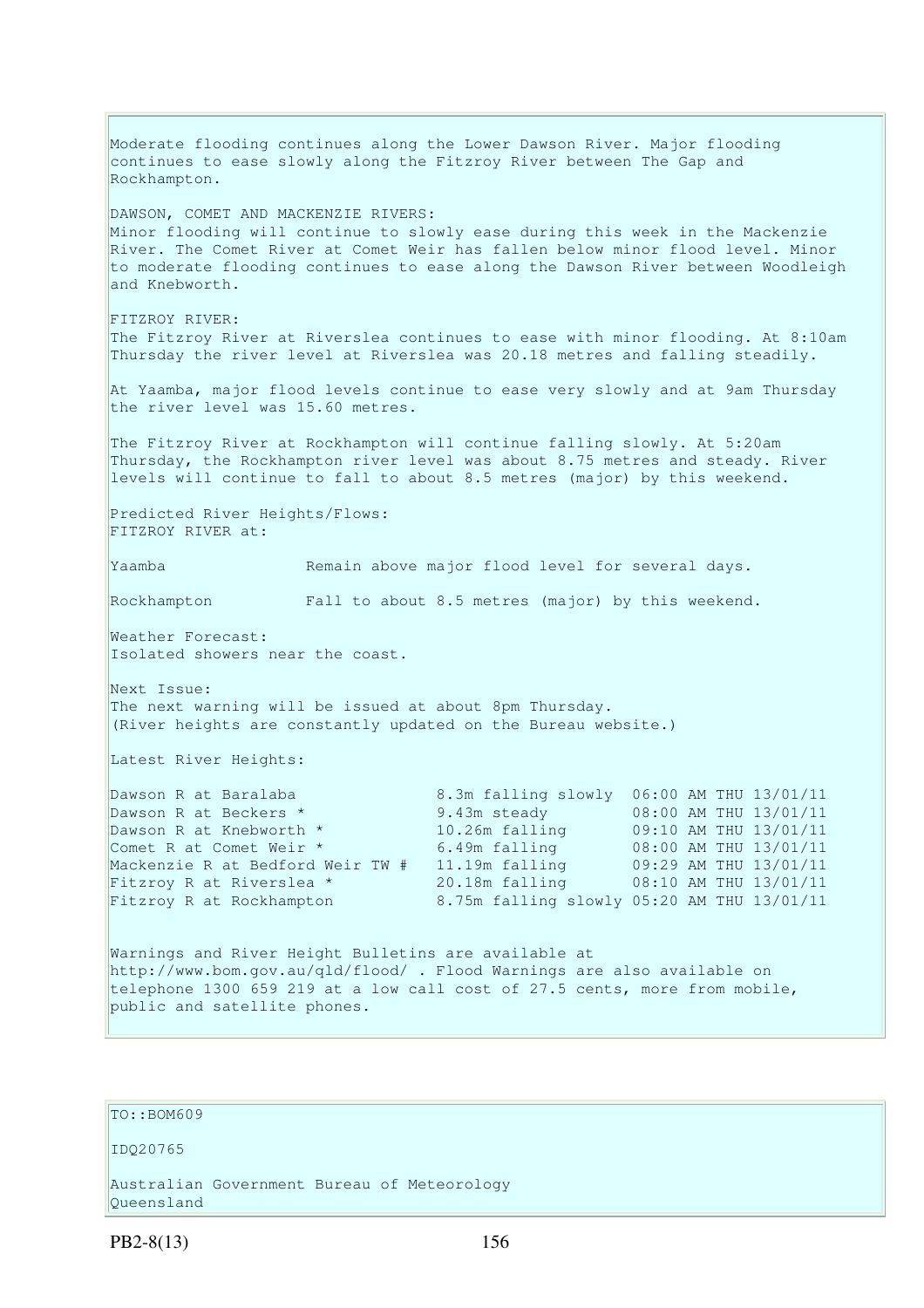Moderate flooding continues along the Lower Dawson River. Major flooding continues to ease slowly along the Fitzroy River between The Gap and Rockhampton.

DAWSON, COMET AND MACKENZIE RIVERS:
Minor flooding will continue to slowly ease during this week in the Mackenzie River. The Comet River at Comet Weir has fallen below minor flood level. Minor to moderate flooding continues to ease along the Dawson River between Woodleigh and Knebworth.

FITZROY RIVER:
The Fitzroy River at Riverslea continues to ease with minor flooding. At 8:10am Thursday the river level at Riverslea was 20.18 metres and falling steadily.

At Yaamba, major flood levels continue to ease very slowly and at 9am Thursday the river level was 15.60 metres.

The Fitzroy River at Rockhampton will continue falling slowly. At 5:20am Thursday, the Rockhampton river level was about 8.75 metres and steady. River levels will continue to fall to about 8.5 metres (major) by this weekend.

Predicted River Heights/Flows:
FITZROY RIVER at:

| | |
|---|---|
| Yaamba | Remain above major flood level for several days. |
| Rockhampton | Fall to about 8.5 metres (major) by this weekend. |

Weather Forecast:
Isolated showers near the coast.

Next Issue:
The next warning will be issued at about 8pm Thursday.
(River heights are constantly updated on the Bureau website.)

Latest River Heights:

| | | |
|---|---|---|
| Dawson R at Baralaba | 8.3m falling slowly | 06:00 AM THU 13/01/11 |
| Dawson R at Beckers * | 9.43m steady | 08:00 AM THU 13/01/11 |
| Dawson R at Knebworth * | 10.26m falling | 09:10 AM THU 13/01/11 |
| Comet R at Comet Weir * | 6.49m falling | 08:00 AM THU 13/01/11 |
| Mackenzie R at Bedford Weir TW # | 11.19m falling | 09:29 AM THU 13/01/11 |
| Fitzroy R at Riverslea * | 20.18m falling | 08:10 AM THU 13/01/11 |
| Fitzroy R at Rockhampton | 8.75m falling slowly | 05:20 AM THU 13/01/11 |

Warnings and River Height Bulletins are available at http://www.bom.gov.au/qld/flood/ . Flood Warnings are also available on telephone 1300 659 219 at a low call cost of 27.5 cents, more from mobile, public and satellite phones.

TO::BOM609

IDQ20765

Australian Government Bureau of Meteorology
Queensland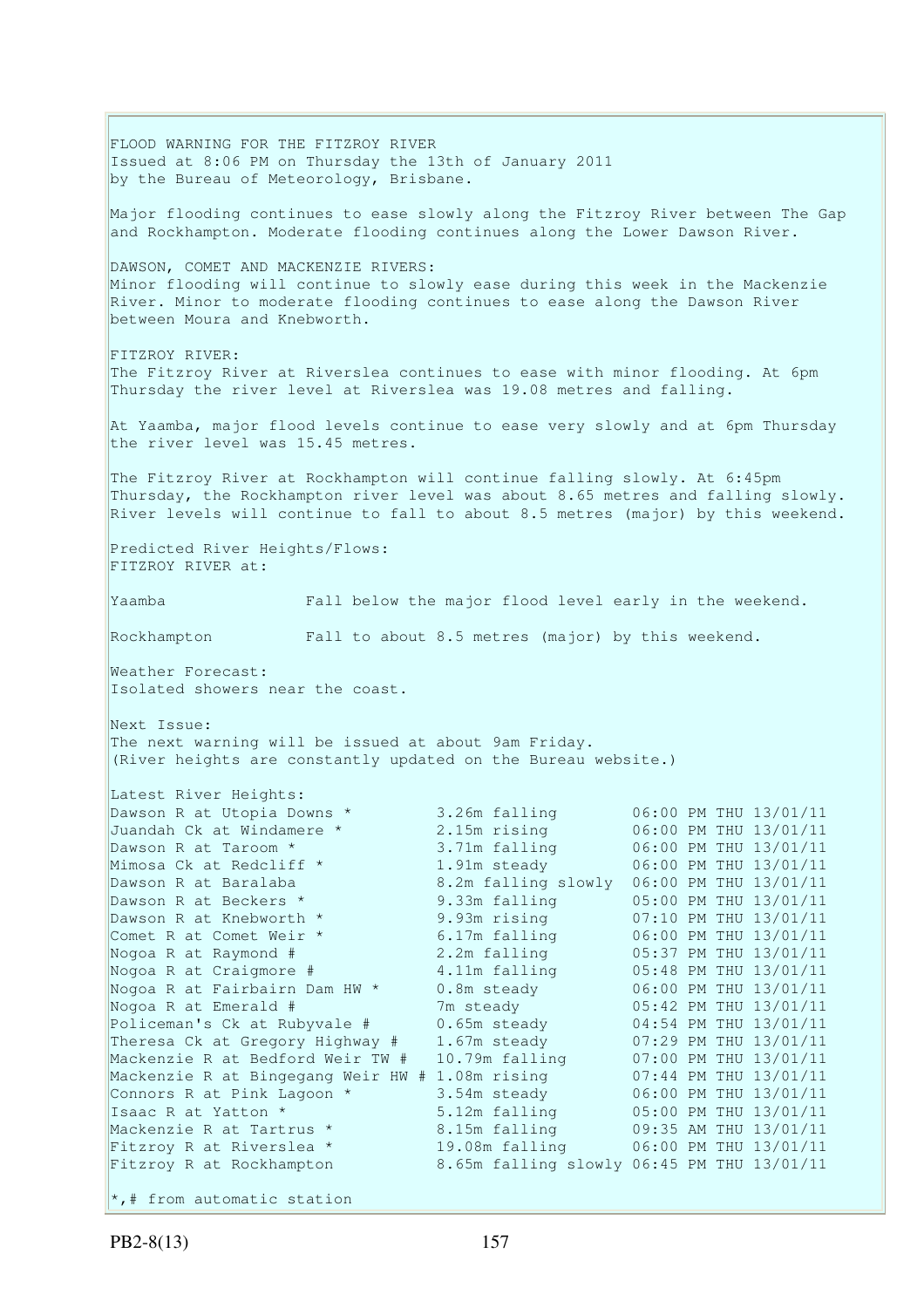FLOOD WARNING FOR THE FITZROY RIVER
Issued at 8:06 PM on Thursday the 13th of January 2011
by the Bureau of Meteorology, Brisbane.

Major flooding continues to ease slowly along the Fitzroy River between The Gap and Rockhampton. Moderate flooding continues along the Lower Dawson River.

DAWSON, COMET AND MACKENZIE RIVERS:
Minor flooding will continue to slowly ease during this week in the Mackenzie River. Minor to moderate flooding continues to ease along the Dawson River between Moura and Knebworth.

FITZROY RIVER:
The Fitzroy River at Riverslea continues to ease with minor flooding. At 6pm Thursday the river level at Riverslea was 19.08 metres and falling.

At Yaamba, major flood levels continue to ease very slowly and at 6pm Thursday the river level was 15.45 metres.

The Fitzroy River at Rockhampton will continue falling slowly. At 6:45pm Thursday, the Rockhampton river level was about 8.65 metres and falling slowly. River levels will continue to fall to about 8.5 metres (major) by this weekend.

Predicted River Heights/Flows:
FITZROY RIVER at:

| | |
|---|---|
| Yaamba | Fall below the major flood level early in the weekend. |
| Rockhampton | Fall to about 8.5 metres (major) by this weekend. |

Weather Forecast:
Isolated showers near the coast.

Next Issue:
The next warning will be issued at about 9am Friday.
(River heights are constantly updated on the Bureau website.)

Latest River Heights:

| Station | Height | Time |
|---|---|---|
| Dawson R at Utopia Downs * | 3.26m falling | 06:00 PM THU 13/01/11 |
| Juandah Ck at Windamere * | 2.15m rising | 06:00 PM THU 13/01/11 |
| Dawson R at Taroom * | 3.71m falling | 06:00 PM THU 13/01/11 |
| Mimosa Ck at Redcliff * | 1.91m steady | 06:00 PM THU 13/01/11 |
| Dawson R at Baralaba | 8.2m falling slowly | 06:00 PM THU 13/01/11 |
| Dawson R at Beckers * | 9.33m falling | 05:00 PM THU 13/01/11 |
| Dawson R at Knebworth * | 9.93m rising | 07:10 PM THU 13/01/11 |
| Comet R at Comet Weir * | 6.17m falling | 06:00 PM THU 13/01/11 |
| Nogoa R at Raymond # | 2.2m falling | 05:37 PM THU 13/01/11 |
| Nogoa R at Craigmore # | 4.11m falling | 05:48 PM THU 13/01/11 |
| Nogoa R at Fairbairn Dam HW * | 0.8m steady | 06:00 PM THU 13/01/11 |
| Nogoa R at Emerald # | 7m steady | 05:42 PM THU 13/01/11 |
| Policeman's Ck at Rubyvale # | 0.65m steady | 04:54 PM THU 13/01/11 |
| Theresa Ck at Gregory Highway # | 1.67m steady | 07:29 PM THU 13/01/11 |
| Mackenzie R at Bedford Weir TW # | 10.79m falling | 07:00 PM THU 13/01/11 |
| Mackenzie R at Bingegang Weir HW # | 1.08m rising | 07:44 PM THU 13/01/11 |
| Connors R at Pink Lagoon * | 3.54m steady | 06:00 PM THU 13/01/11 |
| Isaac R at Yatton * | 5.12m falling | 05:00 PM THU 13/01/11 |
| Mackenzie R at Tartrus * | 8.15m falling | 09:35 AM THU 13/01/11 |
| Fitzroy R at Riverslea * | 19.08m falling | 06:00 PM THU 13/01/11 |
| Fitzroy R at Rockhampton | 8.65m falling slowly | 06:45 PM THU 13/01/11 |

*,# from automatic station

PB2-8(13)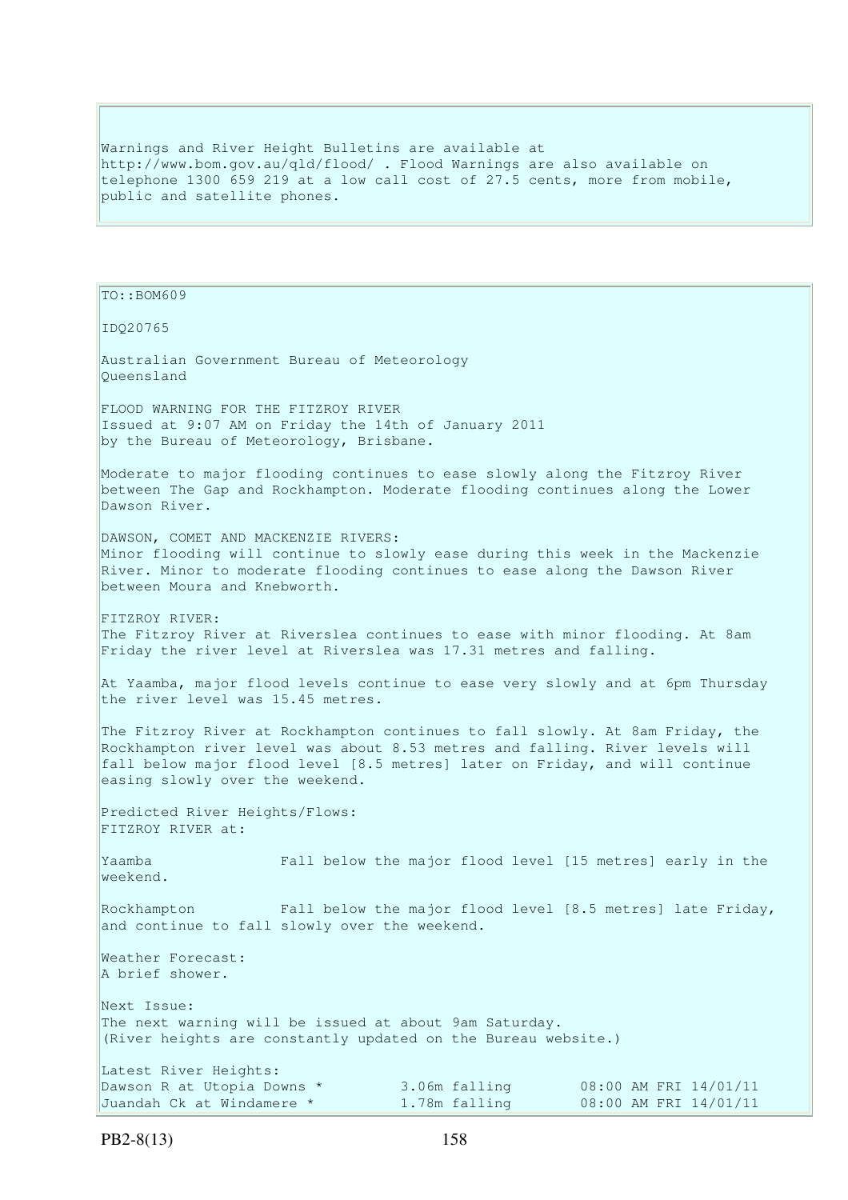Warnings and River Height Bulletins are available at http://www.bom.gov.au/qld/flood/ . Flood Warnings are also available on telephone 1300 659 219 at a low call cost of 27.5 cents, more from mobile, public and satellite phones.

TO::BOM609

IDQ20765

Australian Government Bureau of Meteorology
Queensland

FLOOD WARNING FOR THE FITZROY RIVER
Issued at 9:07 AM on Friday the 14th of January 2011
by the Bureau of Meteorology, Brisbane.

Moderate to major flooding continues to ease slowly along the Fitzroy River between The Gap and Rockhampton. Moderate flooding continues along the Lower Dawson River.

DAWSON, COMET AND MACKENZIE RIVERS:
Minor flooding will continue to slowly ease during this week in the Mackenzie River. Minor to moderate flooding continues to ease along the Dawson River between Moura and Knebworth.

FITZROY RIVER:
The Fitzroy River at Riverslea continues to ease with minor flooding. At 8am Friday the river level at Riverslea was 17.31 metres and falling.

At Yaamba, major flood levels continue to ease very slowly and at 6pm Thursday the river level was 15.45 metres.

The Fitzroy River at Rockhampton continues to fall slowly. At 8am Friday, the Rockhampton river level was about 8.53 metres and falling. River levels will fall below major flood level [8.5 metres] later on Friday, and will continue easing slowly over the weekend.

Predicted River Heights/Flows:
FITZROY RIVER at:

Yaamba Fall below the major flood level [15 metres] early in the weekend.

Rockhampton Fall below the major flood level [8.5 metres] late Friday, and continue to fall slowly over the weekend.

Weather Forecast:
A brief shower.

Next Issue:
The next warning will be issued at about 9am Saturday.
(River heights are constantly updated on the Bureau website.)

Latest River Heights:

| | | |
|---|---|---|
| Dawson R at Utopia Downs * | 3.06m falling | 08:00 AM FRI 14/01/11 |
| Juandah Ck at Windamere * | 1.78m falling | 08:00 AM FRI 14/01/11 |

PB2-8(13)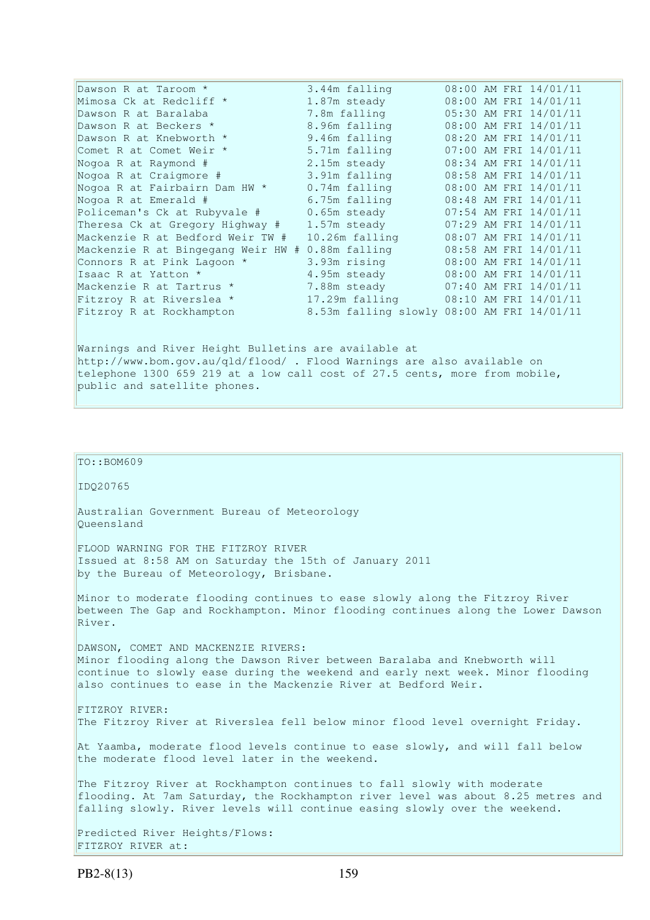| | | |
|---|---|---|
| Dawson R at Taroom * | 3.44m falling | 08:00 AM FRI 14/01/11 |
| Mimosa Ck at Redcliff * | 1.87m steady | 08:00 AM FRI 14/01/11 |
| Dawson R at Baralaba | 7.8m falling | 05:30 AM FRI 14/01/11 |
| Dawson R at Beckers * | 8.96m falling | 08:00 AM FRI 14/01/11 |
| Dawson R at Knebworth * | 9.46m falling | 08:20 AM FRI 14/01/11 |
| Comet R at Comet Weir * | 5.71m falling | 07:00 AM FRI 14/01/11 |
| Nogoa R at Raymond # | 2.15m steady | 08:34 AM FRI 14/01/11 |
| Nogoa R at Craigmore # | 3.91m falling | 08:58 AM FRI 14/01/11 |
| Nogoa R at Fairbairn Dam HW * | 0.74m falling | 08:00 AM FRI 14/01/11 |
| Nogoa R at Emerald # | 6.75m falling | 08:48 AM FRI 14/01/11 |
| Policeman's Ck at Rubyvale # | 0.65m steady | 07:54 AM FRI 14/01/11 |
| Theresa Ck at Gregory Highway # | 1.57m steady | 07:29 AM FRI 14/01/11 |
| Mackenzie R at Bedford Weir TW # | 10.26m falling | 08:07 AM FRI 14/01/11 |
| Mackenzie R at Bingegang Weir HW # | 0.88m falling | 08:58 AM FRI 14/01/11 |
| Connors R at Pink Lagoon * | 3.93m rising | 08:00 AM FRI 14/01/11 |
| Isaac R at Yatton * | 4.95m steady | 08:00 AM FRI 14/01/11 |
| Mackenzie R at Tartrus * | 7.88m steady | 07:40 AM FRI 14/01/11 |
| Fitzroy R at Riverslea * | 17.29m falling | 08:10 AM FRI 14/01/11 |
| Fitzroy R at Rockhampton | 8.53m falling slowly | 08:00 AM FRI 14/01/11 |

Warnings and River Height Bulletins are available at http://www.bom.gov.au/qld/flood/ . Flood Warnings are also available on telephone 1300 659 219 at a low call cost of 27.5 cents, more from mobile, public and satellite phones.

TO::BOM609

IDQ20765

Australian Government Bureau of Meteorology
Queensland

FLOOD WARNING FOR THE FITZROY RIVER
Issued at 8:58 AM on Saturday the 15th of January 2011
by the Bureau of Meteorology, Brisbane.

Minor to moderate flooding continues to ease slowly along the Fitzroy River between The Gap and Rockhampton. Minor flooding continues along the Lower Dawson River.

DAWSON, COMET AND MACKENZIE RIVERS:
Minor flooding along the Dawson River between Baralaba and Knebworth will continue to slowly ease during the weekend and early next week. Minor flooding also continues to ease in the Mackenzie River at Bedford Weir.

FITZROY RIVER:
The Fitzroy River at Riverslea fell below minor flood level overnight Friday.

At Yaamba, moderate flood levels continue to ease slowly, and will fall below the moderate flood level later in the weekend.

The Fitzroy River at Rockhampton continues to fall slowly with moderate flooding. At 7am Saturday, the Rockhampton river level was about 8.25 metres and falling slowly. River levels will continue easing slowly over the weekend.

Predicted River Heights/Flows:
FITZROY RIVER at: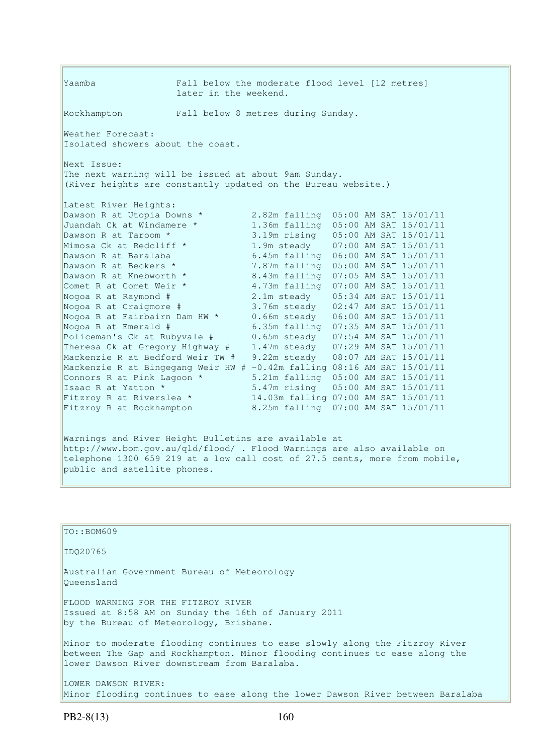Yaamba Fall below the moderate flood level [12 metres] later in the weekend.

Rockhampton Fall below 8 metres during Sunday.

Weather Forecast:
Isolated showers about the coast.

Next Issue:
The next warning will be issued at about 9am Sunday.
(River heights are constantly updated on the Bureau website.)

Latest River Heights:

| Location | Height | Trend | Time |
|---|---|---|---|
| Dawson R at Utopia Downs * | 2.82m | falling | 05:00 AM SAT 15/01/11 |
| Juandah Ck at Windamere * | 1.36m | falling | 05:00 AM SAT 15/01/11 |
| Dawson R at Taroom * | 3.19m | rising | 05:00 AM SAT 15/01/11 |
| Mimosa Ck at Redcliff * | 1.9m | steady | 07:00 AM SAT 15/01/11 |
| Dawson R at Baralaba | 6.45m | falling | 06:00 AM SAT 15/01/11 |
| Dawson R at Beckers * | 7.87m | falling | 05:00 AM SAT 15/01/11 |
| Dawson R at Knebworth * | 8.43m | falling | 07:05 AM SAT 15/01/11 |
| Comet R at Comet Weir * | 4.73m | falling | 07:00 AM SAT 15/01/11 |
| Nogoa R at Raymond # | 2.1m | steady | 05:34 AM SAT 15/01/11 |
| Nogoa R at Craigmore # | 3.76m | steady | 02:47 AM SAT 15/01/11 |
| Nogoa R at Fairbairn Dam HW * | 0.66m | steady | 06:00 AM SAT 15/01/11 |
| Nogoa R at Emerald # | 6.35m | falling | 07:35 AM SAT 15/01/11 |
| Policeman's Ck at Rubyvale # | 0.65m | steady | 07:54 AM SAT 15/01/11 |
| Theresa Ck at Gregory Highway # | 1.47m | steady | 07:29 AM SAT 15/01/11 |
| Mackenzie R at Bedford Weir TW # | 9.22m | steady | 08:07 AM SAT 15/01/11 |
| Mackenzie R at Bingegang Weir HW # | -0.42m | falling | 08:16 AM SAT 15/01/11 |
| Connors R at Pink Lagoon * | 5.21m | falling | 05:00 AM SAT 15/01/11 |
| Isaac R at Yatton * | 5.47m | rising | 05:00 AM SAT 15/01/11 |
| Fitzroy R at Riverslea * | 14.03m | falling | 07:00 AM SAT 15/01/11 |
| Fitzroy R at Rockhampton | 8.25m | falling | 07:00 AM SAT 15/01/11 |

Warnings and River Height Bulletins are available at http://www.bom.gov.au/qld/flood/ . Flood Warnings are also available on telephone 1300 659 219 at a low call cost of 27.5 cents, more from mobile, public and satellite phones.

---

TO::BOM609

IDQ20765

Australian Government Bureau of Meteorology
Queensland

FLOOD WARNING FOR THE FITZROY RIVER
Issued at 8:58 AM on Sunday the 16th of January 2011
by the Bureau of Meteorology, Brisbane.

Minor to moderate flooding continues to ease slowly along the Fitzroy River between The Gap and Rockhampton. Minor flooding continues to ease along the lower Dawson River downstream from Baralaba.

LOWER DAWSON RIVER:
Minor flooding continues to ease along the lower Dawson River between Baralaba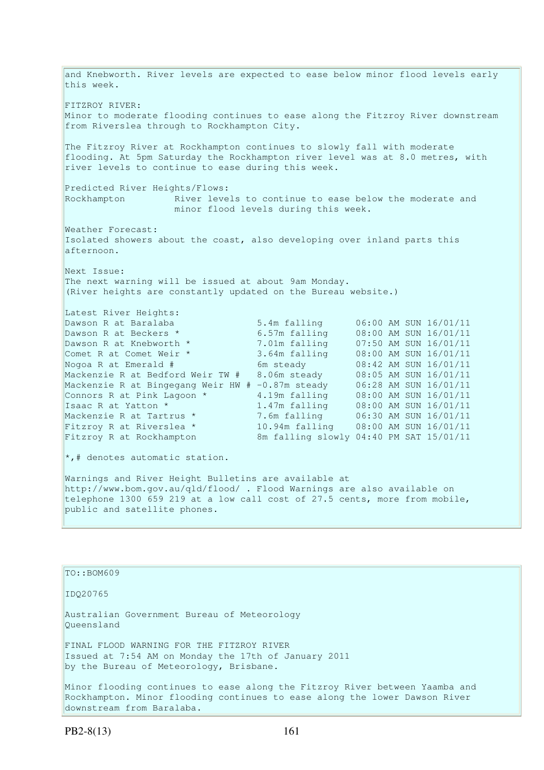and Knebworth. River levels are expected to ease below minor flood levels early this week.

FITZROY RIVER:
Minor to moderate flooding continues to ease along the Fitzroy River downstream from Riverslea through to Rockhampton City.

The Fitzroy River at Rockhampton continues to slowly fall with moderate flooding. At 5pm Saturday the Rockhampton river level was at 8.0 metres, with river levels to continue to ease during this week.

Predicted River Heights/Flows:

| | |
|---|---|
| Rockhampton | River levels to continue to ease below the moderate and minor flood levels during this week. |

Weather Forecast:
Isolated showers about the coast, also developing over inland parts this afternoon.

Next Issue:
The next warning will be issued at about 9am Monday.
(River heights are constantly updated on the Bureau website.)

Latest River Heights:

| Station | Height | Time |
|---|---|---|
| Dawson R at Baralaba | 5.4m falling | 06:00 AM SUN 16/01/11 |
| Dawson R at Beckers * | 6.57m falling | 08:00 AM SUN 16/01/11 |
| Dawson R at Knebworth * | 7.01m falling | 07:50 AM SUN 16/01/11 |
| Comet R at Comet Weir * | 3.64m falling | 08:00 AM SUN 16/01/11 |
| Nogoa R at Emerald # | 6m steady | 08:42 AM SUN 16/01/11 |
| Mackenzie R at Bedford Weir TW # | 8.06m steady | 08:05 AM SUN 16/01/11 |
| Mackenzie R at Bingegang Weir HW # | -0.87m steady | 06:28 AM SUN 16/01/11 |
| Connors R at Pink Lagoon * | 4.19m falling | 08:00 AM SUN 16/01/11 |
| Isaac R at Yatton * | 1.47m falling | 08:00 AM SUN 16/01/11 |
| Mackenzie R at Tartrus * | 7.6m falling | 06:30 AM SUN 16/01/11 |
| Fitzroy R at Riverslea * | 10.94m falling | 08:00 AM SUN 16/01/11 |
| Fitzroy R at Rockhampton | 8m falling slowly | 04:40 PM SAT 15/01/11 |

*,# denotes automatic station.

Warnings and River Height Bulletins are available at http://www.bom.gov.au/qld/flood/ . Flood Warnings are also available on telephone 1300 659 219 at a low call cost of 27.5 cents, more from mobile, public and satellite phones.

---

TO::BOM609

IDQ20765

Australian Government Bureau of Meteorology
Queensland

FINAL FLOOD WARNING FOR THE FITZROY RIVER
Issued at 7:54 AM on Monday the 17th of January 2011
by the Bureau of Meteorology, Brisbane.

Minor flooding continues to ease along the Fitzroy River between Yaamba and Rockhampton. Minor flooding continues to ease along the lower Dawson River downstream from Baralaba.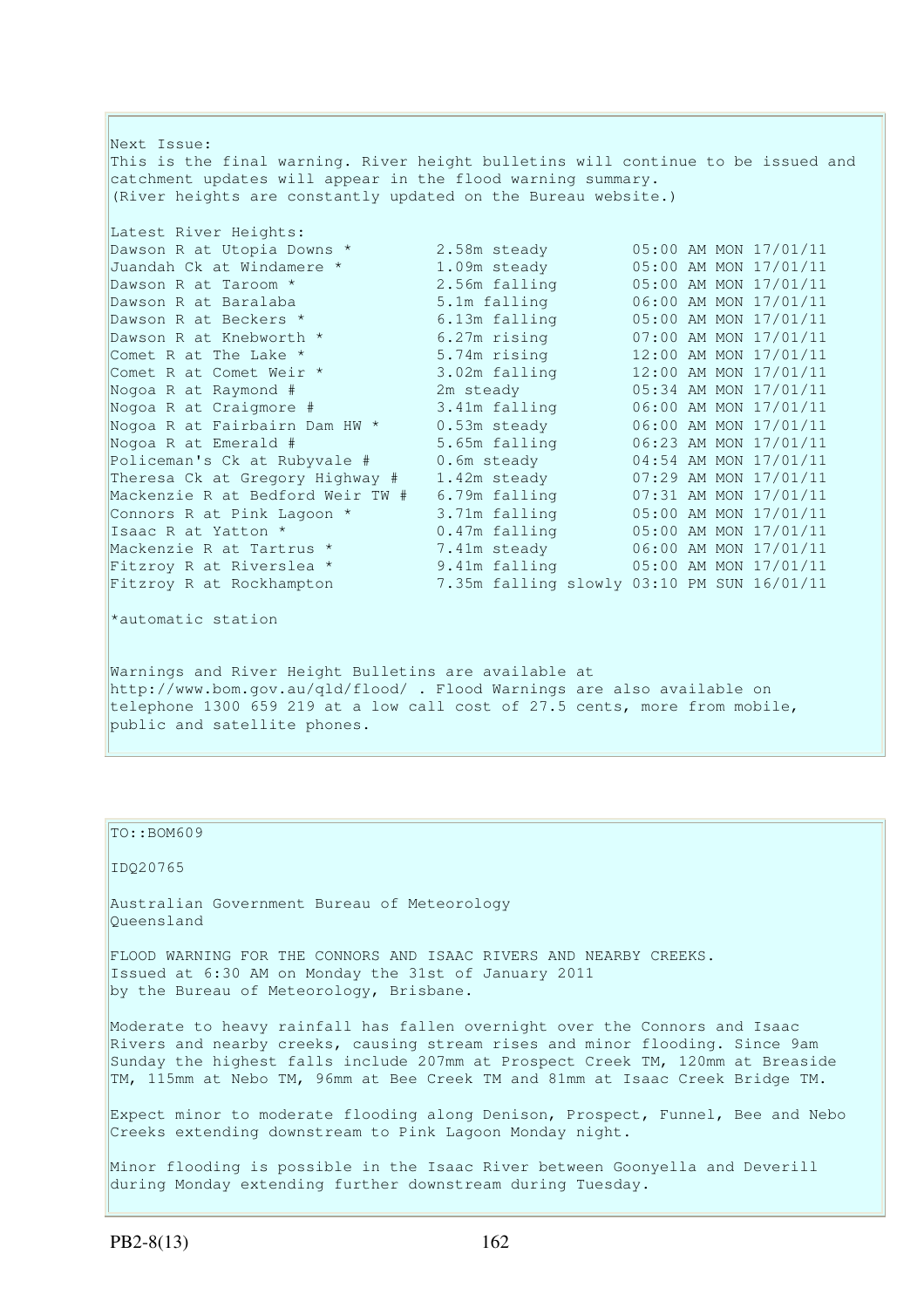Next Issue:
This is the final warning. River height bulletins will continue to be issued and catchment updates will appear in the flood warning summary.
(River heights are constantly updated on the Bureau website.)

Latest River Heights:

| Station | Height | Time |
|---|---|---|
| Dawson R at Utopia Downs * | 2.58m steady | 05:00 AM MON 17/01/11 |
| Juandah Ck at Windamere * | 1.09m steady | 05:00 AM MON 17/01/11 |
| Dawson R at Taroom * | 2.56m falling | 05:00 AM MON 17/01/11 |
| Dawson R at Baralaba | 5.1m falling | 06:00 AM MON 17/01/11 |
| Dawson R at Beckers * | 6.13m falling | 05:00 AM MON 17/01/11 |
| Dawson R at Knebworth * | 6.27m rising | 07:00 AM MON 17/01/11 |
| Comet R at The Lake * | 5.74m rising | 12:00 AM MON 17/01/11 |
| Comet R at Comet Weir * | 3.02m falling | 12:00 AM MON 17/01/11 |
| Nogoa R at Raymond # | 2m steady | 05:34 AM MON 17/01/11 |
| Nogoa R at Craigmore # | 3.41m falling | 06:00 AM MON 17/01/11 |
| Nogoa R at Fairbairn Dam HW * | 0.53m steady | 06:00 AM MON 17/01/11 |
| Nogoa R at Emerald # | 5.65m falling | 06:23 AM MON 17/01/11 |
| Policeman's Ck at Rubyvale # | 0.6m steady | 04:54 AM MON 17/01/11 |
| Theresa Ck at Gregory Highway # | 1.42m steady | 07:29 AM MON 17/01/11 |
| Mackenzie R at Bedford Weir TW # | 6.79m falling | 07:31 AM MON 17/01/11 |
| Connors R at Pink Lagoon * | 3.71m falling | 05:00 AM MON 17/01/11 |
| Isaac R at Yatton * | 0.47m falling | 05:00 AM MON 17/01/11 |
| Mackenzie R at Tartrus * | 7.41m steady | 06:00 AM MON 17/01/11 |
| Fitzroy R at Riverslea * | 9.41m falling | 05:00 AM MON 17/01/11 |
| Fitzroy R at Rockhampton | 7.35m falling slowly | 03:10 PM SUN 16/01/11 |

*automatic station

Warnings and River Height Bulletins are available at http://www.bom.gov.au/qld/flood/ . Flood Warnings are also available on telephone 1300 659 219 at a low call cost of 27.5 cents, more from mobile, public and satellite phones.

---

TO::BOM609

IDQ20765

Australian Government Bureau of Meteorology
Queensland

FLOOD WARNING FOR THE CONNORS AND ISAAC RIVERS AND NEARBY CREEKS.
Issued at 6:30 AM on Monday the 31st of January 2011
by the Bureau of Meteorology, Brisbane.

Moderate to heavy rainfall has fallen overnight over the Connors and Isaac Rivers and nearby creeks, causing stream rises and minor flooding. Since 9am Sunday the highest falls include 207mm at Prospect Creek TM, 120mm at Breaside TM, 115mm at Nebo TM, 96mm at Bee Creek TM and 81mm at Isaac Creek Bridge TM.

Expect minor to moderate flooding along Denison, Prospect, Funnel, Bee and Nebo Creeks extending downstream to Pink Lagoon Monday night.

Minor flooding is possible in the Isaac River between Goonyella and Deverill during Monday extending further downstream during Tuesday.

PB2-8(13)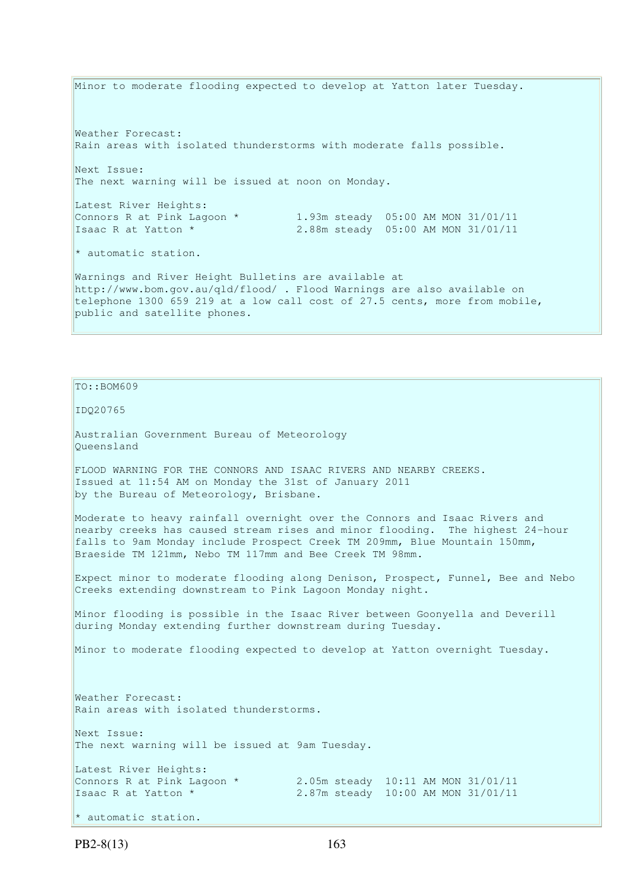Minor to moderate flooding expected to develop at Yatton later Tuesday.

Weather Forecast:
Rain areas with isolated thunderstorms with moderate falls possible.

Next Issue:
The next warning will be issued at noon on Monday.

Latest River Heights:

```
Connors R at Pink Lagoon *         1.93m steady  05:00 AM MON 31/01/11
Isaac R at Yatton *                2.88m steady  05:00 AM MON 31/01/11
```

* automatic station.

Warnings and River Height Bulletins are available at http://www.bom.gov.au/qld/flood/ . Flood Warnings are also available on telephone 1300 659 219 at a low call cost of 27.5 cents, more from mobile, public and satellite phones.

---

TO::BOM609

IDQ20765

Australian Government Bureau of Meteorology
Queensland

FLOOD WARNING FOR THE CONNORS AND ISAAC RIVERS AND NEARBY CREEKS.
Issued at 11:54 AM on Monday the 31st of January 2011
by the Bureau of Meteorology, Brisbane.

Moderate to heavy rainfall overnight over the Connors and Isaac Rivers and nearby creeks has caused stream rises and minor flooding. The highest 24-hour falls to 9am Monday include Prospect Creek TM 209mm, Blue Mountain 150mm, Braeside TM 121mm, Nebo TM 117mm and Bee Creek TM 98mm.

Expect minor to moderate flooding along Denison, Prospect, Funnel, Bee and Nebo Creeks extending downstream to Pink Lagoon Monday night.

Minor flooding is possible in the Isaac River between Goonyella and Deverill during Monday extending further downstream during Tuesday.

Minor to moderate flooding expected to develop at Yatton overnight Tuesday.

Weather Forecast:
Rain areas with isolated thunderstorms.

Next Issue:
The next warning will be issued at 9am Tuesday.

Latest River Heights:

```
Connors R at Pink Lagoon *         2.05m steady  10:11 AM MON 31/01/11
Isaac R at Yatton *                2.87m steady  10:00 AM MON 31/01/11
```

* automatic station.

PB2-8(13)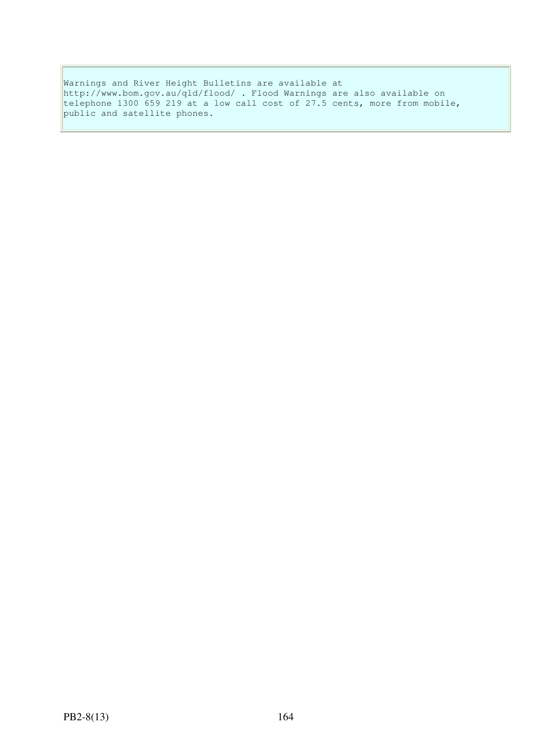```
Warnings and River Height Bulletins are available at
http://www.bom.gov.au/qld/flood/ . Flood Warnings are also available on
telephone 1300 659 219 at a low call cost of 27.5 cents, more from mobile,
public and satellite phones.
```